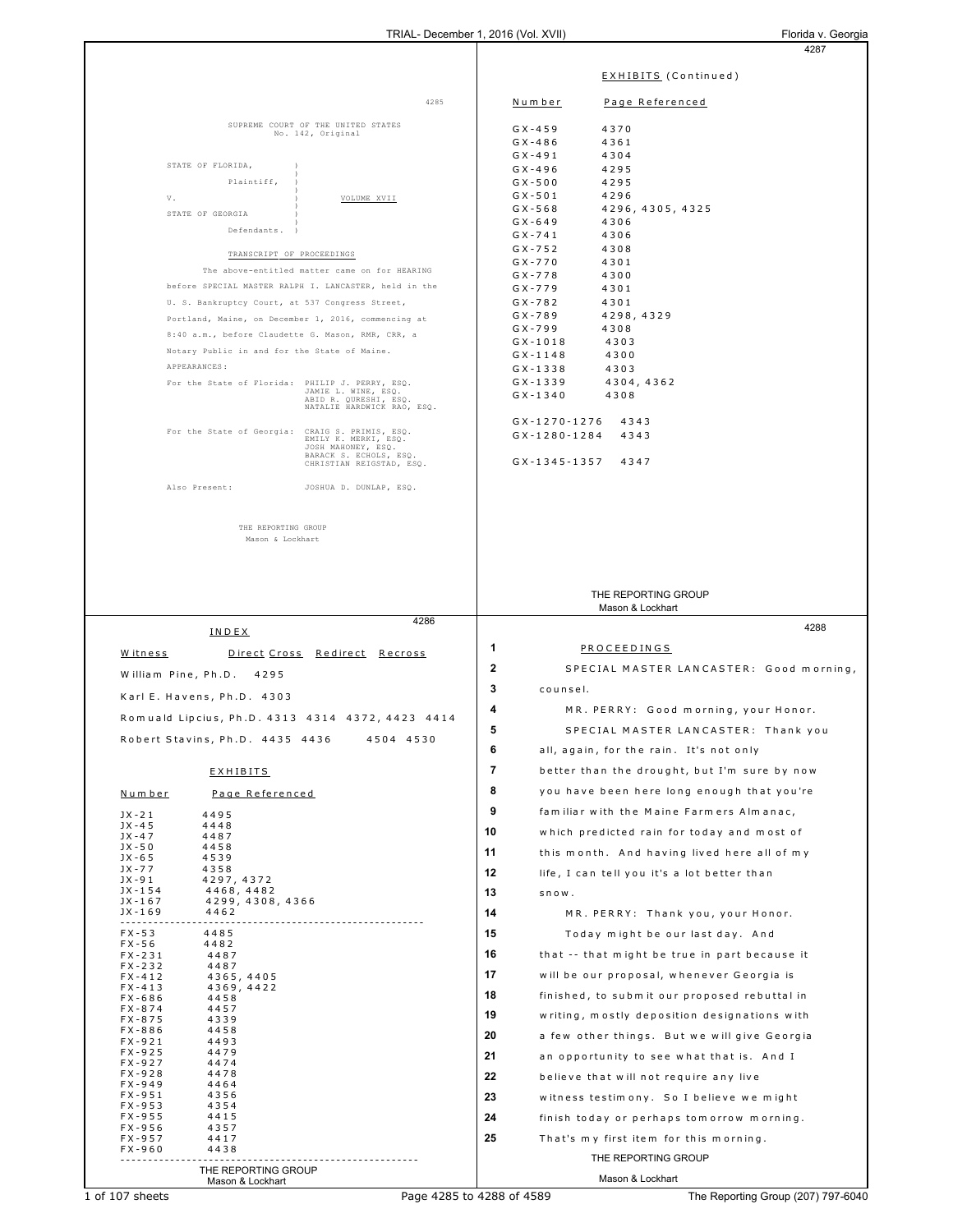SUPREME COURT OF THE UNITED STATES
No. 142, Original

STATE OF FLORIDA,
Plaintiff,
v.
STATE OF GEORGIA
Defendants.

VOLUME XVII

TRANSCRIPT OF PROCEEDINGS

The above-entitled matter came on for HEARING before SPECIAL MASTER RALPH I. LANCASTER, held in the U. S. Bankruptcy Court, at 537 Congress Street, Portland, Maine, on December 1, 2016, commencing at 8:40 a.m., before Claudette G. Mason, RMR, CRR, a Notary Public in and for the State of Maine.

APPEARANCES:

For the State of Florida: PHILIP J. PERRY, ESQ.
JAMIE L. WINE, ESQ.
ABID R. QURESHI, ESQ.
NATALIE HARDWICK RAO, ESQ.

For the State of Georgia: CRAIG S. PRIMIS, ESQ.
EMILY K. MERKI, ESQ.
JOSH MAHONEY, ESQ.
BARACK S. ECHOLS, ESQ.
CHRISTIAN REIGSTAD, ESQ.

Also Present: JOSHUA D. DUNLAP, ESQ.

THE REPORTING GROUP
Mason & Lockhart

## INDEX

| Witness | Direct | Cross | Redirect | Recross |
|---|---|---|---|---|
| William Pine, Ph.D. | 4295 | | | |
| Karl E. Havens, Ph.D. | 4303 | | | |
| Romuald Lipcius, Ph.D. | 4313 | 4314 | 4372, 4423 | 4414 |
| Robert Stavins, Ph.D. | 4435 | 4436 | 4504 | 4530 |

## EXHIBITS

| Number | Page Referenced |
|---|---|
| JX-21 | 4495 |
| JX-45 | 4448 |
| JX-47 | 4487 |
| JX-50 | 4458 |
| JX-65 | 4539 |
| JX-77 | 4358 |
| JX-91 | 4297, 4372 |
| JX-154 | 4468, 4482 |
| JX-167 | 4299, 4308, 4366 |
| JX-169 | 4462 |
| FX-53 | 4485 |
| FX-56 | 4482 |
| FX-231 | 4487 |
| FX-232 | 4487 |
| FX-412 | 4365, 4405 |
| FX-413 | 4369, 4422 |
| FX-686 | 4458 |
| FX-874 | 4457 |
| FX-875 | 4339 |
| FX-886 | 4458 |
| FX-921 | 4493 |
| FX-925 | 4479 |
| FX-927 | 4474 |
| FX-928 | 4478 |
| FX-949 | 4464 |
| FX-951 | 4356 |
| FX-953 | 4354 |
| FX-955 | 4415 |
| FX-956 | 4357 |
| FX-957 | 4417 |
| FX-960 | 4438 |

## EXHIBITS (Continued)

| Number | Page Referenced |
|---|---|
| GX-459 | 4370 |
| GX-486 | 4361 |
| GX-491 | 4304 |
| GX-496 | 4295 |
| GX-500 | 4295 |
| GX-501 | 4296 |
| GX-568 | 4296, 4305, 4325 |
| GX-649 | 4306 |
| GX-741 | 4306 |
| GX-752 | 4308 |
| GX-770 | 4301 |
| GX-778 | 4300 |
| GX-779 | 4301 |
| GX-782 | 4301 |
| GX-789 | 4298, 4329 |
| GX-799 | 4308 |
| GX-1018 | 4303 |
| GX-1148 | 4300 |
| GX-1338 | 4303 |
| GX-1339 | 4304, 4362 |
| GX-1340 | 4308 |
| GX-1270-1276 | 4343 |
| GX-1280-1284 | 4343 |
| GX-1345-1357 | 4347 |

## PROCEEDINGS

1 PROCEEDINGS
2 SPECIAL MASTER LANCASTER: Good morning,
3 counsel.
4 MR. PERRY: Good morning, your Honor.
5 SPECIAL MASTER LANCASTER: Thank you
6 all, again, for the rain. It's not only
7 better than the drought, but I'm sure by now
8 you have been here long enough that you're
9 familiar with the Maine Farmers Almanac,
10 which predicted rain for today and most of
11 this month. And having lived here all of my
12 life, I can tell you it's a lot better than
13 snow.
14 MR. PERRY: Thank you, your Honor.
15 Today might be our last day. And
16 that -- that might be true in part because it
17 will be our proposal, whenever Georgia is
18 finished, to submit our proposed rebuttal in
19 writing, mostly deposition designations with
20 a few other things. But we will give Georgia
21 an opportunity to see what that is. And I
22 believe that will not require any live
23 witness testimony. So I believe we might
24 finish today or perhaps tomorrow morning.
25 That's my first item for this morning.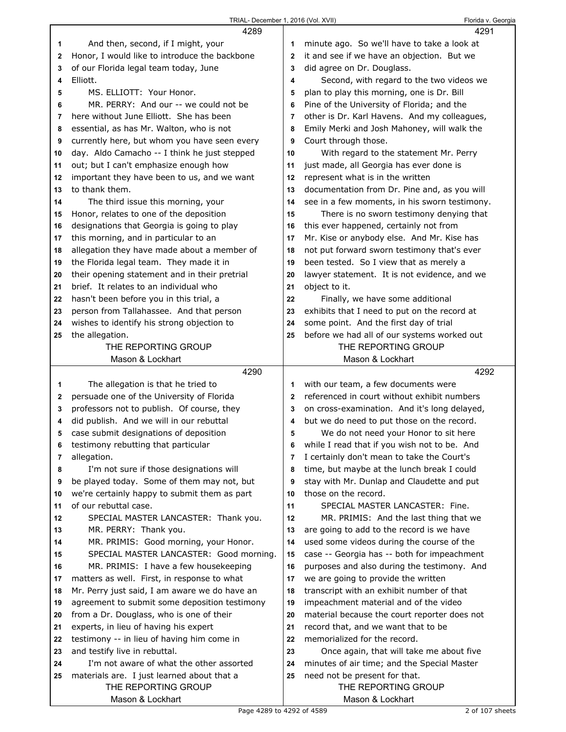4289

1 And then, second, if I might, your
2 Honor, I would like to introduce the backbone
3 of our Florida legal team today, June
4 Elliott.
5 MS. ELLIOTT: Your Honor.
6 MR. PERRY: And our -- we could not be
7 here without June Elliott. She has been
8 essential, as has Mr. Walton, who is not
9 currently here, but whom you have seen every
10 day. Aldo Camacho -- I think he just stepped
11 out; but I can't emphasize enough how
12 important they have been to us, and we want
13 to thank them.
14 The third issue this morning, your
15 Honor, relates to one of the deposition
16 designations that Georgia is going to play
17 this morning, and in particular to an
18 allegation they have made about a member of
19 the Florida legal team. They made it in
20 their opening statement and in their pretrial
21 brief. It relates to an individual who
22 hasn't been before you in this trial, a
23 person from Tallahassee. And that person
24 wishes to identify his strong objection to
25 the allegation.

4290

1 The allegation is that he tried to
2 persuade one of the University of Florida
3 professors not to publish. Of course, they
4 did publish. And we will in our rebuttal
5 case submit designations of deposition
6 testimony rebutting that particular
7 allegation.
8 I'm not sure if those designations will
9 be played today. Some of them may not, but
10 we're certainly happy to submit them as part
11 of our rebuttal case.
12 SPECIAL MASTER LANCASTER: Thank you.
13 MR. PERRY: Thank you.
14 MR. PRIMIS: Good morning, your Honor.
15 SPECIAL MASTER LANCASTER: Good morning.
16 MR. PRIMIS: I have a few housekeeping
17 matters as well. First, in response to what
18 Mr. Perry just said, I am aware we do have an
19 agreement to submit some deposition testimony
20 from a Dr. Douglass, who is one of their
21 experts, in lieu of having his expert
22 testimony -- in lieu of having him come in
23 and testify live in rebuttal.
24 I'm not aware of what the other assorted
25 materials are. I just learned about that a

4291

1 minute ago. So we'll have to take a look at
2 it and see if we have an objection. But we
3 did agree on Dr. Douglass.
4 Second, with regard to the two videos we
5 plan to play this morning, one is Dr. Bill
6 Pine of the University of Florida; and the
7 other is Dr. Karl Havens. And my colleagues,
8 Emily Merki and Josh Mahoney, will walk the
9 Court through those.
10 With regard to the statement Mr. Perry
11 just made, all Georgia has ever done is
12 represent what is in the written
13 documentation from Dr. Pine and, as you will
14 see in a few moments, in his sworn testimony.
15 There is no sworn testimony denying that
16 this ever happened, certainly not from
17 Mr. Kise or anybody else. And Mr. Kise has
18 not put forward sworn testimony that's ever
19 been tested. So I view that as merely a
20 lawyer statement. It is not evidence, and we
21 object to it.
22 Finally, we have some additional
23 exhibits that I need to put on the record at
24 some point. And the first day of trial
25 before we had all of our systems worked out

4292

1 with our team, a few documents were
2 referenced in court without exhibit numbers
3 on cross-examination. And it's long delayed,
4 but we do need to put those on the record.
5 We do not need your Honor to sit here
6 while I read that if you wish not to be. And
7 I certainly don't mean to take the Court's
8 time, but maybe at the lunch break I could
9 stay with Mr. Dunlap and Claudette and put
10 those on the record.
11 SPECIAL MASTER LANCASTER: Fine.
12 MR. PRIMIS: And the last thing that we
13 are going to add to the record is we have
14 used some videos during the course of the
15 case -- Georgia has -- both for impeachment
16 purposes and also during the testimony. And
17 we are going to provide the written
18 transcript with an exhibit number of that
19 impeachment material and of the video
20 material because the court reporter does not
21 record that, and we want that to be
22 memorialized for the record.
23 Once again, that will take me about five
24 minutes of air time; and the Special Master
25 need not be present for that.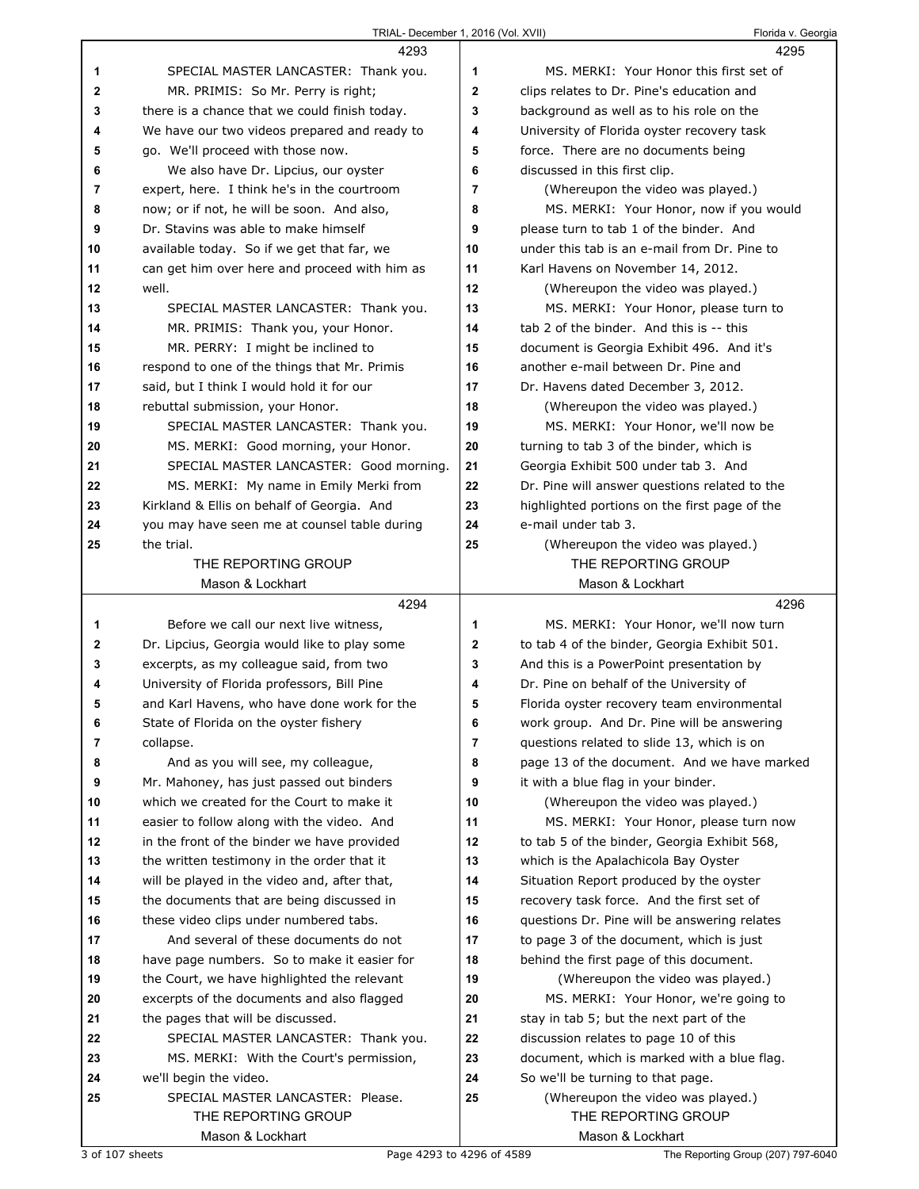4293

1 SPECIAL MASTER LANCASTER: Thank you.
2 MR. PRIMIS: So Mr. Perry is right;
3 there is a chance that we could finish today.
4 We have our two videos prepared and ready to
5 go. We'll proceed with those now.
6 We also have Dr. Lipcius, our oyster
7 expert, here. I think he's in the courtroom
8 now; or if not, he will be soon. And also,
9 Dr. Stavins was able to make himself
10 available today. So if we get that far, we
11 can get him over here and proceed with him as
12 well.
13 SPECIAL MASTER LANCASTER: Thank you.
14 MR. PRIMIS: Thank you, your Honor.
15 MR. PERRY: I might be inclined to
16 respond to one of the things that Mr. Primis
17 said, but I think I would hold it for our
18 rebuttal submission, your Honor.
19 SPECIAL MASTER LANCASTER: Thank you.
20 MS. MERKI: Good morning, your Honor.
21 SPECIAL MASTER LANCASTER: Good morning.
22 MS. MERKI: My name in Emily Merki from
23 Kirkland & Ellis on behalf of Georgia. And
24 you may have seen me at counsel table during
25 the trial.

4294

1 Before we call our next live witness,
2 Dr. Lipcius, Georgia would like to play some
3 excerpts, as my colleague said, from two
4 University of Florida professors, Bill Pine
5 and Karl Havens, who have done work for the
6 State of Florida on the oyster fishery
7 collapse.
8 And as you will see, my colleague,
9 Mr. Mahoney, has just passed out binders
10 which we created for the Court to make it
11 easier to follow along with the video. And
12 in the front of the binder we have provided
13 the written testimony in the order that it
14 will be played in the video and, after that,
15 the documents that are being discussed in
16 these video clips under numbered tabs.
17 And several of these documents do not
18 have page numbers. So to make it easier for
19 the Court, we have highlighted the relevant
20 excerpts of the documents and also flagged
21 the pages that will be discussed.
22 SPECIAL MASTER LANCASTER: Thank you.
23 MS. MERKI: With the Court's permission,
24 we'll begin the video.
25 SPECIAL MASTER LANCASTER: Please.

4295

1 MS. MERKI: Your Honor this first set of
2 clips relates to Dr. Pine's education and
3 background as well as to his role on the
4 University of Florida oyster recovery task
5 force. There are no documents being
6 discussed in this first clip.
7 (Whereupon the video was played.)
8 MS. MERKI: Your Honor, now if you would
9 please turn to tab 1 of the binder. And
10 under this tab is an e-mail from Dr. Pine to
11 Karl Havens on November 14, 2012.
12 (Whereupon the video was played.)
13 MS. MERKI: Your Honor, please turn to
14 tab 2 of the binder. And this is -- this
15 document is Georgia Exhibit 496. And it's
16 another e-mail between Dr. Pine and
17 Dr. Havens dated December 3, 2012.
18 (Whereupon the video was played.)
19 MS. MERKI: Your Honor, now we'll be
20 turning to tab 3 of the binder, which is
21 Georgia Exhibit 500 under tab 3. And
22 Dr. Pine will answer questions related to the
23 highlighted portions on the first page of the
24 e-mail under tab 3.
25 (Whereupon the video was played.)

4296

1 MS. MERKI: Your Honor, we'll now turn
2 to tab 4 of the binder, Georgia Exhibit 501.
3 And this is a PowerPoint presentation by
4 Dr. Pine on behalf of the University of
5 Florida oyster recovery team environmental
6 work group. And Dr. Pine will be answering
7 questions related to slide 13, which is on
8 page 13 of the document. And we have marked
9 it with a blue flag in your binder.
10 (Whereupon the video was played.)
11 MS. MERKI: Your Honor, please turn now
12 to tab 5 of the binder, Georgia Exhibit 568,
13 which is the Apalachicola Bay Oyster
14 Situation Report produced by the oyster
15 recovery task force. And the first set of
16 questions Dr. Pine will be answering relates
17 to page 3 of the document, which is just
18 behind the first page of this document.
19 (Whereupon the video was played.)
20 MS. MERKI: Your Honor, we're going to
21 stay in tab 5; but the next part of the
22 discussion relates to page 10 of this
23 document, which is marked with a blue flag.
24 So we'll be turning to that page.
25 (Whereupon the video was played.)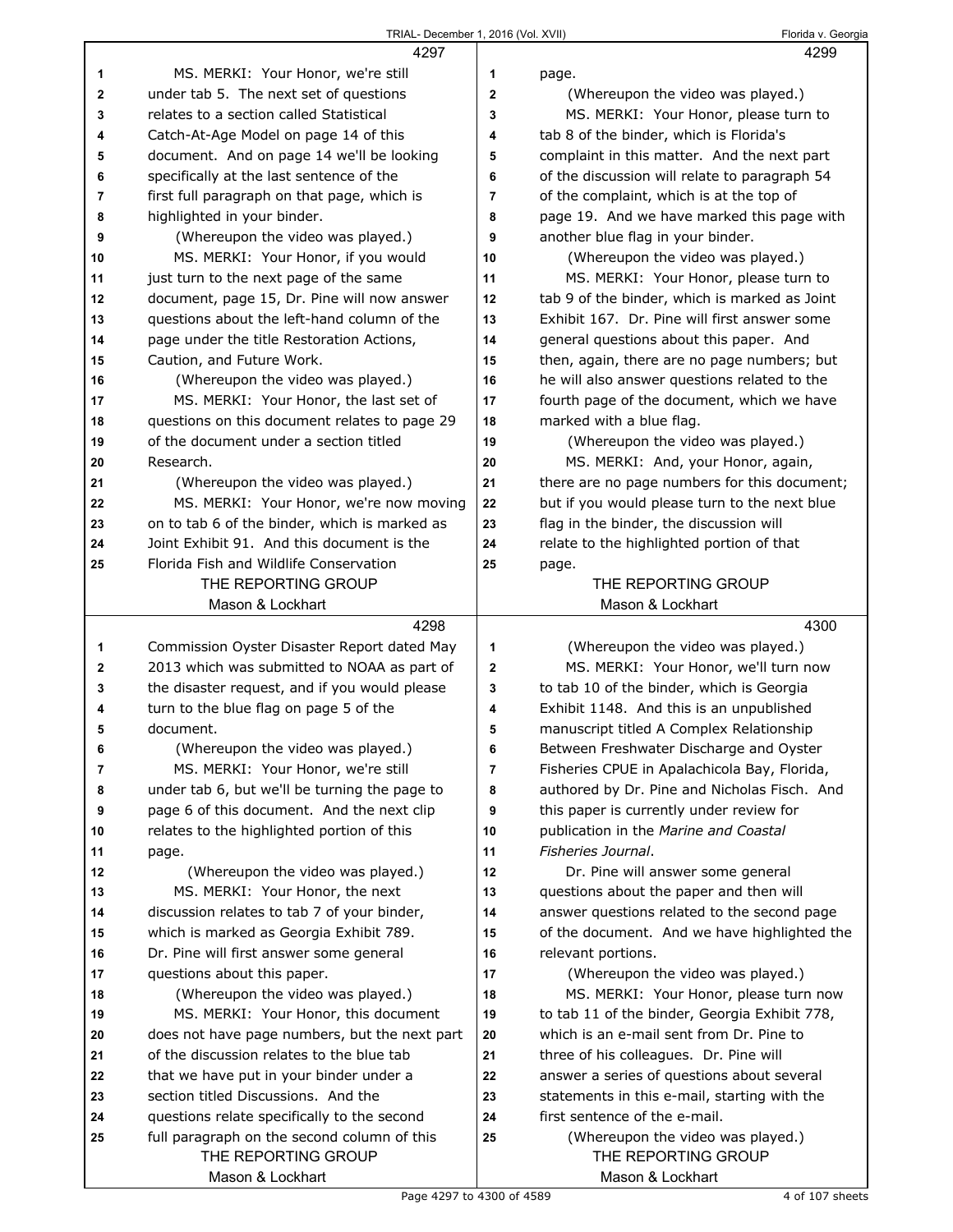MS. MERKI: Your Honor, we're still under tab 5. The next set of questions relates to a section called Statistical Catch-At-Age Model on page 14 of this document. And on page 14 we'll be looking specifically at the last sentence of the first full paragraph on that page, which is highlighted in your binder.

(Whereupon the video was played.)

MS. MERKI: Your Honor, if you would just turn to the next page of the same document, page 15, Dr. Pine will now answer questions about the left-hand column of the page under the title Restoration Actions, Caution, and Future Work.

(Whereupon the video was played.)

MS. MERKI: Your Honor, the last set of questions on this document relates to page 29 of the document under a section titled Research.

(Whereupon the video was played.)

MS. MERKI: Your Honor, we're now moving on to tab 6 of the binder, which is marked as Joint Exhibit 91. And this document is the Florida Fish and Wildlife Conservation Commission Oyster Disaster Report dated May 2013 which was submitted to NOAA as part of the disaster request, and if you would please turn to the blue flag on page 5 of the document.

(Whereupon the video was played.)

MS. MERKI: Your Honor, we're still under tab 6, but we'll be turning the page to page 6 of this document. And the next clip relates to the highlighted portion of this page.

(Whereupon the video was played.)

MS. MERKI: Your Honor, the next discussion relates to tab 7 of your binder, which is marked as Georgia Exhibit 789. Dr. Pine will first answer some general questions about this paper.

(Whereupon the video was played.)

MS. MERKI: Your Honor, this document does not have page numbers, but the next part of the discussion relates to the blue tab that we have put in your binder under a section titled Discussions. And the questions relate specifically to the second full paragraph on the second column of this page.

(Whereupon the video was played.)

MS. MERKI: Your Honor, please turn to tab 8 of the binder, which is Florida's complaint in this matter. And the next part of the discussion will relate to paragraph 54 of the complaint, which is at the top of page 19. And we have marked this page with another blue flag in your binder.

(Whereupon the video was played.)

MS. MERKI: Your Honor, please turn to tab 9 of the binder, which is marked as Joint Exhibit 167. Dr. Pine will first answer some general questions about this paper. And then, again, there are no page numbers; but he will also answer questions related to the fourth page of the document, which we have marked with a blue flag.

(Whereupon the video was played.)

MS. MERKI: And, your Honor, again, there are no page numbers for this document; but if you would please turn to the next blue flag in the binder, the discussion will relate to the highlighted portion of that page.

(Whereupon the video was played.)

MS. MERKI: Your Honor, we'll turn now to tab 10 of the binder, which is Georgia Exhibit 1148. And this is an unpublished manuscript titled A Complex Relationship Between Freshwater Discharge and Oyster Fisheries CPUE in Apalachicola Bay, Florida, authored by Dr. Pine and Nicholas Fisch. And this paper is currently under review for publication in the *Marine and Coastal Fisheries Journal*.

Dr. Pine will answer some general questions about the paper and then will answer questions related to the second page of the document. And we have highlighted the relevant portions.

(Whereupon the video was played.)

MS. MERKI: Your Honor, please turn now to tab 11 of the binder, Georgia Exhibit 778, which is an e-mail sent from Dr. Pine to three of his colleagues. Dr. Pine will answer a series of questions about several statements in this e-mail, starting with the first sentence of the e-mail.

(Whereupon the video was played.)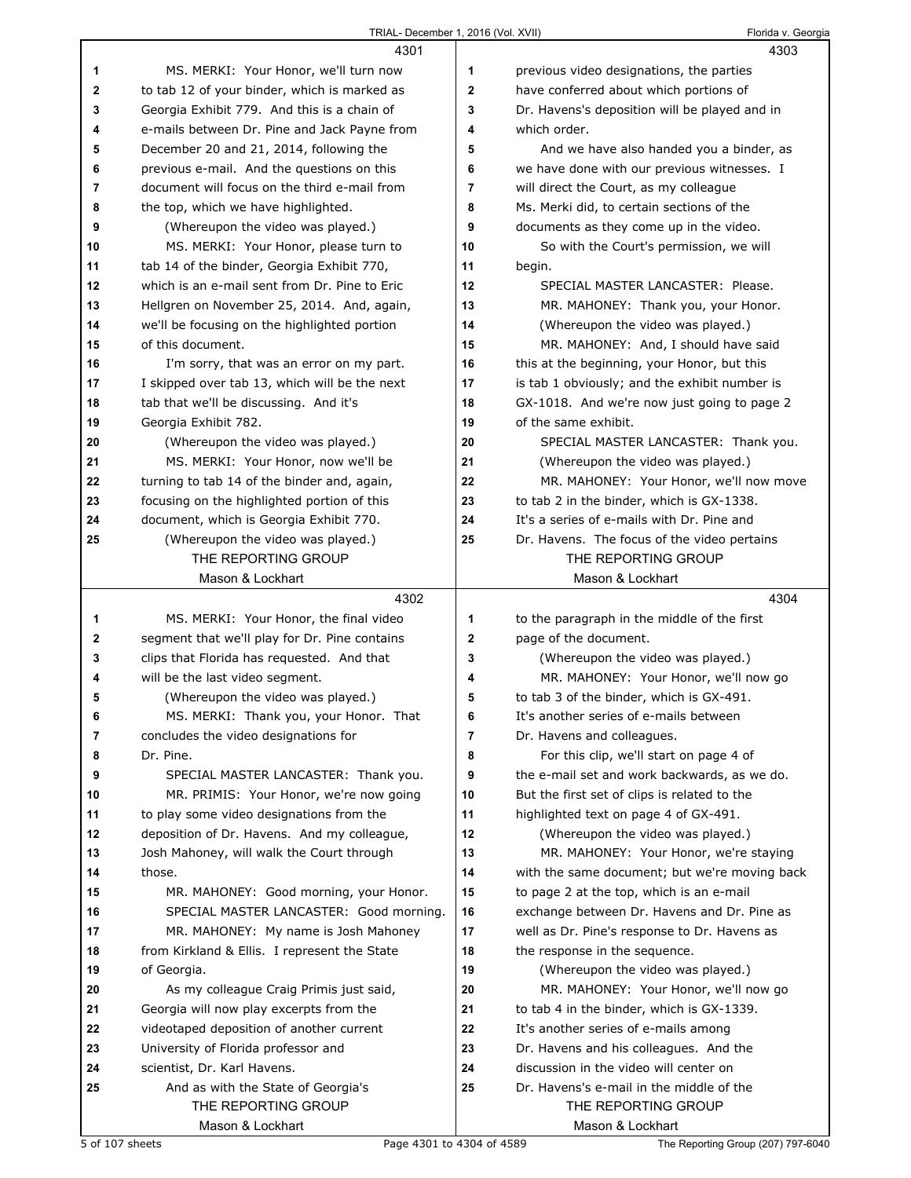MS. MERKI: Your Honor, we'll turn now to tab 12 of your binder, which is marked as Georgia Exhibit 779. And this is a chain of e-mails between Dr. Pine and Jack Payne from December 20 and 21, 2014, following the previous e-mail. And the questions on this document will focus on the third e-mail from the top, which we have highlighted.

(Whereupon the video was played.)

MS. MERKI: Your Honor, please turn to tab 14 of the binder, Georgia Exhibit 770, which is an e-mail sent from Dr. Pine to Eric Hellgren on November 25, 2014. And, again, we'll be focusing on the highlighted portion of this document.

I'm sorry, that was an error on my part. I skipped over tab 13, which will be the next tab that we'll be discussing. And it's Georgia Exhibit 782.

(Whereupon the video was played.)

MS. MERKI: Your Honor, now we'll be turning to tab 14 of the binder and, again, focusing on the highlighted portion of this document, which is Georgia Exhibit 770.

(Whereupon the video was played.)

MS. MERKI: Your Honor, the final video segment that we'll play for Dr. Pine contains clips that Florida has requested. And that will be the last video segment.

(Whereupon the video was played.)

MS. MERKI: Thank you, your Honor. That concludes the video designations for Dr. Pine.

SPECIAL MASTER LANCASTER: Thank you.

MR. PRIMIS: Your Honor, we're now going to play some video designations from the deposition of Dr. Havens. And my colleague, Josh Mahoney, will walk the Court through those.

MR. MAHONEY: Good morning, your Honor.

SPECIAL MASTER LANCASTER: Good morning.

MR. MAHONEY: My name is Josh Mahoney from Kirkland & Ellis. I represent the State of Georgia.

As my colleague Craig Primis just said, Georgia will now play excerpts from the videotaped deposition of another current University of Florida professor and scientist, Dr. Karl Havens.

And as with the State of Georgia's previous video designations, the parties have conferred about which portions of Dr. Havens's deposition will be played and in which order.

And we have also handed you a binder, as we have done with our previous witnesses. I will direct the Court, as my colleague Ms. Merki did, to certain sections of the documents as they come up in the video.

So with the Court's permission, we will begin.

SPECIAL MASTER LANCASTER: Please.

MR. MAHONEY: Thank you, your Honor.

(Whereupon the video was played.)

MR. MAHONEY: And, I should have said this at the beginning, your Honor, but this is tab 1 obviously; and the exhibit number is GX-1018. And we're now just going to page 2 of the same exhibit.

SPECIAL MASTER LANCASTER: Thank you.

(Whereupon the video was played.)

MR. MAHONEY: Your Honor, we'll now move to tab 2 in the binder, which is GX-1338. It's a series of e-mails with Dr. Pine and Dr. Havens. The focus of the video pertains to the paragraph in the middle of the first page of the document.

(Whereupon the video was played.)

MR. MAHONEY: Your Honor, we'll now go to tab 3 of the binder, which is GX-491. It's another series of e-mails between Dr. Havens and colleagues.

For this clip, we'll start on page 4 of the e-mail set and work backwards, as we do. But the first set of clips is related to the highlighted text on page 4 of GX-491.

(Whereupon the video was played.)

MR. MAHONEY: Your Honor, we're staying with the same document; but we're moving back to page 2 at the top, which is an e-mail exchange between Dr. Havens and Dr. Pine as well as Dr. Pine's response to Dr. Havens as the response in the sequence.

(Whereupon the video was played.)

MR. MAHONEY: Your Honor, we'll now go to tab 4 in the binder, which is GX-1339. It's another series of e-mails among Dr. Havens and his colleagues. And the discussion in the video will center on Dr. Havens's e-mail in the middle of the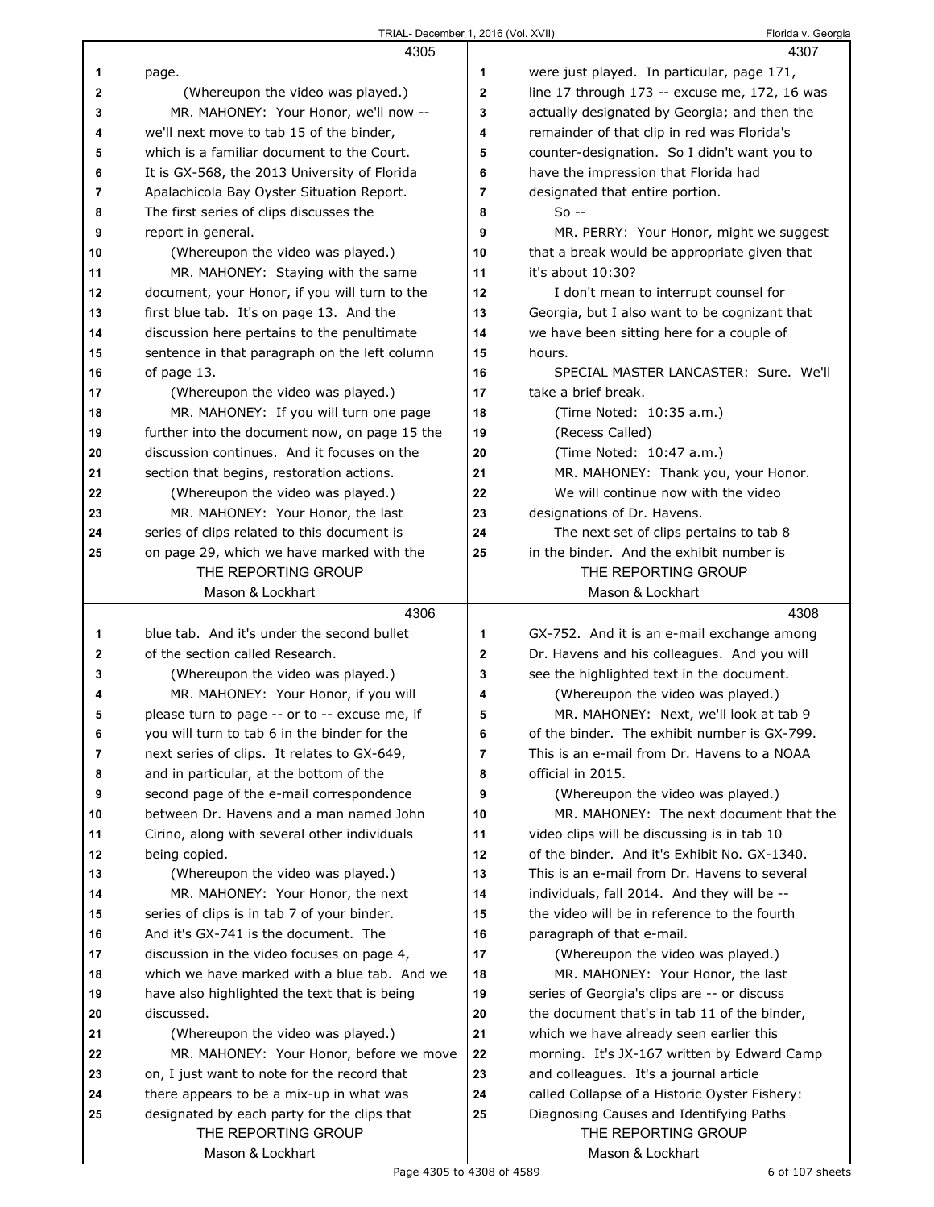page.

(Whereupon the video was played.)

MR. MAHONEY: Your Honor, we'll now -- we'll next move to tab 15 of the binder, which is a familiar document to the Court. It is GX-568, the 2013 University of Florida Apalachicola Bay Oyster Situation Report. The first series of clips discusses the report in general.

(Whereupon the video was played.)

MR. MAHONEY: Staying with the same document, your Honor, if you will turn to the first blue tab. It's on page 13. And the discussion here pertains to the penultimate sentence in that paragraph on the left column of page 13.

(Whereupon the video was played.)

MR. MAHONEY: If you will turn one page further into the document now, on page 15 the discussion continues. And it focuses on the section that begins, restoration actions.

(Whereupon the video was played.)

MR. MAHONEY: Your Honor, the last series of clips related to this document is on page 29, which we have marked with the blue tab. And it's under the second bullet of the section called Research.

(Whereupon the video was played.)

MR. MAHONEY: Your Honor, if you will please turn to page -- or to -- excuse me, if you will turn to tab 6 in the binder for the next series of clips. It relates to GX-649, and in particular, at the bottom of the second page of the e-mail correspondence between Dr. Havens and a man named John Cirino, along with several other individuals being copied.

(Whereupon the video was played.)

MR. MAHONEY: Your Honor, the next series of clips is in tab 7 of your binder. And it's GX-741 is the document. The discussion in the video focuses on page 4, which we have marked with a blue tab. And we have also highlighted the text that is being discussed.

(Whereupon the video was played.)

MR. MAHONEY: Your Honor, before we move on, I just want to note for the record that there appears to be a mix-up in what was designated by each party for the clips that were just played. In particular, page 171, line 17 through 173 -- excuse me, 172, 16 was actually designated by Georgia; and then the remainder of that clip in red was Florida's counter-designation. So I didn't want you to have the impression that Florida had designated that entire portion.

So --

MR. PERRY: Your Honor, might we suggest that a break would be appropriate given that it's about 10:30?

I don't mean to interrupt counsel for Georgia, but I also want to be cognizant that we have been sitting here for a couple of hours.

SPECIAL MASTER LANCASTER: Sure. We'll take a brief break.

(Time Noted: 10:35 a.m.)

(Recess Called)

(Time Noted: 10:47 a.m.)

MR. MAHONEY: Thank you, your Honor.

We will continue now with the video designations of Dr. Havens.

The next set of clips pertains to tab 8 in the binder. And the exhibit number is GX-752. And it is an e-mail exchange among Dr. Havens and his colleagues. And you will see the highlighted text in the document.

(Whereupon the video was played.)

MR. MAHONEY: Next, we'll look at tab 9 of the binder. The exhibit number is GX-799. This is an e-mail from Dr. Havens to a NOAA official in 2015.

(Whereupon the video was played.)

MR. MAHONEY: The next document that the video clips will be discussing is in tab 10 of the binder. And it's Exhibit No. GX-1340. This is an e-mail from Dr. Havens to several individuals, fall 2014. And they will be -- the video will be in reference to the fourth paragraph of that e-mail.

(Whereupon the video was played.)

MR. MAHONEY: Your Honor, the last series of Georgia's clips are -- or discuss the document that's in tab 11 of the binder, which we have already seen earlier this morning. It's JX-167 written by Edward Camp and colleagues. It's a journal article called Collapse of a Historic Oyster Fishery: Diagnosing Causes and Identifying Paths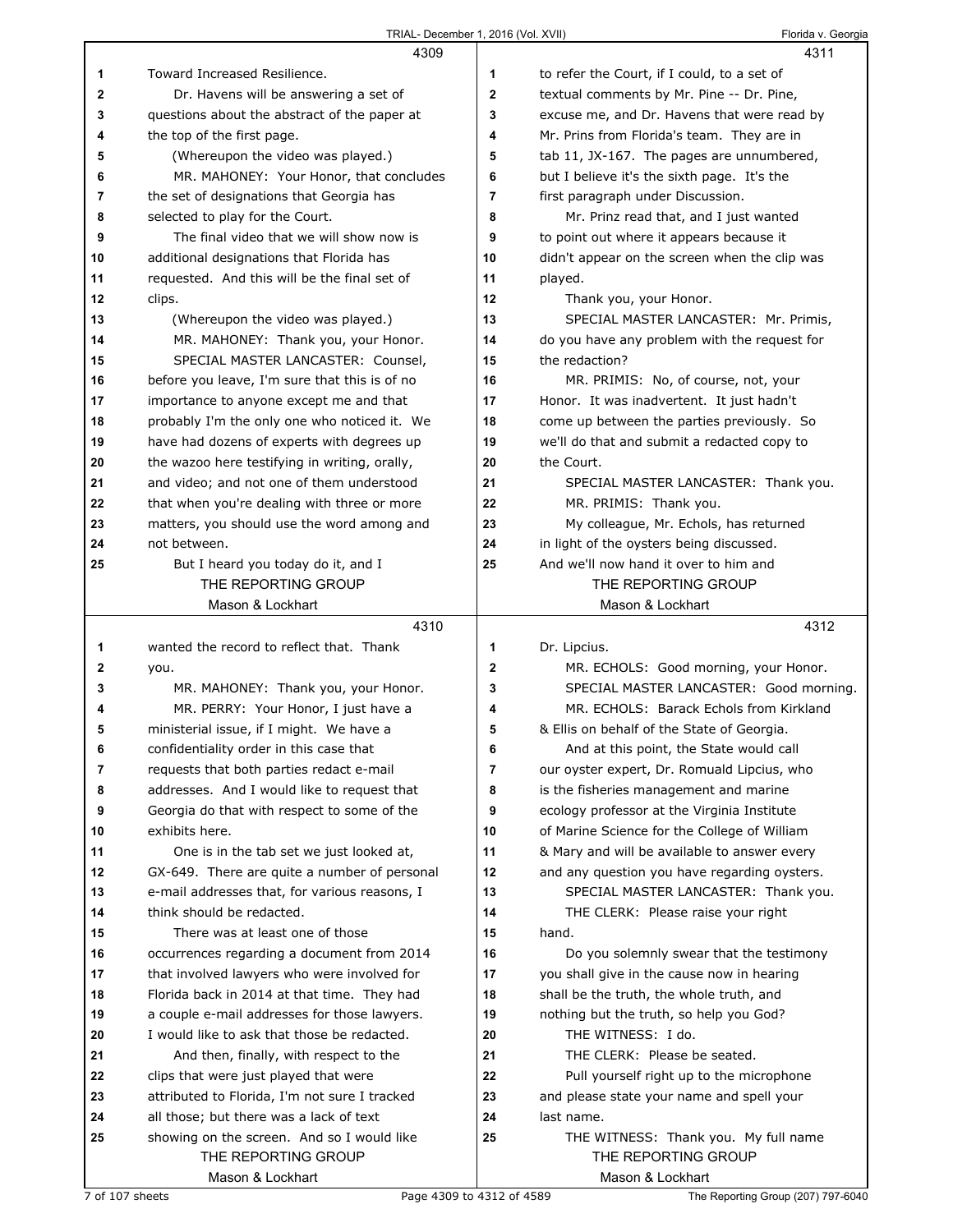Toward Increased Resilience.

Dr. Havens will be answering a set of questions about the abstract of the paper at the top of the first page.

(Whereupon the video was played.)

MR. MAHONEY: Your Honor, that concludes the set of designations that Georgia has selected to play for the Court.

The final video that we will show now is additional designations that Florida has requested. And this will be the final set of clips.

(Whereupon the video was played.)

MR. MAHONEY: Thank you, your Honor.

SPECIAL MASTER LANCASTER: Counsel, before you leave, I'm sure that this is of no importance to anyone except me and that probably I'm the only one who noticed it. We have had dozens of experts with degrees up the wazoo here testifying in writing, orally, and video; and not one of them understood that when you're dealing with three or more matters, you should use the word among and not between.

But I heard you today do it, and I wanted the record to reflect that. Thank you.

MR. MAHONEY: Thank you, your Honor.

MR. PERRY: Your Honor, I just have a ministerial issue, if I might. We have a confidentiality order in this case that requests that both parties redact e-mail addresses. And I would like to request that Georgia do that with respect to some of the exhibits here.

One is in the tab set we just looked at, GX-649. There are quite a number of personal e-mail addresses that, for various reasons, I think should be redacted.

There was at least one of those occurrences regarding a document from 2014 that involved lawyers who were involved for Florida back in 2014 at that time. They had a couple e-mail addresses for those lawyers. I would like to ask that those be redacted.

And then, finally, with respect to the clips that were just played that were attributed to Florida, I'm not sure I tracked all those; but there was a lack of text showing on the screen. And so I would like to refer the Court, if I could, to a set of textual comments by Mr. Pine -- Dr. Pine, excuse me, and Dr. Havens that were read by Mr. Prins from Florida's team. They are in tab 11, JX-167. The pages are unnumbered, but I believe it's the sixth page. It's the first paragraph under Discussion.

Mr. Prinz read that, and I just wanted to point out where it appears because it didn't appear on the screen when the clip was played.

Thank you, your Honor.

SPECIAL MASTER LANCASTER: Mr. Primis, do you have any problem with the request for the redaction?

MR. PRIMIS: No, of course, not, your Honor. It was inadvertent. It just hadn't come up between the parties previously. So we'll do that and submit a redacted copy to the Court.

SPECIAL MASTER LANCASTER: Thank you.

MR. PRIMIS: Thank you.

My colleague, Mr. Echols, has returned in light of the oysters being discussed. And we'll now hand it over to him and Dr. Lipcius.

MR. ECHOLS: Good morning, your Honor.

SPECIAL MASTER LANCASTER: Good morning.

MR. ECHOLS: Barack Echols from Kirkland & Ellis on behalf of the State of Georgia.

And at this point, the State would call our oyster expert, Dr. Romuald Lipcius, who is the fisheries management and marine ecology professor at the Virginia Institute of Marine Science for the College of William & Mary and will be available to answer every and any question you have regarding oysters.

SPECIAL MASTER LANCASTER: Thank you.

THE CLERK: Please raise your right hand.

Do you solemnly swear that the testimony you shall give in the cause now in hearing shall be the truth, the whole truth, and nothing but the truth, so help you God?

THE WITNESS: I do.

THE CLERK: Please be seated.

Pull yourself right up to the microphone and please state your name and spell your last name.

THE WITNESS: Thank you. My full name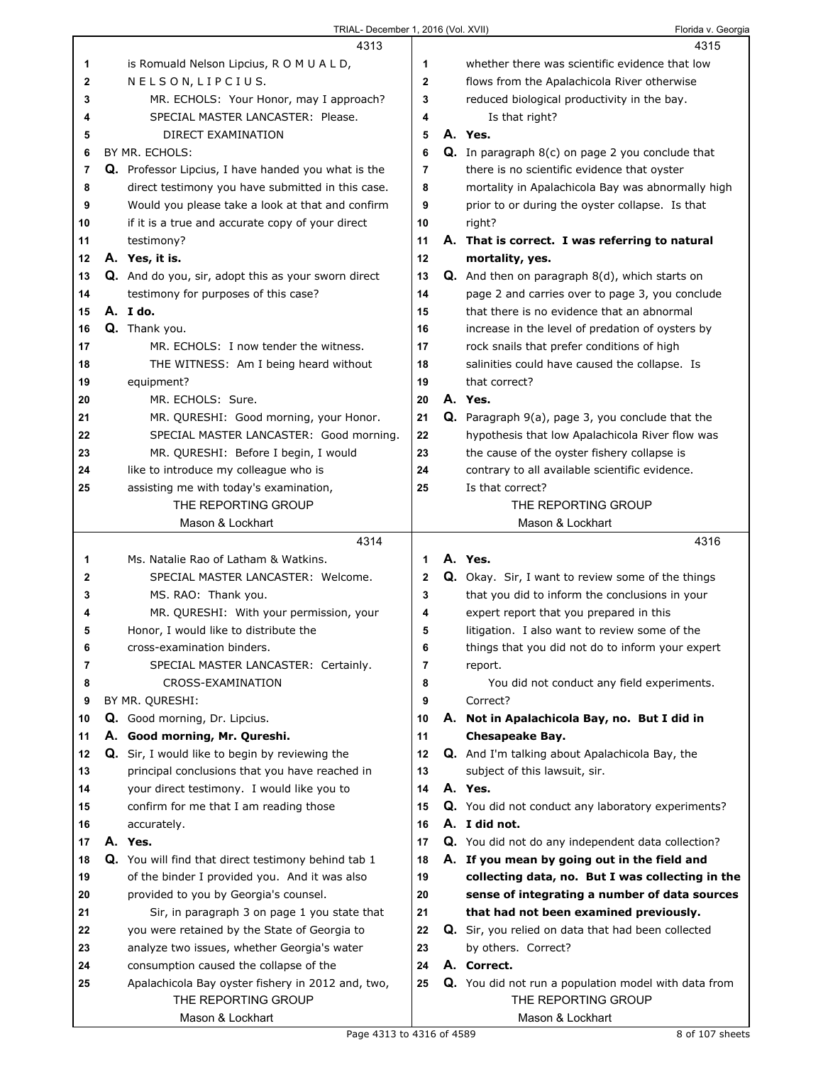4313

1 is Romuald Nelson Lipcius, R O M U A L D,
2 N E L S O N, L I P C I U S.
3 MR. ECHOLS: Your Honor, may I approach?
4 SPECIAL MASTER LANCASTER: Please.
5 DIRECT EXAMINATION
6 BY MR. ECHOLS:
7 Q. Professor Lipcius, I have handed you what is the
8 direct testimony you have submitted in this case.
9 Would you please take a look at that and confirm
10 if it is a true and accurate copy of your direct
11 testimony?
12 A. **Yes, it is.**
13 Q. And do you, sir, adopt this as your sworn direct
14 testimony for purposes of this case?
15 A. **I do.**
16 Q. Thank you.
17 MR. ECHOLS: I now tender the witness.
18 THE WITNESS: Am I being heard without
19 equipment?
20 MR. ECHOLS: Sure.
21 MR. QURESHI: Good morning, your Honor.
22 SPECIAL MASTER LANCASTER: Good morning.
23 MR. QURESHI: Before I begin, I would
24 like to introduce my colleague who is
25 assisting me with today's examination,

4314

1 Ms. Natalie Rao of Latham & Watkins.
2 SPECIAL MASTER LANCASTER: Welcome.
3 MS. RAO: Thank you.
4 MR. QURESHI: With your permission, your
5 Honor, I would like to distribute the
6 cross-examination binders.
7 SPECIAL MASTER LANCASTER: Certainly.
8 CROSS-EXAMINATION
9 BY MR. QURESHI:
10 Q. Good morning, Dr. Lipcius.
11 A. **Good morning, Mr. Qureshi.**
12 Q. Sir, I would like to begin by reviewing the
13 principal conclusions that you have reached in
14 your direct testimony. I would like you to
15 confirm for me that I am reading those
16 accurately.
17 A. **Yes.**
18 Q. You will find that direct testimony behind tab 1
19 of the binder I provided you. And it was also
20 provided to you by Georgia's counsel.
21 Sir, in paragraph 3 on page 1 you state that
22 you were retained by the State of Georgia to
23 analyze two issues, whether Georgia's water
24 consumption caused the collapse of the
25 Apalachicola Bay oyster fishery in 2012 and, two,

4315

1 whether there was scientific evidence that low
2 flows from the Apalachicola River otherwise
3 reduced biological productivity in the bay.
4 Is that right?
5 A. **Yes.**
6 Q. In paragraph 8(c) on page 2 you conclude that
7 there is no scientific evidence that oyster
8 mortality in Apalachicola Bay was abnormally high
9 prior to or during the oyster collapse. Is that
10 right?
11 A. **That is correct. I was referring to natural**
12 **mortality, yes.**
13 Q. And then on paragraph 8(d), which starts on
14 page 2 and carries over to page 3, you conclude
15 that there is no evidence that an abnormal
16 increase in the level of predation of oysters by
17 rock snails that prefer conditions of high
18 salinities could have caused the collapse. Is
19 that correct?
20 A. **Yes.**
21 Q. Paragraph 9(a), page 3, you conclude that the
22 hypothesis that low Apalachicola River flow was
23 the cause of the oyster fishery collapse is
24 contrary to all available scientific evidence.
25 Is that correct?

4316

1 A. **Yes.**
2 Q. Okay. Sir, I want to review some of the things
3 that you did to inform the conclusions in your
4 expert report that you prepared in this
5 litigation. I also want to review some of the
6 things that you did not do to inform your expert
7 report.
8 You did not conduct any field experiments.
9 Correct?
10 A. **Not in Apalachicola Bay, no. But I did in**
11 **Chesapeake Bay.**
12 Q. And I'm talking about Apalachicola Bay, the
13 subject of this lawsuit, sir.
14 A. **Yes.**
15 Q. You did not conduct any laboratory experiments?
16 A. **I did not.**
17 Q. You did not do any independent data collection?
18 A. **If you mean by going out in the field and**
19 **collecting data, no. But I was collecting in the**
20 **sense of integrating a number of data sources**
21 **that had not been examined previously.**
22 Q. Sir, you relied on data that had been collected
23 by others. Correct?
24 A. **Correct.**
25 Q. You did not run a population model with data from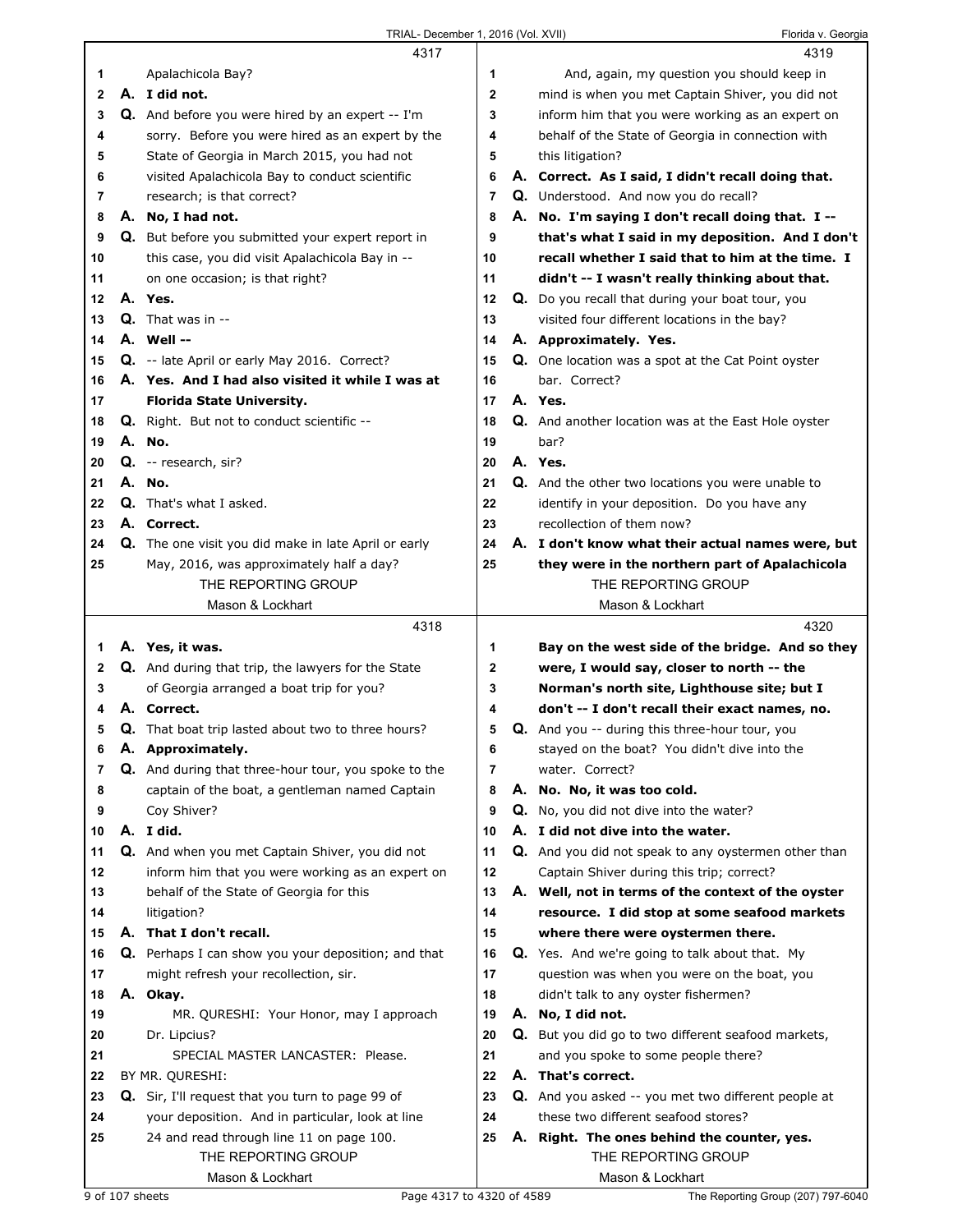4317

1 Apalachicola Bay?
2 **A. I did not.**
3 Q. And before you were hired by an expert -- I'm
4 sorry. Before you were hired as an expert by the
5 State of Georgia in March 2015, you had not
6 visited Apalachicola Bay to conduct scientific
7 research; is that correct?
8 **A. No, I had not.**
9 Q. But before you submitted your expert report in
10 this case, you did visit Apalachicola Bay in --
11 on one occasion; is that right?
12 **A. Yes.**
13 Q. That was in --
14 **A. Well --**
15 Q. -- late April or early May 2016. Correct?
16 **A. Yes. And I had also visited it while I was at**
17 **Florida State University.**
18 Q. Right. But not to conduct scientific --
19 **A. No.**
20 Q. -- research, sir?
21 **A. No.**
22 Q. That's what I asked.
23 **A. Correct.**
24 Q. The one visit you did make in late April or early
25 May, 2016, was approximately half a day?

4318

1 **A. Yes, it was.**
2 Q. And during that trip, the lawyers for the State
3 of Georgia arranged a boat trip for you?
4 **A. Correct.**
5 Q. That boat trip lasted about two to three hours?
6 **A. Approximately.**
7 Q. And during that three-hour tour, you spoke to the
8 captain of the boat, a gentleman named Captain
9 Coy Shiver?
10 **A. I did.**
11 Q. And when you met Captain Shiver, you did not
12 inform him that you were working as an expert on
13 behalf of the State of Georgia for this
14 litigation?
15 **A. That I don't recall.**
16 Q. Perhaps I can show you your deposition; and that
17 might refresh your recollection, sir.
18 **A. Okay.**
19 MR. QURESHI: Your Honor, may I approach
20 Dr. Lipcius?
21 SPECIAL MASTER LANCASTER: Please.
22 BY MR. QURESHI:
23 Q. Sir, I'll request that you turn to page 99 of
24 your deposition. And in particular, look at line
25 24 and read through line 11 on page 100.

4319

1 And, again, my question you should keep in
2 mind is when you met Captain Shiver, you did not
3 inform him that you were working as an expert on
4 behalf of the State of Georgia in connection with
5 this litigation?
6 **A. Correct. As I said, I didn't recall doing that.**
7 Q. Understood. And now you do recall?
8 **A. No. I'm saying I don't recall doing that. I --**
9 **that's what I said in my deposition. And I don't**
10 **recall whether I said that to him at the time. I**
11 **didn't -- I wasn't really thinking about that.**
12 Q. Do you recall that during your boat tour, you
13 visited four different locations in the bay?
14 **A. Approximately. Yes.**
15 Q. One location was a spot at the Cat Point oyster
16 bar. Correct?
17 **A. Yes.**
18 Q. And another location was at the East Hole oyster
19 bar?
20 **A. Yes.**
21 Q. And the other two locations you were unable to
22 identify in your deposition. Do you have any
23 recollection of them now?
24 **A. I don't know what their actual names were, but**
25 **they were in the northern part of Apalachicola**

4320

1 **Bay on the west side of the bridge. And so they**
2 **were, I would say, closer to north -- the**
3 **Norman's north site, Lighthouse site; but I**
4 **don't -- I don't recall their exact names, no.**
5 Q. And you -- during this three-hour tour, you
6 stayed on the boat? You didn't dive into the
7 water. Correct?
8 **A. No. No, it was too cold.**
9 Q. No, you did not dive into the water?
10 **A. I did not dive into the water.**
11 Q. And you did not speak to any oystermen other than
12 Captain Shiver during this trip; correct?
13 **A. Well, not in terms of the context of the oyster**
14 **resource. I did stop at some seafood markets**
15 **where there were oystermen there.**
16 Q. Yes. And we're going to talk about that. My
17 question was when you were on the boat, you
18 didn't talk to any oyster fishermen?
19 **A. No, I did not.**
20 Q. But you did go to two different seafood markets,
21 and you spoke to some people there?
22 **A. That's correct.**
23 Q. And you asked -- you met two different people at
24 these two different seafood stores?
25 **A. Right. The ones behind the counter, yes.**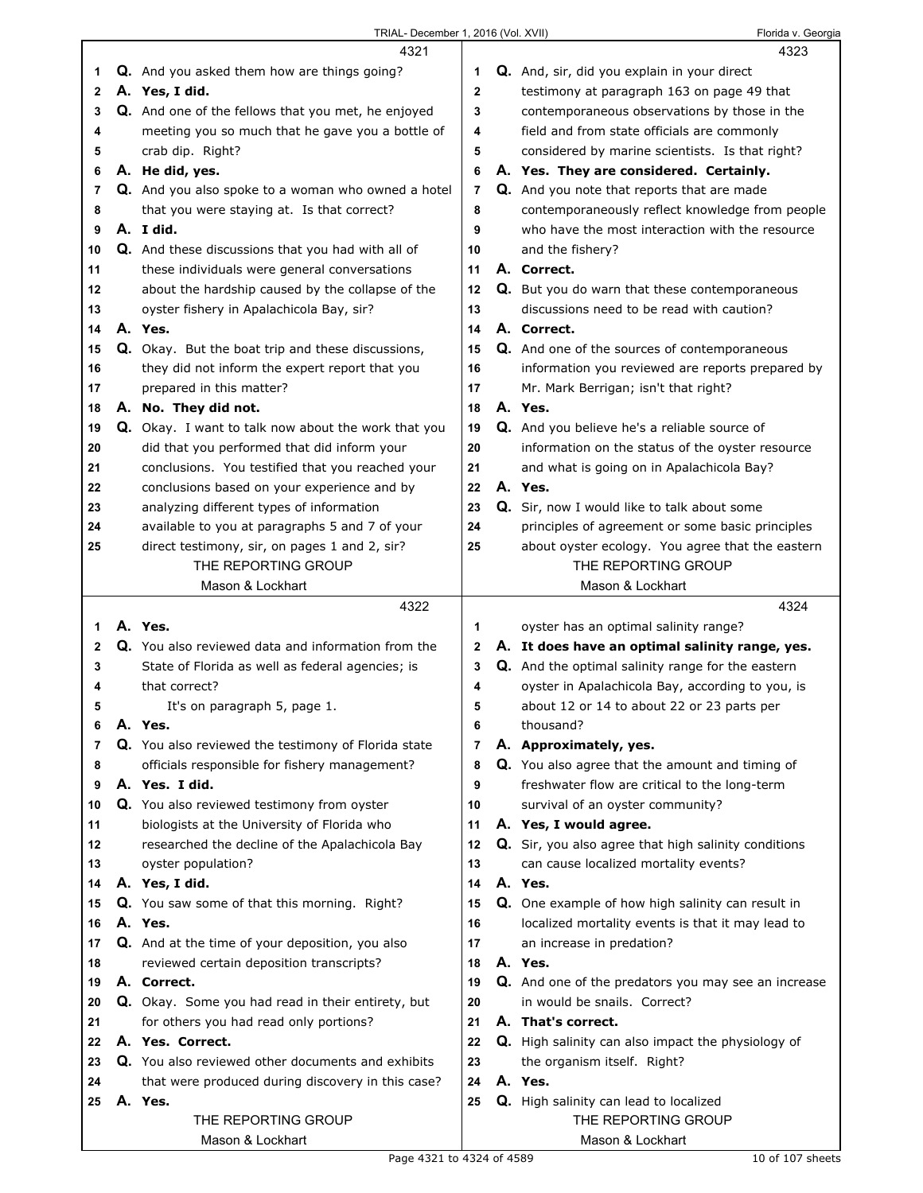4321

1 Q. And you asked them how are things going?
2 A. **Yes, I did.**
3 Q. And one of the fellows that you met, he enjoyed
4 meeting you so much that he gave you a bottle of
5 crab dip. Right?
6 A. **He did, yes.**
7 Q. And you also spoke to a woman who owned a hotel
8 that you were staying at. Is that correct?
9 A. **I did.**
10 Q. And these discussions that you had with all of
11 these individuals were general conversations
12 about the hardship caused by the collapse of the
13 oyster fishery in Apalachicola Bay, sir?
14 A. **Yes.**
15 Q. Okay. But the boat trip and these discussions,
16 they did not inform the expert report that you
17 prepared in this matter?
18 A. **No. They did not.**
19 Q. Okay. I want to talk now about the work that you
20 did that you performed that did inform your
21 conclusions. You testified that you reached your
22 conclusions based on your experience and by
23 analyzing different types of information
24 available to you at paragraphs 5 and 7 of your
25 direct testimony, sir, on pages 1 and 2, sir?

4322

1 A. **Yes.**
2 Q. You also reviewed data and information from the
3 State of Florida as well as federal agencies; is
4 that correct?
5 It's on paragraph 5, page 1.
6 A. **Yes.**
7 Q. You also reviewed the testimony of Florida state
8 officials responsible for fishery management?
9 A. **Yes. I did.**
10 Q. You also reviewed testimony from oyster
11 biologists at the University of Florida who
12 researched the decline of the Apalachicola Bay
13 oyster population?
14 A. **Yes, I did.**
15 Q. You saw some of that this morning. Right?
16 A. **Yes.**
17 Q. And at the time of your deposition, you also
18 reviewed certain deposition transcripts?
19 A. **Correct.**
20 Q. Okay. Some you had read in their entirety, but
21 for others you had read only portions?
22 A. **Yes. Correct.**
23 Q. You also reviewed other documents and exhibits
24 that were produced during discovery in this case?
25 A. **Yes.**

4323

1 Q. And, sir, did you explain in your direct
2 testimony at paragraph 163 on page 49 that
3 contemporaneous observations by those in the
4 field and from state officials are commonly
5 considered by marine scientists. Is that right?
6 A. **Yes. They are considered. Certainly.**
7 Q. And you note that reports that are made
8 contemporaneously reflect knowledge from people
9 who have the most interaction with the resource
10 and the fishery?
11 A. **Correct.**
12 Q. But you do warn that these contemporaneous
13 discussions need to be read with caution?
14 A. **Correct.**
15 Q. And one of the sources of contemporaneous
16 information you reviewed are reports prepared by
17 Mr. Mark Berrigan; isn't that right?
18 A. **Yes.**
19 Q. And you believe he's a reliable source of
20 information on the status of the oyster resource
21 and what is going on in Apalachicola Bay?
22 A. **Yes.**
23 Q. Sir, now I would like to talk about some
24 principles of agreement or some basic principles
25 about oyster ecology. You agree that the eastern

4324

1 oyster has an optimal salinity range?
2 A. **It does have an optimal salinity range, yes.**
3 Q. And the optimal salinity range for the eastern
4 oyster in Apalachicola Bay, according to you, is
5 about 12 or 14 to about 22 or 23 parts per
6 thousand?
7 A. **Approximately, yes.**
8 Q. You also agree that the amount and timing of
9 freshwater flow are critical to the long-term
10 survival of an oyster community?
11 A. **Yes, I would agree.**
12 Q. Sir, you also agree that high salinity conditions
13 can cause localized mortality events?
14 A. **Yes.**
15 Q. One example of how high salinity can result in
16 localized mortality events is that it may lead to
17 an increase in predation?
18 A. **Yes.**
19 Q. And one of the predators you may see an increase
20 in would be snails. Correct?
21 A. **That's correct.**
22 Q. High salinity can also impact the physiology of
23 the organism itself. Right?
24 A. **Yes.**
25 Q. High salinity can lead to localized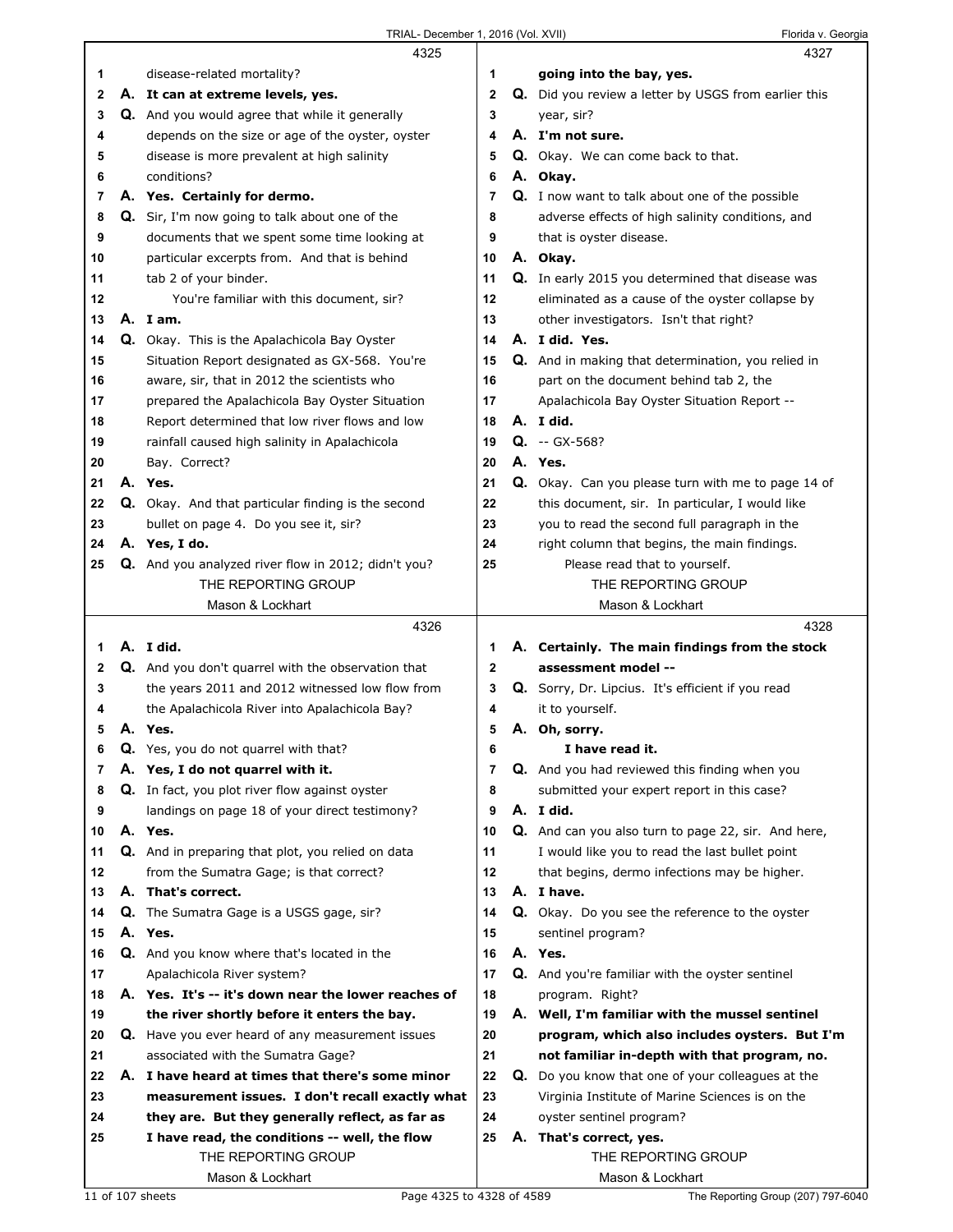**4325**

1 disease-related mortality?
2 **A. It can at extreme levels, yes.**
3 **Q.** And you would agree that while it generally
4 depends on the size or age of the oyster, oyster
5 disease is more prevalent at high salinity
6 conditions?
7 **A. Yes. Certainly for dermo.**
8 **Q.** Sir, I'm now going to talk about one of the
9 documents that we spent some time looking at
10 particular excerpts from. And that is behind
11 tab 2 of your binder.
12 You're familiar with this document, sir?
13 **A. I am.**
14 **Q.** Okay. This is the Apalachicola Bay Oyster
15 Situation Report designated as GX-568. You're
16 aware, sir, that in 2012 the scientists who
17 prepared the Apalachicola Bay Oyster Situation
18 Report determined that low river flows and low
19 rainfall caused high salinity in Apalachicola
20 Bay. Correct?
21 **A. Yes.**
22 **Q.** Okay. And that particular finding is the second
23 bullet on page 4. Do you see it, sir?
24 **A. Yes, I do.**
25 **Q.** And you analyzed river flow in 2012; didn't you?

**4326**

1 **A. I did.**
2 **Q.** And you don't quarrel with the observation that
3 the years 2011 and 2012 witnessed low flow from
4 the Apalachicola River into Apalachicola Bay?
5 **A. Yes.**
6 **Q.** Yes, you do not quarrel with that?
7 **A. Yes, I do not quarrel with it.**
8 **Q.** In fact, you plot river flow against oyster
9 landings on page 18 of your direct testimony?
10 **A. Yes.**
11 **Q.** And in preparing that plot, you relied on data
12 from the Sumatra Gage; is that correct?
13 **A. That's correct.**
14 **Q.** The Sumatra Gage is a USGS gage, sir?
15 **A. Yes.**
16 **Q.** And you know where that's located in the
17 Apalachicola River system?
18 **A. Yes. It's -- it's down near the lower reaches of**
19 **the river shortly before it enters the bay.**
20 **Q.** Have you ever heard of any measurement issues
21 associated with the Sumatra Gage?
22 **A. I have heard at times that there's some minor**
23 **measurement issues. I don't recall exactly what**
24 **they are. But they generally reflect, as far as**
25 **I have read, the conditions -- well, the flow**

**4327**

1 **going into the bay, yes.**
2 **Q.** Did you review a letter by USGS from earlier this
3 year, sir?
4 **A. I'm not sure.**
5 **Q.** Okay. We can come back to that.
6 **A. Okay.**
7 **Q.** I now want to talk about one of the possible
8 adverse effects of high salinity conditions, and
9 that is oyster disease.
10 **A. Okay.**
11 **Q.** In early 2015 you determined that disease was
12 eliminated as a cause of the oyster collapse by
13 other investigators. Isn't that right?
14 **A. I did. Yes.**
15 **Q.** And in making that determination, you relied in
16 part on the document behind tab 2, the
17 Apalachicola Bay Oyster Situation Report --
18 **A. I did.**
19 **Q.** -- GX-568?
20 **A. Yes.**
21 **Q.** Okay. Can you please turn with me to page 14 of
22 this document, sir. In particular, I would like
23 you to read the second full paragraph in the
24 right column that begins, the main findings.
25 Please read that to yourself.

**4328**

1 **A. Certainly. The main findings from the stock**
2 **assessment model --**
3 **Q.** Sorry, Dr. Lipcius. It's efficient if you read
4 it to yourself.
5 **A. Oh, sorry.**
6 **I have read it.**
7 **Q.** And you had reviewed this finding when you
8 submitted your expert report in this case?
9 **A. I did.**
10 **Q.** And can you also turn to page 22, sir. And here,
11 I would like you to read the last bullet point
12 that begins, dermo infections may be higher.
13 **A. I have.**
14 **Q.** Okay. Do you see the reference to the oyster
15 sentinel program?
16 **A. Yes.**
17 **Q.** And you're familiar with the oyster sentinel
18 program. Right?
19 **A. Well, I'm familiar with the mussel sentinel**
20 **program, which also includes oysters. But I'm**
21 **not familiar in-depth with that program, no.**
22 **Q.** Do you know that one of your colleagues at the
23 Virginia Institute of Marine Sciences is on the
24 oyster sentinel program?
25 **A. That's correct, yes.**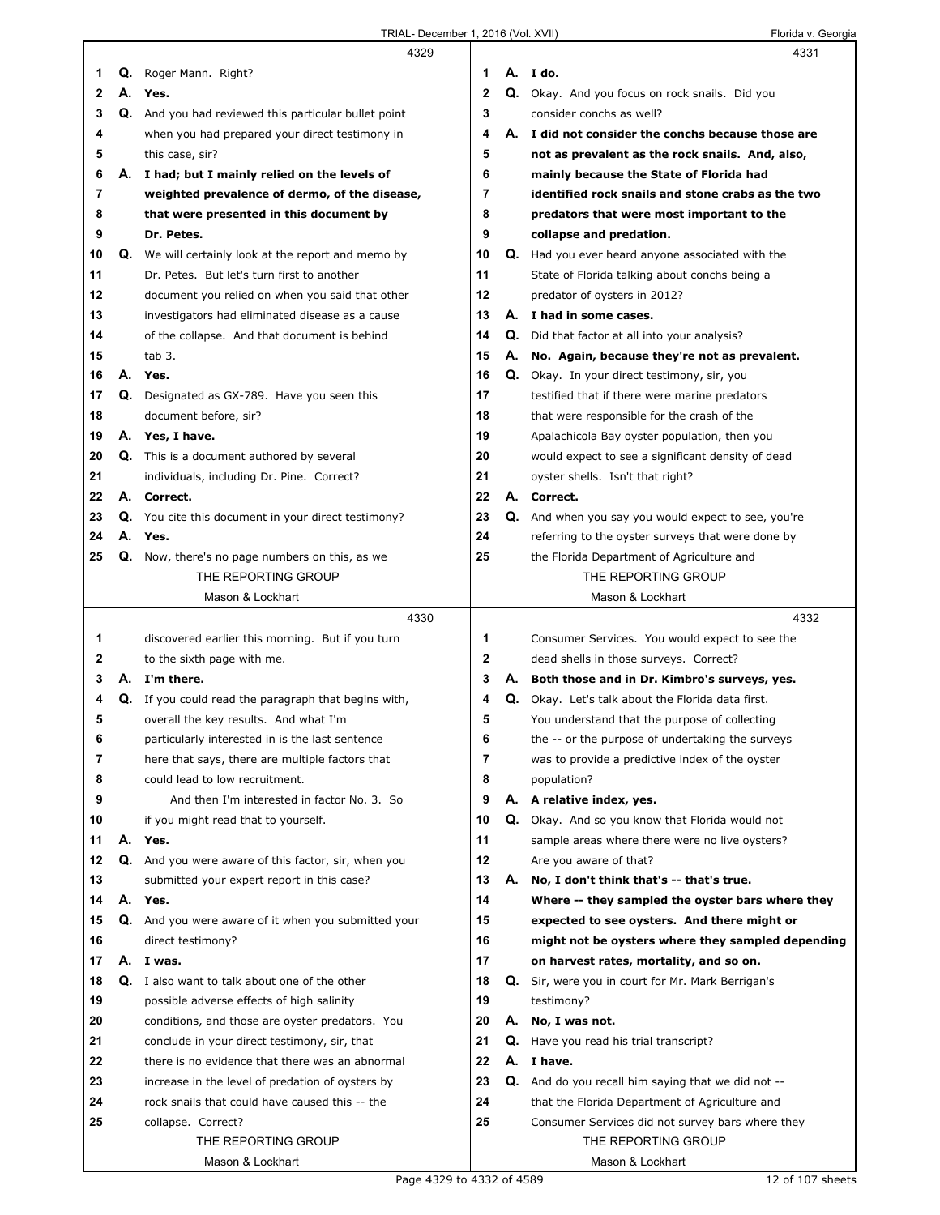**4329**

1 Q. Roger Mann. Right?
2 A. **Yes.**
3 Q. And you had reviewed this particular bullet point
4 when you had prepared your direct testimony in
5 this case, sir?
6 A. **I had; but I mainly relied on the levels of**
7 **weighted prevalence of dermo, of the disease,**
8 **that were presented in this document by**
9 **Dr. Petes.**
10 Q. We will certainly look at the report and memo by
11 Dr. Petes. But let's turn first to another
12 document you relied on when you said that other
13 investigators had eliminated disease as a cause
14 of the collapse. And that document is behind
15 tab 3.
16 A. **Yes.**
17 Q. Designated as GX-789. Have you seen this
18 document before, sir?
19 A. **Yes, I have.**
20 Q. This is a document authored by several
21 individuals, including Dr. Pine. Correct?
22 A. **Correct.**
23 Q. You cite this document in your direct testimony?
24 A. **Yes.**
25 Q. Now, there's no page numbers on this, as we

**4330**

1 discovered earlier this morning. But if you turn
2 to the sixth page with me.
3 A. **I'm there.**
4 Q. If you could read the paragraph that begins with,
5 overall the key results. And what I'm
6 particularly interested in is the last sentence
7 here that says, there are multiple factors that
8 could lead to low recruitment.
9 And then I'm interested in factor No. 3. So
10 if you might read that to yourself.
11 A. **Yes.**
12 Q. And you were aware of this factor, sir, when you
13 submitted your expert report in this case?
14 A. **Yes.**
15 Q. And you were aware of it when you submitted your
16 direct testimony?
17 A. **I was.**
18 Q. I also want to talk about one of the other
19 possible adverse effects of high salinity
20 conditions, and those are oyster predators. You
21 conclude in your direct testimony, sir, that
22 there is no evidence that there was an abnormal
23 increase in the level of predation of oysters by
24 rock snails that could have caused this -- the
25 collapse. Correct?

**4331**

1 A. **I do.**
2 Q. Okay. And you focus on rock snails. Did you
3 consider conchs as well?
4 A. **I did not consider the conchs because those are**
5 **not as prevalent as the rock snails. And, also,**
6 **mainly because the State of Florida had**
7 **identified rock snails and stone crabs as the two**
8 **predators that were most important to the**
9 **collapse and predation.**
10 Q. Had you ever heard anyone associated with the
11 State of Florida talking about conchs being a
12 predator of oysters in 2012?
13 A. **I had in some cases.**
14 Q. Did that factor at all into your analysis?
15 A. **No. Again, because they're not as prevalent.**
16 Q. Okay. In your direct testimony, sir, you
17 testified that if there were marine predators
18 that were responsible for the crash of the
19 Apalachicola Bay oyster population, then you
20 would expect to see a significant density of dead
21 oyster shells. Isn't that right?
22 A. **Correct.**
23 Q. And when you say you would expect to see, you're
24 referring to the oyster surveys that were done by
25 the Florida Department of Agriculture and

**4332**

1 Consumer Services. You would expect to see the
2 dead shells in those surveys. Correct?
3 A. **Both those and in Dr. Kimbro's surveys, yes.**
4 Q. Okay. Let's talk about the Florida data first.
5 You understand that the purpose of collecting
6 the -- or the purpose of undertaking the surveys
7 was to provide a predictive index of the oyster
8 population?
9 A. **A relative index, yes.**
10 Q. Okay. And so you know that Florida would not
11 sample areas where there were no live oysters?
12 Are you aware of that?
13 A. **No, I don't think that's -- that's true.**
14 **Where -- they sampled the oyster bars where they**
15 **expected to see oysters. And there might or**
16 **might not be oysters where they sampled depending**
17 **on harvest rates, mortality, and so on.**
18 Q. Sir, were you in court for Mr. Mark Berrigan's
19 testimony?
20 A. **No, I was not.**
21 Q. Have you read his trial transcript?
22 A. **I have.**
23 Q. And do you recall him saying that we did not --
24 that the Florida Department of Agriculture and
25 Consumer Services did not survey bars where they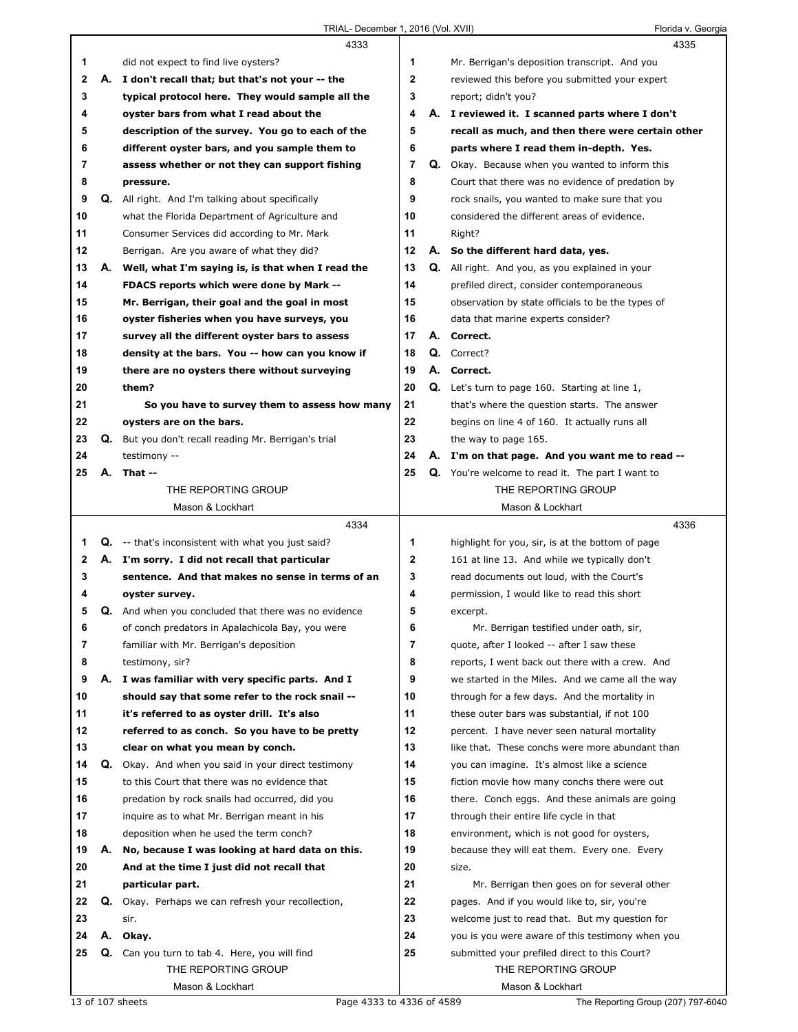**4333**

1 did not expect to find live oysters?

2 **A. I don't recall that; but that's not your -- the**
3 **typical protocol here. They would sample all the**
4 **oyster bars from what I read about the**
5 **description of the survey. You go to each of the**
6 **different oyster bars, and you sample them to**
7 **assess whether or not they can support fishing**
8 **pressure.**

9 **Q.** All right. And I'm talking about specifically
10 what the Florida Department of Agriculture and
11 Consumer Services did according to Mr. Mark
12 Berrigan. Are you aware of what they did?

13 **A. Well, what I'm saying is, is that when I read the**
14 **FDACS reports which were done by Mark --**
15 **Mr. Berrigan, their goal and the goal in most**
16 **oyster fisheries when you have surveys, you**
17 **survey all the different oyster bars to assess**
18 **density at the bars. You -- how can you know if**
19 **there are no oysters there without surveying**
20 **them?**
21 **So you have to survey them to assess how many**
22 **oysters are on the bars.**

23 **Q.** But you don't recall reading Mr. Berrigan's trial
24 testimony --

25 **A. That --**

**4334**

1 **Q.** -- that's inconsistent with what you just said?

2 **A. I'm sorry. I did not recall that particular**
3 **sentence. And that makes no sense in terms of an**
4 **oyster survey.**

5 **Q.** And when you concluded that there was no evidence
6 of conch predators in Apalachicola Bay, you were
7 familiar with Mr. Berrigan's deposition
8 testimony, sir?

9 **A. I was familiar with very specific parts. And I**
10 **should say that some refer to the rock snail --**
11 **it's referred to as oyster drill. It's also**
12 **referred to as conch. So you have to be pretty**
13 **clear on what you mean by conch.**

14 **Q.** Okay. And when you said in your direct testimony
15 to this Court that there was no evidence that
16 predation by rock snails had occurred, did you
17 inquire as to what Mr. Berrigan meant in his
18 deposition when he used the term conch?

19 **A. No, because I was looking at hard data on this.**
20 **And at the time I just did not recall that**
21 **particular part.**

22 **Q.** Okay. Perhaps we can refresh your recollection,
23 sir.

24 **A. Okay.**

25 **Q.** Can you turn to tab 4. Here, you will find

**4335**

1 Mr. Berrigan's deposition transcript. And you
2 reviewed this before you submitted your expert
3 report; didn't you?

4 **A. I reviewed it. I scanned parts where I don't**
5 **recall as much, and then there were certain other**
6 **parts where I read them in-depth. Yes.**

7 **Q.** Okay. Because when you wanted to inform this
8 Court that there was no evidence of predation by
9 rock snails, you wanted to make sure that you
10 considered the different areas of evidence.
11 Right?

12 **A. So the different hard data, yes.**

13 **Q.** All right. And you, as you explained in your
14 prefiled direct, consider contemporaneous
15 observation by state officials to be the types of
16 data that marine experts consider?

17 **A. Correct.**

18 **Q.** Correct?

19 **A. Correct.**

20 **Q.** Let's turn to page 160. Starting at line 1,
21 that's where the question starts. The answer
22 begins on line 4 of 160. It actually runs all
23 the way to page 165.

24 **A. I'm on that page. And you want me to read --**

25 **Q.** You're welcome to read it. The part I want to

**4336**

1 highlight for you, sir, is at the bottom of page
2 161 at line 13. And while we typically don't
3 read documents out loud, with the Court's
4 permission, I would like to read this short
5 excerpt.
6 Mr. Berrigan testified under oath, sir,
7 quote, after I looked -- after I saw these
8 reports, I went back out there with a crew. And
9 we started in the Miles. And we came all the way
10 through for a few days. And the mortality in
11 these outer bars was substantial, if not 100
12 percent. I have never seen natural mortality
13 like that. These conchs were more abundant than
14 you can imagine. It's almost like a science
15 fiction movie how many conchs there were out
16 there. Conch eggs. And these animals are going
17 through their entire life cycle in that
18 environment, which is not good for oysters,
19 because they will eat them. Every one. Every
20 size.
21 Mr. Berrigan then goes on for several other
22 pages. And if you would like to, sir, you're
23 welcome just to read that. But my question for
24 you is you were aware of this testimony when you
25 submitted your prefiled direct to this Court?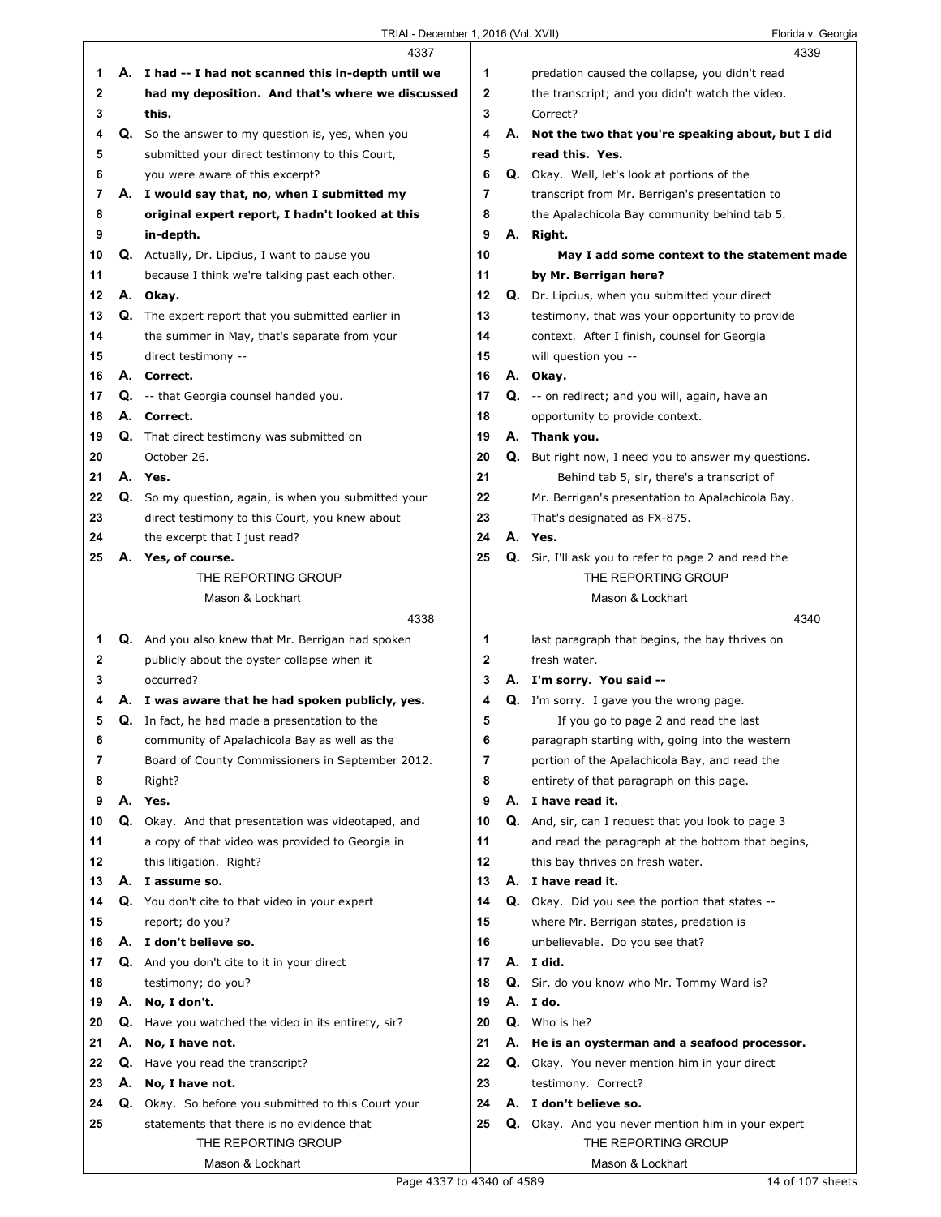**4337**

1 **A. I had -- I had not scanned this in-depth until we**
2 **had my deposition. And that's where we discussed**
3 **this.**
4 Q. So the answer to my question is, yes, when you
5 submitted your direct testimony to this Court,
6 you were aware of this excerpt?
7 **A. I would say that, no, when I submitted my**
8 **original expert report, I hadn't looked at this**
9 **in-depth.**
10 Q. Actually, Dr. Lipcius, I want to pause you
11 because I think we're talking past each other.
12 **A. Okay.**
13 Q. The expert report that you submitted earlier in
14 the summer in May, that's separate from your
15 direct testimony --
16 **A. Correct.**
17 Q. -- that Georgia counsel handed you.
18 **A. Correct.**
19 Q. That direct testimony was submitted on
20 October 26.
21 **A. Yes.**
22 Q. So my question, again, is when you submitted your
23 direct testimony to this Court, you knew about
24 the excerpt that I just read?
25 **A. Yes, of course.**

**4338**

1 Q. And you also knew that Mr. Berrigan had spoken
2 publicly about the oyster collapse when it
3 occurred?
4 **A. I was aware that he had spoken publicly, yes.**
5 Q. In fact, he had made a presentation to the
6 community of Apalachicola Bay as well as the
7 Board of County Commissioners in September 2012.
8 Right?
9 **A. Yes.**
10 Q. Okay. And that presentation was videotaped, and
11 a copy of that video was provided to Georgia in
12 this litigation. Right?
13 **A. I assume so.**
14 Q. You don't cite to that video in your expert
15 report; do you?
16 **A. I don't believe so.**
17 Q. And you don't cite to it in your direct
18 testimony; do you?
19 **A. No, I don't.**
20 Q. Have you watched the video in its entirety, sir?
21 **A. No, I have not.**
22 Q. Have you read the transcript?
23 **A. No, I have not.**
24 Q. Okay. So before you submitted to this Court your
25 statements that there is no evidence that

**4339**

1 predation caused the collapse, you didn't read
2 the transcript; and you didn't watch the video.
3 Correct?
4 **A. Not the two that you're speaking about, but I did**
5 **read this. Yes.**
6 Q. Okay. Well, let's look at portions of the
7 transcript from Mr. Berrigan's presentation to
8 the Apalachicola Bay community behind tab 5.
9 **A. Right.**
10 **May I add some context to the statement made**
11 **by Mr. Berrigan here?**
12 Q. Dr. Lipcius, when you submitted your direct
13 testimony, that was your opportunity to provide
14 context. After I finish, counsel for Georgia
15 will question you --
16 **A. Okay.**
17 Q. -- on redirect; and you will, again, have an
18 opportunity to provide context.
19 **A. Thank you.**
20 Q. But right now, I need you to answer my questions.
21 Behind tab 5, sir, there's a transcript of
22 Mr. Berrigan's presentation to Apalachicola Bay.
23 That's designated as FX-875.
24 **A. Yes.**
25 Q. Sir, I'll ask you to refer to page 2 and read the

**4340**

1 last paragraph that begins, the bay thrives on
2 fresh water.
3 **A. I'm sorry. You said --**
4 Q. I'm sorry. I gave you the wrong page.
5 If you go to page 2 and read the last
6 paragraph starting with, going into the western
7 portion of the Apalachicola Bay, and read the
8 entirety of that paragraph on this page.
9 **A. I have read it.**
10 Q. And, sir, can I request that you look to page 3
11 and read the paragraph at the bottom that begins,
12 this bay thrives on fresh water.
13 **A. I have read it.**
14 Q. Okay. Did you see the portion that states --
15 where Mr. Berrigan states, predation is
16 unbelievable. Do you see that?
17 **A. I did.**
18 Q. Sir, do you know who Mr. Tommy Ward is?
19 **A. I do.**
20 Q. Who is he?
21 **A. He is an oysterman and a seafood processor.**
22 Q. Okay. You never mention him in your direct
23 testimony. Correct?
24 **A. I don't believe so.**
25 Q. Okay. And you never mention him in your expert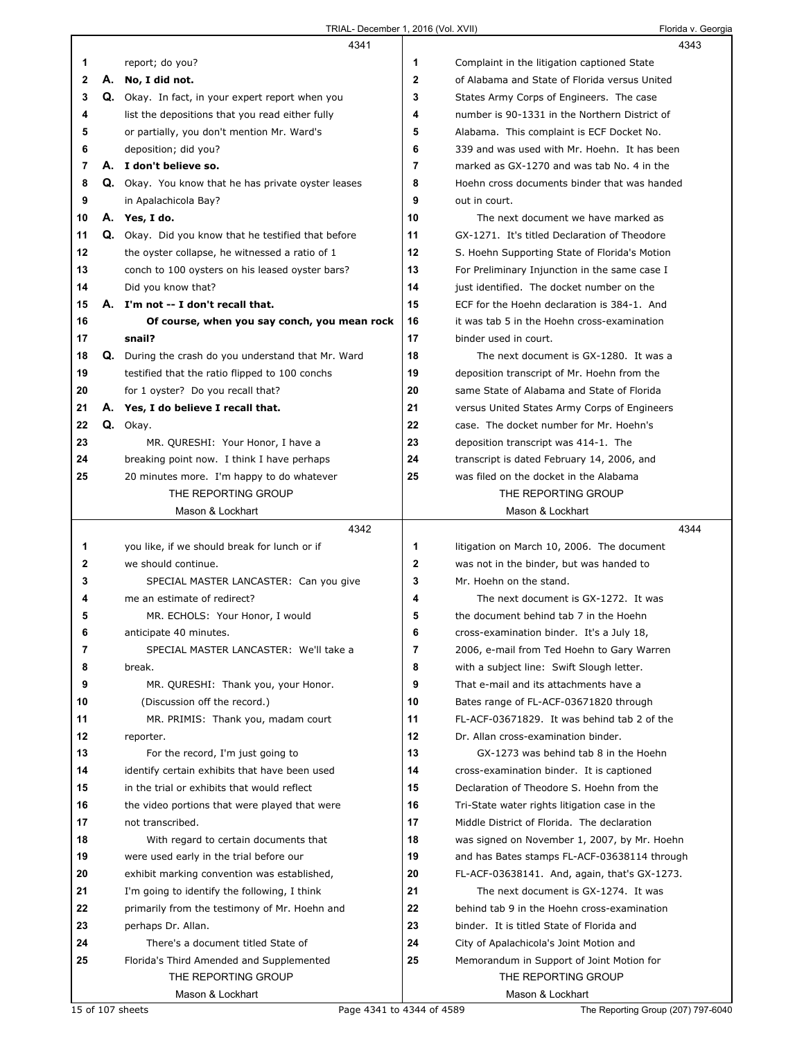4341

1 report; do you?
2 **A. No, I did not.**
3 **Q.** Okay. In fact, in your expert report when you
4 list the depositions that you read either fully
5 or partially, you don't mention Mr. Ward's
6 deposition; did you?
7 **A. I don't believe so.**
8 **Q.** Okay. You know that he has private oyster leases
9 in Apalachicola Bay?
10 **A. Yes, I do.**
11 **Q.** Okay. Did you know that he testified that before
12 the oyster collapse, he witnessed a ratio of 1
13 conch to 100 oysters on his leased oyster bars?
14 Did you know that?
15 **A. I'm not -- I don't recall that.**
16 **Of course, when you say conch, you mean rock**
17 **snail?**
18 **Q.** During the crash do you understand that Mr. Ward
19 testified that the ratio flipped to 100 conchs
20 for 1 oyster? Do you recall that?
21 **A. Yes, I do believe I recall that.**
22 **Q.** Okay.
23 MR. QURESHI: Your Honor, I have a
24 breaking point now. I think I have perhaps
25 20 minutes more. I'm happy to do whatever

4342

1 you like, if we should break for lunch or if
2 we should continue.
3 SPECIAL MASTER LANCASTER: Can you give
4 me an estimate of redirect?
5 MR. ECHOLS: Your Honor, I would
6 anticipate 40 minutes.
7 SPECIAL MASTER LANCASTER: We'll take a
8 break.
9 MR. QURESHI: Thank you, your Honor.
10 (Discussion off the record.)
11 MR. PRIMIS: Thank you, madam court
12 reporter.
13 For the record, I'm just going to
14 identify certain exhibits that have been used
15 in the trial or exhibits that would reflect
16 the video portions that were played that were
17 not transcribed.
18 With regard to certain documents that
19 were used early in the trial before our
20 exhibit marking convention was established,
21 I'm going to identify the following, I think
22 primarily from the testimony of Mr. Hoehn and
23 perhaps Dr. Allan.
24 There's a document titled State of
25 Florida's Third Amended and Supplemented

4343

1 Complaint in the litigation captioned State
2 of Alabama and State of Florida versus United
3 States Army Corps of Engineers. The case
4 number is 90-1331 in the Northern District of
5 Alabama. This complaint is ECF Docket No.
6 339 and was used with Mr. Hoehn. It has been
7 marked as GX-1270 and was tab No. 4 in the
8 Hoehn cross documents binder that was handed
9 out in court.
10 The next document we have marked as
11 GX-1271. It's titled Declaration of Theodore
12 S. Hoehn Supporting State of Florida's Motion
13 For Preliminary Injunction in the same case I
14 just identified. The docket number on the
15 ECF for the Hoehn declaration is 384-1. And
16 it was tab 5 in the Hoehn cross-examination
17 binder used in court.
18 The next document is GX-1280. It was a
19 deposition transcript of Mr. Hoehn from the
20 same State of Alabama and State of Florida
21 versus United States Army Corps of Engineers
22 case. The docket number for Mr. Hoehn's
23 deposition transcript was 414-1. The
24 transcript is dated February 14, 2006, and
25 was filed on the docket in the Alabama

4344

1 litigation on March 10, 2006. The document
2 was not in the binder, but was handed to
3 Mr. Hoehn on the stand.
4 The next document is GX-1272. It was
5 the document behind tab 7 in the Hoehn
6 cross-examination binder. It's a July 18,
7 2006, e-mail from Ted Hoehn to Gary Warren
8 with a subject line: Swift Slough letter.
9 That e-mail and its attachments have a
10 Bates range of FL-ACF-03671820 through
11 FL-ACF-03671829. It was behind tab 2 of the
12 Dr. Allan cross-examination binder.
13 GX-1273 was behind tab 8 in the Hoehn
14 cross-examination binder. It is captioned
15 Declaration of Theodore S. Hoehn from the
16 Tri-State water rights litigation case in the
17 Middle District of Florida. The declaration
18 was signed on November 1, 2007, by Mr. Hoehn
19 and has Bates stamps FL-ACF-03638114 through
20 FL-ACF-03638141. And, again, that's GX-1273.
21 The next document is GX-1274. It was
22 behind tab 9 in the Hoehn cross-examination
23 binder. It is titled State of Florida and
24 City of Apalachicola's Joint Motion and
25 Memorandum in Support of Joint Motion for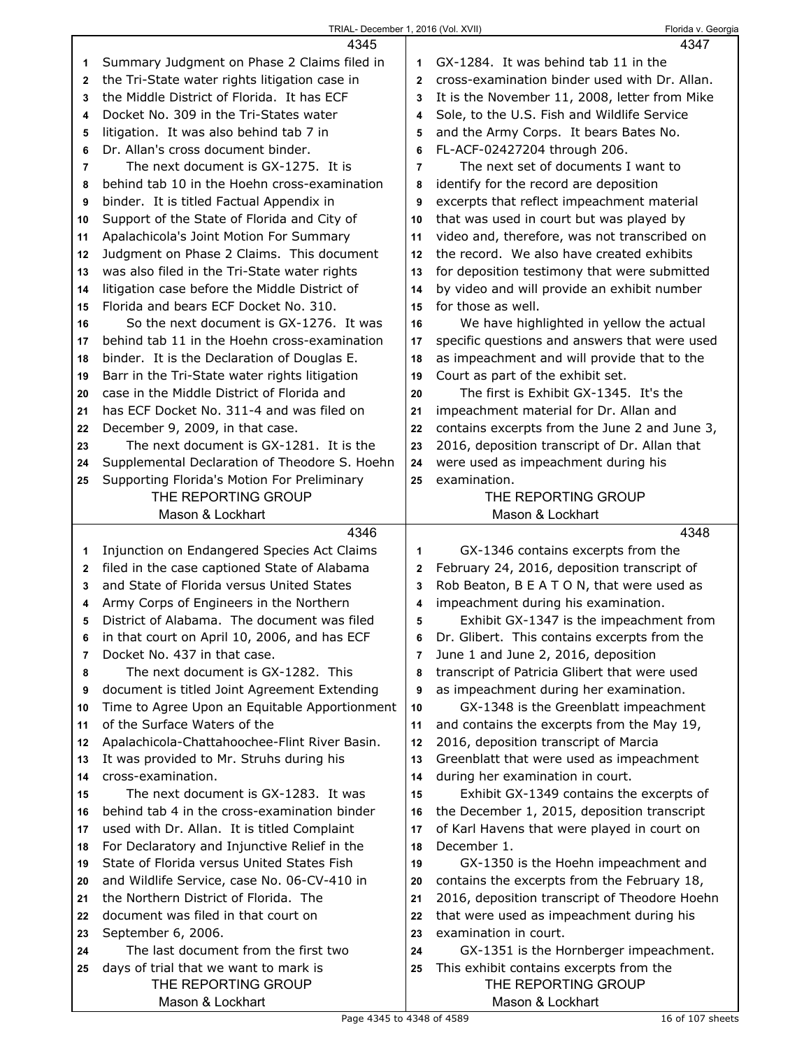Summary Judgment on Phase 2 Claims filed in the Tri-State water rights litigation case in the Middle District of Florida. It has ECF Docket No. 309 in the Tri-States water litigation. It was also behind tab 7 in Dr. Allan's cross document binder.

The next document is GX-1275. It is behind tab 10 in the Hoehn cross-examination binder. It is titled Factual Appendix in Support of the State of Florida and City of Apalachicola's Joint Motion For Summary Judgment on Phase 2 Claims. This document was also filed in the Tri-State water rights litigation case before the Middle District of Florida and bears ECF Docket No. 310.

So the next document is GX-1276. It was behind tab 11 in the Hoehn cross-examination binder. It is the Declaration of Douglas E. Barr in the Tri-State water rights litigation case in the Middle District of Florida and has ECF Docket No. 311-4 and was filed on December 9, 2009, in that case.

The next document is GX-1281. It is the Supplemental Declaration of Theodore S. Hoehn Supporting Florida's Motion For Preliminary Injunction on Endangered Species Act Claims filed in the case captioned State of Alabama and State of Florida versus United States Army Corps of Engineers in the Northern District of Alabama. The document was filed in that court on April 10, 2006, and has ECF Docket No. 437 in that case.

The next document is GX-1282. This document is titled Joint Agreement Extending Time to Agree Upon an Equitable Apportionment of the Surface Waters of the Apalachicola-Chattahoochee-Flint River Basin. It was provided to Mr. Struhs during his cross-examination.

The next document is GX-1283. It was behind tab 4 in the cross-examination binder used with Dr. Allan. It is titled Complaint For Declaratory and Injunctive Relief in the State of Florida versus United States Fish and Wildlife Service, case No. 06-CV-410 in the Northern District of Florida. The document was filed in that court on September 6, 2006.

The last document from the first two days of trial that we want to mark is GX-1284. It was behind tab 11 in the cross-examination binder used with Dr. Allan. It is the November 11, 2008, letter from Mike Sole, to the U.S. Fish and Wildlife Service and the Army Corps. It bears Bates No. FL-ACF-02427204 through 206.

The next set of documents I want to identify for the record are deposition excerpts that reflect impeachment material that was used in court but was played by video and, therefore, was not transcribed on the record. We also have created exhibits for deposition testimony that were submitted by video and will provide an exhibit number for those as well.

We have highlighted in yellow the actual specific questions and answers that were used as impeachment and will provide that to the Court as part of the exhibit set.

The first is Exhibit GX-1345. It's the impeachment material for Dr. Allan and contains excerpts from the June 2 and June 3, 2016, deposition transcript of Dr. Allan that were used as impeachment during his examination.

GX-1346 contains excerpts from the February 24, 2016, deposition transcript of Rob Beaton, B E A T O N, that were used as impeachment during his examination.

Exhibit GX-1347 is the impeachment from Dr. Glibert. This contains excerpts from the June 1 and June 2, 2016, deposition transcript of Patricia Glibert that were used as impeachment during her examination.

GX-1348 is the Greenblatt impeachment and contains the excerpts from the May 19, 2016, deposition transcript of Marcia Greenblatt that were used as impeachment during her examination in court.

Exhibit GX-1349 contains the excerpts of the December 1, 2015, deposition transcript of Karl Havens that were played in court on December 1.

GX-1350 is the Hoehn impeachment and contains the excerpts from the February 18, 2016, deposition transcript of Theodore Hoehn that were used as impeachment during his examination in court.

GX-1351 is the Hornberger impeachment. This exhibit contains excerpts from the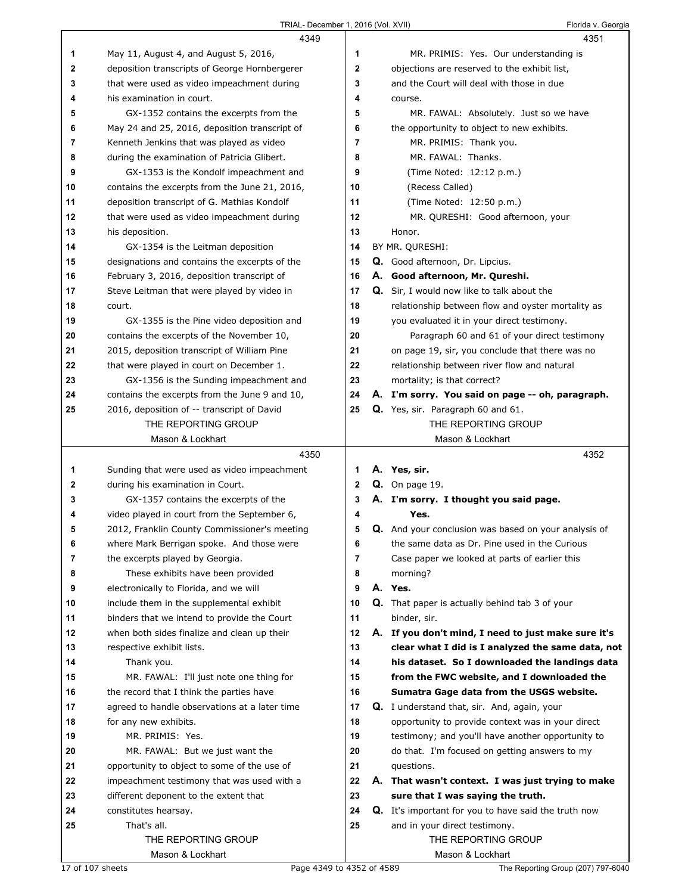**4349**

May 11, August 4, and August 5, 2016, deposition transcripts of George Hornbergerer that were used as video impeachment during his examination in court.

GX-1352 contains the excerpts from the May 24 and 25, 2016, deposition transcript of Kenneth Jenkins that was played as video during the examination of Patricia Glibert.

GX-1353 is the Kondolf impeachment and contains the excerpts from the June 21, 2016, deposition transcript of G. Mathias Kondolf that were used as video impeachment during his deposition.

GX-1354 is the Leitman deposition designations and contains the excerpts of the February 3, 2016, deposition transcript of Steve Leitman that were played by video in court.

GX-1355 is the Pine video deposition and contains the excerpts of the November 10, 2015, deposition transcript of William Pine that were played in court on December 1.

GX-1356 is the Sunding impeachment and contains the excerpts from the June 9 and 10, 2016, deposition of -- transcript of David

**4350**

Sunding that were used as video impeachment during his examination in Court.

GX-1357 contains the excerpts of the video played in court from the September 6, 2012, Franklin County Commissioner's meeting where Mark Berrigan spoke. And those were the excerpts played by Georgia.

These exhibits have been provided electronically to Florida, and we will include them in the supplemental exhibit binders that we intend to provide the Court when both sides finalize and clean up their respective exhibit lists.

Thank you.

MR. FAWAL: I'll just note one thing for the record that I think the parties have agreed to handle observations at a later time for any new exhibits.

MR. PRIMIS: Yes.

MR. FAWAL: But we just want the opportunity to object to some of the use of impeachment testimony that was used with a different deponent to the extent that constitutes hearsay.

That's all.

**4351**

MR. PRIMIS: Yes. Our understanding is objections are reserved to the exhibit list, and the Court will deal with those in due course.

MR. FAWAL: Absolutely. Just so we have the opportunity to object to new exhibits.

MR. PRIMIS: Thank you.

MR. FAWAL: Thanks.

(Time Noted: 12:12 p.m.)

(Recess Called)

(Time Noted: 12:50 p.m.)

MR. QURESHI: Good afternoon, your Honor.

BY MR. QURESHI:

**Q.** Good afternoon, Dr. Lipcius.

**A. Good afternoon, Mr. Qureshi.**

**Q.** Sir, I would now like to talk about the relationship between flow and oyster mortality as you evaluated it in your direct testimony.

Paragraph 60 and 61 of your direct testimony on page 19, sir, you conclude that there was no relationship between river flow and natural mortality; is that correct?

**A. I'm sorry. You said on page -- oh, paragraph.**

**Q.** Yes, sir. Paragraph 60 and 61.

**4352**

**A. Yes, sir.**

**Q.** On page 19.

**A. I'm sorry. I thought you said page. Yes.**

**Q.** And your conclusion was based on your analysis of the same data as Dr. Pine used in the Curious Case paper we looked at parts of earlier this morning?

**A. Yes.**

**Q.** That paper is actually behind tab 3 of your binder, sir.

**A. If you don't mind, I need to just make sure it's clear what I did is I analyzed the same data, not his dataset. So I downloaded the landings data from the FWC website, and I downloaded the Sumatra Gage data from the USGS website.**

**Q.** I understand that, sir. And, again, your opportunity to provide context was in your direct testimony; and you'll have another opportunity to do that. I'm focused on getting answers to my questions.

**A. That wasn't context. I was just trying to make sure that I was saying the truth.**

**Q.** It's important for you to have said the truth now and in your direct testimony.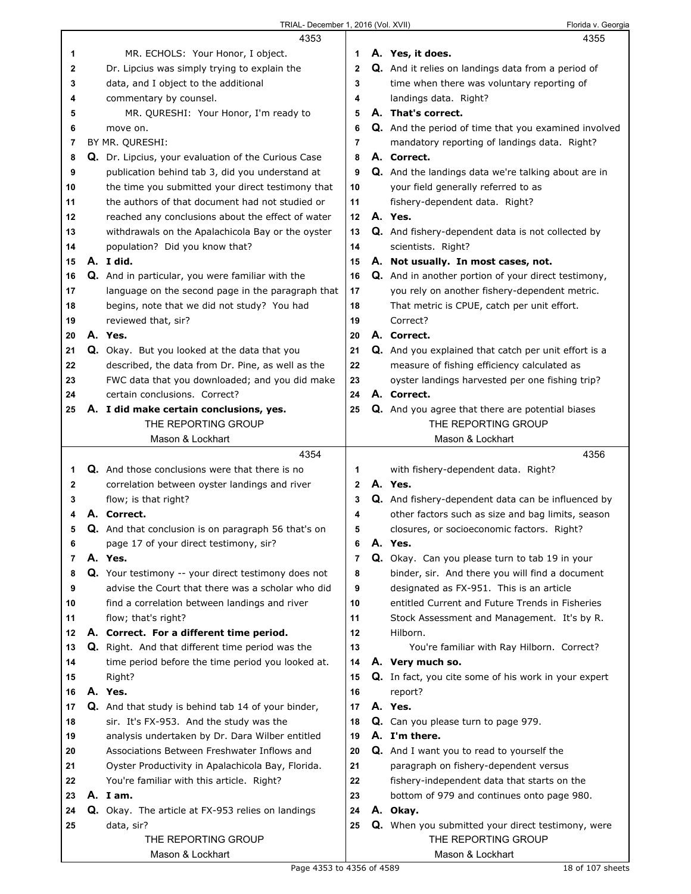4353

1 MR. ECHOLS: Your Honor, I object.
2 Dr. Lipcius was simply trying to explain the
3 data, and I object to the additional
4 commentary by counsel.
5 MR. QURESHI: Your Honor, I'm ready to
6 move on.
7 BY MR. QURESHI:
8 **Q.** Dr. Lipcius, your evaluation of the Curious Case
9 publication behind tab 3, did you understand at
10 the time you submitted your direct testimony that
11 the authors of that document had not studied or
12 reached any conclusions about the effect of water
13 withdrawals on the Apalachicola Bay or the oyster
14 population? Did you know that?
15 **A. I did.**
16 **Q.** And in particular, you were familiar with the
17 language on the second page in the paragraph that
18 begins, note that we did not study? You had
19 reviewed that, sir?
20 **A. Yes.**
21 **Q.** Okay. But you looked at the data that you
22 described, the data from Dr. Pine, as well as the
23 FWC data that you downloaded; and you did make
24 certain conclusions. Correct?
25 **A. I did make certain conclusions, yes.**

4354

1 **Q.** And those conclusions were that there is no
2 correlation between oyster landings and river
3 flow; is that right?
4 **A. Correct.**
5 **Q.** And that conclusion is on paragraph 56 that's on
6 page 17 of your direct testimony, sir?
7 **A. Yes.**
8 **Q.** Your testimony -- your direct testimony does not
9 advise the Court that there was a scholar who did
10 find a correlation between landings and river
11 flow; that's right?
12 **A. Correct. For a different time period.**
13 **Q.** Right. And that different time period was the
14 time period before the time period you looked at.
15 Right?
16 **A. Yes.**
17 **Q.** And that study is behind tab 14 of your binder,
18 sir. It's FX-953. And the study was the
19 analysis undertaken by Dr. Dara Wilber entitled
20 Associations Between Freshwater Inflows and
21 Oyster Productivity in Apalachicola Bay, Florida.
22 You're familiar with this article. Right?
23 **A. I am.**
24 **Q.** Okay. The article at FX-953 relies on landings
25 data, sir?

4355

1 **A. Yes, it does.**
2 **Q.** And it relies on landings data from a period of
3 time when there was voluntary reporting of
4 landings data. Right?
5 **A. That's correct.**
6 **Q.** And the period of time that you examined involved
7 mandatory reporting of landings data. Right?
8 **A. Correct.**
9 **Q.** And the landings data we're talking about are in
10 your field generally referred to as
11 fishery-dependent data. Right?
12 **A. Yes.**
13 **Q.** And fishery-dependent data is not collected by
14 scientists. Right?
15 **A. Not usually. In most cases, not.**
16 **Q.** And in another portion of your direct testimony,
17 you rely on another fishery-dependent metric.
18 That metric is CPUE, catch per unit effort.
19 Correct?
20 **A. Correct.**
21 **Q.** And you explained that catch per unit effort is a
22 measure of fishing efficiency calculated as
23 oyster landings harvested per one fishing trip?
24 **A. Correct.**
25 **Q.** And you agree that there are potential biases

4356

1 with fishery-dependent data. Right?
2 **A. Yes.**
3 **Q.** And fishery-dependent data can be influenced by
4 other factors such as size and bag limits, season
5 closures, or socioeconomic factors. Right?
6 **A. Yes.**
7 **Q.** Okay. Can you please turn to tab 19 in your
8 binder, sir. And there you will find a document
9 designated as FX-951. This is an article
10 entitled Current and Future Trends in Fisheries
11 Stock Assessment and Management. It's by R.
12 Hilborn.
13 You're familiar with Ray Hilborn. Correct?
14 **A. Very much so.**
15 **Q.** In fact, you cite some of his work in your expert
16 report?
17 **A. Yes.**
18 **Q.** Can you please turn to page 979.
19 **A. I'm there.**
20 **Q.** And I want you to read to yourself the
21 paragraph on fishery-dependent versus
22 fishery-independent data that starts on the
23 bottom of 979 and continues onto page 980.
24 **A. Okay.**
25 **Q.** When you submitted your direct testimony, were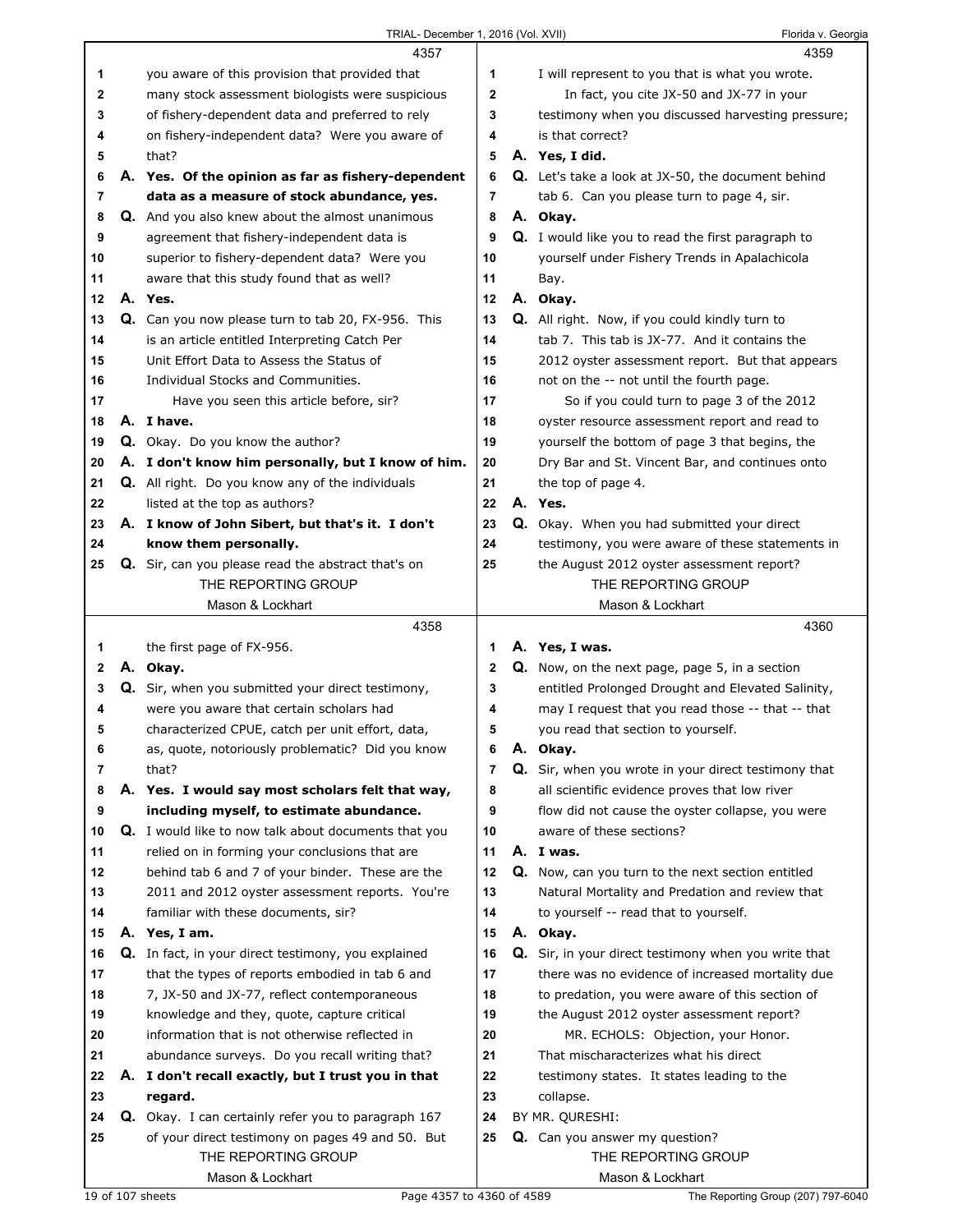**4357**

1 you aware of this provision that provided that
2 many stock assessment biologists were suspicious
3 of fishery-dependent data and preferred to rely
4 on fishery-independent data? Were you aware of
5 that?
6 A. **Yes. Of the opinion as far as fishery-dependent**
7 **data as a measure of stock abundance, yes.**
8 Q. And you also knew about the almost unanimous
9 agreement that fishery-independent data is
10 superior to fishery-dependent data? Were you
11 aware that this study found that as well?
12 A. **Yes.**
13 Q. Can you now please turn to tab 20, FX-956. This
14 is an article entitled Interpreting Catch Per
15 Unit Effort Data to Assess the Status of
16 Individual Stocks and Communities.
17 Have you seen this article before, sir?
18 A. **I have.**
19 Q. Okay. Do you know the author?
20 A. **I don't know him personally, but I know of him.**
21 Q. All right. Do you know any of the individuals
22 listed at the top as authors?
23 A. **I know of John Sibert, but that's it. I don't**
24 **know them personally.**
25 Q. Sir, can you please read the abstract that's on

**4358**

1 the first page of FX-956.
2 A. **Okay.**
3 Q. Sir, when you submitted your direct testimony,
4 were you aware that certain scholars had
5 characterized CPUE, catch per unit effort, data,
6 as, quote, notoriously problematic? Did you know
7 that?
8 A. **Yes. I would say most scholars felt that way,**
9 **including myself, to estimate abundance.**
10 Q. I would like to now talk about documents that you
11 relied on in forming your conclusions that are
12 behind tab 6 and 7 of your binder. These are the
13 2011 and 2012 oyster assessment reports. You're
14 familiar with these documents, sir?
15 A. **Yes, I am.**
16 Q. In fact, in your direct testimony, you explained
17 that the types of reports embodied in tab 6 and
18 7, JX-50 and JX-77, reflect contemporaneous
19 knowledge and they, quote, capture critical
20 information that is not otherwise reflected in
21 abundance surveys. Do you recall writing that?
22 A. **I don't recall exactly, but I trust you in that**
23 **regard.**
24 Q. Okay. I can certainly refer you to paragraph 167
25 of your direct testimony on pages 49 and 50. But

**4359**

1 I will represent to you that is what you wrote.
2 In fact, you cite JX-50 and JX-77 in your
3 testimony when you discussed harvesting pressure;
4 is that correct?
5 A. **Yes, I did.**
6 Q. Let's take a look at JX-50, the document behind
7 tab 6. Can you please turn to page 4, sir.
8 A. **Okay.**
9 Q. I would like you to read the first paragraph to
10 yourself under Fishery Trends in Apalachicola
11 Bay.
12 A. **Okay.**
13 Q. All right. Now, if you could kindly turn to
14 tab 7. This tab is JX-77. And it contains the
15 2012 oyster assessment report. But that appears
16 not on the -- not until the fourth page.
17 So if you could turn to page 3 of the 2012
18 oyster resource assessment report and read to
19 yourself the bottom of page 3 that begins, the
20 Dry Bar and St. Vincent Bar, and continues onto
21 the top of page 4.
22 A. **Yes.**
23 Q. Okay. When you had submitted your direct
24 testimony, you were aware of these statements in
25 the August 2012 oyster assessment report?

**4360**

1 A. **Yes, I was.**
2 Q. Now, on the next page, page 5, in a section
3 entitled Prolonged Drought and Elevated Salinity,
4 may I request that you read those -- that -- that
5 you read that section to yourself.
6 A. **Okay.**
7 Q. Sir, when you wrote in your direct testimony that
8 all scientific evidence proves that low river
9 flow did not cause the oyster collapse, you were
10 aware of these sections?
11 A. **I was.**
12 Q. Now, can you turn to the next section entitled
13 Natural Mortality and Predation and review that
14 to yourself -- read that to yourself.
15 A. **Okay.**
16 Q. Sir, in your direct testimony when you write that
17 there was no evidence of increased mortality due
18 to predation, you were aware of this section of
19 the August 2012 oyster assessment report?
20 MR. ECHOLS: Objection, your Honor.
21 That mischaracterizes what his direct
22 testimony states. It states leading to the
23 collapse.
24 BY MR. QURESHI:
25 Q. Can you answer my question?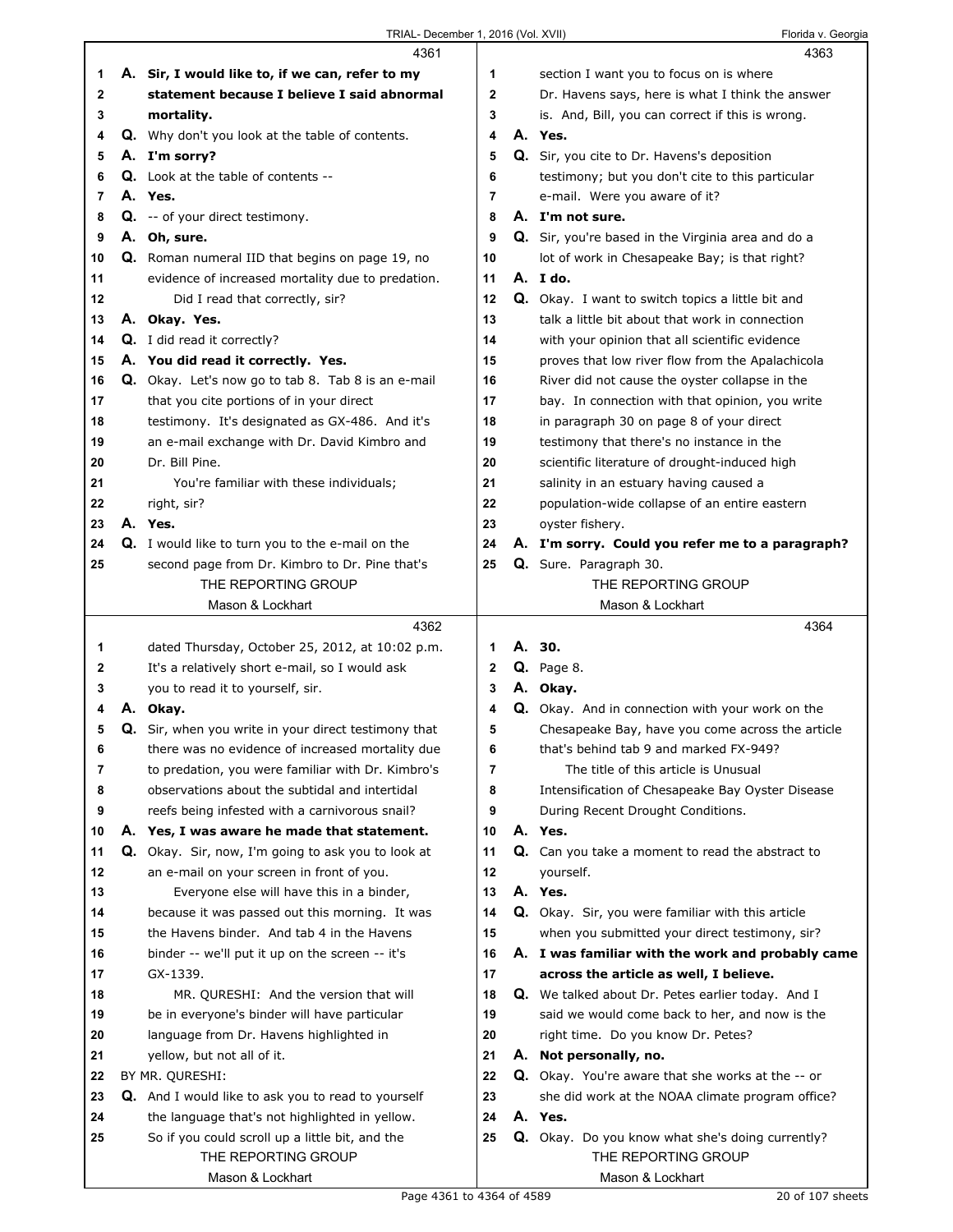**4361**

1 A. **Sir, I would like to, if we can, refer to my**
2 **statement because I believe I said abnormal**
3 **mortality.**
4 Q. Why don't you look at the table of contents.
5 A. **I'm sorry?**
6 Q. Look at the table of contents --
7 A. **Yes.**
8 Q. -- of your direct testimony.
9 A. **Oh, sure.**
10 Q. Roman numeral IID that begins on page 19, no
11 evidence of increased mortality due to predation.
12 Did I read that correctly, sir?
13 A. **Okay. Yes.**
14 Q. I did read it correctly?
15 A. **You did read it correctly. Yes.**
16 Q. Okay. Let's now go to tab 8. Tab 8 is an e-mail
17 that you cite portions of in your direct
18 testimony. It's designated as GX-486. And it's
19 an e-mail exchange with Dr. David Kimbro and
20 Dr. Bill Pine.
21 You're familiar with these individuals;
22 right, sir?
23 A. **Yes.**
24 Q. I would like to turn you to the e-mail on the
25 second page from Dr. Kimbro to Dr. Pine that's

**4362**

1 dated Thursday, October 25, 2012, at 10:02 p.m.
2 It's a relatively short e-mail, so I would ask
3 you to read it to yourself, sir.
4 A. **Okay.**
5 Q. Sir, when you write in your direct testimony that
6 there was no evidence of increased mortality due
7 to predation, you were familiar with Dr. Kimbro's
8 observations about the subtidal and intertidal
9 reefs being infested with a carnivorous snail?
10 A. **Yes, I was aware he made that statement.**
11 Q. Okay. Sir, now, I'm going to ask you to look at
12 an e-mail on your screen in front of you.
13 Everyone else will have this in a binder,
14 because it was passed out this morning. It was
15 the Havens binder. And tab 4 in the Havens
16 binder -- we'll put it up on the screen -- it's
17 GX-1339.
18 MR. QURESHI: And the version that will
19 be in everyone's binder will have particular
20 language from Dr. Havens highlighted in
21 yellow, but not all of it.
22 BY MR. QURESHI:
23 Q. And I would like to ask you to read to yourself
24 the language that's not highlighted in yellow.
25 So if you could scroll up a little bit, and the

**4363**

1 section I want you to focus on is where
2 Dr. Havens says, here is what I think the answer
3 is. And, Bill, you can correct if this is wrong.
4 A. **Yes.**
5 Q. Sir, you cite to Dr. Havens's deposition
6 testimony; but you don't cite to this particular
7 e-mail. Were you aware of it?
8 A. **I'm not sure.**
9 Q. Sir, you're based in the Virginia area and do a
10 lot of work in Chesapeake Bay; is that right?
11 A. **I do.**
12 Q. Okay. I want to switch topics a little bit and
13 talk a little bit about that work in connection
14 with your opinion that all scientific evidence
15 proves that low river flow from the Apalachicola
16 River did not cause the oyster collapse in the
17 bay. In connection with that opinion, you write
18 in paragraph 30 on page 8 of your direct
19 testimony that there's no instance in the
20 scientific literature of drought-induced high
21 salinity in an estuary having caused a
22 population-wide collapse of an entire eastern
23 oyster fishery.
24 A. **I'm sorry. Could you refer me to a paragraph?**
25 Q. Sure. Paragraph 30.

**4364**

1 A. **30.**
2 Q. Page 8.
3 A. **Okay.**
4 Q. Okay. And in connection with your work on the
5 Chesapeake Bay, have you come across the article
6 that's behind tab 9 and marked FX-949?
7 The title of this article is Unusual
8 Intensification of Chesapeake Bay Oyster Disease
9 During Recent Drought Conditions.
10 A. **Yes.**
11 Q. Can you take a moment to read the abstract to
12 yourself.
13 A. **Yes.**
14 Q. Okay. Sir, you were familiar with this article
15 when you submitted your direct testimony, sir?
16 A. **I was familiar with the work and probably came**
17 **across the article as well, I believe.**
18 Q. We talked about Dr. Petes earlier today. And I
19 said we would come back to her, and now is the
20 right time. Do you know Dr. Petes?
21 A. **Not personally, no.**
22 Q. Okay. You're aware that she works at the -- or
23 she did work at the NOAA climate program office?
24 A. **Yes.**
25 Q. Okay. Do you know what she's doing currently?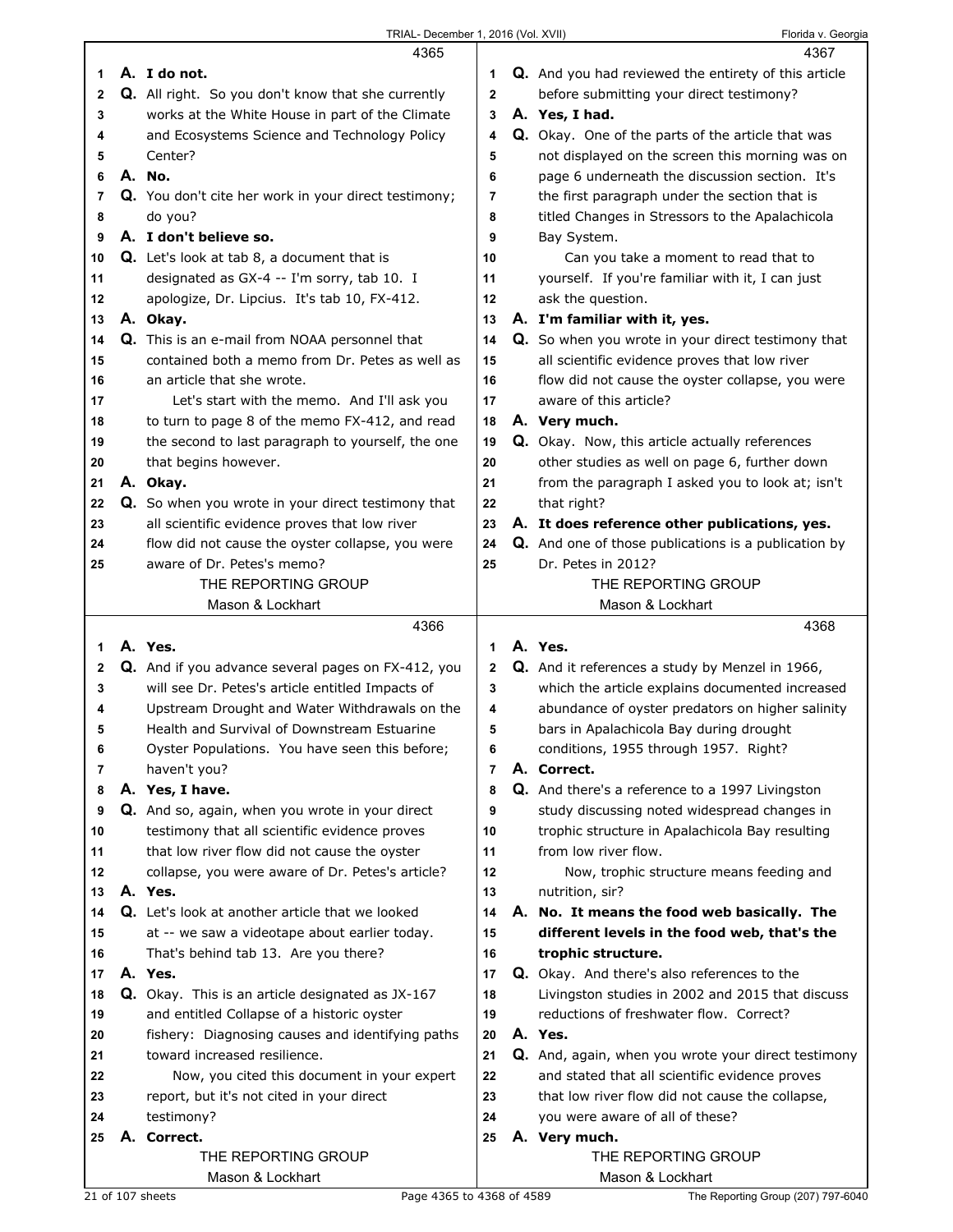4365

1 **A. I do not.**

2 Q. All right. So you don't know that she currently
3 works at the White House in part of the Climate
4 and Ecosystems Science and Technology Policy
5 Center?

6 **A. No.**

7 Q. You don't cite her work in your direct testimony;
8 do you?

9 **A. I don't believe so.**

10 Q. Let's look at tab 8, a document that is
11 designated as GX-4 -- I'm sorry, tab 10. I
12 apologize, Dr. Lipcius. It's tab 10, FX-412.

13 **A. Okay.**

14 Q. This is an e-mail from NOAA personnel that
15 contained both a memo from Dr. Petes as well as
16 an article that she wrote.
17 Let's start with the memo. And I'll ask you
18 to turn to page 8 of the memo FX-412, and read
19 the second to last paragraph to yourself, the one
20 that begins however.

21 **A. Okay.**

22 Q. So when you wrote in your direct testimony that
23 all scientific evidence proves that low river
24 flow did not cause the oyster collapse, you were
25 aware of Dr. Petes's memo?

4366

1 **A. Yes.**

2 Q. And if you advance several pages on FX-412, you
3 will see Dr. Petes's article entitled Impacts of
4 Upstream Drought and Water Withdrawals on the
5 Health and Survival of Downstream Estuarine
6 Oyster Populations. You have seen this before;
7 haven't you?

8 **A. Yes, I have.**

9 Q. And so, again, when you wrote in your direct
10 testimony that all scientific evidence proves
11 that low river flow did not cause the oyster
12 collapse, you were aware of Dr. Petes's article?

13 **A. Yes.**

14 Q. Let's look at another article that we looked
15 at -- we saw a videotape about earlier today.
16 That's behind tab 13. Are you there?

17 **A. Yes.**

18 Q. Okay. This is an article designated as JX-167
19 and entitled Collapse of a historic oyster
20 fishery: Diagnosing causes and identifying paths
21 toward increased resilience.
22 Now, you cited this document in your expert
23 report, but it's not cited in your direct
24 testimony?

25 **A. Correct.**

4367

1 Q. And you had reviewed the entirety of this article
2 before submitting your direct testimony?

3 **A. Yes, I had.**

4 Q. Okay. One of the parts of the article that was
5 not displayed on the screen this morning was on
6 page 6 underneath the discussion section. It's
7 the first paragraph under the section that is
8 titled Changes in Stressors to the Apalachicola
9 Bay System.
10 Can you take a moment to read that to
11 yourself. If you're familiar with it, I can just
12 ask the question.

13 **A. I'm familiar with it, yes.**

14 Q. So when you wrote in your direct testimony that
15 all scientific evidence proves that low river
16 flow did not cause the oyster collapse, you were
17 aware of this article?

18 **A. Very much.**

19 Q. Okay. Now, this article actually references
20 other studies as well on page 6, further down
21 from the paragraph I asked you to look at; isn't
22 that right?

23 **A. It does reference other publications, yes.**

24 Q. And one of those publications is a publication by
25 Dr. Petes in 2012?

4368

1 **A. Yes.**

2 Q. And it references a study by Menzel in 1966,
3 which the article explains documented increased
4 abundance of oyster predators on higher salinity
5 bars in Apalachicola Bay during drought
6 conditions, 1955 through 1957. Right?

7 **A. Correct.**

8 Q. And there's a reference to a 1997 Livingston
9 study discussing noted widespread changes in
10 trophic structure in Apalachicola Bay resulting
11 from low river flow.
12 Now, trophic structure means feeding and
13 nutrition, sir?

14 **A. No. It means the food web basically. The**
15 **different levels in the food web, that's the**
16 **trophic structure.**

17 Q. Okay. And there's also references to the
18 Livingston studies in 2002 and 2015 that discuss
19 reductions of freshwater flow. Correct?

20 **A. Yes.**

21 Q. And, again, when you wrote your direct testimony
22 and stated that all scientific evidence proves
23 that low river flow did not cause the collapse,
24 you were aware of all of these?

25 **A. Very much.**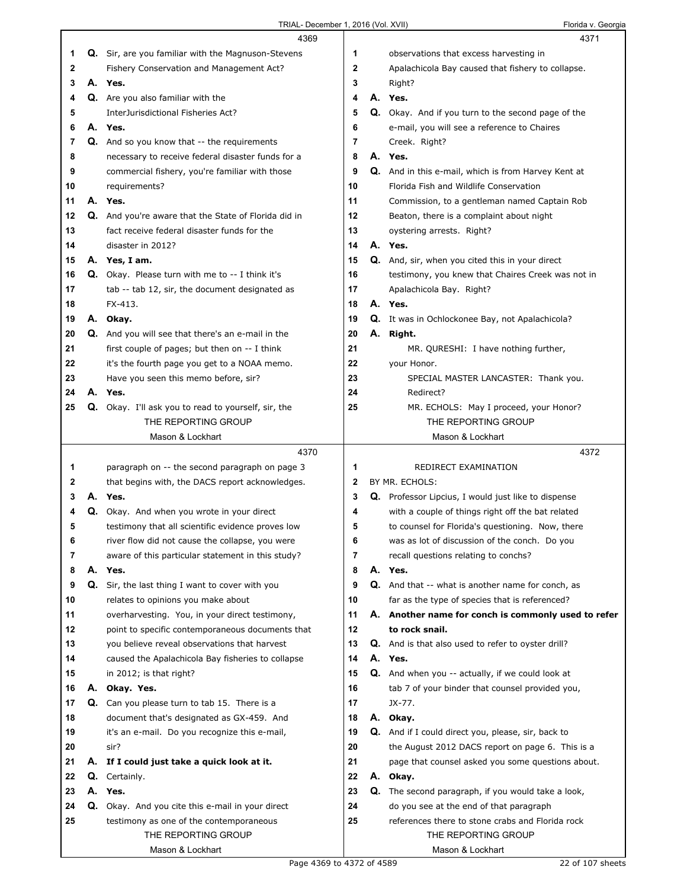**4369**

1 **Q.** Sir, are you familiar with the Magnuson-Stevens
2 Fishery Conservation and Management Act?
3 **A. Yes.**
4 **Q.** Are you also familiar with the
5 InterJurisdictional Fisheries Act?
6 **A. Yes.**
7 **Q.** And so you know that -- the requirements
8 necessary to receive federal disaster funds for a
9 commercial fishery, you're familiar with those
10 requirements?
11 **A. Yes.**
12 **Q.** And you're aware that the State of Florida did in
13 fact receive federal disaster funds for the
14 disaster in 2012?
15 **A. Yes, I am.**
16 **Q.** Okay. Please turn with me to -- I think it's
17 tab -- tab 12, sir, the document designated as
18 FX-413.
19 **A. Okay.**
20 **Q.** And you will see that there's an e-mail in the
21 first couple of pages; but then on -- I think
22 it's the fourth page you get to a NOAA memo.
23 Have you seen this memo before, sir?
24 **A. Yes.**
25 **Q.** Okay. I'll ask you to read to yourself, sir, the

**4370**

1 paragraph on -- the second paragraph on page 3
2 that begins with, the DACS report acknowledges.
3 **A. Yes.**
4 **Q.** Okay. And when you wrote in your direct
5 testimony that all scientific evidence proves low
6 river flow did not cause the collapse, you were
7 aware of this particular statement in this study?
8 **A. Yes.**
9 **Q.** Sir, the last thing I want to cover with you
10 relates to opinions you make about
11 overharvesting. You, in your direct testimony,
12 point to specific contemporaneous documents that
13 you believe reveal observations that harvest
14 caused the Apalachicola Bay fisheries to collapse
15 in 2012; is that right?
16 **A. Okay. Yes.**
17 **Q.** Can you please turn to tab 15. There is a
18 document that's designated as GX-459. And
19 it's an e-mail. Do you recognize this e-mail,
20 sir?
21 **A. If I could just take a quick look at it.**
22 **Q.** Certainly.
23 **A. Yes.**
24 **Q.** Okay. And you cite this e-mail in your direct
25 testimony as one of the contemporaneous

**4371**

1 observations that excess harvesting in
2 Apalachicola Bay caused that fishery to collapse.
3 Right?
4 **A. Yes.**
5 **Q.** Okay. And if you turn to the second page of the
6 e-mail, you will see a reference to Chaires
7 Creek. Right?
8 **A. Yes.**
9 **Q.** And in this e-mail, which is from Harvey Kent at
10 Florida Fish and Wildlife Conservation
11 Commission, to a gentleman named Captain Rob
12 Beaton, there is a complaint about night
13 oystering arrests. Right?
14 **A. Yes.**
15 **Q.** And, sir, when you cited this in your direct
16 testimony, you knew that Chaires Creek was not in
17 Apalachicola Bay. Right?
18 **A. Yes.**
19 **Q.** It was in Ochlockonee Bay, not Apalachicola?
20 **A. Right.**
21 MR. QURESHI: I have nothing further,
22 your Honor.
23 SPECIAL MASTER LANCASTER: Thank you.
24 Redirect?
25 MR. ECHOLS: May I proceed, your Honor?

**4372**

1 REDIRECT EXAMINATION
2 BY MR. ECHOLS:
3 **Q.** Professor Lipcius, I would just like to dispense
4 with a couple of things right off the bat related
5 to counsel for Florida's questioning. Now, there
6 was as lot of discussion of the conch. Do you
7 recall questions relating to conchs?
8 **A. Yes.**
9 **Q.** And that -- what is another name for conch, as
10 far as the type of species that is referenced?
11 **A. Another name for conch is commonly used to refer**
12 **to rock snail.**
13 **Q.** And is that also used to refer to oyster drill?
14 **A. Yes.**
15 **Q.** And when you -- actually, if we could look at
16 tab 7 of your binder that counsel provided you,
17 JX-77.
18 **A. Okay.**
19 **Q.** And if I could direct you, please, sir, back to
20 the August 2012 DACS report on page 6. This is a
21 page that counsel asked you some questions about.
22 **A. Okay.**
23 **Q.** The second paragraph, if you would take a look,
24 do you see at the end of that paragraph
25 references there to stone crabs and Florida rock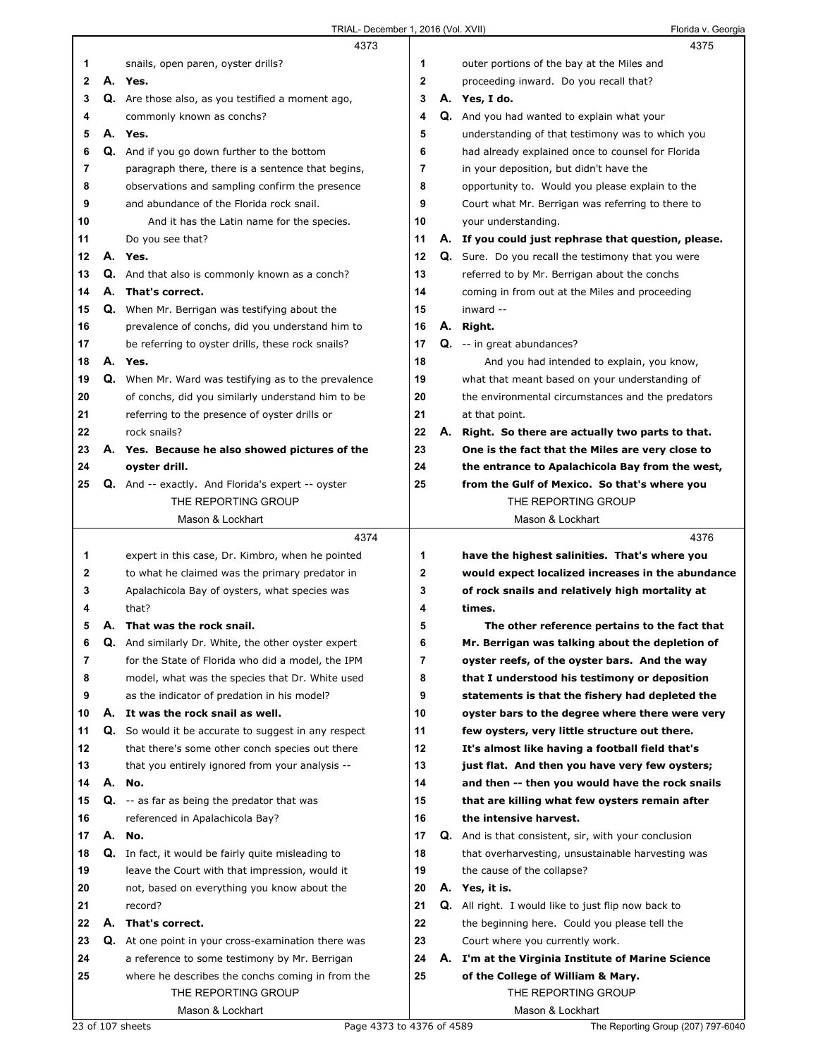4373

1 snails, open paren, oyster drills?
2 **A. Yes.**
3 **Q.** Are those also, as you testified a moment ago,
4 commonly known as conchs?
5 **A. Yes.**
6 **Q.** And if you go down further to the bottom
7 paragraph there, there is a sentence that begins,
8 observations and sampling confirm the presence
9 and abundance of the Florida rock snail.
10 And it has the Latin name for the species.
11 Do you see that?
12 **A. Yes.**
13 **Q.** And that also is commonly known as a conch?
14 **A. That's correct.**
15 **Q.** When Mr. Berrigan was testifying about the
16 prevalence of conchs, did you understand him to
17 be referring to oyster drills, these rock snails?
18 **A. Yes.**
19 **Q.** When Mr. Ward was testifying as to the prevalence
20 of conchs, did you similarly understand him to be
21 referring to the presence of oyster drills or
22 rock snails?
23 **A. Yes. Because he also showed pictures of the**
24 **oyster drill.**
25 **Q.** And -- exactly. And Florida's expert -- oyster

4374

1 expert in this case, Dr. Kimbro, when he pointed
2 to what he claimed was the primary predator in
3 Apalachicola Bay of oysters, what species was
4 that?
5 **A. That was the rock snail.**
6 **Q.** And similarly Dr. White, the other oyster expert
7 for the State of Florida who did a model, the IPM
8 model, what was the species that Dr. White used
9 as the indicator of predation in his model?
10 **A. It was the rock snail as well.**
11 **Q.** So would it be accurate to suggest in any respect
12 that there's some other conch species out there
13 that you entirely ignored from your analysis --
14 **A. No.**
15 **Q.** -- as far as being the predator that was
16 referenced in Apalachicola Bay?
17 **A. No.**
18 **Q.** In fact, it would be fairly quite misleading to
19 leave the Court with that impression, would it
20 not, based on everything you know about the
21 record?
22 **A. That's correct.**
23 **Q.** At one point in your cross-examination there was
24 a reference to some testimony by Mr. Berrigan
25 where he describes the conchs coming in from the

4375

1 outer portions of the bay at the Miles and
2 proceeding inward. Do you recall that?
3 **A. Yes, I do.**
4 **Q.** And you had wanted to explain what your
5 understanding of that testimony was to which you
6 had already explained once to counsel for Florida
7 in your deposition, but didn't have the
8 opportunity to. Would you please explain to the
9 Court what Mr. Berrigan was referring to there to
10 your understanding.
11 **A. If you could just rephrase that question, please.**
12 **Q.** Sure. Do you recall the testimony that you were
13 referred to by Mr. Berrigan about the conchs
14 coming in from out at the Miles and proceeding
15 inward --
16 **A. Right.**
17 **Q.** -- in great abundances?
18 And you had intended to explain, you know,
19 what that meant based on your understanding of
20 the environmental circumstances and the predators
21 at that point.
22 **A. Right. So there are actually two parts to that.**
23 **One is the fact that the Miles are very close to**
24 **the entrance to Apalachicola Bay from the west,**
25 **from the Gulf of Mexico. So that's where you**

4376

1 **have the highest salinities. That's where you**
2 **would expect localized increases in the abundance**
3 **of rock snails and relatively high mortality at**
4 **times.**
5 **The other reference pertains to the fact that**
6 **Mr. Berrigan was talking about the depletion of**
7 **oyster reefs, of the oyster bars. And the way**
8 **that I understood his testimony or deposition**
9 **statements is that the fishery had depleted the**
10 **oyster bars to the degree where there were very**
11 **few oysters, very little structure out there.**
12 **It's almost like having a football field that's**
13 **just flat. And then you have very few oysters;**
14 **and then -- then you would have the rock snails**
15 **that are killing what few oysters remain after**
16 **the intensive harvest.**
17 **Q.** And is that consistent, sir, with your conclusion
18 that overharvesting, unsustainable harvesting was
19 the cause of the collapse?
20 **A. Yes, it is.**
21 **Q.** All right. I would like to just flip now back to
22 the beginning here. Could you please tell the
23 Court where you currently work.
24 **A. I'm at the Virginia Institute of Marine Science**
25 **of the College of William & Mary.**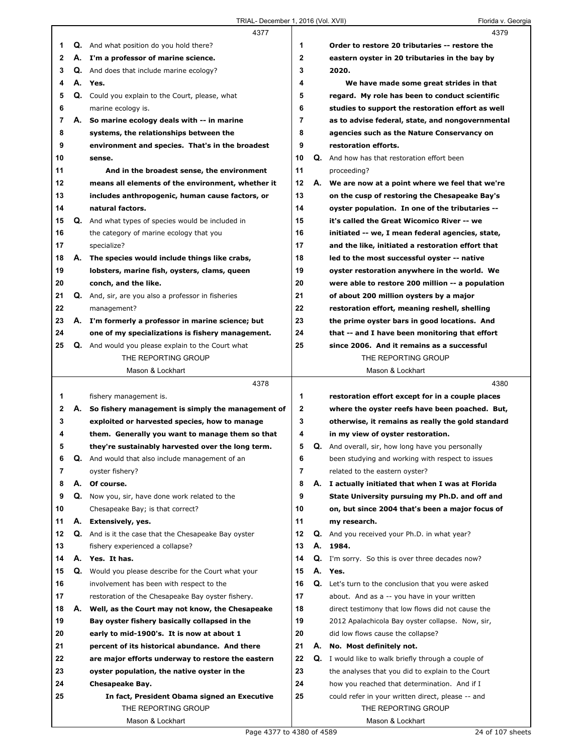**4377**

Q. And what position do you hold there?

A. **I'm a professor of marine science.**

Q. And does that include marine ecology?

A. **Yes.**

Q. Could you explain to the Court, please, what marine ecology is.

A. **So marine ecology deals with -- in marine systems, the relationships between the environment and species. That's in the broadest sense.**

**And in the broadest sense, the environment means all elements of the environment, whether it includes anthropogenic, human cause factors, or natural factors.**

Q. And what types of species would be included in the category of marine ecology that you specialize?

A. **The species would include things like crabs, lobsters, marine fish, oysters, clams, queen conch, and the like.**

Q. And, sir, are you also a professor in fisheries management?

A. **I'm formerly a professor in marine science; but one of my specializations is fishery management.**

Q. And would you please explain to the Court what

**4378**

fishery management is.

A. **So fishery management is simply the management of exploited or harvested species, how to manage them. Generally you want to manage them so that they're sustainably harvested over the long term.**

Q. And would that also include management of an oyster fishery?

A. **Of course.**

Q. Now you, sir, have done work related to the Chesapeake Bay; is that correct?

A. **Extensively, yes.**

Q. And is it the case that the Chesapeake Bay oyster fishery experienced a collapse?

A. **Yes. It has.**

Q. Would you please describe for the Court what your involvement has been with respect to the restoration of the Chesapeake Bay oyster fishery.

A. **Well, as the Court may not know, the Chesapeake Bay oyster fishery basically collapsed in the early to mid-1900's. It is now at about 1 percent of its historical abundance. And there are major efforts underway to restore the eastern oyster population, the native oyster in the Chesapeake Bay.**

**In fact, President Obama signed an Executive**

**4379**

**Order to restore 20 tributaries -- restore the eastern oyster in 20 tributaries in the bay by 2020.**

**We have made some great strides in that regard. My role has been to conduct scientific studies to support the restoration effort as well as to advise federal, state, and nongovernmental agencies such as the Nature Conservancy on restoration efforts.**

Q. And how has that restoration effort been proceeding?

A. **We are now at a point where we feel that we're on the cusp of restoring the Chesapeake Bay's oyster population. In one of the tributaries -- it's called the Great Wicomico River -- we initiated -- we, I mean federal agencies, state, and the like, initiated a restoration effort that led to the most successful oyster -- native oyster restoration anywhere in the world. We were able to restore 200 million -- a population of about 200 million oysters by a major restoration effort, meaning reshell, shelling the prime oyster bars in good locations. And that -- and I have been monitoring that effort since 2006. And it remains as a successful**

**4380**

**restoration effort except for in a couple places where the oyster reefs have been poached. But, otherwise, it remains as really the gold standard in my view of oyster restoration.**

Q. And overall, sir, how long have you personally been studying and working with respect to issues related to the eastern oyster?

A. **I actually initiated that when I was at Florida State University pursuing my Ph.D. and off and on, but since 2004 that's been a major focus of my research.**

Q. And you received your Ph.D. in what year?

A. **1984.**

Q. I'm sorry. So this is over three decades now?

A. **Yes.**

Q. Let's turn to the conclusion that you were asked about. And as a -- you have in your written direct testimony that low flows did not cause the 2012 Apalachicola Bay oyster collapse. Now, sir, did low flows cause the collapse?

A. **No. Most definitely not.**

Q. I would like to walk briefly through a couple of the analyses that you did to explain to the Court how you reached that determination. And if I could refer in your written direct, please -- and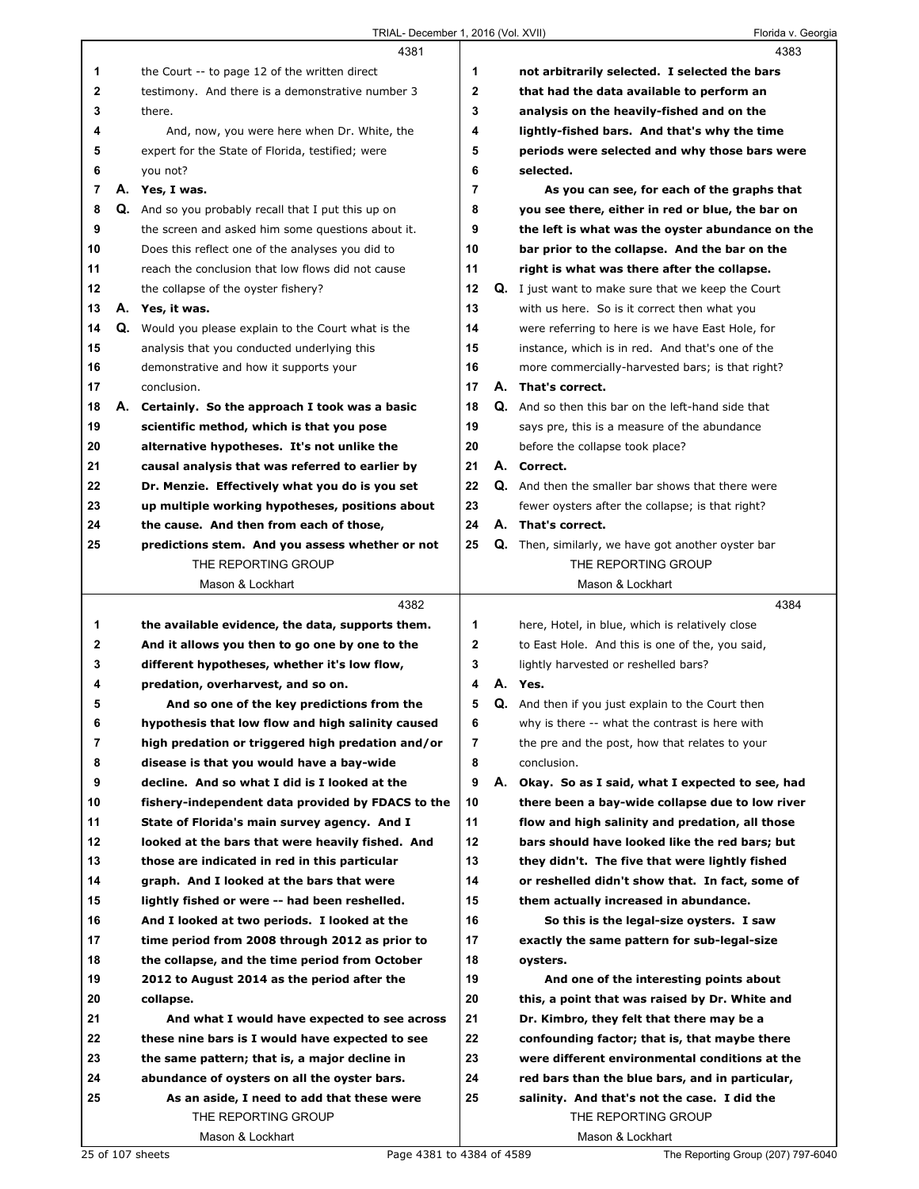4381

1 the Court -- to page 12 of the written direct
2 testimony. And there is a demonstrative number 3
3 there.
4 And, now, you were here when Dr. White, the
5 expert for the State of Florida, testified; were
6 you not?
7 A. **Yes, I was.**
8 Q. And so you probably recall that I put this up on
9 the screen and asked him some questions about it.
10 Does this reflect one of the analyses you did to
11 reach the conclusion that low flows did not cause
12 the collapse of the oyster fishery?
13 A. **Yes, it was.**
14 Q. Would you please explain to the Court what is the
15 analysis that you conducted underlying this
16 demonstrative and how it supports your
17 conclusion.
18 A. **Certainly. So the approach I took was a basic**
19 **scientific method, which is that you pose**
20 **alternative hypotheses. It's not unlike the**
21 **causal analysis that was referred to earlier by**
22 **Dr. Menzie. Effectively what you do is you set**
23 **up multiple working hypotheses, positions about**
24 **the cause. And then from each of those,**
25 **predictions stem. And you assess whether or not**

4382

1 **the available evidence, the data, supports them.**
2 **And it allows you then to go one by one to the**
3 **different hypotheses, whether it's low flow,**
4 **predation, overharvest, and so on.**
5 **And so one of the key predictions from the**
6 **hypothesis that low flow and high salinity caused**
7 **high predation or triggered high predation and/or**
8 **disease is that you would have a bay-wide**
9 **decline. And so what I did is I looked at the**
10 **fishery-independent data provided by FDACS to the**
11 **State of Florida's main survey agency. And I**
12 **looked at the bars that were heavily fished. And**
13 **those are indicated in red in this particular**
14 **graph. And I looked at the bars that were**
15 **lightly fished or were -- had been reshelled.**
16 **And I looked at two periods. I looked at the**
17 **time period from 2008 through 2012 as prior to**
18 **the collapse, and the time period from October**
19 **2012 to August 2014 as the period after the**
20 **collapse.**
21 **And what I would have expected to see across**
22 **these nine bars is I would have expected to see**
23 **the same pattern; that is, a major decline in**
24 **abundance of oysters on all the oyster bars.**
25 **As an aside, I need to add that these were**

4383

1 **not arbitrarily selected. I selected the bars**
2 **that had the data available to perform an**
3 **analysis on the heavily-fished and on the**
4 **lightly-fished bars. And that's why the time**
5 **periods were selected and why those bars were**
6 **selected.**
7 **As you can see, for each of the graphs that**
8 **you see there, either in red or blue, the bar on**
9 **the left is what was the oyster abundance on the**
10 **bar prior to the collapse. And the bar on the**
11 **right is what was there after the collapse.**
12 Q. I just want to make sure that we keep the Court
13 with us here. So is it correct then what you
14 were referring to here is we have East Hole, for
15 instance, which is in red. And that's one of the
16 more commercially-harvested bars; is that right?
17 A. **That's correct.**
18 Q. And so then this bar on the left-hand side that
19 says pre, this is a measure of the abundance
20 before the collapse took place?
21 A. **Correct.**
22 Q. And then the smaller bar shows that there were
23 fewer oysters after the collapse; is that right?
24 A. **That's correct.**
25 Q. Then, similarly, we have got another oyster bar

4384

1 here, Hotel, in blue, which is relatively close
2 to East Hole. And this is one of the, you said,
3 lightly harvested or reshelled bars?
4 A. **Yes.**
5 Q. And then if you just explain to the Court then
6 why is there -- what the contrast is here with
7 the pre and the post, how that relates to your
8 conclusion.
9 A. **Okay. So as I said, what I expected to see, had**
10 **there been a bay-wide collapse due to low river**
11 **flow and high salinity and predation, all those**
12 **bars should have looked like the red bars; but**
13 **they didn't. The five that were lightly fished**
14 **or reshelled didn't show that. In fact, some of**
15 **them actually increased in abundance.**
16 **So this is the legal-size oysters. I saw**
17 **exactly the same pattern for sub-legal-size**
18 **oysters.**
19 **And one of the interesting points about**
20 **this, a point that was raised by Dr. White and**
21 **Dr. Kimbro, they felt that there may be a**
22 **confounding factor; that is, that maybe there**
23 **were different environmental conditions at the**
24 **red bars than the blue bars, and in particular,**
25 **salinity. And that's not the case. I did the**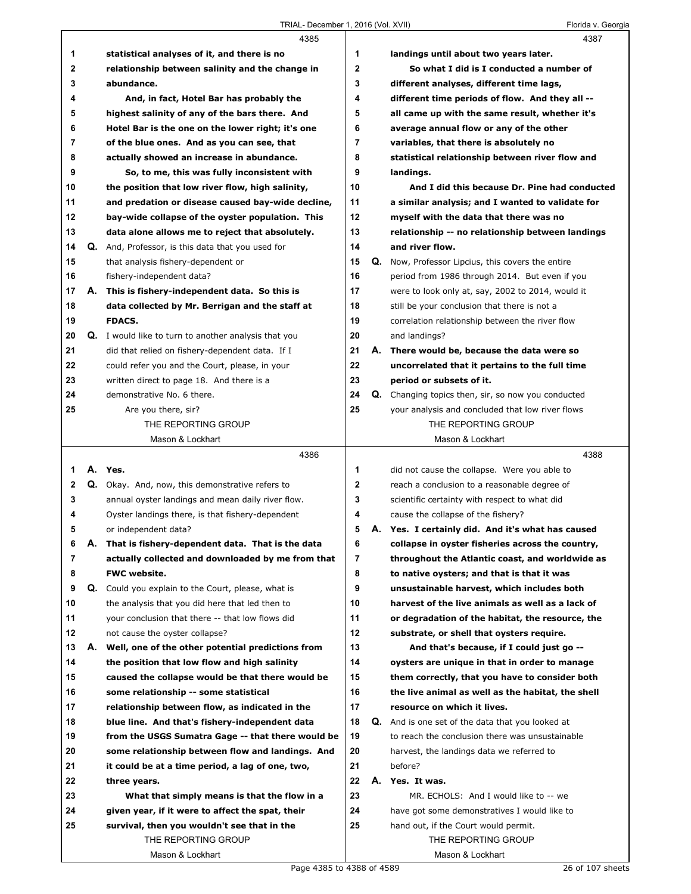**Page 4385**

1 **statistical analyses of it, and there is no**
2 **relationship between salinity and the change in**
3 **abundance.**
4 **And, in fact, Hotel Bar has probably the**
5 **highest salinity of any of the bars there. And**
6 **Hotel Bar is the one on the lower right; it's one**
7 **of the blue ones. And as you can see, that**
8 **actually showed an increase in abundance.**
9 **So, to me, this was fully inconsistent with**
10 **the position that low river flow, high salinity,**
11 **and predation or disease caused bay-wide decline,**
12 **bay-wide collapse of the oyster population. This**
13 **data alone allows me to reject that absolutely.**
14 **Q.** And, Professor, is this data that you used for
15 that analysis fishery-dependent or
16 fishery-independent data?
17 **A. This is fishery-independent data. So this is**
18 **data collected by Mr. Berrigan and the staff at**
19 **FDACS.**
20 **Q.** I would like to turn to another analysis that you
21 did that relied on fishery-dependent data. If I
22 could refer you and the Court, please, in your
23 written direct to page 18. And there is a
24 demonstrative No. 6 there.
25 Are you there, sir?

**Page 4386**

1 **A. Yes.**
2 **Q.** Okay. And, now, this demonstrative refers to
3 annual oyster landings and mean daily river flow.
4 Oyster landings there, is that fishery-dependent
5 or independent data?
6 **A. That is fishery-dependent data. That is the data**
7 **actually collected and downloaded by me from that**
8 **FWC website.**
9 **Q.** Could you explain to the Court, please, what is
10 the analysis that you did here that led then to
11 your conclusion that there -- that low flows did
12 not cause the oyster collapse?
13 **A. Well, one of the other potential predictions from**
14 **the position that low flow and high salinity**
15 **caused the collapse would be that there would be**
16 **some relationship -- some statistical**
17 **relationship between flow, as indicated in the**
18 **blue line. And that's fishery-independent data**
19 **from the USGS Sumatra Gage -- that there would be**
20 **some relationship between flow and landings. And**
21 **it could be at a time period, a lag of one, two,**
22 **three years.**
23 **What that simply means is that the flow in a**
24 **given year, if it were to affect the spat, their**
25 **survival, then you wouldn't see that in the**

**Page 4387**

1 **landings until about two years later.**
2 **So what I did is I conducted a number of**
3 **different analyses, different time lags,**
4 **different time periods of flow. And they all --**
5 **all came up with the same result, whether it's**
6 **average annual flow or any of the other**
7 **variables, that there is absolutely no**
8 **statistical relationship between river flow and**
9 **landings.**
10 **And I did this because Dr. Pine had conducted**
11 **a similar analysis; and I wanted to validate for**
12 **myself with the data that there was no**
13 **relationship -- no relationship between landings**
14 **and river flow.**
15 **Q.** Now, Professor Lipcius, this covers the entire
16 period from 1986 through 2014. But even if you
17 were to look only at, say, 2002 to 2014, would it
18 still be your conclusion that there is not a
19 correlation relationship between the river flow
20 and landings?
21 **A. There would be, because the data were so**
22 **uncorrelated that it pertains to the full time**
23 **period or subsets of it.**
24 **Q.** Changing topics then, sir, so now you conducted
25 your analysis and concluded that low river flows

**Page 4388**

1 did not cause the collapse. Were you able to
2 reach a conclusion to a reasonable degree of
3 scientific certainty with respect to what did
4 cause the collapse of the fishery?
5 **A. Yes. I certainly did. And it's what has caused**
6 **collapse in oyster fisheries across the country,**
7 **throughout the Atlantic coast, and worldwide as**
8 **to native oysters; and that is that it was**
9 **unsustainable harvest, which includes both**
10 **harvest of the live animals as well as a lack of**
11 **or degradation of the habitat, the resource, the**
12 **substrate, or shell that oysters require.**
13 **And that's because, if I could just go --**
14 **oysters are unique in that in order to manage**
15 **them correctly, that you have to consider both**
16 **the live animal as well as the habitat, the shell**
17 **resource on which it lives.**
18 **Q.** And is one set of the data that you looked at
19 to reach the conclusion there was unsustainable
20 harvest, the landings data we referred to
21 before?
22 **A. Yes. It was.**
23 MR. ECHOLS: And I would like to -- we
24 have got some demonstratives I would like to
25 hand out, if the Court would permit.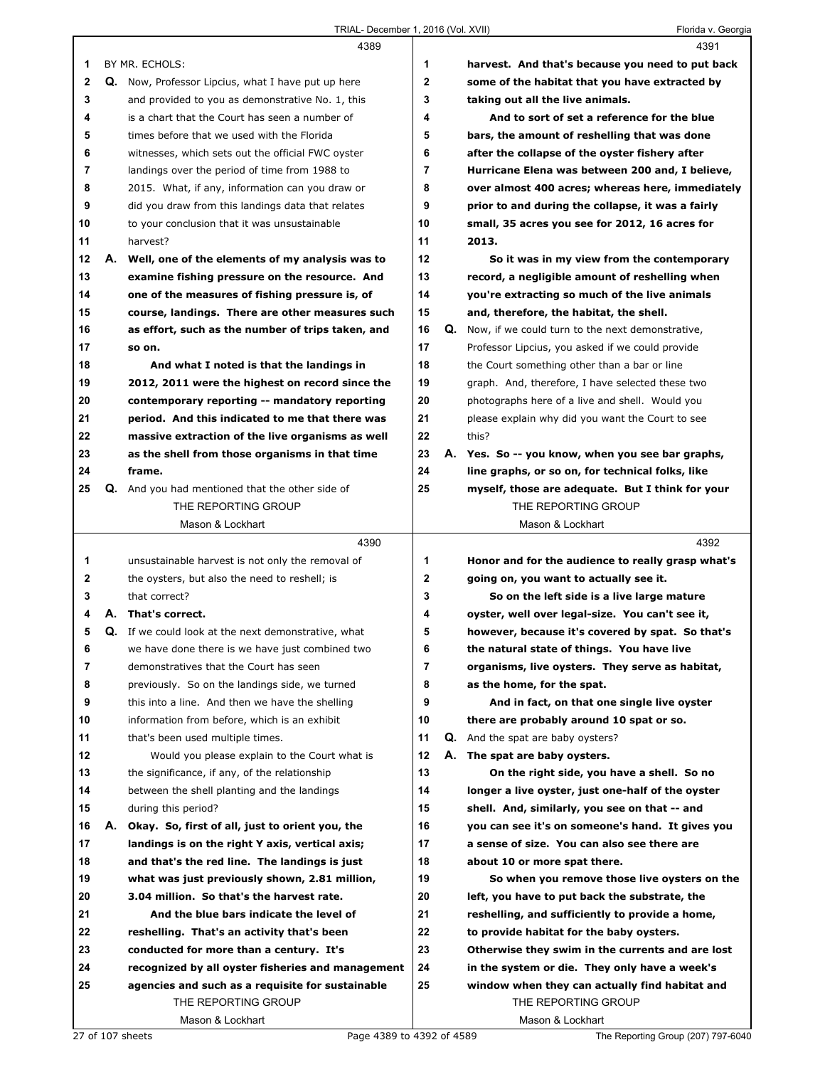**4389**

1 BY MR. ECHOLS:

2 Q. Now, Professor Lipcius, what I have put up here
3 and provided to you as demonstrative No. 1, this
4 is a chart that the Court has seen a number of
5 times before that we used with the Florida
6 witnesses, which sets out the official FWC oyster
7 landings over the period of time from 1988 to
8 2015. What, if any, information can you draw or
9 did you draw from this landings data that relates
10 to your conclusion that it was unsustainable
11 harvest?

12 A. **Well, one of the elements of my analysis was to**
13 **examine fishing pressure on the resource. And**
14 **one of the measures of fishing pressure is, of**
15 **course, landings. There are other measures such**
16 **as effort, such as the number of trips taken, and**
17 **so on.**

18 **And what I noted is that the landings in**
19 **2012, 2011 were the highest on record since the**
20 **contemporary reporting -- mandatory reporting**
21 **period. And this indicated to me that there was**
22 **massive extraction of the live organisms as well**
23 **as the shell from those organisms in that time**
24 **frame.**

25 Q. And you had mentioned that the other side of

**4390**

1 unsustainable harvest is not only the removal of
2 the oysters, but also the need to reshell; is
3 that correct?

4 A. **That's correct.**

5 Q. If we could look at the next demonstrative, what
6 we have done there is we have just combined two
7 demonstratives that the Court has seen
8 previously. So on the landings side, we turned
9 this into a line. And then we have the shelling
10 information from before, which is an exhibit
11 that's been used multiple times.

12 Would you please explain to the Court what is
13 the significance, if any, of the relationship
14 between the shell planting and the landings
15 during this period?

16 A. **Okay. So, first of all, just to orient you, the**
17 **landings is on the right Y axis, vertical axis;**
18 **and that's the red line. The landings is just**
19 **what was just previously shown, 2.81 million,**
20 **3.04 million. So that's the harvest rate.**

21 **And the blue bars indicate the level of**
22 **reshelling. That's an activity that's been**
23 **conducted for more than a century. It's**
24 **recognized by all oyster fisheries and management**
25 **agencies and such as a requisite for sustainable**

**4391**

1 **harvest. And that's because you need to put back**
2 **some of the habitat that you have extracted by**
3 **taking out all the live animals.**

4 **And to sort of set a reference for the blue**
5 **bars, the amount of reshelling that was done**
6 **after the collapse of the oyster fishery after**
7 **Hurricane Elena was between 200 and, I believe,**
8 **over almost 400 acres; whereas here, immediately**
9 **prior to and during the collapse, it was a fairly**
10 **small, 35 acres you see for 2012, 16 acres for**
11 **2013.**

12 **So it was in my view from the contemporary**
13 **record, a negligible amount of reshelling when**
14 **you're extracting so much of the live animals**
15 **and, therefore, the habitat, the shell.**

16 Q. Now, if we could turn to the next demonstrative,
17 Professor Lipcius, you asked if we could provide
18 the Court something other than a bar or line
19 graph. And, therefore, I have selected these two
20 photographs here of a live and shell. Would you
21 please explain why did you want the Court to see
22 this?

23 A. **Yes. So -- you know, when you see bar graphs,**
24 **line graphs, or so on, for technical folks, like**
25 **myself, those are adequate. But I think for your**

**4392**

1 **Honor and for the audience to really grasp what's**
2 **going on, you want to actually see it.**

3 **So on the left side is a live large mature**
4 **oyster, well over legal-size. You can't see it,**
5 **however, because it's covered by spat. So that's**
6 **the natural state of things. You have live**
7 **organisms, live oysters. They serve as habitat,**
8 **as the home, for the spat.**

9 **And in fact, on that one single live oyster**
10 **there are probably around 10 spat or so.**

11 Q. And the spat are baby oysters?

12 A. **The spat are baby oysters.**

13 **On the right side, you have a shell. So no**
14 **longer a live oyster, just one-half of the oyster**
15 **shell. And, similarly, you see on that -- and**
16 **you can see it's on someone's hand. It gives you**
17 **a sense of size. You can also see there are**
18 **about 10 or more spat there.**

19 **So when you remove those live oysters on the**
20 **left, you have to put back the substrate, the**
21 **reshelling, and sufficiently to provide a home,**
22 **to provide habitat for the baby oysters.**
23 **Otherwise they swim in the currents and are lost**
24 **in the system or die. They only have a week's**
25 **window when they can actually find habitat and**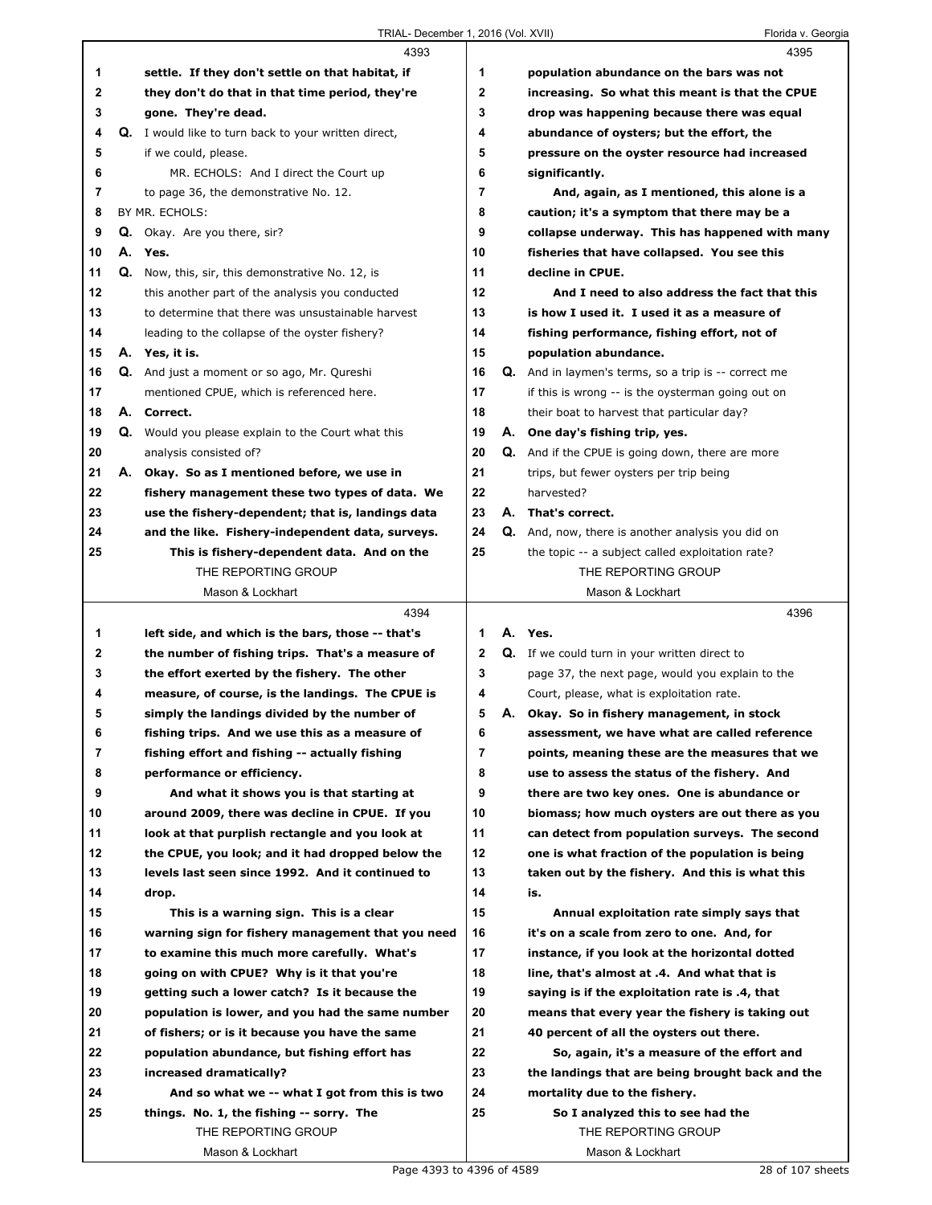4393

1 settle. If they don't settle on that habitat, if
2 they don't do that in that time period, they're
3 gone. They're dead.
4 **Q.** I would like to turn back to your written direct,
5 if we could, please.
6 MR. ECHOLS: And I direct the Court up
7 to page 36, the demonstrative No. 12.
8 BY MR. ECHOLS:
9 **Q.** Okay. Are you there, sir?
10 **A.** **Yes.**
11 **Q.** Now, this, sir, this demonstrative No. 12, is
12 this another part of the analysis you conducted
13 to determine that there was unsustainable harvest
14 leading to the collapse of the oyster fishery?
15 **A.** **Yes, it is.**
16 **Q.** And just a moment or so ago, Mr. Qureshi
17 mentioned CPUE, which is referenced here.
18 **A.** **Correct.**
19 **Q.** Would you please explain to the Court what this
20 analysis consisted of?
21 **A.** **Okay. So as I mentioned before, we use in**
22 **fishery management these two types of data. We**
23 **use the fishery-dependent; that is, landings data**
24 **and the like. Fishery-independent data, surveys.**
25 **This is fishery-dependent data. And on the**

4394

1 **left side, and which is the bars, those -- that's**
2 **the number of fishing trips. That's a measure of**
3 **the effort exerted by the fishery. The other**
4 **measure, of course, is the landings. The CPUE is**
5 **simply the landings divided by the number of**
6 **fishing trips. And we use this as a measure of**
7 **fishing effort and fishing -- actually fishing**
8 **performance or efficiency.**
9 **And what it shows you is that starting at**
10 **around 2009, there was decline in CPUE. If you**
11 **look at that purplish rectangle and you look at**
12 **the CPUE, you look; and it had dropped below the**
13 **levels last seen since 1992. And it continued to**
14 **drop.**
15 **This is a warning sign. This is a clear**
16 **warning sign for fishery management that you need**
17 **to examine this much more carefully. What's**
18 **going on with CPUE? Why is it that you're**
19 **getting such a lower catch? Is it because the**
20 **population is lower, and you had the same number**
21 **of fishers; or is it because you have the same**
22 **population abundance, but fishing effort has**
23 **increased dramatically?**
24 **And so what we -- what I got from this is two**
25 **things. No. 1, the fishing -- sorry. The**

4395

1 **population abundance on the bars was not**
2 **increasing. So what this meant is that the CPUE**
3 **drop was happening because there was equal**
4 **abundance of oysters; but the effort, the**
5 **pressure on the oyster resource had increased**
6 **significantly.**
7 **And, again, as I mentioned, this alone is a**
8 **caution; it's a symptom that there may be a**
9 **collapse underway. This has happened with many**
10 **fisheries that have collapsed. You see this**
11 **decline in CPUE.**
12 **And I need to also address the fact that this**
13 **is how I used it. I used it as a measure of**
14 **fishing performance, fishing effort, not of**
15 **population abundance.**
16 **Q.** And in laymen's terms, so a trip is -- correct me
17 if this is wrong -- is the oysterman going out on
18 their boat to harvest that particular day?
19 **A.** **One day's fishing trip, yes.**
20 **Q.** And if the CPUE is going down, there are more
21 trips, but fewer oysters per trip being
22 harvested?
23 **A.** **That's correct.**
24 **Q.** And, now, there is another analysis you did on
25 the topic -- a subject called exploitation rate?

4396

1 **A.** **Yes.**
2 **Q.** If we could turn in your written direct to
3 page 37, the next page, would you explain to the
4 Court, please, what is exploitation rate.
5 **A.** **Okay. So in fishery management, in stock**
6 **assessment, we have what are called reference**
7 **points, meaning these are the measures that we**
8 **use to assess the status of the fishery. And**
9 **there are two key ones. One is abundance or**
10 **biomass; how much oysters are out there as you**
11 **can detect from population surveys. The second**
12 **one is what fraction of the population is being**
13 **taken out by the fishery. And this is what this**
14 **is.**
15 **Annual exploitation rate simply says that**
16 **it's on a scale from zero to one. And, for**
17 **instance, if you look at the horizontal dotted**
18 **line, that's almost at .4. And what that is**
19 **saying is if the exploitation rate is .4, that**
20 **means that every year the fishery is taking out**
21 **40 percent of all the oysters out there.**
22 **So, again, it's a measure of the effort and**
23 **the landings that are being brought back and the**
24 **mortality due to the fishery.**
25 **So I analyzed this to see had the**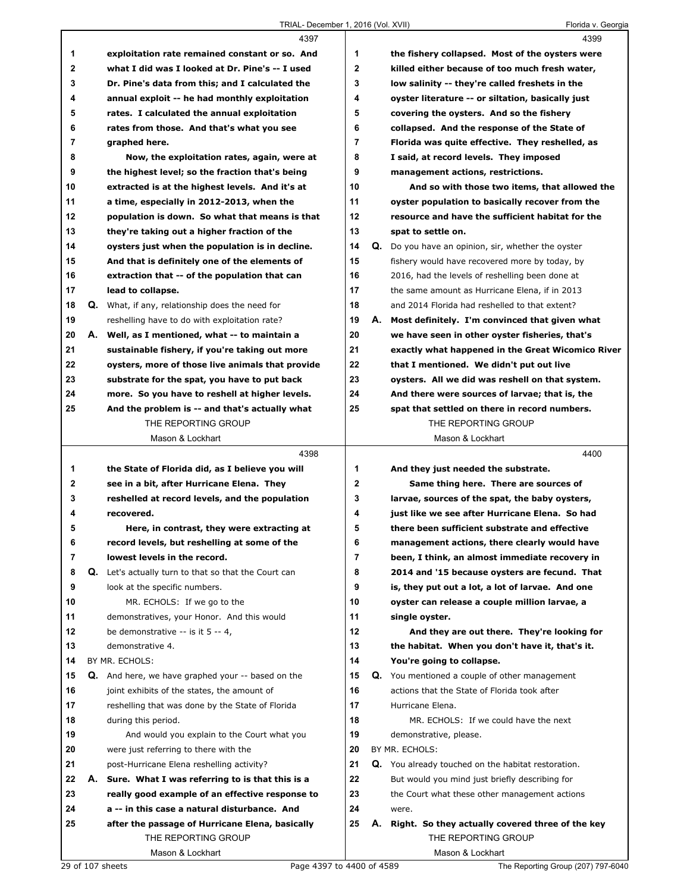exploitation rate remained constant or so. And what I did was I looked at Dr. Pine's -- I used Dr. Pine's data from this; and I calculated the annual exploit -- he had monthly exploitation rates. I calculated the annual exploitation rates from those. And that's what you see graphed here.

Now, the exploitation rates, again, were at the highest level; so the fraction that's being extracted is at the highest levels. And it's at a time, especially in 2012-2013, when the population is down. So what that means is that they're taking out a higher fraction of the oysters just when the population is in decline. And that is definitely one of the elements of extraction that -- of the population that can lead to collapse.

**Q.** What, if any, relationship does the need for reshelling have to do with exploitation rate?

**A.** Well, as I mentioned, what -- to maintain a sustainable fishery, if you're taking out more oysters, more of those live animals that provide substrate for the spat, you have to put back more. So you have to reshell at higher levels. And the problem is -- and that's actually what the State of Florida did, as I believe you will see in a bit, after Hurricane Elena. They reshelled at record levels, and the population recovered.

Here, in contrast, they were extracting at record levels, but reshelling at some of the lowest levels in the record.

**Q.** Let's actually turn to that so that the Court can look at the specific numbers.

MR. ECHOLS: If we go to the demonstratives, your Honor. And this would be demonstrative -- is it 5 -- 4, demonstrative 4.

BY MR. ECHOLS:

**Q.** And here, we have graphed your -- based on the joint exhibits of the states, the amount of reshelling that was done by the State of Florida during this period.

And would you explain to the Court what you were just referring to there with the post-Hurricane Elena reshelling activity?

**A.** Sure. What I was referring to is that this is a really good example of an effective response to a -- in this case a natural disturbance. And after the passage of Hurricane Elena, basically the fishery collapsed. Most of the oysters were killed either because of too much fresh water, low salinity -- they're called freshets in the oyster literature -- or siltation, basically just covering the oysters. And so the fishery collapsed. And the response of the State of Florida was quite effective. They reshelled, as I said, at record levels. They imposed management actions, restrictions.

And so with those two items, that allowed the oyster population to basically recover from the resource and have the sufficient habitat for the spat to settle on.

**Q.** Do you have an opinion, sir, whether the oyster fishery would have recovered more by today, by 2016, had the levels of reshelling been done at the same amount as Hurricane Elena, if in 2013 and 2014 Florida had reshelled to that extent?

**A.** Most definitely. I'm convinced that given what we have seen in other oyster fisheries, that's exactly what happened in the Great Wicomico River that I mentioned. We didn't put out live oysters. All we did was reshell on that system. And there were sources of larvae; that is, the spat that settled on there in record numbers. And they just needed the substrate.

Same thing here. There are sources of larvae, sources of the spat, the baby oysters, just like we see after Hurricane Elena. So had there been sufficient substrate and effective management actions, there clearly would have been, I think, an almost immediate recovery in 2014 and '15 because oysters are fecund. That is, they put out a lot, a lot of larvae. And one oyster can release a couple million larvae, a single oyster.

And they are out there. They're looking for the habitat. When you don't have it, that's it. You're going to collapse.

**Q.** You mentioned a couple of other management actions that the State of Florida took after Hurricane Elena.

MR. ECHOLS: If we could have the next demonstrative, please.

BY MR. ECHOLS:

**Q.** You already touched on the habitat restoration. But would you mind just briefly describing for the Court what these other management actions were.

**A.** Right. So they actually covered three of the key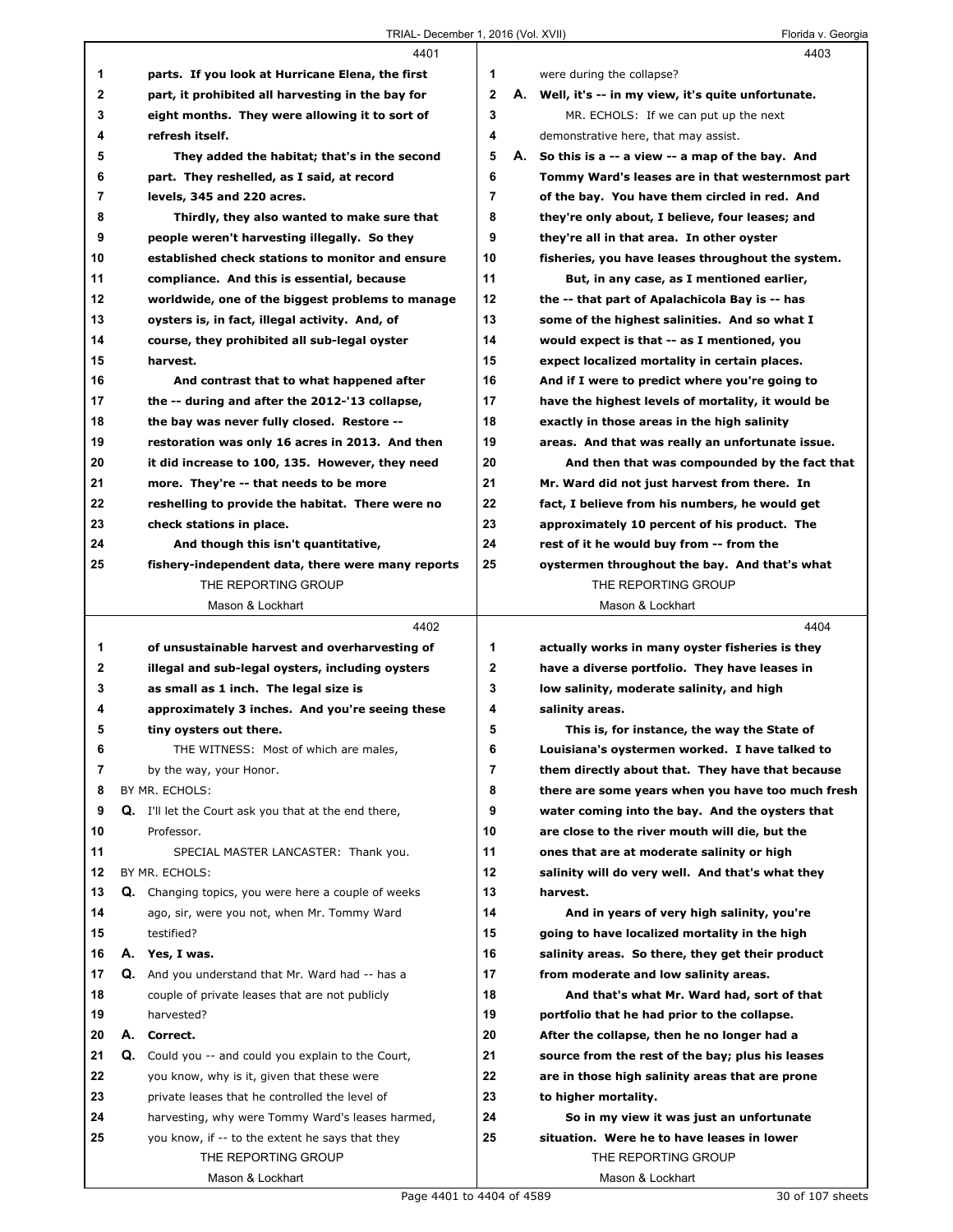**parts. If you look at Hurricane Elena, the first part, it prohibited all harvesting in the bay for eight months. They were allowing it to sort of refresh itself.**

**They added the habitat; that's in the second part. They reshelled, as I said, at record levels, 345 and 220 acres.**

**Thirdly, they also wanted to make sure that people weren't harvesting illegally. So they established check stations to monitor and ensure compliance. And this is essential, because worldwide, one of the biggest problems to manage oysters is, in fact, illegal activity. And, of course, they prohibited all sub-legal oyster harvest.**

**And contrast that to what happened after the -- during and after the 2012-'13 collapse, the bay was never fully closed. Restore -- restoration was only 16 acres in 2013. And then it did increase to 100, 135. However, they need more. They're -- that needs to be more reshelling to provide the habitat. There were no check stations in place.**

**And though this isn't quantitative, fishery-independent data, there were many reports of unsustainable harvest and overharvesting of illegal and sub-legal oysters, including oysters as small as 1 inch. The legal size is approximately 3 inches. And you're seeing these tiny oysters out there.**

THE WITNESS: Most of which are males, by the way, your Honor.

BY MR. ECHOLS:

**Q.** I'll let the Court ask you that at the end there, Professor.

SPECIAL MASTER LANCASTER: Thank you.

BY MR. ECHOLS:

**Q.** Changing topics, you were here a couple of weeks ago, sir, were you not, when Mr. Tommy Ward testified?

**A. Yes, I was.**

**Q.** And you understand that Mr. Ward had -- has a couple of private leases that are not publicly harvested?

**A. Correct.**

**Q.** Could you -- and could you explain to the Court, you know, why is it, given that these were private leases that he controlled the level of harvesting, why were Tommy Ward's leases harmed, you know, if -- to the extent he says that they were during the collapse?

**A. Well, it's -- in my view, it's quite unfortunate.**

MR. ECHOLS: If we can put up the next demonstrative here, that may assist.

**A. So this is a -- a view -- a map of the bay. And Tommy Ward's leases are in that westernmost part of the bay. You have them circled in red. And they're only about, I believe, four leases; and they're all in that area. In other oyster fisheries, you have leases throughout the system.**

**But, in any case, as I mentioned earlier, the -- that part of Apalachicola Bay is -- has some of the highest salinities. And so what I would expect is that -- as I mentioned, you expect localized mortality in certain places. And if I were to predict where you're going to have the highest levels of mortality, it would be exactly in those areas in the high salinity areas. And that was really an unfortunate issue.**

**And then that was compounded by the fact that Mr. Ward did not just harvest from there. In fact, I believe from his numbers, he would get approximately 10 percent of his product. The rest of it he would buy from -- from the oystermen throughout the bay. And that's what actually works in many oyster fisheries is they have a diverse portfolio. They have leases in low salinity, moderate salinity, and high salinity areas.**

**This is, for instance, the way the State of Louisiana's oystermen worked. I have talked to them directly about that. They have that because there are some years when you have too much fresh water coming into the bay. And the oysters that are close to the river mouth will die, but the ones that are at moderate salinity or high salinity will do very well. And that's what they harvest.**

**And in years of very high salinity, you're going to have localized mortality in the high salinity areas. So there, they get their product from moderate and low salinity areas.**

**And that's what Mr. Ward had, sort of that portfolio that he had prior to the collapse. After the collapse, then he no longer had a source from the rest of the bay; plus his leases are in those high salinity areas that are prone to higher mortality.**

**So in my view it was just an unfortunate situation. Were he to have leases in lower**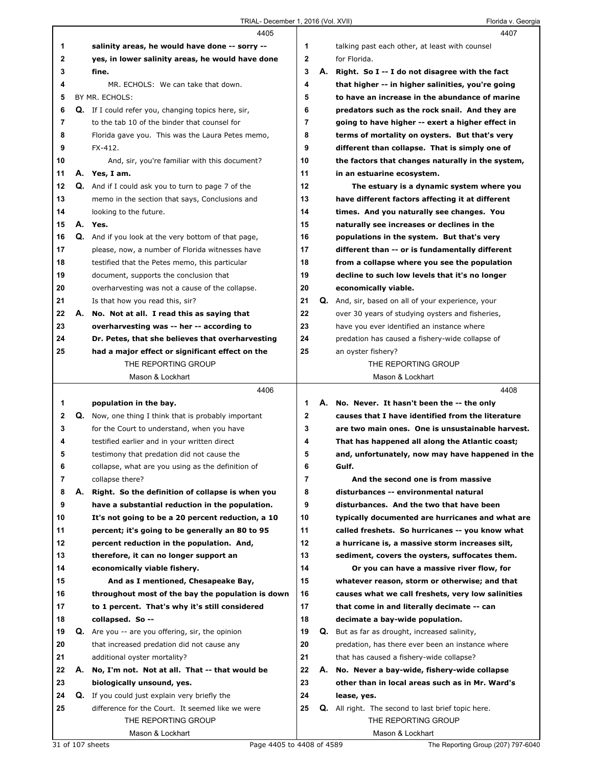**Page 4405**

salinity areas, he would have done -- sorry -- yes, in lower salinity areas, he would have done fine.

MR. ECHOLS: We can take that down.

BY MR. ECHOLS:

**Q.** If I could refer you, changing topics here, sir, to the tab 10 of the binder that counsel for Florida gave you. This was the Laura Petes memo, FX-412.

And, sir, you're familiar with this document?

**A.** **Yes, I am.**

**Q.** And if I could ask you to turn to page 7 of the memo in the section that says, Conclusions and looking to the future.

**A.** **Yes.**

**Q.** And if you look at the very bottom of that page, please, now, a number of Florida witnesses have testified that the Petes memo, this particular document, supports the conclusion that overharvesting was not a cause of the collapse. Is that how you read this, sir?

**A.** **No. Not at all. I read this as saying that overharvesting was -- her -- according to Dr. Petes, that she believes that overharvesting had a major effect or significant effect on the**

**Page 4406**

**population in the bay.**

**Q.** Now, one thing I think that is probably important for the Court to understand, when you have testified earlier and in your written direct testimony that predation did not cause the collapse, what are you using as the definition of collapse there?

**A.** **Right. So the definition of collapse is when you have a substantial reduction in the population. It's not going to be a 20 percent reduction, a 10 percent; it's going to be generally an 80 to 95 percent reduction in the population. And, therefore, it can no longer support an economically viable fishery.**

**And as I mentioned, Chesapeake Bay, throughout most of the bay the population is down to 1 percent. That's why it's still considered collapsed. So --**

**Q.** Are you -- are you offering, sir, the opinion that increased predation did not cause any additional oyster mortality?

**A.** **No, I'm not. Not at all. That -- that would be biologically unsound, yes.**

**Q.** If you could just explain very briefly the difference for the Court. It seemed like we were

**Page 4407**

talking past each other, at least with counsel for Florida.

**A.** **Right. So I -- I do not disagree with the fact that higher -- in higher salinities, you're going to have an increase in the abundance of marine predators such as the rock snail. And they are going to have higher -- exert a higher effect in terms of mortality on oysters. But that's very different than collapse. That is simply one of the factors that changes naturally in the system, in an estuarine ecosystem.**

**The estuary is a dynamic system where you have different factors affecting it at different times. And you naturally see changes. You naturally see increases or declines in the populations in the system. But that's very different than -- or is fundamentally different from a collapse where you see the population decline to such low levels that it's no longer economically viable.**

**Q.** And, sir, based on all of your experience, your over 30 years of studying oysters and fisheries, have you ever identified an instance where predation has caused a fishery-wide collapse of an oyster fishery?

**Page 4408**

**A.** **No. Never. It hasn't been the -- the only causes that I have identified from the literature are two main ones. One is unsustainable harvest. That has happened all along the Atlantic coast; and, unfortunately, now may have happened in the Gulf.**

**And the second one is from massive disturbances -- environmental natural disturbances. And the two that have been typically documented are hurricanes and what are called freshets. So hurricanes -- you know what a hurricane is, a massive storm increases silt, sediment, covers the oysters, suffocates them.**

**Or you can have a massive river flow, for whatever reason, storm or otherwise; and that causes what we call freshets, very low salinities that come in and literally decimate -- can decimate a bay-wide population.**

**Q.** But as far as drought, increased salinity, predation, has there ever been an instance where that has caused a fishery-wide collapse?

**A.** **No. Never a bay-wide, fishery-wide collapse other than in local areas such as in Mr. Ward's lease, yes.**

**Q.** All right. The second to last brief topic here.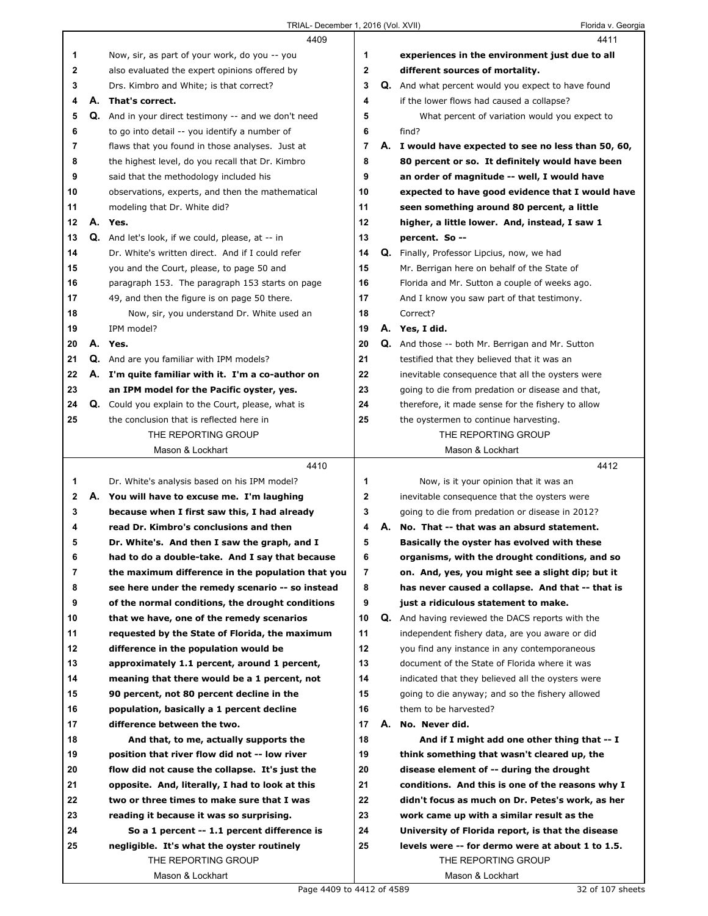4409

1 Now, sir, as part of your work, do you -- you
2 also evaluated the expert opinions offered by
3 Drs. Kimbro and White; is that correct?
4 **A. That's correct.**
5 **Q.** And in your direct testimony -- and we don't need
6 to go into detail -- you identify a number of
7 flaws that you found in those analyses. Just at
8 the highest level, do you recall that Dr. Kimbro
9 said that the methodology included his
10 observations, experts, and then the mathematical
11 modeling that Dr. White did?
12 **A. Yes.**
13 **Q.** And let's look, if we could, please, at -- in
14 Dr. White's written direct. And if I could refer
15 you and the Court, please, to page 50 and
16 paragraph 153. The paragraph 153 starts on page
17 49, and then the figure is on page 50 there.
18 Now, sir, you understand Dr. White used an
19 IPM model?
20 **A. Yes.**
21 **Q.** And are you familiar with IPM models?
22 **A. I'm quite familiar with it. I'm a co-author on**
23 **an IPM model for the Pacific oyster, yes.**
24 **Q.** Could you explain to the Court, please, what is
25 the conclusion that is reflected here in

4410

1 Dr. White's analysis based on his IPM model?
2 **A. You will have to excuse me. I'm laughing**
3 **because when I first saw this, I had already**
4 **read Dr. Kimbro's conclusions and then**
5 **Dr. White's. And then I saw the graph, and I**
6 **had to do a double-take. And I say that because**
7 **the maximum difference in the population that you**
8 **see here under the remedy scenario -- so instead**
9 **of the normal conditions, the drought conditions**
10 **that we have, one of the remedy scenarios**
11 **requested by the State of Florida, the maximum**
12 **difference in the population would be**
13 **approximately 1.1 percent, around 1 percent,**
14 **meaning that there would be a 1 percent, not**
15 **90 percent, not 80 percent decline in the**
16 **population, basically a 1 percent decline**
17 **difference between the two.**
18 **And that, to me, actually supports the**
19 **position that river flow did not -- low river**
20 **flow did not cause the collapse. It's just the**
21 **opposite. And, literally, I had to look at this**
22 **two or three times to make sure that I was**
23 **reading it because it was so surprising.**
24 **So a 1 percent -- 1.1 percent difference is**
25 **negligible. It's what the oyster routinely**

4411

1 **experiences in the environment just due to all**
2 **different sources of mortality.**
3 **Q.** And what percent would you expect to have found
4 if the lower flows had caused a collapse?
5 What percent of variation would you expect to
6 find?
7 **A. I would have expected to see no less than 50, 60,**
8 **80 percent or so. It definitely would have been**
9 **an order of magnitude -- well, I would have**
10 **expected to have good evidence that I would have**
11 **seen something around 80 percent, a little**
12 **higher, a little lower. And, instead, I saw 1**
13 **percent. So --**
14 **Q.** Finally, Professor Lipcius, now, we had
15 Mr. Berrigan here on behalf of the State of
16 Florida and Mr. Sutton a couple of weeks ago.
17 And I know you saw part of that testimony.
18 Correct?
19 **A. Yes, I did.**
20 **Q.** And those -- both Mr. Berrigan and Mr. Sutton
21 testified that they believed that it was an
22 inevitable consequence that all the oysters were
23 going to die from predation or disease and that,
24 therefore, it made sense for the fishery to allow
25 the oystermen to continue harvesting.

4412

1 Now, is it your opinion that it was an
2 inevitable consequence that the oysters were
3 going to die from predation or disease in 2012?
4 **A. No. That -- that was an absurd statement.**
5 **Basically the oyster has evolved with these**
6 **organisms, with the drought conditions, and so**
7 **on. And, yes, you might see a slight dip; but it**
8 **has never caused a collapse. And that -- that is**
9 **just a ridiculous statement to make.**
10 **Q.** And having reviewed the DACS reports with the
11 independent fishery data, are you aware or did
12 you find any instance in any contemporaneous
13 document of the State of Florida where it was
14 indicated that they believed all the oysters were
15 going to die anyway; and so the fishery allowed
16 them to be harvested?
17 **A. No. Never did.**
18 **And if I might add one other thing that -- I**
19 **think something that wasn't cleared up, the**
20 **disease element of -- during the drought**
21 **conditions. And this is one of the reasons why I**
22 **didn't focus as much on Dr. Petes's work, as her**
23 **work came up with a similar result as the**
24 **University of Florida report, is that the disease**
25 **levels were -- for dermo were at about 1 to 1.5.**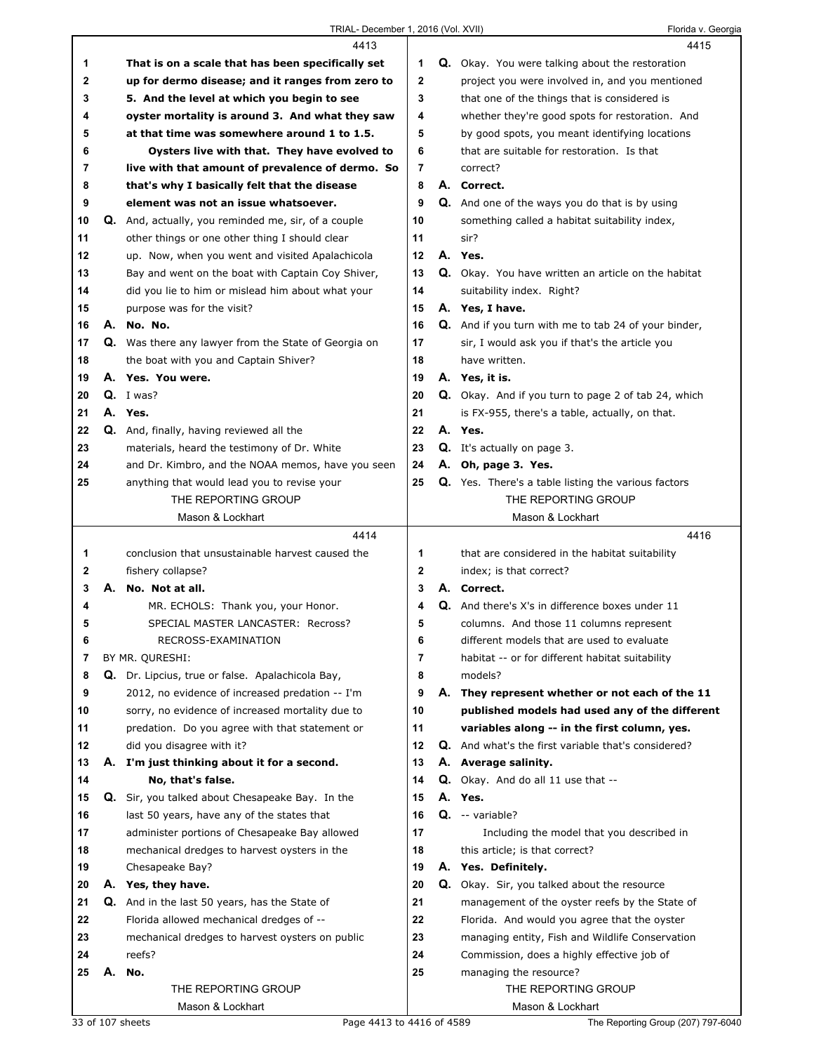4413

That is on a scale that has been specifically set up for dermo disease; and it ranges from zero to 5. And the level at which you begin to see oyster mortality is around 3. And what they saw at that time was somewhere around 1 to 1.5.

Oysters live with that. They have evolved to live with that amount of prevalence of dermo. So that's why I basically felt that the disease element was not an issue whatsoever.

**Q.** And, actually, you reminded me, sir, of a couple other things or one other thing I should clear up. Now, when you went and visited Apalachicola Bay and went on the boat with Captain Coy Shiver, did you lie to him or mislead him about what your purpose was for the visit?

**A.** No. No.

**Q.** Was there any lawyer from the State of Georgia on the boat with you and Captain Shiver?

**A.** Yes. You were.

**Q.** I was?

**A.** Yes.

**Q.** And, finally, having reviewed all the materials, heard the testimony of Dr. White and Dr. Kimbro, and the NOAA memos, have you seen anything that would lead you to revise your

4414

conclusion that unsustainable harvest caused the fishery collapse?

**A.** No. Not at all.

MR. ECHOLS: Thank you, your Honor.

SPECIAL MASTER LANCASTER: Recross?

RECROSS-EXAMINATION

BY MR. QURESHI:

**Q.** Dr. Lipcius, true or false. Apalachicola Bay, 2012, no evidence of increased predation -- I'm sorry, no evidence of increased mortality due to predation. Do you agree with that statement or did you disagree with it?

**A.** I'm just thinking about it for a second.

No, that's false.

**Q.** Sir, you talked about Chesapeake Bay. In the last 50 years, have any of the states that administer portions of Chesapeake Bay allowed mechanical dredges to harvest oysters in the Chesapeake Bay?

**A.** Yes, they have.

**Q.** And in the last 50 years, has the State of Florida allowed mechanical dredges of -- mechanical dredges to harvest oysters on public reefs?

**A.** No.

4415

**Q.** Okay. You were talking about the restoration project you were involved in, and you mentioned that one of the things that is considered is whether they're good spots for restoration. And by good spots, you meant identifying locations that are suitable for restoration. Is that correct?

**A.** Correct.

**Q.** And one of the ways you do that is by using something called a habitat suitability index, sir?

**A.** Yes.

**Q.** Okay. You have written an article on the habitat suitability index. Right?

**A.** Yes, I have.

**Q.** And if you turn with me to tab 24 of your binder, sir, I would ask you if that's the article you have written.

**A.** Yes, it is.

**Q.** Okay. And if you turn to page 2 of tab 24, which is FX-955, there's a table, actually, on that.

**A.** Yes.

**Q.** It's actually on page 3.

**A.** Oh, page 3. Yes.

**Q.** Yes. There's a table listing the various factors

4416

that are considered in the habitat suitability index; is that correct?

**A.** Correct.

**Q.** And there's X's in difference boxes under 11 columns. And those 11 columns represent different models that are used to evaluate habitat -- or for different habitat suitability models?

**A.** They represent whether or not each of the 11 published models had used any of the different variables along -- in the first column, yes.

**Q.** And what's the first variable that's considered?

**A.** Average salinity.

**Q.** Okay. And do all 11 use that --

**A.** Yes.

**Q.** -- variable?

Including the model that you described in this article; is that correct?

**A.** Yes. Definitely.

**Q.** Okay. Sir, you talked about the resource management of the oyster reefs by the State of Florida. And would you agree that the oyster managing entity, Fish and Wildlife Conservation Commission, does a highly effective job of managing the resource?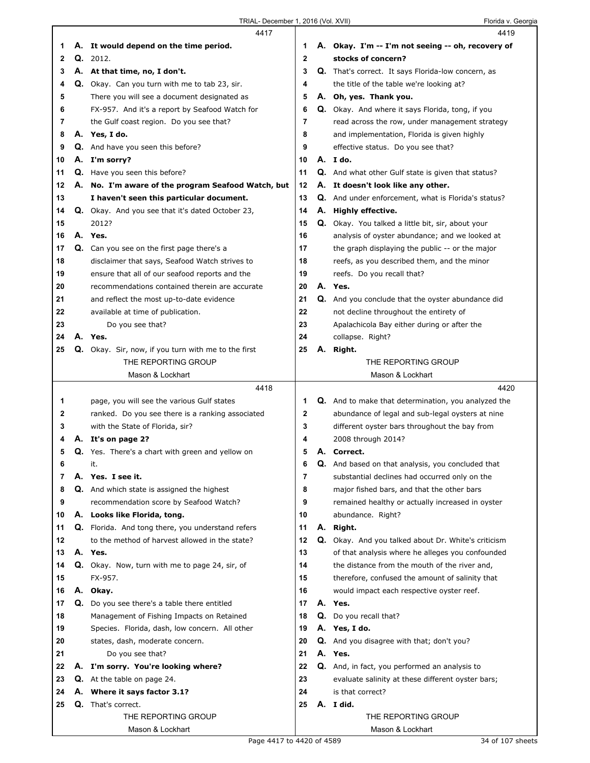4417

1 **A. It would depend on the time period.**
2 **Q.** 2012.
3 **A. At that time, no, I don't.**
4 **Q.** Okay. Can you turn with me to tab 23, sir.
5 There you will see a document designated as
6 FX-957. And it's a report by Seafood Watch for
7 the Gulf coast region. Do you see that?
8 **A. Yes, I do.**
9 **Q.** And have you seen this before?
10 **A. I'm sorry?**
11 **Q.** Have you seen this before?
12 **A. No. I'm aware of the program Seafood Watch, but**
13 **I haven't seen this particular document.**
14 **Q.** Okay. And you see that it's dated October 23,
15 2012?
16 **A. Yes.**
17 **Q.** Can you see on the first page there's a
18 disclaimer that says, Seafood Watch strives to
19 ensure that all of our seafood reports and the
20 recommendations contained therein are accurate
21 and reflect the most up-to-date evidence
22 available at time of publication.
23 Do you see that?
24 **A. Yes.**
25 **Q.** Okay. Sir, now, if you turn with me to the first

4418

1 page, you will see the various Gulf states
2 ranked. Do you see there is a ranking associated
3 with the State of Florida, sir?
4 **A. It's on page 2?**
5 **Q.** Yes. There's a chart with green and yellow on
6 it.
7 **A. Yes. I see it.**
8 **Q.** And which state is assigned the highest
9 recommendation score by Seafood Watch?
10 **A. Looks like Florida, tong.**
11 **Q.** Florida. And tong there, you understand refers
12 to the method of harvest allowed in the state?
13 **A. Yes.**
14 **Q.** Okay. Now, turn with me to page 24, sir, of
15 FX-957.
16 **A. Okay.**
17 **Q.** Do you see there's a table there entitled
18 Management of Fishing Impacts on Retained
19 Species. Florida, dash, low concern. All other
20 states, dash, moderate concern.
21 Do you see that?
22 **A. I'm sorry. You're looking where?**
23 **Q.** At the table on page 24.
24 **A. Where it says factor 3.1?**
25 **Q.** That's correct.

4419

1 **A. Okay. I'm -- I'm not seeing -- oh, recovery of**
2 **stocks of concern?**
3 **Q.** That's correct. It says Florida-low concern, as
4 the title of the table we're looking at?
5 **A. Oh, yes. Thank you.**
6 **Q.** Okay. And where it says Florida, tong, if you
7 read across the row, under management strategy
8 and implementation, Florida is given highly
9 effective status. Do you see that?
10 **A. I do.**
11 **Q.** And what other Gulf state is given that status?
12 **A. It doesn't look like any other.**
13 **Q.** And under enforcement, what is Florida's status?
14 **A. Highly effective.**
15 **Q.** Okay. You talked a little bit, sir, about your
16 analysis of oyster abundance; and we looked at
17 the graph displaying the public -- or the major
18 reefs, as you described them, and the minor
19 reefs. Do you recall that?
20 **A. Yes.**
21 **Q.** And you conclude that the oyster abundance did
22 not decline throughout the entirety of
23 Apalachicola Bay either during or after the
24 collapse. Right?
25 **A. Right.**

4420

1 **Q.** And to make that determination, you analyzed the
2 abundance of legal and sub-legal oysters at nine
3 different oyster bars throughout the bay from
4 2008 through 2014?
5 **A. Correct.**
6 **Q.** And based on that analysis, you concluded that
7 substantial declines had occurred only on the
8 major fished bars, and that the other bars
9 remained healthy or actually increased in oyster
10 abundance. Right?
11 **A. Right.**
12 **Q.** Okay. And you talked about Dr. White's criticism
13 of that analysis where he alleges you confounded
14 the distance from the mouth of the river and,
15 therefore, confused the amount of salinity that
16 would impact each respective oyster reef.
17 **A. Yes.**
18 **Q.** Do you recall that?
19 **A. Yes, I do.**
20 **Q.** And you disagree with that; don't you?
21 **A. Yes.**
22 **Q.** And, in fact, you performed an analysis to
23 evaluate salinity at these different oyster bars;
24 is that correct?
25 **A. I did.**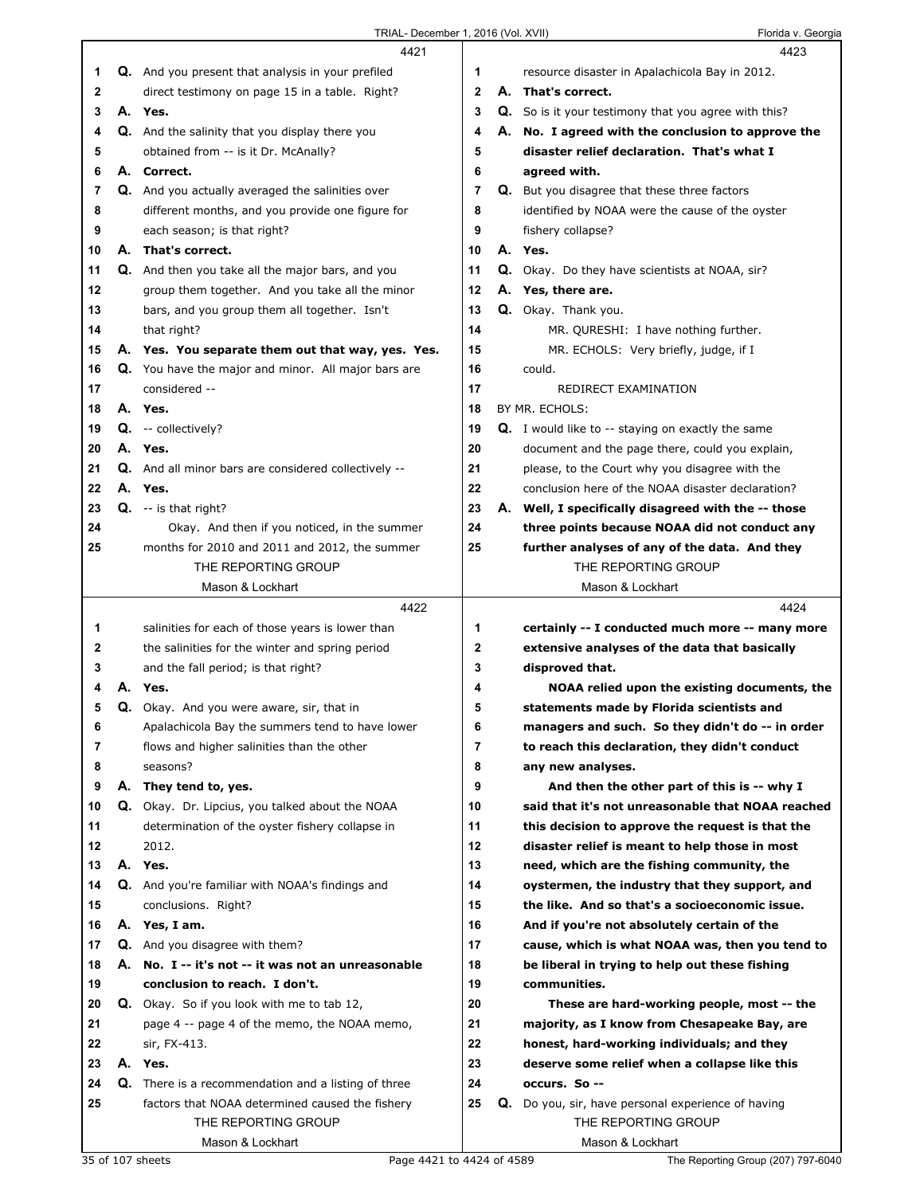**4421**

1 **Q.** And you present that analysis in your prefiled
2 direct testimony on page 15 in a table. Right?
3 **A. Yes.**
4 **Q.** And the salinity that you display there you
5 obtained from -- is it Dr. McAnally?
6 **A. Correct.**
7 **Q.** And you actually averaged the salinities over
8 different months, and you provide one figure for
9 each season; is that right?
10 **A. That's correct.**
11 **Q.** And then you take all the major bars, and you
12 group them together. And you take all the minor
13 bars, and you group them all together. Isn't
14 that right?
15 **A. Yes. You separate them out that way, yes. Yes.**
16 **Q.** You have the major and minor. All major bars are
17 considered --
18 **A. Yes.**
19 **Q.** -- collectively?
20 **A. Yes.**
21 **Q.** And all minor bars are considered collectively --
22 **A. Yes.**
23 **Q.** -- is that right?
24 Okay. And then if you noticed, in the summer
25 months for 2010 and 2011 and 2012, the summer

**4422**

1 salinities for each of those years is lower than
2 the salinities for the winter and spring period
3 and the fall period; is that right?
4 **A. Yes.**
5 **Q.** Okay. And you were aware, sir, that in
6 Apalachicola Bay the summers tend to have lower
7 flows and higher salinities than the other
8 seasons?
9 **A. They tend to, yes.**
10 **Q.** Okay. Dr. Lipcius, you talked about the NOAA
11 determination of the oyster fishery collapse in
12 2012.
13 **A. Yes.**
14 **Q.** And you're familiar with NOAA's findings and
15 conclusions. Right?
16 **A. Yes, I am.**
17 **Q.** And you disagree with them?
18 **A. No. I -- it's not -- it was not an unreasonable**
19 **conclusion to reach. I don't.**
20 **Q.** Okay. So if you look with me to tab 12,
21 page 4 -- page 4 of the memo, the NOAA memo,
22 sir, FX-413.
23 **A. Yes.**
24 **Q.** There is a recommendation and a listing of three
25 factors that NOAA determined caused the fishery

**4423**

1 resource disaster in Apalachicola Bay in 2012.
2 **A. That's correct.**
3 **Q.** So is it your testimony that you agree with this?
4 **A. No. I agreed with the conclusion to approve the**
5 **disaster relief declaration. That's what I**
6 **agreed with.**
7 **Q.** But you disagree that these three factors
8 identified by NOAA were the cause of the oyster
9 fishery collapse?
10 **A. Yes.**
11 **Q.** Okay. Do they have scientists at NOAA, sir?
12 **A. Yes, there are.**
13 **Q.** Okay. Thank you.
14 MR. QURESHI: I have nothing further.
15 MR. ECHOLS: Very briefly, judge, if I
16 could.
17 REDIRECT EXAMINATION
18 BY MR. ECHOLS:
19 **Q.** I would like to -- staying on exactly the same
20 document and the page there, could you explain,
21 please, to the Court why you disagree with the
22 conclusion here of the NOAA disaster declaration?
23 **A. Well, I specifically disagreed with the -- those**
24 **three points because NOAA did not conduct any**
25 **further analyses of any of the data. And they**

**4424**

1 **certainly -- I conducted much more -- many more**
2 **extensive analyses of the data that basically**
3 **disproved that.**
4 **NOAA relied upon the existing documents, the**
5 **statements made by Florida scientists and**
6 **managers and such. So they didn't do -- in order**
7 **to reach this declaration, they didn't conduct**
8 **any new analyses.**
9 **And then the other part of this is -- why I**
10 **said that it's not unreasonable that NOAA reached**
11 **this decision to approve the request is that the**
12 **disaster relief is meant to help those in most**
13 **need, which are the fishing community, the**
14 **oystermen, the industry that they support, and**
15 **the like. And so that's a socioeconomic issue.**
16 **And if you're not absolutely certain of the**
17 **cause, which is what NOAA was, then you tend to**
18 **be liberal in trying to help out these fishing**
19 **communities.**
20 **These are hard-working people, most -- the**
21 **majority, as I know from Chesapeake Bay, are**
22 **honest, hard-working individuals; and they**
23 **deserve some relief when a collapse like this**
24 **occurs. So --**
25 **Q.** Do you, sir, have personal experience of having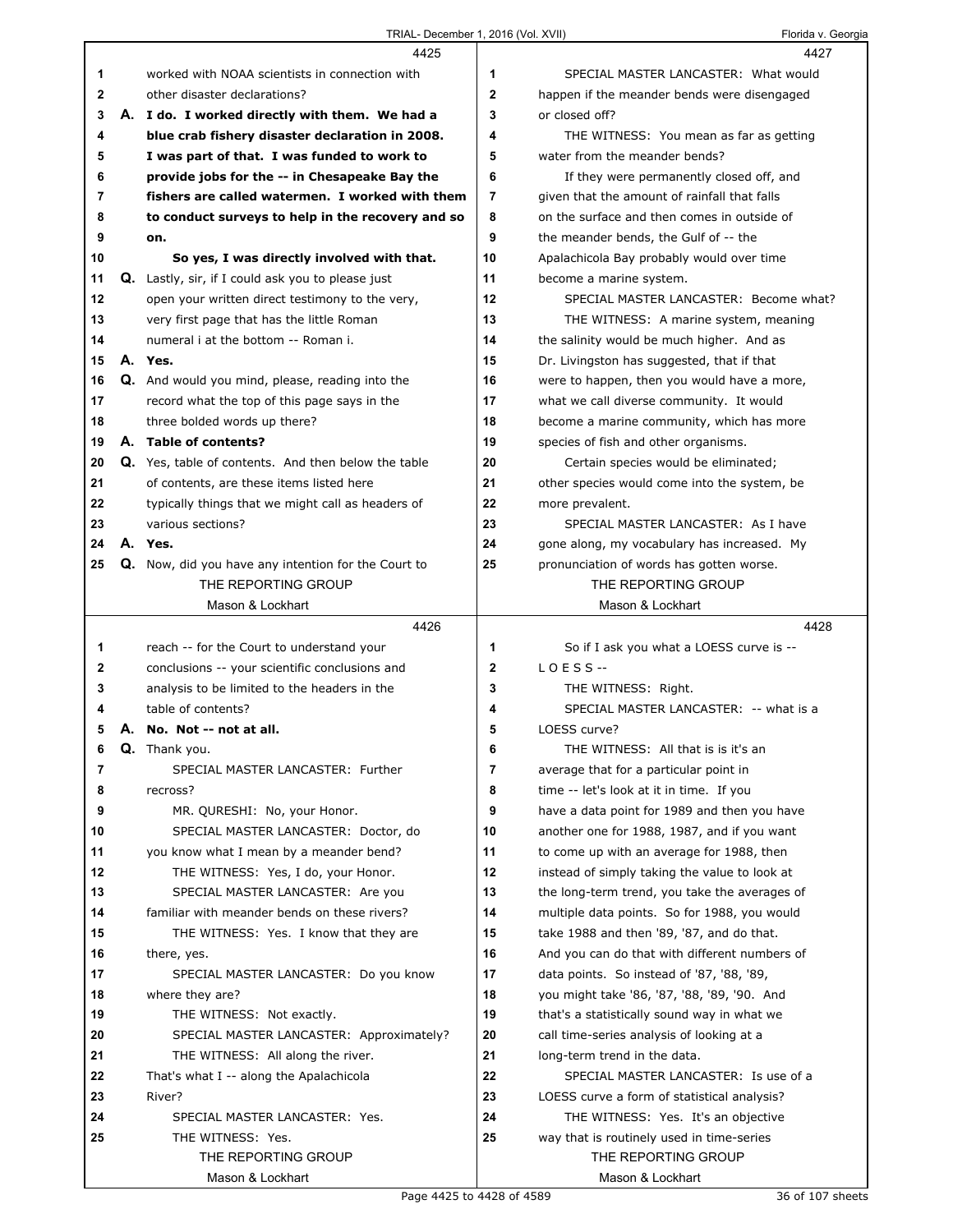4425

1 worked with NOAA scientists in connection with
2 other disaster declarations?
3 **A. I do. I worked directly with them. We had a**
4 **blue crab fishery disaster declaration in 2008.**
5 **I was part of that. I was funded to work to**
6 **provide jobs for the -- in Chesapeake Bay the**
7 **fishers are called watermen. I worked with them**
8 **to conduct surveys to help in the recovery and so**
9 **on.**
10 **So yes, I was directly involved with that.**
11 **Q.** Lastly, sir, if I could ask you to please just
12 open your written direct testimony to the very,
13 very first page that has the little Roman
14 numeral i at the bottom -- Roman i.
15 **A. Yes.**
16 **Q.** And would you mind, please, reading into the
17 record what the top of this page says in the
18 three bolded words up there?
19 **A. Table of contents?**
20 **Q.** Yes, table of contents. And then below the table
21 of contents, are these items listed here
22 typically things that we might call as headers of
23 various sections?
24 **A. Yes.**
25 **Q.** Now, did you have any intention for the Court to

4426

1 reach -- for the Court to understand your
2 conclusions -- your scientific conclusions and
3 analysis to be limited to the headers in the
4 table of contents?
5 **A. No. Not -- not at all.**
6 **Q.** Thank you.
7 SPECIAL MASTER LANCASTER: Further
8 recross?
9 MR. QURESHI: No, your Honor.
10 SPECIAL MASTER LANCASTER: Doctor, do
11 you know what I mean by a meander bend?
12 THE WITNESS: Yes, I do, your Honor.
13 SPECIAL MASTER LANCASTER: Are you
14 familiar with meander bends on these rivers?
15 THE WITNESS: Yes. I know that they are
16 there, yes.
17 SPECIAL MASTER LANCASTER: Do you know
18 where they are?
19 THE WITNESS: Not exactly.
20 SPECIAL MASTER LANCASTER: Approximately?
21 THE WITNESS: All along the river.
22 That's what I -- along the Apalachicola
23 River?
24 SPECIAL MASTER LANCASTER: Yes.
25 THE WITNESS: Yes.

4427

1 SPECIAL MASTER LANCASTER: What would
2 happen if the meander bends were disengaged
3 or closed off?
4 THE WITNESS: You mean as far as getting
5 water from the meander bends?
6 If they were permanently closed off, and
7 given that the amount of rainfall that falls
8 on the surface and then comes in outside of
9 the meander bends, the Gulf of -- the
10 Apalachicola Bay probably would over time
11 become a marine system.
12 SPECIAL MASTER LANCASTER: Become what?
13 THE WITNESS: A marine system, meaning
14 the salinity would be much higher. And as
15 Dr. Livingston has suggested, that if that
16 were to happen, then you would have a more,
17 what we call diverse community. It would
18 become a marine community, which has more
19 species of fish and other organisms.
20 Certain species would be eliminated;
21 other species would come into the system, be
22 more prevalent.
23 SPECIAL MASTER LANCASTER: As I have
24 gone along, my vocabulary has increased. My
25 pronunciation of words has gotten worse.

4428

1 So if I ask you what a LOESS curve is --
2 L O E S S --
3 THE WITNESS: Right.
4 SPECIAL MASTER LANCASTER: -- what is a
5 LOESS curve?
6 THE WITNESS: All that is is it's an
7 average that for a particular point in
8 time -- let's look at it in time. If you
9 have a data point for 1989 and then you have
10 another one for 1988, 1987, and if you want
11 to come up with an average for 1988, then
12 instead of simply taking the value to look at
13 the long-term trend, you take the averages of
14 multiple data points. So for 1988, you would
15 take 1988 and then '89, '87, and do that.
16 And you can do that with different numbers of
17 data points. So instead of '87, '88, '89,
18 you might take '86, '87, '88, '89, '90. And
19 that's a statistically sound way in what we
20 call time-series analysis of looking at a
21 long-term trend in the data.
22 SPECIAL MASTER LANCASTER: Is use of a
23 LOESS curve a form of statistical analysis?
24 THE WITNESS: Yes. It's an objective
25 way that is routinely used in time-series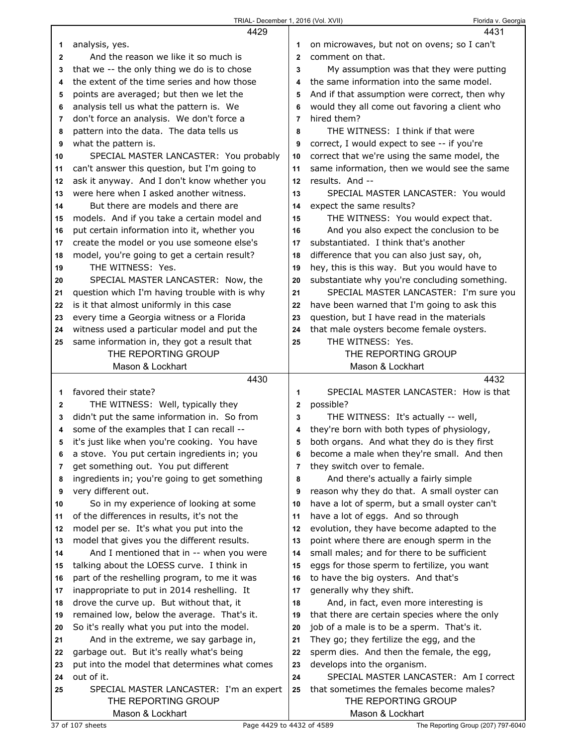4429

analysis, yes.

And the reason we like it so much is that we -- the only thing we do is to chose the extent of the time series and how those points are averaged; but then we let the analysis tell us what the pattern is. We don't force an analysis. We don't force a pattern into the data. The data tells us what the pattern is.

SPECIAL MASTER LANCASTER: You probably can't answer this question, but I'm going to ask it anyway. And I don't know whether you were here when I asked another witness.

But there are models and there are models. And if you take a certain model and put certain information into it, whether you create the model or you use someone else's model, you're going to get a certain result?

THE WITNESS: Yes.

SPECIAL MASTER LANCASTER: Now, the question which I'm having trouble with is why is it that almost uniformly in this case every time a Georgia witness or a Florida witness used a particular model and put the same information in, they got a result that

4430

favored their state?

THE WITNESS: Well, typically they didn't put the same information in. So from some of the examples that I can recall -- it's just like when you're cooking. You have a stove. You put certain ingredients in; you get something out. You put different ingredients in; you're going to get something very different out.

So in my experience of looking at some of the differences in results, it's not the model per se. It's what you put into the model that gives you the different results.

And I mentioned that in -- when you were talking about the LOESS curve. I think in part of the reshelling program, to me it was inappropriate to put in 2014 reshelling. It drove the curve up. But without that, it remained low, below the average. That's it. So it's really what you put into the model.

And in the extreme, we say garbage in, garbage out. But it's really what's being put into the model that determines what comes out of it.

SPECIAL MASTER LANCASTER: I'm an expert

4431

on microwaves, but not on ovens; so I can't comment on that.

My assumption was that they were putting the same information into the same model. And if that assumption were correct, then why would they all come out favoring a client who hired them?

THE WITNESS: I think if that were correct, I would expect to see -- if you're correct that we're using the same model, the same information, then we would see the same results. And --

SPECIAL MASTER LANCASTER: You would expect the same results?

THE WITNESS: You would expect that.

And you also expect the conclusion to be substantiated. I think that's another difference that you can also just say, oh, hey, this is this way. But you would have to substantiate why you're concluding something.

SPECIAL MASTER LANCASTER: I'm sure you have been warned that I'm going to ask this question, but I have read in the materials that male oysters become female oysters.

THE WITNESS: Yes.

4432

SPECIAL MASTER LANCASTER: How is that possible?

THE WITNESS: It's actually -- well, they're born with both types of physiology, both organs. And what they do is they first become a male when they're small. And then they switch over to female.

And there's actually a fairly simple reason why they do that. A small oyster can have a lot of sperm, but a small oyster can't have a lot of eggs. And so through evolution, they have become adapted to the point where there are enough sperm in the small males; and for there to be sufficient eggs for those sperm to fertilize, you want to have the big oysters. And that's generally why they shift.

And, in fact, even more interesting is that there are certain species where the only job of a male is to be a sperm. That's it. They go; they fertilize the egg, and the sperm dies. And then the female, the egg, develops into the organism.

SPECIAL MASTER LANCASTER: Am I correct that sometimes the females become males?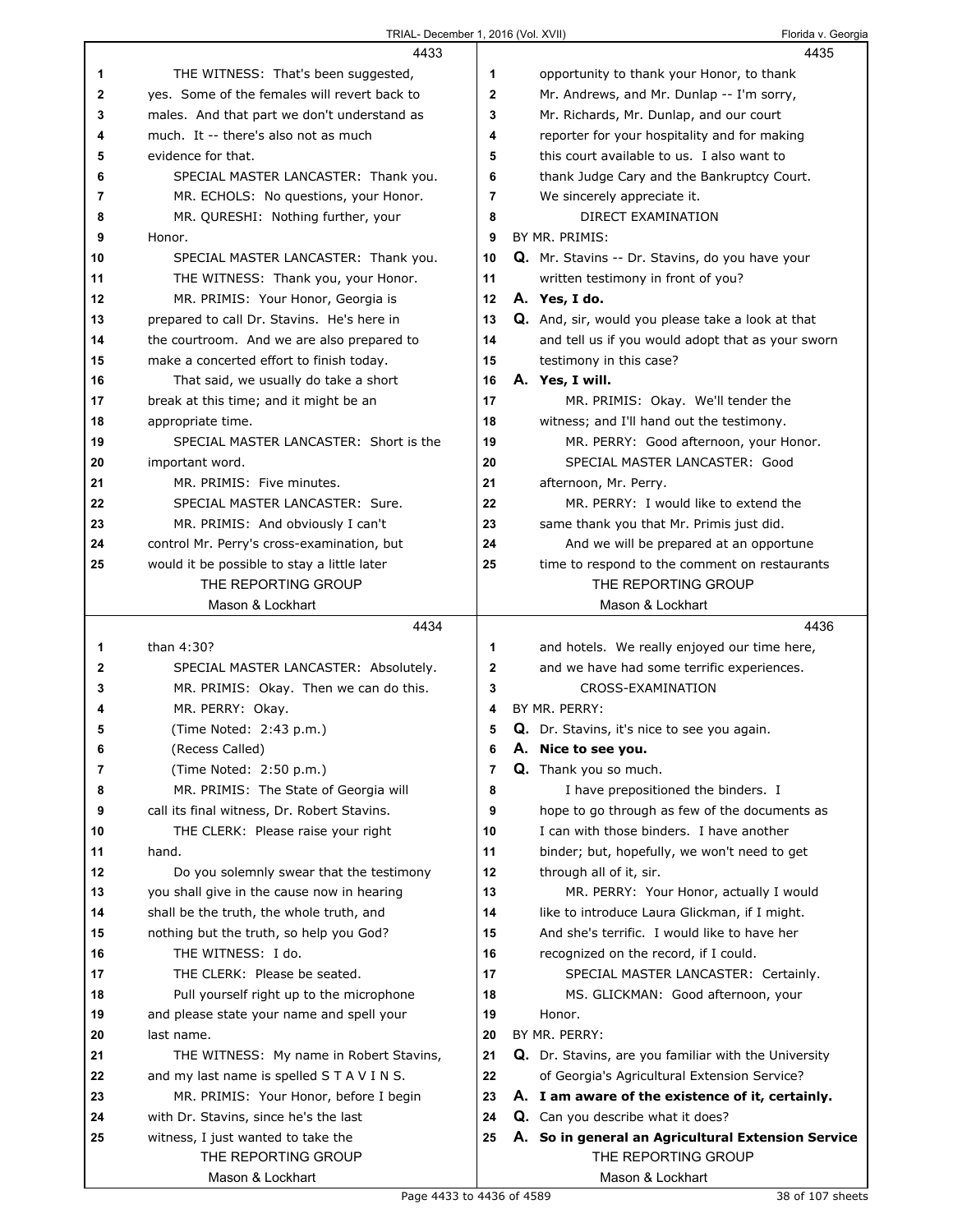4433

1 THE WITNESS: That's been suggested,
2 yes. Some of the females will revert back to
3 males. And that part we don't understand as
4 much. It -- there's also not as much
5 evidence for that.
6 SPECIAL MASTER LANCASTER: Thank you.
7 MR. ECHOLS: No questions, your Honor.
8 MR. QURESHI: Nothing further, your
9 Honor.
10 SPECIAL MASTER LANCASTER: Thank you.
11 THE WITNESS: Thank you, your Honor.
12 MR. PRIMIS: Your Honor, Georgia is
13 prepared to call Dr. Stavins. He's here in
14 the courtroom. And we are also prepared to
15 make a concerted effort to finish today.
16 That said, we usually do take a short
17 break at this time; and it might be an
18 appropriate time.
19 SPECIAL MASTER LANCASTER: Short is the
20 important word.
21 MR. PRIMIS: Five minutes.
22 SPECIAL MASTER LANCASTER: Sure.
23 MR. PRIMIS: And obviously I can't
24 control Mr. Perry's cross-examination, but
25 would it be possible to stay a little later

4434

1 than 4:30?
2 SPECIAL MASTER LANCASTER: Absolutely.
3 MR. PRIMIS: Okay. Then we can do this.
4 MR. PERRY: Okay.
5 (Time Noted: 2:43 p.m.)
6 (Recess Called)
7 (Time Noted: 2:50 p.m.)
8 MR. PRIMIS: The State of Georgia will
9 call its final witness, Dr. Robert Stavins.
10 THE CLERK: Please raise your right
11 hand.
12 Do you solemnly swear that the testimony
13 you shall give in the cause now in hearing
14 shall be the truth, the whole truth, and
15 nothing but the truth, so help you God?
16 THE WITNESS: I do.
17 THE CLERK: Please be seated.
18 Pull yourself right up to the microphone
19 and please state your name and spell your
20 last name.
21 THE WITNESS: My name in Robert Stavins,
22 and my last name is spelled S T A V I N S.
23 MR. PRIMIS: Your Honor, before I begin
24 with Dr. Stavins, since he's the last
25 witness, I just wanted to take the

4435

1 opportunity to thank your Honor, to thank
2 Mr. Andrews, and Mr. Dunlap -- I'm sorry,
3 Mr. Richards, Mr. Dunlap, and our court
4 reporter for your hospitality and for making
5 this court available to us. I also want to
6 thank Judge Cary and the Bankruptcy Court.
7 We sincerely appreciate it.
8 DIRECT EXAMINATION
9 BY MR. PRIMIS:
10 **Q.** Mr. Stavins -- Dr. Stavins, do you have your
11 written testimony in front of you?
12 **A. Yes, I do.**
13 **Q.** And, sir, would you please take a look at that
14 and tell us if you would adopt that as your sworn
15 testimony in this case?
16 **A. Yes, I will.**
17 MR. PRIMIS: Okay. We'll tender the
18 witness; and I'll hand out the testimony.
19 MR. PERRY: Good afternoon, your Honor.
20 SPECIAL MASTER LANCASTER: Good
21 afternoon, Mr. Perry.
22 MR. PERRY: I would like to extend the
23 same thank you that Mr. Primis just did.
24 And we will be prepared at an opportune
25 time to respond to the comment on restaurants

4436

1 and hotels. We really enjoyed our time here,
2 and we have had some terrific experiences.
3 CROSS-EXAMINATION
4 BY MR. PERRY:
5 **Q.** Dr. Stavins, it's nice to see you again.
6 **A. Nice to see you.**
7 **Q.** Thank you so much.
8 I have prepositioned the binders. I
9 hope to go through as few of the documents as
10 I can with those binders. I have another
11 binder; but, hopefully, we won't need to get
12 through all of it, sir.
13 MR. PERRY: Your Honor, actually I would
14 like to introduce Laura Glickman, if I might.
15 And she's terrific. I would like to have her
16 recognized on the record, if I could.
17 SPECIAL MASTER LANCASTER: Certainly.
18 MS. GLICKMAN: Good afternoon, your
19 Honor.
20 BY MR. PERRY:
21 **Q.** Dr. Stavins, are you familiar with the University
22 of Georgia's Agricultural Extension Service?
23 **A. I am aware of the existence of it, certainly.**
24 **Q.** Can you describe what it does?
25 **A. So in general an Agricultural Extension Service**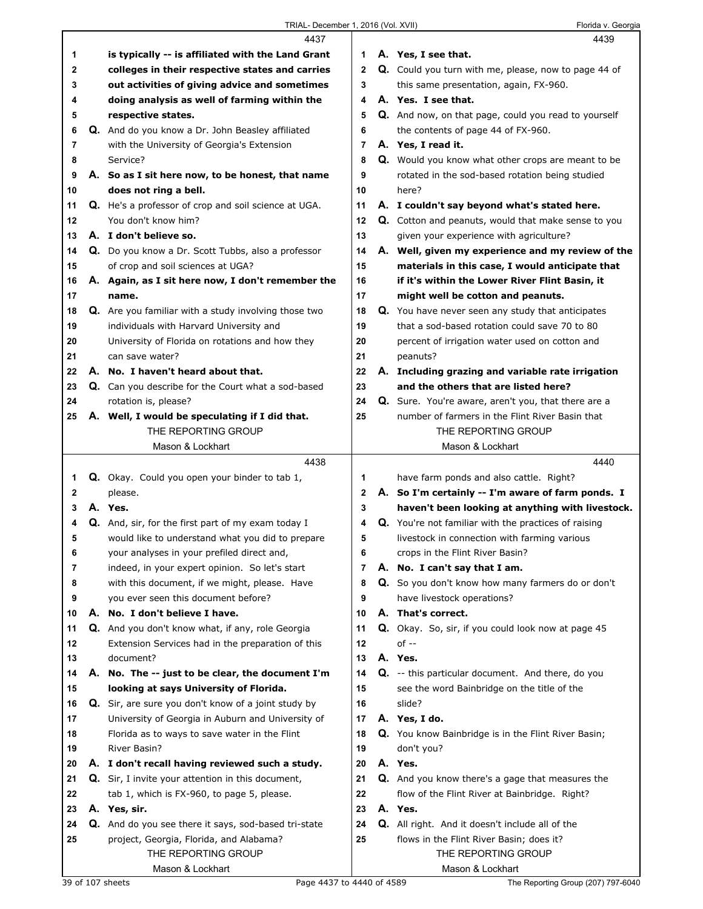4437

1 is typically -- is affiliated with the Land Grant
2 colleges in their respective states and carries
3 out activities of giving advice and sometimes
4 doing analysis as well of farming within the
5 respective states.
6 Q. And do you know a Dr. John Beasley affiliated
7 with the University of Georgia's Extension
8 Service?
9 A. So as I sit here now, to be honest, that name
10 does not ring a bell.
11 Q. He's a professor of crop and soil science at UGA.
12 You don't know him?
13 A. I don't believe so.
14 Q. Do you know a Dr. Scott Tubbs, also a professor
15 of crop and soil sciences at UGA?
16 A. Again, as I sit here now, I don't remember the
17 name.
18 Q. Are you familiar with a study involving those two
19 individuals with Harvard University and
20 University of Florida on rotations and how they
21 can save water?
22 A. No. I haven't heard about that.
23 Q. Can you describe for the Court what a sod-based
24 rotation is, please?
25 A. Well, I would be speculating if I did that.

4438

1 Q. Okay. Could you open your binder to tab 1,
2 please.
3 A. Yes.
4 Q. And, sir, for the first part of my exam today I
5 would like to understand what you did to prepare
6 your analyses in your prefiled direct and,
7 indeed, in your expert opinion. So let's start
8 with this document, if we might, please. Have
9 you ever seen this document before?
10 A. No. I don't believe I have.
11 Q. And you don't know what, if any, role Georgia
12 Extension Services had in the preparation of this
13 document?
14 A. No. The -- just to be clear, the document I'm
15 looking at says University of Florida.
16 Q. Sir, are sure you don't know of a joint study by
17 University of Georgia in Auburn and University of
18 Florida as to ways to save water in the Flint
19 River Basin?
20 A. I don't recall having reviewed such a study.
21 Q. Sir, I invite your attention in this document,
22 tab 1, which is FX-960, to page 5, please.
23 A. Yes, sir.
24 Q. And do you see there it says, sod-based tri-state
25 project, Georgia, Florida, and Alabama?

4439

1 A. Yes, I see that.
2 Q. Could you turn with me, please, now to page 44 of
3 this same presentation, again, FX-960.
4 A. Yes. I see that.
5 Q. And now, on that page, could you read to yourself
6 the contents of page 44 of FX-960.
7 A. Yes, I read it.
8 Q. Would you know what other crops are meant to be
9 rotated in the sod-based rotation being studied
10 here?
11 A. I couldn't say beyond what's stated here.
12 Q. Cotton and peanuts, would that make sense to you
13 given your experience with agriculture?
14 A. Well, given my experience and my review of the
15 materials in this case, I would anticipate that
16 if it's within the Lower River Flint Basin, it
17 might well be cotton and peanuts.
18 Q. You have never seen any study that anticipates
19 that a sod-based rotation could save 70 to 80
20 percent of irrigation water used on cotton and
21 peanuts?
22 A. Including grazing and variable rate irrigation
23 and the others that are listed here?
24 Q. Sure. You're aware, aren't you, that there are a
25 number of farmers in the Flint River Basin that

4440

1 have farm ponds and also cattle. Right?
2 A. So I'm certainly -- I'm aware of farm ponds. I
3 haven't been looking at anything with livestock.
4 Q. You're not familiar with the practices of raising
5 livestock in connection with farming various
6 crops in the Flint River Basin?
7 A. No. I can't say that I am.
8 Q. So you don't know how many farmers do or don't
9 have livestock operations?
10 A. That's correct.
11 Q. Okay. So, sir, if you could look now at page 45
12 of --
13 A. Yes.
14 Q. -- this particular document. And there, do you
15 see the word Bainbridge on the title of the
16 slide?
17 A. Yes, I do.
18 Q. You know Bainbridge is in the Flint River Basin;
19 don't you?
20 A. Yes.
21 Q. And you know there's a gage that measures the
22 flow of the Flint River at Bainbridge. Right?
23 A. Yes.
24 Q. All right. And it doesn't include all of the
25 flows in the Flint River Basin; does it?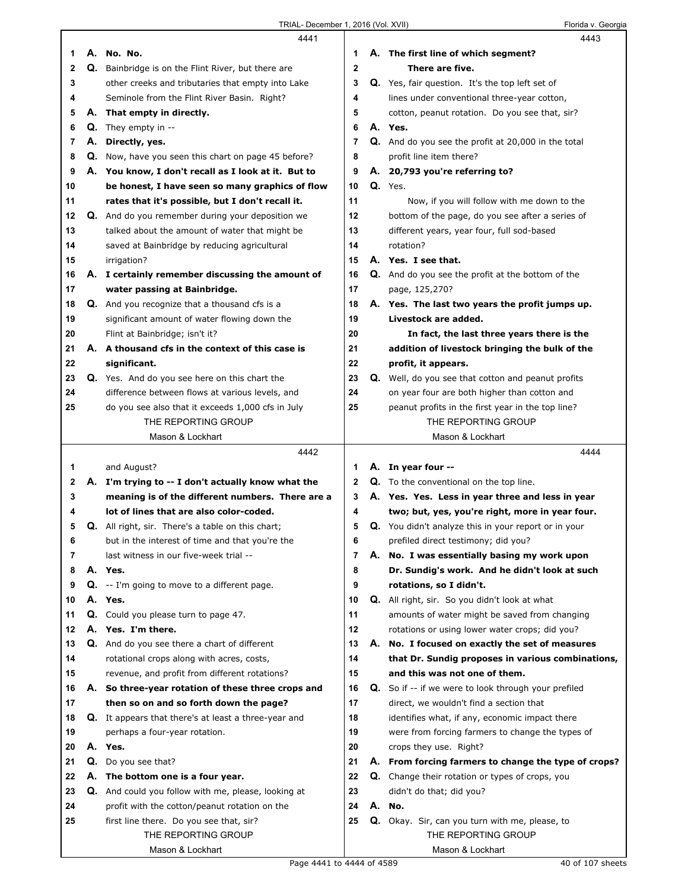4441

1 A. **No. No.**
2 Q. Bainbridge is on the Flint River, but there are
3 other creeks and tributaries that empty into Lake
4 Seminole from the Flint River Basin. Right?
5 A. **That empty in directly.**
6 Q. They empty in --
7 A. **Directly, yes.**
8 Q. Now, have you seen this chart on page 45 before?
9 A. **You know, I don't recall as I look at it. But to**
10 **be honest, I have seen so many graphics of flow**
11 **rates that it's possible, but I don't recall it.**
12 Q. And do you remember during your deposition we
13 talked about the amount of water that might be
14 saved at Bainbridge by reducing agricultural
15 irrigation?
16 A. **I certainly remember discussing the amount of**
17 **water passing at Bainbridge.**
18 Q. And you recognize that a thousand cfs is a
19 significant amount of water flowing down the
20 Flint at Bainbridge; isn't it?
21 A. **A thousand cfs in the context of this case is**
22 **significant.**
23 Q. Yes. And do you see here on this chart the
24 difference between flows at various levels, and
25 do you see also that it exceeds 1,000 cfs in July

4442

1 and August?
2 A. **I'm trying to -- I don't actually know what the**
3 **meaning is of the different numbers. There are a**
4 **lot of lines that are also color-coded.**
5 Q. All right, sir. There's a table on this chart;
6 but in the interest of time and that you're the
7 last witness in our five-week trial --
8 A. **Yes.**
9 Q. -- I'm going to move to a different page.
10 A. **Yes.**
11 Q. Could you please turn to page 47.
12 A. **Yes. I'm there.**
13 Q. And do you see there a chart of different
14 rotational crops along with acres, costs,
15 revenue, and profit from different rotations?
16 A. **So three-year rotation of these three crops and**
17 **then so on and so forth down the page?**
18 Q. It appears that there's at least a three-year and
19 perhaps a four-year rotation.
20 A. **Yes.**
21 Q. Do you see that?
22 A. **The bottom one is a four year.**
23 Q. And could you follow with me, please, looking at
24 profit with the cotton/peanut rotation on the
25 first line there. Do you see that, sir?

4443

1 A. **The first line of which segment?**
2 **There are five.**
3 Q. Yes, fair question. It's the top left set of
4 lines under conventional three-year cotton,
5 cotton, peanut rotation. Do you see that, sir?
6 A. **Yes.**
7 Q. And do you see the profit at 20,000 in the total
8 profit line item there?
9 A. **20,793 you're referring to?**
10 Q. Yes.
11 Now, if you will follow with me down to the
12 bottom of the page, do you see after a series of
13 different years, year four, full sod-based
14 rotation?
15 A. **Yes. I see that.**
16 Q. And do you see the profit at the bottom of the
17 page, 125,270?
18 A. **Yes. The last two years the profit jumps up.**
19 **Livestock are added.**
20 **In fact, the last three years there is the**
21 **addition of livestock bringing the bulk of the**
22 **profit, it appears.**
23 Q. Well, do you see that cotton and peanut profits
24 on year four are both higher than cotton and
25 peanut profits in the first year in the top line?

4444

1 A. **In year four --**
2 Q. To the conventional on the top line.
3 A. **Yes. Yes. Less in year three and less in year**
4 **two; but, yes, you're right, more in year four.**
5 Q. You didn't analyze this in your report or in your
6 prefiled direct testimony; did you?
7 A. **No. I was essentially basing my work upon**
8 **Dr. Sundig's work. And he didn't look at such**
9 **rotations, so I didn't.**
10 Q. All right, sir. So you didn't look at what
11 amounts of water might be saved from changing
12 rotations or using lower water crops; did you?
13 A. **No. I focused on exactly the set of measures**
14 **that Dr. Sundig proposes in various combinations,**
15 **and this was not one of them.**
16 Q. So if -- if we were to look through your prefiled
17 direct, we wouldn't find a section that
18 identifies what, if any, economic impact there
19 were from forcing farmers to change the types of
20 crops they use. Right?
21 A. **From forcing farmers to change the type of crops?**
22 Q. Change their rotation or types of crops, you
23 didn't do that; did you?
24 A. **No.**
25 Q. Okay. Sir, can you turn with me, please, to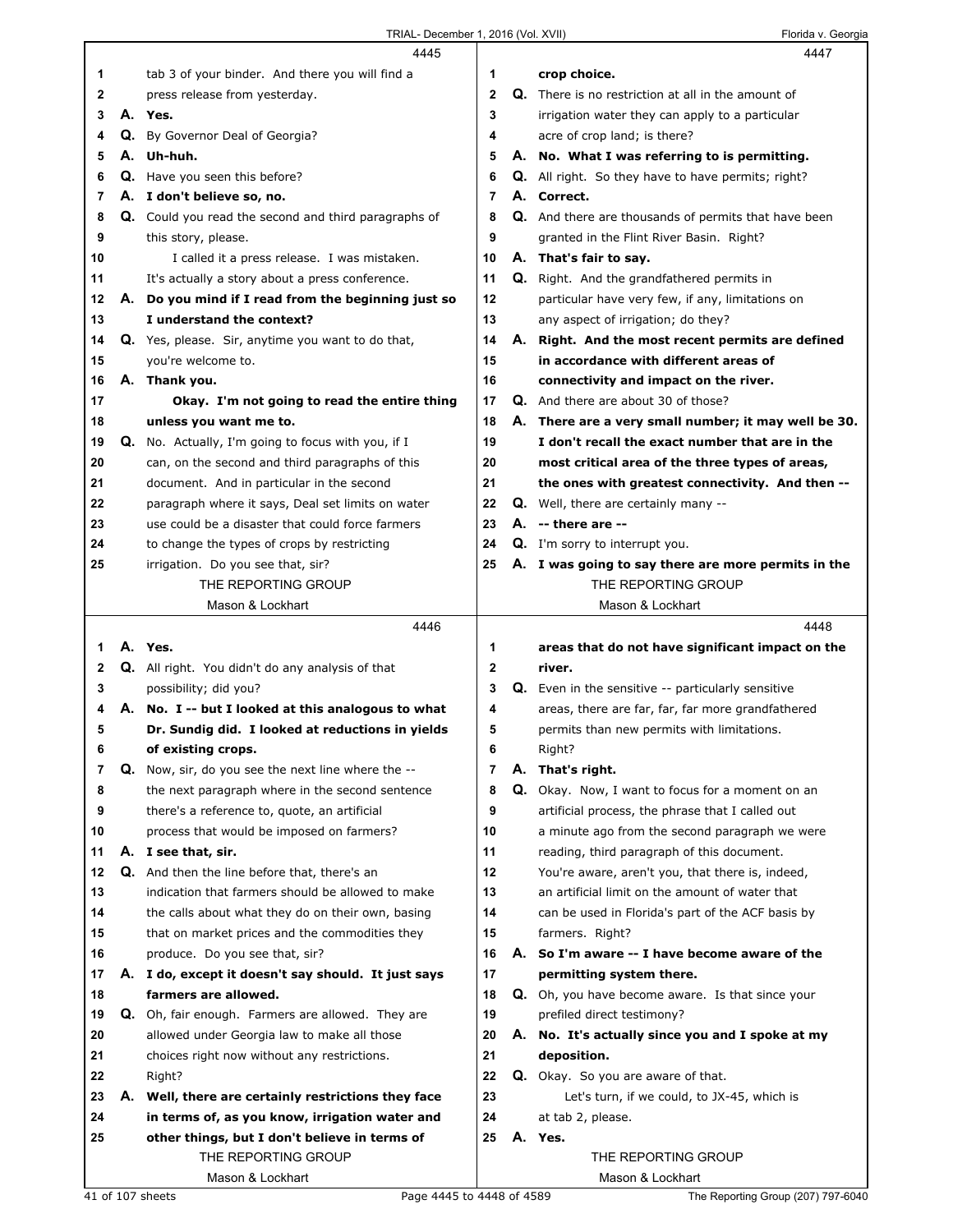4445

1 tab 3 of your binder. And there you will find a
2 press release from yesterday.
3 **A. Yes.**
4 Q. By Governor Deal of Georgia?
5 **A. Uh-huh.**
6 Q. Have you seen this before?
7 **A. I don't believe so, no.**
8 Q. Could you read the second and third paragraphs of
9 this story, please.
10 I called it a press release. I was mistaken.
11 It's actually a story about a press conference.
12 **A. Do you mind if I read from the beginning just so**
13 **I understand the context?**
14 Q. Yes, please. Sir, anytime you want to do that,
15 you're welcome to.
16 **A. Thank you.**
17 **Okay. I'm not going to read the entire thing**
18 **unless you want me to.**
19 Q. No. Actually, I'm going to focus with you, if I
20 can, on the second and third paragraphs of this
21 document. And in particular in the second
22 paragraph where it says, Deal set limits on water
23 use could be a disaster that could force farmers
24 to change the types of crops by restricting
25 irrigation. Do you see that, sir?

4446

1 **A. Yes.**
2 Q. All right. You didn't do any analysis of that
3 possibility; did you?
4 **A. No. I -- but I looked at this analogous to what**
5 **Dr. Sundig did. I looked at reductions in yields**
6 **of existing crops.**
7 Q. Now, sir, do you see the next line where the --
8 the next paragraph where in the second sentence
9 there's a reference to, quote, an artificial
10 process that would be imposed on farmers?
11 **A. I see that, sir.**
12 Q. And then the line before that, there's an
13 indication that farmers should be allowed to make
14 the calls about what they do on their own, basing
15 that on market prices and the commodities they
16 produce. Do you see that, sir?
17 **A. I do, except it doesn't say should. It just says**
18 **farmers are allowed.**
19 Q. Oh, fair enough. Farmers are allowed. They are
20 allowed under Georgia law to make all those
21 choices right now without any restrictions.
22 Right?
23 **A. Well, there are certainly restrictions they face**
24 **in terms of, as you know, irrigation water and**
25 **other things, but I don't believe in terms of**

4447

1 **crop choice.**
2 Q. There is no restriction at all in the amount of
3 irrigation water they can apply to a particular
4 acre of crop land; is there?
5 **A. No. What I was referring to is permitting.**
6 Q. All right. So they have to have permits; right?
7 **A. Correct.**
8 Q. And there are thousands of permits that have been
9 granted in the Flint River Basin. Right?
10 **A. That's fair to say.**
11 Q. Right. And the grandfathered permits in
12 particular have very few, if any, limitations on
13 any aspect of irrigation; do they?
14 **A. Right. And the most recent permits are defined**
15 **in accordance with different areas of**
16 **connectivity and impact on the river.**
17 Q. And there are about 30 of those?
18 **A. There are a very small number; it may well be 30.**
19 **I don't recall the exact number that are in the**
20 **most critical area of the three types of areas,**
21 **the ones with greatest connectivity. And then --**
22 Q. Well, there are certainly many --
23 **A. -- there are --**
24 Q. I'm sorry to interrupt you.
25 **A. I was going to say there are more permits in the**

4448

1 **areas that do not have significant impact on the**
2 **river.**
3 Q. Even in the sensitive -- particularly sensitive
4 areas, there are far, far, far more grandfathered
5 permits than new permits with limitations.
6 Right?
7 **A. That's right.**
8 Q. Okay. Now, I want to focus for a moment on an
9 artificial process, the phrase that I called out
10 a minute ago from the second paragraph we were
11 reading, third paragraph of this document.
12 You're aware, aren't you, that there is, indeed,
13 an artificial limit on the amount of water that
14 can be used in Florida's part of the ACF basis by
15 farmers. Right?
16 **A. So I'm aware -- I have become aware of the**
17 **permitting system there.**
18 Q. Oh, you have become aware. Is that since your
19 prefiled direct testimony?
20 **A. No. It's actually since you and I spoke at my**
21 **deposition.**
22 Q. Okay. So you are aware of that.
23 Let's turn, if we could, to JX-45, which is
24 at tab 2, please.
25 **A. Yes.**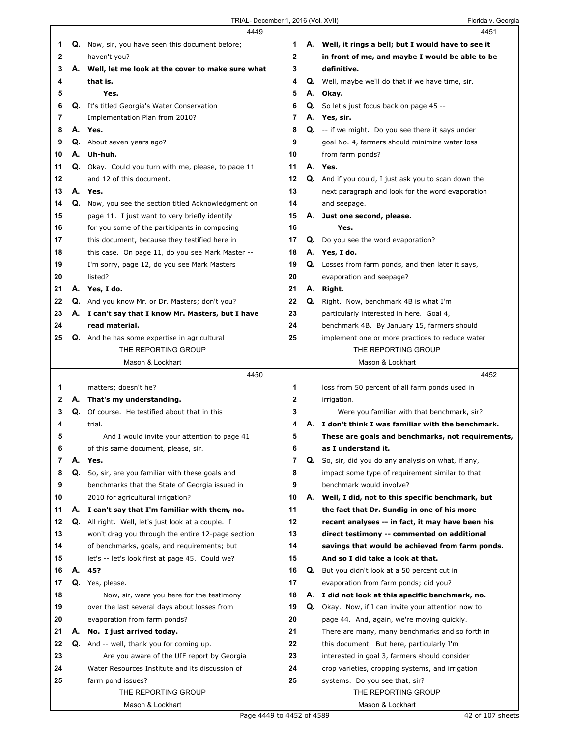4449

1 Q. Now, sir, you have seen this document before;
2 haven't you?
3 A. **Well, let me look at the cover to make sure what**
4 **that is.**
5 **Yes.**
6 Q. It's titled Georgia's Water Conservation
7 Implementation Plan from 2010?
8 A. **Yes.**
9 Q. About seven years ago?
10 A. **Uh-huh.**
11 Q. Okay. Could you turn with me, please, to page 11
12 and 12 of this document.
13 A. **Yes.**
14 Q. Now, you see the section titled Acknowledgment on
15 page 11. I just want to very briefly identify
16 for you some of the participants in composing
17 this document, because they testified here in
18 this case. On page 11, do you see Mark Master --
19 I'm sorry, page 12, do you see Mark Masters
20 listed?
21 A. **Yes, I do.**
22 Q. And you know Mr. or Dr. Masters; don't you?
23 A. **I can't say that I know Mr. Masters, but I have**
24 **read material.**
25 Q. And he has some expertise in agricultural

4450

1 matters; doesn't he?
2 A. **That's my understanding.**
3 Q. Of course. He testified about that in this
4 trial.
5 And I would invite your attention to page 41
6 of this same document, please, sir.
7 A. **Yes.**
8 Q. So, sir, are you familiar with these goals and
9 benchmarks that the State of Georgia issued in
10 2010 for agricultural irrigation?
11 A. **I can't say that I'm familiar with them, no.**
12 Q. All right. Well, let's just look at a couple. I
13 won't drag you through the entire 12-page section
14 of benchmarks, goals, and requirements; but
15 let's -- let's look first at page 45. Could we?
16 A. **45?**
17 Q. Yes, please.
18 Now, sir, were you here for the testimony
19 over the last several days about losses from
20 evaporation from farm ponds?
21 A. **No. I just arrived today.**
22 Q. And -- well, thank you for coming up.
23 Are you aware of the UIF report by Georgia
24 Water Resources Institute and its discussion of
25 farm pond issues?

4451

1 A. **Well, it rings a bell; but I would have to see it**
2 **in front of me, and maybe I would be able to be**
3 **definitive.**
4 Q. Well, maybe we'll do that if we have time, sir.
5 A. **Okay.**
6 Q. So let's just focus back on page 45 --
7 A. **Yes, sir.**
8 Q. -- if we might. Do you see there it says under
9 goal No. 4, farmers should minimize water loss
10 from farm ponds?
11 A. **Yes.**
12 Q. And if you could, I just ask you to scan down the
13 next paragraph and look for the word evaporation
14 and seepage.
15 A. **Just one second, please.**
16 **Yes.**
17 Q. Do you see the word evaporation?
18 A. **Yes, I do.**
19 Q. Losses from farm ponds, and then later it says,
20 evaporation and seepage?
21 A. **Right.**
22 Q. Right. Now, benchmark 4B is what I'm
23 particularly interested in here. Goal 4,
24 benchmark 4B. By January 15, farmers should
25 implement one or more practices to reduce water

4452

1 loss from 50 percent of all farm ponds used in
2 irrigation.
3 Were you familiar with that benchmark, sir?
4 A. **I don't think I was familiar with the benchmark.**
5 **These are goals and benchmarks, not requirements,**
6 **as I understand it.**
7 Q. So, sir, did you do any analysis on what, if any,
8 impact some type of requirement similar to that
9 benchmark would involve?
10 A. **Well, I did, not to this specific benchmark, but**
11 **the fact that Dr. Sundig in one of his more**
12 **recent analyses -- in fact, it may have been his**
13 **direct testimony -- commented on additional**
14 **savings that would be achieved from farm ponds.**
15 **And so I did take a look at that.**
16 Q. But you didn't look at a 50 percent cut in
17 evaporation from farm ponds; did you?
18 A. **I did not look at this specific benchmark, no.**
19 Q. Okay. Now, if I can invite your attention now to
20 page 44. And, again, we're moving quickly.
21 There are many, many benchmarks and so forth in
22 this document. But here, particularly I'm
23 interested in goal 3, farmers should consider
24 crop varieties, cropping systems, and irrigation
25 systems. Do you see that, sir?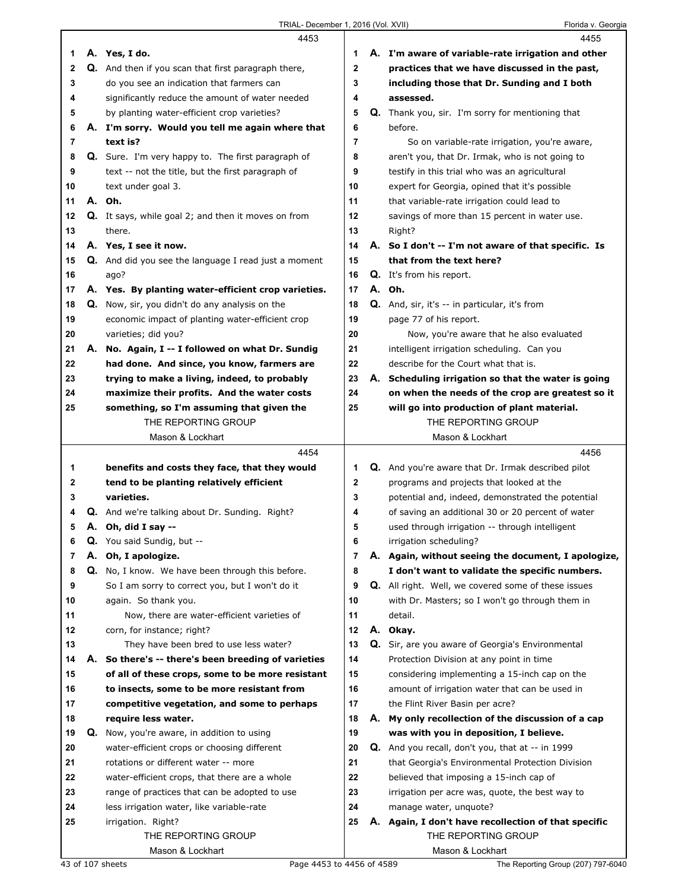**4453**

1 A. **Yes, I do.**
2 Q. And then if you scan that first paragraph there,
3 do you see an indication that farmers can
4 significantly reduce the amount of water needed
5 by planting water-efficient crop varieties?
6 A. **I'm sorry. Would you tell me again where that**
7 **text is?**
8 Q. Sure. I'm very happy to. The first paragraph of
9 text -- not the title, but the first paragraph of
10 text under goal 3.
11 A. **Oh.**
12 Q. It says, while goal 2; and then it moves on from
13 there.
14 A. **Yes, I see it now.**
15 Q. And did you see the language I read just a moment
16 ago?
17 A. **Yes. By planting water-efficient crop varieties.**
18 Q. Now, sir, you didn't do any analysis on the
19 economic impact of planting water-efficient crop
20 varieties; did you?
21 A. **No. Again, I -- I followed on what Dr. Sundig**
22 **had done. And since, you know, farmers are**
23 **trying to make a living, indeed, to probably**
24 **maximize their profits. And the water costs**
25 **something, so I'm assuming that given the**

**4454**

1 **benefits and costs they face, that they would**
2 **tend to be planting relatively efficient**
3 **varieties.**
4 Q. And we're talking about Dr. Sunding. Right?
5 A. **Oh, did I say --**
6 Q. You said Sundig, but --
7 A. **Oh, I apologize.**
8 Q. No, I know. We have been through this before.
9 So I am sorry to correct you, but I won't do it
10 again. So thank you.
11 Now, there are water-efficient varieties of
12 corn, for instance; right?
13 They have been bred to use less water?
14 A. **So there's -- there's been breeding of varieties**
15 **of all of these crops, some to be more resistant**
16 **to insects, some to be more resistant from**
17 **competitive vegetation, and some to perhaps**
18 **require less water.**
19 Q. Now, you're aware, in addition to using
20 water-efficient crops or choosing different
21 rotations or different water -- more
22 water-efficient crops, that there are a whole
23 range of practices that can be adopted to use
24 less irrigation water, like variable-rate
25 irrigation. Right?

**4455**

1 A. **I'm aware of variable-rate irrigation and other**
2 **practices that we have discussed in the past,**
3 **including those that Dr. Sunding and I both**
4 **assessed.**
5 Q. Thank you, sir. I'm sorry for mentioning that
6 before.
7 So on variable-rate irrigation, you're aware,
8 aren't you, that Dr. Irmak, who is not going to
9 testify in this trial who was an agricultural
10 expert for Georgia, opined that it's possible
11 that variable-rate irrigation could lead to
12 savings of more than 15 percent in water use.
13 Right?
14 A. **So I don't -- I'm not aware of that specific. Is**
15 **that from the text here?**
16 Q. It's from his report.
17 A. **Oh.**
18 Q. And, sir, it's -- in particular, it's from
19 page 77 of his report.
20 Now, you're aware that he also evaluated
21 intelligent irrigation scheduling. Can you
22 describe for the Court what that is.
23 A. **Scheduling irrigation so that the water is going**
24 **on when the needs of the crop are greatest so it**
25 **will go into production of plant material.**

**4456**

1 Q. And you're aware that Dr. Irmak described pilot
2 programs and projects that looked at the
3 potential and, indeed, demonstrated the potential
4 of saving an additional 30 or 20 percent of water
5 used through irrigation -- through intelligent
6 irrigation scheduling?
7 A. **Again, without seeing the document, I apologize,**
8 **I don't want to validate the specific numbers.**
9 Q. All right. Well, we covered some of these issues
10 with Dr. Masters; so I won't go through them in
11 detail.
12 A. **Okay.**
13 Q. Sir, are you aware of Georgia's Environmental
14 Protection Division at any point in time
15 considering implementing a 15-inch cap on the
16 amount of irrigation water that can be used in
17 the Flint River Basin per acre?
18 A. **My only recollection of the discussion of a cap**
19 **was with you in deposition, I believe.**
20 Q. And you recall, don't you, that at -- in 1999
21 that Georgia's Environmental Protection Division
22 believed that imposing a 15-inch cap of
23 irrigation per acre was, quote, the best way to
24 manage water, unquote?
25 A. **Again, I don't have recollection of that specific**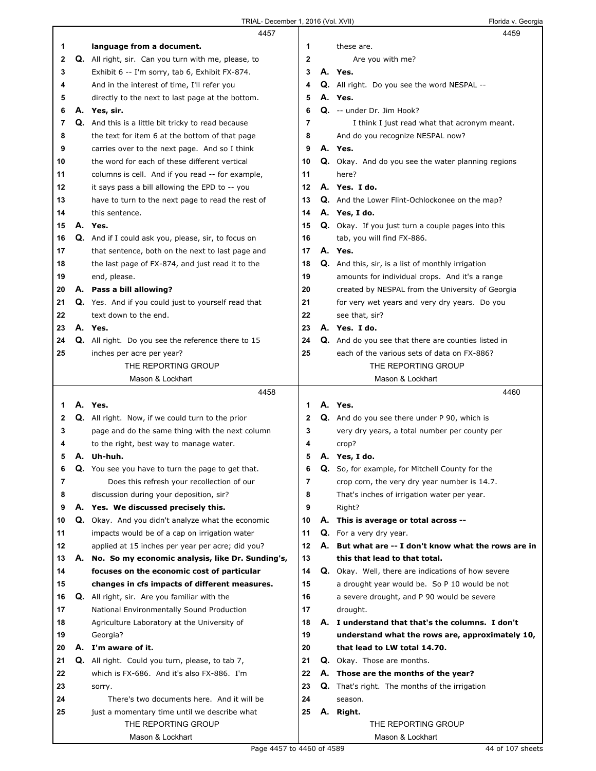**4457**

1 language from a document.
2 Q. All right, sir. Can you turn with me, please, to
3 Exhibit 6 -- I'm sorry, tab 6, Exhibit FX-874.
4 And in the interest of time, I'll refer you
5 directly to the next to last page at the bottom.
6 A. Yes, sir.
7 Q. And this is a little bit tricky to read because
8 the text for item 6 at the bottom of that page
9 carries over to the next page. And so I think
10 the word for each of these different vertical
11 columns is cell. And if you read -- for example,
12 it says pass a bill allowing the EPD to -- you
13 have to turn to the next page to read the rest of
14 this sentence.
15 A. Yes.
16 Q. And if I could ask you, please, sir, to focus on
17 that sentence, both on the next to last page and
18 the last page of FX-874, and just read it to the
19 end, please.
20 A. Pass a bill allowing?
21 Q. Yes. And if you could just to yourself read that
22 text down to the end.
23 A. Yes.
24 Q. All right. Do you see the reference there to 15
25 inches per acre per year?

**4458**

1 A. Yes.
2 Q. All right. Now, if we could turn to the prior
3 page and do the same thing with the next column
4 to the right, best way to manage water.
5 A. Uh-huh.
6 Q. You see you have to turn the page to get that.
7 Does this refresh your recollection of our
8 discussion during your deposition, sir?
9 A. Yes. We discussed precisely this.
10 Q. Okay. And you didn't analyze what the economic
11 impacts would be of a cap on irrigation water
12 applied at 15 inches per year per acre; did you?
13 A. No. So my economic analysis, like Dr. Sunding's,
14 focuses on the economic cost of particular
15 changes in cfs impacts of different measures.
16 Q. All right, sir. Are you familiar with the
17 National Environmentally Sound Production
18 Agriculture Laboratory at the University of
19 Georgia?
20 A. I'm aware of it.
21 Q. All right. Could you turn, please, to tab 7,
22 which is FX-686. And it's also FX-886. I'm
23 sorry.
24 There's two documents here. And it will be
25 just a momentary time until we describe what

**4459**

1 these are.
2 Are you with me?
3 A. Yes.
4 Q. All right. Do you see the word NESPAL --
5 A. Yes.
6 Q. -- under Dr. Jim Hook?
7 I think I just read what that acronym meant.
8 And do you recognize NESPAL now?
9 A. Yes.
10 Q. Okay. And do you see the water planning regions
11 here?
12 A. Yes. I do.
13 Q. And the Lower Flint-Ochlockonee on the map?
14 A. Yes, I do.
15 Q. Okay. If you just turn a couple pages into this
16 tab, you will find FX-886.
17 A. Yes.
18 Q. And this, sir, is a list of monthly irrigation
19 amounts for individual crops. And it's a range
20 created by NESPAL from the University of Georgia
21 for very wet years and very dry years. Do you
22 see that, sir?
23 A. Yes. I do.
24 Q. And do you see that there are counties listed in
25 each of the various sets of data on FX-886?

**4460**

1 A. Yes.
2 Q. And do you see there under P 90, which is
3 very dry years, a total number per county per
4 crop?
5 A. Yes, I do.
6 Q. So, for example, for Mitchell County for the
7 crop corn, the very dry year number is 14.7.
8 That's inches of irrigation water per year.
9 Right?
10 A. This is average or total across --
11 Q. For a very dry year.
12 A. But what are -- I don't know what the rows are in
13 this that lead to that total.
14 Q. Okay. Well, there are indications of how severe
15 a drought year would be. So P 10 would be not
16 a severe drought, and P 90 would be severe
17 drought.
18 A. I understand that that's the columns. I don't
19 understand what the rows are, approximately 10,
20 that lead to LW total 14.70.
21 Q. Okay. Those are months.
22 A. Those are the months of the year?
23 Q. That's right. The months of the irrigation
24 season.
25 A. Right.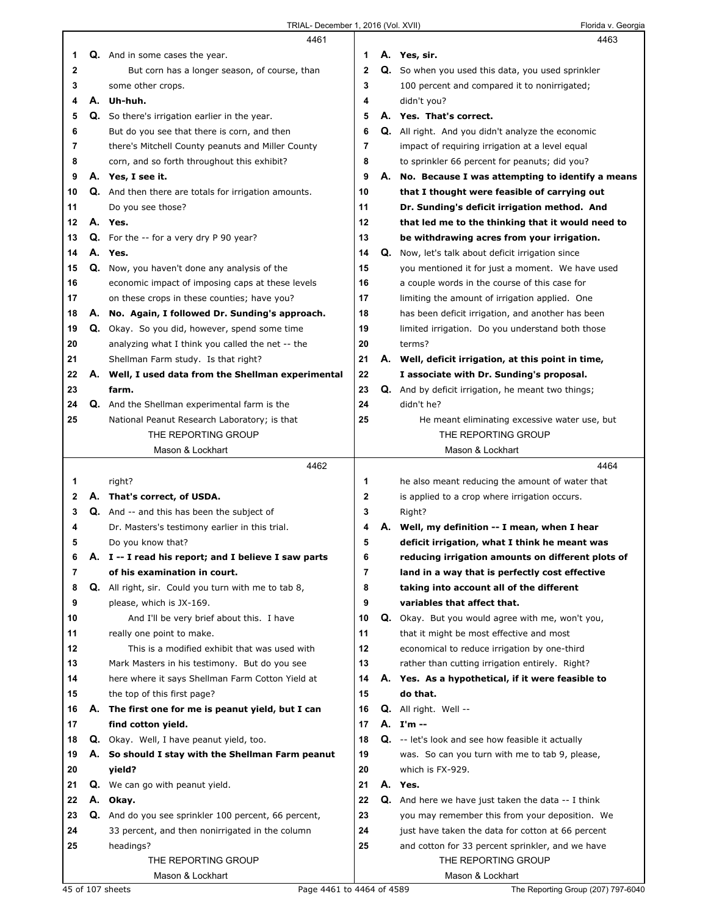4461

1 Q. And in some cases the year.
2 But corn has a longer season, of course, than
3 some other crops.
4 A. **Uh-huh.**
5 Q. So there's irrigation earlier in the year.
6 But do you see that there is corn, and then
7 there's Mitchell County peanuts and Miller County
8 corn, and so forth throughout this exhibit?
9 A. **Yes, I see it.**
10 Q. And then there are totals for irrigation amounts.
11 Do you see those?
12 A. **Yes.**
13 Q. For the -- for a very dry P 90 year?
14 A. **Yes.**
15 Q. Now, you haven't done any analysis of the
16 economic impact of imposing caps at these levels
17 on these crops in these counties; have you?
18 A. **No. Again, I followed Dr. Sunding's approach.**
19 Q. Okay. So you did, however, spend some time
20 analyzing what I think you called the net -- the
21 Shellman Farm study. Is that right?
22 A. **Well, I used data from the Shellman experimental**
23 **farm.**
24 Q. And the Shellman experimental farm is the
25 National Peanut Research Laboratory; is that

4462

1 right?
2 A. **That's correct, of USDA.**
3 Q. And -- and this has been the subject of
4 Dr. Masters's testimony earlier in this trial.
5 Do you know that?
6 A. **I -- I read his report; and I believe I saw parts**
7 **of his examination in court.**
8 Q. All right, sir. Could you turn with me to tab 8,
9 please, which is JX-169.
10 And I'll be very brief about this. I have
11 really one point to make.
12 This is a modified exhibit that was used with
13 Mark Masters in his testimony. But do you see
14 here where it says Shellman Farm Cotton Yield at
15 the top of this first page?
16 A. **The first one for me is peanut yield, but I can**
17 **find cotton yield.**
18 Q. Okay. Well, I have peanut yield, too.
19 A. **So should I stay with the Shellman Farm peanut**
20 **yield?**
21 Q. We can go with peanut yield.
22 A. **Okay.**
23 Q. And do you see sprinkler 100 percent, 66 percent,
24 33 percent, and then nonirrigated in the column
25 headings?

4463

1 A. **Yes, sir.**
2 Q. So when you used this data, you used sprinkler
3 100 percent and compared it to nonirrigated;
4 didn't you?
5 A. **Yes. That's correct.**
6 Q. All right. And you didn't analyze the economic
7 impact of requiring irrigation at a level equal
8 to sprinkler 66 percent for peanuts; did you?
9 A. **No. Because I was attempting to identify a means**
10 **that I thought were feasible of carrying out**
11 **Dr. Sunding's deficit irrigation method. And**
12 **that led me to the thinking that it would need to**
13 **be withdrawing acres from your irrigation.**
14 Q. Now, let's talk about deficit irrigation since
15 you mentioned it for just a moment. We have used
16 a couple words in the course of this case for
17 limiting the amount of irrigation applied. One
18 has been deficit irrigation, and another has been
19 limited irrigation. Do you understand both those
20 terms?
21 A. **Well, deficit irrigation, at this point in time,**
22 **I associate with Dr. Sunding's proposal.**
23 Q. And by deficit irrigation, he meant two things;
24 didn't he?
25 He meant eliminating excessive water use, but

4464

1 he also meant reducing the amount of water that
2 is applied to a crop where irrigation occurs.
3 Right?
4 A. **Well, my definition -- I mean, when I hear**
5 **deficit irrigation, what I think he meant was**
6 **reducing irrigation amounts on different plots of**
7 **land in a way that is perfectly cost effective**
8 **taking into account all of the different**
9 **variables that affect that.**
10 Q. Okay. But you would agree with me, won't you,
11 that it might be most effective and most
12 economical to reduce irrigation by one-third
13 rather than cutting irrigation entirely. Right?
14 A. **Yes. As a hypothetical, if it were feasible to**
15 **do that.**
16 Q. All right. Well --
17 A. **I'm --**
18 Q. -- let's look and see how feasible it actually
19 was. So can you turn with me to tab 9, please,
20 which is FX-929.
21 A. **Yes.**
22 Q. And here we have just taken the data -- I think
23 you may remember this from your deposition. We
24 just have taken the data for cotton at 66 percent
25 and cotton for 33 percent sprinkler, and we have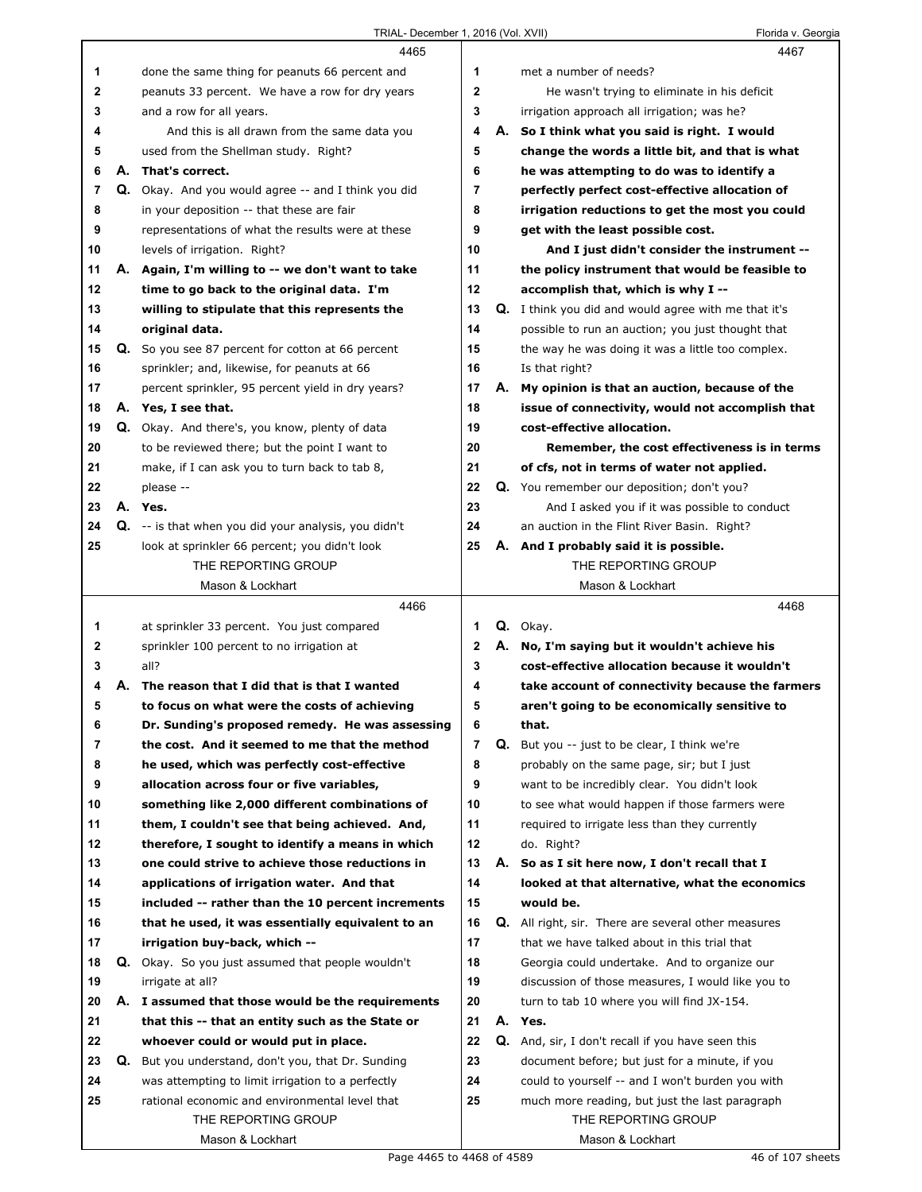4465

1 done the same thing for peanuts 66 percent and
2 peanuts 33 percent. We have a row for dry years
3 and a row for all years.
4 And this is all drawn from the same data you
5 used from the Shellman study. Right?
6 A. **That's correct.**
7 Q. Okay. And you would agree -- and I think you did
8 in your deposition -- that these are fair
9 representations of what the results were at these
10 levels of irrigation. Right?
11 A. **Again, I'm willing to -- we don't want to take**
12 **time to go back to the original data. I'm**
13 **willing to stipulate that this represents the**
14 **original data.**
15 Q. So you see 87 percent for cotton at 66 percent
16 sprinkler; and, likewise, for peanuts at 66
17 percent sprinkler, 95 percent yield in dry years?
18 A. **Yes, I see that.**
19 Q. Okay. And there's, you know, plenty of data
20 to be reviewed there; but the point I want to
21 make, if I can ask you to turn back to tab 8,
22 please --
23 A. **Yes.**
24 Q. -- is that when you did your analysis, you didn't
25 look at sprinkler 66 percent; you didn't look

4466

1 at sprinkler 33 percent. You just compared
2 sprinkler 100 percent to no irrigation at
3 all?
4 A. **The reason that I did that is that I wanted**
5 **to focus on what were the costs of achieving**
6 **Dr. Sunding's proposed remedy. He was assessing**
7 **the cost. And it seemed to me that the method**
8 **he used, which was perfectly cost-effective**
9 **allocation across four or five variables,**
10 **something like 2,000 different combinations of**
11 **them, I couldn't see that being achieved. And,**
12 **therefore, I sought to identify a means in which**
13 **one could strive to achieve those reductions in**
14 **applications of irrigation water. And that**
15 **included -- rather than the 10 percent increments**
16 **that he used, it was essentially equivalent to an**
17 **irrigation buy-back, which --**
18 Q. Okay. So you just assumed that people wouldn't
19 irrigate at all?
20 A. **I assumed that those would be the requirements**
21 **that this -- that an entity such as the State or**
22 **whoever could or would put in place.**
23 Q. But you understand, don't you, that Dr. Sunding
24 was attempting to limit irrigation to a perfectly
25 rational economic and environmental level that

4467

1 met a number of needs?
2 He wasn't trying to eliminate in his deficit
3 irrigation approach all irrigation; was he?
4 A. **So I think what you said is right. I would**
5 **change the words a little bit, and that is what**
6 **he was attempting to do was to identify a**
7 **perfectly perfect cost-effective allocation of**
8 **irrigation reductions to get the most you could**
9 **get with the least possible cost.**
10 **And I just didn't consider the instrument --**
11 **the policy instrument that would be feasible to**
12 **accomplish that, which is why I --**
13 Q. I think you did and would agree with me that it's
14 possible to run an auction; you just thought that
15 the way he was doing it was a little too complex.
16 Is that right?
17 A. **My opinion is that an auction, because of the**
18 **issue of connectivity, would not accomplish that**
19 **cost-effective allocation.**
20 **Remember, the cost effectiveness is in terms**
21 **of cfs, not in terms of water not applied.**
22 Q. You remember our deposition; don't you?
23 And I asked you if it was possible to conduct
24 an auction in the Flint River Basin. Right?
25 A. **And I probably said it is possible.**

4468

1 Q. Okay.
2 A. **No, I'm saying but it wouldn't achieve his**
3 **cost-effective allocation because it wouldn't**
4 **take account of connectivity because the farmers**
5 **aren't going to be economically sensitive to**
6 **that.**
7 Q. But you -- just to be clear, I think we're
8 probably on the same page, sir; but I just
9 want to be incredibly clear. You didn't look
10 to see what would happen if those farmers were
11 required to irrigate less than they currently
12 do. Right?
13 A. **So as I sit here now, I don't recall that I**
14 **looked at that alternative, what the economics**
15 **would be.**
16 Q. All right, sir. There are several other measures
17 that we have talked about in this trial that
18 Georgia could undertake. And to organize our
19 discussion of those measures, I would like you to
20 turn to tab 10 where you will find JX-154.
21 A. **Yes.**
22 Q. And, sir, I don't recall if you have seen this
23 document before; but just for a minute, if you
24 could to yourself -- and I won't burden you with
25 much more reading, but just the last paragraph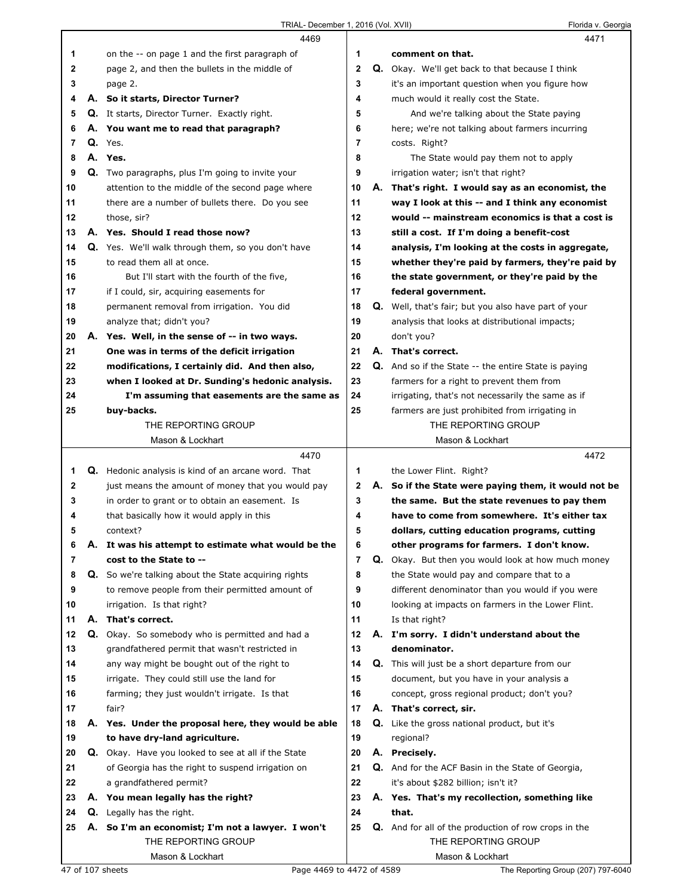4469

1 on the -- on page 1 and the first paragraph of
2 page 2, and then the bullets in the middle of
3 page 2.
4 A. **So it starts, Director Turner?**
5 Q. It starts, Director Turner. Exactly right.
6 A. **You want me to read that paragraph?**
7 Q. Yes.
8 A. **Yes.**
9 Q. Two paragraphs, plus I'm going to invite your
10 attention to the middle of the second page where
11 there are a number of bullets there. Do you see
12 those, sir?
13 A. **Yes. Should I read those now?**
14 Q. Yes. We'll walk through them, so you don't have
15 to read them all at once.
16 But I'll start with the fourth of the five,
17 if I could, sir, acquiring easements for
18 permanent removal from irrigation. You did
19 analyze that; didn't you?
20 A. **Yes. Well, in the sense of -- in two ways.**
21 **One was in terms of the deficit irrigation**
22 **modifications, I certainly did. And then also,**
23 **when I looked at Dr. Sunding's hedonic analysis.**
24 **I'm assuming that easements are the same as**
25 **buy-backs.**

4470

1 Q. Hedonic analysis is kind of an arcane word. That
2 just means the amount of money that you would pay
3 in order to grant or to obtain an easement. Is
4 that basically how it would apply in this
5 context?
6 A. **It was his attempt to estimate what would be the**
7 **cost to the State to --**
8 Q. So we're talking about the State acquiring rights
9 to remove people from their permitted amount of
10 irrigation. Is that right?
11 A. **That's correct.**
12 Q. Okay. So somebody who is permitted and had a
13 grandfathered permit that wasn't restricted in
14 any way might be bought out of the right to
15 irrigate. They could still use the land for
16 farming; they just wouldn't irrigate. Is that
17 fair?
18 A. **Yes. Under the proposal here, they would be able**
19 **to have dry-land agriculture.**
20 Q. Okay. Have you looked to see at all if the State
21 of Georgia has the right to suspend irrigation on
22 a grandfathered permit?
23 A. **You mean legally has the right?**
24 Q. Legally has the right.
25 A. **So I'm an economist; I'm not a lawyer. I won't**

4471

1 **comment on that.**
2 Q. Okay. We'll get back to that because I think
3 it's an important question when you figure how
4 much would it really cost the State.
5 And we're talking about the State paying
6 here; we're not talking about farmers incurring
7 costs. Right?
8 The State would pay them not to apply
9 irrigation water; isn't that right?
10 A. **That's right. I would say as an economist, the**
11 **way I look at this -- and I think any economist**
12 **would -- mainstream economics is that a cost is**
13 **still a cost. If I'm doing a benefit-cost**
14 **analysis, I'm looking at the costs in aggregate,**
15 **whether they're paid by farmers, they're paid by**
16 **the state government, or they're paid by the**
17 **federal government.**
18 Q. Well, that's fair; but you also have part of your
19 analysis that looks at distributional impacts;
20 don't you?
21 A. **That's correct.**
22 Q. And so if the State -- the entire State is paying
23 farmers for a right to prevent them from
24 irrigating, that's not necessarily the same as if
25 farmers are just prohibited from irrigating in

4472

1 the Lower Flint. Right?
2 A. **So if the State were paying them, it would not be**
3 **the same. But the state revenues to pay them**
4 **have to come from somewhere. It's either tax**
5 **dollars, cutting education programs, cutting**
6 **other programs for farmers. I don't know.**
7 Q. Okay. But then you would look at how much money
8 the State would pay and compare that to a
9 different denominator than you would if you were
10 looking at impacts on farmers in the Lower Flint.
11 Is that right?
12 A. **I'm sorry. I didn't understand about the**
13 **denominator.**
14 Q. This will just be a short departure from our
15 document, but you have in your analysis a
16 concept, gross regional product; don't you?
17 A. **That's correct, sir.**
18 Q. Like the gross national product, but it's
19 regional?
20 A. **Precisely.**
21 Q. And for the ACF Basin in the State of Georgia,
22 it's about $282 billion; isn't it?
23 A. **Yes. That's my recollection, something like**
24 **that.**
25 Q. And for all of the production of row crops in the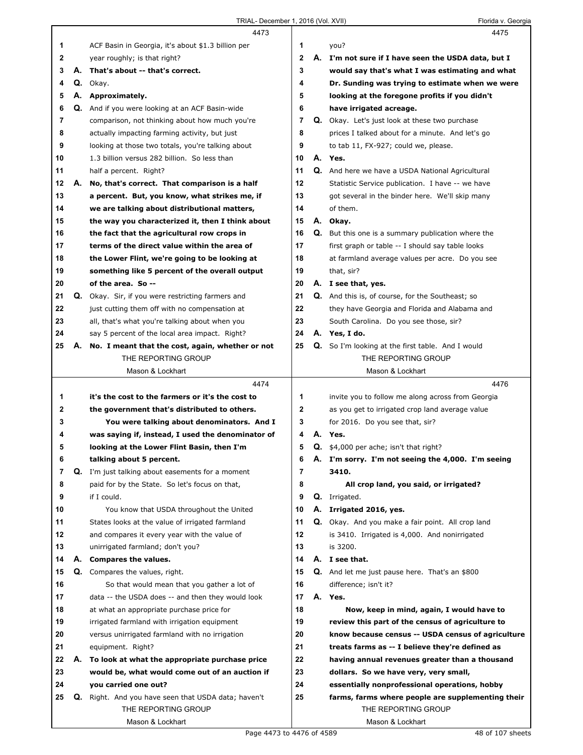4473

1 ACF Basin in Georgia, it's about $1.3 billion per
2 year roughly; is that right?
3 **A. That's about -- that's correct.**
4 Q. Okay.
5 **A. Approximately.**
6 Q. And if you were looking at an ACF Basin-wide
7 comparison, not thinking about how much you're
8 actually impacting farming activity, but just
9 looking at those two totals, you're talking about
10 1.3 billion versus 282 billion. So less than
11 half a percent. Right?
12 **A. No, that's correct. That comparison is a half**
13 **a percent. But, you know, what strikes me, if**
14 **we are talking about distributional matters,**
15 **the way you characterized it, then I think about**
16 **the fact that the agricultural row crops in**
17 **terms of the direct value within the area of**
18 **the Lower Flint, we're going to be looking at**
19 **something like 5 percent of the overall output**
20 **of the area. So --**
21 Q. Okay. Sir, if you were restricting farmers and
22 just cutting them off with no compensation at
23 all, that's what you're talking about when you
24 say 5 percent of the local area impact. Right?
25 **A. No. I meant that the cost, again, whether or not**

4474

1 **it's the cost to the farmers or it's the cost to**
2 **the government that's distributed to others.**
3 **You were talking about denominators. And I**
4 **was saying if, instead, I used the denominator of**
5 **looking at the Lower Flint Basin, then I'm**
6 **talking about 5 percent.**
7 Q. I'm just talking about easements for a moment
8 paid for by the State. So let's focus on that,
9 if I could.
10 You know that USDA throughout the United
11 States looks at the value of irrigated farmland
12 and compares it every year with the value of
13 unirrigated farmland; don't you?
14 **A. Compares the values.**
15 Q. Compares the values, right.
16 So that would mean that you gather a lot of
17 data -- the USDA does -- and then they would look
18 at what an appropriate purchase price for
19 irrigated farmland with irrigation equipment
20 versus unirrigated farmland with no irrigation
21 equipment. Right?
22 **A. To look at what the appropriate purchase price**
23 **would be, what would come out of an auction if**
24 **you carried one out?**
25 Q. Right. And you have seen that USDA data; haven't

4475

1 you?
2 **A. I'm not sure if I have seen the USDA data, but I**
3 **would say that's what I was estimating and what**
4 **Dr. Sunding was trying to estimate when we were**
5 **looking at the foregone profits if you didn't**
6 **have irrigated acreage.**
7 Q. Okay. Let's just look at these two purchase
8 prices I talked about for a minute. And let's go
9 to tab 11, FX-927; could we, please.
10 **A. Yes.**
11 Q. And here we have a USDA National Agricultural
12 Statistic Service publication. I have -- we have
13 got several in the binder here. We'll skip many
14 of them.
15 **A. Okay.**
16 Q. But this one is a summary publication where the
17 first graph or table -- I should say table looks
18 at farmland average values per acre. Do you see
19 that, sir?
20 **A. I see that, yes.**
21 Q. And this is, of course, for the Southeast; so
22 they have Georgia and Florida and Alabama and
23 South Carolina. Do you see those, sir?
24 **A. Yes, I do.**
25 Q. So I'm looking at the first table. And I would

4476

1 invite you to follow me along across from Georgia
2 as you get to irrigated crop land average value
3 for 2016. Do you see that, sir?
4 **A. Yes.**
5 Q. $4,000 per ache; isn't that right?
6 **A. I'm sorry. I'm not seeing the 4,000. I'm seeing**
7 **3410.**
8 **All crop land, you said, or irrigated?**
9 Q. Irrigated.
10 **A. Irrigated 2016, yes.**
11 Q. Okay. And you make a fair point. All crop land
12 is 3410. Irrigated is 4,000. And nonirrigated
13 is 3200.
14 **A. I see that.**
15 Q. And let me just pause here. That's an $800
16 difference; isn't it?
17 **A. Yes.**
18 **Now, keep in mind, again, I would have to**
19 **review this part of the census of agriculture to**
20 **know because census -- USDA census of agriculture**
21 **treats farms as -- I believe they're defined as**
22 **having annual revenues greater than a thousand**
23 **dollars. So we have very, very small,**
24 **essentially nonprofessional operations, hobby**
25 **farms, farms where people are supplementing their**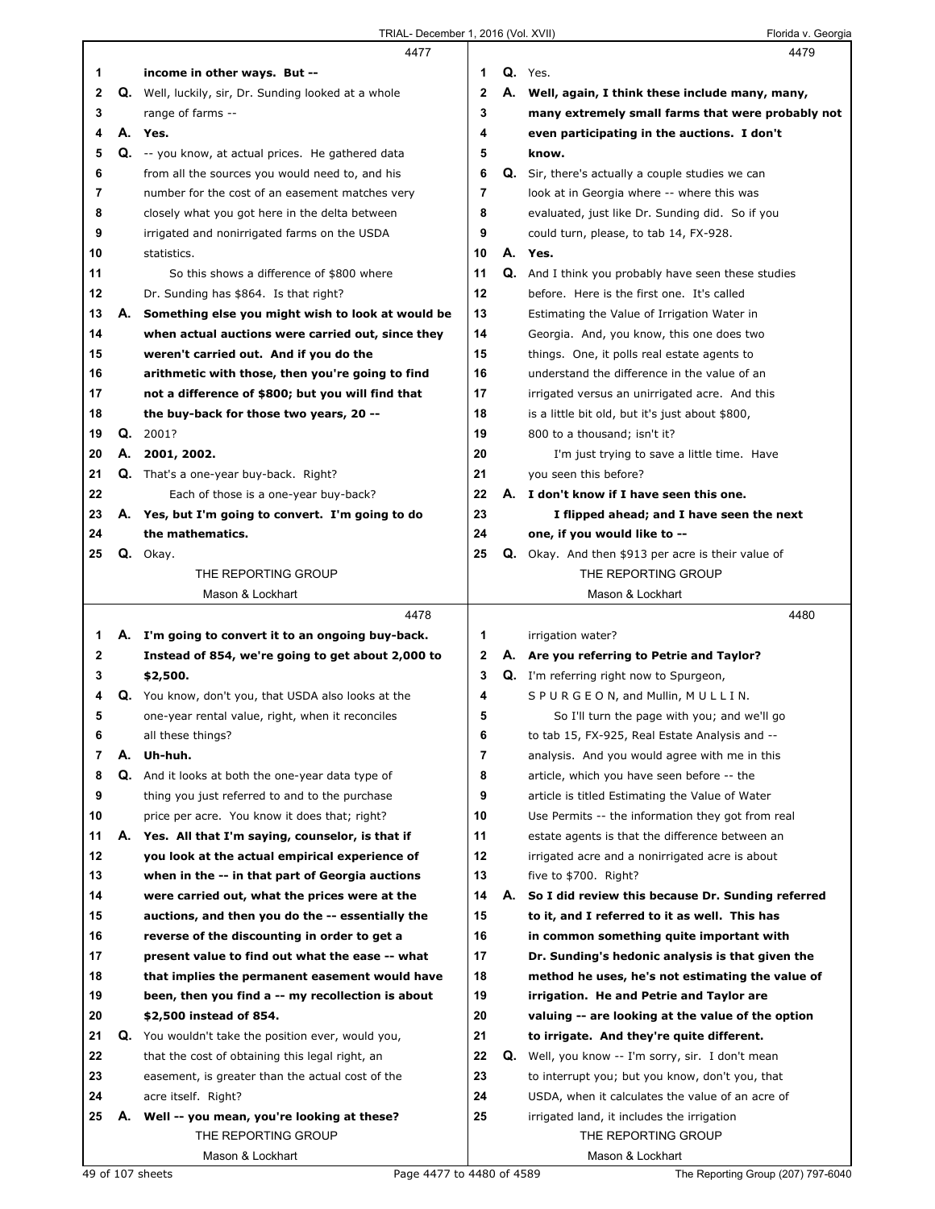4477

1 income in other ways. But --
2 Q. Well, luckily, sir, Dr. Sunding looked at a whole
3 range of farms --
4 A. Yes.
5 Q. -- you know, at actual prices. He gathered data
6 from all the sources you would need to, and his
7 number for the cost of an easement matches very
8 closely what you got here in the delta between
9 irrigated and nonirrigated farms on the USDA
10 statistics.
11 So this shows a difference of $800 where
12 Dr. Sunding has $864. Is that right?
13 A. Something else you might wish to look at would be
14 when actual auctions were carried out, since they
15 weren't carried out. And if you do the
16 arithmetic with those, then you're going to find
17 not a difference of $800; but you will find that
18 the buy-back for those two years, 20 --
19 Q. 2001?
20 A. 2001, 2002.
21 Q. That's a one-year buy-back. Right?
22 Each of those is a one-year buy-back?
23 A. Yes, but I'm going to convert. I'm going to do
24 the mathematics.
25 Q. Okay.

4478

1 A. I'm going to convert it to an ongoing buy-back.
2 Instead of 854, we're going to get about 2,000 to
3 $2,500.
4 Q. You know, don't you, that USDA also looks at the
5 one-year rental value, right, when it reconciles
6 all these things?
7 A. Uh-huh.
8 Q. And it looks at both the one-year data type of
9 thing you just referred to and to the purchase
10 price per acre. You know it does that; right?
11 A. Yes. All that I'm saying, counselor, is that if
12 you look at the actual empirical experience of
13 when in the -- in that part of Georgia auctions
14 were carried out, what the prices were at the
15 auctions, and then you do the -- essentially the
16 reverse of the discounting in order to get a
17 present value to find out what the ease -- what
18 that implies the permanent easement would have
19 been, then you find a -- my recollection is about
20 $2,500 instead of 854.
21 Q. You wouldn't take the position ever, would you,
22 that the cost of obtaining this legal right, an
23 easement, is greater than the actual cost of the
24 acre itself. Right?
25 A. Well -- you mean, you're looking at these?

4479

1 Q. Yes.
2 A. Well, again, I think these include many, many,
3 many extremely small farms that were probably not
4 even participating in the auctions. I don't
5 know.
6 Q. Sir, there's actually a couple studies we can
7 look at in Georgia where -- where this was
8 evaluated, just like Dr. Sunding did. So if you
9 could turn, please, to tab 14, FX-928.
10 A. Yes.
11 Q. And I think you probably have seen these studies
12 before. Here is the first one. It's called
13 Estimating the Value of Irrigation Water in
14 Georgia. And, you know, this one does two
15 things. One, it polls real estate agents to
16 understand the difference in the value of an
17 irrigated versus an unirrigated acre. And this
18 is a little bit old, but it's just about $800,
19 800 to a thousand; isn't it?
20 I'm just trying to save a little time. Have
21 you seen this before?
22 A. I don't know if I have seen this one.
23 I flipped ahead; and I have seen the next
24 one, if you would like to --
25 Q. Okay. And then $913 per acre is their value of

4480

1 irrigation water?
2 A. Are you referring to Petrie and Taylor?
3 Q. I'm referring right now to Spurgeon,
4 S P U R G E O N, and Mullin, M U L L I N.
5 So I'll turn the page with you; and we'll go
6 to tab 15, FX-925, Real Estate Analysis and --
7 analysis. And you would agree with me in this
8 article, which you have seen before -- the
9 article is titled Estimating the Value of Water
10 Use Permits -- the information they got from real
11 estate agents is that the difference between an
12 irrigated acre and a nonirrigated acre is about
13 five to $700. Right?
14 A. So I did review this because Dr. Sunding referred
15 to it, and I referred to it as well. This has
16 in common something quite important with
17 Dr. Sunding's hedonic analysis is that given the
18 method he uses, he's not estimating the value of
19 irrigation. He and Petrie and Taylor are
20 valuing -- are looking at the value of the option
21 to irrigate. And they're quite different.
22 Q. Well, you know -- I'm sorry, sir. I don't mean
23 to interrupt you; but you know, don't you, that
24 USDA, when it calculates the value of an acre of
25 irrigated land, it includes the irrigation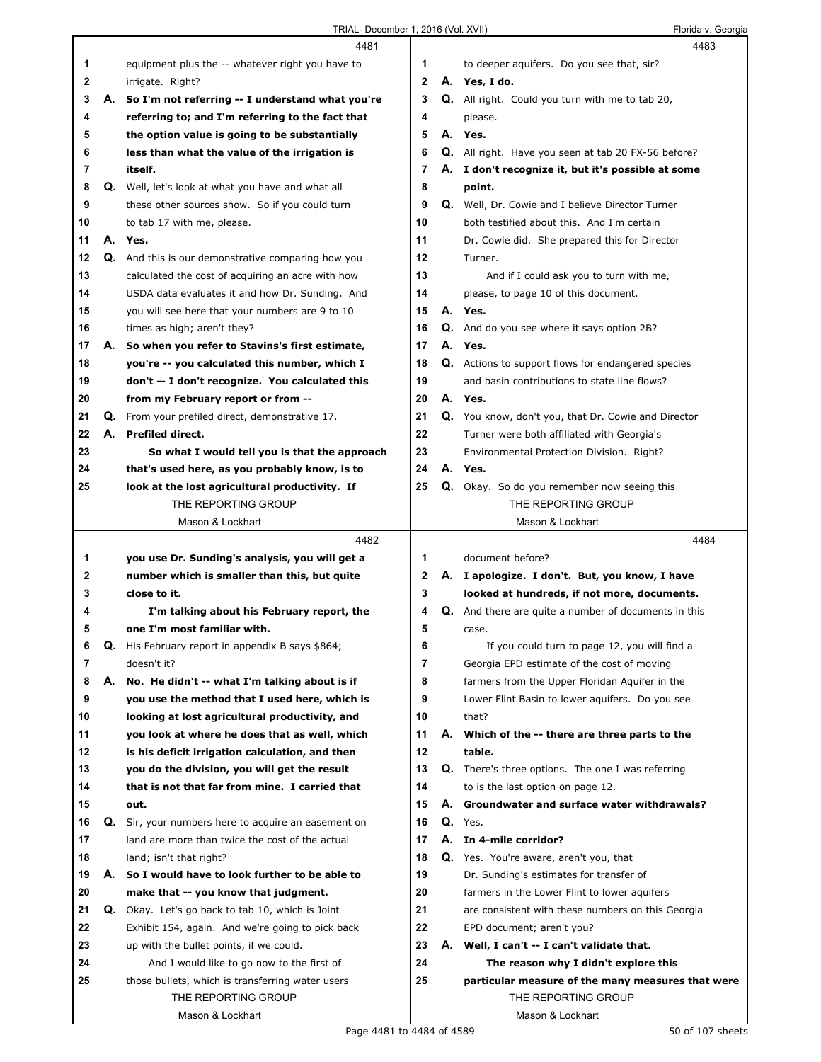4481

1 equipment plus the -- whatever right you have to
2 irrigate. Right?
3 **A. So I'm not referring -- I understand what you're**
4 **referring to; and I'm referring to the fact that**
5 **the option value is going to be substantially**
6 **less than what the value of the irrigation is**
7 **itself.**
8 **Q.** Well, let's look at what you have and what all
9 these other sources show. So if you could turn
10 to tab 17 with me, please.
11 **A. Yes.**
12 **Q.** And this is our demonstrative comparing how you
13 calculated the cost of acquiring an acre with how
14 USDA data evaluates it and how Dr. Sunding. And
15 you will see here that your numbers are 9 to 10
16 times as high; aren't they?
17 **A. So when you refer to Stavins's first estimate,**
18 **you're -- you calculated this number, which I**
19 **don't -- I don't recognize. You calculated this**
20 **from my February report or from --**
21 **Q.** From your prefiled direct, demonstrative 17.
22 **A. Prefiled direct.**
23 **So what I would tell you is that the approach**
24 **that's used here, as you probably know, is to**
25 **look at the lost agricultural productivity. If**

4482

1 **you use Dr. Sunding's analysis, you will get a**
2 **number which is smaller than this, but quite**
3 **close to it.**
4 **I'm talking about his February report, the**
5 **one I'm most familiar with.**
6 **Q.** His February report in appendix B says $864;
7 doesn't it?
8 **A. No. He didn't -- what I'm talking about is if**
9 **you use the method that I used here, which is**
10 **looking at lost agricultural productivity, and**
11 **you look at where he does that as well, which**
12 **is his deficit irrigation calculation, and then**
13 **you do the division, you will get the result**
14 **that is not that far from mine. I carried that**
15 **out.**
16 **Q.** Sir, your numbers here to acquire an easement on
17 land are more than twice the cost of the actual
18 land; isn't that right?
19 **A. So I would have to look further to be able to**
20 **make that -- you know that judgment.**
21 **Q.** Okay. Let's go back to tab 10, which is Joint
22 Exhibit 154, again. And we're going to pick back
23 up with the bullet points, if we could.
24 And I would like to go now to the first of
25 those bullets, which is transferring water users

4483

1 to deeper aquifers. Do you see that, sir?
2 **A. Yes, I do.**
3 **Q.** All right. Could you turn with me to tab 20,
4 please.
5 **A. Yes.**
6 **Q.** All right. Have you seen at tab 20 FX-56 before?
7 **A. I don't recognize it, but it's possible at some**
8 **point.**
9 **Q.** Well, Dr. Cowie and I believe Director Turner
10 both testified about this. And I'm certain
11 Dr. Cowie did. She prepared this for Director
12 Turner.
13 And if I could ask you to turn with me,
14 please, to page 10 of this document.
15 **A. Yes.**
16 **Q.** And do you see where it says option 2B?
17 **A. Yes.**
18 **Q.** Actions to support flows for endangered species
19 and basin contributions to state line flows?
20 **A. Yes.**
21 **Q.** You know, don't you, that Dr. Cowie and Director
22 Turner were both affiliated with Georgia's
23 Environmental Protection Division. Right?
24 **A. Yes.**
25 **Q.** Okay. So do you remember now seeing this

4484

1 document before?
2 **A. I apologize. I don't. But, you know, I have**
3 **looked at hundreds, if not more, documents.**
4 **Q.** And there are quite a number of documents in this
5 case.
6 If you could turn to page 12, you will find a
7 Georgia EPD estimate of the cost of moving
8 farmers from the Upper Floridan Aquifer in the
9 Lower Flint Basin to lower aquifers. Do you see
10 that?
11 **A. Which of the -- there are three parts to the**
12 **table.**
13 **Q.** There's three options. The one I was referring
14 to is the last option on page 12.
15 **A. Groundwater and surface water withdrawals?**
16 **Q.** Yes.
17 **A. In 4-mile corridor?**
18 **Q.** Yes. You're aware, aren't you, that
19 Dr. Sunding's estimates for transfer of
20 farmers in the Lower Flint to lower aquifers
21 are consistent with these numbers on this Georgia
22 EPD document; aren't you?
23 **A. Well, I can't -- I can't validate that.**
24 **The reason why I didn't explore this**
25 **particular measure of the many measures that were**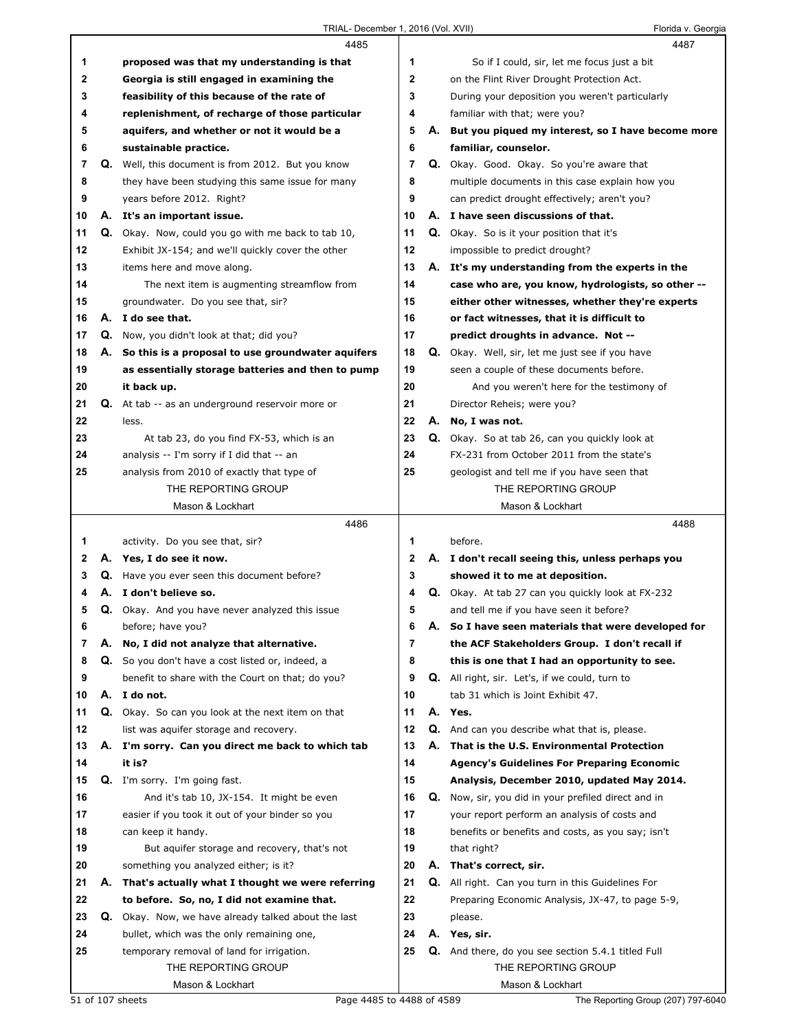4485

1 proposed was that my understanding is that
2 Georgia is still engaged in examining the
3 feasibility of this because of the rate of
4 replenishment, of recharge of those particular
5 aquifers, and whether or not it would be a
6 sustainable practice.
7 Q. Well, this document is from 2012. But you know
8 they have been studying this same issue for many
9 years before 2012. Right?
10 A. It's an important issue.
11 Q. Okay. Now, could you go with me back to tab 10,
12 Exhibit JX-154; and we'll quickly cover the other
13 items here and move along.
14 The next item is augmenting streamflow from
15 groundwater. Do you see that, sir?
16 A. I do see that.
17 Q. Now, you didn't look at that; did you?
18 A. So this is a proposal to use groundwater aquifers
19 as essentially storage batteries and then to pump
20 it back up.
21 Q. At tab -- as an underground reservoir more or
22 less.
23 At tab 23, do you find FX-53, which is an
24 analysis -- I'm sorry if I did that -- an
25 analysis from 2010 of exactly that type of

4486

1 activity. Do you see that, sir?
2 A. Yes, I do see it now.
3 Q. Have you ever seen this document before?
4 A. I don't believe so.
5 Q. Okay. And you have never analyzed this issue
6 before; have you?
7 A. No, I did not analyze that alternative.
8 Q. So you don't have a cost listed or, indeed, a
9 benefit to share with the Court on that; do you?
10 A. I do not.
11 Q. Okay. So can you look at the next item on that
12 list was aquifer storage and recovery.
13 A. I'm sorry. Can you direct me back to which tab
14 it is?
15 Q. I'm sorry. I'm going fast.
16 And it's tab 10, JX-154. It might be even
17 easier if you took it out of your binder so you
18 can keep it handy.
19 But aquifer storage and recovery, that's not
20 something you analyzed either; is it?
21 A. That's actually what I thought we were referring
22 to before. So, no, I did not examine that.
23 Q. Okay. Now, we have already talked about the last
24 bullet, which was the only remaining one,
25 temporary removal of land for irrigation.

4487

1 So if I could, sir, let me focus just a bit
2 on the Flint River Drought Protection Act.
3 During your deposition you weren't particularly
4 familiar with that; were you?
5 A. But you piqued my interest, so I have become more
6 familiar, counselor.
7 Q. Okay. Good. Okay. So you're aware that
8 multiple documents in this case explain how you
9 can predict drought effectively; aren't you?
10 A. I have seen discussions of that.
11 Q. Okay. So is it your position that it's
12 impossible to predict drought?
13 A. It's my understanding from the experts in the
14 case who are, you know, hydrologists, so other --
15 either other witnesses, whether they're experts
16 or fact witnesses, that it is difficult to
17 predict droughts in advance. Not --
18 Q. Okay. Well, sir, let me just see if you have
19 seen a couple of these documents before.
20 And you weren't here for the testimony of
21 Director Reheis; were you?
22 A. No, I was not.
23 Q. Okay. So at tab 26, can you quickly look at
24 FX-231 from October 2011 from the state's
25 geologist and tell me if you have seen that

4488

1 before.
2 A. I don't recall seeing this, unless perhaps you
3 showed it to me at deposition.
4 Q. Okay. At tab 27 can you quickly look at FX-232
5 and tell me if you have seen it before?
6 A. So I have seen materials that were developed for
7 the ACF Stakeholders Group. I don't recall if
8 this is one that I had an opportunity to see.
9 Q. All right, sir. Let's, if we could, turn to
10 tab 31 which is Joint Exhibit 47.
11 A. Yes.
12 Q. And can you describe what that is, please.
13 A. That is the U.S. Environmental Protection
14 Agency's Guidelines For Preparing Economic
15 Analysis, December 2010, updated May 2014.
16 Q. Now, sir, you did in your prefiled direct and in
17 your report perform an analysis of costs and
18 benefits or benefits and costs, as you say; isn't
19 that right?
20 A. That's correct, sir.
21 Q. All right. Can you turn in this Guidelines For
22 Preparing Economic Analysis, JX-47, to page 5-9,
23 please.
24 A. Yes, sir.
25 Q. And there, do you see section 5.4.1 titled Full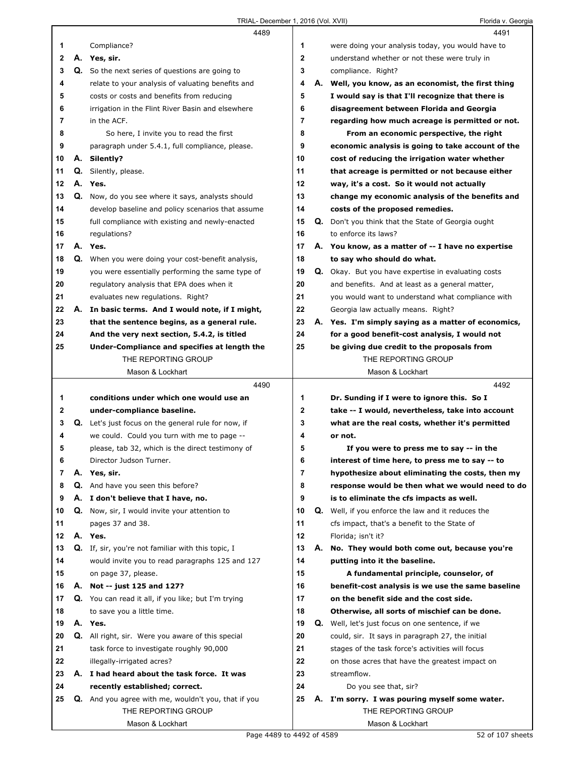**4489**

1 Compliance?

2 **A. Yes, sir.**

3 Q. So the next series of questions are going to

4 relate to your analysis of valuating benefits and

5 costs or costs and benefits from reducing

6 irrigation in the Flint River Basin and elsewhere

7 in the ACF.

8 So here, I invite you to read the first

9 paragraph under 5.4.1, full compliance, please.

10 **A. Silently?**

11 Q. Silently, please.

12 **A. Yes.**

13 Q. Now, do you see where it says, analysts should

14 develop baseline and policy scenarios that assume

15 full compliance with existing and newly-enacted

16 regulations?

17 **A. Yes.**

18 Q. When you were doing your cost-benefit analysis,

19 you were essentially performing the same type of

20 regulatory analysis that EPA does when it

21 evaluates new regulations. Right?

22 **A. In basic terms. And I would note, if I might,**

23 **that the sentence begins, as a general rule.**

24 **And the very next section, 5.4.2, is titled**

25 **Under-Compliance and specifies at length the**

**4490**

1 **conditions under which one would use an**

2 **under-compliance baseline.**

3 Q. Let's just focus on the general rule for now, if

4 we could. Could you turn with me to page --

5 please, tab 32, which is the direct testimony of

6 Director Judson Turner.

7 **A. Yes, sir.**

8 Q. And have you seen this before?

9 **A. I don't believe that I have, no.**

10 Q. Now, sir, I would invite your attention to

11 pages 37 and 38.

12 **A. Yes.**

13 Q. If, sir, you're not familiar with this topic, I

14 would invite you to read paragraphs 125 and 127

15 on page 37, please.

16 **A. Not -- just 125 and 127?**

17 Q. You can read it all, if you like; but I'm trying

18 to save you a little time.

19 **A. Yes.**

20 Q. All right, sir. Were you aware of this special

21 task force to investigate roughly 90,000

22 illegally-irrigated acres?

23 **A. I had heard about the task force. It was**

24 **recently established; correct.**

25 Q. And you agree with me, wouldn't you, that if you

**4491**

1 were doing your analysis today, you would have to

2 understand whether or not these were truly in

3 compliance. Right?

4 **A. Well, you know, as an economist, the first thing**

5 **I would say is that I'll recognize that there is**

6 **disagreement between Florida and Georgia**

7 **regarding how much acreage is permitted or not.**

8 **From an economic perspective, the right**

9 **economic analysis is going to take account of the**

10 **cost of reducing the irrigation water whether**

11 **that acreage is permitted or not because either**

12 **way, it's a cost. So it would not actually**

13 **change my economic analysis of the benefits and**

14 **costs of the proposed remedies.**

15 Q. Don't you think that the State of Georgia ought

16 to enforce its laws?

17 **A. You know, as a matter of -- I have no expertise**

18 **to say who should do what.**

19 Q. Okay. But you have expertise in evaluating costs

20 and benefits. And at least as a general matter,

21 you would want to understand what compliance with

22 Georgia law actually means. Right?

23 **A. Yes. I'm simply saying as a matter of economics,**

24 **for a good benefit-cost analysis, I would not**

25 **be giving due credit to the proposals from**

**4492**

1 **Dr. Sunding if I were to ignore this. So I**

2 **take -- I would, nevertheless, take into account**

3 **what are the real costs, whether it's permitted**

4 **or not.**

5 **If you were to press me to say -- in the**

6 **interest of time here, to press me to say -- to**

7 **hypothesize about eliminating the costs, then my**

8 **response would be then what we would need to do**

9 **is to eliminate the cfs impacts as well.**

10 Q. Well, if you enforce the law and it reduces the

11 cfs impact, that's a benefit to the State of

12 Florida; isn't it?

13 **A. No. They would both come out, because you're**

14 **putting into it the baseline.**

15 **A fundamental principle, counselor, of**

16 **benefit-cost analysis is we use the same baseline**

17 **on the benefit side and the cost side.**

18 **Otherwise, all sorts of mischief can be done.**

19 Q. Well, let's just focus on one sentence, if we

20 could, sir. It says in paragraph 27, the initial

21 stages of the task force's activities will focus

22 on those acres that have the greatest impact on

23 streamflow.

24 Do you see that, sir?

25 **A. I'm sorry. I was pouring myself some water.**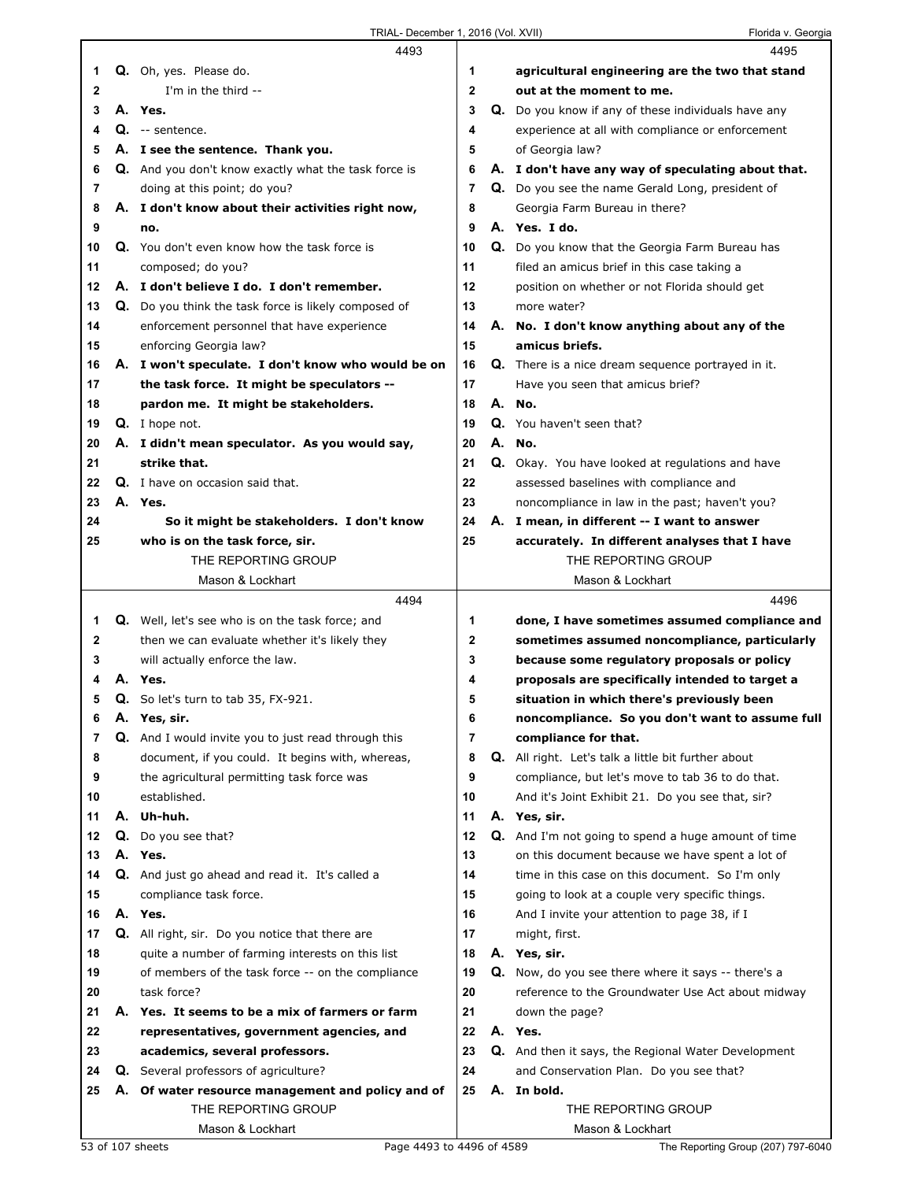**4493**

1 Q. Oh, yes. Please do.
2 I'm in the third --
3 A. **Yes.**
4 Q. -- sentence.
5 A. **I see the sentence. Thank you.**
6 Q. And you don't know exactly what the task force is
7 doing at this point; do you?
8 A. **I don't know about their activities right now,**
9 **no.**
10 Q. You don't even know how the task force is
11 composed; do you?
12 A. **I don't believe I do. I don't remember.**
13 Q. Do you think the task force is likely composed of
14 enforcement personnel that have experience
15 enforcing Georgia law?
16 A. **I won't speculate. I don't know who would be on**
17 **the task force. It might be speculators --**
18 **pardon me. It might be stakeholders.**
19 Q. I hope not.
20 A. **I didn't mean speculator. As you would say,**
21 **strike that.**
22 Q. I have on occasion said that.
23 A. **Yes.**
24 **So it might be stakeholders. I don't know**
25 **who is on the task force, sir.**

**4494**

1 Q. Well, let's see who is on the task force; and
2 then we can evaluate whether it's likely they
3 will actually enforce the law.
4 A. **Yes.**
5 Q. So let's turn to tab 35, FX-921.
6 A. **Yes, sir.**
7 Q. And I would invite you to just read through this
8 document, if you could. It begins with, whereas,
9 the agricultural permitting task force was
10 established.
11 A. **Uh-huh.**
12 Q. Do you see that?
13 A. **Yes.**
14 Q. And just go ahead and read it. It's called a
15 compliance task force.
16 A. **Yes.**
17 Q. All right, sir. Do you notice that there are
18 quite a number of farming interests on this list
19 of members of the task force -- on the compliance
20 task force?
21 A. **Yes. It seems to be a mix of farmers or farm**
22 **representatives, government agencies, and**
23 **academics, several professors.**
24 Q. Several professors of agriculture?
25 A. **Of water resource management and policy and of**

**4495**

1 **agricultural engineering are the two that stand**
2 **out at the moment to me.**
3 Q. Do you know if any of these individuals have any
4 experience at all with compliance or enforcement
5 of Georgia law?
6 A. **I don't have any way of speculating about that.**
7 Q. Do you see the name Gerald Long, president of
8 Georgia Farm Bureau in there?
9 A. **Yes. I do.**
10 Q. Do you know that the Georgia Farm Bureau has
11 filed an amicus brief in this case taking a
12 position on whether or not Florida should get
13 more water?
14 A. **No. I don't know anything about any of the**
15 **amicus briefs.**
16 Q. There is a nice dream sequence portrayed in it.
17 Have you seen that amicus brief?
18 A. **No.**
19 Q. You haven't seen that?
20 A. **No.**
21 Q. Okay. You have looked at regulations and have
22 assessed baselines with compliance and
23 noncompliance in law in the past; haven't you?
24 A. **I mean, in different -- I want to answer**
25 **accurately. In different analyses that I have**

**4496**

1 **done, I have sometimes assumed compliance and**
2 **sometimes assumed noncompliance, particularly**
3 **because some regulatory proposals or policy**
4 **proposals are specifically intended to target a**
5 **situation in which there's previously been**
6 **noncompliance. So you don't want to assume full**
7 **compliance for that.**
8 Q. All right. Let's talk a little bit further about
9 compliance, but let's move to tab 36 to do that.
10 And it's Joint Exhibit 21. Do you see that, sir?
11 A. **Yes, sir.**
12 Q. And I'm not going to spend a huge amount of time
13 on this document because we have spent a lot of
14 time in this case on this document. So I'm only
15 going to look at a couple very specific things.
16 And I invite your attention to page 38, if I
17 might, first.
18 A. **Yes, sir.**
19 Q. Now, do you see there where it says -- there's a
20 reference to the Groundwater Use Act about midway
21 down the page?
22 A. **Yes.**
23 Q. And then it says, the Regional Water Development
24 and Conservation Plan. Do you see that?
25 A. **In bold.**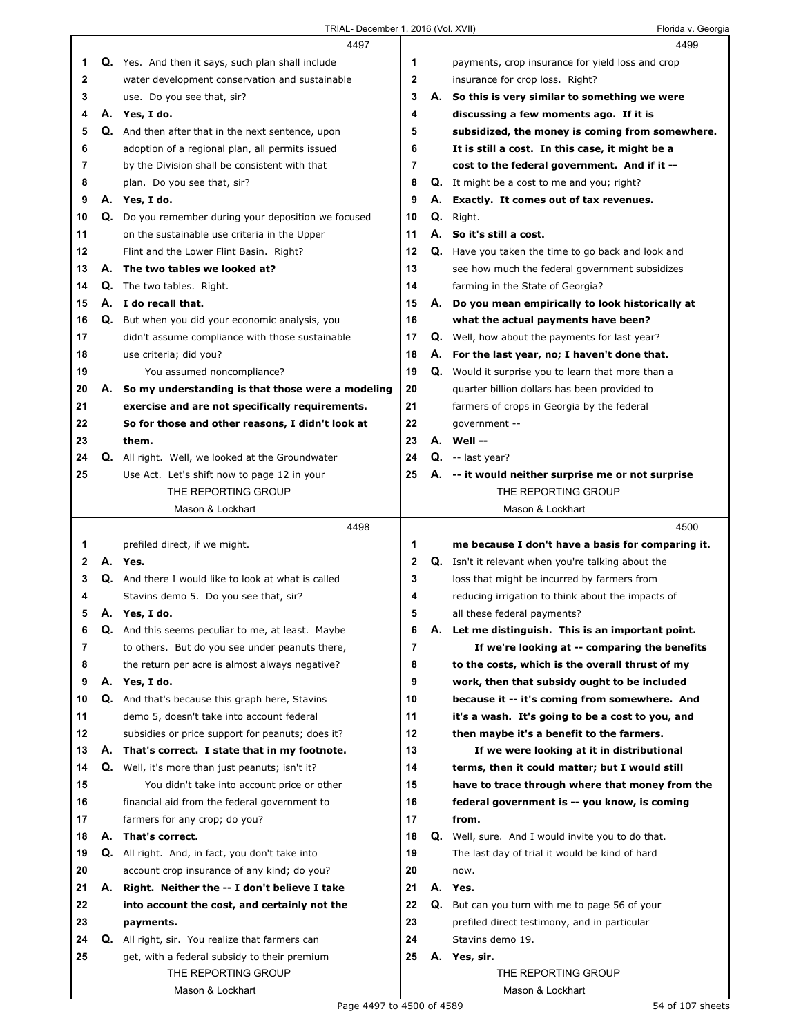**4497**

1 Q. Yes. And then it says, such plan shall include
2 water development conservation and sustainable
3 use. Do you see that, sir?
4 A. **Yes, I do.**
5 Q. And then after that in the next sentence, upon
6 adoption of a regional plan, all permits issued
7 by the Division shall be consistent with that
8 plan. Do you see that, sir?
9 A. **Yes, I do.**
10 Q. Do you remember during your deposition we focused
11 on the sustainable use criteria in the Upper
12 Flint and the Lower Flint Basin. Right?
13 A. **The two tables we looked at?**
14 Q. The two tables. Right.
15 A. **I do recall that.**
16 Q. But when you did your economic analysis, you
17 didn't assume compliance with those sustainable
18 use criteria; did you?
19 You assumed noncompliance?
20 A. **So my understanding is that those were a modeling**
21 **exercise and are not specifically requirements.**
22 **So for those and other reasons, I didn't look at**
23 **them.**
24 Q. All right. Well, we looked at the Groundwater
25 Use Act. Let's shift now to page 12 in your

**4498**

1 prefiled direct, if we might.
2 A. **Yes.**
3 Q. And there I would like to look at what is called
4 Stavins demo 5. Do you see that, sir?
5 A. **Yes, I do.**
6 Q. And this seems peculiar to me, at least. Maybe
7 to others. But do you see under peanuts there,
8 the return per acre is almost always negative?
9 A. **Yes, I do.**
10 Q. And that's because this graph here, Stavins
11 demo 5, doesn't take into account federal
12 subsidies or price support for peanuts; does it?
13 A. **That's correct. I state that in my footnote.**
14 Q. Well, it's more than just peanuts; isn't it?
15 You didn't take into account price or other
16 financial aid from the federal government to
17 farmers for any crop; do you?
18 A. **That's correct.**
19 Q. All right. And, in fact, you don't take into
20 account crop insurance of any kind; do you?
21 A. **Right. Neither the -- I don't believe I take**
22 **into account the cost, and certainly not the**
23 **payments.**
24 Q. All right, sir. You realize that farmers can
25 get, with a federal subsidy to their premium

**4499**

1 payments, crop insurance for yield loss and crop
2 insurance for crop loss. Right?
3 A. **So this is very similar to something we were**
4 **discussing a few moments ago. If it is**
5 **subsidized, the money is coming from somewhere.**
6 **It is still a cost. In this case, it might be a**
7 **cost to the federal government. And if it --**
8 Q. It might be a cost to me and you; right?
9 A. **Exactly. It comes out of tax revenues.**
10 Q. Right.
11 A. **So it's still a cost.**
12 Q. Have you taken the time to go back and look and
13 see how much the federal government subsidizes
14 farming in the State of Georgia?
15 A. **Do you mean empirically to look historically at**
16 **what the actual payments have been?**
17 Q. Well, how about the payments for last year?
18 A. **For the last year, no; I haven't done that.**
19 Q. Would it surprise you to learn that more than a
20 quarter billion dollars has been provided to
21 farmers of crops in Georgia by the federal
22 government --
23 A. **Well --**
24 Q. -- last year?
25 A. **-- it would neither surprise me or not surprise**

**4500**

1 **me because I don't have a basis for comparing it.**
2 Q. Isn't it relevant when you're talking about the
3 loss that might be incurred by farmers from
4 reducing irrigation to think about the impacts of
5 all these federal payments?
6 A. **Let me distinguish. This is an important point.**
7 **If we're looking at -- comparing the benefits**
8 **to the costs, which is the overall thrust of my**
9 **work, then that subsidy ought to be included**
10 **because it -- it's coming from somewhere. And**
11 **it's a wash. It's going to be a cost to you, and**
12 **then maybe it's a benefit to the farmers.**
13 **If we were looking at it in distributional**
14 **terms, then it could matter; but I would still**
15 **have to trace through where that money from the**
16 **federal government is -- you know, is coming**
17 **from.**
18 Q. Well, sure. And I would invite you to do that.
19 The last day of trial it would be kind of hard
20 now.
21 A. **Yes.**
22 Q. But can you turn with me to page 56 of your
23 prefiled direct testimony, and in particular
24 Stavins demo 19.
25 A. **Yes, sir.**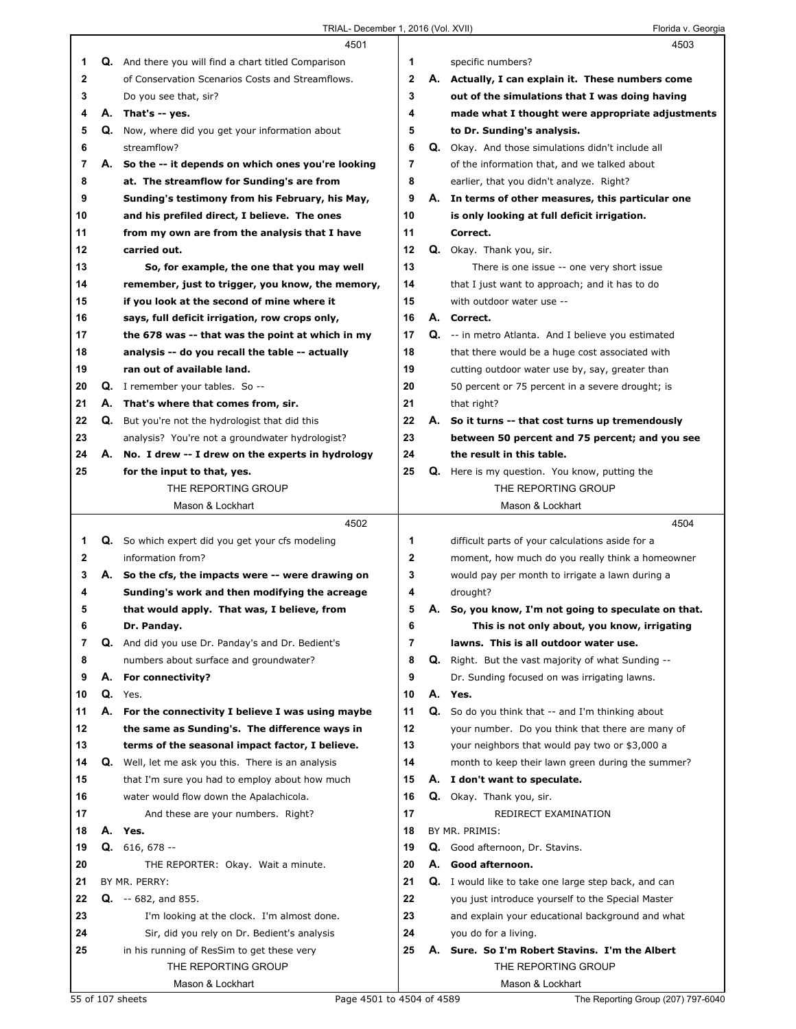4501

Q. And there you will find a chart titled Comparison of Conservation Scenarios Costs and Streamflows. Do you see that, sir?

A. **That's -- yes.**

Q. Now, where did you get your information about streamflow?

A. **So the -- it depends on which ones you're looking at. The streamflow for Sunding's are from Sunding's testimony from his February, his May, and his prefiled direct, I believe. The ones from my own are from the analysis that I have carried out.**

**So, for example, the one that you may well remember, just to trigger, you know, the memory, if you look at the second of mine where it says, full deficit irrigation, row crops only, the 678 was -- that was the point at which in my analysis -- do you recall the table -- actually ran out of available land.**

Q. I remember your tables. So --

A. **That's where that comes from, sir.**

Q. But you're not the hydrologist that did this analysis? You're not a groundwater hydrologist?

A. **No. I drew -- I drew on the experts in hydrology for the input to that, yes.**

4502

Q. So which expert did you get your cfs modeling information from?

A. **So the cfs, the impacts were -- were drawing on Sunding's work and then modifying the acreage that would apply. That was, I believe, from Dr. Panday.**

Q. And did you use Dr. Panday's and Dr. Bedient's numbers about surface and groundwater?

A. **For connectivity?**

Q. Yes.

A. **For the connectivity I believe I was using maybe the same as Sunding's. The difference ways in terms of the seasonal impact factor, I believe.**

Q. Well, let me ask you this. There is an analysis that I'm sure you had to employ about how much water would flow down the Apalachicola.

And these are your numbers. Right?

A. **Yes.**

Q. 616, 678 --

THE REPORTER: Okay. Wait a minute.

BY MR. PERRY:

Q. -- 682, and 855.

I'm looking at the clock. I'm almost done.

Sir, did you rely on Dr. Bedient's analysis in his running of ResSim to get these very

4503

specific numbers?

A. **Actually, I can explain it. These numbers come out of the simulations that I was doing having made what I thought were appropriate adjustments to Dr. Sunding's analysis.**

Q. Okay. And those simulations didn't include all of the information that, and we talked about earlier, that you didn't analyze. Right?

A. **In terms of other measures, this particular one is only looking at full deficit irrigation. Correct.**

Q. Okay. Thank you, sir.

There is one issue -- one very short issue that I just want to approach; and it has to do with outdoor water use --

A. **Correct.**

Q. -- in metro Atlanta. And I believe you estimated that there would be a huge cost associated with cutting outdoor water use by, say, greater than 50 percent or 75 percent in a severe drought; is that right?

A. **So it turns -- that cost turns up tremendously between 50 percent and 75 percent; and you see the result in this table.**

Q. Here is my question. You know, putting the

4504

difficult parts of your calculations aside for a moment, how much do you really think a homeowner would pay per month to irrigate a lawn during a drought?

A. **So, you know, I'm not going to speculate on that.**

**This is not only about, you know, irrigating lawns. This is all outdoor water use.**

Q. Right. But the vast majority of what Sunding -- Dr. Sunding focused on was irrigating lawns.

A. **Yes.**

Q. So do you think that -- and I'm thinking about your number. Do you think that there are many of your neighbors that would pay two or $3,000 a month to keep their lawn green during the summer?

A. **I don't want to speculate.**

Q. Okay. Thank you, sir.

REDIRECT EXAMINATION

BY MR. PRIMIS:

Q. Good afternoon, Dr. Stavins.

A. **Good afternoon.**

Q. I would like to take one large step back, and can you just introduce yourself to the Special Master and explain your educational background and what you do for a living.

A. **Sure. So I'm Robert Stavins. I'm the Albert**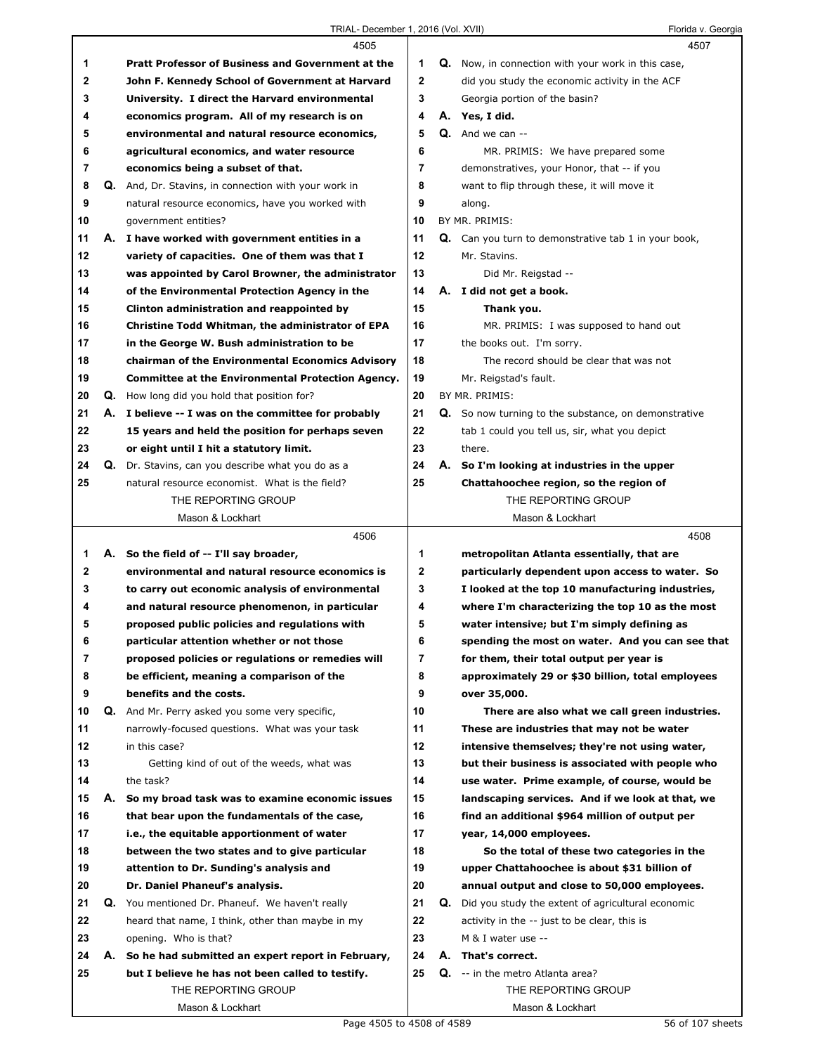4505

1 **Pratt Professor of Business and Government at the**
2 **John F. Kennedy School of Government at Harvard**
3 **University. I direct the Harvard environmental**
4 **economics program. All of my research is on**
5 **environmental and natural resource economics,**
6 **agricultural economics, and water resource**
7 **economics being a subset of that.**
8 **Q.** And, Dr. Stavins, in connection with your work in
9 natural resource economics, have you worked with
10 government entities?
11 **A. I have worked with government entities in a**
12 **variety of capacities. One of them was that I**
13 **was appointed by Carol Browner, the administrator**
14 **of the Environmental Protection Agency in the**
15 **Clinton administration and reappointed by**
16 **Christine Todd Whitman, the administrator of EPA**
17 **in the George W. Bush administration to be**
18 **chairman of the Environmental Economics Advisory**
19 **Committee at the Environmental Protection Agency.**
20 **Q.** How long did you hold that position for?
21 **A. I believe -- I was on the committee for probably**
22 **15 years and held the position for perhaps seven**
23 **or eight until I hit a statutory limit.**
24 **Q.** Dr. Stavins, can you describe what you do as a
25 natural resource economist. What is the field?

4506

1 **A. So the field of -- I'll say broader,**
2 **environmental and natural resource economics is**
3 **to carry out economic analysis of environmental**
4 **and natural resource phenomenon, in particular**
5 **proposed public policies and regulations with**
6 **particular attention whether or not those**
7 **proposed policies or regulations or remedies will**
8 **be efficient, meaning a comparison of the**
9 **benefits and the costs.**
10 **Q.** And Mr. Perry asked you some very specific,
11 narrowly-focused questions. What was your task
12 in this case?
13 Getting kind of out of the weeds, what was
14 the task?
15 **A. So my broad task was to examine economic issues**
16 **that bear upon the fundamentals of the case,**
17 **i.e., the equitable apportionment of water**
18 **between the two states and to give particular**
19 **attention to Dr. Sunding's analysis and**
20 **Dr. Daniel Phaneuf's analysis.**
21 **Q.** You mentioned Dr. Phaneuf. We haven't really
22 heard that name, I think, other than maybe in my
23 opening. Who is that?
24 **A. So he had submitted an expert report in February,**
25 **but I believe he has not been called to testify.**

4507

1 **Q.** Now, in connection with your work in this case,
2 did you study the economic activity in the ACF
3 Georgia portion of the basin?
4 **A. Yes, I did.**
5 **Q.** And we can --
6 MR. PRIMIS: We have prepared some
7 demonstratives, your Honor, that -- if you
8 want to flip through these, it will move it
9 along.
10 BY MR. PRIMIS:
11 **Q.** Can you turn to demonstrative tab 1 in your book,
12 Mr. Stavins.
13 Did Mr. Reigstad --
14 **A. I did not get a book.**
15 **Thank you.**
16 MR. PRIMIS: I was supposed to hand out
17 the books out. I'm sorry.
18 The record should be clear that was not
19 Mr. Reigstad's fault.
20 BY MR. PRIMIS:
21 **Q.** So now turning to the substance, on demonstrative
22 tab 1 could you tell us, sir, what you depict
23 there.
24 **A. So I'm looking at industries in the upper**
25 **Chattahoochee region, so the region of**

4508

1 **metropolitan Atlanta essentially, that are**
2 **particularly dependent upon access to water. So**
3 **I looked at the top 10 manufacturing industries,**
4 **where I'm characterizing the top 10 as the most**
5 **water intensive; but I'm simply defining as**
6 **spending the most on water. And you can see that**
7 **for them, their total output per year is**
8 **approximately 29 or $30 billion, total employees**
9 **over 35,000.**
10 **There are also what we call green industries.**
11 **These are industries that may not be water**
12 **intensive themselves; they're not using water,**
13 **but their business is associated with people who**
14 **use water. Prime example, of course, would be**
15 **landscaping services. And if we look at that, we**
16 **find an additional $964 million of output per**
17 **year, 14,000 employees.**
18 **So the total of these two categories in the**
19 **upper Chattahoochee is about $31 billion of**
20 **annual output and close to 50,000 employees.**
21 **Q.** Did you study the extent of agricultural economic
22 activity in the -- just to be clear, this is
23 M & I water use --
24 **A. That's correct.**
25 **Q.** -- in the metro Atlanta area?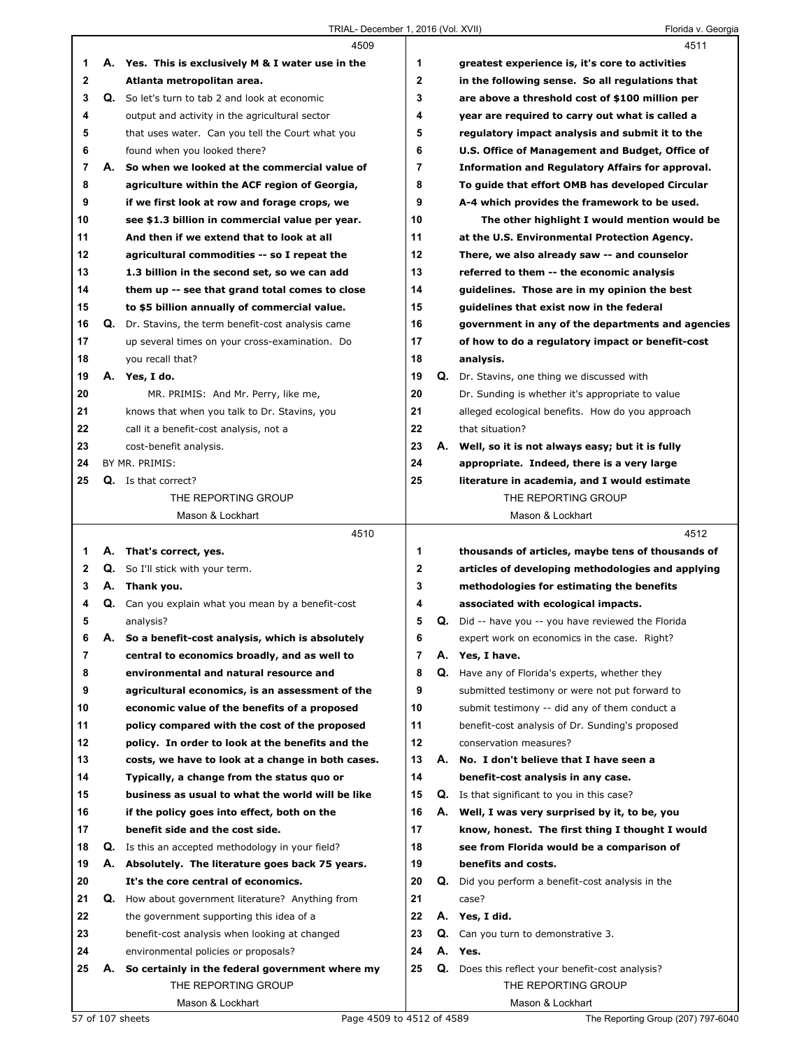**4509**

1 A. **Yes. This is exclusively M & I water use in the**
2 **Atlanta metropolitan area.**
3 Q. So let's turn to tab 2 and look at economic
4 output and activity in the agricultural sector
5 that uses water. Can you tell the Court what you
6 found when you looked there?
7 A. **So when we looked at the commercial value of**
8 **agriculture within the ACF region of Georgia,**
9 **if we first look at row and forage crops, we**
10 **see $1.3 billion in commercial value per year.**
11 **And then if we extend that to look at all**
12 **agricultural commodities -- so I repeat the**
13 **1.3 billion in the second set, so we can add**
14 **them up -- see that grand total comes to close**
15 **to $5 billion annually of commercial value.**
16 Q. Dr. Stavins, the term benefit-cost analysis came
17 up several times on your cross-examination. Do
18 you recall that?
19 A. **Yes, I do.**
20 MR. PRIMIS: And Mr. Perry, like me,
21 knows that when you talk to Dr. Stavins, you
22 call it a benefit-cost analysis, not a
23 cost-benefit analysis.
24 BY MR. PRIMIS:
25 Q. Is that correct?

**4510**

1 A. **That's correct, yes.**
2 Q. So I'll stick with your term.
3 A. **Thank you.**
4 Q. Can you explain what you mean by a benefit-cost
5 analysis?
6 A. **So a benefit-cost analysis, which is absolutely**
7 **central to economics broadly, and as well to**
8 **environmental and natural resource and**
9 **agricultural economics, is an assessment of the**
10 **economic value of the benefits of a proposed**
11 **policy compared with the cost of the proposed**
12 **policy. In order to look at the benefits and the**
13 **costs, we have to look at a change in both cases.**
14 **Typically, a change from the status quo or**
15 **business as usual to what the world will be like**
16 **if the policy goes into effect, both on the**
17 **benefit side and the cost side.**
18 Q. Is this an accepted methodology in your field?
19 A. **Absolutely. The literature goes back 75 years.**
20 **It's the core central of economics.**
21 Q. How about government literature? Anything from
22 the government supporting this idea of a
23 benefit-cost analysis when looking at changed
24 environmental policies or proposals?
25 A. **So certainly in the federal government where my**

**4511**

1 **greatest experience is, it's core to activities**
2 **in the following sense. So all regulations that**
3 **are above a threshold cost of $100 million per**
4 **year are required to carry out what is called a**
5 **regulatory impact analysis and submit it to the**
6 **U.S. Office of Management and Budget, Office of**
7 **Information and Regulatory Affairs for approval.**
8 **To guide that effort OMB has developed Circular**
9 **A-4 which provides the framework to be used.**
10 **The other highlight I would mention would be**
11 **at the U.S. Environmental Protection Agency.**
12 **There, we also already saw -- and counselor**
13 **referred to them -- the economic analysis**
14 **guidelines. Those are in my opinion the best**
15 **guidelines that exist now in the federal**
16 **government in any of the departments and agencies**
17 **of how to do a regulatory impact or benefit-cost**
18 **analysis.**
19 Q. Dr. Stavins, one thing we discussed with
20 Dr. Sunding is whether it's appropriate to value
21 alleged ecological benefits. How do you approach
22 that situation?
23 A. **Well, so it is not always easy; but it is fully**
24 **appropriate. Indeed, there is a very large**
25 **literature in academia, and I would estimate**

**4512**

1 **thousands of articles, maybe tens of thousands of**
2 **articles of developing methodologies and applying**
3 **methodologies for estimating the benefits**
4 **associated with ecological impacts.**
5 Q. Did -- have you -- you have reviewed the Florida
6 expert work on economics in the case. Right?
7 A. **Yes, I have.**
8 Q. Have any of Florida's experts, whether they
9 submitted testimony or were not put forward to
10 submit testimony -- did any of them conduct a
11 benefit-cost analysis of Dr. Sunding's proposed
12 conservation measures?
13 A. **No. I don't believe that I have seen a**
14 **benefit-cost analysis in any case.**
15 Q. Is that significant to you in this case?
16 A. **Well, I was very surprised by it, to be, you**
17 **know, honest. The first thing I thought I would**
18 **see from Florida would be a comparison of**
19 **benefits and costs.**
20 Q. Did you perform a benefit-cost analysis in the
21 case?
22 A. **Yes, I did.**
23 Q. Can you turn to demonstrative 3.
24 A. **Yes.**
25 Q. Does this reflect your benefit-cost analysis?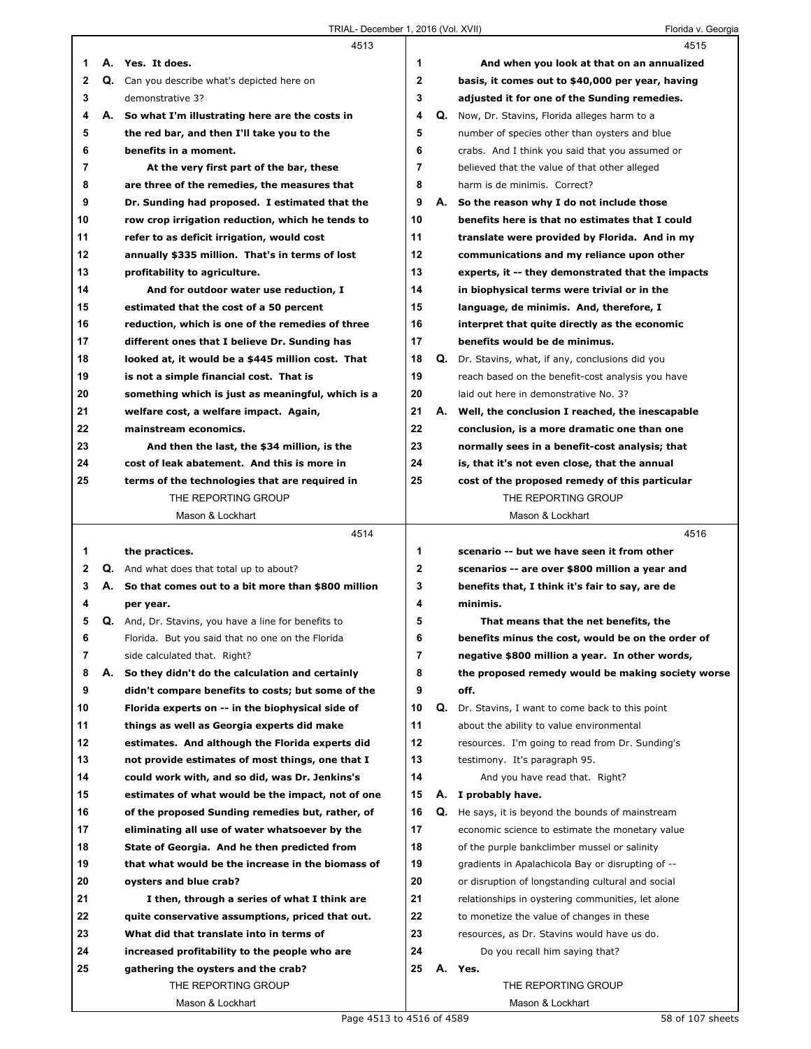4513

1 A. **Yes. It does.**

2 Q. Can you describe what's depicted here on

3 demonstrative 3?

4 A. **So what I'm illustrating here are the costs in**

5 **the red bar, and then I'll take you to the**

6 **benefits in a moment.**

7 **At the very first part of the bar, these**

8 **are three of the remedies, the measures that**

9 **Dr. Sunding had proposed. I estimated that the**

10 **row crop irrigation reduction, which he tends to**

11 **refer to as deficit irrigation, would cost**

12 **annually $335 million. That's in terms of lost**

13 **profitability to agriculture.**

14 **And for outdoor water use reduction, I**

15 **estimated that the cost of a 50 percent**

16 **reduction, which is one of the remedies of three**

17 **different ones that I believe Dr. Sunding has**

18 **looked at, it would be a $445 million cost. That**

19 **is not a simple financial cost. That is**

20 **something which is just as meaningful, which is a**

21 **welfare cost, a welfare impact. Again,**

22 **mainstream economics.**

23 **And then the last, the $34 million, is the**

24 **cost of leak abatement. And this is more in**

25 **terms of the technologies that are required in**

4514

1 **the practices.**

2 Q. And what does that total up to about?

3 A. **So that comes out to a bit more than $800 million**

4 **per year.**

5 Q. And, Dr. Stavins, you have a line for benefits to

6 Florida. But you said that no one on the Florida

7 side calculated that. Right?

8 A. **So they didn't do the calculation and certainly**

9 **didn't compare benefits to costs; but some of the**

10 **Florida experts on -- in the biophysical side of**

11 **things as well as Georgia experts did make**

12 **estimates. And although the Florida experts did**

13 **not provide estimates of most things, one that I**

14 **could work with, and so did, was Dr. Jenkins's**

15 **estimates of what would be the impact, not of one**

16 **of the proposed Sunding remedies but, rather, of**

17 **eliminating all use of water whatsoever by the**

18 **State of Georgia. And he then predicted from**

19 **that what would be the increase in the biomass of**

20 **oysters and blue crab?**

21 **I then, through a series of what I think are**

22 **quite conservative assumptions, priced that out.**

23 **What did that translate into in terms of**

24 **increased profitability to the people who are**

25 **gathering the oysters and the crab?**

4515

1 **And when you look at that on an annualized**

2 **basis, it comes out to $40,000 per year, having**

3 **adjusted it for one of the Sunding remedies.**

4 Q. Now, Dr. Stavins, Florida alleges harm to a

5 number of species other than oysters and blue

6 crabs. And I think you said that you assumed or

7 believed that the value of that other alleged

8 harm is de minimis. Correct?

9 A. **So the reason why I do not include those**

10 **benefits here is that no estimates that I could**

11 **translate were provided by Florida. And in my**

12 **communications and my reliance upon other**

13 **experts, it -- they demonstrated that the impacts**

14 **in biophysical terms were trivial or in the**

15 **language, de minimis. And, therefore, I**

16 **interpret that quite directly as the economic**

17 **benefits would be de minimus.**

18 Q. Dr. Stavins, what, if any, conclusions did you

19 reach based on the benefit-cost analysis you have

20 laid out here in demonstrative No. 3?

21 A. **Well, the conclusion I reached, the inescapable**

22 **conclusion, is a more dramatic one than one**

23 **normally sees in a benefit-cost analysis; that**

24 **is, that it's not even close, that the annual**

25 **cost of the proposed remedy of this particular**

4516

1 **scenario -- but we have seen it from other**

2 **scenarios -- are over $800 million a year and**

3 **benefits that, I think it's fair to say, are de**

4 **minimis.**

5 **That means that the net benefits, the**

6 **benefits minus the cost, would be on the order of**

7 **negative $800 million a year. In other words,**

8 **the proposed remedy would be making society worse**

9 **off.**

10 Q. Dr. Stavins, I want to come back to this point

11 about the ability to value environmental

12 resources. I'm going to read from Dr. Sunding's

13 testimony. It's paragraph 95.

14 And you have read that. Right?

15 A. **I probably have.**

16 Q. He says, it is beyond the bounds of mainstream

17 economic science to estimate the monetary value

18 of the purple bankclimber mussel or salinity

19 gradients in Apalachicola Bay or disrupting of --

20 or disruption of longstanding cultural and social

21 relationships in oystering communities, let alone

22 to monetize the value of changes in these

23 resources, as Dr. Stavins would have us do.

24 Do you recall him saying that?

25 A. **Yes.**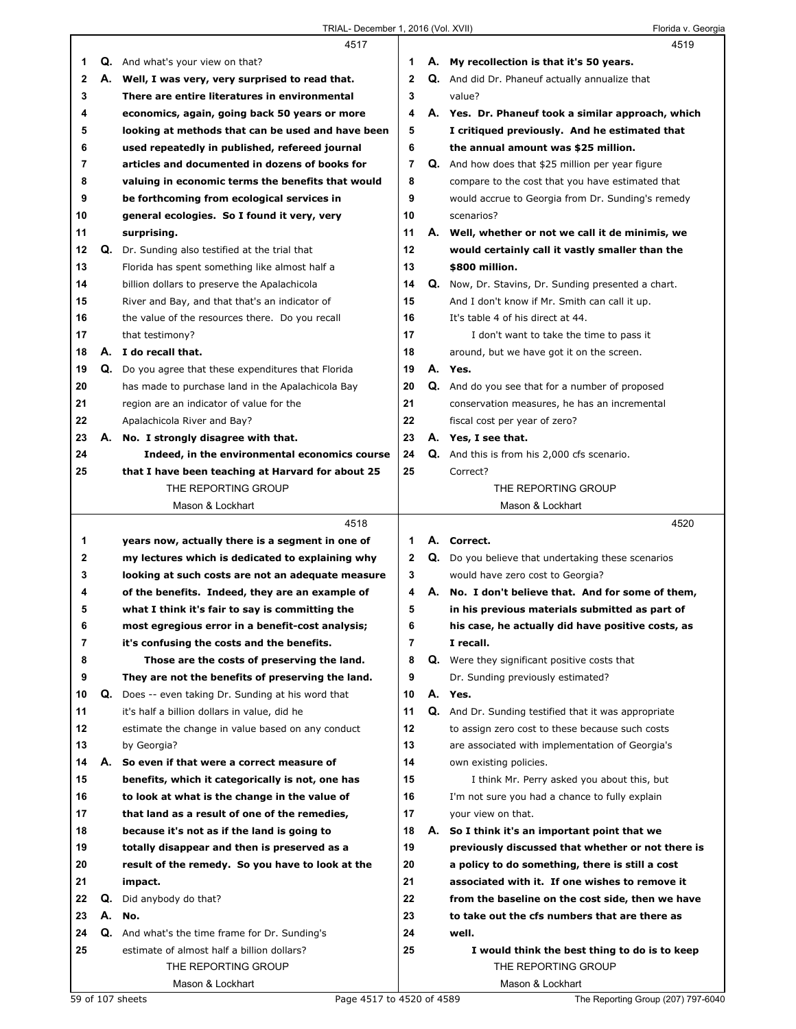4517

Q. And what's your view on that?

A. **Well, I was very, very surprised to read that. There are entire literatures in environmental economics, again, going back 50 years or more looking at methods that can be used and have been used repeatedly in published, refereed journal articles and documented in dozens of books for valuing in economic terms the benefits that would be forthcoming from ecological services in general ecologies. So I found it very, very surprising.**

Q. Dr. Sunding also testified at the trial that Florida has spent something like almost half a billion dollars to preserve the Apalachicola River and Bay, and that that's an indicator of the value of the resources there. Do you recall that testimony?

A. **I do recall that.**

Q. Do you agree that these expenditures that Florida has made to purchase land in the Apalachicola Bay region are an indicator of value for the Apalachicola River and Bay?

A. **No. I strongly disagree with that.**

**Indeed, in the environmental economics course that I have been teaching at Harvard for about 25**

4518

**years now, actually there is a segment in one of my lectures which is dedicated to explaining why looking at such costs are not an adequate measure of the benefits. Indeed, they are an example of what I think it's fair to say is committing the most egregious error in a benefit-cost analysis; it's confusing the costs and the benefits.**

**Those are the costs of preserving the land. They are not the benefits of preserving the land.**

Q. Does -- even taking Dr. Sunding at his word that it's half a billion dollars in value, did he estimate the change in value based on any conduct by Georgia?

A. **So even if that were a correct measure of benefits, which it categorically is not, one has to look at what is the change in the value of that land as a result of one of the remedies, because it's not as if the land is going to totally disappear and then is preserved as a result of the remedy. So you have to look at the impact.**

Q. Did anybody do that?

A. **No.**

Q. And what's the time frame for Dr. Sunding's estimate of almost half a billion dollars?

4519

A. **My recollection is that it's 50 years.**

Q. And did Dr. Phaneuf actually annualize that value?

A. **Yes. Dr. Phaneuf took a similar approach, which I critiqued previously. And he estimated that the annual amount was $25 million.**

Q. And how does that $25 million per year figure compare to the cost that you have estimated that would accrue to Georgia from Dr. Sunding's remedy scenarios?

A. **Well, whether or not we call it de minimis, we would certainly call it vastly smaller than the $800 million.**

Q. Now, Dr. Stavins, Dr. Sunding presented a chart. And I don't know if Mr. Smith can call it up. It's table 4 of his direct at 44.

I don't want to take the time to pass it around, but we have got it on the screen.

A. **Yes.**

Q. And do you see that for a number of proposed conservation measures, he has an incremental fiscal cost per year of zero?

A. **Yes, I see that.**

Q. And this is from his 2,000 cfs scenario. Correct?

4520

A. **Correct.**

Q. Do you believe that undertaking these scenarios would have zero cost to Georgia?

A. **No. I don't believe that. And for some of them, in his previous materials submitted as part of his case, he actually did have positive costs, as I recall.**

Q. Were they significant positive costs that Dr. Sunding previously estimated?

A. **Yes.**

Q. And Dr. Sunding testified that it was appropriate to assign zero cost to these because such costs are associated with implementation of Georgia's own existing policies.

I think Mr. Perry asked you about this, but I'm not sure you had a chance to fully explain your view on that.

A. **So I think it's an important point that we previously discussed that whether or not there is a policy to do something, there is still a cost associated with it. If one wishes to remove it from the baseline on the cost side, then we have to take out the cfs numbers that are there as well.**

**I would think the best thing to do is to keep**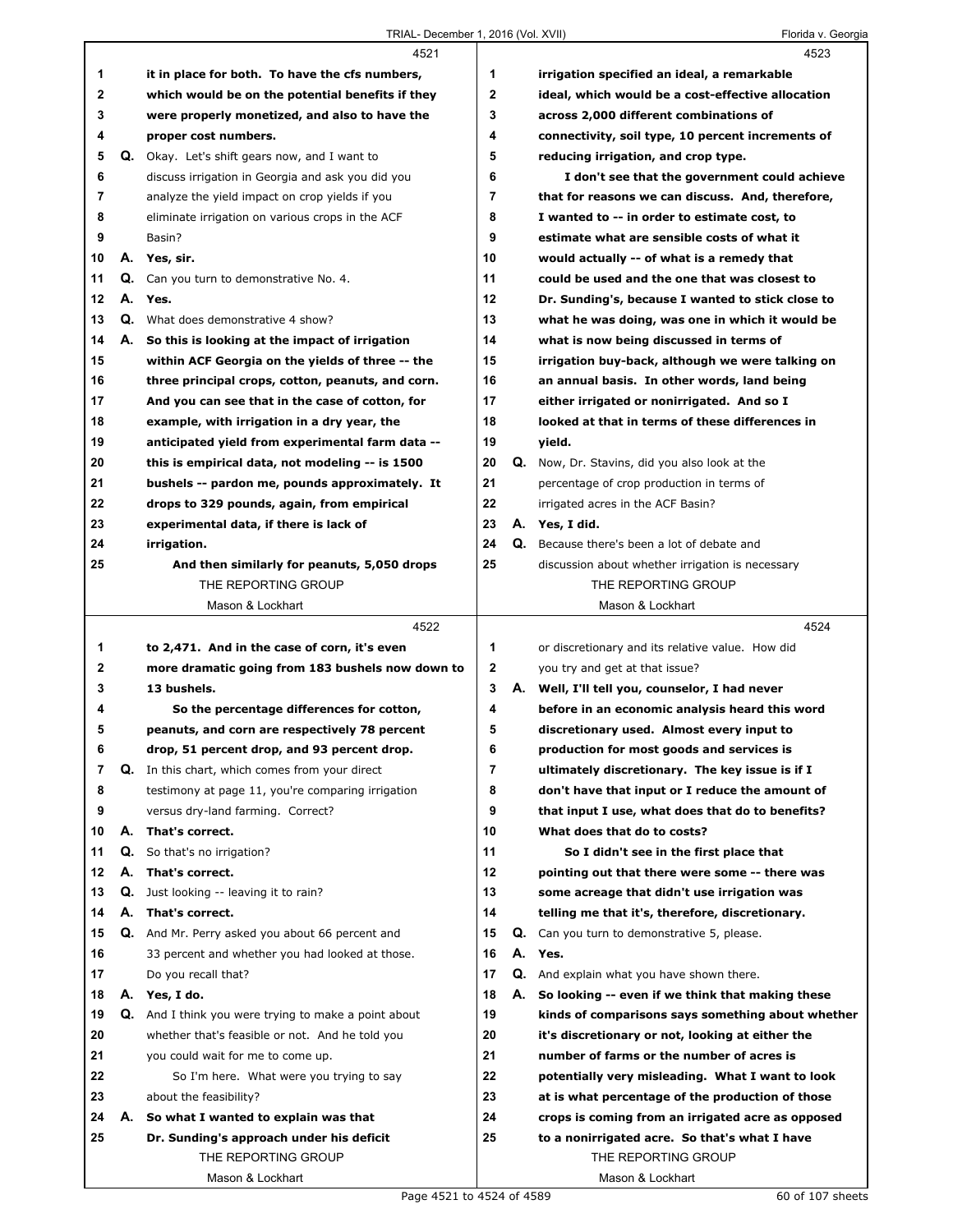**4521**

1 it in place for both. To have the cfs numbers,
2 which would be on the potential benefits if they
3 were properly monetized, and also to have the
4 proper cost numbers.
5 Q. Okay. Let's shift gears now, and I want to
6 discuss irrigation in Georgia and ask you did you
7 analyze the yield impact on crop yields if you
8 eliminate irrigation on various crops in the ACF
9 Basin?
10 A. Yes, sir.
11 Q. Can you turn to demonstrative No. 4.
12 A. Yes.
13 Q. What does demonstrative 4 show?
14 A. So this is looking at the impact of irrigation
15 within ACF Georgia on the yields of three -- the
16 three principal crops, cotton, peanuts, and corn.
17 And you can see that in the case of cotton, for
18 example, with irrigation in a dry year, the
19 anticipated yield from experimental farm data --
20 this is empirical data, not modeling -- is 1500
21 bushels -- pardon me, pounds approximately. It
22 drops to 329 pounds, again, from empirical
23 experimental data, if there is lack of
24 irrigation.
25 And then similarly for peanuts, 5,050 drops

**4522**

1 to 2,471. And in the case of corn, it's even
2 more dramatic going from 183 bushels now down to
3 13 bushels.
4 So the percentage differences for cotton,
5 peanuts, and corn are respectively 78 percent
6 drop, 51 percent drop, and 93 percent drop.
7 Q. In this chart, which comes from your direct
8 testimony at page 11, you're comparing irrigation
9 versus dry-land farming. Correct?
10 A. That's correct.
11 Q. So that's no irrigation?
12 A. That's correct.
13 Q. Just looking -- leaving it to rain?
14 A. That's correct.
15 Q. And Mr. Perry asked you about 66 percent and
16 33 percent and whether you had looked at those.
17 Do you recall that?
18 A. Yes, I do.
19 Q. And I think you were trying to make a point about
20 whether that's feasible or not. And he told you
21 you could wait for me to come up.
22 So I'm here. What were you trying to say
23 about the feasibility?
24 A. So what I wanted to explain was that
25 Dr. Sunding's approach under his deficit

**4523**

1 irrigation specified an ideal, a remarkable
2 ideal, which would be a cost-effective allocation
3 across 2,000 different combinations of
4 connectivity, soil type, 10 percent increments of
5 reducing irrigation, and crop type.
6 I don't see that the government could achieve
7 that for reasons we can discuss. And, therefore,
8 I wanted to -- in order to estimate cost, to
9 estimate what are sensible costs of what it
10 would actually -- of what is a remedy that
11 could be used and the one that was closest to
12 Dr. Sunding's, because I wanted to stick close to
13 what he was doing, was one in which it would be
14 what is now being discussed in terms of
15 irrigation buy-back, although we were talking on
16 an annual basis. In other words, land being
17 either irrigated or nonirrigated. And so I
18 looked at that in terms of these differences in
19 yield.
20 Q. Now, Dr. Stavins, did you also look at the
21 percentage of crop production in terms of
22 irrigated acres in the ACF Basin?
23 A. Yes, I did.
24 Q. Because there's been a lot of debate and
25 discussion about whether irrigation is necessary

**4524**

1 or discretionary and its relative value. How did
2 you try and get at that issue?
3 A. Well, I'll tell you, counselor, I had never
4 before in an economic analysis heard this word
5 discretionary used. Almost every input to
6 production for most goods and services is
7 ultimately discretionary. The key issue is if I
8 don't have that input or I reduce the amount of
9 that input I use, what does that do to benefits?
10 What does that do to costs?
11 So I didn't see in the first place that
12 pointing out that there were some -- there was
13 some acreage that didn't use irrigation was
14 telling me that it's, therefore, discretionary.
15 Q. Can you turn to demonstrative 5, please.
16 A. Yes.
17 Q. And explain what you have shown there.
18 A. So looking -- even if we think that making these
19 kinds of comparisons says something about whether
20 it's discretionary or not, looking at either the
21 number of farms or the number of acres is
22 potentially very misleading. What I want to look
23 at is what percentage of the production of those
24 crops is coming from an irrigated acre as opposed
25 to a nonirrigated acre. So that's what I have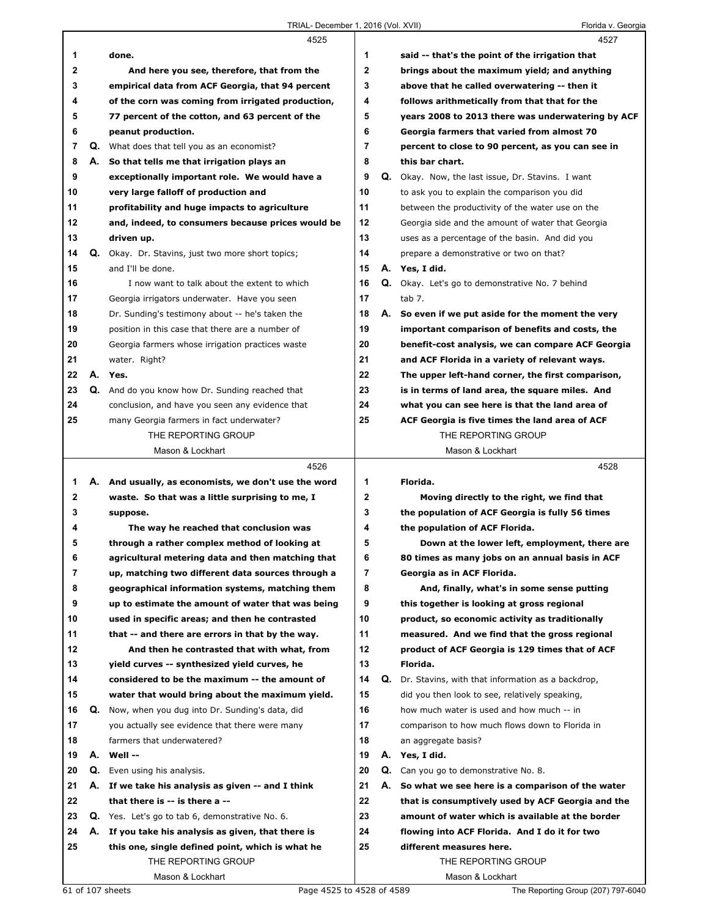4525

done.

And here you see, therefore, that from the empirical data from ACF Georgia, that 94 percent of the corn was coming from irrigated production, 77 percent of the cotton, and 63 percent of the peanut production.

Q. What does that tell you as an economist?

A. **So that tells me that irrigation plays an exceptionally important role. We would have a very large falloff of production and profitability and huge impacts to agriculture and, indeed, to consumers because prices would be driven up.**

Q. Okay. Dr. Stavins, just two more short topics; and I'll be done.

I now want to talk about the extent to which Georgia irrigators underwater. Have you seen Dr. Sunding's testimony about -- he's taken the position in this case that there are a number of Georgia farmers whose irrigation practices waste water. Right?

A. **Yes.**

Q. And do you know how Dr. Sunding reached that conclusion, and have you seen any evidence that many Georgia farmers in fact underwater?

4526

A. **And usually, as economists, we don't use the word waste. So that was a little surprising to me, I suppose.**

**The way he reached that conclusion was through a rather complex method of looking at agricultural metering data and then matching that up, matching two different data sources through a geographical information systems, matching them up to estimate the amount of water that was being used in specific areas; and then he contrasted that -- and there are errors in that by the way.**

**And then he contrasted that with what, from yield curves -- synthesized yield curves, he considered to be the maximum -- the amount of water that would bring about the maximum yield.**

Q. Now, when you dug into Dr. Sunding's data, did you actually see evidence that there were many farmers that underwatered?

A. **Well --**

Q. Even using his analysis.

A. **If we take his analysis as given -- and I think that there is -- is there a --**

Q. Yes. Let's go to tab 6, demonstrative No. 6.

A. **If you take his analysis as given, that there is this one, single defined point, which is what he**

4527

**said -- that's the point of the irrigation that brings about the maximum yield; and anything above that he called overwatering -- then it follows arithmetically from that that for the years 2008 to 2013 there was underwatering by ACF Georgia farmers that varied from almost 70 percent to close to 90 percent, as you can see in this bar chart.**

Q. Okay. Now, the last issue, Dr. Stavins. I want to ask you to explain the comparison you did between the productivity of the water use on the Georgia side and the amount of water that Georgia uses as a percentage of the basin. And did you prepare a demonstrative or two on that?

A. **Yes, I did.**

Q. Okay. Let's go to demonstrative No. 7 behind tab 7.

A. **So even if we put aside for the moment the very important comparison of benefits and costs, the benefit-cost analysis, we can compare ACF Georgia and ACF Florida in a variety of relevant ways. The upper left-hand corner, the first comparison, is in terms of land area, the square miles. And what you can see here is that the land area of ACF Georgia is five times the land area of ACF**

4528

**Florida.**

**Moving directly to the right, we find that the population of ACF Georgia is fully 56 times the population of ACF Florida.**

**Down at the lower left, employment, there are 80 times as many jobs on an annual basis in ACF Georgia as in ACF Florida.**

**And, finally, what's in some sense putting this together is looking at gross regional product, so economic activity as traditionally measured. And we find that the gross regional product of ACF Georgia is 129 times that of ACF Florida.**

Q. Dr. Stavins, with that information as a backdrop, did you then look to see, relatively speaking, how much water is used and how much -- in comparison to how much flows down to Florida in an aggregate basis?

A. **Yes, I did.**

Q. Can you go to demonstrative No. 8.

A. **So what we see here is a comparison of the water that is consumptively used by ACF Georgia and the amount of water which is available at the border flowing into ACF Florida. And I do it for two different measures here.**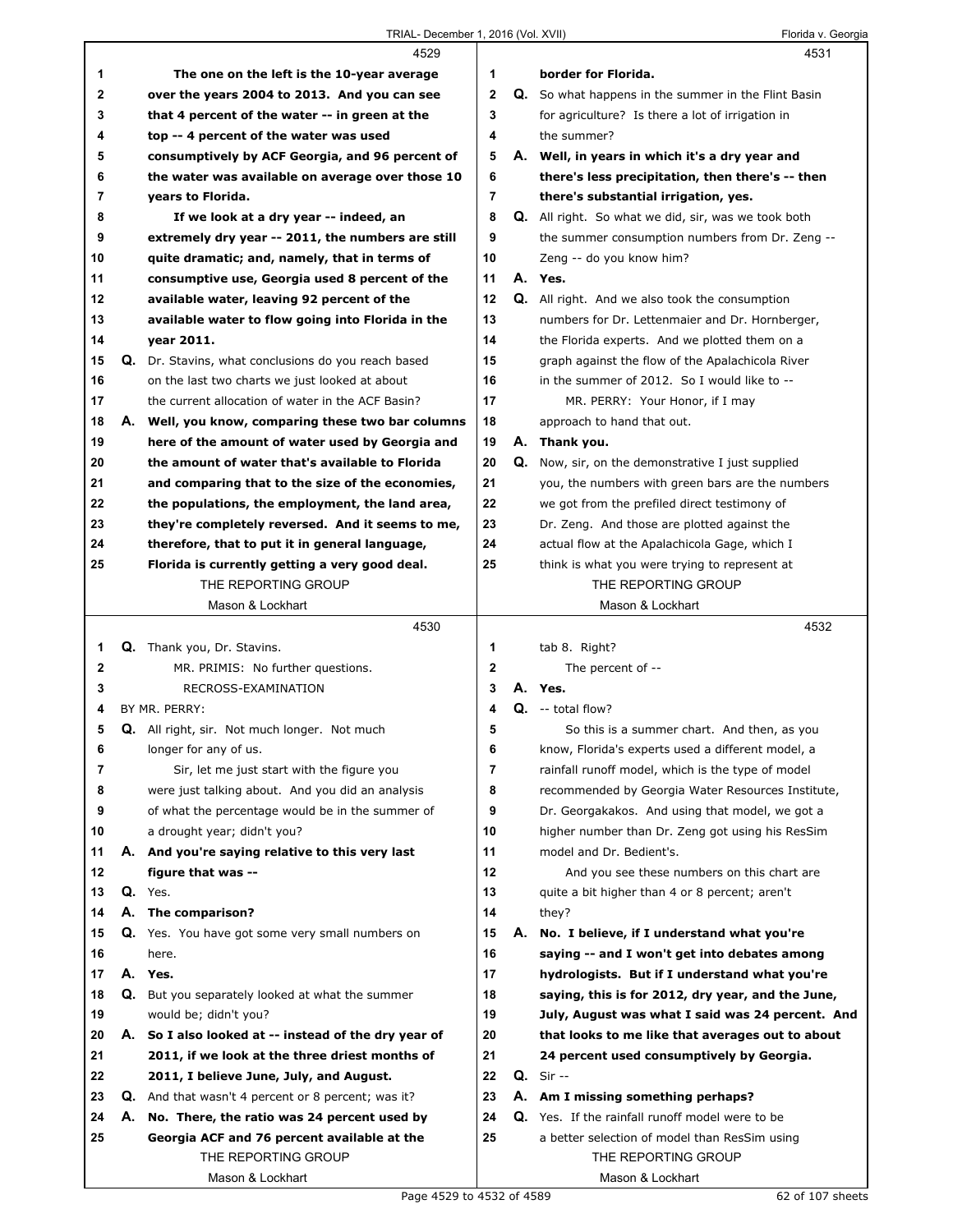**4529**

1 The one on the left is the 10-year average
2 over the years 2004 to 2013. And you can see
3 that 4 percent of the water -- in green at the
4 top -- 4 percent of the water was used
5 consumptively by ACF Georgia, and 96 percent of
6 the water was available on average over those 10
7 years to Florida.
8 If we look at a dry year -- indeed, an
9 extremely dry year -- 2011, the numbers are still
10 quite dramatic; and, namely, that in terms of
11 consumptive use, Georgia used 8 percent of the
12 available water, leaving 92 percent of the
13 available water to flow going into Florida in the
14 year 2011.
15 Q. Dr. Stavins, what conclusions do you reach based
16 on the last two charts we just looked at about
17 the current allocation of water in the ACF Basin?
18 A. Well, you know, comparing these two bar columns
19 here of the amount of water used by Georgia and
20 the amount of water that's available to Florida
21 and comparing that to the size of the economies,
22 the populations, the employment, the land area,
23 they're completely reversed. And it seems to me,
24 therefore, that to put it in general language,
25 Florida is currently getting a very good deal.

**4530**

1 Q. Thank you, Dr. Stavins.
2 MR. PRIMIS: No further questions.
3 RECROSS-EXAMINATION
4 BY MR. PERRY:
5 Q. All right, sir. Not much longer. Not much
6 longer for any of us.
7 Sir, let me just start with the figure you
8 were just talking about. And you did an analysis
9 of what the percentage would be in the summer of
10 a drought year; didn't you?
11 A. And you're saying relative to this very last
12 figure that was --
13 Q. Yes.
14 A. The comparison?
15 Q. Yes. You have got some very small numbers on
16 here.
17 A. Yes.
18 Q. But you separately looked at what the summer
19 would be; didn't you?
20 A. So I also looked at -- instead of the dry year of
21 2011, if we look at the three driest months of
22 2011, I believe June, July, and August.
23 Q. And that wasn't 4 percent or 8 percent; was it?
24 A. No. There, the ratio was 24 percent used by
25 Georgia ACF and 76 percent available at the

**4531**

1 border for Florida.
2 Q. So what happens in the summer in the Flint Basin
3 for agriculture? Is there a lot of irrigation in
4 the summer?
5 A. Well, in years in which it's a dry year and
6 there's less precipitation, then there's -- then
7 there's substantial irrigation, yes.
8 Q. All right. So what we did, sir, was we took both
9 the summer consumption numbers from Dr. Zeng --
10 Zeng -- do you know him?
11 A. Yes.
12 Q. All right. And we also took the consumption
13 numbers for Dr. Lettenmaier and Dr. Hornberger,
14 the Florida experts. And we plotted them on a
15 graph against the flow of the Apalachicola River
16 in the summer of 2012. So I would like to --
17 MR. PERRY: Your Honor, if I may
18 approach to hand that out.
19 A. Thank you.
20 Q. Now, sir, on the demonstrative I just supplied
21 you, the numbers with green bars are the numbers
22 we got from the prefiled direct testimony of
23 Dr. Zeng. And those are plotted against the
24 actual flow at the Apalachicola Gage, which I
25 think is what you were trying to represent at

**4532**

1 tab 8. Right?
2 The percent of --
3 A. Yes.
4 Q. -- total flow?
5 So this is a summer chart. And then, as you
6 know, Florida's experts used a different model, a
7 rainfall runoff model, which is the type of model
8 recommended by Georgia Water Resources Institute,
9 Dr. Georgakakos. And using that model, we got a
10 higher number than Dr. Zeng got using his ResSim
11 model and Dr. Bedient's.
12 And you see these numbers on this chart are
13 quite a bit higher than 4 or 8 percent; aren't
14 they?
15 A. No. I believe, if I understand what you're
16 saying -- and I won't get into debates among
17 hydrologists. But if I understand what you're
18 saying, this is for 2012, dry year, and the June,
19 July, August was what I said was 24 percent. And
20 that looks to me like that averages out to about
21 24 percent used consumptively by Georgia.
22 Q. Sir --
23 A. Am I missing something perhaps?
24 Q. Yes. If the rainfall runoff model were to be
25 a better selection of model than ResSim using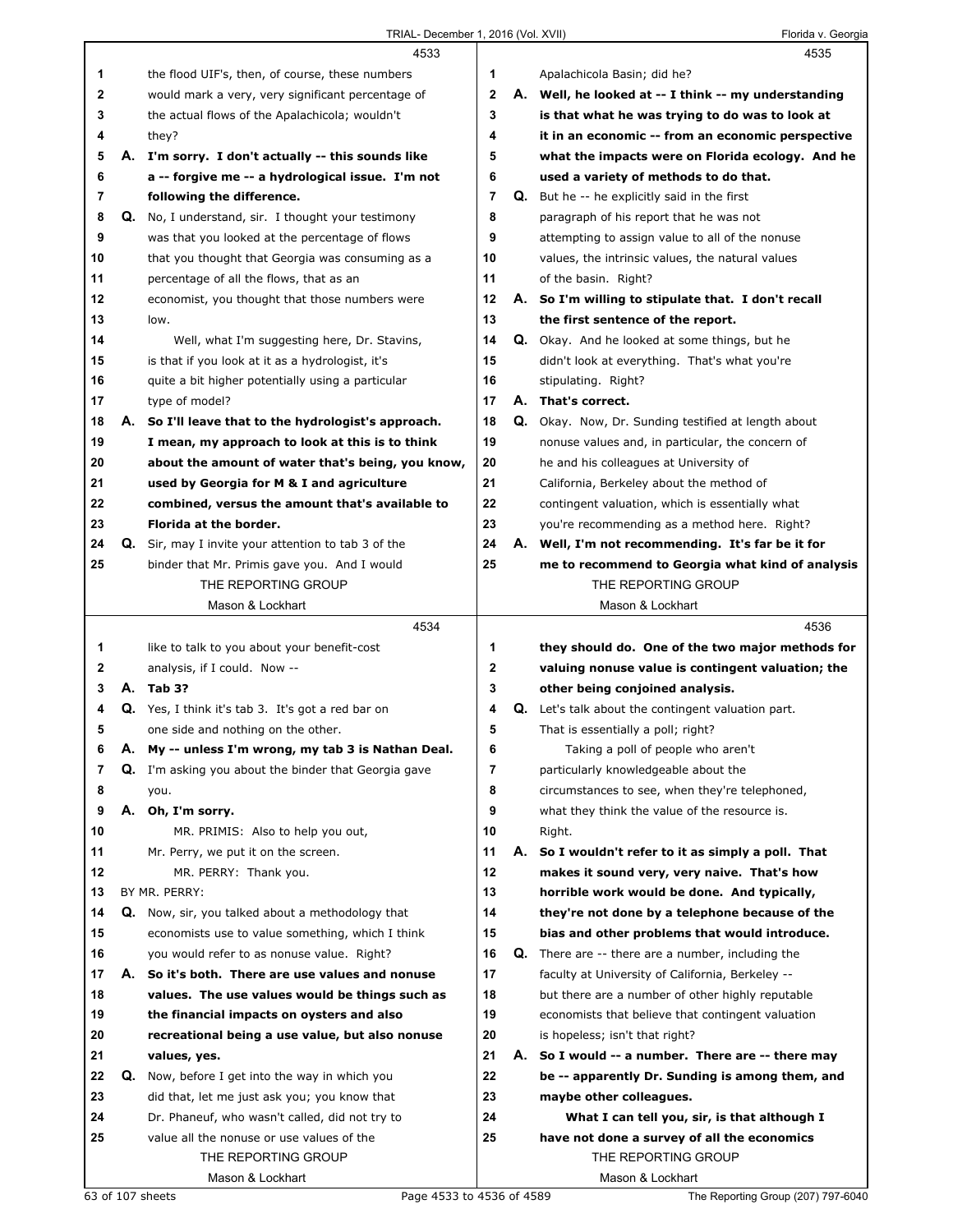**4533**

1 the flood UIF's, then, of course, these numbers
2 would mark a very, very significant percentage of
3 the actual flows of the Apalachicola; wouldn't
4 they?
5 **A. I'm sorry. I don't actually -- this sounds like**
6 **a -- forgive me -- a hydrological issue. I'm not**
7 **following the difference.**
8 **Q.** No, I understand, sir. I thought your testimony
9 was that you looked at the percentage of flows
10 that you thought that Georgia was consuming as a
11 percentage of all the flows, that as an
12 economist, you thought that those numbers were
13 low.
14 Well, what I'm suggesting here, Dr. Stavins,
15 is that if you look at it as a hydrologist, it's
16 quite a bit higher potentially using a particular
17 type of model?
18 **A. So I'll leave that to the hydrologist's approach.**
19 **I mean, my approach to look at this is to think**
20 **about the amount of water that's being, you know,**
21 **used by Georgia for M & I and agriculture**
22 **combined, versus the amount that's available to**
23 **Florida at the border.**
24 **Q.** Sir, may I invite your attention to tab 3 of the
25 binder that Mr. Primis gave you. And I would

**4534**

1 like to talk to you about your benefit-cost
2 analysis, if I could. Now --
3 **A. Tab 3?**
4 **Q.** Yes, I think it's tab 3. It's got a red bar on
5 one side and nothing on the other.
6 **A. My -- unless I'm wrong, my tab 3 is Nathan Deal.**
7 **Q.** I'm asking you about the binder that Georgia gave
8 you.
9 **A. Oh, I'm sorry.**
10 MR. PRIMIS: Also to help you out,
11 Mr. Perry, we put it on the screen.
12 MR. PERRY: Thank you.
13 BY MR. PERRY:
14 **Q.** Now, sir, you talked about a methodology that
15 economists use to value something, which I think
16 you would refer to as nonuse value. Right?
17 **A. So it's both. There are use values and nonuse**
18 **values. The use values would be things such as**
19 **the financial impacts on oysters and also**
20 **recreational being a use value, but also nonuse**
21 **values, yes.**
22 **Q.** Now, before I get into the way in which you
23 did that, let me just ask you; you know that
24 Dr. Phaneuf, who wasn't called, did not try to
25 value all the nonuse or use values of the

**4535**

1 Apalachicola Basin; did he?
2 **A. Well, he looked at -- I think -- my understanding**
3 **is that what he was trying to do was to look at**
4 **it in an economic -- from an economic perspective**
5 **what the impacts were on Florida ecology. And he**
6 **used a variety of methods to do that.**
7 **Q.** But he -- he explicitly said in the first
8 paragraph of his report that he was not
9 attempting to assign value to all of the nonuse
10 values, the intrinsic values, the natural values
11 of the basin. Right?
12 **A. So I'm willing to stipulate that. I don't recall**
13 **the first sentence of the report.**
14 **Q.** Okay. And he looked at some things, but he
15 didn't look at everything. That's what you're
16 stipulating. Right?
17 **A. That's correct.**
18 **Q.** Okay. Now, Dr. Sunding testified at length about
19 nonuse values and, in particular, the concern of
20 he and his colleagues at University of
21 California, Berkeley about the method of
22 contingent valuation, which is essentially what
23 you're recommending as a method here. Right?
24 **A. Well, I'm not recommending. It's far be it for**
25 **me to recommend to Georgia what kind of analysis**

**4536**

1 **they should do. One of the two major methods for**
2 **valuing nonuse value is contingent valuation; the**
3 **other being conjoined analysis.**
4 **Q.** Let's talk about the contingent valuation part.
5 That is essentially a poll; right?
6 Taking a poll of people who aren't
7 particularly knowledgeable about the
8 circumstances to see, when they're telephoned,
9 what they think the value of the resource is.
10 Right.
11 **A. So I wouldn't refer to it as simply a poll. That**
12 **makes it sound very, very naive. That's how**
13 **horrible work would be done. And typically,**
14 **they're not done by a telephone because of the**
15 **bias and other problems that would introduce.**
16 **Q.** There are -- there are a number, including the
17 faculty at University of California, Berkeley --
18 but there are a number of other highly reputable
19 economists that believe that contingent valuation
20 is hopeless; isn't that right?
21 **A. So I would -- a number. There are -- there may**
22 **be -- apparently Dr. Sunding is among them, and**
23 **maybe other colleagues.**
24 **What I can tell you, sir, is that although I**
25 **have not done a survey of all the economics**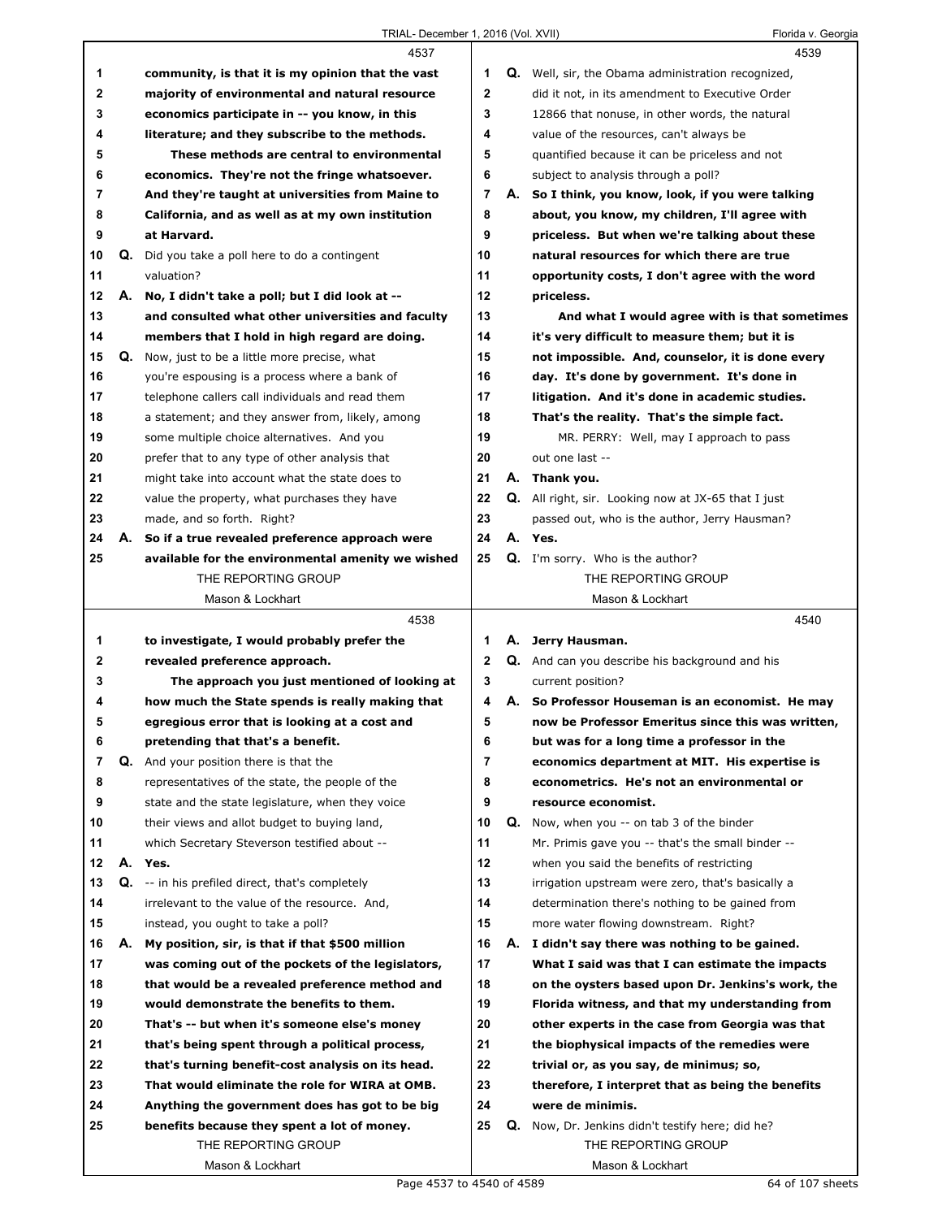4537

1 community, is that it is my opinion that the vast
2 majority of environmental and natural resource
3 economics participate in -- you know, in this
4 literature; and they subscribe to the methods.
5 These methods are central to environmental
6 economics. They're not the fringe whatsoever.
7 And they're taught at universities from Maine to
8 California, and as well as at my own institution
9 at Harvard.
10 Q. Did you take a poll here to do a contingent
11 valuation?
12 A. No, I didn't take a poll; but I did look at --
13 and consulted what other universities and faculty
14 members that I hold in high regard are doing.
15 Q. Now, just to be a little more precise, what
16 you're espousing is a process where a bank of
17 telephone callers call individuals and read them
18 a statement; and they answer from, likely, among
19 some multiple choice alternatives. And you
20 prefer that to any type of other analysis that
21 might take into account what the state does to
22 value the property, what purchases they have
23 made, and so forth. Right?
24 A. So if a true revealed preference approach were
25 available for the environmental amenity we wished

4538

1 to investigate, I would probably prefer the
2 revealed preference approach.
3 The approach you just mentioned of looking at
4 how much the State spends is really making that
5 egregious error that is looking at a cost and
6 pretending that that's a benefit.
7 Q. And your position there is that the
8 representatives of the state, the people of the
9 state and the state legislature, when they voice
10 their views and allot budget to buying land,
11 which Secretary Steverson testified about --
12 A. Yes.
13 Q. -- in his prefiled direct, that's completely
14 irrelevant to the value of the resource. And,
15 instead, you ought to take a poll?
16 A. My position, sir, is that if that $500 million
17 was coming out of the pockets of the legislators,
18 that would be a revealed preference method and
19 would demonstrate the benefits to them.
20 That's -- but when it's someone else's money
21 that's being spent through a political process,
22 that's turning benefit-cost analysis on its head.
23 That would eliminate the role for WIRA at OMB.
24 Anything the government does has got to be big
25 benefits because they spent a lot of money.

4539

1 Q. Well, sir, the Obama administration recognized,
2 did it not, in its amendment to Executive Order
3 12866 that nonuse, in other words, the natural
4 value of the resources, can't always be
5 quantified because it can be priceless and not
6 subject to analysis through a poll?
7 A. So I think, you know, look, if you were talking
8 about, you know, my children, I'll agree with
9 priceless. But when we're talking about these
10 natural resources for which there are true
11 opportunity costs, I don't agree with the word
12 priceless.
13 And what I would agree with is that sometimes
14 it's very difficult to measure them; but it is
15 not impossible. And, counselor, it is done every
16 day. It's done by government. It's done in
17 litigation. And it's done in academic studies.
18 That's the reality. That's the simple fact.
19 MR. PERRY: Well, may I approach to pass
20 out one last --
21 A. Thank you.
22 Q. All right, sir. Looking now at JX-65 that I just
23 passed out, who is the author, Jerry Hausman?
24 A. Yes.
25 Q. I'm sorry. Who is the author?

4540

1 A. Jerry Hausman.
2 Q. And can you describe his background and his
3 current position?
4 A. So Professor Houseman is an economist. He may
5 now be Professor Emeritus since this was written,
6 but was for a long time a professor in the
7 economics department at MIT. His expertise is
8 econometrics. He's not an environmental or
9 resource economist.
10 Q. Now, when you -- on tab 3 of the binder
11 Mr. Primis gave you -- that's the small binder --
12 when you said the benefits of restricting
13 irrigation upstream were zero, that's basically a
14 determination there's nothing to be gained from
15 more water flowing downstream. Right?
16 A. I didn't say there was nothing to be gained.
17 What I said was that I can estimate the impacts
18 on the oysters based upon Dr. Jenkins's work, the
19 Florida witness, and that my understanding from
20 other experts in the case from Georgia was that
21 the biophysical impacts of the remedies were
22 trivial or, as you say, de minimus; so,
23 therefore, I interpret that as being the benefits
24 were de minimis.
25 Q. Now, Dr. Jenkins didn't testify here; did he?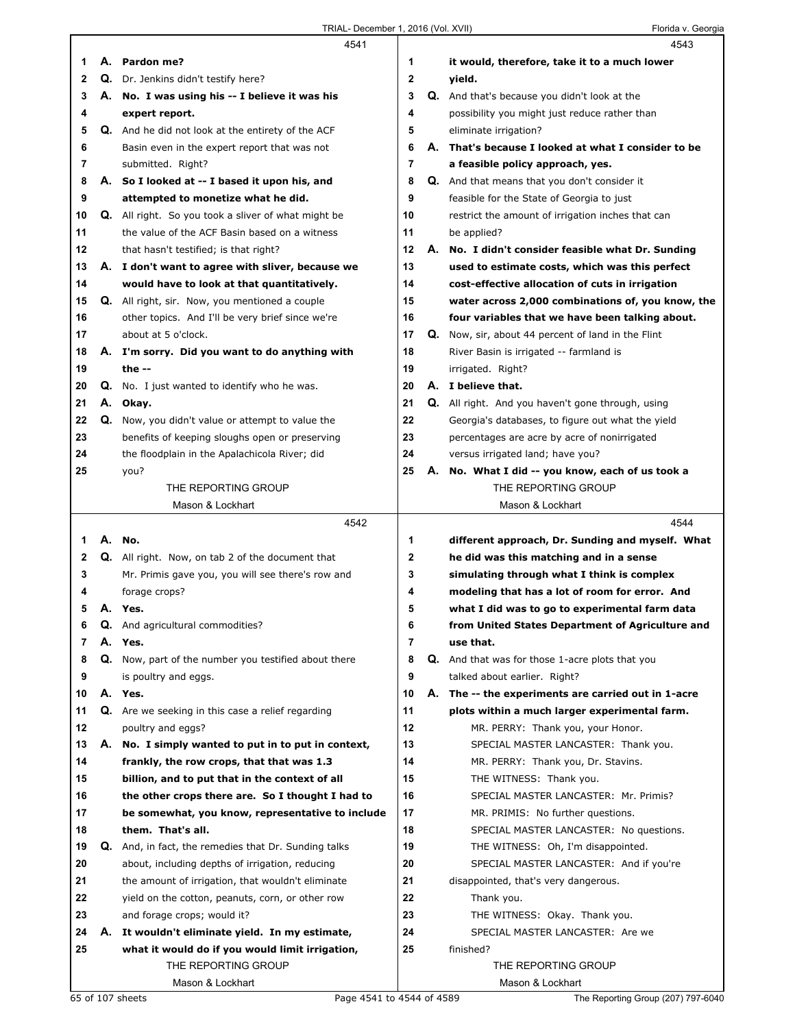**4541**

1 A. **Pardon me?**
2 Q. Dr. Jenkins didn't testify here?
3 A. **No. I was using his -- I believe it was his**
4 **expert report.**
5 Q. And he did not look at the entirety of the ACF
6 Basin even in the expert report that was not
7 submitted. Right?
8 A. **So I looked at -- I based it upon his, and**
9 **attempted to monetize what he did.**
10 Q. All right. So you took a sliver of what might be
11 the value of the ACF Basin based on a witness
12 that hasn't testified; is that right?
13 A. **I don't want to agree with sliver, because we**
14 **would have to look at that quantitatively.**
15 Q. All right, sir. Now, you mentioned a couple
16 other topics. And I'll be very brief since we're
17 about at 5 o'clock.
18 A. **I'm sorry. Did you want to do anything with**
19 **the --**
20 Q. No. I just wanted to identify who he was.
21 A. **Okay.**
22 Q. Now, you didn't value or attempt to value the
23 benefits of keeping sloughs open or preserving
24 the floodplain in the Apalachicola River; did
25 you?

**4542**

1 A. **No.**
2 Q. All right. Now, on tab 2 of the document that
3 Mr. Primis gave you, you will see there's row and
4 forage crops?
5 A. **Yes.**
6 Q. And agricultural commodities?
7 A. **Yes.**
8 Q. Now, part of the number you testified about there
9 is poultry and eggs.
10 A. **Yes.**
11 Q. Are we seeking in this case a relief regarding
12 poultry and eggs?
13 A. **No. I simply wanted to put in to put in context,**
14 **frankly, the row crops, that that was 1.3**
15 **billion, and to put that in the context of all**
16 **the other crops there are. So I thought I had to**
17 **be somewhat, you know, representative to include**
18 **them. That's all.**
19 Q. And, in fact, the remedies that Dr. Sunding talks
20 about, including depths of irrigation, reducing
21 the amount of irrigation, that wouldn't eliminate
22 yield on the cotton, peanuts, corn, or other row
23 and forage crops; would it?
24 A. **It wouldn't eliminate yield. In my estimate,**
25 **what it would do if you would limit irrigation,**

**4543**

1 **it would, therefore, take it to a much lower**
2 **yield.**
3 Q. And that's because you didn't look at the
4 possibility you might just reduce rather than
5 eliminate irrigation?
6 A. **That's because I looked at what I consider to be**
7 **a feasible policy approach, yes.**
8 Q. And that means that you don't consider it
9 feasible for the State of Georgia to just
10 restrict the amount of irrigation inches that can
11 be applied?
12 A. **No. I didn't consider feasible what Dr. Sunding**
13 **used to estimate costs, which was this perfect**
14 **cost-effective allocation of cuts in irrigation**
15 **water across 2,000 combinations of, you know, the**
16 **four variables that we have been talking about.**
17 Q. Now, sir, about 44 percent of land in the Flint
18 River Basin is irrigated -- farmland is
19 irrigated. Right?
20 A. **I believe that.**
21 Q. All right. And you haven't gone through, using
22 Georgia's databases, to figure out what the yield
23 percentages are acre by acre of nonirrigated
24 versus irrigated land; have you?
25 A. **No. What I did -- you know, each of us took a**

**4544**

1 **different approach, Dr. Sunding and myself. What**
2 **he did was this matching and in a sense**
3 **simulating through what I think is complex**
4 **modeling that has a lot of room for error. And**
5 **what I did was to go to experimental farm data**
6 **from United States Department of Agriculture and**
7 **use that.**
8 Q. And that was for those 1-acre plots that you
9 talked about earlier. Right?
10 A. **The -- the experiments are carried out in 1-acre**
11 **plots within a much larger experimental farm.**
12 MR. PERRY: Thank you, your Honor.
13 SPECIAL MASTER LANCASTER: Thank you.
14 MR. PERRY: Thank you, Dr. Stavins.
15 THE WITNESS: Thank you.
16 SPECIAL MASTER LANCASTER: Mr. Primis?
17 MR. PRIMIS: No further questions.
18 SPECIAL MASTER LANCASTER: No questions.
19 THE WITNESS: Oh, I'm disappointed.
20 SPECIAL MASTER LANCASTER: And if you're
21 disappointed, that's very dangerous.
22 Thank you.
23 THE WITNESS: Okay. Thank you.
24 SPECIAL MASTER LANCASTER: Are we
25 finished?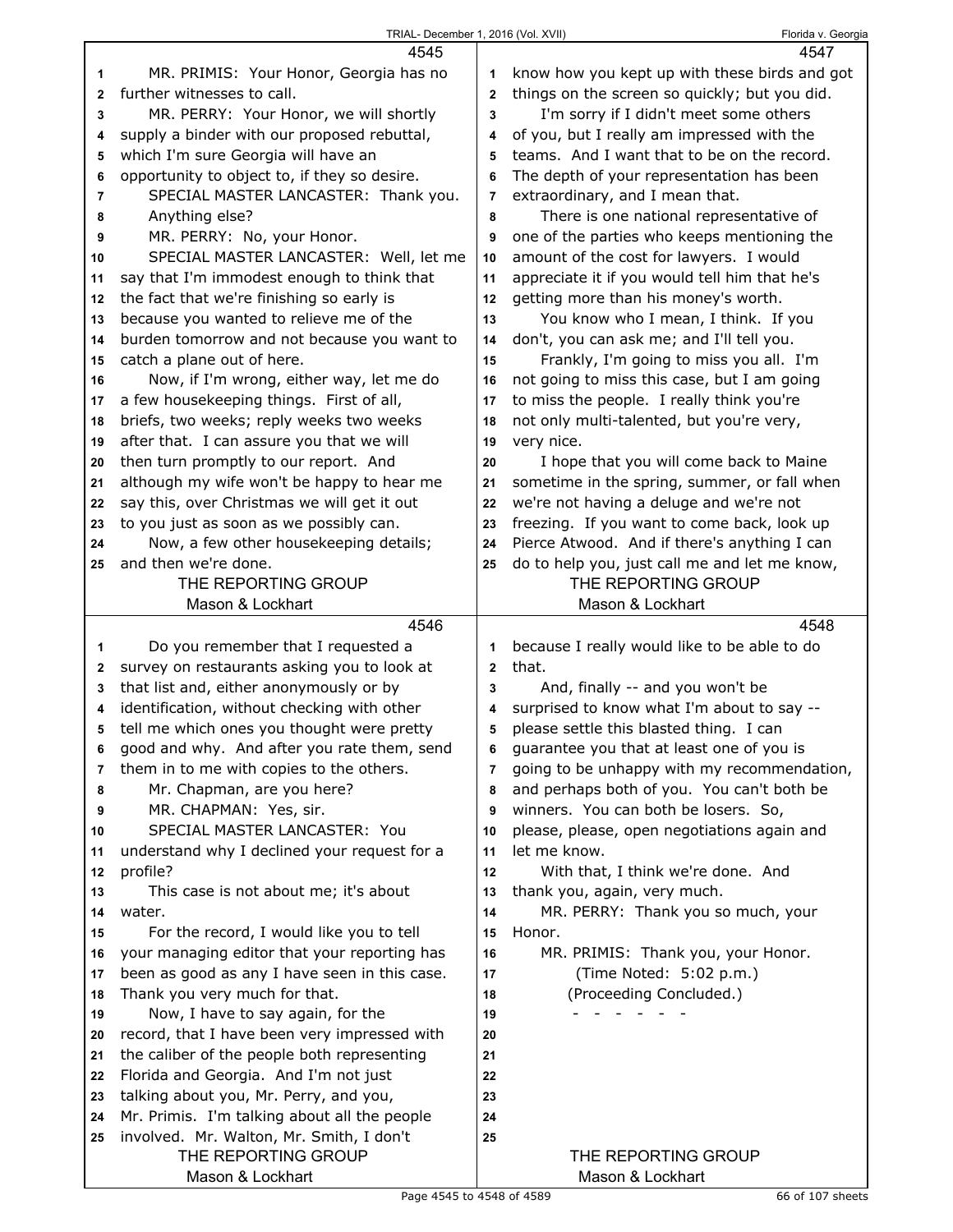MR. PRIMIS: Your Honor, Georgia has no further witnesses to call.

MR. PERRY: Your Honor, we will shortly supply a binder with our proposed rebuttal, which I'm sure Georgia will have an opportunity to object to, if they so desire.

SPECIAL MASTER LANCASTER: Thank you. Anything else?

MR. PERRY: No, your Honor.

SPECIAL MASTER LANCASTER: Well, let me say that I'm immodest enough to think that the fact that we're finishing so early is because you wanted to relieve me of the burden tomorrow and not because you want to catch a plane out of here.

Now, if I'm wrong, either way, let me do a few housekeeping things. First of all, briefs, two weeks; reply weeks two weeks after that. I can assure you that we will then turn promptly to our report. And although my wife won't be happy to hear me say this, over Christmas we will get it out to you just as soon as we possibly can.

Now, a few other housekeeping details; and then we're done.

Do you remember that I requested a survey on restaurants asking you to look at that list and, either anonymously or by identification, without checking with other tell me which ones you thought were pretty good and why. And after you rate them, send them in to me with copies to the others.

Mr. Chapman, are you here?

MR. CHAPMAN: Yes, sir.

SPECIAL MASTER LANCASTER: You understand why I declined your request for a profile?

This case is not about me; it's about water.

For the record, I would like you to tell your managing editor that your reporting has been as good as any I have seen in this case. Thank you very much for that.

Now, I have to say again, for the record, that I have been very impressed with the caliber of the people both representing Florida and Georgia. And I'm not just talking about you, Mr. Perry, and you, Mr. Primis. I'm talking about all the people involved. Mr. Walton, Mr. Smith, I don't know how you kept up with these birds and got things on the screen so quickly; but you did.

I'm sorry if I didn't meet some others of you, but I really am impressed with the teams. And I want that to be on the record. The depth of your representation has been extraordinary, and I mean that.

There is one national representative of one of the parties who keeps mentioning the amount of the cost for lawyers. I would appreciate it if you would tell him that he's getting more than his money's worth.

You know who I mean, I think. If you don't, you can ask me; and I'll tell you.

Frankly, I'm going to miss you all. I'm not going to miss this case, but I am going to miss the people. I really think you're not only multi-talented, but you're very, very nice.

I hope that you will come back to Maine sometime in the spring, summer, or fall when we're not having a deluge and we're not freezing. If you want to come back, look up Pierce Atwood. And if there's anything I can do to help you, just call me and let me know, because I really would like to be able to do that.

And, finally -- and you won't be surprised to know what I'm about to say -- please settle this blasted thing. I can guarantee you that at least one of you is going to be unhappy with my recommendation, and perhaps both of you. You can't both be winners. You can both be losers. So, please, please, open negotiations again and let me know.

With that, I think we're done. And thank you, again, very much.

MR. PERRY: Thank you so much, your Honor.

MR. PRIMIS: Thank you, your Honor.

(Time Noted: 5:02 p.m.)

(Proceeding Concluded.)

\- - - - - - -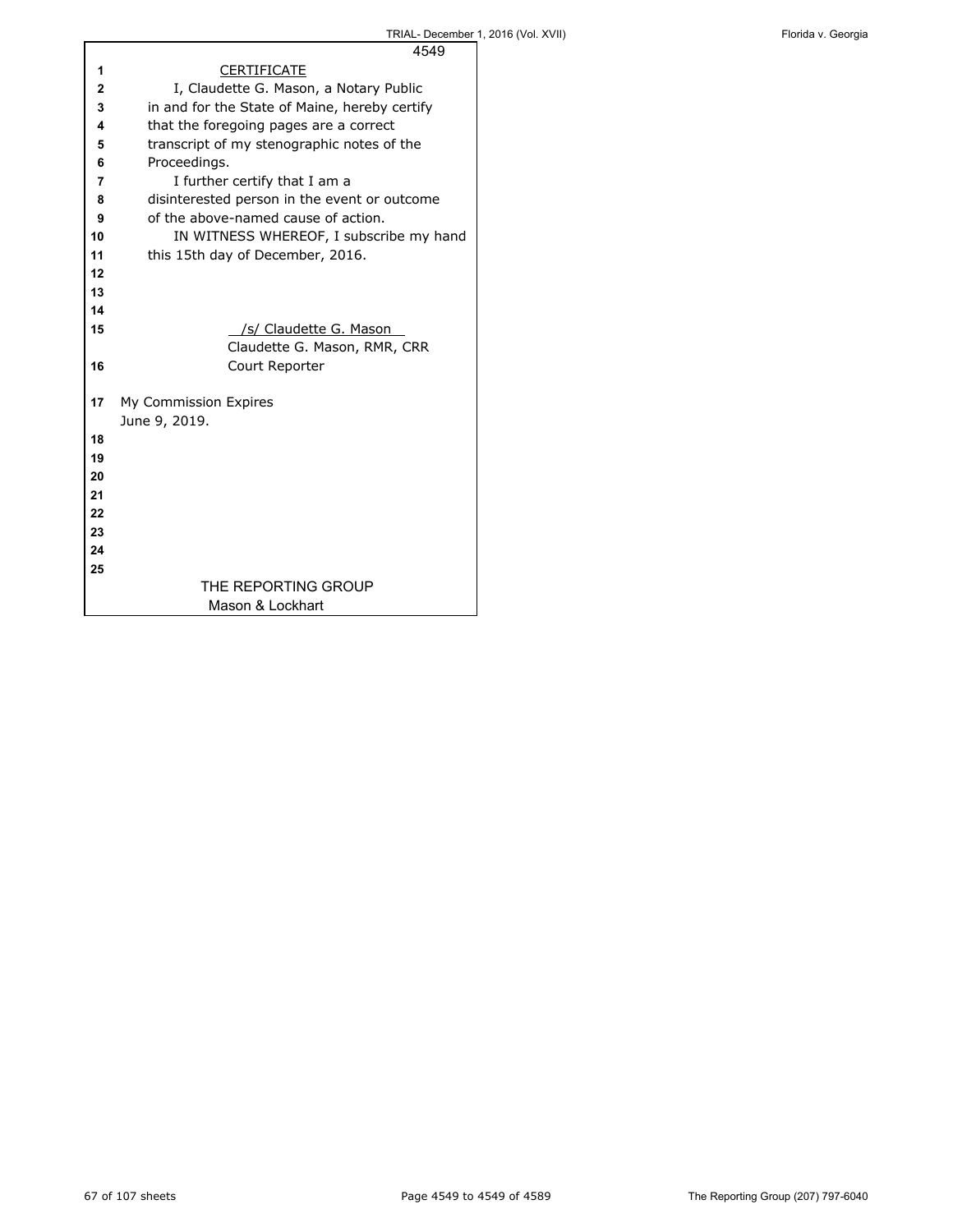CERTIFICATE

I, Claudette G. Mason, a Notary Public in and for the State of Maine, hereby certify that the foregoing pages are a correct transcript of my stenographic notes of the Proceedings.

I further certify that I am a disinterested person in the event or outcome of the above-named cause of action.

IN WITNESS WHEREOF, I subscribe my hand this 15th day of December, 2016.

/s/ Claudette G. Mason
Claudette G. Mason, RMR, CRR
Court Reporter

My Commission Expires
June 9, 2019.

THE REPORTING GROUP
Mason & Lockhart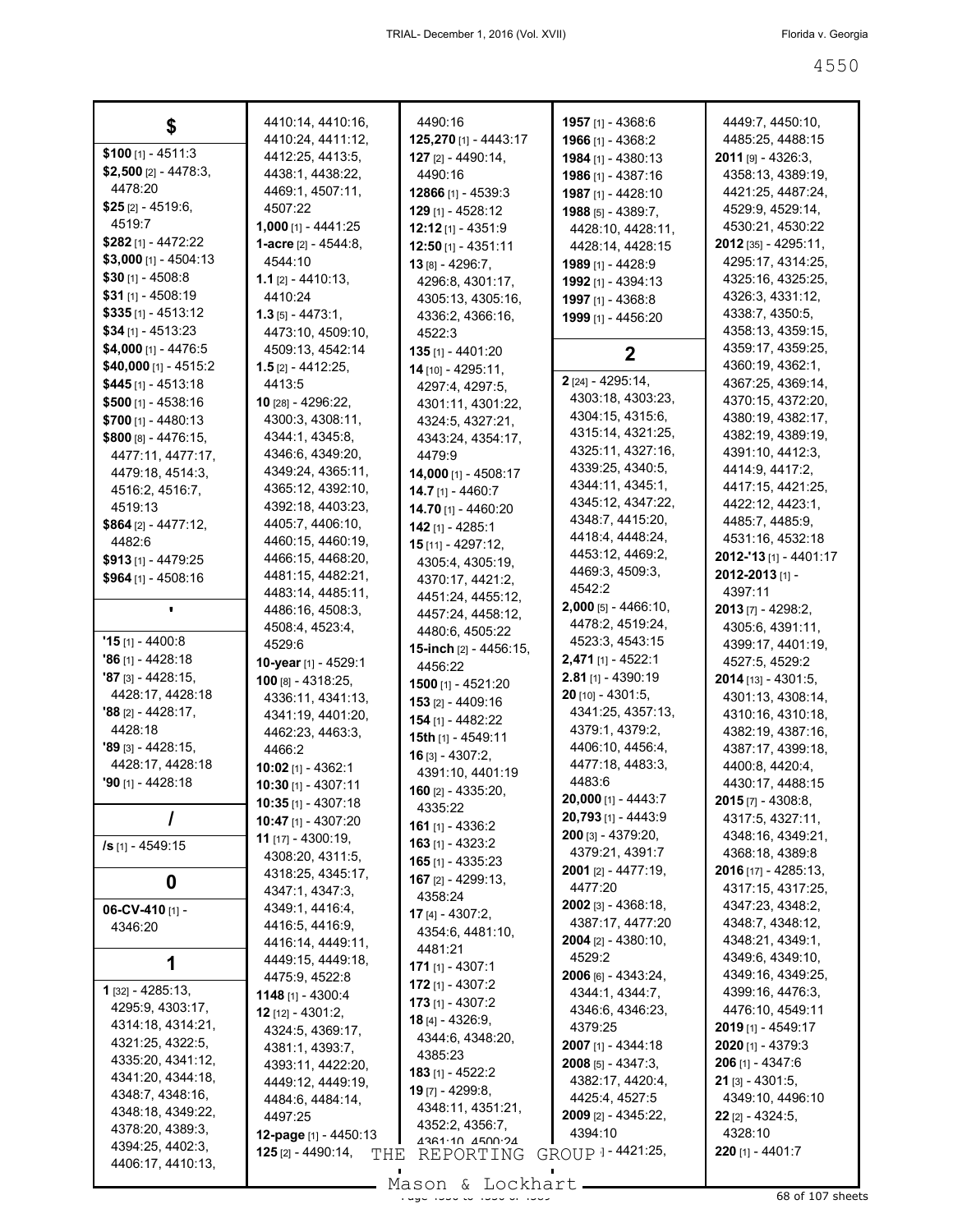## $

**$100** [1] - 4511:3
**$2,500** [2] - 4478:3, 4478:20
**$25** [2] - 4519:6, 4519:7
**$282** [1] - 4472:22
**$3,000** [1] - 4504:13
**$30** [1] - 4508:8
**$31** [1] - 4508:19
**$335** [1] - 4513:12
**$34** [1] - 4513:23
**$4,000** [1] - 4476:5
**$40,000** [1] - 4515:2
**$445** [1] - 4513:18
**$500** [1] - 4538:16
**$700** [1] - 4480:13
**$800** [8] - 4476:15, 4477:11, 4477:17, 4479:18, 4514:3, 4516:2, 4516:7, 4519:13
**$864** [2] - 4477:12, 4482:6
**$913** [1] - 4479:25
**$964** [1] - 4508:16

## '

**'15** [1] - 4400:8
**'86** [1] - 4428:18
**'87** [3] - 4428:15, 4428:17, 4428:18
**'88** [2] - 4428:17, 4428:18
**'89** [3] - 4428:15, 4428:17, 4428:18
**'90** [1] - 4428:18

## /

**/s** [1] - 4549:15

## 0

**06-CV-410** [1] - 4346:20

## 1

**1** [32] - 4285:13, 4295:9, 4303:17, 4314:18, 4314:21, 4321:25, 4322:5, 4335:20, 4341:12, 4341:20, 4344:18, 4348:7, 4348:16, 4348:18, 4349:22, 4378:20, 4389:3, 4394:25, 4402:3, 4406:17, 4410:13, 4410:14, 4410:16, 4410:24, 4411:12, 4412:25, 4413:5, 4438:1, 4438:22, 4469:1, 4507:11, 4507:22
**1,000** [1] - 4441:25
**1-acre** [2] - 4544:8, 4544:10
**1.1** [2] - 4410:13, 4410:24
**1.3** [5] - 4473:1, 4473:10, 4509:10, 4509:13, 4542:14
**1.5** [2] - 4412:25, 4413:5
**10** [28] - 4296:22, 4300:3, 4308:11, 4344:1, 4345:8, 4346:6, 4349:20, 4349:24, 4365:11, 4365:12, 4392:10, 4392:18, 4403:23, 4405:7, 4406:10, 4460:15, 4460:19, 4466:15, 4468:20, 4481:15, 4482:21, 4483:14, 4485:11, 4486:16, 4508:3, 4508:4, 4523:4, 4529:6
**10-year** [1] - 4529:1
**100** [8] - 4318:25, 4336:11, 4341:13, 4341:19, 4401:20, 4462:23, 4463:3, 4466:2
**10:02** [1] - 4362:1
**10:30** [1] - 4307:11
**10:35** [1] - 4307:18
**10:47** [1] - 4307:20
**11** [17] - 4300:19, 4308:20, 4311:5, 4318:25, 4345:17, 4347:1, 4347:3, 4349:1, 4416:4, 4416:5, 4416:9, 4416:14, 4449:11, 4449:15, 4449:18, 4475:9, 4522:8
**1148** [1] - 4300:4
**12** [12] - 4301:2, 4324:5, 4369:17, 4381:1, 4393:7, 4393:11, 4422:20, 4449:12, 4449:19, 4484:6, 4484:14, 4497:25
**12-page** [1] - 4450:13
**125** [2] - 4490:14, 4490:16
**125,270** [1] - 4443:17
**127** [2] - 4490:14, 4490:16
**12866** [1] - 4539:3
**129** [1] - 4528:12
**12:12** [1] - 4351:9
**12:50** [1] - 4351:11
**13** [8] - 4296:7, 4296:8, 4301:17, 4305:13, 4305:16, 4336:2, 4366:16, 4522:3
**135** [1] - 4401:20
**14** [10] - 4295:11, 4297:4, 4297:5, 4301:11, 4301:22, 4324:5, 4327:21, 4343:24, 4354:17, 4479:9
**14,000** [1] - 4508:17
**14.7** [1] - 4460:7
**14.70** [1] - 4460:20
**142** [1] - 4285:1
**15** [11] - 4297:12, 4305:4, 4305:19, 4370:17, 4421:2, 4451:24, 4455:12, 4457:24, 4458:12, 4480:6, 4505:22
**15-inch** [2] - 4456:15, 4456:22
**1500** [1] - 4521:20
**153** [2] - 4409:16
**154** [1] - 4482:22
**15th** [1] - 4549:11
**16** [3] - 4307:2, 4391:10, 4401:19
**160** [2] - 4335:20, 4335:22
**161** [1] - 4336:2
**163** [1] - 4323:2
**165** [1] - 4335:23
**167** [2] - 4299:13, 4358:24
**17** [4] - 4307:2, 4354:6, 4481:10, 4481:21
**171** [1] - 4307:1
**172** [1] - 4307:2
**173** [1] - 4307:2
**18** [4] - 4326:9, 4344:6, 4348:20, 4385:23
**183** [1] - 4522:2
**19** [7] - 4299:8, 4348:11, 4351:21, 4352:2, 4356:7, 4361:10, 4500:24
**1957** [1] - 4368:6
**1966** [1] - 4368:2
**1984** [1] - 4380:13
**1986** [1] - 4387:16
**1987** [1] - 4428:10
**1988** [5] - 4389:7, 4428:10, 4428:11, 4428:14, 4428:15
**1989** [1] - 4428:9
**1992** [1] - 4394:13
**1997** [1] - 4368:8
**1999** [1] - 4456:20

## 2

**2** [24] - 4295:14, 4303:18, 4303:23, 4304:15, 4315:6, 4315:14, 4321:25, 4325:11, 4327:16, 4339:25, 4340:5, 4344:11, 4345:1, 4345:12, 4347:22, 4348:7, 4415:20, 4418:4, 4448:24, 4453:12, 4469:2, 4469:3, 4509:3, 4542:2
**2,000** [5] - 4466:10, 4478:2, 4519:24, 4523:3, 4543:15
**2,471** [1] - 4522:1
**2.81** [1] - 4390:19
**20** [10] - 4301:5, 4341:25, 4357:13, 4379:1, 4379:2, 4406:10, 4456:4, 4477:18, 4483:3, 4483:6
**20,000** [1] - 4443:7
**20,793** [1] - 4443:9
**200** [3] - 4379:20, 4379:21, 4391:7
**2001** [2] - 4477:19, 4477:20
**2002** [3] - 4368:18, 4387:17, 4477:20
**2004** [2] - 4380:10, 4529:2
**2006** [6] - 4343:24, 4344:1, 4344:7, 4346:6, 4346:23, 4379:25
**2007** [1] - 4344:18
**2008** [5] - 4347:3, 4382:17, 4420:4, 4425:4, 4527:5
**2009** [2] - 4345:22, 4394:10
**2010** [] - 4421:25, 4449:7, 4450:10, 4485:25, 4488:15
**2011** [9] - 4326:3, 4358:13, 4389:19, 4421:25, 4487:24, 4529:9, 4529:14, 4530:21, 4530:22
**2012** [35] - 4295:11, 4295:17, 4314:25, 4325:16, 4325:25, 4326:3, 4331:12, 4338:7, 4350:5, 4358:13, 4359:15, 4359:17, 4359:25, 4360:19, 4362:1, 4367:25, 4369:14, 4370:15, 4372:20, 4380:19, 4382:17, 4382:19, 4389:19, 4391:10, 4412:3, 4414:9, 4417:2, 4417:15, 4421:25, 4422:12, 4423:1, 4485:7, 4485:9, 4531:16, 4532:18
**2012-'13** [1] - 4401:17
**2012-2013** [1] - 4397:11
**2013** [7] - 4298:2, 4305:6, 4391:11, 4399:17, 4401:19, 4527:5, 4529:2
**2014** [13] - 4301:5, 4301:13, 4308:14, 4310:16, 4310:18, 4382:19, 4387:16, 4387:17, 4399:18, 4400:8, 4420:4, 4430:17, 4488:15
**2015** [7] - 4308:8, 4317:5, 4327:11, 4348:16, 4349:21, 4368:18, 4389:8
**2016** [17] - 4285:13, 4317:15, 4317:25, 4347:23, 4348:2, 4348:7, 4348:12, 4348:21, 4349:1, 4349:6, 4349:10, 4349:16, 4349:25, 4399:16, 4476:3, 4476:10, 4549:11
**2019** [1] - 4549:17
**2020** [1] - 4379:3
**206** [1] - 4347:6
**21** [3] - 4301:5, 4349:10, 4496:10
**22** [2] - 4324:5, 4328:10
**220** [1] - 4401:7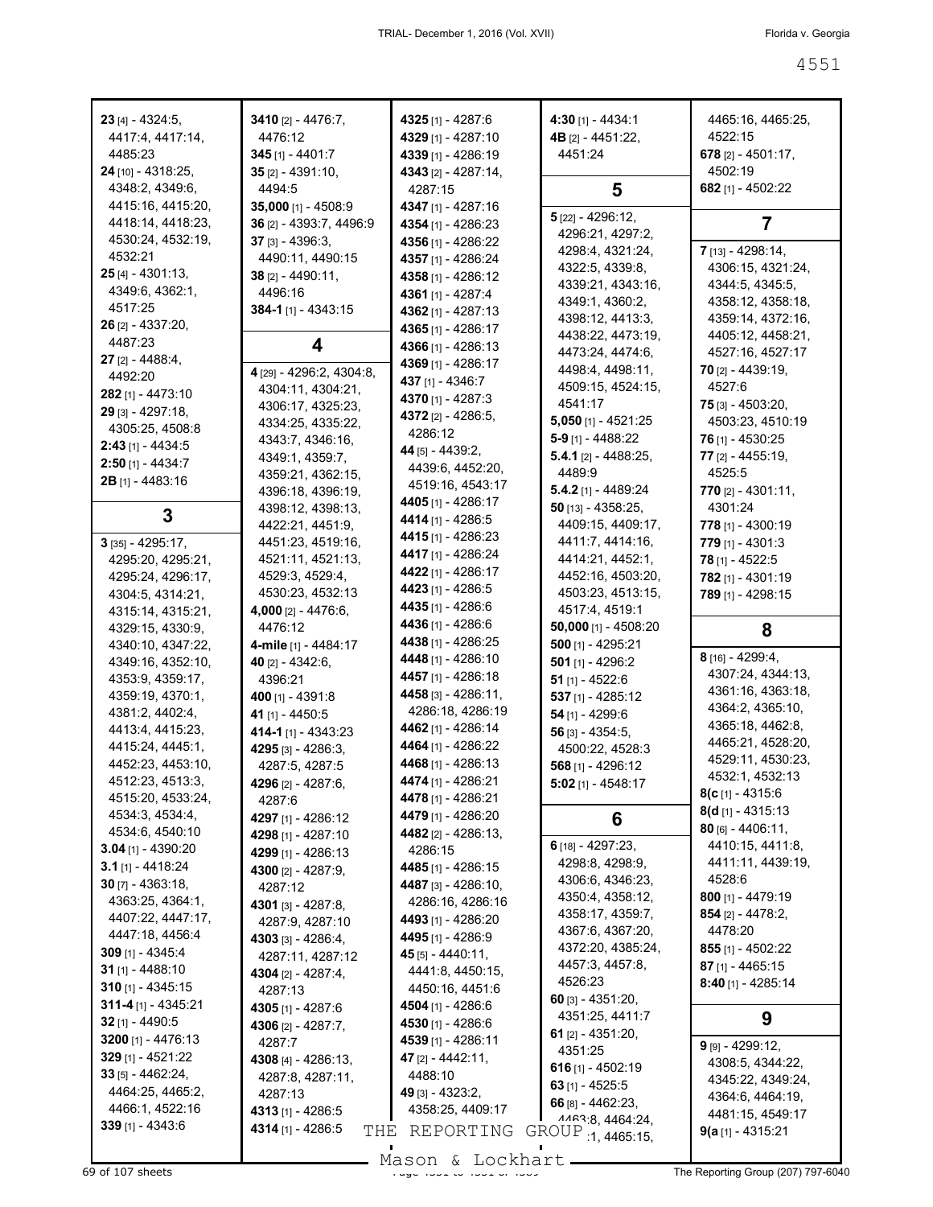**23** [4] - 4324:5, 4417:4, 4417:14, 4485:23
**24** [10] - 4318:25, 4348:2, 4349:6, 4415:16, 4415:20, 4418:14, 4418:23, 4530:24, 4532:19, 4532:21
**25** [4] - 4301:13, 4349:6, 4362:1, 4517:25
**26** [2] - 4337:20, 4487:23
**27** [2] - 4488:4, 4492:20
**282** [1] - 4473:10
**29** [3] - 4297:18, 4305:25, 4508:8
**2:43** [1] - 4434:5
**2:50** [1] - 4434:7
**2B** [1] - 4483:16

## 3

**3** [35] - 4295:17, 4295:20, 4295:21, 4295:24, 4296:17, 4304:5, 4314:21, 4315:14, 4315:21, 4329:15, 4330:9, 4340:10, 4347:22, 4349:16, 4352:10, 4353:9, 4359:17, 4359:19, 4370:1, 4381:2, 4402:4, 4413:4, 4415:23, 4415:24, 4445:1, 4452:23, 4453:10, 4512:23, 4513:3, 4515:20, 4533:24, 4534:3, 4534:4, 4534:6, 4540:10
**3.04** [1] - 4390:20
**3.1** [1] - 4418:24
**30** [7] - 4363:18, 4363:25, 4364:1, 4407:22, 4447:17, 4447:18, 4456:4
**309** [1] - 4345:4
**31** [1] - 4488:10
**310** [1] - 4345:15
**311-4** [1] - 4345:21
**32** [1] - 4490:5
**3200** [1] - 4476:13
**329** [1] - 4521:22
**33** [5] - 4462:24, 4464:25, 4465:2, 4466:1, 4522:16
**339** [1] - 4343:6
**3410** [2] - 4476:7, 4476:12
**345** [1] - 4401:7
**35** [2] - 4391:10, 4494:5
**35,000** [1] - 4508:9
**36** [2] - 4393:7, 4496:9
**37** [3] - 4396:3, 4490:11, 4490:15
**38** [2] - 4490:11, 4496:16
**384-1** [1] - 4343:15

## 4

**4** [29] - 4296:2, 4304:8, 4304:11, 4304:21, 4306:17, 4325:23, 4334:25, 4335:22, 4343:7, 4346:16, 4349:1, 4359:7, 4359:21, 4362:15, 4396:18, 4396:19, 4398:12, 4398:13, 4422:21, 4451:9, 4451:23, 4519:16, 4521:11, 4521:13, 4529:3, 4529:4, 4530:23, 4532:13
**4,000** [2] - 4476:6, 4476:12
**4-mile** [1] - 4484:17
**40** [2] - 4342:6, 4396:21
**400** [1] - 4391:8
**41** [1] - 4450:5
**414-1** [1] - 4343:23
**4295** [3] - 4286:3, 4287:5, 4287:5
**4296** [2] - 4287:6, 4287:6
**4297** [1] - 4286:12
**4298** [1] - 4287:10
**4299** [1] - 4286:13
**4300** [2] - 4287:9, 4287:12
**4301** [3] - 4287:8, 4287:9, 4287:10
**4303** [3] - 4286:4, 4287:11, 4287:12
**4304** [2] - 4287:4, 4287:13
**4305** [1] - 4287:6
**4306** [2] - 4287:7, 4287:7
**4308** [4] - 4286:13, 4287:8, 4287:11, 4287:13
**4313** [1] - 4286:5
**4314** [1] - 4286:5
**4325** [1] - 4287:6
**4329** [1] - 4287:10
**4339** [1] - 4286:19
**4343** [2] - 4287:14, 4287:15
**4347** [1] - 4287:16
**4354** [1] - 4286:23
**4356** [1] - 4286:22
**4357** [1] - 4286:24
**4358** [1] - 4286:12
**4361** [1] - 4287:4
**4362** [1] - 4287:13
**4365** [1] - 4286:17
**4366** [1] - 4286:13
**4369** [1] - 4286:17
**437** [1] - 4346:7
**4370** [1] - 4287:3
**4372** [2] - 4286:5, 4286:12
**44** [5] - 4439:2, 4439:6, 4452:20, 4519:16, 4543:17
**4405** [1] - 4286:17
**4414** [1] - 4286:5
**4415** [1] - 4286:23
**4417** [1] - 4286:24
**4422** [1] - 4286:17
**4423** [1] - 4286:5
**4435** [1] - 4286:6
**4436** [1] - 4286:6
**4438** [1] - 4286:25
**4448** [1] - 4286:10
**4457** [1] - 4286:18
**4458** [3] - 4286:11, 4286:18, 4286:19
**4462** [1] - 4286:14
**4464** [1] - 4286:22
**4468** [1] - 4286:13
**4474** [1] - 4286:21
**4478** [1] - 4286:21
**4479** [1] - 4286:20
**4482** [2] - 4286:13, 4286:15
**4485** [1] - 4286:15
**4487** [3] - 4286:10, 4286:16, 4286:16
**4493** [1] - 4286:20
**4495** [1] - 4286:9
**45** [5] - 4440:11, 4441:8, 4450:15, 4450:16, 4451:6
**4504** [1] - 4286:6
**4530** [1] - 4286:6
**4539** [1] - 4286:11
**47** [2] - 4442:11, 4488:10
**49** [3] - 4323:2, 4358:25, 4409:17
**4:30** [1] - 4434:1
**4B** [2] - 4451:22, 4451:24

## 5

**5** [22] - 4296:12, 4296:21, 4297:2, 4298:4, 4321:24, 4322:5, 4339:8, 4339:21, 4343:16, 4349:1, 4360:2, 4398:12, 4413:3, 4438:22, 4473:19, 4473:24, 4474:6, 4498:4, 4498:11, 4509:15, 4524:15, 4541:17
**5,050** [1] - 4521:25
**5-9** [1] - 4488:22
**5.4.1** [2] - 4488:25, 4489:9
**5.4.2** [1] - 4489:24
**50** [13] - 4358:25, 4409:15, 4409:17, 4411:7, 4414:16, 4414:21, 4452:1, 4452:16, 4503:20, 4503:23, 4513:15, 4517:4, 4519:1
**50,000** [1] - 4508:20
**500** [1] - 4295:21
**501** [1] - 4296:2
**51** [1] - 4522:6
**537** [1] - 4285:12
**54** [1] - 4299:6
**56** [3] - 4354:5, 4500:22, 4528:3
**568** [1] - 4296:12
**5:02** [1] - 4548:17

## 6

**6** [18] - 4297:23, 4298:8, 4298:9, 4306:6, 4346:23, 4350:4, 4358:12, 4358:17, 4359:7, 4367:6, 4367:20, 4372:20, 4385:24, 4457:3, 4457:8, 4526:23
**60** [3] - 4351:20, 4351:25, 4411:7
**61** [2] - 4351:20, 4351:25
**616** [1] - 4502:19
**63** [1] - 4525:5
**66** [8] - 4462:23, 4463:8, 4464:24, 4465:1, 4465:15, 4465:16, 4465:25, 4522:15
**678** [2] - 4501:17, 4502:19
**682** [1] - 4502:22

## 7

**7** [13] - 4298:14, 4306:15, 4321:24, 4344:5, 4345:5, 4358:12, 4358:18, 4359:14, 4372:16, 4405:12, 4458:21, 4527:16, 4527:17
**70** [2] - 4439:19, 4527:6
**75** [3] - 4503:20, 4503:23, 4510:19
**76** [1] - 4530:25
**77** [2] - 4455:19, 4525:5
**770** [2] - 4301:11, 4301:24
**778** [1] - 4300:19
**779** [1] - 4301:3
**78** [1] - 4522:5
**782** [1] - 4301:19
**789** [1] - 4298:15

## 8

**8** [16] - 4299:4, 4307:24, 4344:13, 4361:16, 4363:18, 4364:2, 4365:10, 4365:18, 4462:8, 4465:21, 4528:20, 4529:11, 4530:23, 4532:1, 4532:13
**8(c** [1] - 4315:6
**8(d** [1] - 4315:13
**80** [6] - 4406:11, 4410:15, 4411:8, 4411:11, 4439:19, 4528:6
**800** [1] - 4479:19
**854** [2] - 4478:2, 4478:20
**855** [1] - 4502:22
**87** [1] - 4465:15
**8:40** [1] - 4285:14

## 9

**9** [9] - 4299:12, 4308:5, 4344:22, 4345:22, 4349:24, 4364:6, 4464:19, 4481:15, 4549:17
**9(a** [1] - 4315:21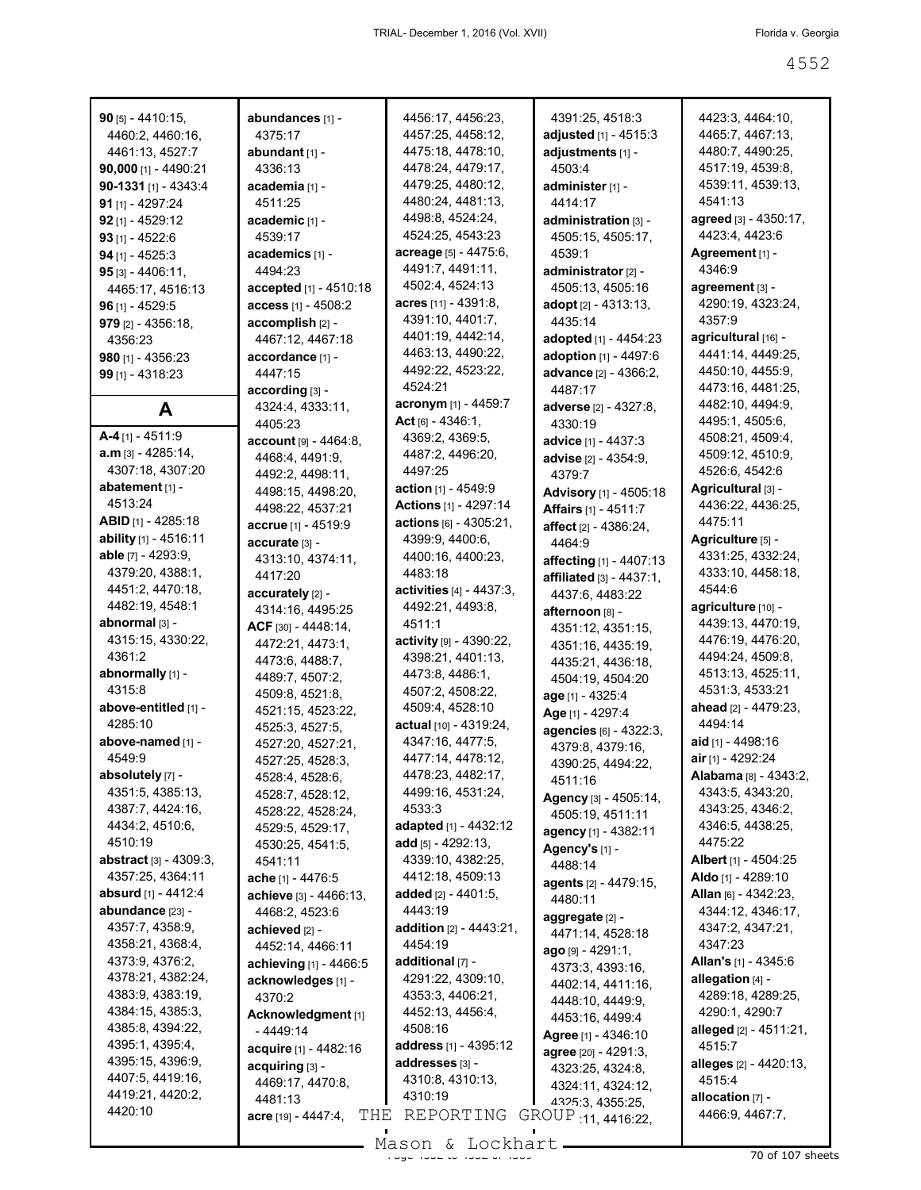**90** [5] - 4410:15, 4460:2, 4460:16, 4461:13, 4527:7
**90,000** [1] - 4490:21
**90-1331** [1] - 4343:4
**91** [1] - 4297:24
**92** [1] - 4529:12
**93** [1] - 4522:6
**94** [1] - 4525:3
**95** [3] - 4406:11, 4465:17, 4516:13
**96** [1] - 4529:5
**979** [2] - 4356:18, 4356:23
**980** [1] - 4356:23
**99** [1] - 4318:23

## A

**A-4** [1] - 4511:9
**a.m** [3] - 4285:14, 4307:18, 4307:20
**abatement** [1] - 4513:24
**ABID** [1] - 4285:18
**ability** [1] - 4516:11
**able** [7] - 4293:9, 4379:20, 4388:1, 4451:2, 4470:18, 4482:19, 4548:1
**abnormal** [3] - 4315:15, 4330:22, 4361:2
**abnormally** [1] - 4315:8
**above-entitled** [1] - 4285:10
**above-named** [1] - 4549:9
**absolutely** [7] - 4351:5, 4385:13, 4387:7, 4424:16, 4434:2, 4510:6, 4510:19
**abstract** [3] - 4309:3, 4357:25, 4364:11
**absurd** [1] - 4412:4
**abundance** [23] - 4357:7, 4358:9, 4358:21, 4368:4, 4373:9, 4376:2, 4378:21, 4382:24, 4383:9, 4383:19, 4384:15, 4385:3, 4385:8, 4394:22, 4395:1, 4395:4, 4395:15, 4396:9, 4407:5, 4419:16, 4419:21, 4420:2, 4420:10
**abundances** [1] - 4375:17
**abundant** [1] - 4336:13
**academia** [1] - 4511:25
**academic** [1] - 4539:17
**academics** [1] - 4494:23
**accepted** [1] - 4510:18
**access** [1] - 4508:2
**accomplish** [2] - 4467:12, 4467:18
**accordance** [1] - 4447:15
**according** [3] - 4324:4, 4333:11, 4405:23
**account** [9] - 4464:8, 4468:4, 4491:9, 4492:2, 4498:11, 4498:15, 4498:20, 4498:22, 4537:21
**accrue** [1] - 4519:9
**accurate** [3] - 4313:10, 4374:11, 4417:20
**accurately** [2] - 4314:16, 4495:25
**ACF** [30] - 4448:14, 4472:21, 4473:1, 4473:6, 4488:7, 4489:7, 4507:2, 4509:8, 4521:8, 4521:15, 4523:22, 4525:3, 4527:5, 4527:20, 4527:21, 4527:25, 4528:3, 4528:4, 4528:6, 4528:7, 4528:12, 4528:22, 4528:24, 4529:5, 4529:17, 4530:25, 4541:5, 4541:11
**ache** [1] - 4476:5
**achieve** [3] - 4466:13, 4468:2, 4523:6
**achieved** [2] - 4452:14, 4466:11
**achieving** [1] - 4466:5
**acknowledges** [1] - 4370:2
**Acknowledgment** [1] - 4449:14
**acquire** [1] - 4482:16
**acquiring** [3] - 4469:17, 4470:8, 4481:13
**acre** [19] - 4447:4, 4456:17, 4456:23, 4457:25, 4458:12, 4475:18, 4478:10, 4478:24, 4479:17, 4479:25, 4480:12, 4480:24, 4481:13, 4498:8, 4524:24, 4524:25, 4543:23
**acreage** [5] - 4475:6, 4491:7, 4491:11, 4502:4, 4524:13
**acres** [11] - 4391:8, 4391:10, 4401:7, 4401:19, 4442:14, 4463:13, 4490:22, 4492:22, 4523:22, 4524:21
**acronym** [1] - 4459:7
**Act** [6] - 4346:1, 4369:2, 4369:5, 4487:2, 4496:20, 4497:25
**action** [1] - 4549:9
**Actions** [1] - 4297:14
**actions** [6] - 4305:21, 4399:9, 4400:6, 4400:16, 4400:23, 4483:18
**activities** [4] - 4437:3, 4492:21, 4493:8, 4511:1
**activity** [9] - 4390:22, 4398:21, 4401:13, 4473:8, 4486:1, 4507:2, 4508:22, 4509:4, 4528:10
**actual** [10] - 4319:24, 4347:16, 4477:5, 4477:14, 4478:12, 4478:23, 4482:17, 4499:16, 4531:24, 4533:3
**adapted** [1] - 4432:12
**add** [5] - 4292:13, 4339:10, 4382:25, 4412:18, 4509:13
**added** [2] - 4401:5, 4443:19
**addition** [2] - 4443:21, 4454:19
**additional** [7] - 4291:22, 4309:10, 4353:3, 4406:21, 4452:13, 4456:4, 4508:16
**address** [1] - 4395:12
**addresses** [3] - 4310:8, 4310:13, 4310:19
**adjusted** [1] - 4515:3
**adjustments** [1] - 4503:4
**administer** [1] - 4414:17
**administration** [3] - 4505:15, 4505:17, 4539:1
**administrator** [2] - 4505:13, 4505:16
**adopt** [2] - 4313:13, 4435:14
**adopted** [1] - 4454:23
**adoption** [1] - 4497:6
**advance** [2] - 4366:2, 4487:17
**adverse** [2] - 4327:8, 4330:19
**advice** [1] - 4437:3
**advise** [2] - 4354:9, 4379:7
**Advisory** [1] - 4505:18
**Affairs** [1] - 4511:7
**affect** [2] - 4386:24, 4464:9
**affecting** [1] - 4407:13
**affiliated** [3] - 4437:1, 4437:6, 4483:22
**afternoon** [8] - 4351:12, 4351:15, 4351:16, 4435:19, 4435:21, 4436:18, 4504:19, 4504:20
**age** [1] - 4325:4
**Age** [1] - 4297:4
**agencies** [6] - 4322:3, 4379:8, 4379:16, 4390:25, 4494:22, 4511:16
**Agency** [3] - 4505:14, 4505:19, 4511:11
**agency** [1] - 4382:11
**Agency's** [1] - 4488:14
**agents** [2] - 4479:15, 4480:11
**aggregate** [2] - 4471:14, 4528:18
**ago** [9] - 4291:1, 4373:3, 4393:16, 4402:14, 4411:16, 4448:10, 4449:9, 4453:16, 4499:4
**Agree** [1] - 4346:10
**agree** [20] - 4291:3, 4323:25, 4324:8, 4324:11, 4324:12, 4325:3, 4355:25, 4416:11, 4416:22, 4423:3, 4464:10, 4465:7, 4467:13, 4480:7, 4490:25, 4517:19, 4539:8, 4539:11, 4539:13, 4541:13
**agreed** [3] - 4350:17, 4423:4, 4423:6
**Agreement** [1] - 4346:9
**agreement** [3] - 4290:19, 4323:24, 4357:9
**agricultural** [16] - 4441:14, 4449:25, 4450:10, 4455:9, 4473:16, 4481:25, 4482:10, 4494:9, 4495:1, 4505:6, 4508:21, 4509:4, 4509:12, 4510:9, 4526:6, 4542:6
**Agricultural** [3] - 4436:22, 4436:25, 4475:11
**Agriculture** [5] - 4331:25, 4332:24, 4333:10, 4458:18, 4544:6
**agriculture** [10] - 4439:13, 4470:19, 4476:19, 4476:20, 4494:24, 4509:8, 4513:13, 4525:11, 4531:3, 4533:21
**ahead** [2] - 4479:23, 4494:14
**aid** [1] - 4498:16
**air** [1] - 4292:24
**Alabama** [8] - 4343:2, 4343:5, 4343:20, 4343:25, 4346:2, 4346:5, 4438:25, 4475:22
**Albert** [1] - 4504:25
**Aldo** [1] - 4289:10
**Allan** [6] - 4342:23, 4344:12, 4346:17, 4347:2, 4347:21, 4347:23
**Allan's** [1] - 4345:6
**allegation** [4] - 4289:18, 4289:25, 4290:1, 4290:7
**alleged** [2] - 4511:21, 4515:7
**alleges** [2] - 4420:13, 4515:4
**allocation** [7] - 4466:9, 4467:7,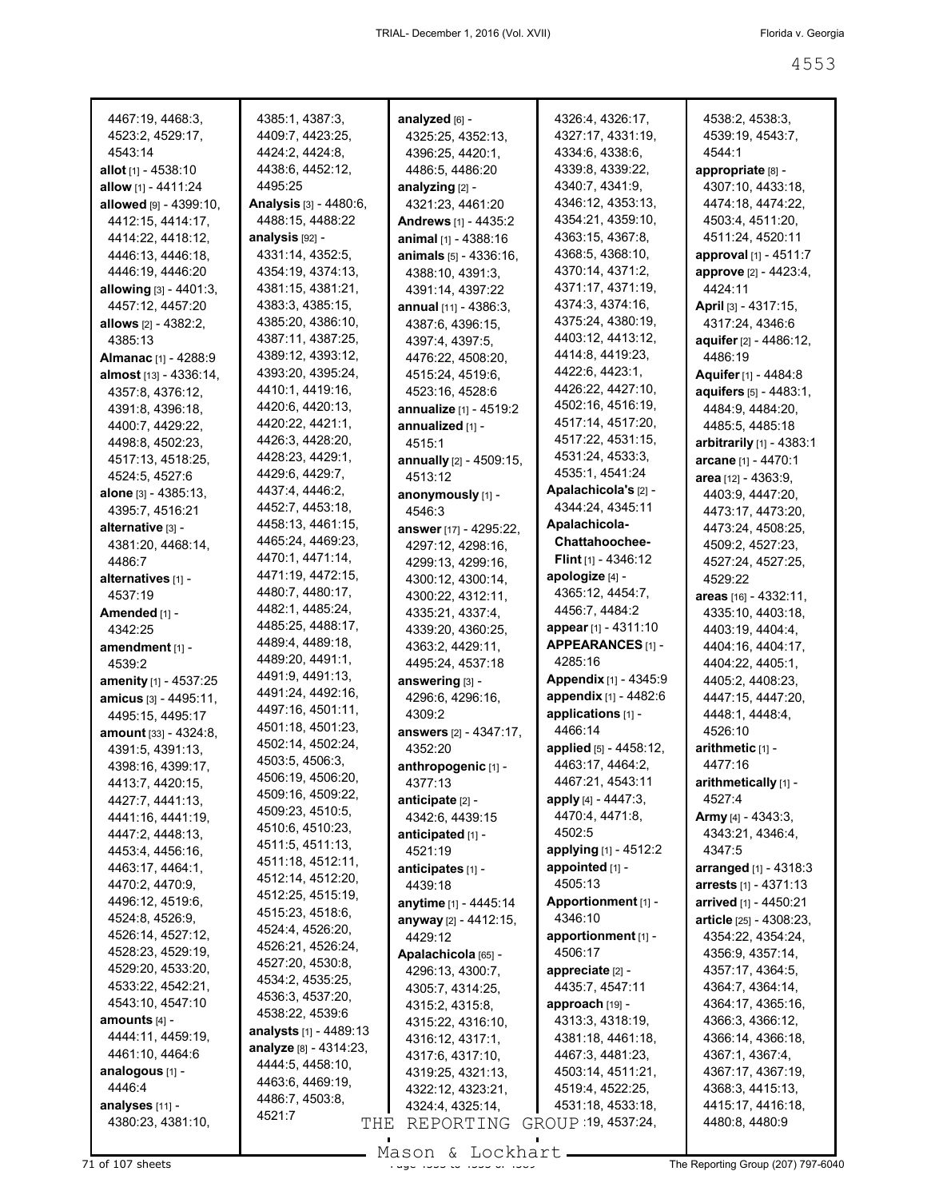4553

4467:19, 4468:3, 4523:2, 4529:17, 4543:14
**allot** [1] - 4538:10
**allow** [1] - 4411:24
**allowed** [9] - 4399:10, 4412:15, 4414:17, 4414:22, 4418:12, 4446:13, 4446:18, 4446:19, 4446:20
**allowing** [3] - 4401:3, 4457:12, 4457:20
**allows** [2] - 4382:2, 4385:13
**Almanac** [1] - 4288:9
**almost** [13] - 4336:14, 4357:8, 4376:12, 4391:8, 4396:18, 4400:7, 4429:22, 4498:8, 4502:23, 4517:13, 4518:25, 4524:5, 4527:6
**alone** [3] - 4385:13, 4395:7, 4516:21
**alternative** [3] - 4381:20, 4468:14, 4486:7
**alternatives** [1] - 4537:19
**Amended** [1] - 4342:25
**amendment** [1] - 4539:2
**amenity** [1] - 4537:25
**amicus** [3] - 4495:11, 4495:15, 4495:17
**amount** [33] - 4324:8, 4391:5, 4391:13, 4398:16, 4399:17, 4413:7, 4420:15, 4427:7, 4441:13, 4441:16, 4441:19, 4447:2, 4448:13, 4453:4, 4456:16, 4463:17, 4464:1, 4470:2, 4470:9, 4496:12, 4519:6, 4524:8, 4526:9, 4526:14, 4527:12, 4528:23, 4529:19, 4529:20, 4533:20, 4533:22, 4542:21, 4543:10, 4547:10
**amounts** [4] - 4444:11, 4459:19, 4461:10, 4464:6
**analogous** [1] - 4446:4
**analyses** [11] - 4380:23, 4381:10, 4385:1, 4387:3, 4409:7, 4423:25, 4424:2, 4424:8, 4438:6, 4452:12, 4495:25
**Analysis** [3] - 4480:6, 4488:15, 4488:22
**analysis** [92] - 4331:14, 4352:5, 4354:19, 4374:13, 4381:15, 4381:21, 4383:3, 4385:15, 4385:20, 4386:10, 4387:11, 4387:25, 4389:12, 4393:12, 4393:20, 4395:24, 4410:1, 4419:16, 4420:6, 4420:13, 4420:22, 4421:1, 4426:3, 4428:20, 4428:23, 4429:1, 4429:6, 4429:7, 4437:4, 4446:2, 4452:7, 4453:18, 4458:13, 4461:15, 4465:24, 4469:23, 4470:1, 4471:14, 4471:19, 4472:15, 4480:7, 4480:17, 4482:1, 4485:24, 4485:25, 4488:17, 4489:4, 4489:18, 4489:20, 4491:1, 4491:9, 4491:13, 4491:24, 4492:16, 4497:16, 4501:11, 4501:18, 4501:23, 4502:14, 4502:24, 4503:5, 4506:3, 4506:19, 4506:20, 4509:16, 4509:22, 4509:23, 4510:5, 4510:6, 4510:23, 4511:5, 4511:13, 4511:18, 4512:11, 4512:14, 4512:20, 4512:25, 4515:19, 4515:23, 4518:6, 4524:4, 4526:20, 4526:21, 4526:24, 4527:20, 4530:8, 4534:2, 4535:25, 4536:3, 4537:20, 4538:22, 4539:6
**analysts** [1] - 4489:13
**analyze** [8] - 4314:23, 4444:5, 4458:10, 4463:6, 4469:19, 4486:7, 4503:8, 4521:7
**analyzed** [6] - 4325:25, 4352:13, 4396:25, 4420:1, 4486:5, 4486:20
**analyzing** [2] - 4321:23, 4461:20
**Andrews** [1] - 4435:2
**animal** [1] - 4388:16
**animals** [5] - 4336:16, 4388:10, 4391:3, 4391:14, 4397:22
**annual** [11] - 4386:3, 4387:6, 4396:15, 4397:4, 4397:5, 4476:22, 4508:20, 4515:24, 4519:6, 4523:16, 4528:6
**annualize** [1] - 4519:2
**annualized** [1] - 4515:1
**annually** [2] - 4509:15, 4513:12
**anonymously** [1] - 4546:3
**answer** [17] - 4295:22, 4297:12, 4298:16, 4299:13, 4299:16, 4300:12, 4300:14, 4300:22, 4312:11, 4335:21, 4337:4, 4339:20, 4360:25, 4363:2, 4429:11, 4495:24, 4537:18
**answering** [3] - 4296:6, 4296:16, 4309:2
**answers** [2] - 4347:17, 4352:20
**anthropogenic** [1] - 4377:13
**anticipate** [2] - 4342:6, 4439:15
**anticipated** [1] - 4521:19
**anticipates** [1] - 4439:18
**anytime** [1] - 4445:14
**anyway** [2] - 4412:15, 4429:12
**Apalachicola** [65] - 4296:13, 4300:7, 4305:7, 4314:25, 4315:2, 4315:8, 4315:22, 4316:10, 4316:12, 4317:1, 4317:6, 4317:10, 4319:25, 4321:13, 4322:12, 4323:21, 4324:4, 4325:14, 4326:4, 4326:17, 4327:17, 4331:19, 4334:6, 4338:6, 4339:8, 4339:22, 4340:7, 4341:9, 4346:12, 4353:13, 4354:21, 4359:10, 4363:15, 4367:8, 4368:5, 4368:10, 4370:14, 4371:2, 4371:17, 4371:19, 4374:3, 4374:16, 4375:24, 4380:19, 4403:12, 4413:12, 4414:8, 4419:23, 4422:6, 4423:1, 4426:22, 4427:10, 4502:16, 4516:19, 4517:14, 4517:20, 4517:22, 4531:15, 4531:24, 4533:3, 4535:1, 4541:24
**Apalachicola's** [2] - 4344:24, 4345:11
**Apalachicola-Chattahoochee-Flint** [1] - 4346:12
**apologize** [4] - 4365:12, 4454:7, 4456:7, 4484:2
**appear** [1] - 4311:10
**APPEARANCES** [1] - 4285:16
**Appendix** [1] - 4345:9
**appendix** [1] - 4482:6
**applications** [1] - 4466:14
**applied** [5] - 4458:12, 4463:17, 4464:2, 4467:21, 4543:11
**apply** [4] - 4447:3, 4470:4, 4471:8, 4502:5
**applying** [1] - 4512:2
**appointed** [1] - 4505:13
**Apportionment** [1] - 4346:10
**apportionment** [1] - 4506:17
**appreciate** [2] - 4435:7, 4547:11
**approach** [19] - 4313:3, 4318:19, 4381:18, 4461:18, 4467:3, 4481:23, 4503:14, 4511:21, 4519:4, 4522:25, 4531:18, 4533:18, 4533:19, 4537:24, 4538:2, 4538:3, 4539:19, 4543:7, 4544:1
**appropriate** [8] - 4307:10, 4433:18, 4474:18, 4474:22, 4503:4, 4511:20, 4511:24, 4520:11
**approval** [1] - 4511:7
**approve** [2] - 4423:4, 4424:11
**April** [3] - 4317:15, 4317:24, 4346:6
**aquifer** [2] - 4486:12, 4486:19
**Aquifer** [1] - 4484:8
**aquifers** [5] - 4483:1, 4484:9, 4484:20, 4485:5, 4485:18
**arbitrarily** [1] - 4383:1
**arcane** [1] - 4470:1
**area** [12] - 4363:9, 4403:9, 4447:20, 4473:17, 4473:20, 4473:24, 4508:25, 4509:2, 4527:23, 4527:24, 4527:25, 4529:22
**areas** [16] - 4332:11, 4335:10, 4403:18, 4403:19, 4404:4, 4404:16, 4404:17, 4404:22, 4405:1, 4405:2, 4408:23, 4447:15, 4447:20, 4448:1, 4448:4, 4526:10
**arithmetic** [1] - 4477:16
**arithmetically** [1] - 4527:4
**Army** [4] - 4343:3, 4343:21, 4346:4, 4347:5
**arranged** [1] - 4318:3
**arrests** [1] - 4371:13
**arrived** [1] - 4450:21
**article** [25] - 4308:23, 4354:22, 4354:24, 4356:9, 4357:14, 4357:17, 4364:5, 4364:7, 4364:14, 4364:17, 4365:16, 4366:3, 4366:12, 4366:14, 4366:18, 4367:1, 4367:4, 4367:17, 4367:19, 4368:3, 4415:13, 4415:17, 4416:18, 4480:8, 4480:9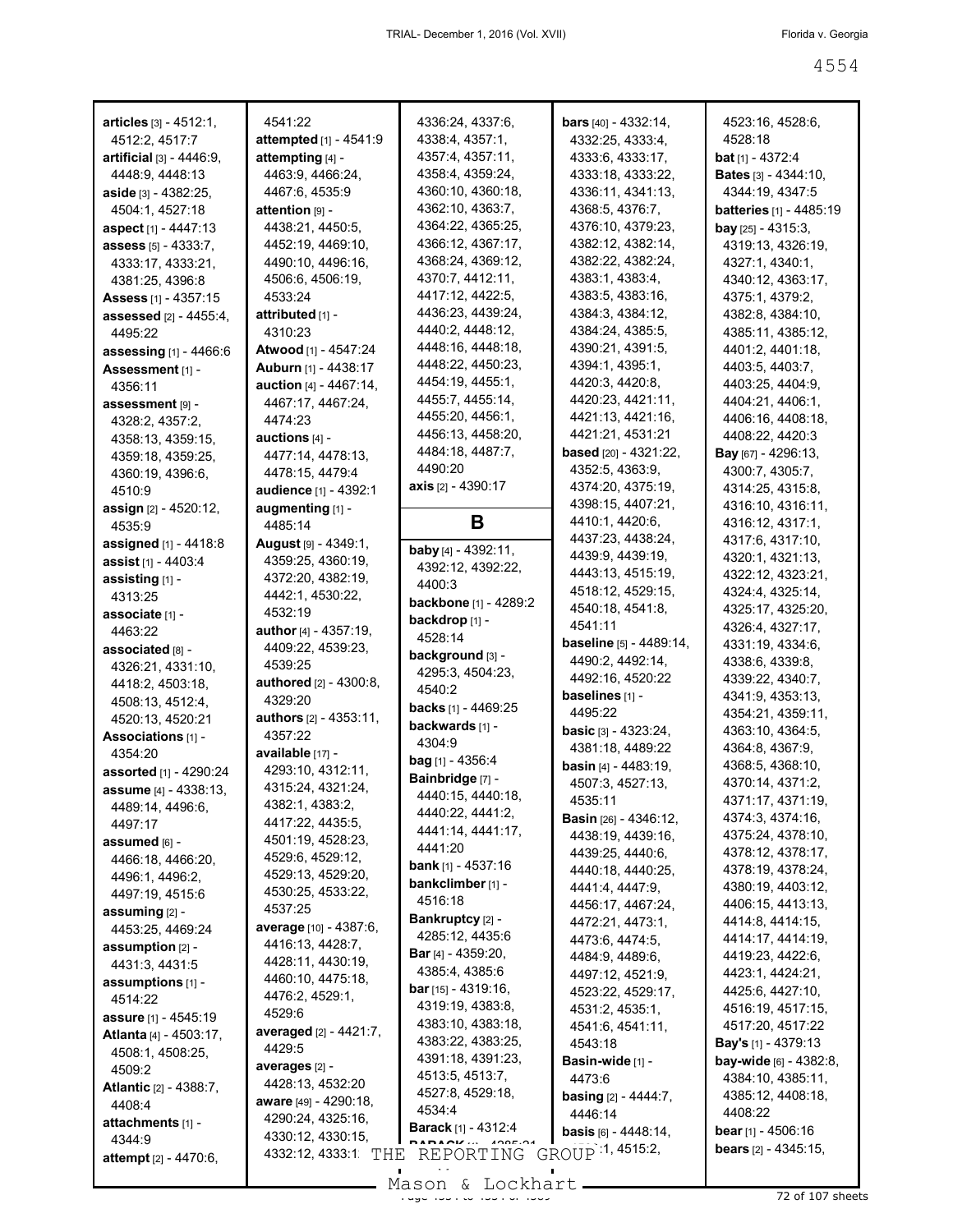**articles** [3] - 4512:1, 4512:2, 4517:7
**artificial** [3] - 4446:9, 4448:9, 4448:13
**aside** [3] - 4382:25, 4504:1, 4527:18
**aspect** [1] - 4447:13
**assess** [5] - 4333:7, 4333:17, 4333:21, 4381:25, 4396:8
**Assess** [1] - 4357:15
**assessed** [2] - 4455:4, 4495:22
**assessing** [1] - 4466:6
**Assessment** [1] - 4356:11
**assessment** [9] - 4328:2, 4357:2, 4358:13, 4359:15, 4359:18, 4359:25, 4360:19, 4396:6, 4510:9
**assign** [2] - 4520:12, 4535:9
**assigned** [1] - 4418:8
**assist** [1] - 4403:4
**assisting** [1] - 4313:25
**associate** [1] - 4463:22
**associated** [8] - 4326:21, 4331:10, 4418:2, 4503:18, 4508:13, 4512:4, 4520:13, 4520:21
**Associations** [1] - 4354:20
**assorted** [1] - 4290:24
**assume** [4] - 4338:13, 4489:14, 4496:6, 4497:17
**assumed** [6] - 4466:18, 4466:20, 4496:1, 4496:2, 4497:19, 4515:6
**assuming** [2] - 4453:25, 4469:24
**assumption** [2] - 4431:3, 4431:5
**assumptions** [1] - 4514:22
**assure** [1] - 4545:19
**Atlanta** [4] - 4503:17, 4508:1, 4508:25, 4509:2
**Atlantic** [2] - 4388:7, 4408:4
**attachments** [1] - 4344:9
**attempt** [2] - 4470:6, 4541:22
**attempted** [1] - 4541:9
**attempting** [4] - 4463:9, 4466:24, 4467:6, 4535:9
**attention** [9] - 4438:21, 4450:5, 4452:19, 4469:10, 4490:10, 4496:16, 4506:6, 4506:19, 4533:24
**attributed** [1] - 4310:23
**Atwood** [1] - 4547:24
**Auburn** [1] - 4438:17
**auction** [4] - 4467:14, 4467:17, 4467:24, 4474:23
**auctions** [4] - 4477:14, 4478:13, 4478:15, 4479:4
**audience** [1] - 4392:1
**augmenting** [1] - 4485:14
**August** [9] - 4349:1, 4359:25, 4360:19, 4372:20, 4382:19, 4442:1, 4530:22, 4532:19
**author** [4] - 4357:19, 4409:22, 4539:23, 4539:25
**authored** [2] - 4300:8, 4329:20
**authors** [2] - 4353:11, 4357:22
**available** [17] - 4293:10, 4312:11, 4315:24, 4321:24, 4382:1, 4383:2, 4417:22, 4435:5, 4501:19, 4528:23, 4529:6, 4529:12, 4529:13, 4529:20, 4530:25, 4533:22, 4537:25
**average** [10] - 4387:6, 4416:13, 4428:7, 4428:11, 4430:19, 4460:10, 4475:18, 4476:2, 4529:1, 4529:6
**averaged** [2] - 4421:7, 4429:5
**averages** [2] - 4428:13, 4532:20
**aware** [49] - 4290:18, 4290:24, 4325:16, 4330:12, 4330:15, 4332:12, 4333:1, 4336:24, 4337:6, 4338:4, 4357:1, 4357:4, 4357:11, 4358:4, 4359:24, 4360:10, 4360:18, 4362:10, 4363:7, 4364:22, 4365:25, 4366:12, 4367:17, 4368:24, 4369:12, 4370:7, 4412:11, 4417:12, 4422:5, 4436:23, 4439:24, 4440:2, 4448:12, 4448:16, 4448:18, 4448:22, 4450:23, 4454:19, 4455:1, 4455:7, 4455:14, 4455:20, 4456:1, 4456:13, 4458:20, 4484:18, 4487:7, 4490:20
**axis** [2] - 4390:17

## B

**baby** [4] - 4392:11, 4392:12, 4392:22, 4400:3
**backbone** [1] - 4289:2
**backdrop** [1] - 4528:14
**background** [3] - 4295:3, 4504:23, 4540:2
**backs** [1] - 4469:25
**backwards** [1] - 4304:9
**bag** [1] - 4356:4
**Bainbridge** [7] - 4440:15, 4440:18, 4440:22, 4441:2, 4441:14, 4441:17, 4441:20
**bank** [1] - 4537:16
**bankclimber** [1] - 4516:18
**Bankruptcy** [2] - 4285:12, 4435:6
**Bar** [4] - 4359:20, 4385:4, 4385:6
**bar** [15] - 4319:16, 4319:19, 4383:8, 4383:10, 4383:18, 4383:22, 4383:25, 4391:18, 4391:23, 4513:5, 4513:7, 4527:8, 4529:18, 4534:4
**Barack** [1] - 4312:4
**bars** [40] - 4332:14, 4332:25, 4333:4, 4333:6, 4333:17, 4333:18, 4333:22, 4336:11, 4341:13, 4368:5, 4376:7, 4376:10, 4379:23, 4382:12, 4382:14, 4382:22, 4382:24, 4383:1, 4383:4, 4383:5, 4383:16, 4384:3, 4384:12, 4384:24, 4385:5, 4390:21, 4391:5, 4394:1, 4395:1, 4420:3, 4420:8, 4420:23, 4421:11, 4421:13, 4421:16, 4421:21, 4531:21
**based** [20] - 4321:22, 4352:5, 4363:9, 4374:20, 4375:19, 4398:15, 4407:21, 4410:1, 4420:6, 4437:23, 4438:24, 4439:9, 4439:19, 4443:13, 4515:19, 4518:12, 4529:15, 4540:18, 4541:8, 4541:11
**baseline** [5] - 4489:14, 4490:2, 4492:14, 4492:16, 4520:22
**baselines** [1] - 4495:22
**basic** [3] - 4323:24, 4381:18, 4489:22
**basin** [4] - 4483:19, 4507:3, 4527:13, 4535:11
**Basin** [26] - 4346:12, 4438:19, 4439:16, 4439:25, 4440:6, 4440:18, 4440:25, 4441:4, 4447:9, 4456:17, 4467:24, 4472:21, 4473:1, 4473:6, 4474:5, 4484:9, 4489:6, 4497:12, 4521:9, 4523:22, 4529:17, 4531:2, 4535:1, 4541:6, 4541:11, 4543:18
**Basin-wide** [1] - 4473:6
**basing** [2] - 4444:7, 4446:14
**basis** [6] - 4448:14, ...:1, 4515:2, 4523:16, 4528:6, 4528:18
**bat** [1] - 4372:4
**Bates** [3] - 4344:10, 4344:19, 4347:5
**batteries** [1] - 4485:19
**bay** [25] - 4315:3, 4319:13, 4326:19, 4327:1, 4340:1, 4340:12, 4363:17, 4375:1, 4379:2, 4382:8, 4384:10, 4385:11, 4385:12, 4401:2, 4401:18, 4403:5, 4403:7, 4403:25, 4404:9, 4404:21, 4406:1, 4406:16, 4408:18, 4408:22, 4420:3
**Bay** [67] - 4296:13, 4300:7, 4305:7, 4314:25, 4315:8, 4316:10, 4316:11, 4316:12, 4317:1, 4317:6, 4317:10, 4320:1, 4321:13, 4322:12, 4323:21, 4324:4, 4325:14, 4325:17, 4325:20, 4326:4, 4327:17, 4331:19, 4334:6, 4338:6, 4339:8, 4339:22, 4340:7, 4341:9, 4353:13, 4354:21, 4359:11, 4363:10, 4364:5, 4364:8, 4367:9, 4368:5, 4368:10, 4370:14, 4371:2, 4371:17, 4371:19, 4374:3, 4374:16, 4375:24, 4378:10, 4378:12, 4378:17, 4378:19, 4378:24, 4380:19, 4403:12, 4406:15, 4413:13, 4414:8, 4414:15, 4414:17, 4414:19, 4419:23, 4422:6, 4423:1, 4424:21, 4425:6, 4427:10, 4516:19, 4517:15, 4517:20, 4517:22
**Bay's** [1] - 4379:13
**bay-wide** [6] - 4382:8, 4384:10, 4385:11, 4385:12, 4408:18, 4408:22
**bear** [1] - 4506:16
**bears** [2] - 4345:15,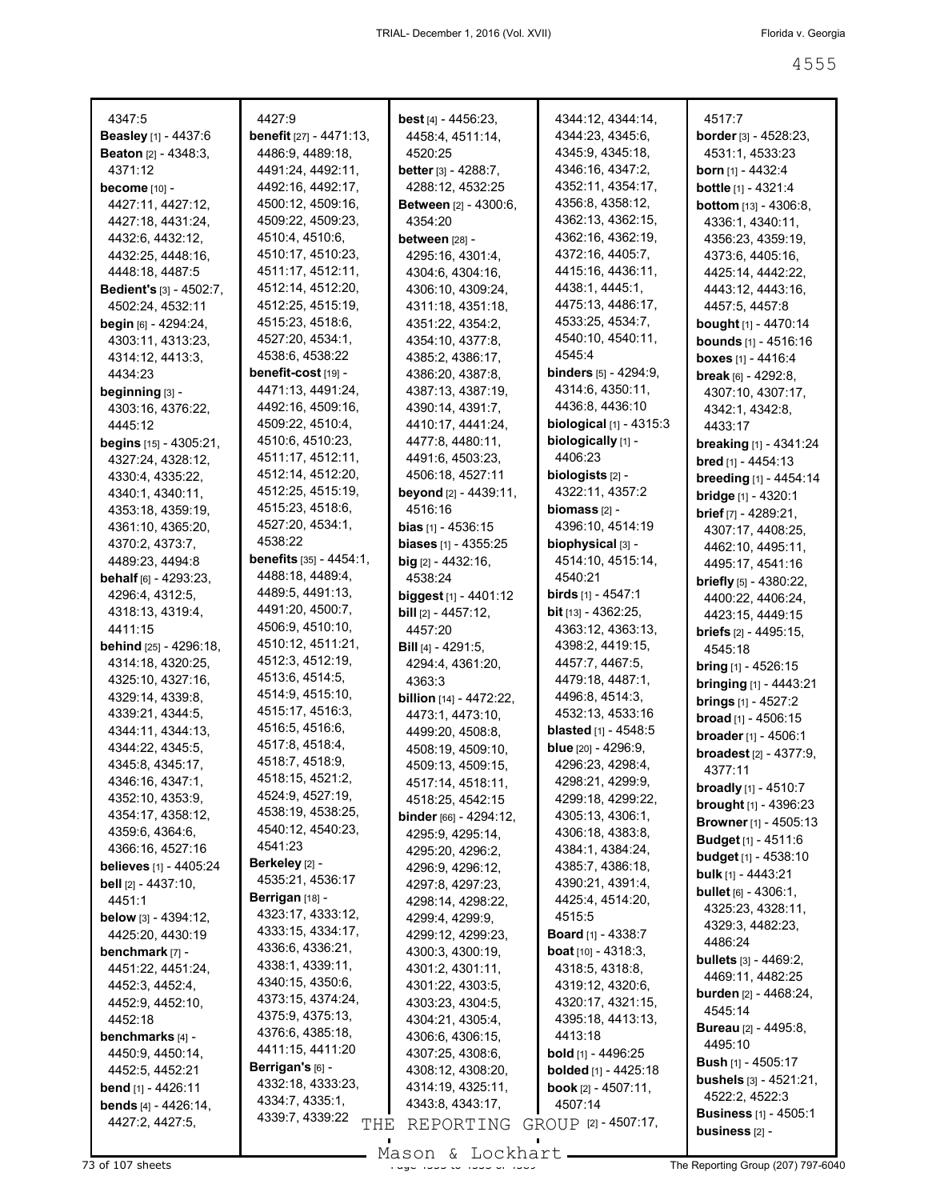4347:5
**Beasley** [1] - 4437:6
**Beaton** [2] - 4348:3, 4371:12
**become** [10] - 4427:11, 4427:12, 4427:18, 4431:24, 4432:6, 4432:12, 4432:25, 4448:16, 4448:18, 4487:5
**Bedient's** [3] - 4502:7, 4502:24, 4532:11
**begin** [6] - 4294:24, 4303:11, 4313:23, 4314:12, 4413:3, 4434:23
**beginning** [3] - 4303:16, 4376:22, 4445:12
**begins** [15] - 4305:21, 4327:24, 4328:12, 4330:4, 4335:22, 4340:1, 4340:11, 4353:18, 4359:19, 4361:10, 4365:20, 4370:2, 4373:7, 4489:23, 4494:8
**behalf** [6] - 4293:23, 4296:4, 4312:5, 4318:13, 4319:4, 4411:15
**behind** [25] - 4296:18, 4314:18, 4320:25, 4325:10, 4327:16, 4329:14, 4339:8, 4339:21, 4344:5, 4344:11, 4344:13, 4344:22, 4345:5, 4345:8, 4345:17, 4346:16, 4347:1, 4352:10, 4353:9, 4354:17, 4358:12, 4359:6, 4364:6, 4366:16, 4527:16
**believes** [1] - 4405:24
**bell** [2] - 4437:10, 4451:1
**below** [3] - 4394:12, 4425:20, 4430:19
**benchmark** [7] - 4451:22, 4451:24, 4452:3, 4452:4, 4452:9, 4452:10, 4452:18
**benchmarks** [4] - 4450:9, 4450:14, 4452:5, 4452:21
**bend** [1] - 4426:11
**bends** [4] - 4426:14, 4427:2, 4427:5, 4427:9
**benefit** [27] - 4471:13, 4486:9, 4489:18, 4491:24, 4492:11, 4492:16, 4492:17, 4500:12, 4509:16, 4509:22, 4509:23, 4510:4, 4510:6, 4510:17, 4510:23, 4511:17, 4512:11, 4512:14, 4512:20, 4512:25, 4515:19, 4515:23, 4518:6, 4527:20, 4534:1, 4538:6, 4538:22
**benefit-cost** [19] - 4471:13, 4491:24, 4492:16, 4509:16, 4509:22, 4510:4, 4510:6, 4510:23, 4511:17, 4512:11, 4512:14, 4512:20, 4512:25, 4515:19, 4515:23, 4518:6, 4527:20, 4534:1, 4538:22
**benefits** [35] - 4454:1, 4488:18, 4489:4, 4489:5, 4491:13, 4491:20, 4500:7, 4506:9, 4510:10, 4510:12, 4511:21, 4512:3, 4512:19, 4513:6, 4514:5, 4514:9, 4515:10, 4515:17, 4516:3, 4516:5, 4516:6, 4517:8, 4518:4, 4518:7, 4518:9, 4518:15, 4521:2, 4524:9, 4527:19, 4538:19, 4538:25, 4540:12, 4540:23, 4541:23
**Berkeley** [2] - 4535:21, 4536:17
**Berrigan** [18] - 4323:17, 4333:12, 4333:15, 4334:17, 4336:6, 4336:21, 4338:1, 4339:11, 4340:15, 4350:6, 4373:15, 4374:24, 4375:9, 4375:13, 4376:6, 4385:18, 4411:15, 4411:20
**Berrigan's** [6] - 4332:18, 4333:23, 4334:7, 4335:1, 4339:7, 4339:22
**best** [4] - 4456:23, 4458:4, 4511:14, 4520:25
**better** [3] - 4288:7, 4288:12, 4532:25
**Between** [2] - 4300:6, 4354:20
**between** [28] - 4295:16, 4301:4, 4304:6, 4304:16, 4306:10, 4309:24, 4311:18, 4351:18, 4351:22, 4354:2, 4354:10, 4377:8, 4385:2, 4386:17, 4386:20, 4387:8, 4387:13, 4387:19, 4390:14, 4391:7, 4410:17, 4441:24, 4477:8, 4480:11, 4491:6, 4503:23, 4506:18, 4527:11
**beyond** [2] - 4439:11, 4516:16
**bias** [1] - 4536:15
**biases** [1] - 4355:25
**big** [2] - 4432:16, 4538:24
**biggest** [1] - 4401:12
**bill** [2] - 4457:12, 4457:20
**Bill** [4] - 4291:5, 4294:4, 4361:20, 4363:3
**billion** [14] - 4472:22, 4473:1, 4473:10, 4499:20, 4508:8, 4508:19, 4509:10, 4509:15, 4517:14, 4518:11, 4518:25, 4542:15
**binder** [66] - 4294:12, 4295:9, 4295:14, 4295:20, 4296:2, 4296:9, 4296:12, 4297:8, 4297:23, 4298:14, 4298:22, 4299:4, 4299:9, 4299:12, 4299:23, 4300:3, 4300:19, 4301:2, 4301:11, 4301:22, 4303:5, 4303:23, 4304:5, 4304:21, 4305:4, 4306:6, 4306:15, 4307:25, 4308:6, 4308:12, 4308:20, 4314:19, 4325:11, 4343:8, 4343:17, 4344:12, 4344:14, 4344:23, 4345:6, 4345:9, 4345:18, 4346:16, 4347:2, 4352:11, 4354:17, 4356:8, 4358:12, 4362:13, 4362:15, 4362:16, 4362:19, 4372:16, 4405:7, 4415:16, 4436:11, 4438:1, 4445:1, 4475:13, 4486:17, 4533:25, 4534:7, 4540:10, 4540:11, 4545:4
**binders** [5] - 4294:9, 4314:6, 4350:11, 4436:8, 4436:10
**biological** [1] - 4315:3
**biologically** [1] - 4406:23
**biologists** [2] - 4322:11, 4357:2
**biomass** [2] - 4396:10, 4514:19
**biophysical** [3] - 4514:10, 4515:14, 4540:21
**birds** [1] - 4547:1
**bit** [13] - 4362:25, 4363:12, 4363:13, 4398:2, 4419:15, 4457:7, 4467:5, 4479:18, 4487:1, 4496:8, 4514:3, 4532:13, 4533:16
**blasted** [1] - 4548:5
**blue** [20] - 4296:9, 4296:23, 4298:4, 4298:21, 4299:9, 4299:18, 4299:22, 4305:13, 4306:1, 4306:18, 4383:8, 4384:1, 4384:24, 4385:7, 4386:18, 4390:21, 4391:4, 4425:4, 4514:20, 4515:5
**Board** [1] - 4338:7
**boat** [10] - 4318:3, 4318:5, 4318:8, 4319:12, 4320:6, 4320:17, 4321:15, 4395:18, 4413:13, 4413:18
**bold** [1] - 4496:25
**bolded** [1] - 4425:18
**book** [2] - 4507:11, 4507:14
**books** [2] - 4507:17, 4517:7
**border** [3] - 4528:23, 4531:1, 4533:23
**born** [1] - 4432:4
**bottle** [1] - 4321:4
**bottom** [13] - 4306:8, 4336:1, 4340:11, 4356:23, 4359:19, 4373:6, 4405:16, 4425:14, 4442:22, 4443:12, 4443:16, 4457:5, 4457:8
**bought** [1] - 4470:14
**bounds** [1] - 4516:16
**boxes** [1] - 4416:4
**break** [6] - 4292:8, 4307:10, 4307:17, 4342:1, 4342:8, 4433:17
**breaking** [1] - 4341:24
**bred** [1] - 4454:13
**breeding** [1] - 4454:14
**bridge** [1] - 4320:1
**brief** [7] - 4289:21, 4307:17, 4408:25, 4462:10, 4495:11, 4495:17, 4541:16
**briefly** [5] - 4380:22, 4400:22, 4406:24, 4423:15, 4449:15
**briefs** [2] - 4495:15, 4545:18
**bring** [1] - 4526:15
**bringing** [1] - 4443:21
**brings** [1] - 4527:2
**broad** [1] - 4506:15
**broader** [1] - 4506:1
**broadest** [2] - 4377:9, 4377:11
**broadly** [1] - 4510:7
**brought** [1] - 4396:23
**Browner** [1] - 4505:13
**Budget** [1] - 4511:6
**budget** [1] - 4538:10
**bulk** [1] - 4443:21
**bullet** [6] - 4306:1, 4325:23, 4328:11, 4329:3, 4482:23, 4486:24
**bullets** [3] - 4469:2, 4469:11, 4482:25
**burden** [2] - 4468:24, 4545:14
**Bureau** [2] - 4495:8, 4495:10
**Bush** [1] - 4505:17
**bushels** [3] - 4521:21, 4522:2, 4522:3
**Business** [1] - 4505:1
**business** [2] -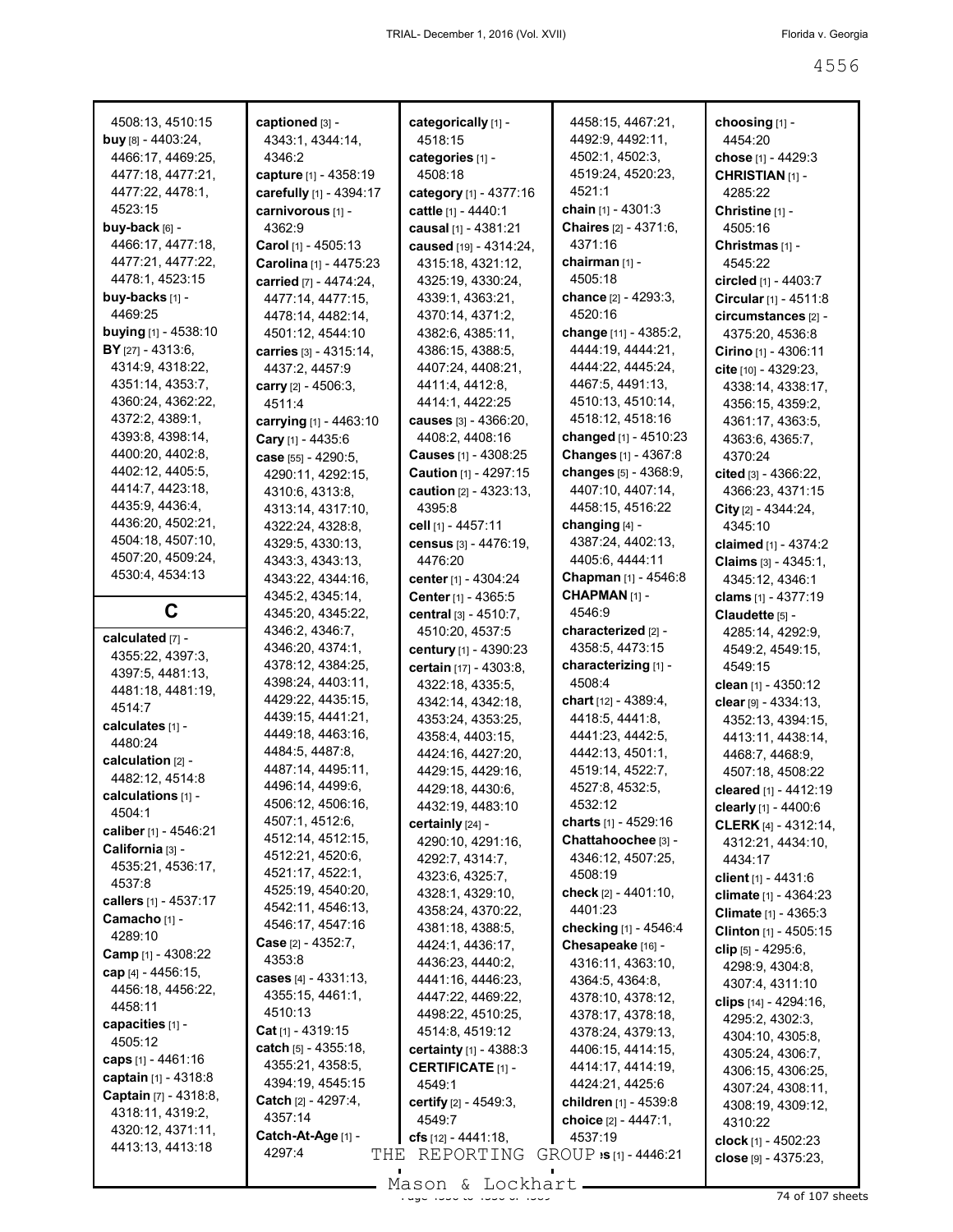4508:13, 4510:15
**buy** [8] - 4403:24, 4466:17, 4469:25, 4477:18, 4477:21, 4477:22, 4478:1, 4523:15
**buy-back** [6] - 4466:17, 4477:18, 4477:21, 4477:22, 4478:1, 4523:15
**buy-backs** [1] - 4469:25
**buying** [1] - 4538:10
**BY** [27] - 4313:6, 4314:9, 4318:22, 4351:14, 4353:7, 4360:24, 4362:22, 4372:2, 4389:1, 4393:8, 4398:14, 4400:20, 4402:8, 4402:12, 4405:5, 4414:7, 4423:18, 4435:9, 4436:4, 4436:20, 4502:21, 4504:18, 4507:10, 4507:20, 4509:24, 4530:4, 4534:13

## C

**calculated** [7] - 4355:22, 4397:3, 4397:5, 4481:13, 4481:18, 4481:19, 4514:7
**calculates** [1] - 4480:24
**calculation** [2] - 4482:12, 4514:8
**calculations** [1] - 4504:1
**caliber** [1] - 4546:21
**California** [3] - 4535:21, 4536:17, 4537:8
**callers** [1] - 4537:17
**Camacho** [1] - 4289:10
**Camp** [1] - 4308:22
**cap** [4] - 4456:15, 4456:18, 4456:22, 4458:11
**capacities** [1] - 4505:12
**caps** [1] - 4461:16
**captain** [1] - 4318:8
**Captain** [7] - 4318:8, 4318:11, 4319:2, 4320:12, 4371:11, 4413:13, 4413:18
**captioned** [3] - 4343:1, 4344:14, 4346:2
**capture** [1] - 4358:19
**carefully** [1] - 4394:17
**carnivorous** [1] - 4362:9
**Carol** [1] - 4505:13
**Carolina** [1] - 4475:23
**carried** [7] - 4474:24, 4477:14, 4477:15, 4478:14, 4482:14, 4501:12, 4544:10
**carries** [3] - 4315:14, 4437:2, 4457:9
**carry** [2] - 4506:3, 4511:4
**carrying** [1] - 4463:10
**Cary** [1] - 4435:6
**case** [55] - 4290:5, 4290:11, 4292:15, 4310:6, 4313:8, 4313:14, 4317:10, 4322:24, 4328:8, 4329:5, 4330:13, 4343:3, 4343:13, 4343:22, 4344:16, 4345:2, 4345:14, 4345:20, 4345:22, 4346:2, 4346:7, 4346:20, 4374:1, 4378:12, 4384:25, 4398:24, 4403:11, 4429:22, 4435:15, 4439:15, 4441:21, 4449:18, 4463:16, 4484:5, 4487:8, 4487:14, 4495:11, 4496:14, 4499:6, 4506:12, 4506:16, 4507:1, 4512:6, 4512:14, 4512:15, 4512:21, 4520:6, 4521:17, 4522:1, 4525:19, 4540:20, 4542:11, 4546:13, 4546:17, 4547:16
**Case** [2] - 4352:7, 4353:8
**cases** [4] - 4331:13, 4355:15, 4461:1, 4510:13
**Cat** [1] - 4319:15
**catch** [5] - 4355:18, 4355:21, 4358:5, 4394:19, 4545:15
**Catch** [2] - 4297:4, 4357:14
**Catch-At-Age** [1] - 4297:4
**categorically** [1] - 4518:15
**categories** [1] - 4508:18
**category** [1] - 4377:16
**cattle** [1] - 4440:1
**causal** [1] - 4381:21
**caused** [19] - 4314:24, 4315:18, 4321:12, 4325:19, 4330:24, 4339:1, 4363:21, 4370:14, 4371:2, 4382:6, 4385:11, 4386:15, 4388:5, 4407:24, 4408:21, 4411:4, 4412:8, 4414:1, 4422:25
**causes** [3] - 4366:20, 4408:2, 4408:16
**Causes** [1] - 4308:25
**Caution** [1] - 4297:15
**caution** [2] - 4323:13, 4395:8
**cell** [1] - 4457:11
**census** [3] - 4476:19, 4476:20
**center** [1] - 4304:24
**Center** [1] - 4365:5
**central** [3] - 4510:7, 4510:20, 4537:5
**century** [1] - 4390:23
**certain** [17] - 4303:8, 4322:18, 4335:5, 4342:14, 4342:18, 4353:24, 4353:25, 4358:4, 4403:15, 4424:16, 4427:20, 4429:15, 4429:16, 4429:18, 4430:6, 4432:19, 4483:10
**certainly** [24] - 4290:10, 4291:16, 4292:7, 4314:7, 4323:6, 4325:7, 4328:1, 4329:10, 4358:24, 4370:22, 4381:18, 4388:5, 4424:1, 4436:17, 4436:23, 4440:2, 4441:16, 4446:23, 4447:22, 4469:22, 4498:22, 4510:25, 4514:8, 4519:12
**certainty** [1] - 4388:3
**CERTIFICATE** [1] - 4549:1
**certify** [2] - 4549:3, 4549:7
**cfs** [12] - 4441:18, 4458:15, 4467:21, 4492:9, 4492:11, 4502:1, 4502:3, 4519:24, 4520:23, 4521:1
**chain** [1] - 4301:3
**Chaires** [2] - 4371:6, 4371:16
**chairman** [1] - 4505:18
**chance** [2] - 4293:3, 4520:16
**change** [11] - 4385:2, 4444:19, 4444:21, 4444:22, 4445:24, 4467:5, 4491:13, 4510:13, 4510:14, 4518:12, 4518:16
**changed** [1] - 4510:23
**Changes** [1] - 4367:8
**changes** [5] - 4368:9, 4407:10, 4407:14, 4458:15, 4516:22
**changing** [4] - 4387:24, 4402:13, 4405:6, 4444:11
**Chapman** [1] - 4546:8
**CHAPMAN** [1] - 4546:9
**characterized** [2] - 4358:5, 4473:15
**characterizing** [1] - 4508:4
**chart** [12] - 4389:4, 4418:5, 4441:8, 4441:23, 4442:5, 4442:13, 4501:1, 4519:14, 4522:7, 4527:8, 4532:5, 4532:12
**charts** [1] - 4529:16
**Chattahoochee** [3] - 4346:12, 4507:25, 4508:19
**check** [2] - 4401:10, 4401:23
**checking** [1] - 4546:4
**Chesapeake** [16] - 4316:11, 4363:10, 4364:5, 4364:8, 4378:10, 4378:12, 4378:17, 4378:18, 4378:24, 4379:13, 4406:15, 4414:15, 4414:17, 4414:19, 4424:21, 4425:6
**children** [1] - 4539:8
**choice** [2] - 4447:1, 4537:19
**choices** [1] - 4446:21
**choosing** [1] - 4454:20
**chose** [1] - 4429:3
**CHRISTIAN** [1] - 4285:22
**Christine** [1] - 4505:16
**Christmas** [1] - 4545:22
**circled** [1] - 4403:7
**Circular** [1] - 4511:8
**circumstances** [2] - 4375:20, 4536:8
**Cirino** [1] - 4306:11
**cite** [10] - 4329:23, 4338:14, 4338:17, 4356:15, 4359:2, 4361:17, 4363:5, 4363:6, 4365:7, 4370:24
**cited** [3] - 4366:22, 4366:23, 4371:15
**City** [2] - 4344:24, 4345:10
**claimed** [1] - 4374:2
**Claims** [3] - 4345:1, 4345:12, 4346:1
**clams** [1] - 4377:19
**Claudette** [5] - 4285:14, 4292:9, 4549:2, 4549:15, 4549:15
**clean** [1] - 4350:12
**clear** [9] - 4334:13, 4352:13, 4394:15, 4413:11, 4438:14, 4468:7, 4468:9, 4507:18, 4508:22
**cleared** [1] - 4412:19
**clearly** [1] - 4400:6
**CLERK** [4] - 4312:14, 4312:21, 4434:10, 4434:17
**client** [1] - 4431:6
**climate** [1] - 4364:23
**Climate** [1] - 4365:3
**Clinton** [1] - 4505:15
**clip** [5] - 4295:6, 4298:9, 4304:8, 4307:4, 4311:10
**clips** [14] - 4294:16, 4295:2, 4302:3, 4304:10, 4305:8, 4305:24, 4306:7, 4306:15, 4306:25, 4307:24, 4308:11, 4308:19, 4309:12, 4310:22
**clock** [1] - 4502:23
**close** [9] - 4375:23,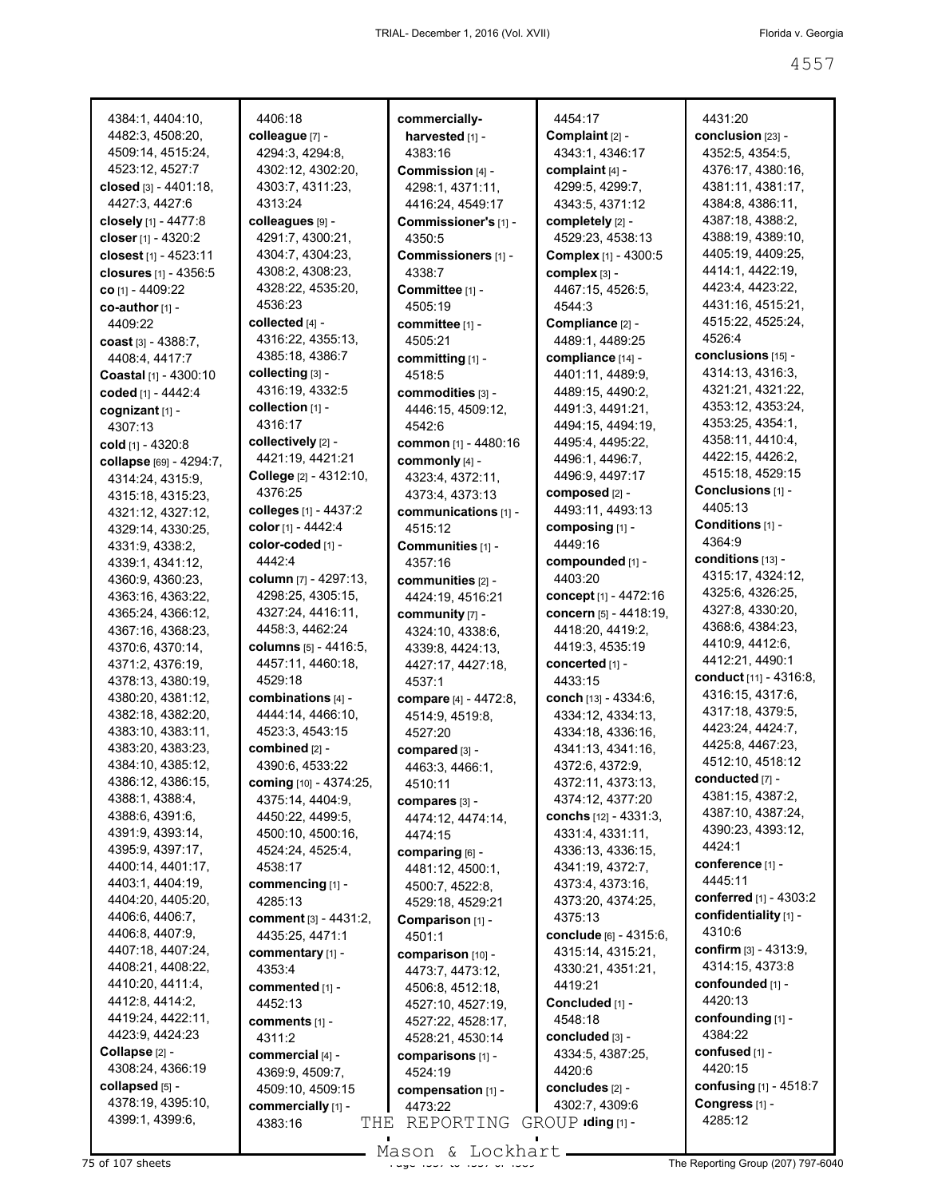4384:1, 4404:10, 4482:3, 4508:20, 4509:14, 4515:24, 4523:12, 4527:7
**closed** [3] - 4401:18, 4427:3, 4427:6
**closely** [1] - 4477:8
**closer** [1] - 4320:2
**closest** [1] - 4523:11
**closures** [1] - 4356:5
**co** [1] - 4409:22
**co-author** [1] - 4409:22
**coast** [3] - 4388:7, 4408:4, 4417:7
**Coastal** [1] - 4300:10
**coded** [1] - 4442:4
**cognizant** [1] - 4307:13
**cold** [1] - 4320:8
**collapse** [69] - 4294:7, 4314:24, 4315:9, 4315:18, 4315:23, 4321:12, 4327:12, 4329:14, 4330:25, 4331:9, 4338:2, 4339:1, 4341:12, 4360:9, 4360:23, 4363:16, 4363:22, 4365:24, 4366:12, 4367:16, 4368:23, 4370:6, 4370:14, 4371:2, 4376:19, 4378:13, 4380:19, 4380:20, 4381:12, 4382:18, 4382:20, 4383:10, 4383:11, 4383:20, 4383:23, 4384:10, 4385:12, 4386:12, 4386:15, 4388:1, 4388:4, 4388:6, 4391:6, 4391:9, 4393:14, 4395:9, 4397:17, 4400:14, 4401:17, 4403:1, 4404:19, 4404:20, 4405:20, 4406:6, 4406:7, 4406:8, 4407:9, 4407:18, 4407:24, 4408:21, 4408:22, 4410:20, 4411:4, 4412:8, 4414:2, 4419:24, 4422:11, 4423:9, 4424:23
**Collapse** [2] - 4308:24, 4366:19
**collapsed** [5] - 4378:19, 4395:10, 4399:1, 4399:6, 4406:18
**colleague** [7] - 4294:3, 4294:8, 4302:12, 4302:20, 4303:7, 4311:23, 4313:24
**colleagues** [9] - 4291:7, 4300:21, 4304:7, 4304:23, 4308:2, 4308:23, 4328:22, 4535:20, 4536:23
**collected** [4] - 4316:22, 4355:13, 4385:18, 4386:7
**collecting** [3] - 4316:19, 4332:5
**collection** [1] - 4316:17
**collectively** [2] - 4421:19, 4421:21
**College** [2] - 4312:10, 4376:25
**colleges** [1] - 4437:2
**color** [1] - 4442:4
**color-coded** [1] - 4442:4
**column** [7] - 4297:13, 4298:25, 4305:15, 4327:24, 4416:11, 4458:3, 4462:24
**columns** [5] - 4416:5, 4457:11, 4460:18, 4529:18
**combinations** [4] - 4444:14, 4466:10, 4523:3, 4543:15
**combined** [2] - 4390:6, 4533:22
**coming** [10] - 4374:25, 4375:14, 4404:9, 4450:22, 4499:5, 4500:10, 4500:16, 4524:24, 4525:4, 4538:17
**commencing** [1] - 4285:13
**comment** [3] - 4431:2, 4435:25, 4471:1
**commentary** [1] - 4353:4
**commented** [1] - 4452:13
**comments** [1] - 4311:2
**commercial** [4] - 4369:9, 4509:7, 4509:10, 4509:15
**commercially** [1] - 4383:16
**commercially-harvested** [1] - 4383:16
**Commission** [4] - 4298:1, 4371:11, 4416:24, 4549:17
**Commissioner's** [1] - 4350:5
**Commissioners** [1] - 4338:7
**Committee** [1] - 4505:19
**committee** [1] - 4505:21
**committing** [1] - 4518:5
**commodities** [3] - 4446:15, 4509:12, 4542:6
**common** [1] - 4480:16
**commonly** [4] - 4323:4, 4372:11, 4373:4, 4373:13
**communications** [1] - 4515:12
**Communities** [1] - 4357:16
**communities** [2] - 4424:19, 4516:21
**community** [7] - 4324:10, 4338:6, 4339:8, 4424:13, 4427:17, 4427:18, 4537:1
**compare** [4] - 4472:8, 4514:9, 4519:8, 4527:20
**compared** [3] - 4463:3, 4466:1, 4510:11
**compares** [3] - 4474:12, 4474:14, 4474:15
**comparing** [6] - 4481:12, 4500:1, 4500:7, 4522:8, 4529:18, 4529:21
**Comparison** [1] - 4501:1
**comparison** [10] - 4473:7, 4473:12, 4506:8, 4512:18, 4527:10, 4527:19, 4527:22, 4528:17, 4528:21, 4530:14
**comparisons** [1] - 4524:19
**compensation** [1] - 4473:22
4454:17
**Complaint** [2] - 4343:1, 4346:17
**complaint** [4] - 4299:5, 4299:7, 4343:5, 4371:12
**completely** [2] - 4529:23, 4538:13
**Complex** [1] - 4300:5
**complex** [3] - 4467:15, 4526:5, 4544:3
**Compliance** [2] - 4489:1, 4489:25
**compliance** [14] - 4401:11, 4489:9, 4489:15, 4490:2, 4491:3, 4491:21, 4494:15, 4494:19, 4495:4, 4495:22, 4496:1, 4496:7, 4496:9, 4497:17
**composed** [2] - 4493:11, 4493:13
**composing** [1] - 4449:16
**compounded** [1] - 4403:20
**concept** [1] - 4472:16
**concern** [5] - 4418:19, 4418:20, 4419:2, 4419:3, 4535:19
**concerted** [1] - 4433:15
**conch** [13] - 4334:6, 4334:12, 4334:13, 4334:18, 4336:16, 4341:13, 4341:16, 4372:6, 4372:9, 4372:11, 4373:13, 4374:12, 4377:20
**conchs** [12] - 4331:3, 4331:4, 4331:11, 4336:13, 4336:15, 4341:19, 4372:7, 4373:4, 4373:16, 4373:20, 4374:25, 4375:13
**conclude** [6] - 4315:6, 4315:14, 4315:21, 4330:21, 4351:21, 4419:21
**Concluded** [1] - 4548:18
**concluded** [3] - 4334:5, 4387:25, 4420:6
**concludes** [2] - 4302:7, 4309:6
**...ding** [1] -
4431:20
**conclusion** [23] - 4352:5, 4354:5, 4376:17, 4380:16, 4381:11, 4381:17, 4384:8, 4386:11, 4387:18, 4388:2, 4388:19, 4389:10, 4405:19, 4409:25, 4414:1, 4422:19, 4423:4, 4423:22, 4431:16, 4515:21, 4515:22, 4525:24, 4526:4
**conclusions** [15] - 4314:13, 4316:3, 4321:21, 4321:22, 4353:12, 4353:24, 4353:25, 4354:1, 4358:11, 4410:4, 4422:15, 4426:2, 4515:18, 4529:15
**Conclusions** [1] - 4405:13
**Conditions** [1] - 4364:9
**conditions** [13] - 4315:17, 4324:12, 4325:6, 4326:25, 4327:8, 4330:20, 4368:6, 4384:23, 4410:9, 4412:6, 4412:21, 4490:1
**conduct** [11] - 4316:8, 4316:15, 4317:6, 4317:18, 4379:5, 4423:24, 4424:7, 4425:8, 4467:23, 4512:10, 4518:12
**conducted** [7] - 4381:15, 4387:2, 4387:10, 4387:24, 4390:23, 4393:12, 4424:1
**conference** [1] - 4445:11
**conferred** [1] - 4303:2
**confidentiality** [1] - 4310:6
**confirm** [3] - 4313:9, 4314:15, 4373:8
**confounded** [1] - 4420:13
**confounding** [1] - 4384:22
**confused** [1] - 4420:15
**confusing** [1] - 4518:7
**Congress** [1] - 4285:12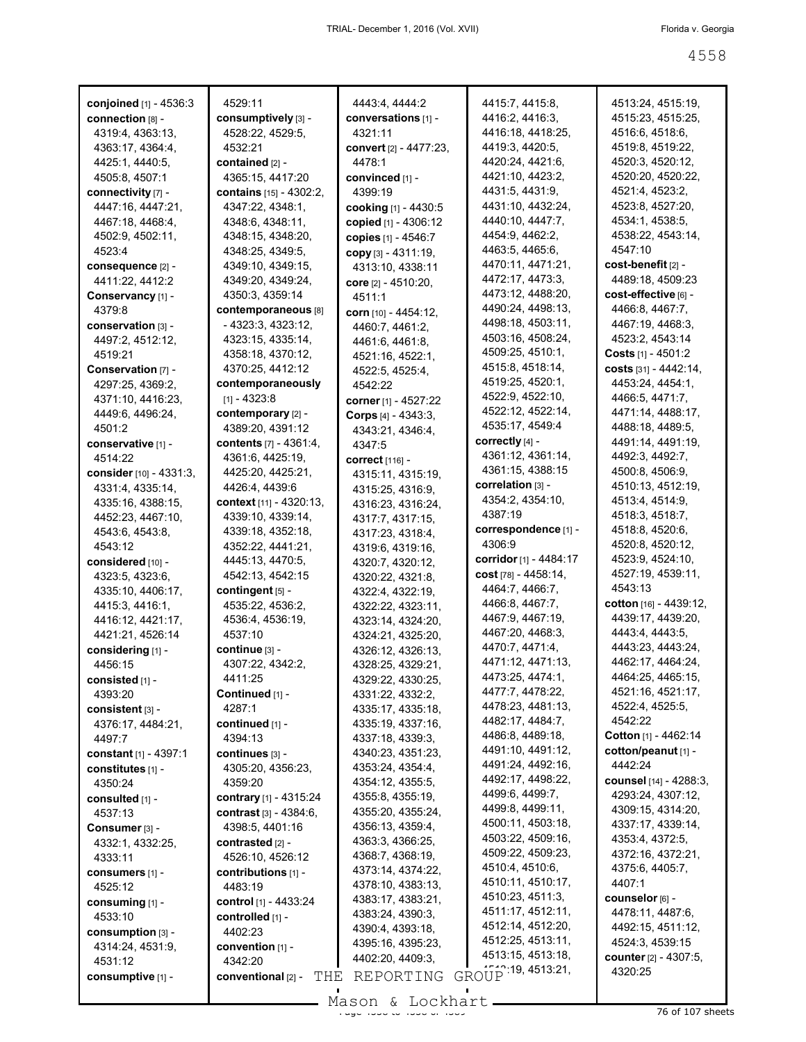**conjoined** [1] - 4536:3
**connection** [8] - 4319:4, 4363:13, 4363:17, 4364:4, 4425:1, 4440:5, 4505:8, 4507:1
**connectivity** [7] - 4447:16, 4447:21, 4467:18, 4468:4, 4502:9, 4502:11, 4523:4
**consequence** [2] - 4411:22, 4412:2
**Conservancy** [1] - 4379:8
**conservation** [3] - 4497:2, 4512:12, 4519:21
**Conservation** [7] - 4297:25, 4369:2, 4371:10, 4416:23, 4449:6, 4496:24, 4501:2
**conservative** [1] - 4514:22
**consider** [10] - 4331:3, 4331:4, 4335:14, 4335:16, 4388:15, 4452:23, 4467:10, 4543:6, 4543:8, 4543:12
**considered** [10] - 4323:5, 4323:6, 4335:10, 4406:17, 4415:3, 4416:1, 4416:12, 4421:17, 4421:21, 4526:14
**considering** [1] - 4456:15
**consisted** [1] - 4393:20
**consistent** [3] - 4376:17, 4484:21, 4497:7
**constant** [1] - 4397:1
**constitutes** [1] - 4350:24
**consulted** [1] - 4537:13
**Consumer** [3] - 4332:1, 4332:25, 4333:11
**consumers** [1] - 4525:12
**consuming** [1] - 4533:10
**consumption** [3] - 4314:24, 4531:9, 4531:12
**consumptive** [1] - 4529:11
**consumptively** [3] - 4528:22, 4529:5, 4532:21
**contained** [2] - 4365:15, 4417:20
**contains** [15] - 4302:2, 4347:22, 4348:1, 4348:6, 4348:11, 4348:15, 4348:20, 4348:25, 4349:5, 4349:10, 4349:15, 4349:20, 4349:24, 4350:3, 4359:14
**contemporaneous** [8] - 4323:3, 4323:12, 4323:15, 4335:14, 4358:18, 4370:12, 4370:25, 4412:12
**contemporaneously** [1] - 4323:8
**contemporary** [2] - 4389:20, 4391:12
**contents** [7] - 4361:4, 4361:6, 4425:19, 4425:20, 4425:21, 4426:4, 4439:6
**context** [11] - 4320:13, 4339:10, 4339:14, 4339:18, 4352:18, 4352:22, 4441:21, 4445:13, 4470:5, 4542:13, 4542:15
**contingent** [5] - 4535:22, 4536:2, 4536:4, 4536:19, 4537:10
**continue** [3] - 4307:22, 4342:2, 4411:25
**Continued** [1] - 4287:1
**continued** [1] - 4394:13
**continues** [3] - 4305:20, 4356:23, 4359:20
**contrary** [1] - 4315:24
**contrast** [3] - 4384:6, 4398:5, 4401:16
**contrasted** [2] - 4526:10, 4526:12
**contributions** [1] - 4483:19
**control** [1] - 4433:24
**controlled** [1] - 4402:23
**convention** [1] - 4342:20
**conventional** [2] - 4443:4, 4444:2
**conversations** [1] - 4321:11
**convert** [2] - 4477:23, 4478:1
**convinced** [1] - 4399:19
**cooking** [1] - 4430:5
**copied** [1] - 4306:12
**copies** [1] - 4546:7
**copy** [3] - 4311:19, 4313:10, 4338:11
**core** [2] - 4510:20, 4511:1
**corn** [10] - 4454:12, 4460:7, 4461:2, 4461:6, 4461:8, 4521:16, 4522:1, 4522:5, 4525:4, 4542:22
**corner** [1] - 4527:22
**Corps** [4] - 4343:3, 4343:21, 4346:4, 4347:5
**correct** [116] - 4315:11, 4315:19, 4315:25, 4316:9, 4316:23, 4316:24, 4317:7, 4317:15, 4317:23, 4318:4, 4319:6, 4319:16, 4320:7, 4320:12, 4320:22, 4321:8, 4322:4, 4322:19, 4322:22, 4323:11, 4323:14, 4324:20, 4324:21, 4325:20, 4326:12, 4326:13, 4328:25, 4329:21, 4329:22, 4330:25, 4331:22, 4332:2, 4335:17, 4335:18, 4335:19, 4337:16, 4337:18, 4339:3, 4340:23, 4351:23, 4353:24, 4354:4, 4354:12, 4355:5, 4355:8, 4355:19, 4355:20, 4355:24, 4356:13, 4359:4, 4363:3, 4366:25, 4368:7, 4368:19, 4373:14, 4374:22, 4378:10, 4383:13, 4383:17, 4383:21, 4383:24, 4390:3, 4390:4, 4393:18, 4395:16, 4395:23, 4402:20, 4409:3, 4415:7, 4415:8, 4416:2, 4416:3, 4416:18, 4418:25, 4419:3, 4420:5, 4420:24, 4421:6, 4421:10, 4423:2, 4431:5, 4431:9, 4431:10, 4432:24, 4440:10, 4447:7, 4454:9, 4462:2, 4463:5, 4465:6, 4470:11, 4471:21, 4472:17, 4473:3, 4473:12, 4488:20, 4490:24, 4498:13, 4498:18, 4503:11, 4503:16, 4508:24, 4509:25, 4510:1, 4515:8, 4518:14, 4519:25, 4520:1, 4522:9, 4522:10, 4522:12, 4522:14, 4535:17, 4549:4
**correctly** [4] - 4361:12, 4361:14, 4361:15, 4388:15
**correlation** [3] - 4354:2, 4354:10, 4387:19
**correspondence** [1] - 4306:9
**corridor** [1] - 4484:17
**cost** [78] - 4458:14, 4464:7, 4466:7, 4466:8, 4467:7, 4467:9, 4467:19, 4467:20, 4468:3, 4470:7, 4471:4, 4471:12, 4471:13, 4473:25, 4474:1, 4477:7, 4478:22, 4478:23, 4481:13, 4482:17, 4484:7, 4486:8, 4489:18, 4491:10, 4491:12, 4491:24, 4492:16, 4492:17, 4498:22, 4499:6, 4499:7, 4499:8, 4499:11, 4500:11, 4503:18, 4503:22, 4509:16, 4509:22, 4509:23, 4510:4, 4510:6, 4510:11, 4510:17, 4510:23, 4511:3, 4511:17, 4512:11, 4512:14, 4512:20, 4512:25, 4513:11, 4513:15, 4513:18, 4513:19, 4513:21, 4513:24, 4515:19, 4515:23, 4515:25, 4516:6, 4518:6, 4519:8, 4519:22, 4520:3, 4520:12, 4520:20, 4520:22, 4521:4, 4523:2, 4523:8, 4527:20, 4534:1, 4538:5, 4538:22, 4543:14, 4547:10
**cost-benefit** [2] - 4489:18, 4509:23
**cost-effective** [6] - 4466:8, 4467:7, 4467:19, 4468:3, 4523:2, 4543:14
**Costs** [1] - 4501:2
**costs** [31] - 4442:14, 4453:24, 4454:1, 4466:5, 4471:7, 4471:14, 4488:17, 4488:18, 4489:5, 4491:14, 4491:19, 4492:3, 4492:7, 4500:8, 4506:9, 4510:13, 4512:19, 4513:4, 4514:9, 4518:3, 4518:7, 4518:8, 4520:6, 4520:8, 4520:12, 4523:9, 4524:10, 4527:19, 4539:11, 4543:13
**cotton** [16] - 4439:12, 4439:17, 4439:20, 4443:4, 4443:5, 4443:23, 4443:24, 4462:17, 4464:24, 4464:25, 4465:15, 4521:16, 4521:17, 4522:4, 4525:5, 4542:22
**Cotton** [1] - 4462:14
**cotton/peanut** [1] - 4442:24
**counsel** [14] - 4288:3, 4293:24, 4307:12, 4309:15, 4314:20, 4337:17, 4339:14, 4353:4, 4372:5, 4372:16, 4372:21, 4375:6, 4405:7, 4407:1
**counselor** [6] - 4478:11, 4487:6, 4492:15, 4511:12, 4524:3, 4539:15
**counter** [2] - 4307:5, 4320:25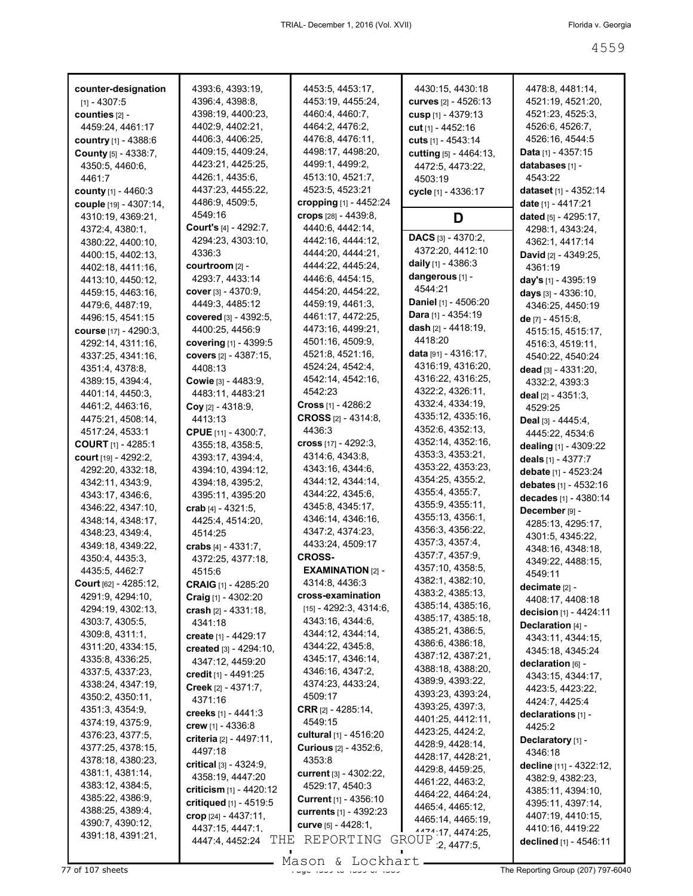**counter-designation** [1] - 4307:5
**counties** [2] - 4459:24, 4461:17
**country** [1] - 4388:6
**County** [5] - 4338:7, 4350:5, 4460:6, 4461:7
**county** [1] - 4460:3
**couple** [19] - 4307:14, 4310:19, 4369:21, 4372:4, 4380:1, 4380:22, 4400:10, 4400:15, 4402:13, 4402:18, 4411:16, 4413:10, 4450:12, 4459:15, 4463:16, 4479:6, 4487:19, 4496:15, 4541:15
**course** [17] - 4290:3, 4292:14, 4311:16, 4337:25, 4341:16, 4351:4, 4378:8, 4389:15, 4394:4, 4401:14, 4450:3, 4461:2, 4463:16, 4475:21, 4508:14, 4517:24, 4533:1
**COURT** [1] - 4285:1
**court** [19] - 4292:2, 4292:20, 4332:18, 4342:11, 4343:9, 4343:17, 4346:6, 4346:22, 4347:10, 4348:14, 4348:17, 4348:23, 4349:4, 4349:18, 4349:22, 4350:4, 4435:3, 4435:5, 4462:7
**Court** [62] - 4285:12, 4291:9, 4294:10, 4294:19, 4302:13, 4303:7, 4305:5, 4309:8, 4311:1, 4311:20, 4334:15, 4335:8, 4336:25, 4337:5, 4337:23, 4338:24, 4347:19, 4350:2, 4350:11, 4351:3, 4354:9, 4374:19, 4375:9, 4376:23, 4377:5, 4377:25, 4378:15, 4378:18, 4380:23, 4381:1, 4381:14, 4383:12, 4384:5, 4385:22, 4386:9, 4388:25, 4389:4, 4390:7, 4390:12, 4391:18, 4391:21, 4393:6, 4393:19, 4396:4, 4398:8, 4398:19, 4400:23, 4402:9, 4402:21, 4406:3, 4406:25, 4409:15, 4409:24, 4423:21, 4425:25, 4426:1, 4435:6, 4437:23, 4455:22, 4486:9, 4509:5, 4549:16
**Court's** [4] - 4292:7, 4294:23, 4303:10, 4336:3
**courtroom** [2] - 4293:7, 4433:14
**cover** [3] - 4370:9, 4449:3, 4485:12
**covered** [3] - 4392:5, 4400:25, 4456:9
**covering** [1] - 4399:5
**covers** [2] - 4387:15, 4408:13
**Cowie** [3] - 4483:9, 4483:11, 4483:21
**Coy** [2] - 4318:9, 4413:13
**CPUE** [11] - 4300:7, 4355:18, 4358:5, 4393:17, 4394:4, 4394:10, 4394:12, 4394:18, 4395:2, 4395:11, 4395:20
**crab** [4] - 4321:5, 4425:4, 4514:20, 4514:25
**crabs** [4] - 4331:7, 4372:25, 4377:18, 4515:6
**CRAIG** [1] - 4285:20
**Craig** [1] - 4302:20
**crash** [2] - 4331:18, 4341:18
**create** [1] - 4429:17
**created** [3] - 4294:10, 4347:12, 4459:20
**credit** [1] - 4491:25
**Creek** [2] - 4371:7, 4371:16
**creeks** [1] - 4441:3
**crew** [1] - 4336:8
**criteria** [2] - 4497:11, 4497:18
**critical** [3] - 4324:9, 4358:19, 4447:20
**criticism** [1] - 4420:12
**critiqued** [1] - 4519:5
**crop** [24] - 4437:11, 4437:15, 4447:1, 4447:4, 4452:24, 4453:5, 4453:17, 4453:19, 4455:24, 4460:4, 4460:7, 4464:2, 4476:2, 4476:8, 4476:11, 4498:17, 4498:20, 4499:1, 4499:2, 4513:10, 4521:7, 4523:5, 4523:21
**cropping** [1] - 4452:24
**crops** [28] - 4439:8, 4440:6, 4442:14, 4442:16, 4444:12, 4444:20, 4444:21, 4444:22, 4445:24, 4446:6, 4454:15, 4454:20, 4454:22, 4459:18, 4461:3, 4461:17, 4472:25, 4473:16, 4499:21, 4501:16, 4509:9, 4521:8, 4521:16, 4524:24, 4542:4, 4542:14, 4542:16, 4542:23
**Cross** [1] - 4286:2
**CROSS** [2] - 4314:8, 4436:3
**cross** [17] - 4292:3, 4314:6, 4343:8, 4343:16, 4344:6, 4344:12, 4344:14, 4344:22, 4345:6, 4345:8, 4345:17, 4346:14, 4346:16, 4347:2, 4374:23, 4433:24, 4509:17
**CROSS-EXAMINATION** [2] - 4314:8, 4436:3
**cross-examination** [15] - 4292:3, 4314:6, 4343:16, 4344:6, 4344:12, 4344:14, 4344:22, 4345:8, 4345:17, 4346:14, 4346:16, 4347:2, 4374:23, 4433:24, 4509:17
**CRR** [2] - 4285:14, 4549:15
**cultural** [1] - 4516:20
**Curious** [2] - 4352:6, 4353:8
**current** [3] - 4302:22, 4529:17, 4540:3
**Current** [1] - 4356:10
**currents** [1] - 4392:23
**curve** [5] - 4428:1, 4430:15, 4430:18
**curves** [2] - 4526:13
**cusp** [1] - 4379:13
**cut** [1] - 4452:16
**cuts** [1] - 4543:14
**cutting** [5] - 4464:13, 4472:5, 4473:22, 4503:19
**cycle** [1] - 4336:17

## D

**DACS** [3] - 4370:2, 4372:20, 4412:10
**daily** [1] - 4386:3
**dangerous** [1] - 4544:21
**Daniel** [1] - 4506:20
**Dara** [1] - 4354:19
**dash** [2] - 4418:19, 4418:20
**data** [91] - 4316:17, 4316:19, 4316:20, 4316:22, 4316:25, 4322:2, 4326:11, 4332:4, 4334:19, 4335:12, 4335:16, 4352:6, 4352:13, 4352:14, 4352:16, 4353:3, 4353:21, 4353:22, 4353:23, 4354:25, 4355:2, 4355:4, 4355:7, 4355:9, 4355:11, 4355:13, 4356:1, 4356:3, 4356:22, 4357:3, 4357:4, 4357:7, 4357:9, 4357:10, 4358:5, 4382:1, 4382:10, 4383:2, 4385:13, 4385:14, 4385:16, 4385:17, 4385:18, 4385:21, 4386:5, 4386:6, 4386:18, 4387:12, 4387:21, 4388:18, 4388:20, 4389:9, 4393:22, 4393:23, 4393:24, 4393:25, 4397:3, 4401:25, 4412:11, 4423:25, 4424:2, 4428:9, 4428:14, 4428:17, 4428:21, 4429:8, 4459:25, 4461:22, 4463:2, 4464:22, 4464:24, 4465:4, 4465:12, 4465:14, 4465:19, 4474:17, 4474:25, 4477:2, 4477:5, 4478:8, 4481:14, 4521:19, 4521:20, 4521:23, 4525:3, 4526:6, 4526:7, 4526:16, 4544:5
**Data** [1] - 4357:15
**databases** [1] - 4543:22
**dataset** [1] - 4352:14
**date** [1] - 4417:21
**dated** [5] - 4295:17, 4298:1, 4343:24, 4362:1, 4417:14
**David** [2] - 4349:25, 4361:19
**day's** [1] - 4395:19
**days** [3] - 4336:10, 4346:25, 4450:19
**de** [7] - 4515:8, 4515:15, 4515:17, 4516:3, 4519:11, 4540:22, 4540:24
**dead** [3] - 4331:20, 4332:2, 4393:3
**deal** [2] - 4351:3, 4529:25
**Deal** [3] - 4445:4, 4445:22, 4534:6
**dealing** [1] - 4309:22
**deals** [1] - 4377:7
**debate** [1] - 4523:24
**debates** [1] - 4532:16
**decades** [1] - 4380:14
**December** [9] - 4285:13, 4295:17, 4301:5, 4345:22, 4348:16, 4348:18, 4349:22, 4488:15, 4549:11
**decimate** [2] - 4408:17, 4408:18
**decision** [1] - 4424:11
**Declaration** [4] - 4343:11, 4344:15, 4345:18, 4345:24
**declaration** [6] - 4343:15, 4344:17, 4423:5, 4423:22, 4424:7, 4425:4
**declarations** [1] - 4425:2
**Declaratory** [1] - 4346:18
**decline** [11] - 4322:12, 4382:9, 4382:23, 4385:11, 4394:10, 4395:11, 4397:14, 4407:19, 4410:15, 4410:16, 4419:22
**declined** [1] - 4546:11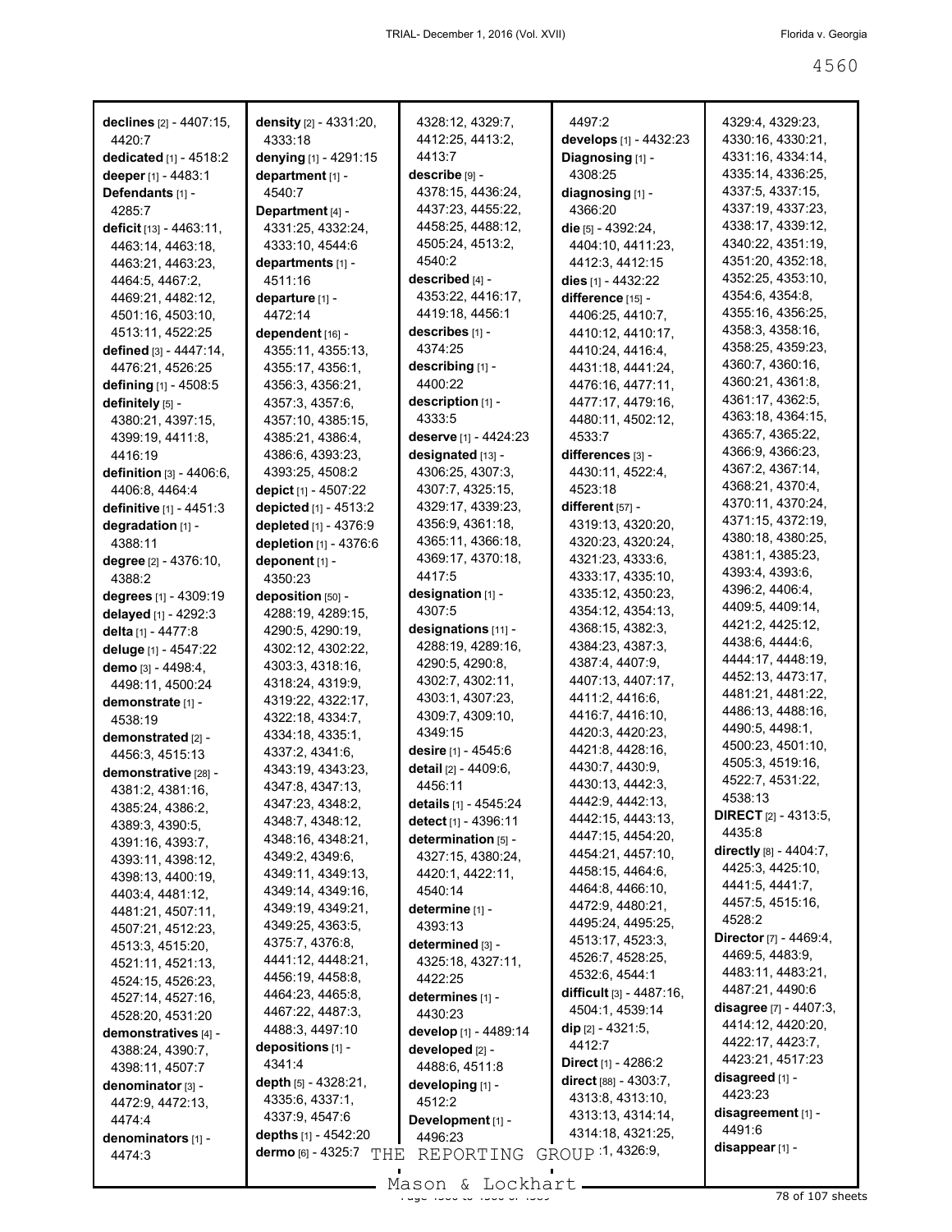**declines** [2] - 4407:15, 4420:7
**dedicated** [1] - 4518:2
**deeper** [1] - 4483:1
**Defendants** [1] - 4285:7
**deficit** [13] - 4463:11, 4463:14, 4463:18, 4463:21, 4463:23, 4464:5, 4467:2, 4469:21, 4482:12, 4501:16, 4503:10, 4513:11, 4522:25
**defined** [3] - 4447:14, 4476:21, 4526:25
**defining** [1] - 4508:5
**definitely** [5] - 4380:21, 4397:15, 4399:19, 4411:8, 4416:19
**definition** [3] - 4406:6, 4406:8, 4464:4
**definitive** [1] - 4451:3
**degradation** [1] - 4388:11
**degree** [2] - 4376:10, 4388:2
**degrees** [1] - 4309:19
**delayed** [1] - 4292:3
**delta** [1] - 4477:8
**deluge** [1] - 4547:22
**demo** [3] - 4498:4, 4498:11, 4500:24
**demonstrate** [1] - 4538:19
**demonstrated** [2] - 4456:3, 4515:13
**demonstrative** [28] - 4381:2, 4381:16, 4385:24, 4386:2, 4389:3, 4390:5, 4391:16, 4393:7, 4393:11, 4398:12, 4398:13, 4400:19, 4403:4, 4481:12, 4481:21, 4507:11, 4507:21, 4512:23, 4513:3, 4515:20, 4521:11, 4521:13, 4524:15, 4526:23, 4527:14, 4527:16, 4528:20, 4531:20
**demonstratives** [4] - 4388:24, 4390:7, 4398:11, 4507:7
**denominator** [3] - 4472:9, 4472:13, 4474:4
**denominators** [1] - 4474:3
**density** [2] - 4331:20, 4333:18
**denying** [1] - 4291:15
**department** [1] - 4540:7
**Department** [4] - 4331:25, 4332:24, 4333:10, 4544:6
**departments** [1] - 4511:16
**departure** [1] - 4472:14
**dependent** [16] - 4355:11, 4355:13, 4355:17, 4356:1, 4356:3, 4356:21, 4357:3, 4357:6, 4357:10, 4385:15, 4385:21, 4386:4, 4386:6, 4393:23, 4393:25, 4508:2
**depict** [1] - 4507:22
**depicted** [1] - 4513:2
**depleted** [1] - 4376:9
**depletion** [1] - 4376:6
**deponent** [1] - 4350:23
**deposition** [50] - 4288:19, 4289:15, 4290:5, 4290:19, 4302:12, 4302:22, 4303:3, 4318:16, 4318:24, 4319:9, 4319:22, 4322:17, 4322:18, 4334:7, 4334:18, 4335:1, 4337:2, 4341:6, 4343:19, 4343:23, 4347:8, 4347:13, 4347:23, 4348:2, 4348:7, 4348:12, 4348:16, 4348:21, 4349:2, 4349:6, 4349:11, 4349:13, 4349:14, 4349:16, 4349:19, 4349:21, 4349:25, 4363:5, 4375:7, 4376:8, 4441:12, 4448:21, 4456:19, 4458:8, 4464:23, 4465:8, 4467:22, 4487:3, 4488:3, 4497:10
**depositions** [1] - 4341:4
**depth** [5] - 4328:21, 4335:6, 4337:1, 4337:9, 4547:6
**depths** [1] - 4542:20
**dermo** [6] - 4325:7, 4328:12, 4329:7, 4412:25, 4413:2, 4413:7
**describe** [9] - 4378:15, 4436:24, 4437:23, 4455:22, 4458:25, 4488:12, 4505:24, 4513:2, 4540:2
**described** [4] - 4353:22, 4416:17, 4419:18, 4456:1
**describes** [1] - 4374:25
**describing** [1] - 4400:22
**description** [1] - 4333:5
**deserve** [1] - 4424:23
**designated** [13] - 4306:25, 4307:3, 4307:7, 4325:15, 4329:17, 4339:23, 4356:9, 4361:18, 4365:11, 4366:18, 4369:17, 4370:18, 4417:5
**designation** [1] - 4307:5
**designations** [11] - 4288:19, 4289:16, 4290:5, 4290:8, 4302:7, 4302:11, 4303:1, 4307:23, 4309:7, 4309:10, 4349:15
**desire** [1] - 4545:6
**detail** [2] - 4409:6, 4456:11
**details** [1] - 4545:24
**detect** [1] - 4396:11
**determination** [5] - 4327:15, 4380:24, 4420:1, 4422:11, 4540:14
**determine** [1] - 4393:13
**determined** [3] - 4325:18, 4327:11, 4422:25
**determines** [1] - 4430:23
**develop** [1] - 4489:14
**developed** [2] - 4488:6, 4511:8
**developing** [1] - 4512:2
**Development** [1] - 4496:23
**develops** [1] - 4432:23
**Diagnosing** [1] - 4308:25
**diagnosing** [1] - 4366:20
**die** [5] - 4392:24, 4404:10, 4411:23, 4412:3, 4412:15
**dies** [1] - 4432:22
**difference** [15] - 4406:25, 4410:7, 4410:12, 4410:17, 4410:24, 4416:4, 4431:18, 4441:24, 4476:16, 4477:11, 4477:17, 4479:16, 4480:11, 4502:12, 4533:7
**differences** [3] - 4430:11, 4522:4, 4523:18
**different** [57] - 4319:13, 4320:20, 4320:23, 4320:24, 4321:23, 4333:6, 4333:17, 4335:10, 4335:12, 4350:23, 4354:12, 4354:13, 4368:15, 4382:3, 4384:23, 4387:3, 4387:4, 4407:9, 4407:13, 4407:17, 4411:2, 4416:6, 4416:7, 4416:10, 4420:3, 4420:23, 4421:8, 4428:16, 4430:7, 4430:9, 4430:13, 4442:3, 4442:9, 4442:13, 4442:15, 4443:13, 4447:15, 4454:20, 4454:21, 4457:10, 4458:15, 4464:6, 4464:8, 4466:10, 4472:9, 4480:21, 4495:24, 4495:25, 4513:17, 4523:3, 4526:7, 4528:25, 4532:6, 4544:1
**difficult** [3] - 4487:16, 4504:1, 4539:14
**dip** [2] - 4321:5, 4412:7
**Direct** [1] - 4286:2
**direct** [88] - 4303:7, 4313:8, 4313:10, 4313:13, 4314:14, 4314:18, 4321:25, 4326:1, 4326:9, 4329:4, 4329:23, 4330:16, 4330:21, 4331:16, 4334:14, 4335:14, 4336:25, 4337:5, 4337:15, 4337:19, 4337:23, 4338:17, 4339:12, 4340:22, 4351:19, 4351:20, 4352:18, 4352:25, 4353:10, 4354:6, 4354:8, 4355:16, 4356:25, 4358:3, 4358:16, 4358:25, 4359:23, 4360:7, 4360:16, 4360:21, 4361:8, 4361:17, 4362:5, 4363:18, 4364:15, 4365:7, 4365:22, 4366:9, 4366:23, 4367:2, 4367:14, 4368:21, 4370:4, 4370:11, 4370:24, 4371:15, 4372:19, 4380:18, 4380:25, 4381:1, 4385:23, 4393:4, 4393:6, 4396:2, 4406:4, 4409:5, 4409:14, 4421:2, 4425:12, 4438:6, 4444:6, 4444:17, 4448:19, 4452:13, 4473:17, 4481:21, 4481:22, 4486:13, 4488:16, 4490:5, 4498:1, 4500:23, 4501:10, 4505:3, 4519:16, 4522:7, 4531:22, 4538:13
**DIRECT** [2] - 4313:5, 4435:8
**directly** [8] - 4404:7, 4425:3, 4425:10, 4441:5, 4441:7, 4457:5, 4515:16, 4528:2
**Director** [7] - 4469:4, 4469:5, 4483:9, 4483:11, 4483:21, 4487:21, 4490:6
**disagree** [7] - 4407:3, 4414:12, 4420:20, 4422:17, 4423:7, 4423:21, 4517:23
**disagreed** [1] - 4423:23
**disagreement** [1] - 4491:6
**disappear** [1] -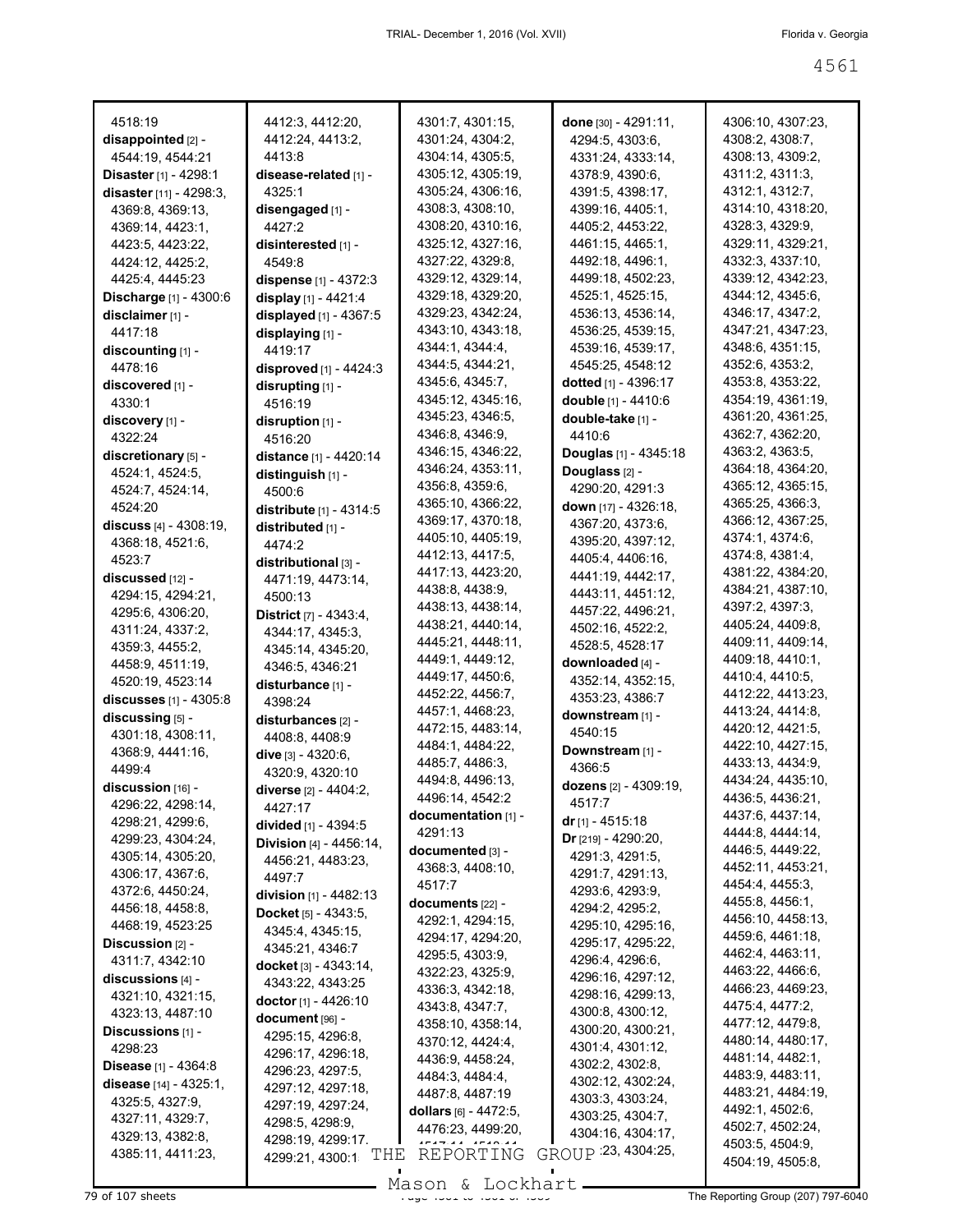4518:19
**disappointed** [2] - 4544:19, 4544:21
**Disaster** [1] - 4298:1
**disaster** [11] - 4298:3, 4369:8, 4369:13, 4369:14, 4423:1, 4423:5, 4423:22, 4424:12, 4425:2, 4425:4, 4445:23
**Discharge** [1] - 4300:6
**disclaimer** [1] - 4417:18
**discounting** [1] - 4478:16
**discovered** [1] - 4330:1
**discovery** [1] - 4322:24
**discretionary** [5] - 4524:1, 4524:5, 4524:7, 4524:14, 4524:20
**discuss** [4] - 4308:19, 4368:18, 4521:6, 4523:7
**discussed** [12] - 4294:15, 4294:21, 4295:6, 4306:20, 4311:24, 4337:2, 4359:3, 4455:2, 4458:9, 4511:19, 4520:19, 4523:14
**discusses** [1] - 4305:8
**discussing** [5] - 4301:18, 4308:11, 4368:9, 4441:16, 4499:4
**discussion** [16] - 4296:22, 4298:14, 4298:21, 4299:6, 4299:23, 4304:24, 4305:14, 4305:20, 4306:17, 4367:6, 4372:6, 4450:24, 4456:18, 4458:8, 4468:19, 4523:25
**Discussion** [2] - 4311:7, 4342:10
**discussions** [4] - 4321:10, 4321:15, 4323:13, 4487:10
**Discussions** [1] - 4298:23
**Disease** [1] - 4364:8
**disease** [14] - 4325:1, 4325:5, 4327:9, 4327:11, 4329:7, 4329:13, 4382:8, 4385:11, 4411:23,
4412:3, 4412:20, 4412:24, 4413:2, 4413:8
**disease-related** [1] - 4325:1
**disengaged** [1] - 4427:2
**disinterested** [1] - 4549:8
**dispense** [1] - 4372:3
**display** [1] - 4421:4
**displayed** [1] - 4367:5
**displaying** [1] - 4419:17
**disproved** [1] - 4424:3
**disrupting** [1] - 4516:19
**disruption** [1] - 4516:20
**distance** [1] - 4420:14
**distinguish** [1] - 4500:6
**distribute** [1] - 4314:5
**distributed** [1] - 4474:2
**distributional** [3] - 4471:19, 4473:14, 4500:13
**District** [7] - 4343:4, 4344:17, 4345:3, 4345:14, 4345:20, 4346:5, 4346:21
**disturbance** [1] - 4398:24
**disturbances** [2] - 4408:8, 4408:9
**dive** [3] - 4320:6, 4320:9, 4320:10
**diverse** [2] - 4404:2, 4427:17
**divided** [1] - 4394:5
**Division** [4] - 4456:14, 4456:21, 4483:23, 4497:7
**division** [1] - 4482:13
**Docket** [5] - 4343:5, 4345:4, 4345:15, 4345:21, 4346:7
**docket** [3] - 4343:14, 4343:22, 4343:25
**doctor** [1] - 4426:10
**document** [96] - 4295:15, 4296:8, 4296:17, 4296:18, 4296:23, 4297:5, 4297:12, 4297:18, 4297:19, 4297:24, 4298:5, 4298:9, 4298:19, 4299:17, 4299:21, 4300:1
4301:7, 4301:15, 4301:24, 4304:2, 4304:14, 4305:5, 4305:12, 4305:19, 4305:24, 4306:16, 4308:3, 4308:10, 4308:20, 4310:16, 4325:12, 4327:16, 4327:22, 4329:8, 4329:12, 4329:14, 4329:18, 4329:20, 4329:23, 4342:24, 4343:10, 4343:18, 4344:1, 4344:4, 4344:5, 4344:21, 4345:6, 4345:7, 4345:12, 4345:16, 4345:23, 4346:5, 4346:8, 4346:9, 4346:15, 4346:22, 4346:24, 4353:11, 4356:8, 4359:6, 4365:10, 4366:22, 4369:17, 4370:18, 4405:10, 4405:19, 4412:13, 4417:5, 4417:13, 4423:20, 4438:8, 4438:9, 4438:13, 4438:14, 4438:21, 4440:14, 4445:21, 4448:11, 4449:1, 4449:12, 4449:17, 4450:6, 4452:22, 4456:7, 4457:1, 4468:23, 4472:15, 4483:14, 4484:1, 4484:22, 4485:7, 4486:3, 4494:8, 4496:13, 4496:14, 4542:2
**documentation** [1] - 4291:13
**documented** [3] - 4368:3, 4408:10, 4517:7
**documents** [22] - 4292:1, 4294:15, 4294:17, 4294:20, 4295:5, 4303:9, 4322:23, 4325:9, 4336:3, 4342:18, 4343:8, 4347:7, 4358:10, 4358:14, 4370:12, 4424:4, 4436:9, 4458:24, 4484:3, 4484:4, 4487:8, 4487:19
**dollars** [6] - 4472:5, 4476:23, 4499:20,
**done** [30] - 4291:11, 4294:5, 4303:6, 4331:24, 4333:14, 4378:9, 4390:6, 4391:5, 4398:17, 4399:16, 4405:1, 4405:2, 4453:22, 4461:15, 4465:1, 4492:18, 4496:1, 4499:18, 4502:23, 4525:1, 4525:15, 4536:13, 4536:14, 4536:25, 4539:15, 4539:16, 4539:17, 4545:25, 4548:12
**dotted** [1] - 4396:17
**double** [1] - 4410:6
**double-take** [1] - 4410:6
**Douglas** [1] - 4345:18
**Douglass** [2] - 4290:20, 4291:3
**down** [17] - 4326:18, 4367:20, 4373:6, 4395:20, 4397:12, 4405:4, 4406:16, 4441:19, 4442:17, 4443:11, 4451:12, 4457:22, 4496:21, 4502:16, 4522:2, 4528:5, 4528:17
**downloaded** [4] - 4352:14, 4352:15, 4353:23, 4386:7
**downstream** [1] - 4540:15
**Downstream** [1] - 4366:5
**dozens** [2] - 4309:19, 4517:7
**dr** [1] - 4515:18
**Dr** [219] - 4290:20, 4291:3, 4291:5, 4291:7, 4291:13, 4293:6, 4293:9, 4294:2, 4295:2, 4295:10, 4295:16, 4295:17, 4295:22, 4296:4, 4296:6, 4296:16, 4297:12, 4298:16, 4299:13, 4300:8, 4300:12, 4300:20, 4300:21, 4301:4, 4301:12, 4302:2, 4302:8, 4302:12, 4302:24, 4303:3, 4303:24, 4303:25, 4304:7, 4304:16, 4304:17, 4304:23, 4304:25,
4306:10, 4307:23, 4308:2, 4308:7, 4308:13, 4309:2, 4311:2, 4311:3, 4312:1, 4312:7, 4314:10, 4318:20, 4328:3, 4329:9, 4329:11, 4329:21, 4332:3, 4337:10, 4339:12, 4342:23, 4344:12, 4345:6, 4346:17, 4347:2, 4347:21, 4347:23, 4348:6, 4351:15, 4352:6, 4353:2, 4353:8, 4353:22, 4354:19, 4361:19, 4361:20, 4361:25, 4362:7, 4362:20, 4363:2, 4363:5, 4364:18, 4364:20, 4365:12, 4365:15, 4365:25, 4366:3, 4366:12, 4367:25, 4374:1, 4374:6, 4374:8, 4381:4, 4381:22, 4384:20, 4384:21, 4387:10, 4397:2, 4397:3, 4405:24, 4409:8, 4409:11, 4409:14, 4409:18, 4410:1, 4410:4, 4410:5, 4412:22, 4413:23, 4413:24, 4414:8, 4420:12, 4421:5, 4422:10, 4427:15, 4433:13, 4434:9, 4434:24, 4435:10, 4436:5, 4436:21, 4437:6, 4437:14, 4444:8, 4444:14, 4446:5, 4449:22, 4452:11, 4453:21, 4454:4, 4455:3, 4455:8, 4456:1, 4456:10, 4458:13, 4459:6, 4461:18, 4462:4, 4463:11, 4463:22, 4466:6, 4466:23, 4469:23, 4475:4, 4477:2, 4477:12, 4479:8, 4480:14, 4480:17, 4481:14, 4482:1, 4483:9, 4483:11, 4483:21, 4484:19, 4492:1, 4502:6, 4502:7, 4502:24, 4503:5, 4504:9, 4504:19, 4505:8,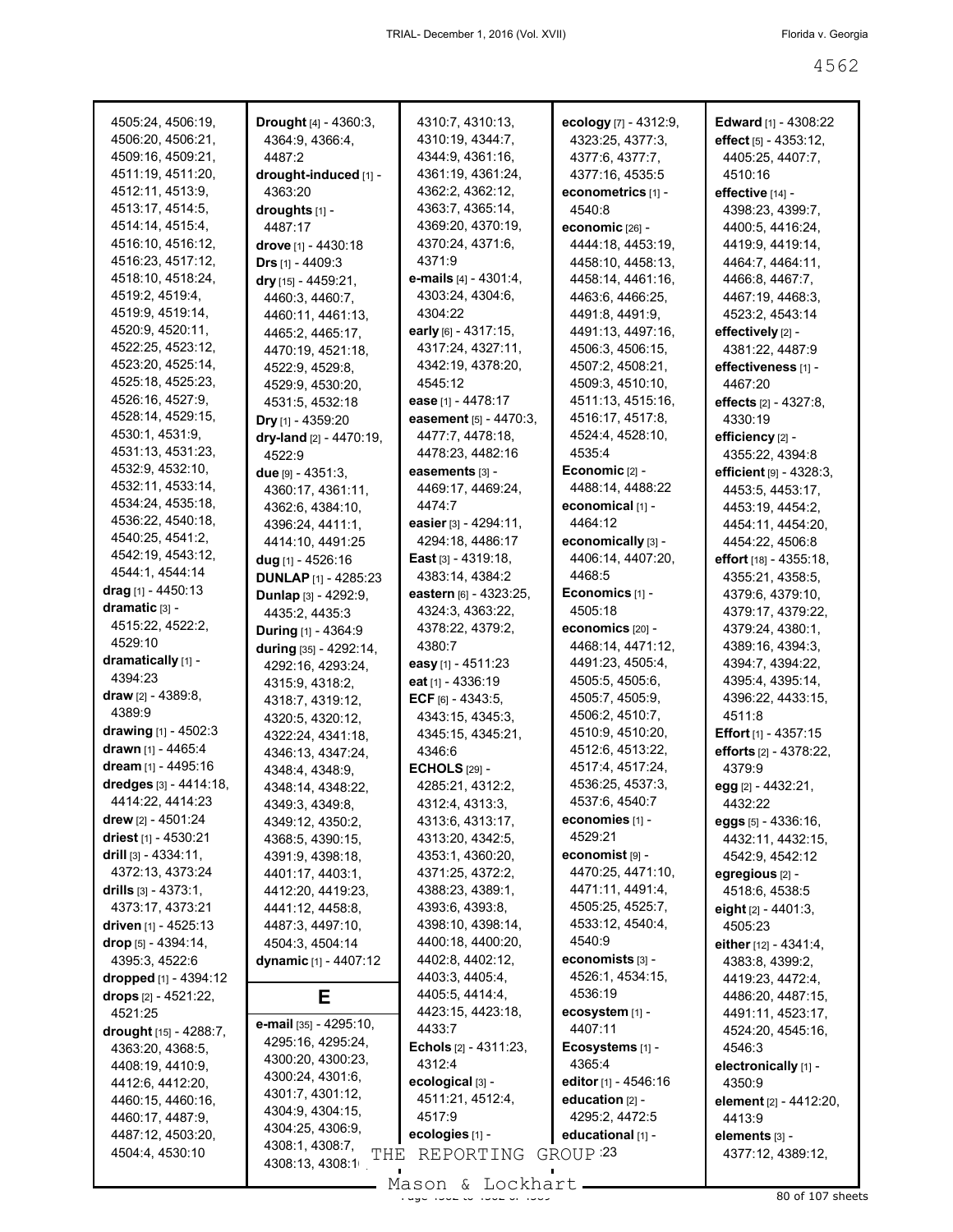4505:24, 4506:19, 4506:20, 4506:21, 4509:16, 4509:21, 4511:19, 4511:20, 4512:11, 4513:9, 4513:17, 4514:5, 4514:14, 4515:4, 4516:10, 4516:12, 4516:23, 4517:12, 4518:10, 4518:24, 4519:2, 4519:4, 4519:9, 4519:14, 4520:9, 4520:11, 4522:25, 4523:12, 4523:20, 4525:14, 4525:18, 4525:23, 4526:16, 4527:9, 4528:14, 4529:15, 4530:1, 4531:9, 4531:13, 4531:23, 4532:9, 4532:10, 4532:11, 4533:14, 4534:24, 4535:18, 4536:22, 4540:18, 4540:25, 4541:2, 4542:19, 4543:12, 4544:1, 4544:14

**drag** [1] - 4450:13

**dramatic** [3] - 4515:22, 4522:2, 4529:10

**dramatically** [1] - 4394:23

**draw** [2] - 4389:8, 4389:9

**drawing** [1] - 4502:3

**drawn** [1] - 4465:4

**dream** [1] - 4495:16

**dredges** [3] - 4414:18, 4414:22, 4414:23

**drew** [2] - 4501:24

**driest** [1] - 4530:21

**drill** [3] - 4334:11, 4372:13, 4373:24

**drills** [3] - 4373:1, 4373:17, 4373:21

**driven** [1] - 4525:13

**drop** [5] - 4394:14, 4395:3, 4522:6

**dropped** [1] - 4394:12

**drops** [2] - 4521:22, 4521:25

**drought** [15] - 4288:7, 4363:20, 4368:5, 4408:19, 4410:9, 4412:6, 4412:20, 4460:15, 4460:16, 4460:17, 4487:9, 4487:12, 4503:20, 4504:4, 4530:10

**Drought** [4] - 4360:3, 4364:9, 4366:4, 4487:2

**drought-induced** [1] - 4363:20

**droughts** [1] - 4487:17

**drove** [1] - 4430:18

**Drs** [1] - 4409:3

**dry** [15] - 4459:21, 4460:3, 4460:7, 4460:11, 4461:13, 4465:2, 4465:17, 4470:19, 4521:18, 4522:9, 4529:8, 4529:9, 4530:20, 4531:5, 4532:18

**Dry** [1] - 4359:20

**dry-land** [2] - 4470:19, 4522:9

**due** [9] - 4351:3, 4360:17, 4361:11, 4362:6, 4384:10, 4396:24, 4411:1, 4414:10, 4491:25

**dug** [1] - 4526:16

**DUNLAP** [1] - 4285:23

**Dunlap** [3] - 4292:9, 4435:2, 4435:3

**During** [1] - 4364:9

**during** [35] - 4292:14, 4292:16, 4293:24, 4315:9, 4318:2, 4318:7, 4319:12, 4320:5, 4320:12, 4322:24, 4341:18, 4346:13, 4347:24, 4348:4, 4348:9, 4348:14, 4348:22, 4349:3, 4349:8, 4349:12, 4350:2, 4368:5, 4390:15, 4391:9, 4398:18, 4401:17, 4403:1, 4412:20, 4419:23, 4441:12, 4458:8, 4487:3, 4497:10, 4504:3, 4504:14

**dynamic** [1] - 4407:12

## E

**e-mail** [35] - 4295:10, 4295:16, 4295:24, 4300:20, 4300:23, 4300:24, 4301:6, 4301:7, 4301:12, 4304:9, 4304:15, 4304:25, 4306:9, 4308:1, 4308:7, 4308:13, 4308:1[?], 4310:7, 4310:13, 4310:19, 4344:7, 4344:9, 4361:16, 4361:19, 4361:24, 4362:2, 4362:12, 4363:7, 4365:14, 4369:20, 4370:19, 4370:24, 4371:6, 4371:9

**e-mails** [4] - 4301:4, 4303:24, 4304:6, 4304:22

**early** [6] - 4317:15, 4317:24, 4327:11, 4342:19, 4378:20, 4545:12

**ease** [1] - 4478:17

**easement** [5] - 4470:3, 4477:7, 4478:18, 4478:23, 4482:16

**easements** [3] - 4469:17, 4469:24, 4474:7

**easier** [3] - 4294:11, 4294:18, 4486:17

**East** [3] - 4319:18, 4383:14, 4384:2

**eastern** [6] - 4323:25, 4324:3, 4363:22, 4378:22, 4379:2, 4380:7

**easy** [1] - 4511:23

**eat** [1] - 4336:19

**ECF** [6] - 4343:5, 4343:15, 4345:3, 4345:15, 4345:21, 4346:6

**ECHOLS** [29] - 4285:21, 4312:2, 4312:4, 4313:3, 4313:6, 4313:17, 4313:20, 4342:5, 4353:1, 4360:20, 4371:25, 4372:2, 4388:23, 4389:1, 4393:6, 4393:8, 4398:10, 4398:14, 4400:18, 4400:20, 4402:8, 4402:12, 4403:3, 4405:4, 4405:5, 4414:4, 4423:15, 4423:18, 4433:7

**Echols** [2] - 4311:23, 4312:4

**ecological** [3] - 4511:21, 4512:4, 4517:9

**ecologies** [1] - [?]:23

**ecology** [7] - 4312:9, 4323:25, 4377:3, 4377:6, 4377:7, 4377:16, 4535:5

**econometrics** [1] - 4540:8

**economic** [26] - 4444:18, 4453:19, 4458:10, 4458:13, 4458:14, 4461:16, 4463:6, 4466:25, 4491:8, 4491:9, 4491:13, 4497:16, 4506:3, 4506:15, 4507:2, 4508:21, 4509:3, 4510:10, 4511:13, 4515:16, 4516:17, 4517:8, 4524:4, 4528:10, 4535:4

**Economic** [2] - 4488:14, 4488:22

**economical** [1] - 4464:12

**economically** [3] - 4406:14, 4407:20, 4468:5

**Economics** [1] - 4505:18

**economics** [20] - 4468:14, 4471:12, 4491:23, 4505:4, 4505:5, 4505:6, 4505:7, 4505:9, 4506:2, 4510:7, 4510:9, 4510:20, 4512:6, 4513:22, 4517:4, 4517:24, 4536:25, 4537:3, 4537:6, 4540:7

**economies** [1] - 4529:21

**economist** [9] - 4470:25, 4471:10, 4471:11, 4491:4, 4505:25, 4525:7, 4533:12, 4540:4, 4540:9

**economists** [3] - 4526:1, 4534:15, 4536:19

**ecosystem** [1] - 4407:11

**Ecosystems** [1] - 4365:4

**editor** [1] - 4546:16

**education** [2] - 4295:2, 4472:5

**educational** [1] - [?]:23

**Edward** [1] - 4308:22

**effect** [5] - 4353:12, 4405:25, 4407:7, 4510:16

**effective** [14] - 4398:23, 4399:7, 4400:5, 4416:24, 4419:9, 4419:14, 4464:7, 4464:11, 4466:8, 4467:7, 4467:19, 4468:3, 4523:2, 4543:14

**effectively** [2] - 4381:22, 4487:9

**effectiveness** [1] - 4467:20

**effects** [2] - 4327:8, 4330:19

**efficiency** [2] - 4355:22, 4394:8

**efficient** [9] - 4328:3, 4453:5, 4453:17, 4453:19, 4454:2, 4454:11, 4454:20, 4454:22, 4506:8

**effort** [18] - 4355:18, 4355:21, 4358:5, 4379:6, 4379:10, 4379:17, 4379:22, 4379:24, 4380:1, 4389:16, 4394:3, 4394:7, 4394:22, 4395:4, 4395:14, 4396:22, 4433:15, 4511:8

**Effort** [1] - 4357:15

**efforts** [2] - 4378:22, 4379:9

**egg** [2] - 4432:21, 4432:22

**eggs** [5] - 4336:16, 4432:11, 4432:15, 4542:9, 4542:12

**egregious** [2] - 4518:6, 4538:5

**eight** [2] - 4401:3, 4505:23

**either** [12] - 4341:4, 4383:8, 4399:2, 4419:23, 4472:4, 4486:20, 4487:15, 4491:11, 4523:17, 4524:20, 4545:16, 4546:3

**electronically** [1] - 4350:9

**element** [2] - 4412:20, 4413:9

**elements** [3] - 4377:12, 4389:12,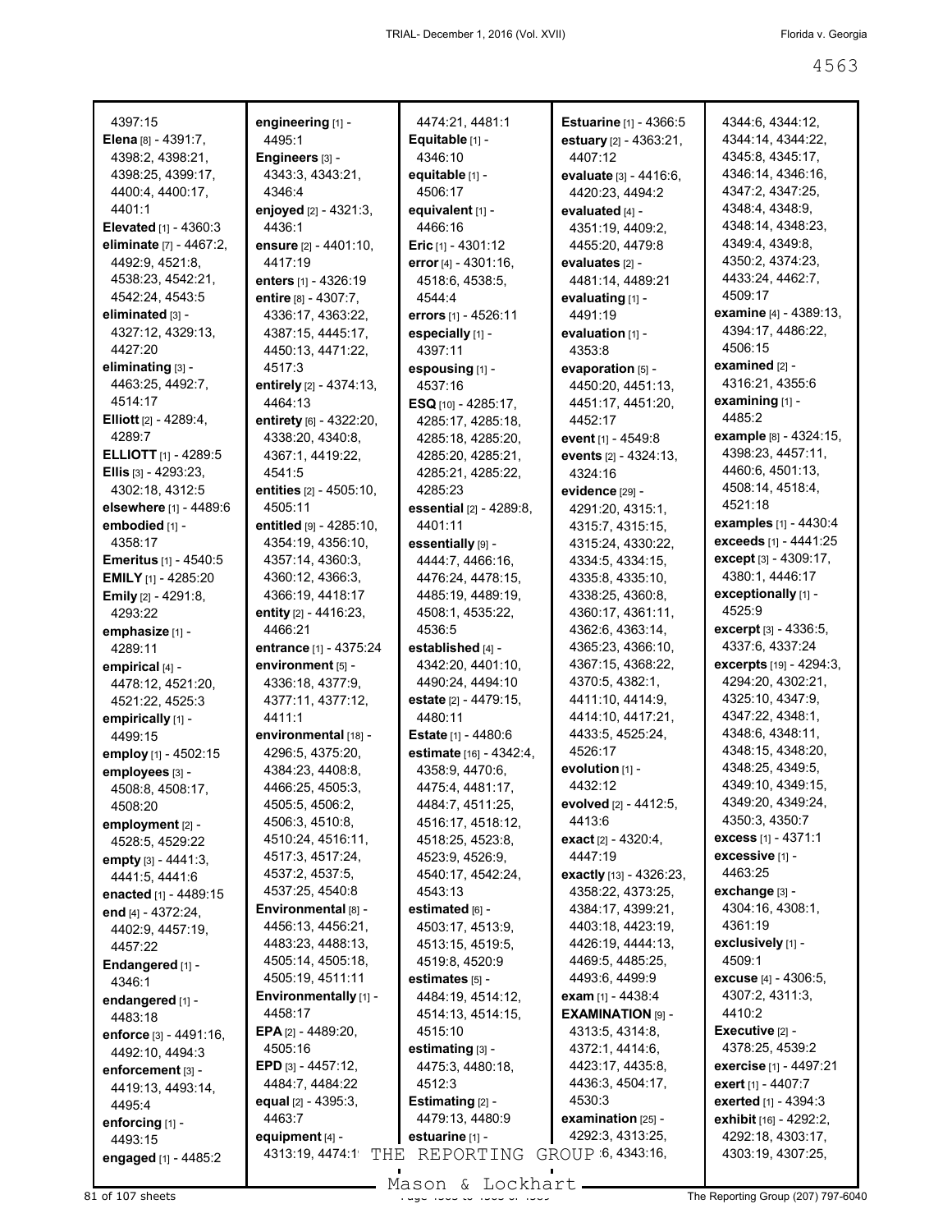4397:15
**Elena** [8] - 4391:7, 4398:2, 4398:21, 4398:25, 4399:17, 4400:4, 4400:17, 4401:1
**Elevated** [1] - 4360:3
**eliminate** [7] - 4467:2, 4492:9, 4521:8, 4538:23, 4542:21, 4542:24, 4543:5
**eliminated** [3] - 4327:12, 4329:13, 4427:20
**eliminating** [3] - 4463:25, 4492:7, 4514:17
**Elliott** [2] - 4289:4, 4289:7
**ELLIOTT** [1] - 4289:5
**Ellis** [3] - 4293:23, 4302:18, 4312:5
**elsewhere** [1] - 4489:6
**embodied** [1] - 4358:17
**Emeritus** [1] - 4540:5
**EMILY** [1] - 4285:20
**Emily** [2] - 4291:8, 4293:22
**emphasize** [1] - 4289:11
**empirical** [4] - 4478:12, 4521:20, 4521:22, 4525:3
**empirically** [1] - 4499:15
**employ** [1] - 4502:15
**employees** [3] - 4508:8, 4508:17, 4508:20
**employment** [2] - 4528:5, 4529:22
**empty** [3] - 4441:3, 4441:5, 4441:6
**enacted** [1] - 4489:15
**end** [4] - 4372:24, 4402:9, 4457:19, 4457:22
**Endangered** [1] - 4346:1
**endangered** [1] - 4483:18
**enforce** [3] - 4491:16, 4492:10, 4494:3
**enforcement** [3] - 4419:13, 4493:14, 4495:4
**enforcing** [1] - 4493:15
**engaged** [1] - 4485:2
**engineering** [1] - 4495:1
**Engineers** [3] - 4343:3, 4343:21, 4346:4
**enjoyed** [2] - 4321:3, 4436:1
**ensure** [2] - 4401:10, 4417:19
**enters** [1] - 4326:19
**entire** [8] - 4307:7, 4336:17, 4363:22, 4387:15, 4445:17, 4450:13, 4471:22, 4517:3
**entirely** [2] - 4374:13, 4464:13
**entirety** [6] - 4322:20, 4338:20, 4340:8, 4367:1, 4419:22, 4541:5
**entities** [2] - 4505:10, 4505:11
**entitled** [9] - 4285:10, 4354:19, 4356:10, 4357:14, 4360:3, 4360:12, 4366:3, 4366:19, 4418:17
**entity** [2] - 4416:23, 4466:21
**entrance** [1] - 4375:24
**environment** [5] - 4336:18, 4377:9, 4377:11, 4377:12, 4411:1
**environmental** [18] - 4296:5, 4375:20, 4384:23, 4408:8, 4466:25, 4505:3, 4505:5, 4506:2, 4506:3, 4510:8, 4510:24, 4516:11, 4517:3, 4517:24, 4537:2, 4537:5, 4537:25, 4540:8
**Environmental** [8] - 4456:13, 4456:21, 4483:23, 4488:13, 4505:14, 4505:18, 4505:19, 4511:11
**Environmentally** [1] - 4458:17
**EPA** [2] - 4489:20, 4505:16
**EPD** [3] - 4457:12, 4484:7, 4484:22
**equal** [2] - 4395:3, 4463:7
**equipment** [4] - 4313:19, 4474:1?
4474:21, 4481:1
**Equitable** [1] - 4346:10
**equitable** [1] - 4506:17
**equivalent** [1] - 4466:16
**Eric** [1] - 4301:12
**error** [4] - 4301:16, 4518:6, 4538:5, 4544:4
**errors** [1] - 4526:11
**especially** [1] - 4397:11
**espousing** [1] - 4537:16
**ESQ** [10] - 4285:17, 4285:17, 4285:18, 4285:18, 4285:20, 4285:20, 4285:21, 4285:21, 4285:22, 4285:23
**essential** [2] - 4289:8, 4401:11
**essentially** [9] - 4444:7, 4466:16, 4476:24, 4478:15, 4485:19, 4489:19, 4508:1, 4535:22, 4536:5
**established** [4] - 4342:20, 4401:10, 4490:24, 4494:10
**estate** [2] - 4479:15, 4480:1
**Estate** [1] - 4480:6
**estimate** [16] - 4342:4, 4358:9, 4470:6, 4475:4, 4481:17, 4484:7, 4511:25, 4516:17, 4518:12, 4518:25, 4523:8, 4523:9, 4526:9, 4540:17, 4542:24, 4543:13
**estimated** [6] - 4503:17, 4513:9, 4513:15, 4519:5, 4519:8, 4520:9
**estimates** [5] - 4484:19, 4514:12, 4514:13, 4514:15, 4515:10
**estimating** [3] - 4475:3, 4480:18, 4512:3
**Estimating** [2] - 4479:13, 4480:9
**estuarine** [1] -
**Estuarine** [1] - 4366:5
**estuary** [2] - 4363:21, 4407:12
**evaluate** [3] - 4416:6, 4420:23, 4494:2
**evaluated** [4] - 4351:19, 4409:2, 4455:20, 4479:8
**evaluates** [2] - 4481:14, 4489:21
**evaluating** [1] - 4491:19
**evaluation** [1] - 4353:8
**evaporation** [5] - 4450:20, 4451:13, 4451:17, 4451:20, 4452:17
**event** [1] - 4549:8
**events** [2] - 4324:13, 4324:16
**evidence** [29] - 4291:20, 4315:1, 4315:7, 4315:15, 4315:24, 4330:22, 4334:5, 4334:15, 4335:8, 4335:10, 4338:25, 4360:8, 4360:17, 4361:11, 4362:6, 4363:14, 4365:23, 4366:10, 4367:15, 4368:22, 4370:5, 4382:1, 4411:10, 4414:9, 4414:10, 4417:21, 4433:5, 4525:24, 4526:17
**evolution** [1] - 4432:12
**evolved** [2] - 4412:5, 4413:6
**exact** [2] - 4320:4, 4447:19
**exactly** [13] - 4326:23, 4358:22, 4373:25, 4384:17, 4399:21, 4403:18, 4423:19, 4426:19, 4444:13, 4469:5, 4485:25, 4493:6, 4499:9
**exam** [1] - 4438:4
**EXAMINATION** [9] - 4313:5, 4314:8, 4372:1, 4414:6, 4423:17, 4435:8, 4436:3, 4504:17, 4530:3
**examination** [25] - 4292:3, 4313:25, ?:6, 4343:16,
4344:6, 4344:12, 4344:14, 4344:22, 4345:8, 4345:17, 4346:14, 4346:16, 4347:2, 4347:25, 4348:4, 4348:9, 4348:14, 4348:23, 4349:4, 4349:8, 4350:2, 4374:23, 4433:24, 4462:7, 4509:17
**examine** [4] - 4389:13, 4394:17, 4486:22, 4506:15
**examined** [2] - 4316:21, 4355:6
**examining** [1] - 4485:2
**example** [8] - 4324:15, 4398:23, 4457:11, 4460:6, 4501:13, 4508:14, 4518:4, 4521:18
**examples** [1] - 4430:4
**exceeds** [1] - 4441:25
**except** [3] - 4309:17, 4380:1, 4446:17
**exceptionally** [1] - 4525:9
**excerpt** [3] - 4336:5, 4337:6, 4337:24
**excerpts** [19] - 4294:3, 4294:20, 4302:21, 4325:10, 4347:9, 4347:22, 4348:1, 4348:6, 4348:11, 4348:15, 4348:20, 4348:25, 4349:5, 4349:10, 4349:15, 4349:20, 4349:24, 4350:3, 4350:7
**excess** [1] - 4371:1
**excessive** [1] - 4463:25
**exchange** [3] - 4304:16, 4308:1, 4361:19
**exclusively** [1] - 4509:1
**excuse** [4] - 4306:5, 4307:2, 4311:3, 4410:2
**Executive** [2] - 4378:25, 4539:2
**exercise** [1] - 4497:21
**exert** [1] - 4407:7
**exerted** [1] - 4394:3
**exhibit** [16] - 4292:2, 4292:18, 4303:17, 4303:19, 4307:25,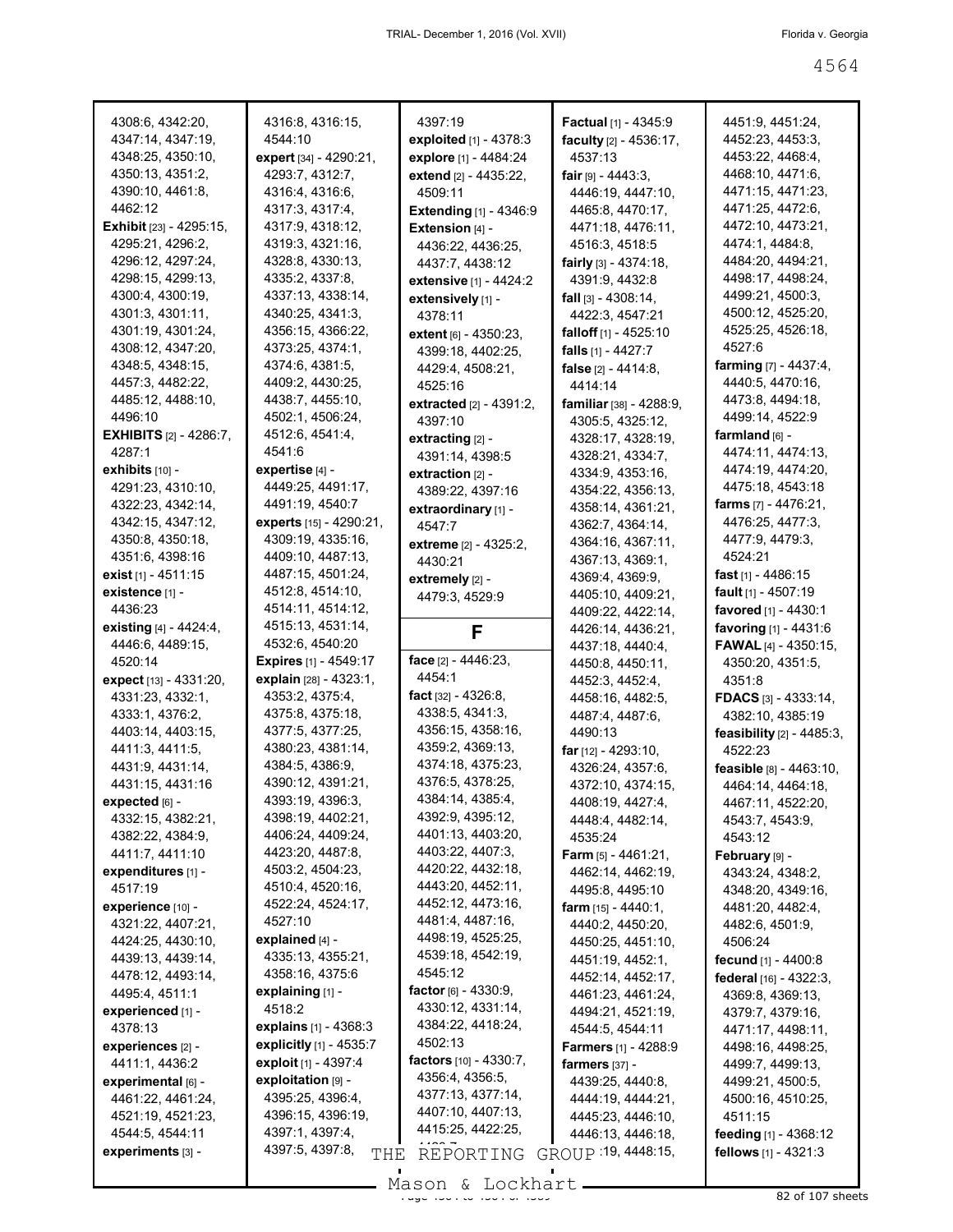4308:6, 4342:20, 4347:14, 4347:19, 4348:25, 4350:10, 4350:13, 4351:2, 4390:10, 4461:8, 4462:12

**Exhibit** [23] - 4295:15, 4295:21, 4296:2, 4296:12, 4297:24, 4298:15, 4299:13, 4300:4, 4300:19, 4301:3, 4301:11, 4301:19, 4301:24, 4308:12, 4347:20, 4348:5, 4348:15, 4457:3, 4482:22, 4485:12, 4488:10, 4496:10

**EXHIBITS** [2] - 4286:7, 4287:1

**exhibits** [10] - 4291:23, 4310:10, 4322:23, 4342:14, 4342:15, 4347:12, 4350:8, 4350:18, 4351:6, 4398:16

**exist** [1] - 4511:15

**existence** [1] - 4436:23

**existing** [4] - 4424:4, 4446:6, 4489:15, 4520:14

**expect** [13] - 4331:20, 4331:23, 4332:1, 4333:1, 4376:2, 4403:14, 4403:15, 4411:3, 4411:5, 4431:9, 4431:14, 4431:15, 4431:16

**expected** [6] - 4332:15, 4382:21, 4382:22, 4384:9, 4411:7, 4411:10

**expenditures** [1] - 4517:19

**experience** [10] - 4321:22, 4407:21, 4424:25, 4430:10, 4439:13, 4439:14, 4478:12, 4493:14, 4495:4, 4511:1

**experienced** [1] - 4378:13

**experiences** [2] - 4411:1, 4436:2

**experimental** [6] - 4461:22, 4461:24, 4521:19, 4521:23, 4544:5, 4544:11

**experiments** [3] - 4316:8, 4316:15, 4544:10

**expert** [34] - 4290:21, 4293:7, 4312:7, 4316:4, 4316:6, 4317:3, 4317:4, 4317:9, 4318:12, 4319:3, 4321:16, 4328:8, 4330:13, 4335:2, 4337:8, 4337:13, 4338:14, 4340:25, 4341:3, 4356:15, 4366:22, 4373:25, 4374:1, 4374:6, 4381:5, 4409:2, 4430:25, 4438:7, 4455:10, 4502:1, 4506:24, 4512:6, 4541:4, 4541:6

**expertise** [4] - 4449:25, 4491:17, 4491:19, 4540:7

**experts** [15] - 4290:21, 4309:19, 4335:16, 4409:10, 4487:13, 4487:15, 4501:24, 4512:8, 4514:10, 4514:11, 4514:12, 4515:13, 4531:14, 4532:6, 4540:20

**Expires** [1] - 4549:17

**explain** [28] - 4323:1, 4353:2, 4375:4, 4375:8, 4375:18, 4377:5, 4377:25, 4380:23, 4381:14, 4384:5, 4386:9, 4390:12, 4391:21, 4393:19, 4396:3, 4398:19, 4402:21, 4406:24, 4409:24, 4423:20, 4487:8, 4503:2, 4504:23, 4510:4, 4520:16, 4522:24, 4524:17, 4527:10

**explained** [4] - 4335:13, 4355:21, 4358:16, 4375:6

**explaining** [1] - 4518:2

**explains** [1] - 4368:3

**explicitly** [1] - 4535:7

**exploit** [1] - 4397:4

**exploitation** [9] - 4395:25, 4396:4, 4396:15, 4396:19, 4397:1, 4397:4, 4397:5, 4397:8, 4397:19

**exploited** [1] - 4378:3

**explore** [1] - 4484:24

**extend** [2] - 4435:22, 4509:11

**Extending** [1] - 4346:9

**Extension** [4] - 4436:22, 4436:25, 4437:7, 4438:12

**extensive** [1] - 4424:2

**extensively** [1] - 4378:11

**extent** [6] - 4350:23, 4399:18, 4402:25, 4429:4, 4508:21, 4525:16

**extracted** [2] - 4391:2, 4397:10

**extracting** [2] - 4391:14, 4398:5

**extraction** [2] - 4389:22, 4397:16

**extraordinary** [1] - 4547:7

**extreme** [2] - 4325:2, 4430:21

**extremely** [2] - 4479:3, 4529:9

## F

**face** [2] - 4446:23, 4454:1

**fact** [32] - 4326:8, 4338:5, 4341:3, 4356:15, 4358:16, 4359:2, 4369:13, 4374:18, 4375:23, 4376:5, 4378:25, 4384:14, 4385:4, 4392:9, 4395:12, 4401:13, 4403:20, 4403:22, 4407:3, 4420:22, 4432:18, 4443:20, 4452:11, 4452:12, 4473:16, 4481:4, 4487:16, 4498:19, 4525:25, 4539:18, 4542:19, 4545:12

**factor** [6] - 4330:9, 4330:12, 4331:14, 4384:22, 4418:24, 4502:13

**factors** [10] - 4330:7, 4356:4, 4356:5, 4377:13, 4377:14, 4407:10, 4407:13, 4415:25, 4422:25,

**Factual** [1] - 4345:9

**faculty** [2] - 4536:17, 4537:13

**fair** [9] - 4443:3, 4446:19, 4447:10, 4465:8, 4470:17, 4471:18, 4476:11, 4516:3, 4518:5

**fairly** [3] - 4374:18, 4391:9, 4432:8

**fall** [3] - 4308:14, 4422:3, 4547:21

**falloff** [1] - 4525:10

**falls** [1] - 4427:7

**false** [2] - 4414:8, 4414:14

**familiar** [38] - 4288:9, 4305:5, 4325:12, 4328:17, 4328:19, 4328:21, 4334:7, 4334:9, 4353:16, 4354:22, 4356:13, 4358:14, 4361:21, 4362:7, 4364:14, 4364:16, 4367:11, 4367:13, 4369:1, 4369:4, 4369:9, 4405:10, 4409:21, 4409:22, 4422:14, 4426:14, 4436:21, 4437:18, 4440:4, 4450:8, 4450:11, 4452:3, 4452:4, 4458:16, 4482:5, 4487:4, 4487:6, 4490:13

**far** [12] - 4293:10, 4326:24, 4357:6, 4372:10, 4374:15, 4408:19, 4427:4, 4448:4, 4482:14, 4535:24

**Farm** [5] - 4461:21, 4462:14, 4462:19, 4495:8, 4495:10

**farm** [15] - 4440:1, 4440:2, 4450:20, 4450:25, 4451:10, 4451:19, 4452:1, 4452:14, 4452:17, 4461:23, 4461:24, 4494:21, 4521:19, 4544:5, 4544:11

**Farmers** [1] - 4288:9

**farmers** [37] - 4439:25, 4440:8, 4444:19, 4444:21, 4445:23, 4446:10, 4446:13, 4446:18, ...:19, 4448:15, 4451:9, 4451:24, 4452:23, 4453:3, 4453:22, 4468:4, 4468:10, 4471:6, 4471:15, 4471:23, 4471:25, 4472:6, 4472:10, 4473:21, 4474:1, 4484:8, 4484:20, 4494:21, 4498:17, 4498:24, 4499:21, 4500:3, 4500:12, 4525:20, 4525:25, 4526:18, 4527:6

**farming** [7] - 4437:4, 4440:5, 4470:16, 4473:8, 4494:18, 4499:14, 4522:9

**farmland** [6] - 4474:11, 4474:13, 4474:19, 4474:20, 4475:18, 4543:18

**farms** [7] - 4476:21, 4476:25, 4477:3, 4477:9, 4479:3, 4524:21

**fast** [1] - 4486:15

**fault** [1] - 4507:19

**favored** [1] - 4430:1

**favoring** [1] - 4431:6

**FAWAL** [4] - 4350:15, 4350:20, 4351:5, 4351:8

**FDACS** [3] - 4333:14, 4382:10, 4385:19

**feasibility** [2] - 4485:3, 4522:23

**feasible** [8] - 4463:10, 4464:14, 4464:18, 4467:11, 4522:20, 4543:7, 4543:9, 4543:12

**February** [9] - 4343:24, 4348:2, 4348:20, 4349:16, 4481:20, 4482:4, 4482:6, 4501:9, 4506:24

**fecund** [1] - 4400:8

**federal** [16] - 4322:3, 4369:8, 4369:13, 4379:7, 4379:16, 4471:17, 4498:11, 4498:16, 4498:25, 4499:7, 4499:13, 4499:21, 4500:5, 4500:16, 4510:25, 4511:15

**feeding** [1] - 4368:12

**fellows** [1] - 4321:3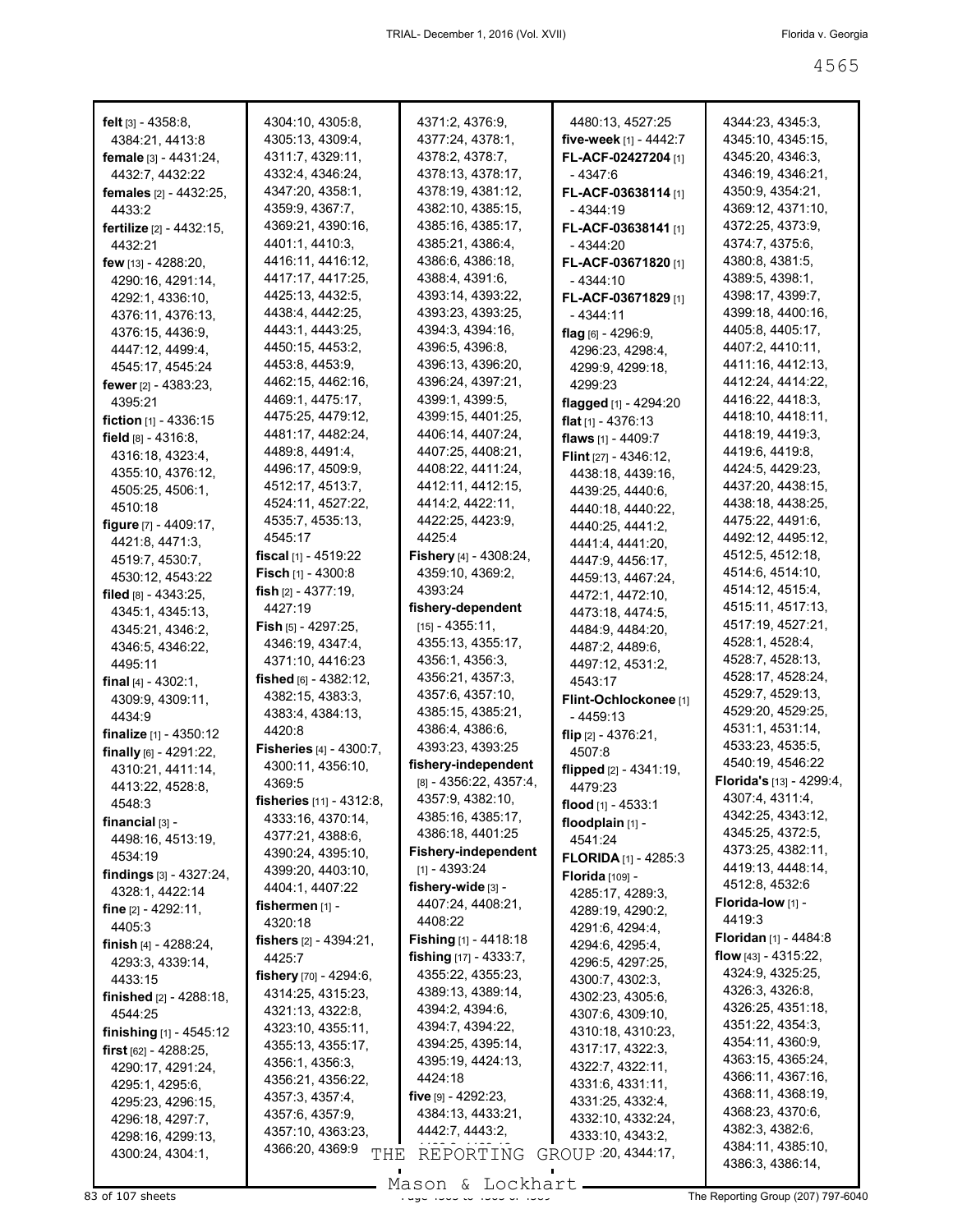**felt** [3] - 4358:8, 4384:21, 4413:8
**female** [3] - 4431:24, 4432:7, 4432:22
**females** [2] - 4432:25, 4433:2
**fertilize** [2] - 4432:15, 4432:21
**few** [13] - 4288:20, 4290:16, 4291:14, 4292:1, 4336:10, 4376:11, 4376:13, 4376:15, 4436:9, 4447:12, 4499:4, 4545:17, 4545:24
**fewer** [2] - 4383:23, 4395:21
**fiction** [1] - 4336:15
**field** [8] - 4316:8, 4316:18, 4323:4, 4355:10, 4376:12, 4505:25, 4506:1, 4510:18
**figure** [7] - 4409:17, 4421:8, 4471:3, 4519:7, 4530:7, 4530:12, 4543:22
**filed** [8] - 4343:25, 4345:1, 4345:13, 4345:21, 4346:2, 4346:5, 4346:22, 4495:11
**final** [4] - 4302:1, 4309:9, 4309:11, 4434:9
**finalize** [1] - 4350:12
**finally** [6] - 4291:22, 4310:21, 4411:14, 4413:22, 4528:8, 4548:3
**financial** [3] - 4498:16, 4513:19, 4534:19
**findings** [3] - 4327:24, 4328:1, 4422:14
**fine** [2] - 4292:11, 4405:3
**finish** [4] - 4288:24, 4293:3, 4339:14, 4433:15
**finished** [2] - 4288:18, 4544:25
**finishing** [1] - 4545:12
**first** [62] - 4288:25, 4290:17, 4291:24, 4295:1, 4295:6, 4295:23, 4296:15, 4296:18, 4297:7, 4298:16, 4299:13, 4300:24, 4304:1, 4304:10, 4305:8, 4305:13, 4309:4, 4311:7, 4329:11, 4332:4, 4346:24, 4347:20, 4358:1, 4359:9, 4367:7, 4369:21, 4390:16, 4401:1, 4410:3, 4416:11, 4416:12, 4417:17, 4417:25, 4425:13, 4432:5, 4438:4, 4442:25, 4443:1, 4443:25, 4450:15, 4453:2, 4453:8, 4453:9, 4462:15, 4462:16, 4469:1, 4475:17, 4475:25, 4479:12, 4481:17, 4482:24, 4489:8, 4491:4, 4496:17, 4509:9, 4512:17, 4513:7, 4524:11, 4527:22, 4535:7, 4535:13, 4545:17
**fiscal** [1] - 4519:22
**Fisch** [1] - 4300:8
**fish** [2] - 4377:19, 4427:19
**Fish** [5] - 4297:25, 4346:19, 4347:4, 4371:10, 4416:23
**fished** [6] - 4382:12, 4382:15, 4383:3, 4383:4, 4384:13, 4420:8
**Fisheries** [4] - 4300:7, 4300:11, 4356:10, 4369:5
**fisheries** [11] - 4312:8, 4333:16, 4370:14, 4377:21, 4388:6, 4390:24, 4395:10, 4399:20, 4403:10, 4404:1, 4407:22
**fishermen** [1] - 4320:18
**fishers** [2] - 4394:21, 4425:7
**fishery** [70] - 4294:6, 4314:25, 4315:23, 4321:13, 4322:8, 4323:10, 4355:11, 4355:13, 4355:17, 4356:1, 4356:3, 4356:21, 4356:22, 4357:3, 4357:4, 4357:6, 4357:9, 4357:10, 4363:23, 4366:20, 4369:9, 4371:2, 4376:9, 4377:24, 4378:1, 4378:2, 4378:7, 4378:13, 4378:17, 4378:19, 4381:12, 4382:10, 4385:15, 4385:16, 4385:17, 4385:21, 4386:4, 4386:6, 4386:18, 4388:4, 4391:6, 4393:14, 4393:22, 4393:23, 4393:25, 4394:3, 4394:16, 4396:5, 4396:8, 4396:13, 4396:20, 4396:24, 4397:21, 4399:1, 4399:5, 4399:15, 4401:25, 4406:14, 4407:24, 4407:25, 4408:21, 4408:22, 4411:24, 4412:11, 4412:15, 4414:2, 4422:11, 4422:25, 4423:9, 4425:4
**Fishery** [4] - 4308:24, 4359:10, 4369:2, 4393:24
**fishery-dependent** [15] - 4355:11, 4355:13, 4355:17, 4356:1, 4356:3, 4356:21, 4357:3, 4357:6, 4357:10, 4385:15, 4385:21, 4386:4, 4386:6, 4393:23, 4393:25
**fishery-independent** [8] - 4356:22, 4357:4, 4357:9, 4382:10, 4385:16, 4385:17, 4386:18, 4401:25
**Fishery-independent** [1] - 4393:24
**fishery-wide** [3] - 4407:24, 4408:21, 4408:22
**Fishing** [1] - 4418:18
**fishing** [17] - 4333:7, 4355:22, 4355:23, 4389:13, 4389:14, 4394:2, 4394:6, 4394:7, 4394:22, 4394:25, 4395:14, 4395:19, 4424:13, 4424:18
**five** [9] - 4292:23, 4384:13, 4433:21, 4442:7, 4443:2, 4480:13, 4527:25
**five-week** [1] - 4442:7
**FL-ACF-02427204** [1] - 4347:6
**FL-ACF-03638114** [1] - 4344:19
**FL-ACF-03638141** [1] - 4344:20
**FL-ACF-03671820** [1] - 4344:10
**FL-ACF-03671829** [1] - 4344:11
**flag** [6] - 4296:9, 4296:23, 4298:4, 4299:9, 4299:18, 4299:23
**flagged** [1] - 4294:20
**flat** [1] - 4376:13
**flaws** [1] - 4409:7
**Flint** [27] - 4346:12, 4438:18, 4439:16, 4439:25, 4440:6, 4440:18, 4440:22, 4440:25, 4441:2, 4441:4, 4441:20, 4447:9, 4456:17, 4459:13, 4467:24, 4472:1, 4472:10, 4473:18, 4474:5, 4484:9, 4484:20, 4487:2, 4489:6, 4497:12, 4531:2, 4543:17
**Flint-Ochlockonee** [1] - 4459:13
**flip** [2] - 4376:21, 4507:8
**flipped** [2] - 4341:19, 4479:23
**flood** [1] - 4533:1
**floodplain** [1] - 4541:24
**FLORIDA** [1] - 4285:3
**Florida** [109] - 4285:17, 4289:3, 4289:19, 4290:2, 4291:6, 4294:4, 4294:6, 4295:4, 4296:5, 4297:25, 4300:7, 4302:3, 4302:23, 4305:6, 4307:6, 4309:10, 4310:18, 4310:23, 4317:17, 4322:3, 4322:7, 4322:11, 4331:6, 4331:11, 4331:25, 4332:4, 4332:10, 4332:24, 4333:10, 4343:2, 4344:17, 4344:23, 4345:3, 4345:10, 4345:15, 4345:20, 4346:3, 4346:19, 4346:21, 4350:9, 4354:21, 4369:12, 4371:10, 4372:25, 4373:9, 4374:7, 4375:6, 4380:8, 4381:5, 4389:5, 4398:1, 4398:17, 4399:7, 4399:18, 4400:16, 4405:8, 4405:17, 4407:2, 4410:11, 4411:16, 4412:13, 4412:24, 4414:22, 4416:22, 4418:3, 4418:10, 4418:11, 4418:19, 4419:3, 4419:6, 4419:8, 4424:5, 4429:23, 4437:20, 4438:15, 4438:18, 4438:25, 4475:22, 4491:6, 4492:12, 4495:12, 4512:5, 4512:18, 4514:6, 4514:10, 4514:12, 4515:4, 4515:11, 4517:13, 4517:19, 4527:21, 4528:1, 4528:4, 4528:7, 4528:13, 4528:17, 4528:24, 4529:7, 4529:13, 4529:20, 4529:25, 4531:1, 4531:14, 4533:23, 4535:5, 4540:19, 4546:22
**Florida's** [13] - 4299:4, 4307:4, 4311:4, 4342:25, 4343:12, 4345:25, 4372:5, 4373:25, 4382:11, 4419:13, 4448:14, 4512:8, 4532:6
**Florida-low** [1] - 4419:3
**Floridan** [1] - 4484:8
**flow** [43] - 4315:22, 4324:9, 4325:25, 4326:3, 4326:8, 4326:25, 4351:18, 4351:22, 4354:3, 4354:11, 4360:9, 4363:15, 4365:24, 4366:11, 4367:16, 4368:11, 4368:19, 4368:23, 4370:6, 4382:3, 4382:6, 4384:11, 4385:10, 4386:3, 4386:14,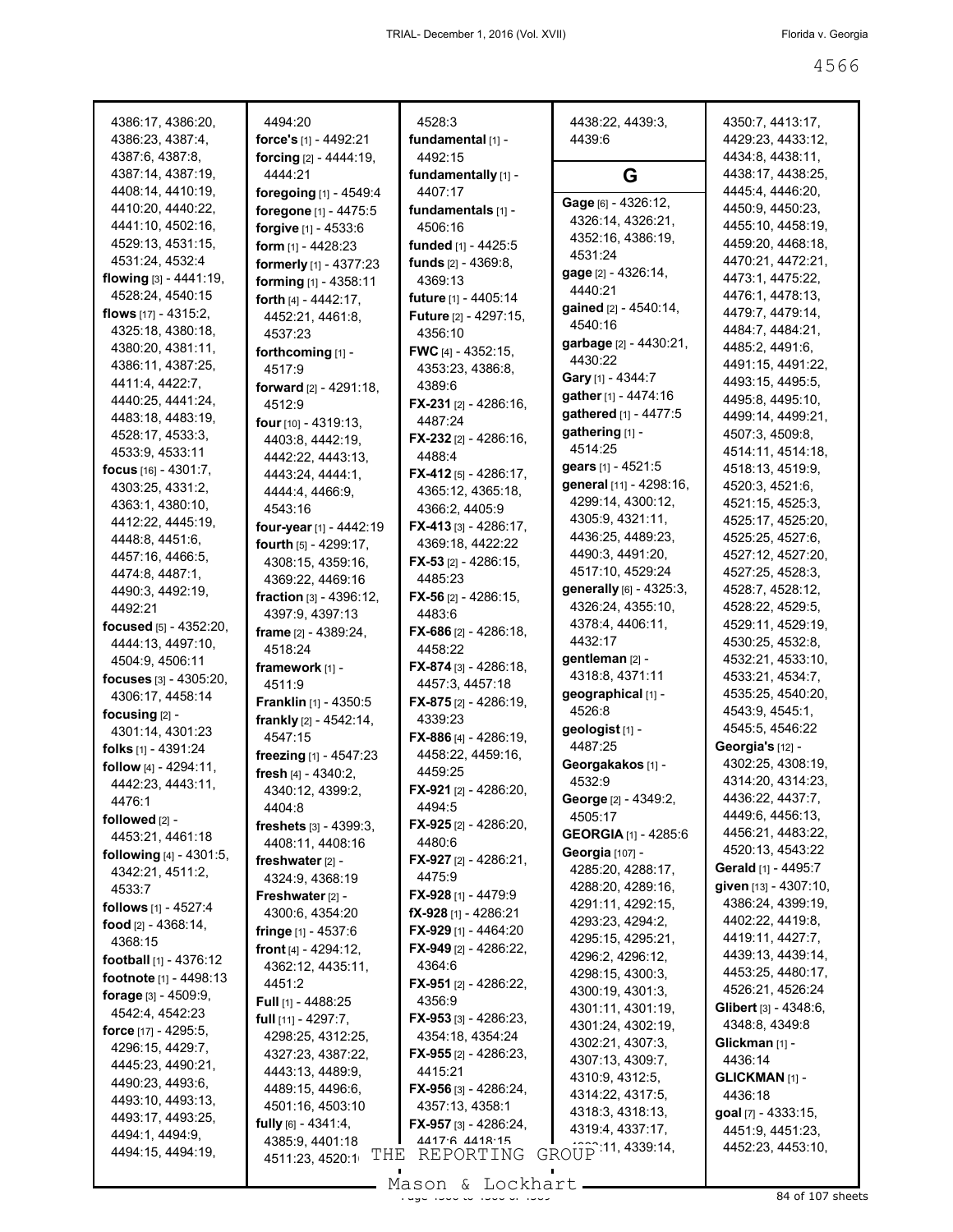4386:17, 4386:20, 4386:23, 4387:4, 4387:6, 4387:8, 4387:14, 4387:19, 4408:14, 4410:19, 4410:20, 4440:22, 4441:10, 4502:16, 4529:13, 4531:15, 4531:24, 4532:4

**flowing** [3] - 4441:19, 4528:24, 4540:15

**flows** [17] - 4315:2, 4325:18, 4380:18, 4380:20, 4381:11, 4386:11, 4387:25, 4411:4, 4422:7, 4440:25, 4441:24, 4483:18, 4483:19, 4528:17, 4533:3, 4533:9, 4533:11

**focus** [16] - 4301:7, 4303:25, 4331:2, 4363:1, 4380:10, 4412:22, 4445:19, 4448:8, 4451:6, 4457:16, 4466:5, 4474:8, 4487:1, 4490:3, 4492:19, 4492:21

**focused** [5] - 4352:20, 4444:13, 4497:10, 4504:9, 4506:11

**focuses** [3] - 4305:20, 4306:17, 4458:14

**focusing** [2] - 4301:14, 4301:23

**folks** [1] - 4391:24

**follow** [4] - 4294:11, 4442:23, 4443:11, 4476:1

**followed** [2] - 4453:21, 4461:18

**following** [4] - 4301:5, 4342:21, 4511:2, 4533:7

**follows** [1] - 4527:4

**food** [2] - 4368:14, 4368:15

**football** [1] - 4376:12

**footnote** [1] - 4498:13

**forage** [3] - 4509:9, 4542:4, 4542:23

**force** [17] - 4295:5, 4296:15, 4429:7, 4445:23, 4490:21, 4490:23, 4493:6, 4493:10, 4493:13, 4493:17, 4493:25, 4494:1, 4494:9, 4494:15, 4494:19, 4494:20

**force's** [1] - 4492:21

**forcing** [2] - 4444:19, 4444:21

**foregoing** [1] - 4549:4

**foregone** [1] - 4475:5

**forgive** [1] - 4533:6

**form** [1] - 4428:23

**formerly** [1] - 4377:23

**forming** [1] - 4358:11

**forth** [4] - 4442:17, 4452:21, 4461:8, 4537:23

**forthcoming** [1] - 4517:9

**forward** [2] - 4291:18, 4512:9

**four** [10] - 4319:13, 4403:8, 4442:19, 4442:22, 4443:13, 4443:24, 4444:1, 4444:4, 4466:9, 4543:16

**four-year** [1] - 4442:19

**fourth** [5] - 4299:17, 4308:15, 4359:16, 4369:22, 4469:16

**fraction** [3] - 4396:12, 4397:9, 4397:13

**frame** [2] - 4389:24, 4518:24

**framework** [1] - 4511:9

**Franklin** [1] - 4350:5

**frankly** [2] - 4542:14, 4547:15

**freezing** [1] - 4547:23

**fresh** [4] - 4340:2, 4340:12, 4399:2, 4404:8

**freshets** [3] - 4399:3, 4408:11, 4408:16

**freshwater** [2] - 4324:9, 4368:19

**Freshwater** [2] - 4300:6, 4354:20

**fringe** [1] - 4537:6

**front** [4] - 4294:12, 4362:12, 4435:11, 4451:2

**Full** [1] - 4488:25

**full** [11] - 4297:7, 4298:25, 4312:25, 4327:23, 4387:22, 4443:13, 4489:9, 4489:15, 4496:6, 4501:16, 4503:10

**fully** [6] - 4341:4, 4385:9, 4401:18, 4511:23, 4520:1

4528:3

**fundamental** [1] - 4492:15

**fundamentally** [1] - 4407:17

**fundamentals** [1] - 4506:16

**funded** [1] - 4425:5

**funds** [2] - 4369:8, 4369:13

**future** [1] - 4405:14

**Future** [2] - 4297:15, 4356:10

**FWC** [4] - 4352:15, 4353:23, 4386:8, 4389:6

**FX-231** [2] - 4286:16, 4487:24

**FX-232** [2] - 4286:16, 4488:4

**FX-412** [5] - 4286:17, 4365:12, 4365:18, 4366:2, 4405:9

**FX-413** [3] - 4286:17, 4369:18, 4422:22

**FX-53** [2] - 4286:15, 4485:23

**FX-56** [2] - 4286:15, 4483:6

**FX-686** [2] - 4286:18, 4458:22

**FX-874** [3] - 4286:18, 4457:3, 4457:18

**FX-875** [2] - 4286:19, 4339:23

**FX-886** [4] - 4286:19, 4458:22, 4459:16, 4459:25

**FX-921** [2] - 4286:20, 4494:5

**FX-925** [2] - 4286:20, 4480:6

**FX-927** [2] - 4286:21, 4475:9

**FX-928** [1] - 4479:9

**fX-928** [1] - 4286:21

**FX-929** [1] - 4464:20

**FX-949** [2] - 4286:22, 4364:6

**FX-951** [2] - 4286:22, 4356:9

**FX-953** [3] - 4286:23, 4354:18, 4354:24

**FX-955** [2] - 4286:23, 4415:21

**FX-956** [3] - 4286:24, 4357:13, 4358:1

**FX-957** [3] - 4286:24, 4417:6, 4418:15

4438:22, 4439:3, 4439:6

## G

**Gage** [6] - 4326:12, 4326:14, 4326:21, 4352:16, 4386:19, 4531:24

**gage** [2] - 4326:14, 4440:21

**gained** [2] - 4540:14, 4540:16

**garbage** [2] - 4430:21, 4430:22

**Gary** [1] - 4344:7

**gather** [1] - 4474:16

**gathered** [1] - 4477:5

**gathering** [1] - 4514:25

**gears** [1] - 4521:5

**general** [11] - 4298:16, 4299:14, 4300:12, 4305:9, 4321:11, 4436:25, 4489:23, 4490:3, 4491:20, 4517:10, 4529:24

**generally** [6] - 4325:3, 4326:24, 4355:10, 4378:4, 4406:11, 4432:17

**gentleman** [2] - 4318:8, 4371:11

**geographical** [1] - 4526:8

**geologist** [1] - 4487:25

**Georgakakos** [1] - 4532:9

**George** [2] - 4349:2, 4505:17

**GEORGIA** [1] - 4285:6

**Georgia** [107] - 4285:20, 4288:17, 4288:20, 4289:16, 4291:11, 4292:15, 4293:23, 4294:2, 4295:15, 4295:21, 4296:2, 4296:12, 4298:15, 4300:3, 4300:19, 4301:3, 4301:11, 4301:19, 4301:24, 4302:19, 4302:21, 4307:3, 4307:13, 4309:7, 4310:9, 4312:5, 4314:22, 4317:5, 4318:3, 4318:13, 4319:4, 4337:17, 4338:11, 4339:14, 4350:7, 4413:17, 4429:23, 4433:12, 4434:8, 4438:11, 4438:17, 4438:25, 4445:4, 4446:20, 4450:9, 4450:23, 4455:10, 4458:19, 4459:20, 4468:18, 4470:21, 4472:21, 4473:1, 4475:22, 4476:1, 4478:13, 4479:7, 4479:14, 4484:7, 4484:21, 4485:2, 4491:6, 4491:15, 4491:22, 4493:15, 4495:5, 4495:8, 4495:10, 4499:14, 4499:21, 4507:3, 4509:8, 4514:11, 4514:18, 4518:13, 4519:9, 4520:3, 4521:6, 4521:15, 4525:3, 4525:17, 4525:20, 4525:25, 4527:6, 4527:12, 4527:20, 4527:25, 4528:3, 4528:7, 4528:12, 4528:22, 4529:5, 4529:11, 4529:19, 4530:25, 4532:8, 4532:21, 4533:10, 4533:21, 4534:7, 4535:25, 4540:20, 4543:9, 4545:1, 4545:5, 4546:22

**Georgia's** [12] - 4302:25, 4308:19, 4314:20, 4314:23, 4436:22, 4437:7, 4449:6, 4456:13, 4456:21, 4483:22, 4520:13, 4543:22

**Gerald** [1] - 4495:7

**given** [13] - 4307:10, 4386:24, 4399:19, 4402:22, 4419:8, 4419:11, 4427:7, 4439:13, 4439:14, 4453:25, 4480:17, 4526:21, 4526:24

**Glibert** [3] - 4348:6, 4348:8, 4349:8

**Glickman** [1] - 4436:14

**GLICKMAN** [1] - 4436:18

**goal** [7] - 4333:15, 4451:9, 4451:23, 4452:23, 4453:10,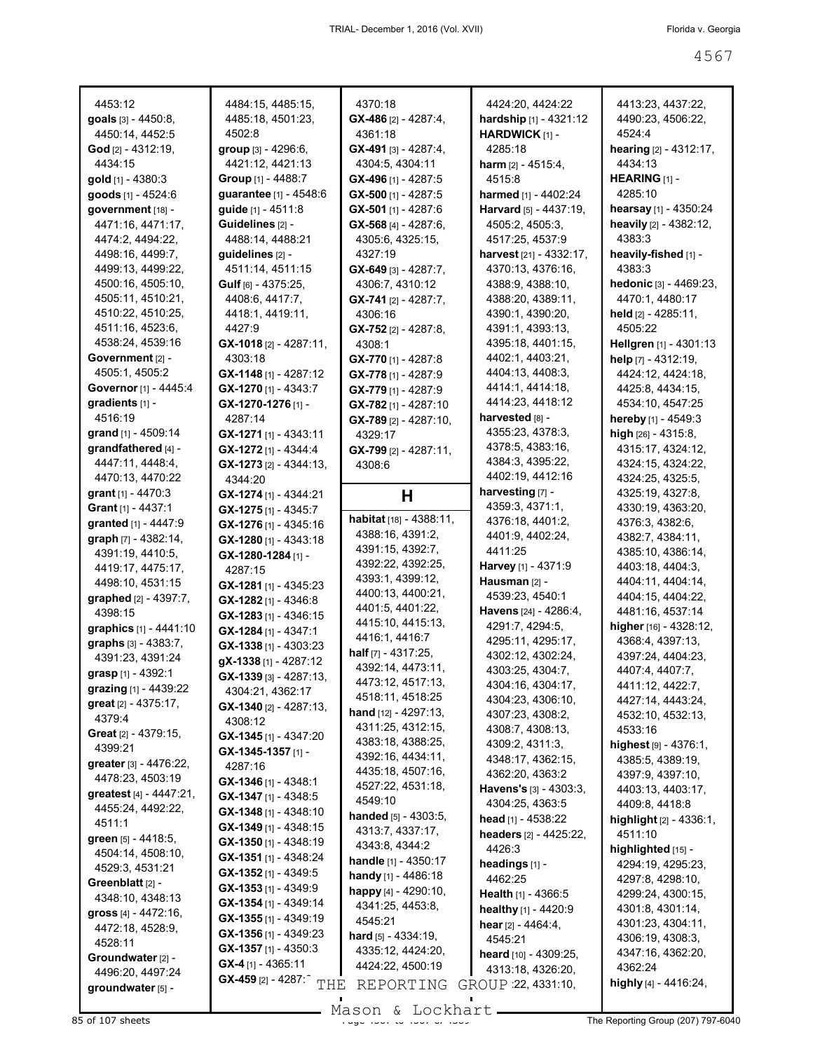4453:12
**goals** [3] - 4450:8, 4450:14, 4452:5
**God** [2] - 4312:19, 4434:15
**gold** [1] - 4380:3
**goods** [1] - 4524:6
**government** [18] - 4471:16, 4471:17, 4474:2, 4494:22, 4498:16, 4499:7, 4499:13, 4499:22, 4500:16, 4505:10, 4505:11, 4510:21, 4510:22, 4510:25, 4511:16, 4523:6, 4538:24, 4539:16
**Government** [2] - 4505:1, 4505:2
**Governor** [1] - 4445:4
**gradients** [1] - 4516:19
**grand** [1] - 4509:14
**grandfathered** [4] - 4447:11, 4448:4, 4470:13, 4470:22
**grant** [1] - 4470:3
**Grant** [1] - 4437:1
**granted** [1] - 4447:9
**graph** [7] - 4382:14, 4391:19, 4410:5, 4419:17, 4475:17, 4498:10, 4531:15
**graphed** [2] - 4397:7, 4398:15
**graphics** [1] - 4441:10
**graphs** [3] - 4383:7, 4391:23, 4391:24
**grasp** [1] - 4392:1
**grazing** [1] - 4439:22
**great** [2] - 4375:17, 4379:4
**Great** [2] - 4379:15, 4399:21
**greater** [3] - 4476:22, 4478:23, 4503:19
**greatest** [4] - 4447:21, 4455:24, 4492:22, 4511:1
**green** [5] - 4418:5, 4504:14, 4508:10, 4529:3, 4531:21
**Greenblatt** [2] - 4348:10, 4348:13
**gross** [4] - 4472:16, 4472:18, 4528:9, 4528:11
**Groundwater** [2] - 4496:20, 4497:24
**groundwater** [5] - 4484:15, 4485:15, 4485:18, 4501:23, 4502:8
**group** [3] - 4296:6, 4421:12, 4421:13
**Group** [1] - 4488:7
**guarantee** [1] - 4548:6
**guide** [1] - 4511:8
**Guidelines** [2] - 4488:14, 4488:21
**guidelines** [2] - 4511:14, 4511:15
**Gulf** [6] - 4375:25, 4408:6, 4417:7, 4418:1, 4419:11, 4427:9
**GX-1018** [2] - 4287:11, 4303:18
**GX-1148** [1] - 4287:12
**GX-1270** [1] - 4343:7
**GX-1270-1276** [1] - 4287:14
**GX-1271** [1] - 4343:11
**GX-1272** [1] - 4344:4
**GX-1273** [2] - 4344:13, 4344:20
**GX-1274** [1] - 4344:21
**GX-1275** [1] - 4345:7
**GX-1276** [1] - 4345:16
**GX-1280** [1] - 4343:18
**GX-1280-1284** [1] - 4287:15
**GX-1281** [1] - 4345:23
**GX-1282** [1] - 4346:8
**GX-1283** [1] - 4346:15
**GX-1284** [1] - 4347:1
**GX-1338** [1] - 4303:23
**gX-1338** [1] - 4287:12
**GX-1339** [3] - 4287:13, 4304:21, 4362:17
**GX-1340** [2] - 4287:13, 4308:12
**GX-1345** [1] - 4347:20
**GX-1345-1357** [1] - 4287:16
**GX-1346** [1] - 4348:1
**GX-1347** [1] - 4348:5
**GX-1348** [1] - 4348:10
**GX-1349** [1] - 4348:15
**GX-1350** [1] - 4348:19
**GX-1351** [1] - 4348:24
**GX-1352** [1] - 4349:5
**GX-1353** [1] - 4349:9
**GX-1354** [1] - 4349:14
**GX-1355** [1] - 4349:19
**GX-1356** [1] - 4349:23
**GX-1357** [1] - 4350:3
**GX-4** [1] - 4365:11
**GX-459** [2] - 4287:7, 4370:18
**GX-486** [2] - 4287:4, 4361:18
**GX-491** [3] - 4287:4, 4304:5, 4304:11
**GX-496** [1] - 4287:5
**GX-500** [1] - 4287:5
**GX-501** [1] - 4287:6
**GX-568** [4] - 4287:6, 4305:6, 4325:15, 4327:19
**GX-649** [3] - 4287:7, 4306:7, 4310:12
**GX-741** [2] - 4287:7, 4306:16
**GX-752** [2] - 4287:8, 4308:1
**GX-770** [1] - 4287:8
**GX-778** [1] - 4287:9
**GX-779** [1] - 4287:9
**GX-782** [1] - 4287:10
**GX-789** [2] - 4287:10, 4329:17
**GX-799** [2] - 4287:11, 4308:6

## H

**habitat** [18] - 4388:11, 4388:16, 4391:2, 4391:15, 4392:7, 4392:22, 4392:25, 4393:1, 4399:12, 4400:13, 4400:21, 4401:5, 4401:22, 4415:10, 4415:13, 4416:1, 4416:7
**half** [7] - 4317:25, 4392:14, 4473:11, 4473:12, 4517:13, 4518:11, 4518:25
**hand** [12] - 4297:13, 4311:25, 4312:15, 4383:18, 4388:25, 4392:16, 4434:11, 4435:18, 4507:16, 4527:22, 4531:18, 4549:10
**handed** [5] - 4303:5, 4313:7, 4337:17, 4343:8, 4344:2
**handle** [1] - 4350:17
**handy** [1] - 4486:18
**happy** [4] - 4290:10, 4341:25, 4453:8, 4545:21
**hard** [5] - 4334:19, 4335:12, 4424:20, 4424:22, 4500:19, 4424:20, 4424:22
**hardship** [1] - 4321:12
**HARDWICK** [1] - 4285:18
**harm** [2] - 4515:4, 4515:8
**harmed** [1] - 4402:24
**Harvard** [5] - 4437:19, 4505:2, 4505:3, 4517:25, 4537:9
**harvest** [21] - 4332:17, 4370:13, 4376:16, 4388:9, 4388:10, 4388:20, 4389:11, 4390:1, 4390:20, 4391:1, 4393:13, 4395:18, 4401:15, 4402:1, 4403:21, 4404:13, 4408:3, 4414:1, 4414:18, 4414:23, 4418:12
**harvested** [8] - 4355:23, 4378:3, 4378:5, 4383:16, 4384:3, 4395:22, 4402:19, 4412:16
**harvesting** [7] - 4359:3, 4371:1, 4376:18, 4401:2, 4401:9, 4402:24, 4411:25
**Harvey** [1] - 4371:9
**Hausman** [2] - 4539:23, 4540:1
**Havens** [24] - 4286:4, 4291:7, 4294:5, 4295:11, 4295:17, 4302:12, 4302:24, 4303:25, 4304:7, 4304:16, 4304:17, 4304:23, 4306:10, 4307:23, 4308:2, 4308:7, 4308:13, 4309:2, 4311:3, 4348:17, 4362:15, 4362:20, 4363:2
**Havens's** [3] - 4303:3, 4304:25, 4363:5
**head** [1] - 4538:22
**headers** [2] - 4425:22, 4426:3
**headings** [1] - 4462:25
**Health** [1] - 4366:5
**healthy** [1] - 4420:9
**hear** [2] - 4464:4, 4545:21
**heard** [10] - 4309:25, 4313:18, 4326:20, 4331:22, 4331:10, 4413:23, 4437:22, 4490:23, 4506:22, 4524:4
**hearing** [2] - 4312:17, 4434:13
**HEARING** [1] - 4285:10
**hearsay** [1] - 4350:24
**heavily** [2] - 4382:12, 4383:3
**heavily-fished** [1] - 4383:3
**hedonic** [3] - 4469:23, 4470:1, 4480:17
**held** [2] - 4285:11, 4505:22
**Hellgren** [1] - 4301:13
**help** [7] - 4312:19, 4424:12, 4424:18, 4425:8, 4434:15, 4534:10, 4547:25
**hereby** [1] - 4549:3
**high** [26] - 4315:8, 4315:17, 4324:12, 4324:15, 4324:22, 4324:25, 4325:5, 4325:19, 4327:8, 4330:19, 4363:20, 4376:3, 4382:6, 4382:7, 4384:11, 4385:10, 4386:14, 4403:18, 4404:3, 4404:11, 4404:14, 4404:15, 4404:22, 4481:16, 4537:14
**higher** [16] - 4328:12, 4368:4, 4397:13, 4397:24, 4404:23, 4407:4, 4407:7, 4411:12, 4422:7, 4427:14, 4443:24, 4532:10, 4532:13, 4533:16
**highest** [9] - 4376:1, 4385:5, 4389:19, 4397:9, 4397:10, 4403:13, 4403:17, 4409:8, 4418:8
**highlight** [2] - 4336:1, 4511:10
**highlighted** [15] - 4294:19, 4295:23, 4297:8, 4298:10, 4299:24, 4300:15, 4301:8, 4301:14, 4301:23, 4304:11, 4306:19, 4308:3, 4347:16, 4362:20, 4362:24
**highly** [4] - 4416:24,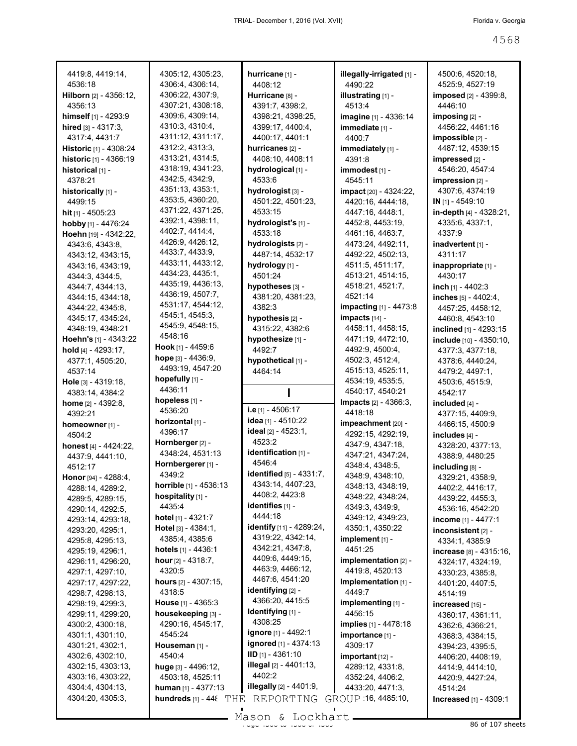4419:8, 4419:14, 4536:18
**Hilborn** [2] - 4356:12, 4356:13
**himself** [1] - 4293:9
**hired** [3] - 4317:3, 4317:4, 4431:7
**Historic** [1] - 4308:24
**historic** [1] - 4366:19
**historical** [1] - 4378:21
**historically** [1] - 4499:15
**hit** [1] - 4505:23
**hobby** [1] - 4476:24
**Hoehn** [19] - 4342:22, 4343:6, 4343:8, 4343:12, 4343:15, 4343:16, 4343:19, 4344:3, 4344:5, 4344:7, 4344:13, 4344:15, 4344:18, 4344:22, 4345:8, 4345:17, 4345:24, 4348:19, 4348:21
**Hoehn's** [1] - 4343:22
**hold** [4] - 4293:17, 4377:1, 4505:20, 4537:14
**Hole** [3] - 4319:18, 4383:14, 4384:2
**home** [2] - 4392:8, 4392:21
**homeowner** [1] - 4504:2
**honest** [4] - 4424:22, 4437:9, 4441:10, 4512:17
**Honor** [94] - 4288:4, 4288:14, 4289:2, 4289:5, 4289:15, 4290:14, 4292:5, 4293:14, 4293:18, 4293:20, 4295:1, 4295:8, 4295:13, 4295:19, 4296:1, 4296:11, 4296:20, 4297:1, 4297:10, 4297:17, 4297:22, 4298:7, 4298:13, 4298:19, 4299:3, 4299:11, 4299:20, 4300:2, 4300:18, 4301:1, 4301:10, 4301:21, 4302:1, 4302:6, 4302:10, 4302:15, 4303:13, 4303:16, 4303:22, 4304:4, 4304:13, 4304:20, 4305:3, 4305:12, 4305:23, 4306:4, 4306:14, 4306:22, 4307:9, 4307:21, 4308:18, 4309:6, 4309:14, 4310:3, 4310:4, 4311:12, 4311:17, 4312:2, 4313:3, 4313:21, 4314:5, 4318:19, 4341:23, 4342:5, 4342:9, 4351:13, 4353:1, 4353:5, 4360:20, 4371:22, 4371:25, 4392:1, 4398:11, 4402:7, 4414:4, 4426:9, 4426:12, 4433:7, 4433:9, 4433:11, 4433:12, 4434:23, 4435:1, 4435:19, 4436:13, 4436:19, 4507:7, 4531:17, 4544:12, 4545:1, 4545:3, 4545:9, 4548:15, 4548:16
**Hook** [1] - 4459:6
**hope** [3] - 4436:9, 4493:19, 4547:20
**hopefully** [1] - 4436:11
**hopeless** [1] - 4536:20
**horizontal** [1] - 4396:17
**Hornberger** [2] - 4348:24, 4531:13
**Hornbergerer** [1] - 4349:2
**horrible** [1] - 4536:13
**hospitality** [1] - 4435:4
**hotel** [1] - 4321:7
**Hotel** [3] - 4384:1, 4385:4, 4385:6
**hotels** [1] - 4436:1
**hour** [2] - 4318:7, 4320:5
**hours** [2] - 4307:15, 4318:5
**House** [1] - 4365:3
**housekeeping** [3] - 4290:16, 4545:17, 4545:24
**Houseman** [1] - 4540:4
**huge** [3] - 4496:12, 4503:18, 4525:11
**human** [1] - 4377:13
**hundreds** [1] - 44ꞏ
**hurricane** [1] - 4408:12
**Hurricane** [8] - 4391:7, 4398:2, 4398:21, 4398:25, 4399:17, 4400:4, 4400:17, 4401:1
**hurricanes** [2] - 4408:10, 4408:11
**hydrological** [1] - 4533:6
**hydrologist** [3] - 4501:22, 4501:23, 4533:15
**hydrologist's** [1] - 4533:18
**hydrologists** [2] - 4487:14, 4532:17
**hydrology** [1] - 4501:24
**hypotheses** [3] - 4381:20, 4381:23, 4382:3
**hypothesis** [2] - 4315:22, 4382:6
**hypothesize** [1] - 4492:7
**hypothetical** [1] - 4464:14

## I

**i.e** [1] - 4506:17
**idea** [1] - 4510:22
**ideal** [2] - 4523:1, 4523:2
**identification** [1] - 4546:4
**identified** [5] - 4331:7, 4343:14, 4407:23, 4408:2, 4423:8
**identifies** [1] - 4444:18
**identify** [11] - 4289:24, 4319:22, 4342:14, 4342:21, 4347:8, 4409:6, 4449:15, 4463:9, 4466:12, 4467:6, 4541:20
**identifying** [2] - 4366:20, 4415:5
**Identifying** [1] - 4308:25
**ignore** [1] - 4492:1
**ignored** [1] - 4374:13
**IID** [1] - 4361:10
**illegal** [2] - 4401:13, 4402:2
**illegally** [2] - 4401:9,
**illegally-irrigated** [1] - 4490:22
**illustrating** [1] - 4513:4
**imagine** [1] - 4336:14
**immediate** [1] - 4400:7
**immediately** [1] - 4391:8
**immodest** [1] - 4545:11
**impact** [20] - 4324:22, 4420:16, 4444:18, 4447:16, 4448:1, 4452:8, 4453:19, 4461:16, 4463:7, 4473:24, 4492:11, 4492:12, 4502:13, 4511:5, 4511:17, 4513:21, 4514:15, 4518:21, 4521:7, 4521:14
**impacting** [1] - 4473:8
**impacts** [14] - 4458:11, 4458:15, 4471:19, 4472:10, 4492:9, 4500:4, 4502:3, 4512:4, 4515:13, 4525:11, 4534:19, 4535:5, 4540:17, 4540:21
**Impacts** [2] - 4366:3, 4418:18
**impeachment** [20] - 4292:15, 4292:19, 4347:9, 4347:18, 4347:21, 4347:24, 4348:4, 4348:5, 4348:9, 4348:10, 4348:13, 4348:19, 4348:22, 4348:24, 4349:3, 4349:9, 4349:12, 4349:23, 4350:1, 4350:22
**implement** [1] - 4451:25
**implementation** [2] - 4419:8, 4520:13
**Implementation** [1] - 4449:7
**implementing** [1] - 4456:15
**implies** [1] - 4478:18
**importance** [1] - 4309:17
**important** [12] - 4289:12, 4331:8, 4352:24, 4406:2, 4433:20, 4471:3, ꞏ16, 4485:10,
4500:6, 4520:18, 4525:9, 4527:19
**imposed** [2] - 4399:8, 4446:10
**imposing** [2] - 4456:22, 4461:16
**impossible** [2] - 4487:12, 4539:15
**impressed** [2] - 4546:20, 4547:4
**impression** [2] - 4307:6, 4374:19
**IN** [1] - 4549:10
**in-depth** [4] - 4328:21, 4335:6, 4337:1, 4337:9
**inadvertent** [1] - 4311:17
**inappropriate** [1] - 4430:17
**inch** [1] - 4402:3
**inches** [5] - 4402:4, 4457:25, 4458:12, 4460:8, 4543:10
**inclined** [1] - 4293:15
**include** [10] - 4350:10, 4377:3, 4377:18, 4378:6, 4440:24, 4479:2, 4497:1, 4503:6, 4515:9, 4542:17
**included** [4] - 4377:15, 4409:9, 4466:15, 4500:9
**includes** [4] - 4328:20, 4377:13, 4388:9, 4480:25
**including** [8] - 4329:21, 4358:9, 4402:2, 4416:17, 4439:22, 4455:3, 4536:16, 4542:20
**income** [1] - 4477:1
**inconsistent** [2] - 4334:1, 4385:9
**increase** [8] - 4315:16, 4324:17, 4324:19, 4330:23, 4385:8, 4401:20, 4407:5, 4514:19
**increased** [15] - 4360:17, 4361:11, 4362:6, 4366:21, 4368:3, 4384:15, 4394:23, 4395:5, 4406:20, 4408:19, 4414:9, 4414:10, 4420:9, 4427:24, 4514:24
**Increased** [1] - 4309:1

THE REPORTING GROUP
Mason & Lockhart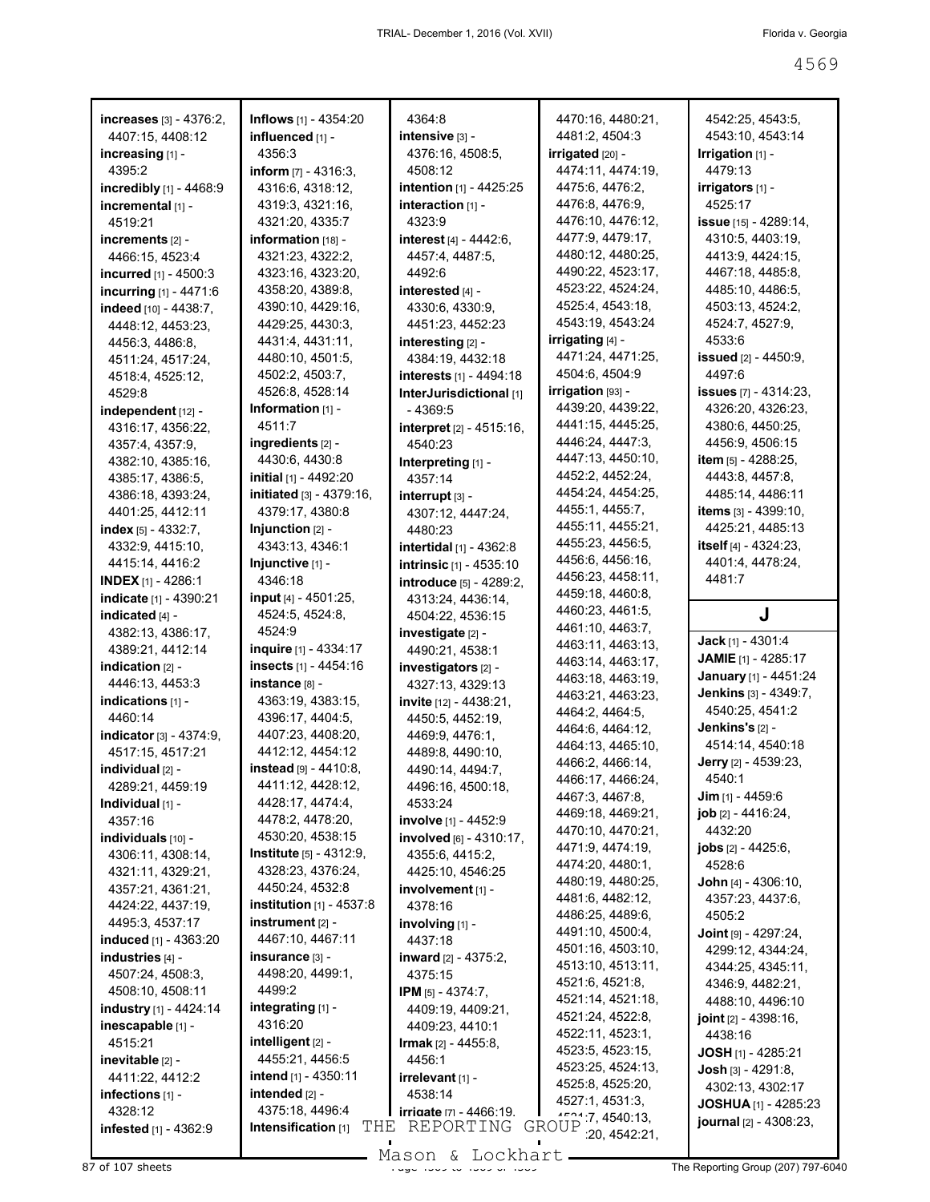**increases** [3] - 4376:2, 4407:15, 4408:12
**increasing** [1] - 4395:2
**incredibly** [1] - 4468:9
**incremental** [1] - 4519:21
**increments** [2] - 4466:15, 4523:4
**incurred** [1] - 4500:3
**incurring** [1] - 4471:6
**indeed** [10] - 4438:7, 4448:12, 4453:23, 4456:3, 4486:8, 4511:24, 4517:24, 4518:4, 4525:12, 4529:8
**independent** [12] - 4316:17, 4356:22, 4357:4, 4357:9, 4382:10, 4385:16, 4385:17, 4386:5, 4386:18, 4393:24, 4401:25, 4412:11
**index** [5] - 4332:7, 4332:9, 4415:10, 4415:14, 4416:2
**INDEX** [1] - 4286:1
**indicate** [1] - 4390:21
**indicated** [4] - 4382:13, 4386:17, 4389:21, 4412:14
**indication** [2] - 4446:13, 4453:3
**indications** [1] - 4460:14
**indicator** [3] - 4374:9, 4517:15, 4517:21
**individual** [2] - 4289:21, 4459:19
**Individual** [1] - 4357:16
**individuals** [10] - 4306:11, 4308:14, 4321:11, 4329:21, 4357:21, 4361:21, 4424:22, 4437:19, 4495:3, 4537:17
**induced** [1] - 4363:20
**industries** [4] - 4507:24, 4508:3, 4508:10, 4508:11
**industry** [1] - 4424:14
**inescapable** [1] - 4515:21
**inevitable** [2] - 4411:22, 4412:2
**infections** [1] - 4328:12
**infested** [1] - 4362:9
**Inflows** [1] - 4354:20
**influenced** [1] - 4356:3
**inform** [7] - 4316:3, 4316:6, 4318:12, 4319:3, 4321:16, 4321:20, 4335:7
**information** [18] - 4321:23, 4322:2, 4323:16, 4323:20, 4358:20, 4389:8, 4390:10, 4429:16, 4429:25, 4430:3, 4431:4, 4431:11, 4480:10, 4501:5, 4502:2, 4503:7, 4526:8, 4528:14
**Information** [1] - 4511:7
**ingredients** [2] - 4430:6, 4430:8
**initial** [1] - 4492:20
**initiated** [3] - 4379:16, 4379:17, 4380:8
**Injunction** [2] - 4343:13, 4346:1
**Injunctive** [1] - 4346:18
**input** [4] - 4501:25, 4524:5, 4524:8, 4524:9
**inquire** [1] - 4334:17
**insects** [1] - 4454:16
**instance** [8] - 4363:19, 4383:15, 4396:17, 4404:5, 4407:23, 4408:20, 4412:12, 4454:12
**instead** [9] - 4410:8, 4411:12, 4428:12, 4428:17, 4474:4, 4478:2, 4478:20, 4530:20, 4538:15
**Institute** [5] - 4312:9, 4328:23, 4376:24, 4450:24, 4532:8
**institution** [1] - 4537:8
**instrument** [2] - 4467:10, 4467:11
**insurance** [3] - 4498:20, 4499:1, 4499:2
**integrating** [1] - 4316:20
**intelligent** [2] - 4455:21, 4456:5
**intend** [1] - 4350:11
**intended** [2] - 4375:18, 4496:4
**Intensification** [1] - 4364:8
**intensive** [3] - 4376:16, 4508:5, 4508:12
**intention** [1] - 4425:25
**interaction** [1] - 4323:9
**interest** [4] - 4442:6, 4457:4, 4487:5, 4492:6
**interested** [4] - 4330:6, 4330:9, 4451:23, 4452:23
**interesting** [2] - 4384:19, 4432:18
**interests** [1] - 4494:18
**InterJurisdictional** [1] - 4369:5
**interpret** [2] - 4515:16, 4540:23
**Interpreting** [1] - 4357:14
**interrupt** [3] - 4307:12, 4447:24, 4480:23
**intertidal** [1] - 4362:8
**intrinsic** [1] - 4535:10
**introduce** [5] - 4289:2, 4313:24, 4436:14, 4504:22, 4536:15
**investigate** [2] - 4490:21, 4538:1
**investigators** [2] - 4327:13, 4329:13
**invite** [12] - 4438:21, 4450:3, 4452:19, 4469:9, 4476:1, 4489:8, 4490:10, 4490:14, 4494:7, 4496:16, 4500:18, 4533:24
**involve** [1] - 4452:9
**involved** [6] - 4310:17, 4355:6, 4415:2, 4425:10, 4546:25
**involvement** [1] - 4378:16
**involving** [1] - 4437:18
**inward** [2] - 4375:2, 4375:15
**IPM** [5] - 4374:7, 4409:19, 4409:21, 4409:23, 4410:1
**Irmak** [2] - 4455:8, 4456:1
**irrelevant** [1] - 4538:14
**irrigate** [7] - 4466:19, 4470:16, 4480:21, 4481:2, 4504:3
**irrigated** [20] - 4474:11, 4474:19, 4475:6, 4476:2, 4476:8, 4476:9, 4476:10, 4476:12, 4477:9, 4479:17, 4480:12, 4480:25, 4490:22, 4523:17, 4523:22, 4524:24, 4525:4, 4543:18, 4543:19, 4543:24
**irrigating** [4] - 4471:24, 4471:25, 4504:6, 4504:9
**irrigation** [93] - 4439:20, 4439:22, 4441:15, 4445:25, 4446:24, 4447:3, 4447:13, 4450:10, 4452:2, 4452:24, 4454:24, 4454:25, 4455:1, 4455:7, 4455:11, 4455:21, 4455:23, 4456:5, 4456:6, 4456:16, 4456:23, 4458:11, 4459:18, 4460:8, 4460:23, 4461:5, 4461:10, 4463:7, 4463:11, 4463:13, 4463:14, 4463:17, 4463:18, 4463:19, 4463:21, 4463:23, 4464:2, 4464:5, 4464:6, 4464:12, 4464:13, 4465:10, 4466:2, 4466:14, 4466:17, 4466:24, 4467:3, 4467:8, 4469:18, 4469:21, 4470:10, 4470:21, 4471:9, 4474:19, 4474:20, 4480:1, 4480:19, 4480:25, 4481:6, 4482:12, 4486:25, 4489:6, 4491:10, 4500:4, 4501:16, 4503:10, 4513:10, 4513:11, 4521:6, 4521:8, 4521:14, 4521:18, 4521:24, 4522:8, 4522:11, 4523:1, 4523:5, 4523:15, 4523:25, 4524:13, 4525:8, 4525:20, 4527:1, 4531:3, 4531:7, 4540:13, 4542:20, 4542:21, 4542:25, 4543:5, 4543:10, 4543:14
**Irrigation** [1] - 4479:13
**irrigators** [1] - 4525:17
**issue** [15] - 4289:14, 4310:5, 4403:19, 4413:9, 4424:15, 4467:18, 4485:8, 4485:10, 4486:5, 4503:13, 4524:2, 4524:7, 4527:9, 4533:6
**issued** [2] - 4450:9, 4497:6
**issues** [7] - 4314:23, 4326:20, 4326:23, 4380:6, 4450:25, 4456:9, 4506:15
**item** [5] - 4288:25, 4443:8, 4457:8, 4485:14, 4486:11
**items** [3] - 4399:10, 4425:21, 4485:13
**itself** [4] - 4324:23, 4401:4, 4478:24, 4481:7

## J

**Jack** [1] - 4301:4
**JAMIE** [1] - 4285:17
**January** [1] - 4451:24
**Jenkins** [3] - 4349:7, 4540:25, 4541:2
**Jenkins's** [2] - 4514:14, 4540:18
**Jerry** [2] - 4539:23, 4540:1
**Jim** [1] - 4459:6
**job** [2] - 4416:24, 4432:20
**jobs** [2] - 4425:6, 4528:6
**John** [4] - 4306:10, 4357:23, 4437:6, 4505:2
**Joint** [9] - 4297:24, 4299:12, 4344:24, 4344:25, 4345:11, 4346:9, 4482:21, 4488:10, 4496:10
**joint** [2] - 4398:16, 4438:16
**JOSH** [1] - 4285:21
**Josh** [3] - 4291:8, 4302:13, 4302:17
**JOSHUA** [1] - 4285:23
**journal** [2] - 4308:23,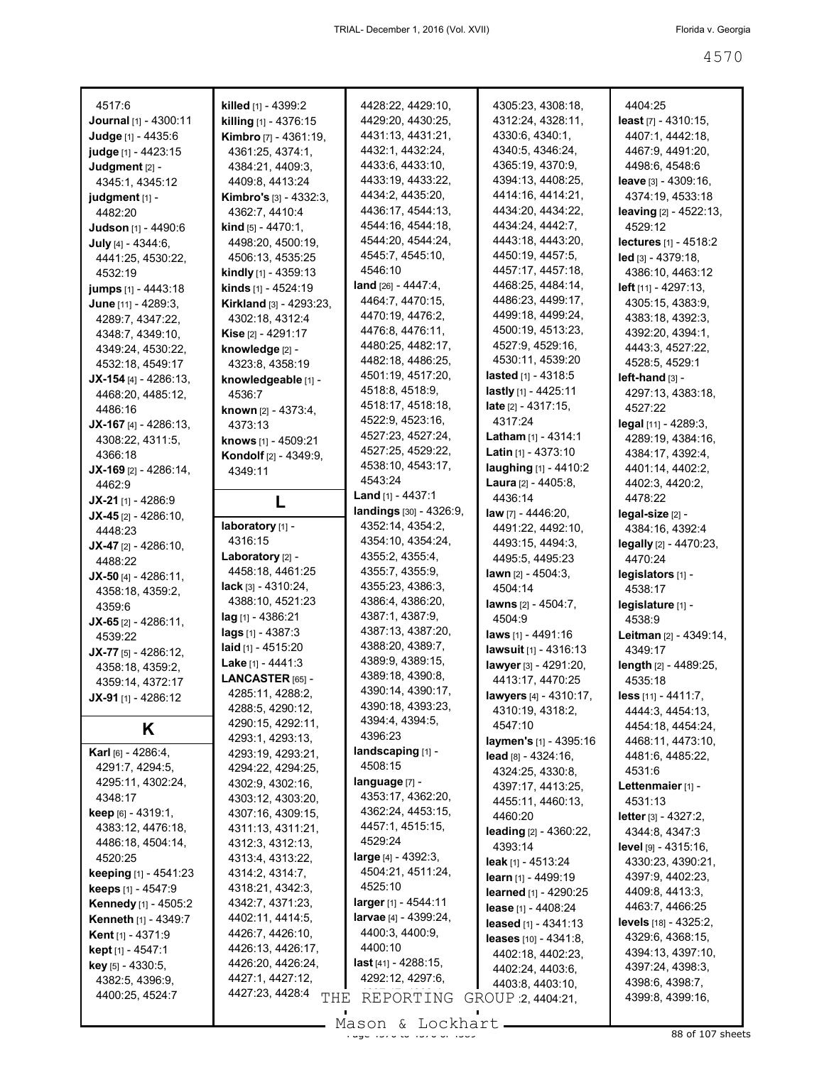4517:6
**Journal** [1] - 4300:11
**Judge** [1] - 4435:6
**judge** [1] - 4423:15
**Judgment** [2] - 4345:1, 4345:12
**judgment** [1] - 4482:20
**Judson** [1] - 4490:6
**July** [4] - 4344:6, 4441:25, 4530:22, 4532:19
**jumps** [1] - 4443:18
**June** [11] - 4289:3, 4289:7, 4347:22, 4348:7, 4349:10, 4349:24, 4530:22, 4532:18, 4549:17
**JX-154** [4] - 4286:13, 4468:20, 4485:12, 4486:16
**JX-167** [4] - 4286:13, 4308:22, 4311:5, 4366:18
**JX-169** [2] - 4286:14, 4462:9
**JX-21** [1] - 4286:9
**JX-45** [2] - 4286:10, 4448:23
**JX-47** [2] - 4286:10, 4488:22
**JX-50** [4] - 4286:11, 4358:18, 4359:2, 4359:6
**JX-65** [2] - 4286:11, 4539:22
**JX-77** [5] - 4286:12, 4358:18, 4359:2, 4359:14, 4372:17
**JX-91** [1] - 4286:12

## K

**Karl** [6] - 4286:4, 4291:7, 4294:5, 4295:11, 4302:24, 4348:17
**keep** [6] - 4319:1, 4383:12, 4476:18, 4486:18, 4504:14, 4520:25
**keeping** [1] - 4541:23
**keeps** [1] - 4547:9
**Kennedy** [1] - 4505:2
**Kenneth** [1] - 4349:7
**Kent** [1] - 4371:9
**kept** [1] - 4547:1
**key** [5] - 4330:5, 4382:5, 4396:9, 4400:25, 4524:7
**killed** [1] - 4399:2
**killing** [1] - 4376:15
**Kimbro** [7] - 4361:19, 4361:25, 4374:1, 4384:21, 4409:3, 4409:8, 4413:24
**Kimbro's** [3] - 4332:3, 4362:7, 4410:4
**kind** [5] - 4470:1, 4498:20, 4500:19, 4506:13, 4535:25
**kindly** [1] - 4359:13
**kinds** [1] - 4524:19
**Kirkland** [3] - 4293:23, 4302:18, 4312:4
**Kise** [2] - 4291:17
**knowledge** [2] - 4323:8, 4358:19
**knowledgeable** [1] - 4536:7
**known** [2] - 4373:4, 4373:13
**knows** [1] - 4509:21
**Kondolf** [2] - 4349:9, 4349:11

## L

**laboratory** [1] - 4316:15
**Laboratory** [2] - 4458:18, 4461:25
**lack** [3] - 4310:24, 4388:10, 4521:23
**lag** [1] - 4386:21
**lags** [1] - 4387:3
**laid** [1] - 4515:20
**Lake** [1] - 4441:3
**LANCASTER** [65] - 4285:11, 4288:2, 4288:5, 4290:12, 4290:15, 4292:11, 4293:1, 4293:13, 4293:19, 4293:21, 4294:22, 4294:25, 4302:9, 4302:16, 4303:12, 4303:20, 4307:16, 4309:15, 4311:13, 4311:21, 4312:3, 4312:13, 4313:4, 4313:22, 4314:2, 4314:7, 4318:21, 4342:3, 4342:7, 4371:23, 4402:11, 4414:5, 4426:7, 4426:10, 4426:13, 4426:17, 4426:20, 4426:24, 4427:1, 4427:12, 4427:23, 4428:4, 4428:22, 4429:10, 4429:20, 4430:25, 4431:13, 4431:21, 4432:1, 4432:24, 4433:6, 4433:10, 4433:19, 4433:22, 4434:2, 4435:20, 4436:17, 4544:13, 4544:16, 4544:18, 4544:20, 4544:24, 4545:7, 4545:10, 4546:10
**land** [26] - 4447:4, 4464:7, 4470:15, 4470:19, 4476:2, 4476:8, 4476:11, 4480:25, 4482:17, 4482:18, 4486:25, 4501:19, 4517:20, 4518:8, 4518:9, 4518:17, 4518:18, 4522:9, 4523:16, 4527:23, 4527:24, 4527:25, 4529:22, 4538:10, 4543:17, 4543:24
**Land** [1] - 4437:1
**landings** [30] - 4326:9, 4352:14, 4354:2, 4354:10, 4354:24, 4355:2, 4355:4, 4355:7, 4355:9, 4355:23, 4386:3, 4386:4, 4386:20, 4387:1, 4387:9, 4387:13, 4387:20, 4388:20, 4389:7, 4389:9, 4389:15, 4389:18, 4390:8, 4390:14, 4390:17, 4390:18, 4393:23, 4394:4, 4394:5, 4396:23
**landscaping** [1] - 4508:15
**language** [7] - 4353:17, 4362:20, 4362:24, 4453:15, 4457:1, 4515:15, 4529:24
**large** [4] - 4392:3, 4504:21, 4511:24, 4525:10
**larger** [1] - 4544:11
**larvae** [4] - 4399:24, 4400:3, 4400:9, 4400:10
**last** [41] - 4288:15, 4292:12, 4297:6, 4305:23, 4308:18, 4312:24, 4328:11, 4330:6, 4340:1, 4340:5, 4346:24, 4365:19, 4370:9, 4394:13, 4408:25, 4414:16, 4414:21, 4434:20, 4434:22, 4434:24, 4442:7, 4443:18, 4443:20, 4450:19, 4457:5, 4457:17, 4457:18, 4468:25, 4484:14, 4486:23, 4499:17, 4499:18, 4499:24, 4500:19, 4513:23, 4527:9, 4529:16, 4530:11, 4539:20
**lasted** [1] - 4318:5
**lastly** [1] - 4425:11
**late** [2] - 4317:15, 4317:24
**Latham** [1] - 4314:1
**Latin** [1] - 4373:10
**laughing** [1] - 4410:2
**Laura** [2] - 4405:8, 4436:14
**law** [7] - 4446:20, 4491:22, 4492:10, 4493:15, 4494:3, 4495:5, 4495:23
**lawn** [2] - 4504:3, 4504:14
**lawns** [2] - 4504:7, 4504:9
**laws** [1] - 4491:16
**lawsuit** [1] - 4316:13
**lawyer** [3] - 4291:20, 4413:17, 4470:25
**lawyers** [4] - 4310:17, 4310:19, 4318:2, 4547:10
**laymen's** [1] - 4395:16
**lead** [8] - 4324:16, 4324:25, 4330:8, 4397:17, 4413:25, 4455:11, 4460:13, 4460:20
**leading** [2] - 4360:22, 4393:14
**leak** [1] - 4513:24
**learn** [1] - 4499:19
**learned** [1] - 4290:25
**lease** [1] - 4408:24
**leased** [1] - 4341:13
**leases** [10] - 4341:8, 4402:18, 4402:23, 4402:24, 4403:6, 4403:8, 4403:10, 4404:2, 4404:21, 4404:25
**least** [7] - 4310:15, 4407:1, 4442:18, 4467:9, 4491:20, 4498:6, 4548:6
**leave** [3] - 4309:16, 4374:19, 4533:18
**leaving** [2] - 4522:13, 4529:12
**lectures** [1] - 4518:2
**led** [3] - 4379:18, 4386:10, 4463:12
**left** [11] - 4297:13, 4305:15, 4383:9, 4383:18, 4392:3, 4392:20, 4394:1, 4443:3, 4527:22, 4528:5, 4529:1
**left-hand** [3] - 4297:13, 4383:18, 4527:22
**legal** [11] - 4289:3, 4289:19, 4384:16, 4384:17, 4392:4, 4401:14, 4402:2, 4402:3, 4420:2, 4478:22
**legal-size** [2] - 4384:16, 4392:4
**legally** [2] - 4470:23, 4470:24
**legislators** [1] - 4538:17
**legislature** [1] - 4538:9
**Leitman** [2] - 4349:14, 4349:17
**length** [2] - 4489:25, 4535:18
**less** [11] - 4411:7, 4444:3, 4454:13, 4454:18, 4454:24, 4468:11, 4473:10, 4481:6, 4485:22, 4531:6
**Lettenmaier** [1] - 4531:13
**letter** [3] - 4327:2, 4344:8, 4347:3
**level** [9] - 4315:16, 4330:23, 4390:21, 4397:9, 4402:23, 4409:8, 4413:3, 4463:7, 4466:25
**levels** [18] - 4325:2, 4329:6, 4368:15, 4394:13, 4397:10, 4397:24, 4398:3, 4398:6, 4398:7, 4399:8, 4399:16,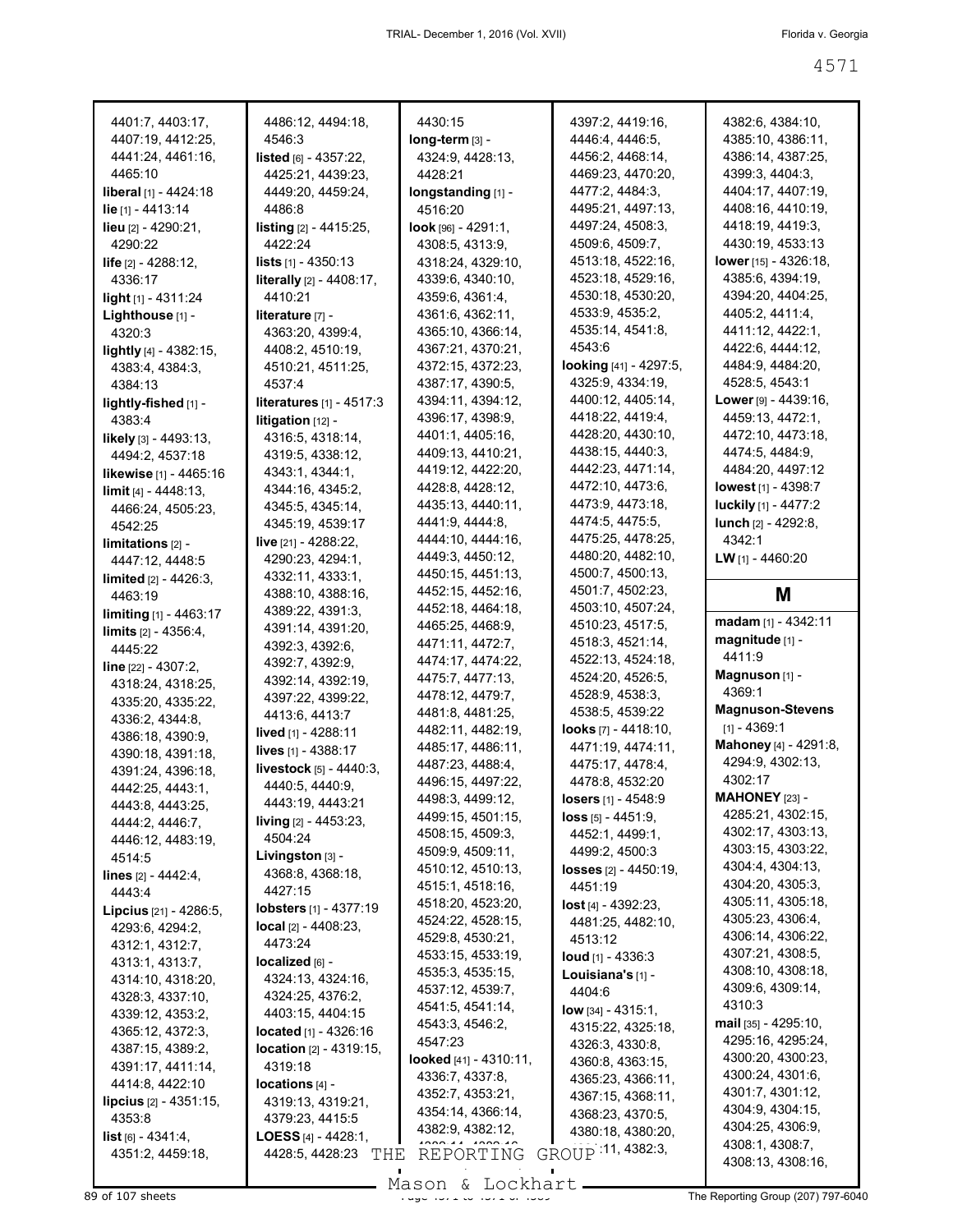4401:7, 4403:17, 4407:19, 4412:25, 4441:24, 4461:16, 4465:10
**liberal** [1] - 4424:18
**lie** [1] - 4413:14
**lieu** [2] - 4290:21, 4290:22
**life** [2] - 4288:12, 4336:17
**light** [1] - 4311:24
**Lighthouse** [1] - 4320:3
**lightly** [4] - 4382:15, 4383:4, 4384:3, 4384:13
**lightly-fished** [1] - 4383:4
**likely** [3] - 4493:13, 4494:2, 4537:18
**likewise** [1] - 4465:16
**limit** [4] - 4448:13, 4466:24, 4505:23, 4542:25
**limitations** [2] - 4447:12, 4448:5
**limited** [2] - 4426:3, 4463:19
**limiting** [1] - 4463:17
**limits** [2] - 4356:4, 4445:22
**line** [22] - 4307:2, 4318:24, 4318:25, 4335:20, 4335:22, 4336:2, 4344:8, 4386:18, 4390:9, 4390:18, 4391:18, 4391:24, 4396:18, 4442:25, 4443:1, 4443:8, 4443:25, 4444:2, 4446:7, 4446:12, 4483:19, 4514:5
**lines** [2] - 4442:4, 4443:4
**Lipcius** [21] - 4286:5, 4293:6, 4294:2, 4312:1, 4312:7, 4313:1, 4313:7, 4314:10, 4318:20, 4328:3, 4337:10, 4339:12, 4353:2, 4365:12, 4372:3, 4387:15, 4389:2, 4391:17, 4411:14, 4414:8, 4422:10
**lipcius** [2] - 4351:15, 4353:8
**list** [6] - 4341:4, 4351:2, 4459:18, 4486:12, 4494:18, 4546:3
**listed** [6] - 4357:22, 4425:21, 4439:23, 4449:20, 4459:24, 4486:8
**listing** [2] - 4415:25, 4422:24
**lists** [1] - 4350:13
**literally** [2] - 4408:17, 4410:21
**literature** [7] - 4363:20, 4399:4, 4408:2, 4510:21, 4511:25, 4537:4
**literatures** [1] - 4517:3
**litigation** [12] - 4316:5, 4318:14, 4319:5, 4338:12, 4343:1, 4344:1, 4344:16, 4345:2, 4345:5, 4345:14, 4345:19, 4539:17
**live** [21] - 4288:22, 4290:23, 4294:1, 4332:11, 4333:1, 4388:10, 4388:16, 4389:22, 4391:3, 4391:14, 4391:20, 4392:3, 4392:6, 4392:7, 4392:9, 4392:14, 4392:19, 4397:22, 4399:22, 4413:6, 4413:7
**lived** [1] - 4288:11
**lives** [1] - 4388:17
**livestock** [5] - 4440:3, 4440:5, 4440:9, 4443:19, 4443:21
**living** [2] - 4453:23, 4504:24
**Livingston** [3] - 4368:8, 4368:18, 4427:15
**lobsters** [1] - 4377:19
**local** [2] - 4408:23, 4473:24
**localized** [6] - 4324:13, 4324:16, 4324:25, 4376:2, 4403:15, 4404:15
**located** [1] - 4326:16
**location** [2] - 4319:15, 4319:18
**locations** [4] - 4319:13, 4319:21, 4379:23, 4415:5
**LOESS** [4] - 4428:1, 4428:5, 4428:23, 4430:15
**long-term** [3] - 4324:9, 4428:13, 4428:21
**longstanding** [1] - 4516:20
**look** [96] - 4291:1, 4308:5, 4313:9, 4318:24, 4329:10, 4339:6, 4340:10, 4359:6, 4361:4, 4361:6, 4362:11, 4365:10, 4366:14, 4367:21, 4370:21, 4372:15, 4372:23, 4387:17, 4390:5, 4394:11, 4394:12, 4396:17, 4398:9, 4401:1, 4405:16, 4409:13, 4410:21, 4419:12, 4422:20, 4428:8, 4428:12, 4435:13, 4440:11, 4441:9, 4444:8, 4444:10, 4444:16, 4449:3, 4450:12, 4450:15, 4451:13, 4452:15, 4452:16, 4452:18, 4464:18, 4465:25, 4468:9, 4471:11, 4472:7, 4474:17, 4474:22, 4475:7, 4477:13, 4478:12, 4479:7, 4481:8, 4481:25, 4482:11, 4482:19, 4485:17, 4486:11, 4487:23, 4488:4, 4496:15, 4497:22, 4498:3, 4499:12, 4499:15, 4501:15, 4508:15, 4509:3, 4509:9, 4509:11, 4510:12, 4510:13, 4515:1, 4518:16, 4518:20, 4523:20, 4524:22, 4528:15, 4529:8, 4530:21, 4533:15, 4533:19, 4535:3, 4535:15, 4537:12, 4539:7, 4541:5, 4541:14, 4543:3, 4546:2, 4547:23
**looked** [41] - 4310:11, 4336:7, 4337:8, 4352:7, 4353:21, 4354:14, 4366:14, 4382:9, 4382:12, 4397:2, 4419:16, 4446:4, 4446:5, 4456:2, 4468:14, 4469:23, 4470:20, 4477:2, 4484:3, 4495:21, 4497:13, 4497:24, 4508:3, 4509:6, 4509:7, 4513:18, 4522:16, 4523:18, 4529:16, 4530:18, 4530:20, 4533:9, 4535:2, 4535:14, 4541:8, 4543:6
**looking** [41] - 4297:5, 4325:9, 4334:19, 4400:12, 4405:14, 4418:22, 4419:4, 4428:20, 4430:10, 4438:15, 4440:3, 4442:23, 4471:14, 4472:10, 4473:6, 4473:9, 4473:18, 4474:5, 4475:5, 4475:25, 4478:25, 4480:20, 4482:10, 4500:7, 4500:13, 4501:7, 4502:23, 4503:10, 4507:24, 4510:23, 4517:5, 4518:3, 4521:14, 4522:13, 4524:18, 4524:20, 4526:5, 4528:9, 4538:3, 4538:5, 4539:22
**looks** [7] - 4418:10, 4471:19, 4474:11, 4475:17, 4478:4, 4478:8, 4532:20
**losers** [1] - 4548:9
**loss** [5] - 4451:9, 4452:1, 4499:1, 4499:2, 4500:3
**losses** [2] - 4450:19, 4451:19
**lost** [4] - 4392:23, 4481:25, 4482:10, 4513:12
**loud** [1] - 4336:3
**Louisiana's** [1] - 4404:6
**low** [34] - 4315:1, 4315:22, 4325:18, 4326:3, 4330:8, 4360:8, 4363:15, 4365:23, 4366:11, 4367:15, 4368:11, 4368:23, 4370:5, 4380:18, 4380:20, ...:11, 4382:3, 4382:6, 4384:10, 4385:10, 4386:11, 4386:14, 4387:25, 4399:3, 4404:3, 4404:17, 4407:19, 4408:16, 4410:19, 4418:19, 4419:3, 4430:19, 4533:13
**lower** [15] - 4326:18, 4385:6, 4394:19, 4394:20, 4404:25, 4405:2, 4411:4, 4411:12, 4422:1, 4422:6, 4444:12, 4484:9, 4484:20, 4528:5, 4543:1
**Lower** [9] - 4439:16, 4459:13, 4472:1, 4472:10, 4473:18, 4474:5, 4484:9, 4484:20, 4497:12
**lowest** [1] - 4398:7
**luckily** [1] - 4477:2
**lunch** [2] - 4292:8, 4342:1
**LW** [1] - 4460:20

## M

**madam** [1] - 4342:11
**magnitude** [1] - 4411:9
**Magnuson** [1] - 4369:1
**Magnuson-Stevens** [1] - 4369:1
**Mahoney** [4] - 4291:8, 4294:9, 4302:13, 4302:17
**MAHONEY** [23] - 4285:21, 4302:15, 4302:17, 4303:13, 4303:15, 4303:22, 4304:4, 4304:13, 4304:20, 4305:3, 4305:11, 4305:18, 4305:23, 4306:4, 4306:14, 4306:22, 4307:21, 4308:5, 4308:10, 4308:18, 4309:6, 4309:14, 4310:3
**mail** [35] - 4295:10, 4295:16, 4295:24, 4300:20, 4300:23, 4300:24, 4301:6, 4301:7, 4301:12, 4304:9, 4304:15, 4304:25, 4306:9, 4308:1, 4308:7, 4308:13, 4308:16,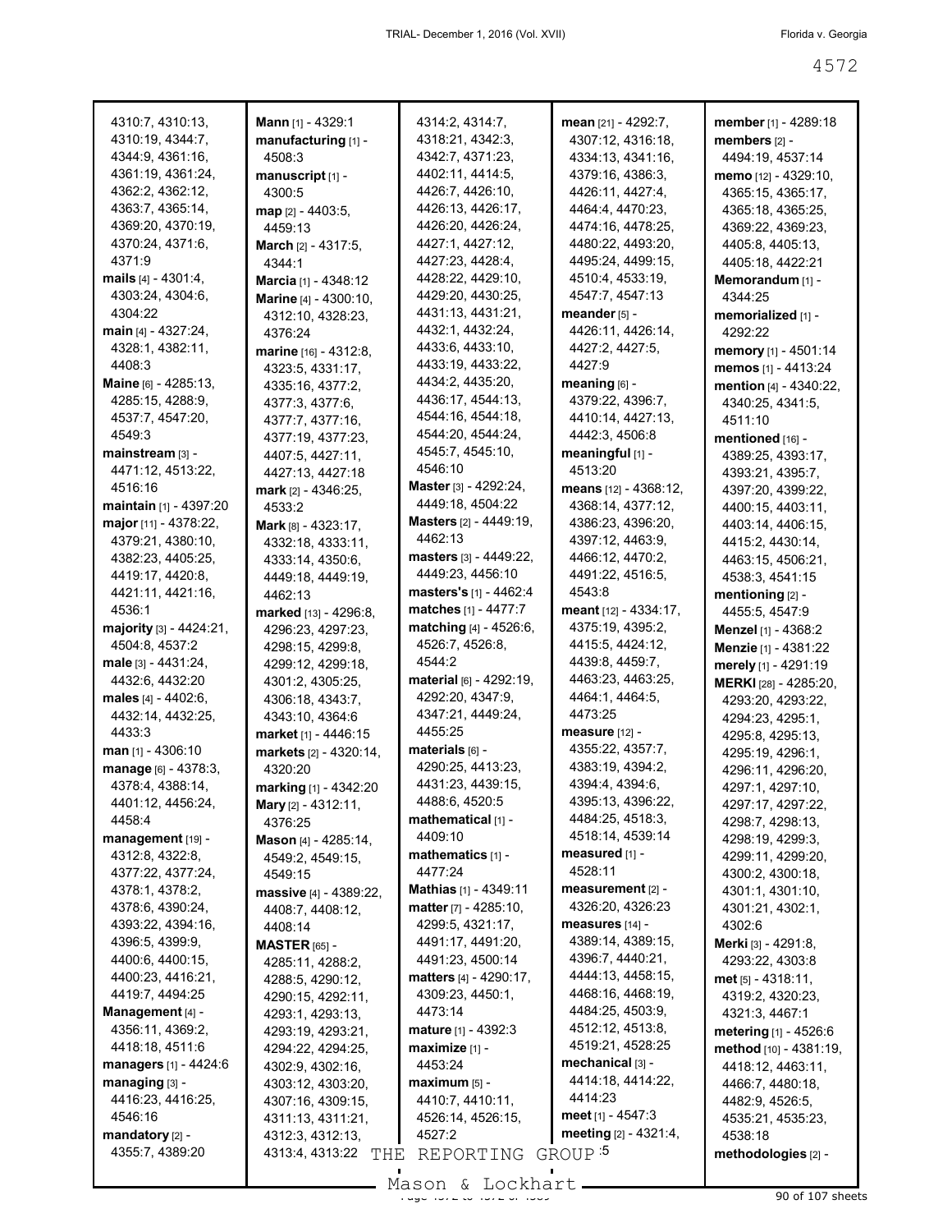4310:7, 4310:13, 4310:19, 4344:7, 4344:9, 4361:16, 4361:19, 4361:24, 4362:2, 4362:12, 4363:7, 4365:14, 4369:20, 4370:19, 4370:24, 4371:6, 4371:9
**mails** [4] - 4301:4, 4303:24, 4304:6, 4304:22
**main** [4] - 4327:24, 4328:1, 4382:11, 4408:3
**Maine** [6] - 4285:13, 4285:15, 4288:9, 4537:7, 4547:20, 4549:3
**mainstream** [3] - 4471:12, 4513:22, 4516:16
**maintain** [1] - 4397:20
**major** [11] - 4378:22, 4379:21, 4380:10, 4382:23, 4405:25, 4419:17, 4420:8, 4421:11, 4421:16, 4536:1
**majority** [3] - 4424:21, 4504:8, 4537:2
**male** [3] - 4431:24, 4432:6, 4432:20
**males** [4] - 4402:6, 4432:14, 4432:25, 4433:3
**man** [1] - 4306:10
**manage** [6] - 4378:3, 4378:4, 4388:14, 4401:12, 4456:24, 4458:4
**management** [19] - 4312:8, 4322:8, 4377:22, 4377:24, 4378:1, 4378:2, 4378:6, 4390:24, 4393:22, 4394:16, 4396:5, 4399:9, 4400:6, 4400:15, 4400:23, 4416:21, 4419:7, 4494:25
**Management** [4] - 4356:11, 4369:2, 4418:18, 4511:6
**managers** [1] - 4424:6
**managing** [3] - 4416:23, 4416:25, 4546:16
**mandatory** [2] - 4355:7, 4389:20
**Mann** [1] - 4329:1
**manufacturing** [1] - 4508:3
**manuscript** [1] - 4300:5
**map** [2] - 4403:5, 4459:13
**March** [2] - 4317:5, 4344:1
**Marcia** [1] - 4348:12
**Marine** [4] - 4300:10, 4312:10, 4328:23, 4376:24
**marine** [16] - 4312:8, 4323:5, 4331:17, 4335:16, 4377:2, 4377:3, 4377:6, 4377:7, 4377:16, 4377:19, 4377:23, 4407:5, 4427:11, 4427:13, 4427:18
**mark** [2] - 4346:25, 4533:2
**Mark** [8] - 4323:17, 4332:18, 4333:11, 4333:14, 4350:6, 4449:18, 4449:19, 4462:13
**marked** [13] - 4296:8, 4296:23, 4297:23, 4298:15, 4299:8, 4299:12, 4299:18, 4301:2, 4305:25, 4306:18, 4343:7, 4343:10, 4364:6
**market** [1] - 4446:15
**markets** [2] - 4320:14, 4320:20
**marking** [1] - 4342:20
**Mary** [2] - 4312:11, 4376:25
**Mason** [4] - 4285:14, 4549:2, 4549:15, 4549:15
**massive** [4] - 4389:22, 4408:7, 4408:12, 4408:14
**MASTER** [65] - 4285:11, 4288:2, 4288:5, 4290:12, 4290:15, 4292:11, 4293:1, 4293:13, 4293:19, 4293:21, 4294:22, 4294:25, 4302:9, 4302:16, 4303:12, 4303:20, 4307:16, 4309:15, 4311:13, 4311:21, 4312:3, 4312:13, 4313:4, 4313:22, 4314:2, 4314:7, 4318:21, 4342:3, 4342:7, 4371:23, 4402:11, 4414:5, 4426:7, 4426:10, 4426:13, 4426:17, 4426:20, 4426:24, 4427:1, 4427:12, 4427:23, 4428:4, 4428:22, 4429:10, 4429:20, 4430:25, 4431:13, 4431:21, 4432:1, 4432:24, 4433:6, 4433:10, 4433:19, 4433:22, 4434:2, 4435:20, 4436:17, 4544:13, 4544:16, 4544:18, 4544:20, 4544:24, 4545:7, 4545:10, 4546:10
**Master** [3] - 4292:24, 4449:18, 4504:22
**Masters** [2] - 4449:19, 4462:13
**masters** [3] - 4449:22, 4449:23, 4456:10
**masters's** [1] - 4462:4
**matches** [1] - 4477:7
**matching** [4] - 4526:6, 4526:7, 4526:8, 4544:2
**material** [6] - 4292:19, 4292:20, 4347:9, 4347:21, 4449:24, 4455:25
**materials** [6] - 4290:25, 4413:23, 4431:23, 4439:15, 4488:6, 4520:5
**mathematical** [1] - 4409:10
**mathematics** [1] - 4477:24
**Mathias** [1] - 4349:11
**matter** [7] - 4285:10, 4299:5, 4321:17, 4491:17, 4491:20, 4491:23, 4500:14
**matters** [4] - 4290:17, 4309:23, 4450:1, 4473:14
**mature** [1] - 4392:3
**maximize** [1] - 4453:24
**maximum** [5] - 4410:7, 4410:11, 4526:14, 4526:15, 4527:2
**mean** [21] - 4292:7, 4307:12, 4316:18, 4334:13, 4341:16, 4379:16, 4386:3, 4426:11, 4427:4, 4464:4, 4470:23, 4474:16, 4478:25, 4480:22, 4493:20, 4495:24, 4499:15, 4510:4, 4533:19, 4547:7, 4547:13
**meander** [5] - 4426:11, 4426:14, 4427:2, 4427:5, 4427:9
**meaning** [6] - 4379:22, 4396:7, 4410:14, 4427:13, 4442:3, 4506:8
**meaningful** [1] - 4513:20
**means** [12] - 4368:12, 4368:14, 4377:12, 4386:23, 4396:20, 4397:12, 4463:9, 4466:12, 4470:2, 4491:22, 4516:5, 4543:8
**meant** [12] - 4334:17, 4375:19, 4395:2, 4415:5, 4424:12, 4439:8, 4459:7, 4463:23, 4463:25, 4464:1, 4464:5, 4473:25
**measure** [12] - 4355:22, 4357:7, 4383:19, 4394:2, 4394:4, 4394:6, 4395:13, 4396:22, 4484:25, 4518:3, 4518:14, 4539:14
**measured** [1] - 4528:11
**measurement** [2] - 4326:20, 4326:23
**measures** [14] - 4389:14, 4389:15, 4396:7, 4440:21, 4444:13, 4458:15, 4468:16, 4468:19, 4484:25, 4503:9, 4512:12, 4513:8, 4519:21, 4528:25
**mechanical** [3] - 4414:18, 4414:22, 4414:23
**meet** [1] - 4547:3
**meeting** [2] - 4321:4, 4321:5
**member** [1] - 4289:18
**members** [2] - 4494:19, 4537:14
**memo** [12] - 4329:10, 4365:15, 4365:17, 4365:18, 4365:25, 4369:22, 4369:23, 4405:8, 4405:13, 4405:18, 4422:21
**Memorandum** [1] - 4344:25
**memorialized** [1] - 4292:22
**memory** [1] - 4501:14
**memos** [1] - 4413:24
**mention** [4] - 4340:22, 4340:25, 4341:5, 4511:10
**mentioned** [16] - 4389:25, 4393:17, 4393:21, 4395:7, 4397:20, 4399:22, 4400:15, 4403:11, 4403:14, 4406:15, 4415:2, 4430:14, 4463:15, 4506:21, 4538:3, 4541:15
**mentioning** [2] - 4455:5, 4547:9
**Menzel** [1] - 4368:2
**Menzie** [1] - 4381:22
**merely** [1] - 4291:19
**MERKI** [28] - 4285:20, 4293:20, 4293:22, 4294:23, 4295:1, 4295:8, 4295:13, 4295:19, 4296:1, 4296:11, 4296:20, 4297:1, 4297:10, 4297:17, 4297:22, 4298:7, 4298:13, 4298:19, 4299:3, 4299:11, 4299:20, 4300:2, 4300:18, 4301:1, 4301:10, 4301:21, 4302:1, 4302:6
**Merki** [3] - 4291:8, 4293:22, 4303:8
**met** [5] - 4318:11, 4319:2, 4320:23, 4321:3, 4467:1
**metering** [1] - 4526:6
**method** [10] - 4381:19, 4418:12, 4463:11, 4466:7, 4480:18, 4482:9, 4526:5, 4535:21, 4535:23, 4538:18
**methodologies** [2] -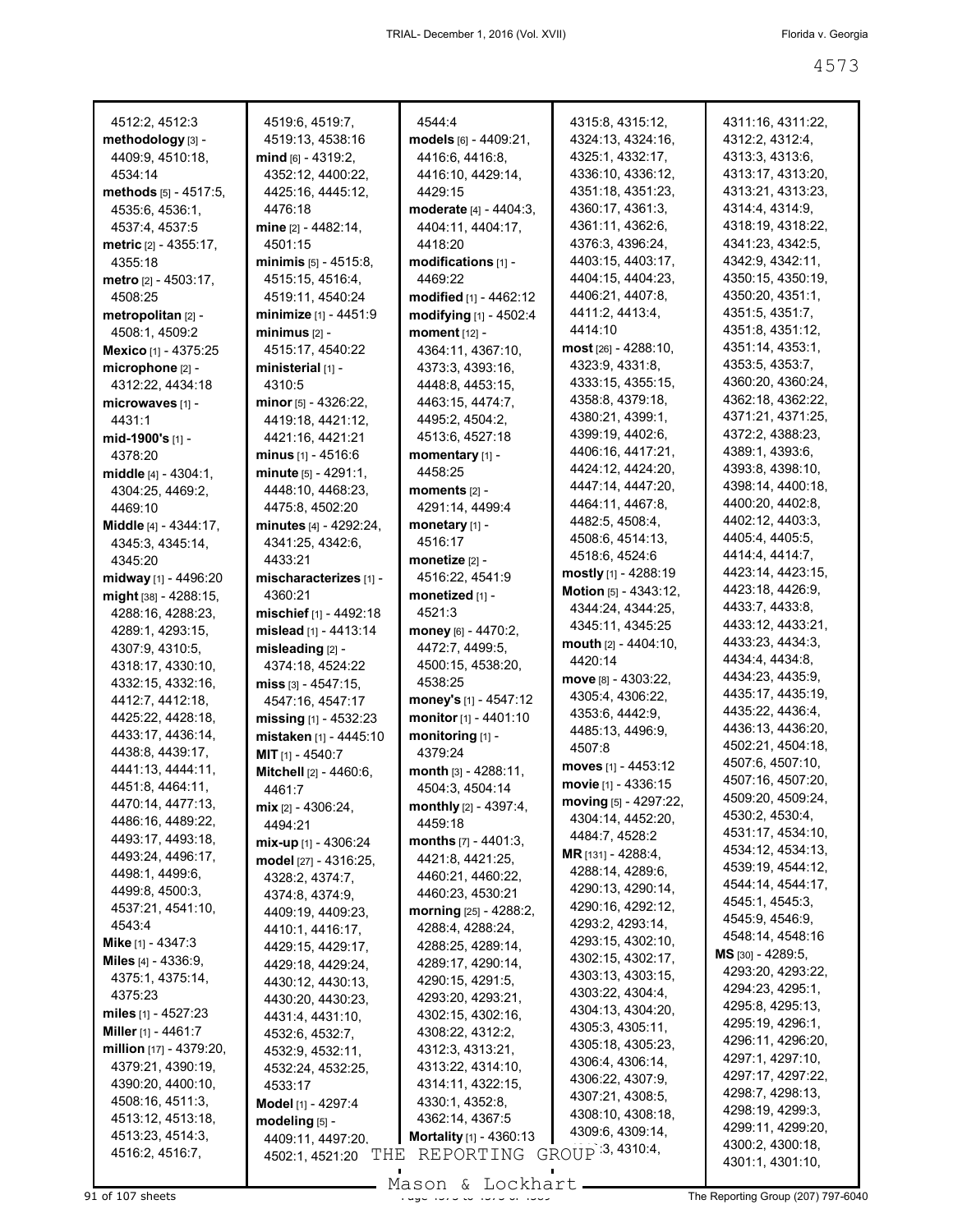4512:2, 4512:3
**methodology** [3] - 4409:9, 4510:18, 4534:14
**methods** [5] - 4517:5, 4535:6, 4536:1, 4537:4, 4537:5
**metric** [2] - 4355:17, 4355:18
**metro** [2] - 4503:17, 4508:25
**metropolitan** [2] - 4508:1, 4509:2
**Mexico** [1] - 4375:25
**microphone** [2] - 4312:22, 4434:18
**microwaves** [1] - 4431:1
**mid-1900's** [1] - 4378:20
**middle** [4] - 4304:1, 4304:25, 4469:2, 4469:10
**Middle** [4] - 4344:17, 4345:3, 4345:14, 4345:20
**midway** [1] - 4496:20
**might** [38] - 4288:15, 4288:16, 4288:23, 4289:1, 4293:15, 4307:9, 4310:5, 4318:17, 4330:10, 4332:15, 4332:16, 4412:7, 4412:18, 4425:22, 4428:18, 4433:17, 4436:14, 4438:8, 4439:17, 4441:13, 4444:11, 4451:8, 4464:11, 4470:14, 4477:13, 4486:16, 4489:22, 4493:17, 4493:18, 4493:24, 4496:17, 4498:1, 4499:6, 4499:8, 4500:3, 4537:21, 4541:10, 4543:4
**Mike** [1] - 4347:3
**Miles** [4] - 4336:9, 4375:1, 4375:14, 4375:23
**miles** [1] - 4527:23
**Miller** [1] - 4461:7
**million** [17] - 4379:20, 4379:21, 4390:19, 4390:20, 4400:10, 4508:16, 4511:3, 4513:12, 4513:18, 4513:23, 4514:3, 4516:2, 4516:7, 4519:6, 4519:7, 4519:13, 4538:16
**mind** [6] - 4319:2, 4352:12, 4400:22, 4425:16, 4445:12, 4476:18
**mine** [2] - 4482:14, 4501:15
**minimis** [5] - 4515:8, 4515:15, 4516:4, 4519:11, 4540:24
**minimize** [1] - 4451:9
**minimus** [2] - 4515:17, 4540:22
**ministerial** [1] - 4310:5
**minor** [5] - 4326:22, 4419:18, 4421:12, 4421:16, 4421:21
**minus** [1] - 4516:6
**minute** [5] - 4291:1, 4448:10, 4468:23, 4475:8, 4502:20
**minutes** [4] - 4292:24, 4341:25, 4342:6, 4433:21
**mischaracterizes** [1] - 4360:21
**mischief** [1] - 4492:18
**mislead** [1] - 4413:14
**misleading** [2] - 4374:18, 4524:22
**miss** [3] - 4547:15, 4547:16, 4547:17
**missing** [1] - 4532:23
**mistaken** [1] - 4445:10
**MIT** [1] - 4540:7
**Mitchell** [2] - 4460:6, 4461:7
**mix** [2] - 4306:24, 4494:21
**mix-up** [1] - 4306:24
**model** [27] - 4316:25, 4328:2, 4374:7, 4374:8, 4374:9, 4409:19, 4409:23, 4410:1, 4416:17, 4429:15, 4429:17, 4429:18, 4429:24, 4430:12, 4430:13, 4430:20, 4430:23, 4431:4, 4431:10, 4532:6, 4532:7, 4532:9, 4532:11, 4532:24, 4532:25, 4533:17
**Model** [1] - 4297:4
**modeling** [5] - 4409:11, 4497:20, 4502:1, 4521:20, 4544:4
**models** [6] - 4409:21, 4416:6, 4416:8, 4416:10, 4429:14, 4429:15
**moderate** [4] - 4404:3, 4404:11, 4404:17, 4418:20
**modifications** [1] - 4469:22
**modified** [1] - 4462:12
**modifying** [1] - 4502:4
**moment** [12] - 4364:11, 4367:10, 4373:3, 4393:16, 4448:8, 4453:15, 4463:15, 4474:7, 4495:2, 4504:2, 4513:6, 4527:18
**momentary** [1] - 4458:25
**moments** [2] - 4291:14, 4499:4
**monetary** [1] - 4516:17
**monetize** [2] - 4516:22, 4541:9
**monetized** [1] - 4521:3
**money** [6] - 4470:2, 4472:7, 4499:5, 4500:15, 4538:20, 4538:25
**money's** [1] - 4547:12
**monitor** [1] - 4401:10
**monitoring** [1] - 4379:24
**month** [3] - 4288:11, 4504:3, 4504:14
**monthly** [2] - 4397:4, 4459:18
**months** [7] - 4401:3, 4421:8, 4421:25, 4460:21, 4460:22, 4460:23, 4530:21
**morning** [25] - 4288:2, 4288:4, 4288:24, 4288:25, 4289:14, 4289:17, 4290:14, 4290:15, 4291:5, 4293:20, 4293:21, 4302:15, 4302:16, 4308:22, 4312:2, 4312:3, 4313:21, 4313:22, 4314:10, 4314:11, 4322:15, 4330:1, 4352:8, 4362:14, 4367:5
**Mortality** [1] - 4360:13
4315:8, 4315:12, 4324:13, 4324:16, 4325:1, 4332:17, 4336:10, 4336:12, 4351:18, 4351:23, 4360:17, 4361:3, 4361:11, 4362:6, 4376:3, 4396:24, 4403:15, 4403:17, 4404:15, 4404:23, 4406:21, 4407:8, 4411:2, 4413:4, 4414:10
**most** [26] - 4288:10, 4323:9, 4331:8, 4333:15, 4355:15, 4358:8, 4379:18, 4380:21, 4399:1, 4399:19, 4402:6, 4406:16, 4417:21, 4424:12, 4424:20, 4447:14, 4447:20, 4464:11, 4467:8, 4482:5, 4508:4, 4508:6, 4514:13, 4518:6, 4524:6
**mostly** [1] - 4288:19
**Motion** [5] - 4343:12, 4344:24, 4344:25, 4345:11, 4345:25
**mouth** [2] - 4404:10, 4420:14
**move** [8] - 4303:22, 4305:4, 4306:22, 4353:6, 4442:9, 4485:13, 4496:9, 4507:8
**moves** [1] - 4453:12
**movie** [1] - 4336:15
**moving** [5] - 4297:22, 4304:14, 4452:20, 4484:7, 4528:2
**MR** [131] - 4288:4, 4288:14, 4289:6, 4290:13, 4290:14, 4290:16, 4292:12, 4293:2, 4293:14, 4293:15, 4302:10, 4302:15, 4302:17, 4303:13, 4303:15, 4303:22, 4304:4, 4304:13, 4304:20, 4305:3, 4305:11, 4305:18, 4305:23, 4306:4, 4306:14, 4306:22, 4307:9, 4307:21, 4308:5, 4308:10, 4308:18, 4309:6, 4309:14, 4310:3, 4310:4, 4311:16, 4311:22, 4312:2, 4312:4, 4313:3, 4313:6, 4313:17, 4313:20, 4313:21, 4313:23, 4314:4, 4314:9, 4318:19, 4318:22, 4341:23, 4342:5, 4342:9, 4342:11, 4350:15, 4350:19, 4350:20, 4351:1, 4351:5, 4351:7, 4351:8, 4351:12, 4351:14, 4353:1, 4353:5, 4353:7, 4360:20, 4360:24, 4362:18, 4362:22, 4371:21, 4371:25, 4372:2, 4388:23, 4389:1, 4393:6, 4393:8, 4398:10, 4398:14, 4400:18, 4400:20, 4402:8, 4402:12, 4403:3, 4405:4, 4405:5, 4414:4, 4414:7, 4423:14, 4423:15, 4423:18, 4426:9, 4433:7, 4433:8, 4433:12, 4433:21, 4433:23, 4434:3, 4434:4, 4434:8, 4434:23, 4435:9, 4435:17, 4435:19, 4435:22, 4436:4, 4436:13, 4436:20, 4502:21, 4504:18, 4507:6, 4507:10, 4507:16, 4507:20, 4509:20, 4509:24, 4530:2, 4530:4, 4531:17, 4534:10, 4534:12, 4534:13, 4539:19, 4544:12, 4544:14, 4544:17, 4545:1, 4545:3, 4545:9, 4546:9, 4548:14, 4548:16
**MS** [30] - 4289:5, 4293:20, 4293:22, 4294:23, 4295:1, 4295:8, 4295:13, 4295:19, 4296:1, 4296:11, 4296:20, 4297:1, 4297:10, 4297:17, 4297:22, 4298:7, 4298:13, 4298:19, 4299:3, 4299:11, 4299:20, 4300:2, 4300:18, 4301:1, 4301:10,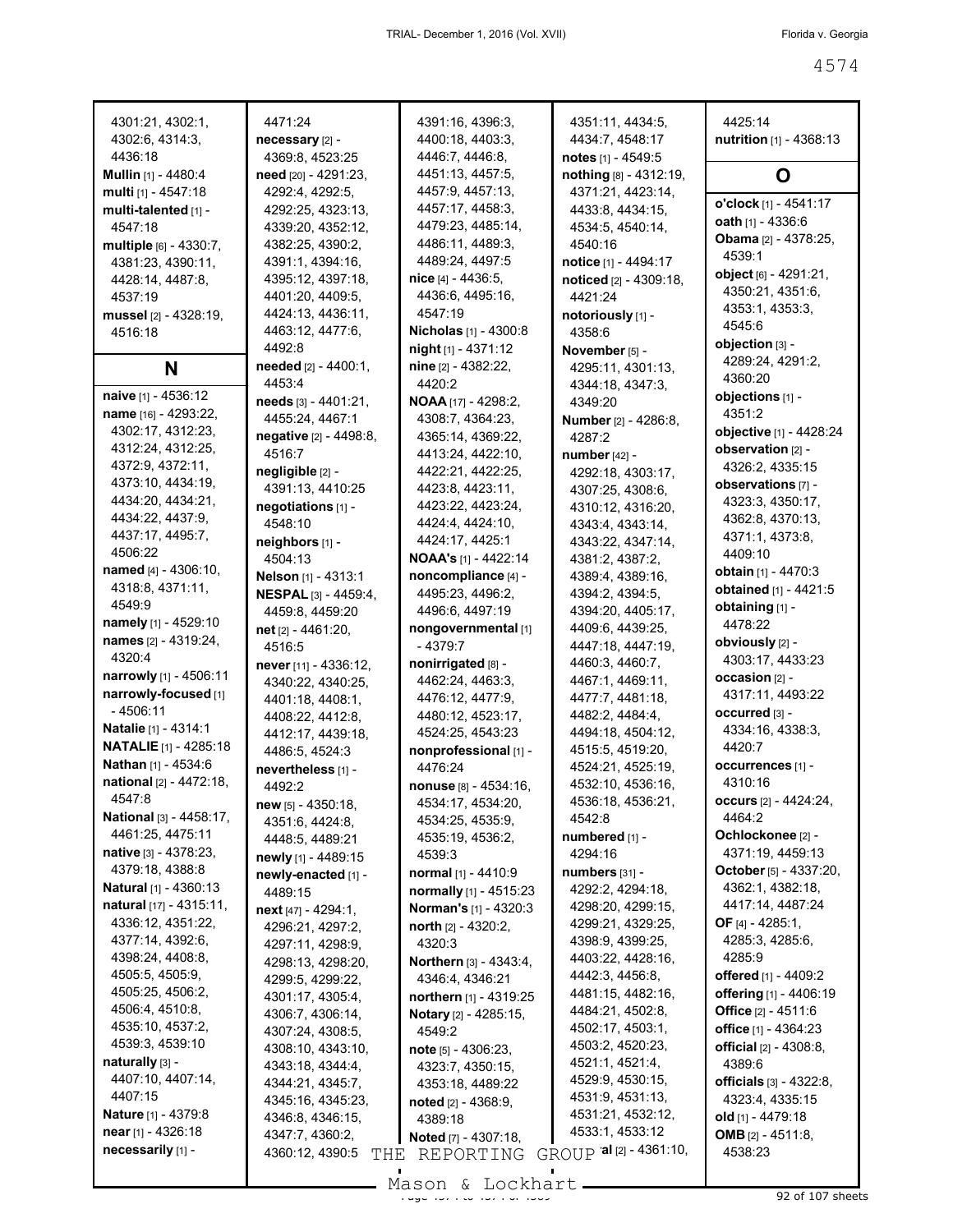4301:21, 4302:1, 4302:6, 4314:3, 4436:18
**Mullin** [1] - 4480:4
**multi** [1] - 4547:18
**multi-talented** [1] - 4547:18
**multiple** [6] - 4330:7, 4381:23, 4390:11, 4428:14, 4487:8, 4537:19
**mussel** [2] - 4328:19, 4516:18

## N

**naive** [1] - 4536:12
**name** [16] - 4293:22, 4302:17, 4312:23, 4312:24, 4312:25, 4372:9, 4372:11, 4373:10, 4434:19, 4434:20, 4434:21, 4434:22, 4437:9, 4437:17, 4495:7, 4506:22
**named** [4] - 4306:10, 4318:8, 4371:11, 4549:9
**namely** [1] - 4529:10
**names** [2] - 4319:24, 4320:4
**narrowly** [1] - 4506:11
**narrowly-focused** [1] - 4506:11
**Natalie** [1] - 4314:1
**NATALIE** [1] - 4285:18
**Nathan** [1] - 4534:6
**national** [2] - 4472:18, 4547:8
**National** [3] - 4458:17, 4461:25, 4475:11
**native** [3] - 4378:23, 4379:18, 4388:8
**Natural** [1] - 4360:13
**natural** [17] - 4315:11, 4336:12, 4351:22, 4377:14, 4392:6, 4398:24, 4408:8, 4505:5, 4505:9, 4505:25, 4506:2, 4506:4, 4510:8, 4535:10, 4537:2, 4539:3, 4539:10
**naturally** [3] - 4407:10, 4407:14, 4407:15
**Nature** [1] - 4379:8
**near** [1] - 4326:18
**necessarily** [1] - 4471:24
**necessary** [2] - 4369:8, 4523:25
**need** [20] - 4291:23, 4292:4, 4292:5, 4292:25, 4323:13, 4339:20, 4352:12, 4382:25, 4390:2, 4391:3, 4394:16, 4395:12, 4397:18, 4401:20, 4409:5, 4424:13, 4436:11, 4463:12, 4477:6, 4492:8
**needed** [2] - 4400:1, 4453:4
**needs** [3] - 4401:21, 4455:24, 4467:1
**negative** [2] - 4498:8, 4516:7
**negligible** [2] - 4391:13, 4410:25
**negotiations** [1] - 4548:10
**neighbors** [1] - 4504:13
**Nelson** [1] - 4313:1
**NESPAL** [3] - 4459:4, 4459:8, 4459:20
**net** [2] - 4461:20, 4516:5
**never** [11] - 4336:12, 4340:22, 4340:25, 4401:18, 4408:1, 4408:22, 4412:8, 4412:17, 4439:18, 4486:5, 4524:3
**nevertheless** [1] - 4492:2
**new** [5] - 4350:18, 4351:6, 4424:8, 4448:5, 4489:21
**newly** [1] - 4489:15
**newly-enacted** [1] - 4489:15
**next** [47] - 4294:1, 4296:21, 4297:2, 4297:11, 4298:9, 4298:13, 4298:20, 4299:5, 4299:22, 4301:17, 4305:4, 4306:7, 4306:14, 4307:24, 4308:5, 4308:10, 4343:10, 4343:18, 4344:4, 4344:21, 4345:7, 4345:16, 4345:23, 4346:8, 4346:15, 4347:7, 4360:2, 4360:12, 4390:5, 4391:16, 4396:3, 4400:18, 4403:3, 4446:7, 4446:8, 4451:13, 4457:5, 4457:9, 4457:13, 4457:17, 4458:3, 4479:23, 4485:14, 4486:11, 4489:3, 4489:24, 4497:5
**nice** [4] - 4436:5, 4436:6, 4495:16, 4547:19
**Nicholas** [1] - 4300:8
**night** [1] - 4371:12
**nine** [2] - 4382:22, 4420:2
**NOAA** [17] - 4298:2, 4308:7, 4364:23, 4365:14, 4369:22, 4413:24, 4422:10, 4422:21, 4422:25, 4423:8, 4423:11, 4423:22, 4423:24, 4424:4, 4424:10, 4424:17, 4425:1
**NOAA's** [1] - 4422:14
**noncompliance** [4] - 4495:23, 4496:2, 4496:6, 4497:19
**nongovernmental** [1] - 4379:7
**nonirrigated** [8] - 4462:24, 4463:3, 4476:12, 4477:9, 4480:12, 4523:17, 4524:25, 4543:23
**nonprofessional** [1] - 4476:24
**nonuse** [8] - 4534:16, 4534:17, 4534:20, 4534:25, 4535:9, 4535:19, 4536:2, 4539:3
**normal** [1] - 4410:9
**normally** [1] - 4515:23
**Norman's** [1] - 4320:3
**north** [2] - 4320:2, 4320:3
**Northern** [3] - 4343:4, 4346:4, 4346:21
**northern** [1] - 4319:25
**Notary** [2] - 4285:15, 4549:2
**note** [5] - 4306:23, 4323:7, 4350:15, 4353:18, 4489:22
**noted** [2] - 4368:9, 4389:18
**Noted** [7] - 4307:18, 4351:11, 4434:5, 4434:7, 4548:17
**notes** [1] - 4549:5
**nothing** [8] - 4312:19, 4371:21, 4423:14, 4433:8, 4434:15, 4534:5, 4540:14, 4540:16
**notice** [1] - 4494:17
**noticed** [2] - 4309:18, 4421:24
**notoriously** [1] - 4358:6
**November** [5] - 4295:11, 4301:13, 4344:18, 4347:3, 4349:20
**Number** [2] - 4286:8, 4287:2
**number** [42] - 4292:18, 4303:17, 4307:25, 4308:6, 4310:12, 4316:20, 4343:4, 4343:14, 4343:22, 4347:14, 4381:2, 4387:2, 4389:4, 4389:16, 4394:2, 4394:5, 4394:20, 4405:17, 4409:6, 4439:25, 4447:18, 4447:19, 4460:3, 4460:7, 4467:1, 4469:11, 4477:7, 4481:18, 4482:2, 4484:4, 4494:18, 4504:12, 4515:5, 4519:20, 4524:21, 4525:19, 4532:10, 4536:16, 4536:18, 4536:21, 4542:8
**numbered** [1] - 4294:16
**numbers** [31] - 4292:2, 4294:18, 4298:20, 4299:15, 4299:21, 4329:25, 4398:9, 4399:25, 4403:22, 4428:16, 4442:3, 4456:8, 4481:15, 4482:16, 4484:21, 4502:8, 4502:17, 4503:1, 4503:2, 4520:23, 4521:1, 4521:4, 4529:9, 4530:15, 4531:9, 4531:13, 4531:21, 4532:12, 4533:1, 4533:12
**nutritional** [2] - 4361:10, 4425:14
**nutrition** [1] - 4368:13

## O

**o'clock** [1] - 4541:17
**oath** [1] - 4336:6
**Obama** [2] - 4378:25, 4539:1
**object** [6] - 4291:21, 4350:21, 4351:6, 4353:1, 4353:3, 4545:6
**objection** [3] - 4289:24, 4291:2, 4360:20
**objections** [1] - 4351:2
**objective** [1] - 4428:24
**observation** [2] - 4326:2, 4335:15
**observations** [7] - 4323:3, 4350:17, 4362:8, 4370:13, 4371:1, 4373:8, 4409:10
**obtain** [1] - 4470:3
**obtained** [1] - 4421:5
**obtaining** [1] - 4478:22
**obviously** [2] - 4303:17, 4433:23
**occasion** [2] - 4317:11, 4493:22
**occurred** [3] - 4334:16, 4338:3, 4420:7
**occurrences** [1] - 4310:16
**occurs** [2] - 4424:24, 4464:2
**Ochlockonee** [2] - 4371:19, 4459:13
**October** [5] - 4337:20, 4362:1, 4382:18, 4417:14, 4487:24
**OF** [4] - 4285:1, 4285:3, 4285:6, 4285:9
**offered** [1] - 4409:2
**offering** [1] - 4406:19
**Office** [2] - 4511:6
**office** [1] - 4364:23
**official** [2] - 4308:8, 4389:6
**officials** [3] - 4322:8, 4323:4, 4335:15
**old** [1] - 4479:18
**OMB** [2] - 4511:8, 4538:23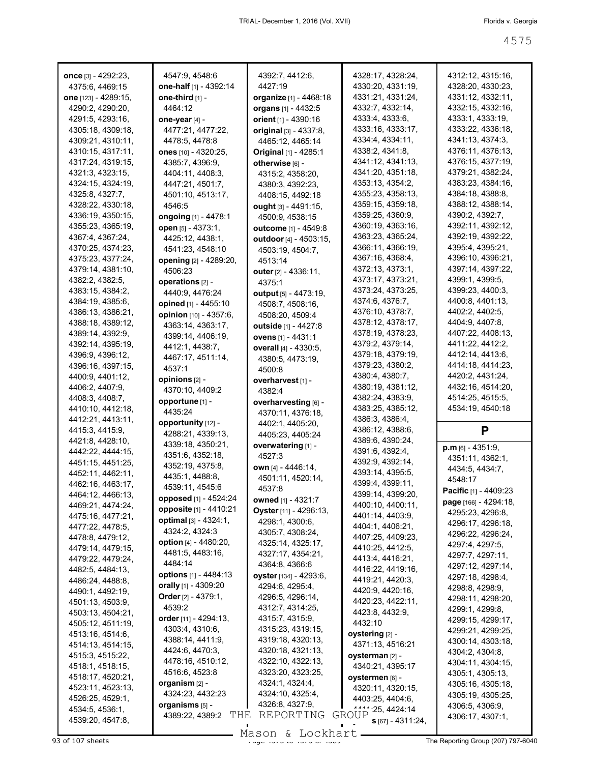**once** [3] - 4292:23, 4375:6, 4469:15
**one** [123] - 4289:15, 4290:2, 4290:20, 4291:5, 4293:16, 4305:18, 4309:18, 4309:21, 4310:11, 4310:15, 4317:11, 4317:24, 4319:15, 4321:3, 4323:15, 4324:15, 4324:19, 4325:8, 4327:7, 4328:22, 4330:18, 4336:19, 4350:15, 4355:23, 4365:19, 4367:4, 4367:24, 4370:25, 4374:23, 4375:23, 4377:24, 4379:14, 4381:10, 4382:2, 4382:5, 4383:15, 4384:2, 4384:19, 4385:6, 4386:13, 4386:21, 4388:18, 4389:12, 4389:14, 4392:9, 4392:14, 4395:19, 4396:9, 4396:12, 4396:16, 4397:15, 4400:9, 4401:12, 4406:2, 4407:9, 4408:3, 4408:7, 4410:10, 4412:18, 4412:21, 4413:11, 4415:3, 4415:9, 4421:8, 4428:10, 4442:22, 4444:15, 4451:15, 4451:25, 4452:11, 4462:11, 4462:16, 4463:17, 4464:12, 4466:13, 4469:21, 4474:24, 4475:16, 4477:21, 4477:22, 4478:5, 4478:8, 4479:12, 4479:14, 4479:15, 4479:22, 4479:24, 4482:5, 4484:13, 4486:24, 4488:8, 4490:1, 4492:19, 4501:13, 4503:9, 4503:13, 4504:21, 4505:12, 4511:19, 4513:16, 4514:6, 4514:13, 4514:15, 4515:3, 4515:22, 4518:1, 4518:15, 4518:17, 4520:21, 4523:11, 4523:13, 4526:25, 4529:1, 4534:5, 4536:1, 4539:20, 4547:8, 4547:9, 4548:6
**one-half** [1] - 4392:14
**one-third** [1] - 4464:12
**one-year** [4] - 4477:21, 4477:22, 4478:5, 4478:8
**ones** [10] - 4320:25, 4385:7, 4396:9, 4404:11, 4408:3, 4447:21, 4501:7, 4501:10, 4513:17, 4546:5
**ongoing** [1] - 4478:1
**open** [5] - 4373:1, 4425:12, 4438:1, 4541:23, 4548:10
**opening** [2] - 4289:20, 4506:23
**operations** [2] - 4440:9, 4476:24
**opined** [1] - 4455:10
**opinion** [10] - 4357:6, 4363:14, 4363:17, 4399:14, 4406:19, 4412:1, 4438:7, 4467:17, 4511:14, 4537:1
**opinions** [2] - 4370:10, 4409:2
**opportune** [1] - 4435:24
**opportunity** [12] - 4288:21, 4339:13, 4339:18, 4350:21, 4351:6, 4352:18, 4352:19, 4375:8, 4435:1, 4488:8, 4539:11, 4545:6
**opposed** [1] - 4524:24
**opposite** [1] - 4410:21
**optimal** [3] - 4324:1, 4324:2, 4324:3
**option** [4] - 4480:20, 4481:5, 4483:16, 4484:14
**options** [1] - 4484:13
**orally** [1] - 4309:20
**Order** [2] - 4379:1, 4539:2
**order** [11] - 4294:13, 4303:4, 4310:6, 4388:14, 4411:9, 4424:6, 4470:3, 4478:16, 4510:12, 4516:6, 4523:8
**organism** [2] - 4324:23, 4432:23
**organisms** [5] - 4389:22, 4389:2, 4392:7, 4412:6, 4427:19
**organize** [1] - 4468:18
**organs** [1] - 4432:5
**orient** [1] - 4390:16
**original** [3] - 4337:8, 4465:12, 4465:14
**Original** [1] - 4285:1
**otherwise** [6] - 4315:2, 4358:20, 4380:3, 4392:23, 4408:15, 4492:18
**ought** [3] - 4491:15, 4500:9, 4538:15
**outcome** [1] - 4549:8
**outdoor** [4] - 4503:15, 4503:19, 4504:7, 4513:14
**outer** [2] - 4336:11, 4375:1
**output** [5] - 4473:19, 4508:7, 4508:16, 4508:20, 4509:4
**outside** [1] - 4427:8
**ovens** [1] - 4431:1
**overall** [4] - 4330:5, 4380:5, 4473:19, 4500:8
**overharvest** [1] - 4382:4
**overharvesting** [6] - 4370:11, 4376:18, 4402:1, 4405:20, 4405:23, 4405:24
**overwatering** [1] - 4527:3
**own** [4] - 4446:14, 4501:11, 4520:14, 4537:8
**owned** [1] - 4321:7
**Oyster** [11] - 4296:13, 4298:1, 4300:6, 4305:7, 4308:24, 4325:14, 4325:17, 4327:17, 4354:21, 4364:8, 4366:6
**oyster** [134] - 4293:6, 4294:6, 4295:4, 4296:5, 4296:14, 4312:7, 4314:25, 4315:7, 4315:9, 4315:23, 4319:15, 4319:18, 4320:13, 4320:18, 4321:13, 4322:10, 4322:13, 4323:20, 4323:25, 4324:1, 4324:4, 4324:10, 4325:4, 4326:8, 4327:9, 4328:17, 4328:24, 4330:20, 4331:19, 4331:21, 4331:24, 4332:7, 4332:14, 4333:4, 4333:6, 4333:16, 4333:17, 4334:4, 4334:11, 4338:2, 4341:8, 4341:12, 4341:13, 4341:20, 4351:18, 4353:13, 4354:2, 4355:23, 4358:13, 4359:15, 4359:18, 4359:25, 4360:9, 4360:19, 4363:16, 4363:23, 4365:24, 4366:11, 4366:19, 4367:16, 4368:4, 4372:13, 4373:1, 4373:17, 4373:21, 4373:24, 4373:25, 4374:6, 4376:7, 4376:10, 4378:7, 4378:12, 4378:17, 4378:19, 4378:23, 4379:2, 4379:14, 4379:18, 4379:19, 4379:23, 4380:2, 4380:4, 4380:7, 4380:19, 4381:12, 4382:24, 4383:9, 4383:25, 4385:12, 4386:3, 4386:4, 4386:12, 4388:6, 4389:6, 4390:24, 4391:6, 4392:4, 4392:9, 4392:14, 4393:14, 4395:5, 4399:4, 4399:11, 4399:14, 4399:20, 4400:10, 4400:11, 4401:14, 4403:9, 4404:1, 4406:21, 4407:25, 4409:23, 4410:25, 4412:5, 4413:4, 4416:21, 4416:22, 4419:16, 4419:21, 4420:3, 4420:9, 4420:16, 4420:23, 4422:11, 4423:8, 4432:9, 4432:10
**oystering** [2] - 4371:13, 4516:21
**oysterman** [2] - 4340:21, 4395:17
**oystermen** [6] - 4320:15, 4320:15, 4403:25, 4404:6, 4414:25, 4424:14
**oysters** [67] - 4311:24, 4312:12, 4315:16, 4328:20, 4330:23, 4331:12, 4332:11, 4332:15, 4332:16, 4333:1, 4333:19, 4333:22, 4336:18, 4341:13, 4374:3, 4376:11, 4376:13, 4376:15, 4377:19, 4379:21, 4382:24, 4383:23, 4384:16, 4384:18, 4388:8, 4388:12, 4388:14, 4390:2, 4392:7, 4392:11, 4392:12, 4392:19, 4392:22, 4395:4, 4395:21, 4396:10, 4396:21, 4397:14, 4397:22, 4399:1, 4399:5, 4399:23, 4400:3, 4400:8, 4401:13, 4402:2, 4402:5, 4404:9, 4407:8, 4407:22, 4408:13, 4411:22, 4412:2, 4412:14, 4413:6, 4414:18, 4414:23, 4420:2, 4431:24, 4432:16, 4514:20, 4514:25, 4515:5, 4534:19, 4540:18

## P

**p.m** [6] - 4351:9, 4351:11, 4362:1, 4434:5, 4434:7, 4548:17
**Pacific** [1] - 4409:23
**page** [166] - 4294:18, 4295:23, 4296:8, 4296:17, 4296:18, 4296:22, 4296:24, 4297:4, 4297:5, 4297:7, 4297:11, 4297:12, 4297:14, 4297:18, 4298:4, 4298:8, 4298:9, 4298:11, 4298:20, 4299:1, 4299:8, 4299:15, 4299:17, 4299:21, 4299:25, 4300:14, 4303:18, 4304:2, 4304:8, 4304:11, 4304:15, 4305:1, 4305:13, 4305:16, 4305:18, 4305:19, 4305:25, 4306:5, 4306:9, 4306:17, 4307:1,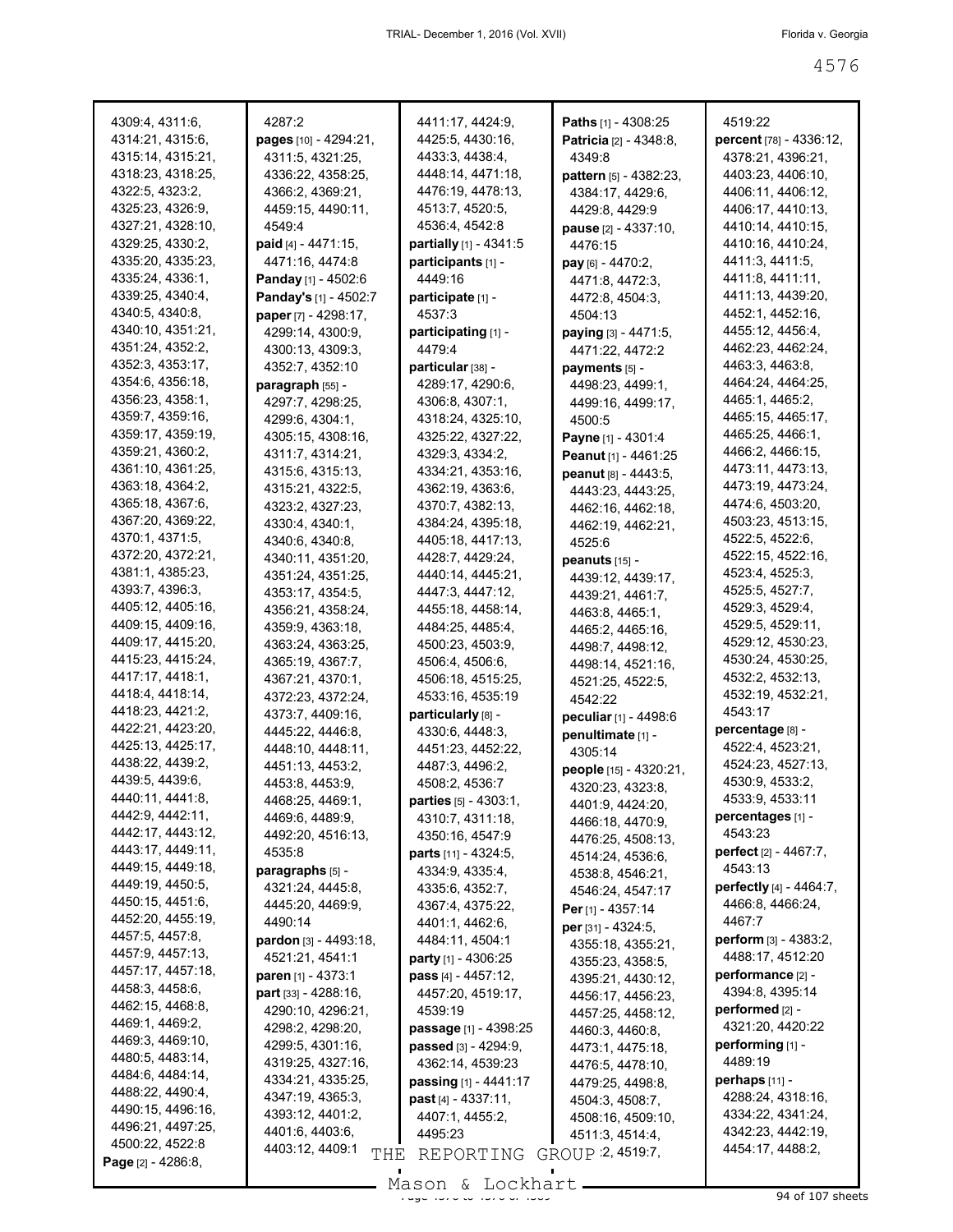4309:4, 4311:6, 4314:21, 4315:6, 4315:14, 4315:21, 4318:23, 4318:25, 4322:5, 4323:2, 4325:23, 4326:9, 4327:21, 4328:10, 4329:25, 4330:2, 4335:20, 4335:23, 4335:24, 4336:1, 4339:25, 4340:4, 4340:5, 4340:8, 4340:10, 4351:21, 4351:24, 4352:2, 4352:3, 4353:17, 4354:6, 4356:18, 4356:23, 4358:1, 4359:7, 4359:16, 4359:17, 4359:19, 4359:21, 4360:2, 4361:10, 4361:25, 4363:18, 4364:2, 4365:18, 4367:6, 4367:20, 4369:22, 4370:1, 4371:5, 4372:20, 4372:21, 4381:1, 4385:23, 4393:7, 4396:3, 4405:12, 4405:16, 4409:15, 4409:16, 4409:17, 4415:20, 4415:23, 4415:24, 4417:17, 4418:1, 4418:4, 4418:14, 4418:23, 4421:2, 4422:21, 4423:20, 4425:13, 4425:17, 4438:22, 4439:2, 4439:5, 4439:6, 4440:11, 4441:8, 4442:9, 4442:11, 4442:17, 4443:12, 4443:17, 4449:11, 4449:15, 4449:18, 4449:19, 4450:5, 4450:15, 4451:6, 4452:20, 4455:19, 4457:5, 4457:8, 4457:9, 4457:13, 4457:17, 4457:18, 4458:3, 4458:6, 4462:15, 4468:8, 4469:1, 4469:2, 4469:3, 4469:10, 4480:5, 4483:14, 4484:6, 4484:14, 4488:22, 4490:4, 4490:15, 4496:16, 4496:21, 4497:25, 4500:22, 4522:8

**Page** [2] - 4286:8, 4287:2

**pages** [10] - 4294:21, 4311:5, 4321:25, 4336:22, 4358:25, 4366:2, 4369:21, 4459:15, 4490:11, 4549:4

**paid** [4] - 4471:15, 4471:16, 4474:8

**Panday** [1] - 4502:6

**Panday's** [1] - 4502:7

**paper** [7] - 4298:17, 4299:14, 4300:9, 4300:13, 4309:3, 4352:7, 4352:10

**paragraph** [55] - 4297:7, 4298:25, 4299:6, 4304:1, 4305:15, 4308:16, 4311:7, 4314:21, 4315:6, 4315:13, 4315:21, 4322:5, 4323:2, 4327:23, 4330:4, 4340:1, 4340:6, 4340:8, 4340:11, 4351:20, 4351:24, 4351:25, 4353:17, 4354:5, 4356:21, 4358:24, 4359:9, 4363:18, 4363:24, 4363:25, 4365:19, 4367:7, 4367:21, 4370:1, 4372:23, 4372:24, 4373:7, 4409:16, 4445:22, 4446:8, 4448:10, 4448:11, 4451:13, 4453:2, 4453:8, 4453:9, 4468:25, 4469:1, 4469:6, 4489:9, 4492:20, 4516:13, 4535:8

**paragraphs** [5] - 4321:24, 4445:8, 4445:20, 4469:9, 4490:14

**pardon** [3] - 4493:18, 4521:21, 4541:1

**paren** [1] - 4373:1

**part** [33] - 4288:16, 4290:10, 4296:21, 4298:2, 4298:20, 4299:5, 4301:16, 4319:25, 4327:16, 4334:21, 4335:25, 4347:19, 4365:3, 4393:12, 4401:2, 4401:6, 4403:6, 4403:12, 4409:1, 4411:17, 4424:9, 4425:5, 4430:16, 4433:3, 4438:4, 4448:14, 4471:18, 4476:19, 4478:13, 4513:7, 4520:5, 4536:4, 4542:8

**partially** [1] - 4341:5

**participants** [1] - 4449:16

**participate** [1] - 4537:3

**participating** [1] - 4479:4

**particular** [38] - 4289:17, 4290:6, 4306:8, 4307:1, 4318:24, 4325:10, 4325:22, 4327:22, 4329:3, 4334:2, 4334:21, 4353:16, 4362:19, 4363:6, 4370:7, 4382:13, 4384:24, 4395:18, 4405:18, 4417:13, 4428:7, 4429:24, 4440:14, 4445:21, 4447:3, 4447:12, 4455:18, 4458:14, 4484:25, 4485:4, 4500:23, 4503:9, 4506:4, 4506:6, 4506:18, 4515:25, 4533:16, 4535:19

**particularly** [8] - 4330:6, 4448:3, 4451:23, 4452:22, 4487:3, 4496:2, 4508:2, 4536:7

**parties** [5] - 4303:1, 4310:7, 4311:18, 4350:16, 4547:9

**parts** [11] - 4324:5, 4334:9, 4335:4, 4335:6, 4352:7, 4367:4, 4375:22, 4401:1, 4462:6, 4484:11, 4504:1

**party** [1] - 4306:25

**pass** [4] - 4457:12, 4457:20, 4519:17, 4539:19

**passage** [1] - 4398:25

**passed** [3] - 4294:9, 4362:14, 4539:23

**passing** [1] - 4441:17

**past** [4] - 4337:11, 4407:1, 4455:2, 4495:23

**Paths** [1] - 4308:25

**Patricia** [2] - 4348:8, 4349:8

**pattern** [5] - 4382:23, 4384:17, 4429:6, 4429:8, 4429:9

**pause** [2] - 4337:10, 4476:15

**pay** [6] - 4470:2, 4471:8, 4472:3, 4472:8, 4504:3, 4504:13

**paying** [3] - 4471:5, 4471:22, 4472:2

**payments** [5] - 4498:23, 4499:1, 4499:16, 4499:17, 4500:5

**Payne** [1] - 4301:4

**Peanut** [1] - 4461:25

**peanut** [8] - 4443:5, 4443:23, 4443:25, 4462:16, 4462:18, 4462:19, 4462:21, 4525:6

**peanuts** [15] - 4439:12, 4439:17, 4439:21, 4461:7, 4463:8, 4465:1, 4465:2, 4465:16, 4498:7, 4498:12, 4498:14, 4521:16, 4521:25, 4522:5, 4542:22

**peculiar** [1] - 4498:6

**penultimate** [1] - 4305:14

**people** [15] - 4320:21, 4320:23, 4323:8, 4401:9, 4424:20, 4466:18, 4470:9, 4476:25, 4508:13, 4514:24, 4536:6, 4538:8, 4546:21, 4546:24, 4547:17

**Per** [1] - 4357:14

**per** [31] - 4324:5, 4355:18, 4355:21, 4355:23, 4358:5, 4395:21, 4430:12, 4456:17, 4456:23, 4457:25, 4458:12, 4460:3, 4460:8, 4473:1, 4475:18, 4476:5, 4478:10, 4479:25, 4498:8, 4504:3, 4508:7, 4508:16, 4509:10, 4511:3, 4514:4, 4518:2, 4519:7, 4519:22

**percent** [78] - 4336:12, 4378:21, 4396:21, 4403:23, 4406:10, 4406:11, 4406:12, 4406:17, 4410:13, 4410:14, 4410:15, 4410:16, 4410:24, 4411:3, 4411:5, 4411:8, 4411:11, 4411:13, 4439:20, 4452:1, 4452:16, 4455:12, 4456:4, 4462:23, 4462:24, 4463:3, 4463:8, 4464:24, 4464:25, 4465:1, 4465:2, 4465:15, 4465:17, 4465:25, 4466:1, 4466:2, 4466:15, 4473:11, 4473:13, 4473:19, 4473:24, 4474:6, 4503:20, 4503:23, 4513:15, 4522:5, 4522:6, 4522:15, 4522:16, 4523:4, 4525:3, 4525:5, 4527:7, 4529:3, 4529:4, 4529:5, 4529:11, 4529:12, 4530:23, 4530:24, 4530:25, 4532:2, 4532:13, 4532:19, 4532:21, 4543:17

**percentage** [8] - 4522:4, 4523:21, 4524:23, 4527:13, 4530:9, 4533:2, 4533:9, 4533:11

**percentages** [1] - 4543:23

**perfect** [2] - 4467:7, 4543:13

**perfectly** [4] - 4464:7, 4466:8, 4466:24, 4467:7

**perform** [3] - 4383:2, 4488:17, 4512:20

**performance** [2] - 4394:8, 4395:14

**performed** [2] - 4321:20, 4420:22

**performing** [1] - 4489:19

**perhaps** [11] - 4288:24, 4318:16, 4334:22, 4341:24, 4342:23, 4442:19, 4454:17, 4488:2,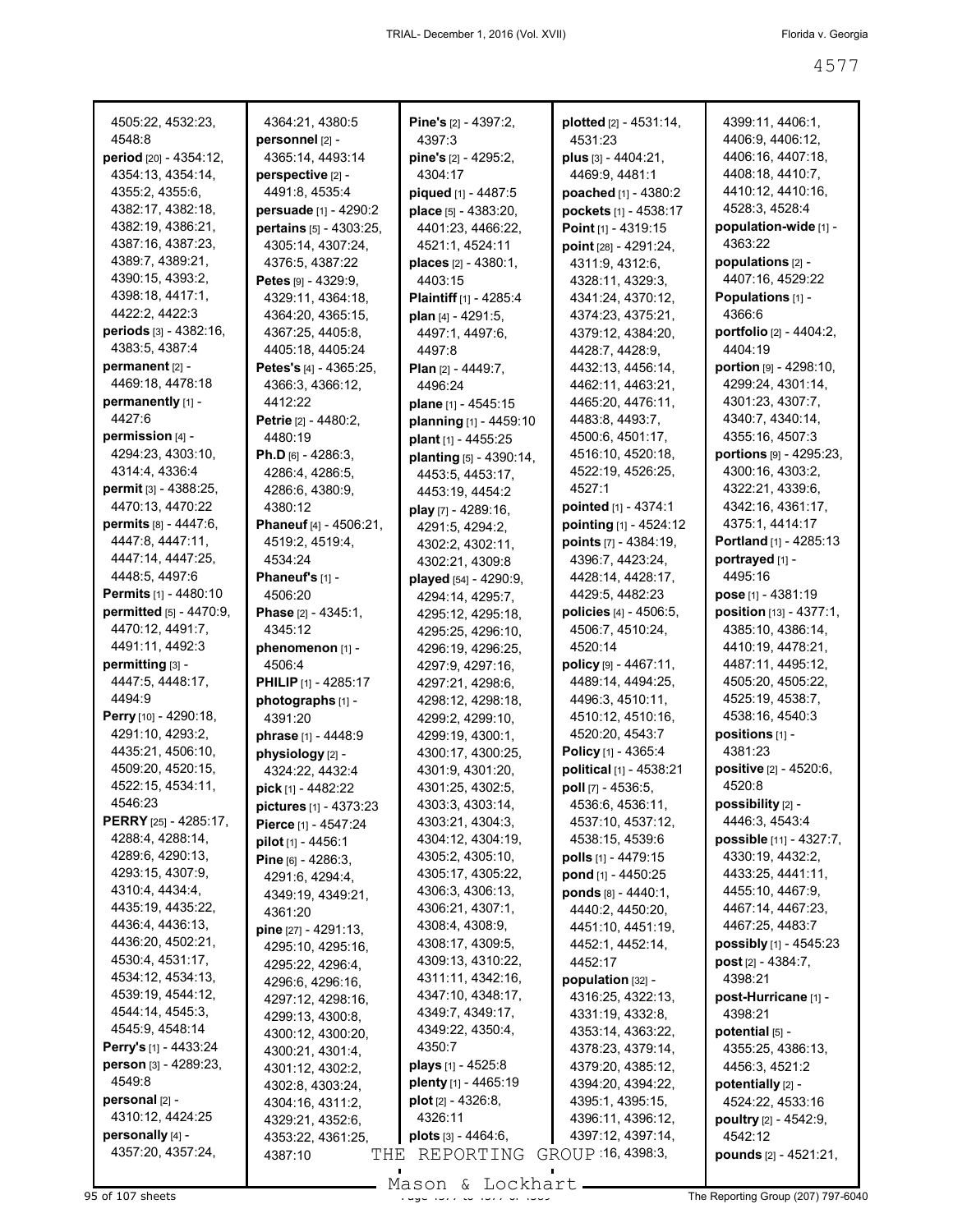4505:22, 4532:23, 4548:8
**period** [20] - 4354:12, 4354:13, 4354:14, 4355:2, 4355:6, 4382:17, 4382:18, 4382:19, 4386:21, 4387:16, 4387:23, 4389:7, 4389:21, 4390:15, 4393:2, 4398:18, 4417:1, 4422:2, 4422:3
**periods** [3] - 4382:16, 4383:5, 4387:4
**permanent** [2] - 4469:18, 4478:18
**permanently** [1] - 4427:6
**permission** [4] - 4294:23, 4303:10, 4314:4, 4336:4
**permit** [3] - 4388:25, 4470:13, 4470:22
**permits** [8] - 4447:6, 4447:8, 4447:11, 4447:14, 4447:25, 4448:5, 4497:6
**Permits** [1] - 4480:10
**permitted** [5] - 4470:9, 4470:12, 4491:7, 4491:11, 4492:3
**permitting** [3] - 4447:5, 4448:17, 4494:9
**Perry** [10] - 4290:18, 4291:10, 4293:2, 4435:21, 4506:10, 4509:20, 4520:15, 4522:15, 4534:11, 4546:23
**PERRY** [25] - 4285:17, 4288:4, 4288:14, 4289:6, 4290:13, 4293:15, 4307:9, 4310:4, 4434:4, 4435:19, 4435:22, 4436:4, 4436:13, 4436:20, 4502:21, 4530:4, 4531:17, 4534:12, 4534:13, 4539:19, 4544:12, 4544:14, 4545:3, 4545:9, 4548:14
**Perry's** [1] - 4433:24
**person** [3] - 4289:23, 4549:8
**personal** [2] - 4310:12, 4424:25
**personally** [4] - 4357:20, 4357:24, 4364:21, 4380:5
**personnel** [2] - 4365:14, 4493:14
**perspective** [2] - 4491:8, 4535:4
**persuade** [1] - 4290:2
**pertains** [5] - 4303:25, 4305:14, 4307:24, 4376:5, 4387:22
**Petes** [9] - 4329:9, 4329:11, 4364:18, 4364:20, 4365:15, 4367:25, 4405:8, 4405:18, 4405:24
**Petes's** [4] - 4365:25, 4366:3, 4366:12, 4412:22
**Petrie** [2] - 4480:2, 4480:19
**Ph.D** [6] - 4286:3, 4286:4, 4286:5, 4286:6, 4380:9, 4380:12
**Phaneuf** [4] - 4506:21, 4519:2, 4519:4, 4534:24
**Phaneuf's** [1] - 4506:20
**Phase** [2] - 4345:1, 4345:12
**phenomenon** [1] - 4506:4
**PHILIP** [1] - 4285:17
**photographs** [1] - 4391:20
**phrase** [1] - 4448:9
**physiology** [2] - 4324:22, 4432:4
**pick** [1] - 4482:22
**pictures** [1] - 4373:23
**Pierce** [1] - 4547:24
**pilot** [1] - 4456:1
**Pine** [6] - 4286:3, 4291:6, 4294:4, 4349:19, 4349:21, 4361:20
**pine** [27] - 4291:13, 4295:10, 4295:16, 4295:22, 4296:4, 4296:6, 4296:16, 4297:12, 4298:16, 4299:13, 4300:8, 4300:12, 4300:20, 4300:21, 4301:4, 4301:12, 4302:2, 4302:8, 4303:24, 4304:16, 4311:2, 4329:21, 4352:6, 4353:22, 4361:25, 4387:10
**Pine's** [2] - 4397:2, 4397:3
**pine's** [2] - 4295:2, 4304:17
**piqued** [1] - 4487:5
**place** [5] - 4383:20, 4401:23, 4466:22, 4521:1, 4524:11
**places** [2] - 4380:1, 4403:15
**Plaintiff** [1] - 4285:4
**plan** [4] - 4291:5, 4497:1, 4497:6, 4497:8
**Plan** [2] - 4449:7, 4496:24
**plane** [1] - 4545:15
**planning** [1] - 4459:10
**plant** [1] - 4455:25
**planting** [5] - 4390:14, 4453:5, 4453:17, 4453:19, 4454:2
**play** [7] - 4289:16, 4291:5, 4294:2, 4302:2, 4302:11, 4302:21, 4309:8
**played** [54] - 4290:9, 4294:14, 4295:7, 4295:12, 4295:18, 4295:25, 4296:10, 4296:19, 4296:25, 4297:9, 4297:16, 4297:21, 4298:6, 4298:12, 4298:18, 4299:2, 4299:10, 4299:19, 4300:1, 4300:17, 4300:25, 4301:9, 4301:20, 4301:25, 4302:5, 4303:3, 4303:14, 4303:21, 4304:3, 4304:12, 4304:19, 4305:2, 4305:10, 4305:17, 4305:22, 4306:3, 4306:13, 4306:21, 4307:1, 4308:4, 4308:9, 4308:17, 4309:5, 4309:13, 4310:22, 4311:11, 4342:16, 4347:10, 4348:17, 4349:7, 4349:17, 4349:22, 4350:4, 4350:7
**plays** [1] - 4525:8
**plenty** [1] - 4465:19
**plot** [2] - 4326:8, 4326:11
**plots** [3] - 4464:6,
**plotted** [2] - 4531:14, 4531:23
**plus** [3] - 4404:21, 4469:9, 4481:1
**poached** [1] - 4380:2
**pockets** [1] - 4538:17
**Point** [1] - 4319:15
**point** [28] - 4291:24, 4311:9, 4312:6, 4328:11, 4329:3, 4341:24, 4370:12, 4374:23, 4375:21, 4379:12, 4384:20, 4428:7, 4428:9, 4432:13, 4456:14, 4462:11, 4463:21, 4465:20, 4476:11, 4483:8, 4493:7, 4500:6, 4501:17, 4516:10, 4520:18, 4522:19, 4526:25, 4527:1
**pointed** [1] - 4374:1
**pointing** [1] - 4524:12
**points** [7] - 4384:19, 4396:7, 4423:24, 4428:14, 4428:17, 4429:5, 4482:23
**policies** [4] - 4506:5, 4506:7, 4510:24, 4520:14
**policy** [9] - 4467:11, 4489:14, 4494:25, 4496:3, 4510:11, 4510:12, 4510:16, 4520:20, 4543:7
**Policy** [1] - 4365:4
**political** [1] - 4538:21
**poll** [7] - 4536:5, 4536:6, 4536:11, 4537:10, 4537:12, 4538:15, 4539:6
**polls** [1] - 4479:15
**pond** [1] - 4450:25
**ponds** [8] - 4440:1, 4440:2, 4450:20, 4451:10, 4451:19, 4452:1, 4452:14, 4452:17
**population** [32] - 4316:25, 4322:13, 4331:19, 4332:8, 4353:14, 4363:22, 4378:23, 4379:14, 4379:20, 4385:12, 4394:20, 4394:22, 4395:1, 4395:15, 4396:11, 4396:12, 4397:12, 4397:14, 4398:3, 4399:11, 4406:1, 4406:9, 4406:12, 4406:16, 4407:18, 4408:18, 4410:7, 4410:12, 4410:16, 4528:3, 4528:4
**population-wide** [1] - 4363:22
**populations** [2] - 4407:16, 4529:22
**Populations** [1] - 4366:6
**portfolio** [2] - 4404:2, 4404:19
**portion** [9] - 4298:10, 4299:24, 4301:14, 4301:23, 4307:7, 4340:7, 4340:14, 4355:16, 4507:3
**portions** [9] - 4295:23, 4300:16, 4303:2, 4322:21, 4339:6, 4342:16, 4361:17, 4375:1, 4414:17
**Portland** [1] - 4285:13
**portrayed** [1] - 4495:16
**pose** [1] - 4381:19
**position** [13] - 4377:1, 4385:10, 4386:14, 4410:19, 4478:21, 4487:11, 4495:12, 4505:20, 4505:22, 4525:19, 4538:7, 4538:16, 4540:3
**positions** [1] - 4381:23
**positive** [2] - 4520:6, 4520:8
**possibility** [2] - 4446:3, 4543:4
**possible** [11] - 4327:7, 4330:19, 4432:2, 4433:25, 4441:11, 4455:10, 4467:9, 4467:14, 4467:23, 4467:25, 4483:7
**possibly** [1] - 4545:23
**post** [2] - 4384:7, 4398:21
**post-Hurricane** [1] - 4398:21
**potential** [5] - 4355:25, 4386:13, 4456:3, 4521:2
**potentially** [2] - 4524:22, 4533:16
**poultry** [2] - 4542:9, 4542:12
**pounds** [2] - 4521:21,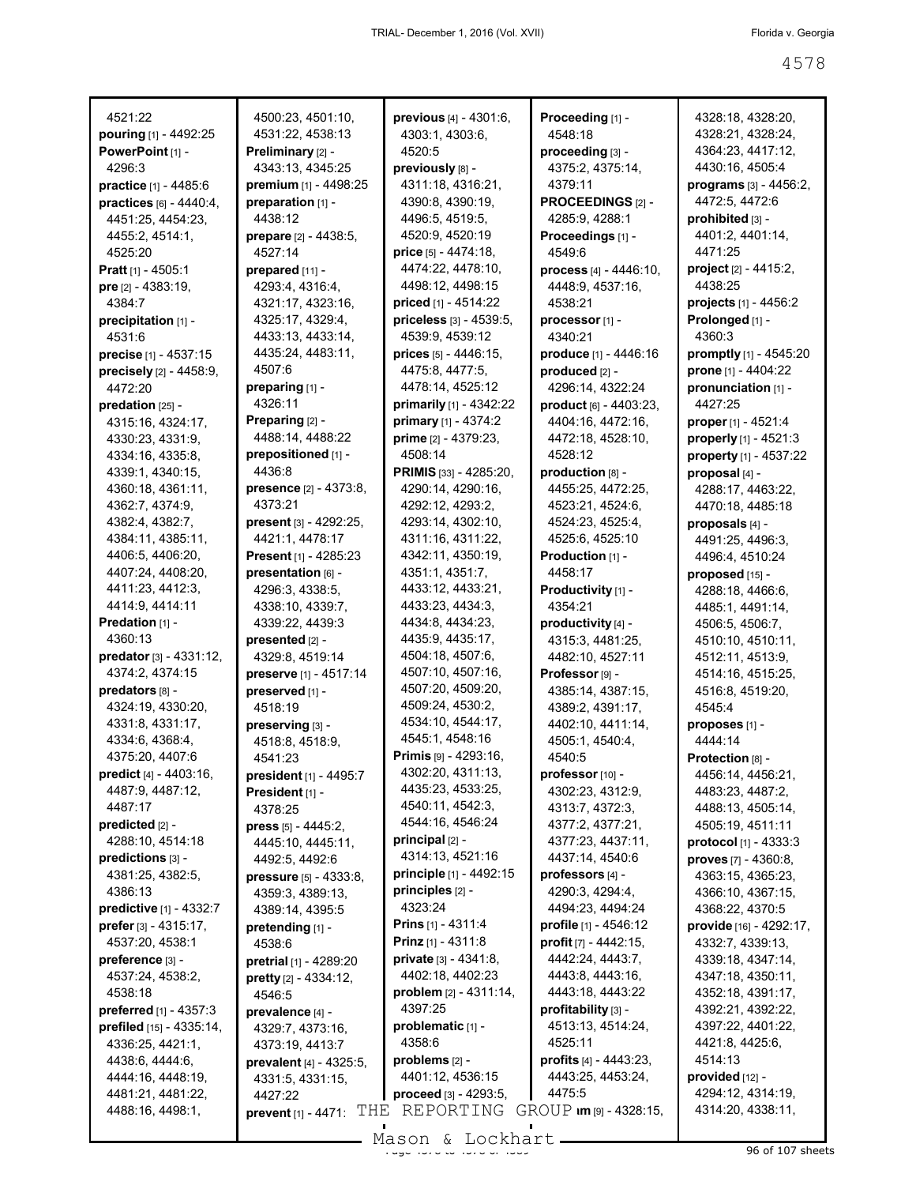4521:22
**pouring** [1] - 4492:25
**PowerPoint** [1] - 4296:3
**practice** [1] - 4485:6
**practices** [6] - 4440:4, 4451:25, 4454:23, 4455:2, 4514:1, 4525:20
**Pratt** [1] - 4505:1
**pre** [2] - 4383:19, 4384:7
**precipitation** [1] - 4531:6
**precise** [1] - 4537:15
**precisely** [2] - 4458:9, 4472:20
**predation** [25] - 4315:16, 4324:17, 4330:23, 4331:9, 4334:16, 4335:8, 4339:1, 4340:15, 4360:18, 4361:11, 4362:7, 4374:9, 4382:4, 4382:7, 4384:11, 4385:11, 4406:5, 4406:20, 4407:24, 4408:20, 4411:23, 4412:3, 4414:9, 4414:11
**Predation** [1] - 4360:13
**predator** [3] - 4331:12, 4374:2, 4374:15
**predators** [8] - 4324:19, 4330:20, 4331:8, 4331:17, 4334:6, 4368:4, 4375:20, 4407:6
**predict** [4] - 4403:16, 4487:9, 4487:12, 4487:17
**predicted** [2] - 4288:10, 4514:18
**predictions** [3] - 4381:25, 4382:5, 4386:13
**predictive** [1] - 4332:7
**prefer** [3] - 4315:17, 4537:20, 4538:1
**preference** [3] - 4537:24, 4538:2, 4538:18
**preferred** [1] - 4357:3
**prefiled** [15] - 4335:14, 4336:25, 4421:1, 4438:6, 4444:6, 4444:16, 4448:19, 4481:21, 4481:22, 4488:16, 4498:1, 4500:23, 4501:10, 4531:22, 4538:13
**Preliminary** [2] - 4343:13, 4345:25
**premium** [1] - 4498:25
**preparation** [1] - 4438:12
**prepare** [2] - 4438:5, 4527:14
**prepared** [11] - 4293:4, 4316:4, 4321:17, 4323:16, 4325:17, 4329:4, 4433:13, 4433:14, 4435:24, 4483:11, 4507:6
**preparing** [1] - 4326:11
**Preparing** [2] - 4488:14, 4488:22
**prepositioned** [1] - 4436:8
**presence** [2] - 4373:8, 4373:21
**present** [3] - 4292:25, 4421:1, 4478:17
**Present** [1] - 4285:23
**presentation** [6] - 4296:3, 4338:5, 4338:10, 4339:7, 4339:22, 4439:3
**presented** [2] - 4329:8, 4519:14
**preserve** [1] - 4517:14
**preserved** [1] - 4518:19
**preserving** [3] - 4518:8, 4518:9, 4541:23
**president** [1] - 4495:7
**President** [1] - 4378:25
**press** [5] - 4445:2, 4445:10, 4445:11, 4492:5, 4492:6
**pressure** [5] - 4333:8, 4359:3, 4389:13, 4389:14, 4395:5
**pretending** [1] - 4538:6
**pretrial** [1] - 4289:20
**pretty** [2] - 4334:12, 4546:5
**prevalence** [4] - 4329:7, 4373:16, 4373:19, 4413:7
**prevalent** [4] - 4325:5, 4331:5, 4331:15, 4427:22
**prevent** [1] - 4471:
**previous** [4] - 4301:6, 4303:1, 4303:6, 4520:5
**previously** [8] - 4311:18, 4316:21, 4390:8, 4390:19, 4496:5, 4519:5, 4520:9, 4520:19
**price** [5] - 4474:18, 4474:22, 4478:10, 4498:12, 4498:15
**priced** [1] - 4514:22
**priceless** [3] - 4539:5, 4539:9, 4539:12
**prices** [5] - 4446:15, 4475:8, 4477:5, 4478:14, 4525:12
**primarily** [1] - 4342:22
**primary** [1] - 4374:2
**prime** [2] - 4379:23, 4508:14
**PRIMIS** [33] - 4285:20, 4290:14, 4290:16, 4292:12, 4293:2, 4293:14, 4302:10, 4311:16, 4311:22, 4342:11, 4350:19, 4351:1, 4351:7, 4433:12, 4433:21, 4433:23, 4434:3, 4434:8, 4434:23, 4435:9, 4435:17, 4504:18, 4507:6, 4507:10, 4507:16, 4507:20, 4509:20, 4509:24, 4530:2, 4534:10, 4544:17, 4545:1, 4548:16
**Primis** [9] - 4293:16, 4302:20, 4311:13, 4435:23, 4533:25, 4540:11, 4542:3, 4544:16, 4546:24
**principal** [2] - 4314:13, 4521:16
**principle** [1] - 4492:15
**principles** [2] - 4323:24
**Prins** [1] - 4311:4
**Prinz** [1] - 4311:8
**private** [3] - 4341:8, 4402:18, 4402:23
**problem** [2] - 4311:14, 4397:25
**problematic** [1] - 4358:6
**problems** [2] - 4401:12, 4536:15
**proceed** [3] - 4293:5,
**Proceeding** [1] - 4548:18
**proceeding** [3] - 4375:2, 4375:14, 4379:11
**PROCEEDINGS** [2] - 4285:9, 4288:1
**Proceedings** [1] - 4549:6
**process** [4] - 4446:10, 4448:9, 4537:16, 4538:21
**processor** [1] - 4340:21
**produce** [1] - 4446:16
**produced** [2] - 4296:14, 4322:24
**product** [6] - 4403:23, 4404:16, 4472:16, 4472:18, 4528:10, 4528:12
**production** [8] - 4455:25, 4472:25, 4523:21, 4524:6, 4524:23, 4525:4, 4525:6, 4525:10
**Production** [1] - 4458:17
**Productivity** [1] - 4354:21
**productivity** [4] - 4315:3, 4481:25, 4482:10, 4527:11
**Professor** [9] - 4385:14, 4387:15, 4389:2, 4391:17, 4402:10, 4411:14, 4505:1, 4540:4, 4540:5
**professor** [10] - 4302:23, 4312:9, 4313:7, 4372:3, 4377:2, 4377:21, 4377:23, 4437:11, 4437:14, 4540:6
**professors** [4] - 4290:3, 4294:4, 4494:23, 4494:24
**profile** [1] - 4546:12
**profit** [7] - 4442:15, 4442:24, 4443:7, 4443:8, 4443:16, 4443:18, 4443:22
**profitability** [3] - 4513:13, 4514:24, 4525:11
**profits** [4] - 4443:23, 4443:25, 4453:24, 4475:5
**...m** [9] - 4328:15, 4328:18, 4328:20, 4328:21, 4328:24, 4364:23, 4417:12, 4430:16, 4505:4
**programs** [3] - 4456:2, 4472:5, 4472:6
**prohibited** [3] - 4401:2, 4401:14, 4471:25
**project** [2] - 4415:2, 4438:25
**projects** [1] - 4456:2
**Prolonged** [1] - 4360:3
**promptly** [1] - 4545:20
**prone** [1] - 4404:22
**pronunciation** [1] - 4427:25
**proper** [1] - 4521:4
**properly** [1] - 4521:3
**property** [1] - 4537:22
**proposal** [4] - 4288:17, 4463:22, 4470:18, 4485:18
**proposals** [4] - 4491:25, 4496:3, 4496:4, 4510:24
**proposed** [15] - 4288:18, 4466:6, 4485:1, 4491:14, 4506:5, 4506:7, 4510:10, 4510:11, 4512:11, 4513:9, 4514:16, 4515:25, 4516:8, 4519:20, 4545:4
**proposes** [1] - 4444:14
**Protection** [8] - 4456:14, 4456:21, 4483:23, 4487:2, 4488:13, 4505:14, 4505:19, 4511:11
**protocol** [1] - 4333:3
**proves** [7] - 4360:8, 4363:15, 4365:23, 4366:10, 4367:15, 4368:22, 4370:5
**provide** [16] - 4292:17, 4332:7, 4339:13, 4339:18, 4347:14, 4347:18, 4350:11, 4352:18, 4391:17, 4392:21, 4392:22, 4397:22, 4401:22, 4421:8, 4425:6, 4514:13
**provided** [12] - 4294:12, 4314:19, 4314:20, 4338:11,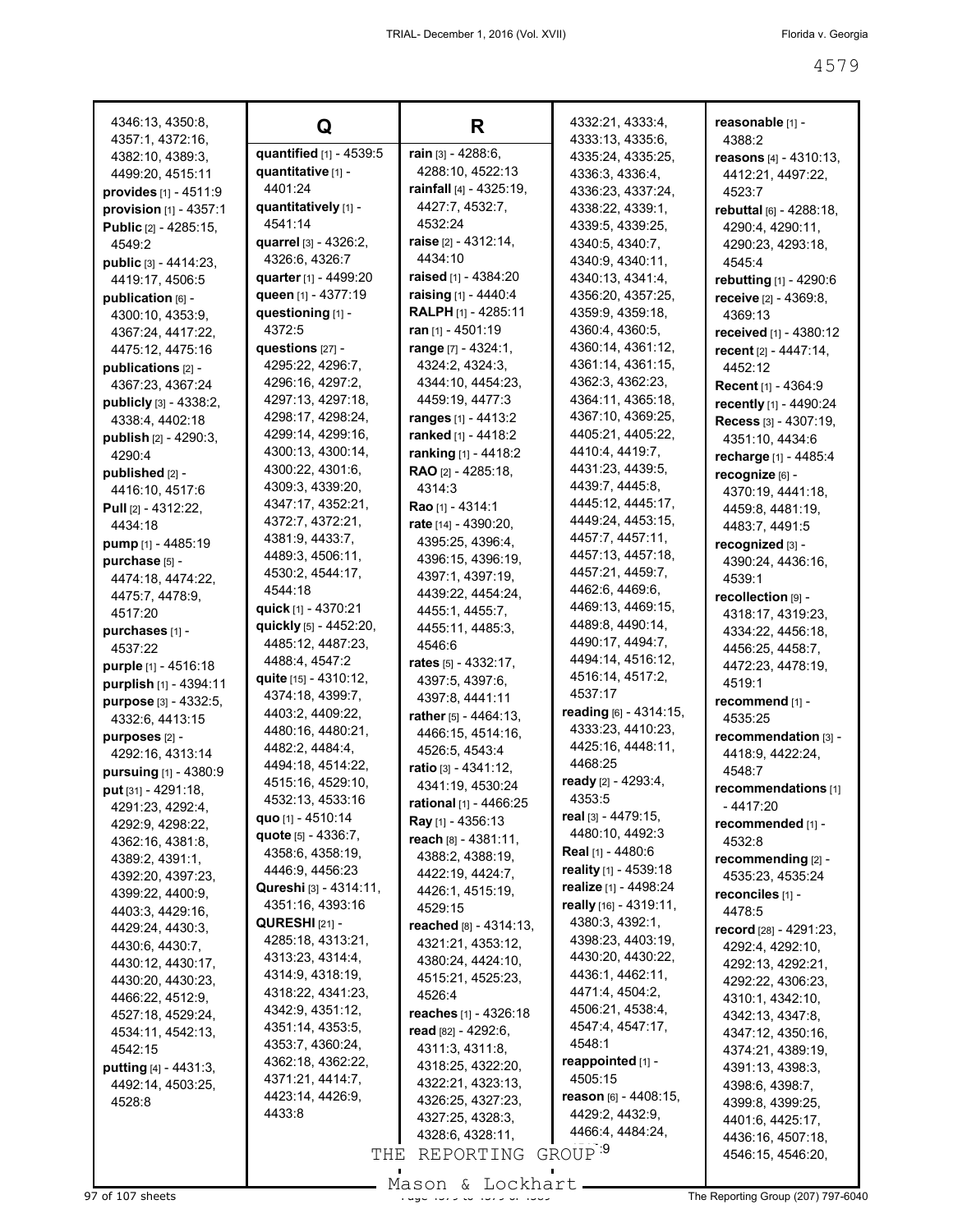4346:13, 4350:8, 4357:1, 4372:16, 4382:10, 4389:3, 4499:20, 4515:11
**provides** [1] - 4511:9
**provision** [1] - 4357:1
**Public** [2] - 4285:15, 4549:2
**public** [3] - 4414:23, 4419:17, 4506:5
**publication** [6] - 4300:10, 4353:9, 4367:24, 4417:22, 4475:12, 4475:16
**publications** [2] - 4367:23, 4367:24
**publicly** [3] - 4338:2, 4338:4, 4402:18
**publish** [2] - 4290:3, 4290:4
**published** [2] - 4416:10, 4517:6
**Pull** [2] - 4312:22, 4434:18
**pump** [1] - 4485:19
**purchase** [5] - 4474:18, 4474:22, 4475:7, 4478:9, 4517:20
**purchases** [1] - 4537:22
**purple** [1] - 4516:18
**purplish** [1] - 4394:11
**purpose** [3] - 4332:5, 4332:6, 4413:15
**purposes** [2] - 4292:16, 4313:14
**pursuing** [1] - 4380:9
**put** [31] - 4291:18, 4291:23, 4292:4, 4292:9, 4298:22, 4362:16, 4381:8, 4389:2, 4391:1, 4392:20, 4397:23, 4399:22, 4400:9, 4403:3, 4429:16, 4429:24, 4430:3, 4430:6, 4430:7, 4430:12, 4430:17, 4430:20, 4430:23, 4466:22, 4512:9, 4527:18, 4529:24, 4534:11, 4542:13, 4542:15
**putting** [4] - 4431:3, 4492:14, 4503:25, 4528:8

## Q

**quantified** [1] - 4539:5
**quantitative** [1] - 4401:24
**quantitatively** [1] - 4541:14
**quarrel** [3] - 4326:2, 4326:6, 4326:7
**quarter** [1] - 4499:20
**queen** [1] - 4377:19
**questioning** [1] - 4372:5
**questions** [27] - 4295:22, 4296:7, 4296:16, 4297:2, 4297:13, 4297:18, 4298:17, 4298:24, 4299:14, 4299:16, 4300:13, 4300:14, 4300:22, 4301:6, 4309:3, 4339:20, 4347:17, 4352:21, 4372:7, 4372:21, 4381:9, 4433:7, 4489:3, 4506:11, 4530:2, 4544:17, 4544:18
**quick** [1] - 4370:21
**quickly** [5] - 4452:20, 4485:12, 4487:23, 4488:4, 4547:2
**quite** [15] - 4310:12, 4374:18, 4399:7, 4403:2, 4409:22, 4480:16, 4480:21, 4482:2, 4484:4, 4494:18, 4514:22, 4515:16, 4529:10, 4532:13, 4533:16
**quo** [1] - 4510:14
**quote** [5] - 4336:7, 4358:6, 4358:19, 4446:9, 4456:23
**Qureshi** [3] - 4314:11, 4351:16, 4393:16
**QURESHI** [21] - 4285:18, 4313:21, 4313:23, 4314:4, 4314:9, 4318:19, 4318:22, 4341:23, 4342:9, 4351:12, 4351:14, 4353:5, 4353:7, 4360:24, 4362:18, 4362:22, 4371:21, 4414:7, 4423:14, 4426:9, 4433:8

## R

**rain** [3] - 4288:6, 4288:10, 4522:13
**rainfall** [4] - 4325:19, 4427:7, 4532:7, 4532:24
**raise** [2] - 4312:14, 4434:10
**raised** [1] - 4384:20
**raising** [1] - 4440:4
**RALPH** [1] - 4285:11
**ran** [1] - 4501:19
**range** [7] - 4324:1, 4324:2, 4324:3, 4344:10, 4454:23, 4459:19, 4477:3
**ranges** [1] - 4413:2
**ranked** [1] - 4418:2
**ranking** [1] - 4418:2
**RAO** [2] - 4285:18, 4314:3
**Rao** [1] - 4314:1
**rate** [14] - 4390:20, 4395:25, 4396:4, 4396:15, 4396:19, 4397:1, 4397:19, 4439:22, 4454:24, 4455:1, 4455:7, 4455:11, 4485:3, 4546:6
**rates** [5] - 4332:17, 4397:5, 4397:6, 4397:8, 4441:11
**rather** [5] - 4464:13, 4466:15, 4514:16, 4526:5, 4543:4
**ratio** [3] - 4341:12, 4341:19, 4530:24
**rational** [1] - 4466:25
**Ray** [1] - 4356:13
**reach** [8] - 4381:11, 4388:2, 4388:19, 4422:19, 4424:7, 4426:1, 4515:19, 4529:15
**reached** [8] - 4314:13, 4321:21, 4353:12, 4380:24, 4424:10, 4515:21, 4525:23, 4526:4
**reaches** [1] - 4326:18
**read** [82] - 4292:6, 4311:3, 4311:8, 4318:25, 4322:20, 4322:21, 4323:13, 4326:25, 4327:23, 4327:25, 4328:3, 4328:6, 4328:11, 4332:21, 4333:4, 4333:13, 4335:6, 4335:24, 4335:25, 4336:3, 4336:4, 4336:23, 4337:24, 4338:22, 4339:1, 4339:5, 4339:25, 4340:5, 4340:7, 4340:9, 4340:11, 4340:13, 4341:4, 4356:20, 4357:25, 4359:9, 4359:18, 4360:4, 4360:5, 4360:14, 4361:12, 4361:14, 4361:15, 4362:3, 4362:23, 4364:11, 4365:18, 4367:10, 4369:25, 4405:21, 4405:22, 4410:4, 4419:7, 4431:23, 4439:5, 4439:7, 4445:8, 4445:12, 4445:17, 4449:24, 4453:15, 4457:7, 4457:11, 4457:13, 4457:18, 4457:21, 4459:7, 4462:6, 4469:6, 4469:13, 4469:15, 4489:8, 4490:14, 4490:17, 4494:7, 4494:14, 4516:12, 4516:14, 4517:2, 4537:17
**reading** [6] - 4314:15, 4333:23, 4410:23, 4425:16, 4448:11, 4468:25
**ready** [2] - 4293:4, 4353:5
**real** [3] - 4479:15, 4480:10, 4492:3
**Real** [1] - 4480:6
**reality** [1] - 4539:18
**realize** [1] - 4498:24
**really** [16] - 4319:11, 4380:3, 4392:1, 4398:23, 4403:19, 4430:20, 4430:22, 4436:1, 4462:11, 4471:4, 4504:2, 4506:21, 4538:4, 4547:4, 4547:17, 4548:1
**reappointed** [1] - 4505:15
**reason** [6] - 4408:15, 4429:2, 4432:9, 4466:4, 4484:24, ...:9
**reasonable** [1] - 4388:2
**reasons** [4] - 4310:13, 4412:21, 4497:22, 4523:7
**rebuttal** [6] - 4288:18, 4290:4, 4290:11, 4290:23, 4293:18, 4545:4
**rebutting** [1] - 4290:6
**receive** [2] - 4369:8, 4369:13
**received** [1] - 4380:12
**recent** [2] - 4447:14, 4452:12
**Recent** [1] - 4364:9
**recently** [1] - 4490:24
**Recess** [3] - 4307:19, 4351:10, 4434:6
**recharge** [1] - 4485:4
**recognize** [6] - 4370:19, 4441:18, 4459:8, 4481:19, 4483:7, 4491:5
**recognized** [3] - 4390:24, 4436:16, 4539:1
**recollection** [9] - 4318:17, 4319:23, 4334:22, 4456:18, 4456:25, 4458:7, 4472:23, 4478:19, 4519:1
**recommend** [1] - 4535:25
**recommendation** [3] - 4418:9, 4422:24, 4548:7
**recommendations** [1] - 4417:20
**recommended** [1] - 4532:8
**recommending** [2] - 4535:23, 4535:24
**reconciles** [1] - 4478:5
**record** [28] - 4291:23, 4292:4, 4292:10, 4292:13, 4292:21, 4292:22, 4306:23, 4310:1, 4342:10, 4342:13, 4347:8, 4347:12, 4350:16, 4374:21, 4389:19, 4391:13, 4398:3, 4398:6, 4398:7, 4399:8, 4399:25, 4401:6, 4425:17, 4436:16, 4507:18, 4546:15, 4546:20,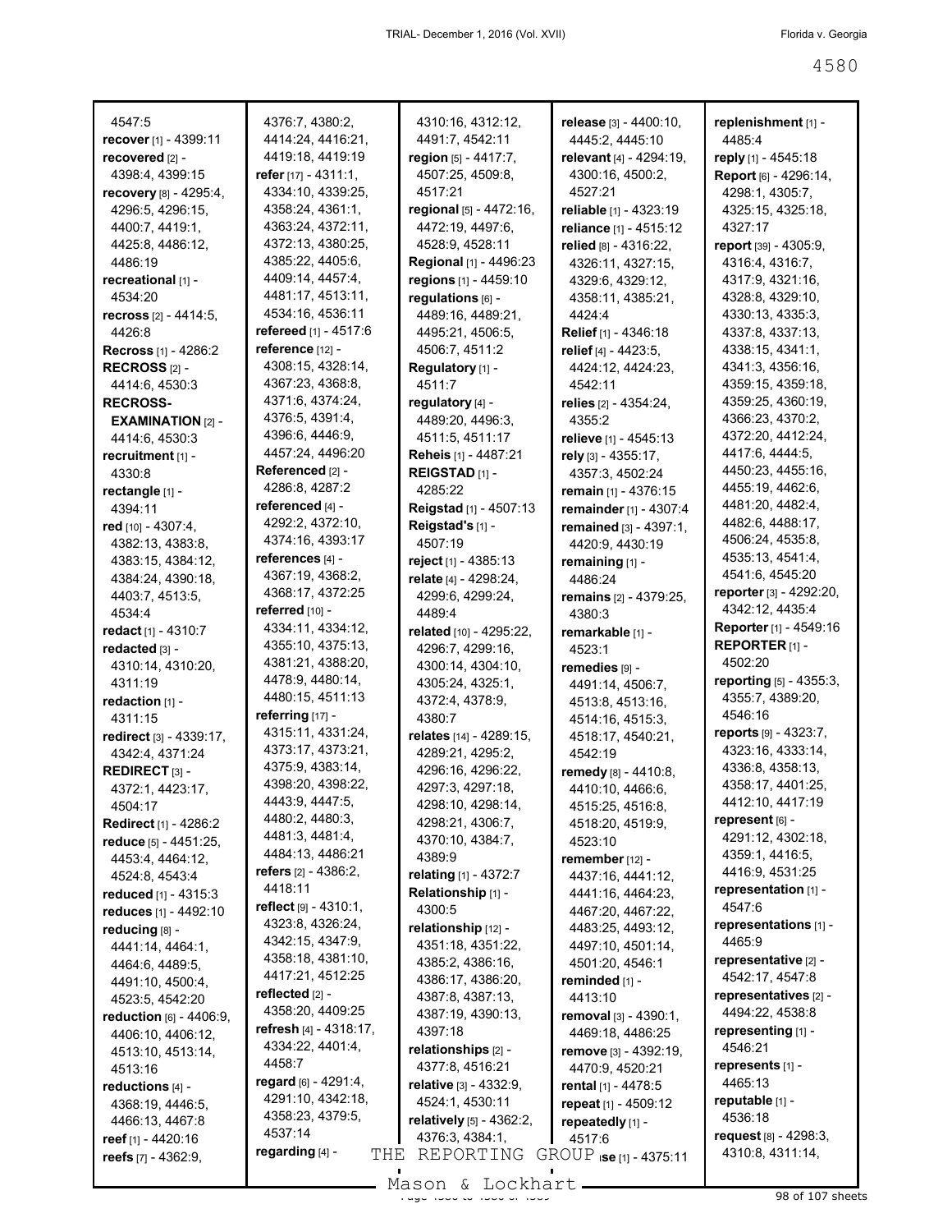4547:5
**recover** [1] - 4399:11
**recovered** [2] - 4398:4, 4399:15
**recovery** [8] - 4295:4, 4296:5, 4296:15, 4400:7, 4419:1, 4425:8, 4486:12, 4486:19
**recreational** [1] - 4534:20
**recross** [2] - 4414:5, 4426:8
**Recross** [1] - 4286:2
**RECROSS** [2] - 4414:6, 4530:3
**RECROSS-EXAMINATION** [2] - 4414:6, 4530:3
**recruitment** [1] - 4330:8
**rectangle** [1] - 4394:11
**red** [10] - 4307:4, 4382:13, 4383:8, 4383:15, 4384:12, 4384:24, 4390:18, 4403:7, 4513:5, 4534:4
**redact** [1] - 4310:7
**redacted** [3] - 4310:14, 4310:20, 4311:19
**redaction** [1] - 4311:15
**redirect** [3] - 4339:17, 4342:4, 4371:24
**REDIRECT** [3] - 4372:1, 4423:17, 4504:17
**Redirect** [1] - 4286:2
**reduce** [5] - 4451:25, 4453:4, 4464:12, 4524:8, 4543:4
**reduced** [1] - 4315:3
**reduces** [1] - 4492:10
**reducing** [8] - 4441:14, 4464:1, 4464:6, 4489:5, 4491:10, 4500:4, 4523:5, 4542:20
**reduction** [6] - 4406:9, 4406:10, 4406:12, 4513:10, 4513:14, 4513:16
**reductions** [4] - 4368:19, 4446:5, 4466:13, 4467:8
**reef** [1] - 4420:16
**reefs** [7] - 4362:9, 4376:7, 4380:2, 4414:24, 4416:21, 4419:18, 4419:19
**refer** [17] - 4311:1, 4334:10, 4339:25, 4358:24, 4361:1, 4363:24, 4372:11, 4372:13, 4380:25, 4385:22, 4405:6, 4409:14, 4457:4, 4481:17, 4513:11, 4534:16, 4536:11
**refereed** [1] - 4517:6
**reference** [12] - 4308:15, 4328:14, 4367:23, 4368:8, 4371:6, 4374:24, 4376:5, 4391:4, 4396:6, 4446:9, 4457:24, 4496:20
**Referenced** [2] - 4286:8, 4287:2
**referenced** [4] - 4292:2, 4372:10, 4374:16, 4393:17
**references** [4] - 4367:19, 4368:2, 4368:17, 4372:25
**referred** [10] - 4334:11, 4334:12, 4355:10, 4375:13, 4381:21, 4388:20, 4478:9, 4480:14, 4480:15, 4511:13
**referring** [17] - 4315:11, 4331:24, 4373:17, 4373:21, 4375:9, 4383:14, 4398:20, 4398:22, 4443:9, 4447:5, 4480:2, 4480:3, 4481:3, 4481:4, 4484:13, 4486:21
**refers** [2] - 4386:2, 4418:11
**reflect** [9] - 4310:1, 4323:8, 4326:24, 4342:15, 4347:9, 4358:18, 4381:10, 4417:21, 4512:25
**reflected** [2] - 4358:20, 4409:25
**refresh** [4] - 4318:17, 4334:22, 4401:4, 4458:7
**regard** [6] - 4291:4, 4291:10, 4342:18, 4358:23, 4379:5, 4537:14
**regarding** [4] - 4310:16, 4312:12, 4491:7, 4542:11
**region** [5] - 4417:7, 4507:25, 4509:8, 4517:21
**regional** [5] - 4472:16, 4472:19, 4497:6, 4528:9, 4528:11
**Regional** [1] - 4496:23
**regions** [1] - 4459:10
**regulations** [6] - 4489:16, 4489:21, 4495:21, 4506:5, 4506:7, 4511:2
**Regulatory** [1] - 4511:7
**regulatory** [4] - 4489:20, 4496:3, 4511:5, 4511:17
**Reheis** [1] - 4487:21
**REIGSTAD** [1] - 4285:22
**Reigstad** [1] - 4507:13
**Reigstad's** [1] - 4507:19
**reject** [1] - 4385:13
**relate** [4] - 4298:24, 4299:6, 4299:24, 4489:4
**related** [10] - 4295:22, 4296:7, 4299:16, 4300:14, 4304:10, 4305:24, 4325:1, 4372:4, 4378:9, 4380:7
**relates** [14] - 4289:15, 4289:21, 4295:2, 4296:16, 4296:22, 4297:3, 4297:18, 4298:10, 4298:14, 4298:21, 4306:7, 4370:10, 4384:7, 4389:9
**relating** [1] - 4372:7
**Relationship** [1] - 4300:5
**relationship** [12] - 4351:18, 4351:22, 4385:2, 4386:16, 4386:17, 4386:20, 4387:8, 4387:13, 4387:19, 4390:13, 4397:18
**relationships** [2] - 4377:8, 4516:21
**relative** [3] - 4332:9, 4524:1, 4530:11
**relatively** [5] - 4362:2, 4376:3, 4384:1,
**release** [3] - 4400:10, 4445:2, 4445:10
**relevant** [4] - 4294:19, 4300:16, 4500:2, 4527:21
**reliable** [1] - 4323:19
**reliance** [1] - 4515:12
**relied** [8] - 4316:22, 4326:11, 4327:15, 4329:6, 4329:12, 4358:11, 4385:21, 4424:4
**Relief** [1] - 4346:18
**relief** [4] - 4423:5, 4424:12, 4424:23, 4542:11
**relies** [2] - 4354:24, 4355:2
**relieve** [1] - 4545:13
**rely** [3] - 4355:17, 4357:3, 4502:24
**remain** [1] - 4376:15
**remainder** [1] - 4307:4
**remained** [3] - 4397:1, 4420:9, 4430:19
**remaining** [1] - 4486:24
**remains** [2] - 4379:25, 4380:3
**remarkable** [1] - 4523:1
**remedies** [9] - 4491:14, 4506:7, 4513:8, 4513:16, 4514:16, 4515:3, 4518:17, 4540:21, 4542:19
**remedy** [8] - 4410:8, 4410:10, 4466:6, 4515:25, 4516:8, 4518:20, 4519:9, 4523:10
**remember** [12] - 4437:16, 4441:12, 4441:16, 4464:23, 4467:20, 4467:22, 4483:25, 4493:12, 4497:10, 4501:14, 4501:20, 4546:1
**reminded** [1] - 4413:10
**removal** [3] - 4390:1, 4469:18, 4486:25
**remove** [3] - 4392:19, 4470:9, 4520:21
**rental** [1] - 4478:5
**repeat** [1] - 4509:12
**repeatedly** [1] - 4517:6
**...se** [1] - 4375:11
**replenishment** [1] - 4485:4
**reply** [1] - 4545:18
**Report** [6] - 4296:14, 4298:1, 4305:7, 4325:15, 4325:18, 4327:17
**report** [39] - 4305:9, 4316:4, 4316:7, 4317:9, 4321:16, 4328:8, 4329:10, 4330:13, 4335:3, 4337:8, 4337:13, 4338:15, 4341:1, 4341:3, 4356:16, 4359:15, 4359:18, 4359:25, 4360:19, 4366:23, 4370:2, 4372:20, 4412:24, 4417:6, 4444:5, 4450:23, 4455:16, 4455:19, 4462:6, 4481:20, 4482:4, 4482:6, 4488:17, 4506:24, 4535:8, 4535:13, 4541:4, 4541:6, 4545:20
**reporter** [3] - 4292:20, 4342:12, 4435:4
**Reporter** [1] - 4549:16
**REPORTER** [1] - 4502:20
**reporting** [5] - 4355:3, 4355:7, 4389:20, 4546:16
**reports** [9] - 4323:7, 4323:16, 4333:14, 4336:8, 4358:13, 4358:17, 4401:25, 4412:10, 4417:19
**represent** [6] - 4291:12, 4302:18, 4359:1, 4416:5, 4416:9, 4531:25
**representation** [1] - 4547:6
**representations** [1] - 4465:9
**representative** [2] - 4542:17, 4547:8
**representatives** [2] - 4494:22, 4538:8
**representing** [1] - 4546:21
**represents** [1] - 4465:13
**reputable** [1] - 4536:18
**request** [8] - 4298:3, 4310:8, 4311:14,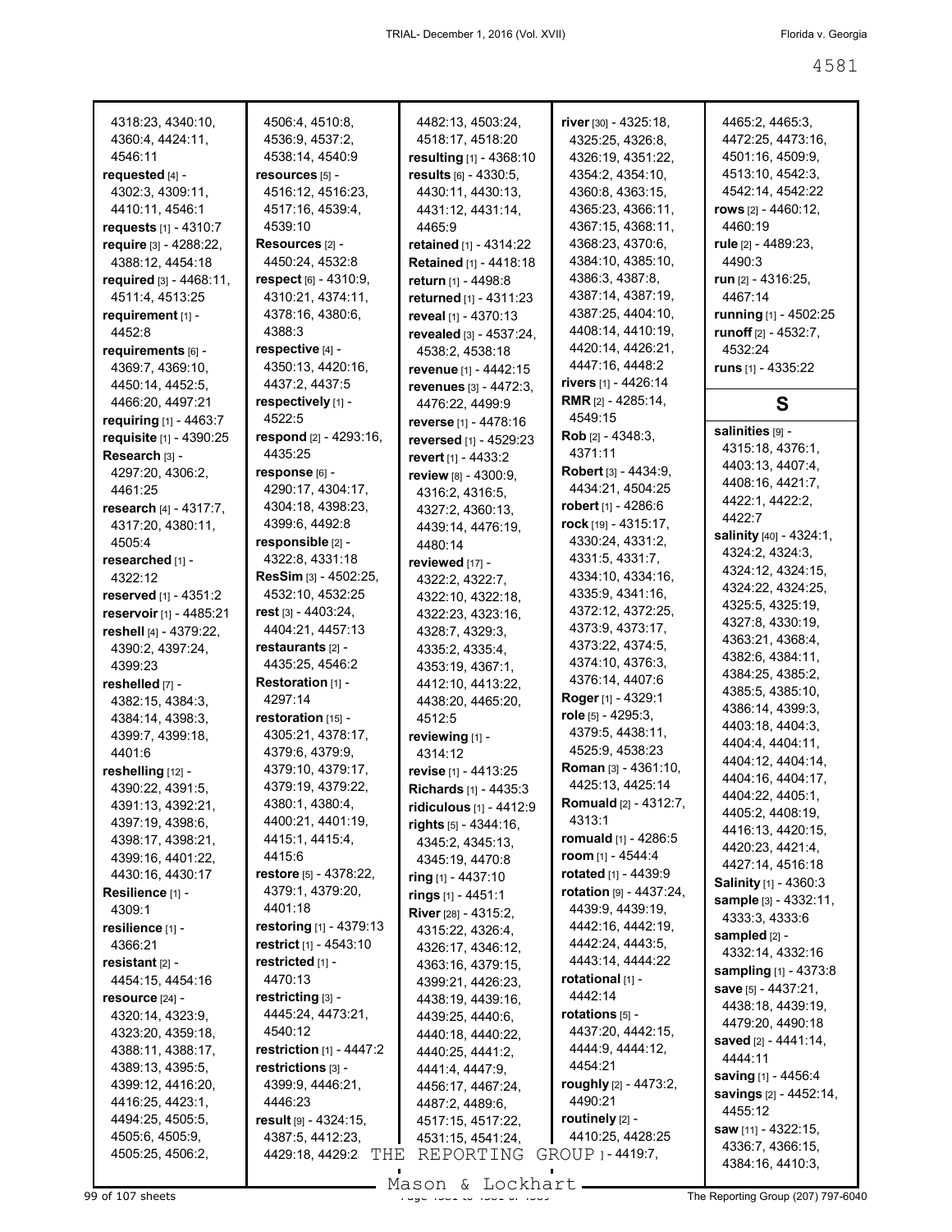4318:23, 4340:10, 4360:4, 4424:11, 4546:11
**requested** [4] - 4302:3, 4309:11, 4410:11, 4546:1
**requests** [1] - 4310:7
**require** [3] - 4288:22, 4388:12, 4454:18
**required** [3] - 4468:11, 4511:4, 4513:25
**requirement** [1] - 4452:8
**requirements** [6] - 4369:7, 4369:10, 4450:14, 4452:5, 4466:20, 4497:21
**requiring** [1] - 4463:7
**requisite** [1] - 4390:25
**Research** [3] - 4297:20, 4306:2, 4461:25
**research** [4] - 4317:7, 4317:20, 4380:11, 4505:4
**researched** [1] - 4322:12
**reserved** [1] - 4351:2
**reservoir** [1] - 4485:21
**reshell** [4] - 4379:22, 4390:2, 4397:24, 4399:23
**reshelled** [7] - 4382:15, 4384:3, 4384:14, 4398:3, 4399:7, 4399:18, 4401:6
**reshelling** [12] - 4390:22, 4391:5, 4391:13, 4392:21, 4397:19, 4398:6, 4398:17, 4398:21, 4399:16, 4401:22, 4430:16, 4430:17
**Resilience** [1] - 4309:1
**resilience** [1] - 4366:21
**resistant** [2] - 4454:15, 4454:16
**resource** [24] - 4320:14, 4323:9, 4323:20, 4359:18, 4388:11, 4388:17, 4389:13, 4395:5, 4399:12, 4416:20, 4416:25, 4423:1, 4494:25, 4505:5, 4505:6, 4505:9, 4505:25, 4506:2, 4506:4, 4510:8, 4536:9, 4537:2, 4538:14, 4540:9
**resources** [5] - 4516:12, 4516:23, 4517:16, 4539:4, 4539:10
**Resources** [2] - 4450:24, 4532:8
**respect** [6] - 4310:9, 4310:21, 4374:11, 4378:16, 4380:6, 4388:3
**respective** [4] - 4350:13, 4420:16, 4437:2, 4437:5
**respectively** [1] - 4522:5
**respond** [2] - 4293:16, 4435:25
**response** [6] - 4290:17, 4304:17, 4304:18, 4398:23, 4399:6, 4492:8
**responsible** [2] - 4322:8, 4331:18
**ResSim** [3] - 4502:25, 4532:10, 4532:25
**rest** [3] - 4403:24, 4404:21, 4457:13
**restaurants** [2] - 4435:25, 4546:2
**Restoration** [1] - 4297:14
**restoration** [15] - 4305:21, 4378:17, 4379:6, 4379:9, 4379:10, 4379:17, 4379:19, 4379:22, 4380:1, 4380:4, 4400:21, 4401:19, 4415:1, 4415:4, 4415:6
**restore** [5] - 4378:22, 4379:1, 4379:20, 4401:18
**restoring** [1] - 4379:13
**restrict** [1] - 4543:10
**restricted** [1] - 4470:13
**restricting** [3] - 4445:24, 4473:21, 4540:12
**restriction** [1] - 4447:2
**restrictions** [3] - 4399:9, 4446:21, 4446:23
**result** [9] - 4324:15, 4387:5, 4412:23, 4429:18, 4429:2 4482:13, 4503:24, 4518:17, 4518:20
**resulting** [1] - 4368:10
**results** [6] - 4330:5, 4430:11, 4430:13, 4431:12, 4431:14, 4465:9
**retained** [1] - 4314:22
**Retained** [1] - 4418:18
**return** [1] - 4498:8
**returned** [1] - 4311:23
**reveal** [1] - 4370:13
**revealed** [3] - 4537:24, 4538:2, 4538:18
**revenue** [1] - 4442:15
**revenues** [3] - 4472:3, 4476:22, 4499:9
**reverse** [1] - 4478:16
**reversed** [1] - 4529:23
**revert** [1] - 4433:2
**review** [8] - 4300:9, 4316:2, 4316:5, 4327:2, 4360:13, 4439:14, 4476:19, 4480:14
**reviewed** [17] - 4322:2, 4322:7, 4322:10, 4322:18, 4322:23, 4323:16, 4328:7, 4329:3, 4335:2, 4335:4, 4353:19, 4367:1, 4412:10, 4413:22, 4438:20, 4465:20, 4512:5
**reviewing** [1] - 4314:12
**revise** [1] - 4413:25
**Richards** [1] - 4435:3
**ridiculous** [1] - 4412:9
**rights** [5] - 4344:16, 4345:2, 4345:13, 4345:19, 4470:8
**ring** [1] - 4437:10
**rings** [1] - 4451:1
**River** [28] - 4315:2, 4315:22, 4326:4, 4326:17, 4346:12, 4363:16, 4379:15, 4399:21, 4426:23, 4438:19, 4439:16, 4439:25, 4440:6, 4440:18, 4440:22, 4440:25, 4441:2, 4441:4, 4447:9, 4456:17, 4467:24, 4487:2, 4489:6, 4517:15, 4517:22, 4531:15, 4541:24
**river** [30] - 4325:18, 4325:25, 4326:8, 4326:19, 4351:22, 4354:2, 4354:10, 4360:8, 4363:15, 4365:23, 4366:11, 4367:15, 4368:11, 4368:23, 4370:6, 4384:10, 4385:10, 4386:3, 4387:8, 4387:14, 4387:19, 4387:25, 4404:10, 4408:14, 4410:19, 4420:14, 4426:21, 4447:16, 4448:2
**rivers** [1] - 4426:14
**RMR** [2] - 4285:14, 4549:15
**Rob** [2] - 4348:3, 4371:11
**Robert** [3] - 4434:9, 4434:21, 4504:25
**robert** [1] - 4286:6
**rock** [19] - 4315:17, 4330:24, 4331:2, 4331:5, 4331:7, 4334:10, 4334:16, 4335:9, 4341:16, 4372:12, 4372:25, 4373:9, 4373:17, 4373:22, 4374:5, 4374:10, 4376:3, 4376:14, 4407:6
**Roger** [1] - 4329:1
**role** [5] - 4295:3, 4379:5, 4438:11, 4525:9, 4538:23
**Roman** [3] - 4361:10, 4425:13, 4425:14
**Romuald** [2] - 4312:7, 4313:1
**romuald** [1] - 4286:5
**room** [1] - 4544:4
**rotated** [1] - 4439:9
**rotation** [9] - 4437:24, 4439:9, 4439:19, 4442:16, 4442:19, 4442:24, 4443:5, 4443:14, 4444:22
**rotational** [1] - 4442:14
**rotations** [5] - 4437:20, 4442:15, 4444:9, 4444:12, 4454:21
**roughly** [2] - 4473:2, 4490:21
**routinely** [2] - 4410:25, 4428:25
**r...** [1] - 4419:7, 4465:2, 4465:3, 4472:25, 4473:16, 4501:16, 4509:9, 4513:10, 4542:3, 4542:14, 4542:22
**rows** [2] - 4460:12, 4460:19
**rule** [2] - 4489:23, 4490:3
**run** [2] - 4316:25, 4467:14
**running** [1] - 4502:25
**runoff** [2] - 4532:7, 4532:24
**runs** [1] - 4335:22

## S

**salinities** [9] - 4315:18, 4376:1, 4403:13, 4407:4, 4408:16, 4421:7, 4422:1, 4422:2, 4422:7
**salinity** [40] - 4324:1, 4324:2, 4324:3, 4324:12, 4324:15, 4324:22, 4324:25, 4325:5, 4325:19, 4327:8, 4330:19, 4363:21, 4368:4, 4382:6, 4384:11, 4384:25, 4385:2, 4385:5, 4385:10, 4386:14, 4399:3, 4403:18, 4404:3, 4404:4, 4404:11, 4404:12, 4404:14, 4404:16, 4404:17, 4404:22, 4405:1, 4405:2, 4408:19, 4416:13, 4420:15, 4420:23, 4421:4, 4427:14, 4516:18
**Salinity** [1] - 4360:3
**sample** [3] - 4332:11, 4333:3, 4333:6
**sampled** [2] - 4332:14, 4332:16
**sampling** [1] - 4373:8
**save** [5] - 4437:21, 4438:18, 4439:19, 4479:20, 4490:18
**saved** [2] - 4441:14, 4444:11
**saving** [1] - 4456:4
**savings** [2] - 4452:14, 4455:12
**saw** [11] - 4322:15, 4336:7, 4366:15, 4384:16, 4410:3,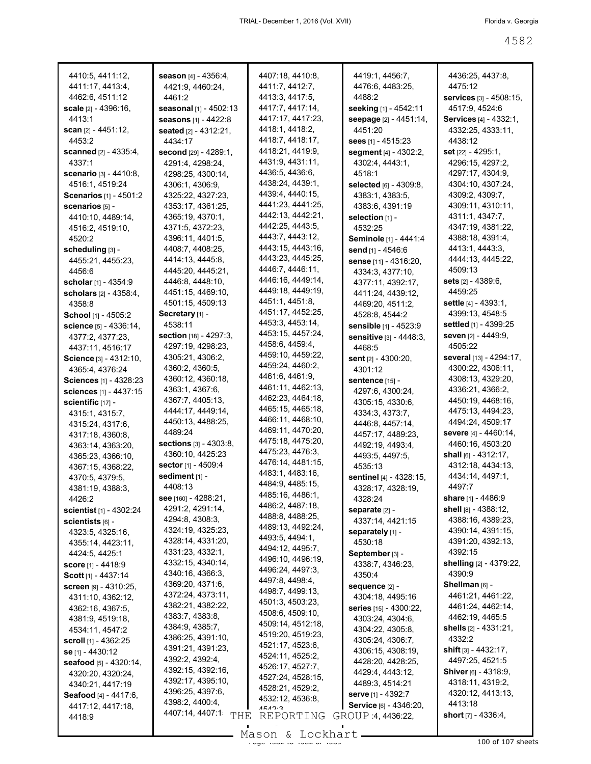4410:5, 4411:12, 4411:17, 4413:4, 4462:6, 4511:12
**scale** [2] - 4396:16, 4413:1
**scan** [2] - 4451:12, 4453:2
**scanned** [2] - 4335:4, 4337:1
**scenario** [3] - 4410:8, 4516:1, 4519:24
**Scenarios** [1] - 4501:2
**scenarios** [5] - 4410:10, 4489:14, 4516:2, 4519:10, 4520:2
**scheduling** [3] - 4455:21, 4455:23, 4456:6
**scholar** [1] - 4354:9
**scholars** [2] - 4358:4, 4358:8
**School** [1] - 4505:2
**science** [5] - 4336:14, 4377:2, 4377:23, 4437:11, 4516:17
**Science** [3] - 4312:10, 4365:4, 4376:24
**Sciences** [1] - 4328:23
**sciences** [1] - 4437:15
**scientific** [17] - 4315:1, 4315:7, 4315:24, 4317:6, 4317:18, 4360:8, 4363:14, 4363:20, 4365:23, 4366:10, 4367:15, 4368:22, 4370:5, 4379:5, 4381:19, 4388:3, 4426:2
**scientist** [1] - 4302:24
**scientists** [6] - 4323:5, 4325:16, 4355:14, 4423:11, 4424:5, 4425:1
**score** [1] - 4418:9
**Scott** [1] - 4437:14
**screen** [9] - 4310:25, 4311:10, 4362:12, 4362:16, 4367:5, 4381:9, 4519:18, 4534:11, 4547:2
**scroll** [1] - 4362:25
**se** [1] - 4430:12
**seafood** [5] - 4320:14, 4320:20, 4320:24, 4340:21, 4417:19
**Seafood** [4] - 4417:6, 4417:12, 4417:18, 4418:9
**season** [4] - 4356:4, 4421:9, 4460:24, 4461:2
**seasonal** [1] - 4502:13
**seasons** [1] - 4422:8
**seated** [2] - 4312:21, 4434:17
**second** [29] - 4289:1, 4291:4, 4298:24, 4298:25, 4300:14, 4306:1, 4306:9, 4325:22, 4327:23, 4353:17, 4361:25, 4365:19, 4370:1, 4371:5, 4372:23, 4396:11, 4401:5, 4408:7, 4408:25, 4414:13, 4445:8, 4445:20, 4445:21, 4446:8, 4448:10, 4451:15, 4469:10, 4501:15, 4509:13
**Secretary** [1] - 4538:11
**section** [18] - 4297:3, 4297:19, 4298:23, 4305:21, 4306:2, 4360:2, 4360:5, 4360:12, 4360:18, 4363:1, 4367:6, 4367:7, 4405:13, 4444:17, 4449:14, 4450:13, 4488:25, 4489:24
**sections** [3] - 4303:8, 4360:10, 4425:23
**sector** [1] - 4509:4
**sediment** [1] - 4408:13
**see** [160] - 4288:21, 4291:2, 4291:14, 4294:8, 4308:3, 4324:19, 4325:23, 4328:14, 4331:20, 4331:23, 4332:1, 4332:15, 4340:14, 4340:16, 4366:3, 4369:20, 4371:6, 4372:24, 4373:11, 4382:21, 4382:22, 4383:7, 4383:8, 4384:9, 4385:7, 4386:25, 4391:10, 4391:21, 4391:23, 4392:2, 4392:4, 4392:15, 4392:16, 4392:17, 4395:10, 4396:25, 4397:6, 4398:2, 4400:4, 4407:14, 4407:18, 4410:8, 4411:7, 4412:7, 4413:3, 4417:5, 4417:7, 4417:14, 4417:17, 4417:23, 4418:1, 4418:2, 4418:7, 4418:17, 4418:21, 4419:9, 4431:9, 4431:11, 4436:5, 4436:6, 4438:24, 4439:1, 4439:4, 4440:15, 4441:23, 4441:25, 4442:13, 4442:21, 4442:25, 4443:5, 4443:7, 4443:12, 4443:15, 4443:16, 4443:23, 4445:25, 4446:7, 4446:11, 4446:16, 4449:14, 4449:18, 4449:19, 4451:1, 4451:8, 4451:17, 4452:25, 4453:3, 4453:14, 4453:15, 4457:24, 4458:6, 4459:4, 4459:10, 4459:22, 4459:24, 4460:2, 4461:6, 4461:9, 4461:11, 4462:13, 4462:23, 4464:18, 4465:15, 4465:18, 4466:11, 4468:10, 4469:11, 4470:20, 4475:18, 4475:20, 4475:23, 4476:3, 4476:14, 4481:15, 4483:1, 4483:16, 4484:9, 4485:15, 4485:16, 4486:1, 4486:2, 4487:18, 4488:8, 4488:25, 4489:13, 4492:24, 4493:5, 4494:1, 4494:12, 4495:7, 4496:10, 4496:19, 4496:24, 4497:3, 4497:8, 4498:4, 4498:7, 4499:13, 4501:3, 4503:23, 4508:6, 4509:10, 4509:14, 4512:18, 4519:20, 4519:23, 4521:17, 4523:6, 4524:11, 4525:2, 4526:17, 4527:7, 4527:24, 4528:15, 4528:21, 4529:2, 4532:12, 4536:8, 4542:3, 4419:1, 4456:7, 4476:6, 4483:25, 4488:2
**seeking** [1] - 4542:11
**seepage** [2] - 4451:14, 4451:20
**sees** [1] - 4515:23
**segment** [4] - 4302:2, 4302:4, 4443:1, 4518:1
**selected** [6] - 4309:8, 4383:1, 4383:5, 4383:6, 4391:19
**selection** [1] - 4532:25
**Seminole** [1] - 4441:4
**send** [1] - 4546:6
**sense** [11] - 4316:20, 4334:3, 4377:10, 4377:11, 4392:17, 4411:24, 4439:12, 4469:20, 4511:2, 4528:8, 4544:2
**sensible** [1] - 4523:9
**sensitive** [3] - 4448:3, 4468:5
**sent** [2] - 4300:20, 4301:12
**sentence** [15] - 4297:6, 4300:24, 4305:15, 4330:6, 4334:3, 4373:7, 4446:8, 4457:14, 4457:17, 4489:23, 4492:19, 4493:4, 4493:5, 4497:5, 4535:13
**sentinel** [4] - 4328:15, 4328:17, 4328:19, 4328:24
**separate** [2] - 4337:14, 4421:15
**separately** [1] - 4530:18
**September** [3] - 4338:7, 4346:23, 4350:4
**sequence** [2] - 4304:18, 4495:16
**series** [15] - 4300:22, 4303:24, 4304:6, 4304:22, 4305:8, 4305:24, 4306:7, 4306:15, 4308:19, 4428:20, 4428:25, 4429:4, 4443:12, 4489:3, 4514:21
**serve** [1] - 4392:7
**Service** [6] - 4346:20, 4436:22, 4436:25, 4437:8, 4475:12
**services** [3] - 4508:15, 4517:9, 4524:6
**Services** [4] - 4332:1, 4332:25, 4333:11, 4438:12
**set** [22] - 4295:1, 4296:15, 4297:2, 4297:17, 4304:9, 4304:10, 4307:24, 4309:2, 4309:7, 4309:11, 4310:11, 4311:1, 4347:7, 4347:19, 4381:22, 4388:18, 4391:4, 4413:1, 4443:3, 4444:13, 4445:22, 4509:13
**sets** [2] - 4389:6, 4459:25
**settle** [4] - 4393:1, 4399:13, 4548:5
**settled** [1] - 4399:25
**seven** [2] - 4449:9, 4505:22
**several** [13] - 4294:17, 4300:22, 4306:11, 4308:13, 4329:20, 4336:21, 4366:2, 4450:19, 4468:16, 4475:13, 4494:23, 4494:24, 4509:17
**severe** [4] - 4460:14, 4460:16, 4503:20
**shall** [6] - 4312:17, 4312:18, 4434:13, 4434:14, 4497:1, 4497:7
**share** [1] - 4486:9
**shell** [8] - 4388:12, 4388:16, 4389:23, 4390:14, 4391:15, 4391:20, 4392:13, 4392:15
**shelling** [2] - 4379:22, 4390:9
**Shellman** [6] - 4461:21, 4461:22, 4461:24, 4462:14, 4462:19, 4465:5
**shells** [2] - 4331:21, 4332:2
**shift** [3] - 4432:17, 4497:25, 4521:5
**Shiver** [6] - 4318:9, 4318:11, 4319:2, 4320:12, 4413:13, 4413:18
**short** [7] - 4336:4,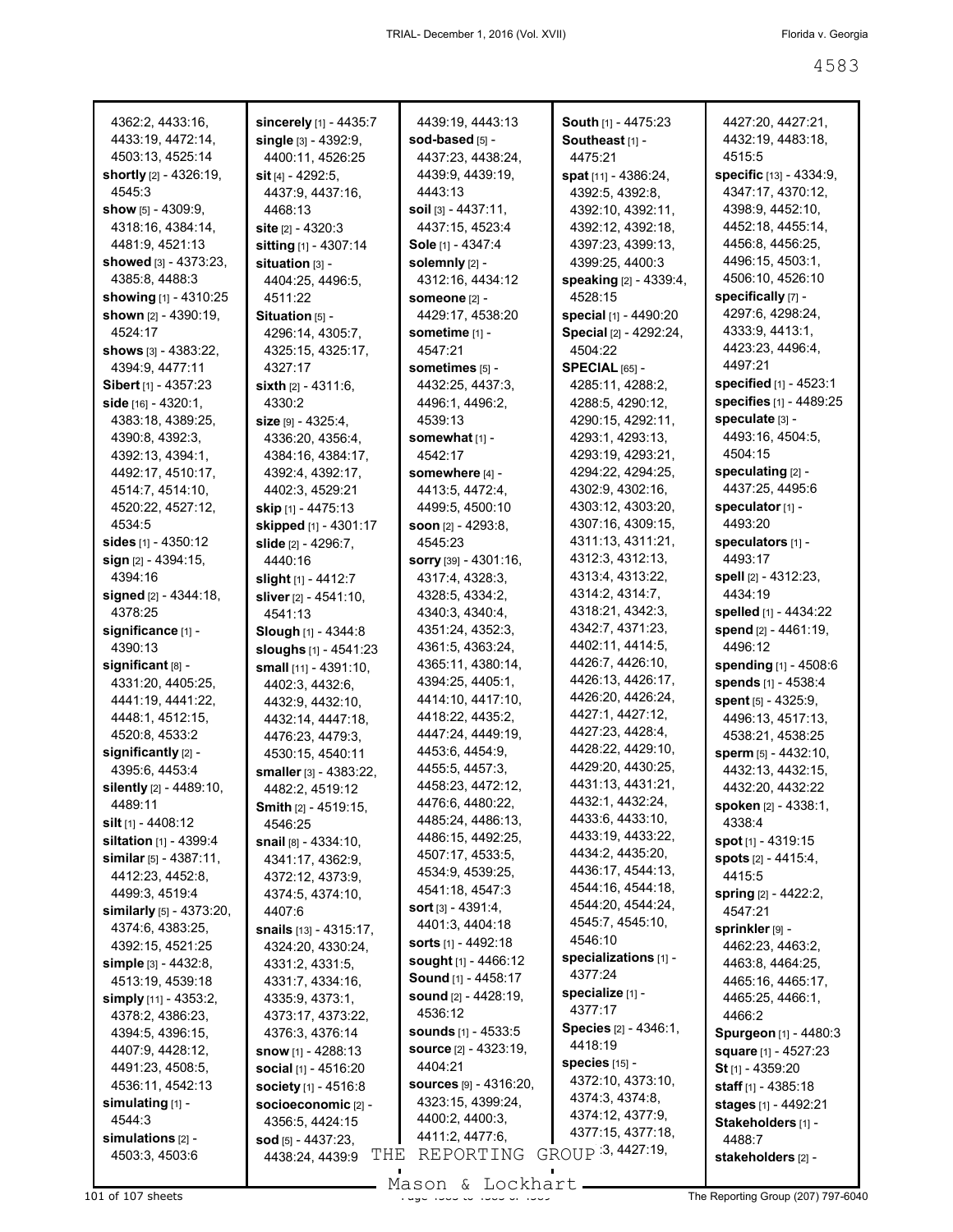4362:2, 4433:16, 4433:19, 4472:14, 4503:13, 4525:14
**shortly** [2] - 4326:19, 4545:3
**show** [5] - 4309:9, 4318:16, 4384:14, 4481:9, 4521:13
**showed** [3] - 4373:23, 4385:8, 4488:3
**showing** [1] - 4310:25
**shown** [2] - 4390:19, 4524:17
**shows** [3] - 4383:22, 4394:9, 4477:11
**Sibert** [1] - 4357:23
**side** [16] - 4320:1, 4383:18, 4389:25, 4390:8, 4392:3, 4392:13, 4394:1, 4492:17, 4510:17, 4514:7, 4514:10, 4520:22, 4527:12, 4534:5
**sides** [1] - 4350:12
**sign** [2] - 4394:15, 4394:16
**signed** [2] - 4344:18, 4378:25
**significance** [1] - 4390:13
**significant** [8] - 4331:20, 4405:25, 4441:19, 4441:22, 4448:1, 4512:15, 4520:8, 4533:2
**significantly** [2] - 4395:6, 4453:4
**silently** [2] - 4489:10, 4489:11
**silt** [1] - 4408:12
**siltation** [1] - 4399:4
**similar** [5] - 4387:11, 4412:23, 4452:8, 4499:3, 4519:4
**similarly** [5] - 4373:20, 4374:6, 4383:25, 4392:15, 4521:25
**simple** [3] - 4432:8, 4513:19, 4539:18
**simply** [11] - 4353:2, 4378:2, 4386:23, 4394:5, 4396:15, 4407:9, 4428:12, 4491:23, 4508:5, 4536:11, 4542:13
**simulating** [1] - 4544:3
**simulations** [2] - 4503:3, 4503:6
**sincerely** [1] - 4435:7
**single** [3] - 4392:9, 4400:11, 4526:25
**sit** [4] - 4292:5, 4437:9, 4437:16, 4468:13
**site** [2] - 4320:3
**sitting** [1] - 4307:14
**situation** [3] - 4404:25, 4496:5, 4511:22
**Situation** [5] - 4296:14, 4305:7, 4325:15, 4325:17, 4327:17
**sixth** [2] - 4311:6, 4330:2
**size** [9] - 4325:4, 4336:20, 4356:4, 4384:16, 4384:17, 4392:4, 4392:17, 4402:3, 4529:21
**skip** [1] - 4475:13
**skipped** [1] - 4301:17
**slide** [2] - 4296:7, 4440:16
**slight** [1] - 4412:7
**sliver** [2] - 4541:10, 4541:13
**Slough** [1] - 4344:8
**sloughs** [1] - 4541:23
**small** [11] - 4391:10, 4402:3, 4432:6, 4432:9, 4432:10, 4432:14, 4447:18, 4476:23, 4479:3, 4530:15, 4540:11
**smaller** [3] - 4383:22, 4482:2, 4519:12
**Smith** [2] - 4519:15, 4546:25
**snail** [8] - 4334:10, 4341:17, 4362:9, 4372:12, 4373:9, 4374:5, 4374:10, 4407:6
**snails** [13] - 4315:17, 4324:20, 4330:24, 4331:2, 4331:5, 4331:7, 4334:16, 4335:9, 4373:1, 4373:17, 4373:22, 4376:3, 4376:14
**snow** [1] - 4288:13
**social** [1] - 4516:20
**society** [1] - 4516:8
**socioeconomic** [2] - 4356:5, 4424:15
**sod** [5] - 4437:23, 4438:24, 4439:9, 4439:19, 4443:13
**sod-based** [5] - 4437:23, 4438:24, 4439:9, 4439:19, 4443:13
**soil** [3] - 4437:11, 4437:15, 4523:4
**Sole** [1] - 4347:4
**solemnly** [2] - 4312:16, 4434:12
**someone** [2] - 4429:17, 4538:20
**sometime** [1] - 4547:21
**sometimes** [5] - 4432:25, 4437:3, 4496:1, 4496:2, 4539:13
**somewhat** [1] - 4542:17
**somewhere** [4] - 4413:5, 4472:4, 4499:5, 4500:10
**soon** [2] - 4293:8, 4545:23
**sorry** [39] - 4301:16, 4317:4, 4328:3, 4328:5, 4334:2, 4340:3, 4340:4, 4351:24, 4352:3, 4361:5, 4363:24, 4365:11, 4380:14, 4394:25, 4405:1, 4414:10, 4417:10, 4418:22, 4435:2, 4447:24, 4449:19, 4453:6, 4454:9, 4455:5, 4457:3, 4458:23, 4472:12, 4476:6, 4480:22, 4485:24, 4486:13, 4486:15, 4492:25, 4507:17, 4533:5, 4534:9, 4539:25, 4541:18, 4547:3
**sort** [3] - 4391:4, 4401:3, 4404:18
**sorts** [1] - 4492:18
**sought** [1] - 4466:12
**Sound** [1] - 4458:17
**sound** [2] - 4428:19, 4536:12
**sounds** [1] - 4533:5
**source** [2] - 4323:19, 4404:21
**sources** [9] - 4316:20, 4323:15, 4399:24, 4400:2, 4400:3, 4411:2, 4477:6,
**South** [1] - 4475:23
**Southeast** [1] - 4475:21
**spat** [11] - 4386:24, 4392:5, 4392:8, 4392:10, 4392:11, 4392:12, 4392:18, 4397:23, 4399:13, 4399:25, 4400:3
**speaking** [2] - 4339:4, 4528:15
**special** [1] - 4490:20
**Special** [2] - 4292:24, 4504:22
**SPECIAL** [65] - 4285:11, 4288:2, 4288:5, 4290:12, 4290:15, 4292:11, 4293:1, 4293:13, 4293:19, 4293:21, 4294:22, 4294:25, 4302:9, 4302:16, 4303:12, 4303:20, 4307:16, 4309:15, 4311:13, 4311:21, 4312:3, 4312:13, 4313:4, 4313:22, 4314:2, 4314:7, 4318:21, 4342:3, 4342:7, 4371:23, 4402:11, 4414:5, 4426:7, 4426:10, 4426:13, 4426:17, 4426:20, 4426:24, 4427:1, 4427:12, 4427:23, 4428:4, 4428:22, 4429:10, 4429:20, 4430:25, 4431:13, 4431:21, 4432:1, 4432:24, 4433:6, 4433:10, 4433:19, 4433:22, 4434:2, 4435:20, 4436:17, 4544:13, 4544:16, 4544:18, 4544:20, 4544:24, 4545:7, 4545:10, 4546:10
**specializations** [1] - 4377:24
**specialize** [1] - 4377:17
**Species** [2] - 4346:1, 4418:19
**species** [15] - 4372:10, 4373:10, 4374:3, 4374:8, 4374:12, 4377:9, 4377:15, 4377:18, 4377:21, 4377:23, 4427:19, 4427:20, 4427:21, 4432:19, 4483:18, 4515:5
**specific** [13] - 4334:9, 4347:17, 4370:12, 4398:9, 4452:10, 4452:18, 4455:14, 4456:8, 4456:25, 4496:15, 4503:1, 4506:10, 4526:10
**specifically** [7] - 4297:6, 4298:24, 4333:9, 4413:1, 4423:23, 4496:4, 4497:21
**specified** [1] - 4523:1
**specifies** [1] - 4489:25
**speculate** [3] - 4493:16, 4504:5, 4504:15
**speculating** [2] - 4437:25, 4495:6
**speculator** [1] - 4493:20
**speculators** [1] - 4493:17
**spell** [2] - 4312:23, 4434:19
**spelled** [1] - 4434:22
**spend** [2] - 4461:19, 4496:12
**spending** [1] - 4508:6
**spends** [1] - 4538:4
**spent** [5] - 4325:9, 4496:13, 4517:13, 4538:21, 4538:25
**sperm** [5] - 4432:10, 4432:13, 4432:15, 4432:20, 4432:22
**spoken** [2] - 4338:1, 4338:4
**spot** [1] - 4319:15
**spots** [2] - 4415:4, 4415:5
**spring** [2] - 4422:2, 4547:21
**sprinkler** [9] - 4462:23, 4463:2, 4463:8, 4464:25, 4465:16, 4465:17, 4465:25, 4466:1, 4466:2
**Spurgeon** [1] - 4480:3
**square** [1] - 4527:23
**St** [1] - 4359:20
**staff** [1] - 4385:18
**stages** [1] - 4492:21
**Stakeholders** [1] - 4488:7
**stakeholders** [2] -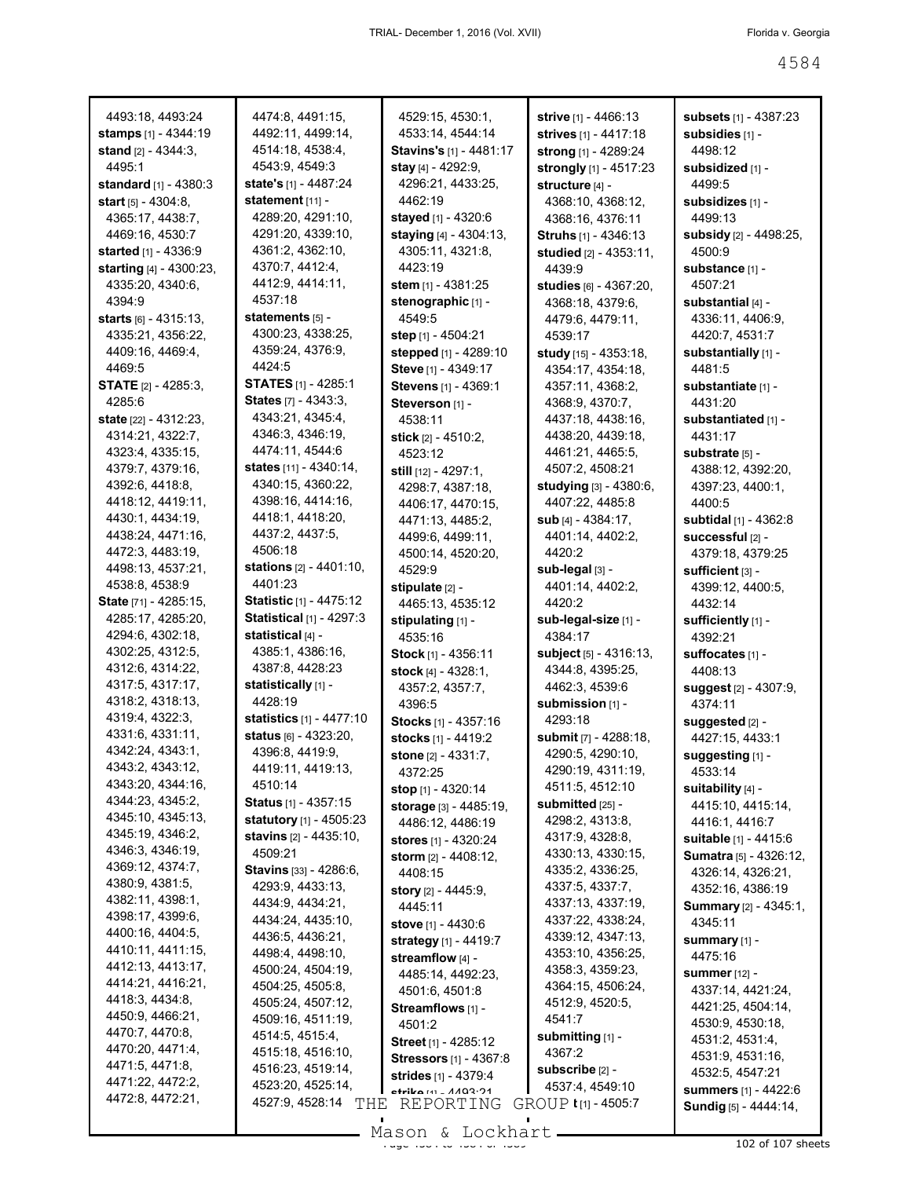4493:18, 4493:24
**stamps** [1] - 4344:19
**stand** [2] - 4344:3, 4495:1
**standard** [1] - 4380:3
**start** [5] - 4304:8, 4365:17, 4438:7, 4469:16, 4530:7
**started** [1] - 4336:9
**starting** [4] - 4300:23, 4335:20, 4340:6, 4394:9
**starts** [6] - 4315:13, 4335:21, 4356:22, 4409:16, 4469:4, 4469:5
**STATE** [2] - 4285:3, 4285:6
**state** [22] - 4312:23, 4314:21, 4322:7, 4323:4, 4335:15, 4379:7, 4379:16, 4392:6, 4418:8, 4418:12, 4419:11, 4430:1, 4434:19, 4438:24, 4471:16, 4472:3, 4483:19, 4498:13, 4537:21, 4538:8, 4538:9
**State** [71] - 4285:15, 4285:17, 4285:20, 4294:6, 4302:18, 4302:25, 4312:5, 4312:6, 4314:22, 4317:5, 4317:17, 4318:2, 4318:13, 4319:4, 4322:3, 4331:6, 4331:11, 4342:24, 4343:1, 4343:2, 4343:12, 4343:20, 4344:16, 4344:23, 4345:2, 4345:10, 4345:13, 4345:19, 4346:2, 4346:3, 4346:19, 4369:12, 4374:7, 4380:9, 4381:5, 4382:11, 4398:1, 4398:17, 4399:6, 4400:16, 4404:5, 4410:11, 4411:15, 4412:13, 4413:17, 4414:21, 4416:21, 4418:3, 4434:8, 4450:9, 4466:21, 4470:7, 4470:8, 4470:20, 4471:4, 4471:5, 4471:8, 4471:22, 4472:2, 4472:8, 4472:21, 4474:8, 4491:15, 4492:11, 4499:14, 4514:18, 4538:4, 4543:9, 4549:3
**state's** [1] - 4487:24
**statement** [11] - 4289:20, 4291:10, 4291:20, 4339:10, 4361:2, 4362:10, 4370:7, 4412:4, 4412:9, 4414:11, 4537:18
**statements** [5] - 4300:23, 4338:25, 4359:24, 4376:9, 4424:5
**STATES** [1] - 4285:1
**States** [7] - 4343:3, 4343:21, 4345:4, 4346:3, 4346:19, 4474:11, 4544:6
**states** [11] - 4340:14, 4340:15, 4360:22, 4398:16, 4414:16, 4418:1, 4418:20, 4437:2, 4437:5, 4506:18
**stations** [2] - 4401:10, 4401:23
**Statistic** [1] - 4475:12
**Statistical** [1] - 4297:3
**statistical** [4] - 4385:1, 4386:16, 4387:8, 4428:23
**statistically** [1] - 4428:19
**statistics** [1] - 4477:10
**status** [6] - 4323:20, 4396:8, 4419:9, 4419:11, 4419:13, 4510:14
**Status** [1] - 4357:15
**statutory** [1] - 4505:23
**stavins** [2] - 4435:10, 4509:21
**Stavins** [33] - 4286:6, 4293:9, 4433:13, 4434:9, 4434:21, 4434:24, 4435:10, 4436:5, 4436:21, 4498:4, 4498:10, 4500:24, 4504:19, 4504:25, 4505:8, 4505:24, 4507:12, 4509:16, 4511:19, 4514:5, 4515:4, 4515:18, 4516:10, 4516:23, 4519:14, 4523:20, 4525:14, 4527:9, 4528:14, 4529:15, 4530:1, 4533:14, 4544:14
**Stavins's** [1] - 4481:17
**stay** [4] - 4292:9, 4296:21, 4433:25, 4462:19
**stayed** [1] - 4320:6
**staying** [4] - 4304:13, 4305:11, 4321:8, 4423:19
**stem** [1] - 4381:25
**stenographic** [1] - 4549:5
**step** [1] - 4504:21
**stepped** [1] - 4289:10
**Steve** [1] - 4349:17
**Stevens** [1] - 4369:1
**Steverson** [1] - 4538:11
**stick** [2] - 4510:2, 4523:12
**still** [12] - 4297:1, 4298:7, 4387:18, 4406:17, 4470:15, 4471:13, 4485:2, 4499:6, 4499:11, 4500:14, 4520:20, 4529:9
**stipulate** [2] - 4465:13, 4535:12
**stipulating** [1] - 4535:16
**Stock** [1] - 4356:11
**stock** [4] - 4328:1, 4357:2, 4357:7, 4396:5
**Stocks** [1] - 4357:16
**stocks** [1] - 4419:2
**stone** [2] - 4331:7, 4372:25
**stop** [1] - 4320:14
**storage** [3] - 4485:19, 4486:12, 4486:19
**stores** [1] - 4320:24
**storm** [2] - 4408:12, 4408:15
**story** [2] - 4445:9, 4445:11
**stove** [1] - 4430:6
**strategy** [1] - 4419:7
**streamflow** [4] - 4485:14, 4492:23, 4501:6, 4501:8
**Streamflows** [1] - 4501:2
**Street** [1] - 4285:12
**Stressors** [1] - 4367:8
**strides** [1] - 4379:4
**strike** [1] - 4493:21
**strive** [1] - 4466:13
**strives** [1] - 4417:18
**strong** [1] - 4289:24
**strongly** [1] - 4517:23
**structure** [4] - 4368:10, 4368:12, 4368:16, 4376:11
**Struhs** [1] - 4346:13
**studied** [2] - 4353:11, 4439:9
**studies** [6] - 4367:20, 4368:18, 4379:6, 4479:6, 4479:11, 4539:17
**study** [15] - 4353:18, 4354:17, 4354:18, 4357:11, 4368:2, 4368:9, 4370:7, 4437:18, 4438:16, 4438:20, 4439:18, 4461:21, 4465:5, 4507:2, 4508:21
**studying** [3] - 4380:6, 4407:22, 4485:8
**sub** [4] - 4384:17, 4401:14, 4402:2, 4420:2
**sub-legal** [3] - 4401:14, 4402:2, 4420:2
**sub-legal-size** [1] - 4384:17
**subject** [5] - 4316:13, 4344:8, 4395:25, 4462:3, 4539:6
**submission** [1] - 4293:18
**submit** [7] - 4288:18, 4290:5, 4290:10, 4290:19, 4311:19, 4511:5, 4512:10
**submitted** [25] - 4298:2, 4313:8, 4317:9, 4328:8, 4330:13, 4330:15, 4335:2, 4336:25, 4337:5, 4337:7, 4337:13, 4337:19, 4337:22, 4338:24, 4339:12, 4347:13, 4353:10, 4356:25, 4358:3, 4359:23, 4364:15, 4506:24, 4512:9, 4520:5, 4541:7
**submitting** [1] - 4367:2
**subscribe** [2] - 4537:4, 4549:10
**subsets** [1] - 4387:23
**subsidies** [1] - 4498:12
**subsidized** [1] - 4499:5
**subsidizes** [1] - 4499:13
**subsidy** [2] - 4498:25, 4500:9
**substance** [1] - 4507:21
**substantial** [4] - 4336:11, 4406:9, 4420:7, 4531:7
**substantially** [1] - 4481:5
**substantiate** [1] - 4431:20
**substantiated** [1] - 4431:17
**substrate** [5] - 4388:12, 4392:20, 4397:23, 4400:1, 4400:5
**subtidal** [1] - 4362:8
**successful** [2] - 4379:18, 4379:25
**sufficient** [3] - 4399:12, 4400:5, 4432:14
**sufficiently** [1] - 4392:21
**suffocates** [1] - 4408:13
**suggest** [2] - 4307:9, 4374:11
**suggested** [2] - 4427:15, 4433:1
**suggesting** [1] - 4533:14
**suitability** [4] - 4415:10, 4415:14, 4416:1, 4416:7
**suitable** [1] - 4415:6
**Sumatra** [5] - 4326:12, 4326:14, 4326:21, 4352:16, 4386:19
**Summary** [2] - 4345:1, 4345:11
**summary** [1] - 4475:16
**summer** [12] - 4337:14, 4421:24, 4421:25, 4504:14, 4530:9, 4530:18, 4531:2, 4531:4, 4531:9, 4531:16, 4532:5, 4547:21
**summers** [1] - 4422:6
**Sundig** [5] - 4444:14,
**t** [1] - 4505:7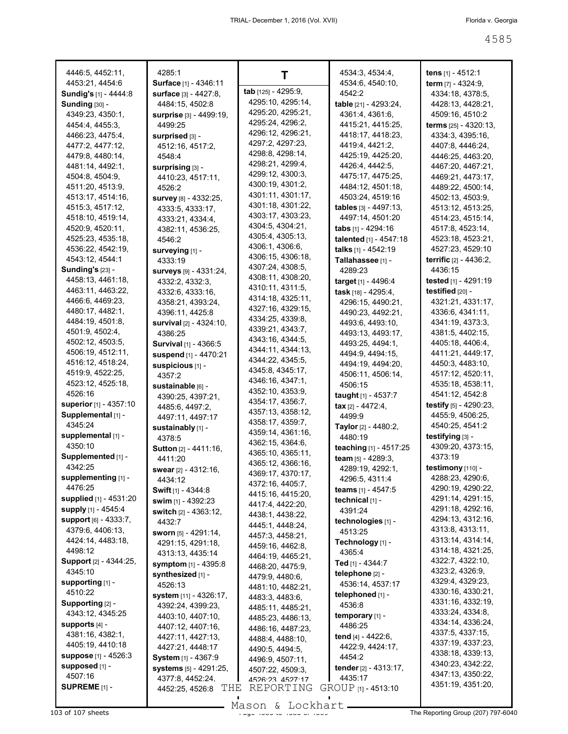4446:5, 4452:11, 4453:21, 4454:6
**Sundig's** [1] - 4444:8
**Sunding** [30] - 4349:23, 4350:1, 4454:4, 4455:3, 4466:23, 4475:4, 4477:2, 4477:12, 4479:8, 4480:14, 4481:14, 4492:1, 4504:8, 4504:9, 4511:20, 4513:9, 4513:17, 4514:16, 4515:3, 4517:12, 4518:10, 4519:14, 4520:9, 4520:11, 4525:23, 4535:18, 4536:22, 4542:19, 4543:12, 4544:1
**Sunding's** [23] - 4458:13, 4461:18, 4463:11, 4463:22, 4466:6, 4469:23, 4480:17, 4482:1, 4484:19, 4501:8, 4501:9, 4502:4, 4502:12, 4503:5, 4506:19, 4512:11, 4516:12, 4518:24, 4519:9, 4522:25, 4523:12, 4525:18, 4526:16
**superior** [1] - 4357:10
**Supplemental** [1] - 4345:24
**supplemental** [1] - 4350:10
**Supplemented** [1] - 4342:25
**supplementing** [1] - 4476:25
**supplied** [1] - 4531:20
**supply** [1] - 4545:4
**support** [6] - 4333:7, 4379:6, 4406:13, 4424:14, 4483:18, 4498:12
**Support** [2] - 4344:25, 4345:10
**supporting** [1] - 4510:22
**Supporting** [2] - 4343:12, 4345:25
**supports** [4] - 4381:16, 4382:1, 4405:19, 4410:18
**suppose** [1] - 4526:3
**supposed** [1] - 4507:16
**SUPREME** [1] - 4285:1
**Surface** [1] - 4346:11
**surface** [3] - 4427:8, 4484:15, 4502:8
**surprise** [3] - 4499:19, 4499:25
**surprised** [3] - 4512:16, 4517:2, 4548:4
**surprising** [3] - 4410:23, 4517:11, 4526:2
**survey** [8] - 4332:25, 4333:5, 4333:17, 4333:21, 4334:4, 4382:11, 4536:25, 4546:2
**surveying** [1] - 4333:19
**surveys** [9] - 4331:24, 4332:2, 4332:3, 4332:6, 4333:16, 4358:21, 4393:24, 4396:11, 4425:8
**survival** [2] - 4324:10, 4386:25
**Survival** [1] - 4366:5
**suspend** [1] - 4470:21
**suspicious** [1] - 4357:2
**sustainable** [6] - 4390:25, 4397:21, 4485:6, 4497:2, 4497:11, 4497:17
**sustainably** [1] - 4378:5
**Sutton** [2] - 4411:16, 4411:20
**swear** [2] - 4312:16, 4434:12
**Swift** [1] - 4344:8
**swim** [1] - 4392:23
**switch** [2] - 4363:12, 4432:7
**sworn** [5] - 4291:14, 4291:15, 4291:18, 4313:13, 4435:14
**symptom** [1] - 4395:8
**synthesized** [1] - 4526:13
**system** [11] - 4326:17, 4392:24, 4399:23, 4403:10, 4407:10, 4407:12, 4407:16, 4427:11, 4427:13, 4427:21, 4448:17
**System** [1] - 4367:9
**systems** [5] - 4291:25, 4377:8, 4452:24, 4452:25, 4526:8

# T

**tab** [125] - 4295:9, 4295:10, 4295:14, 4295:20, 4295:21, 4295:24, 4296:2, 4296:12, 4296:21, 4297:2, 4297:23, 4298:8, 4298:14, 4298:21, 4299:4, 4299:12, 4300:3, 4300:19, 4301:2, 4301:11, 4301:17, 4301:18, 4301:22, 4303:17, 4303:23, 4304:5, 4304:21, 4305:4, 4305:13, 4306:1, 4306:6, 4306:15, 4306:18, 4307:24, 4308:5, 4308:11, 4308:20, 4310:11, 4311:5, 4314:18, 4325:11, 4327:16, 4329:15, 4334:25, 4339:8, 4339:21, 4343:7, 4343:16, 4344:5, 4344:11, 4344:13, 4344:22, 4345:5, 4345:8, 4345:17, 4346:16, 4347:1, 4352:10, 4353:9, 4354:17, 4356:7, 4357:13, 4358:12, 4358:17, 4359:7, 4359:14, 4361:16, 4362:15, 4364:6, 4365:10, 4365:11, 4365:12, 4366:16, 4369:17, 4370:17, 4372:16, 4405:7, 4415:16, 4415:20, 4417:4, 4422:20, 4438:1, 4438:22, 4445:1, 4448:24, 4457:3, 4458:21, 4459:16, 4462:8, 4464:19, 4465:21, 4468:20, 4475:9, 4479:9, 4480:6, 4481:10, 4482:21, 4483:3, 4483:6, 4485:11, 4485:21, 4485:23, 4486:13, 4486:16, 4487:23, 4488:4, 4488:10, 4490:5, 4494:5, 4496:9, 4507:11, 4507:22, 4509:3, 4526:23, 4527:17, 4534:3, 4534:4, 4534:6, 4540:10, 4542:2
**table** [21] - 4293:24, 4361:4, 4361:6, 4415:21, 4415:25, 4418:17, 4418:23, 4419:4, 4421:2, 4425:19, 4425:20, 4426:4, 4442:5, 4475:17, 4475:25, 4484:12, 4501:18, 4503:24, 4519:16
**tables** [3] - 4497:13, 4497:14, 4501:20
**tabs** [1] - 4294:16
**talented** [1] - 4547:18
**talks** [1] - 4542:19
**Tallahassee** [1] - 4289:23
**target** [1] - 4496:4
**task** [18] - 4295:4, 4296:15, 4490:21, 4490:23, 4492:21, 4493:6, 4493:10, 4493:13, 4493:17, 4493:25, 4494:1, 4494:9, 4494:15, 4494:19, 4494:20, 4506:11, 4506:14, 4506:15
**taught** [1] - 4537:7
**tax** [2] - 4472:4, 4499:9
**Taylor** [2] - 4480:2, 4480:19
**teaching** [1] - 4517:25
**team** [5] - 4289:3, 4289:19, 4292:1, 4296:5, 4311:4
**teams** [1] - 4547:5
**technical** [1] - 4391:24
**technologies** [1] - 4513:25
**Technology** [1] - 4365:4
**Ted** [1] - 4344:7
**telephone** [2] - 4536:14, 4537:17
**telephoned** [1] - 4536:8
**temporary** [1] - 4486:25
**tend** [4] - 4422:6, 4422:9, 4424:17, 4454:2
**tender** [2] - 4313:17, 4435:17
**tens** [1] - 4512:1
**term** [7] - 4324:9, 4334:18, 4378:5, 4428:13, 4428:21, 4509:16, 4510:2
**terms** [25] - 4320:13, 4334:3, 4395:16, 4407:8, 4446:24, 4446:25, 4463:20, 4467:20, 4467:21, 4469:21, 4473:17, 4489:22, 4500:14, 4502:13, 4503:9, 4513:12, 4513:25, 4514:23, 4515:14, 4517:8, 4523:14, 4523:18, 4523:21, 4527:23, 4529:10
**terrific** [2] - 4436:2, 4436:15
**tested** [1] - 4291:19
**testified** [20] - 4321:21, 4331:17, 4336:6, 4341:11, 4341:19, 4373:3, 4381:5, 4402:15, 4405:18, 4406:4, 4411:21, 4449:17, 4450:3, 4483:10, 4517:12, 4520:11, 4535:18, 4538:11, 4541:12, 4542:8
**testify** [5] - 4290:23, 4455:9, 4506:25, 4540:25, 4541:2
**testifying** [3] - 4309:20, 4373:15, 4373:19
**testimony** [110] - 4288:23, 4290:6, 4290:19, 4290:22, 4291:14, 4291:15, 4291:18, 4292:16, 4294:13, 4312:16, 4313:8, 4313:11, 4313:14, 4314:14, 4314:18, 4321:25, 4322:7, 4322:10, 4323:2, 4326:9, 4329:4, 4329:23, 4330:16, 4330:21, 4331:16, 4332:19, 4333:24, 4334:8, 4334:14, 4336:24, 4337:5, 4337:15, 4337:19, 4337:23, 4338:18, 4339:13, 4340:23, 4342:22, 4347:13, 4350:22, 4351:19, 4351:20,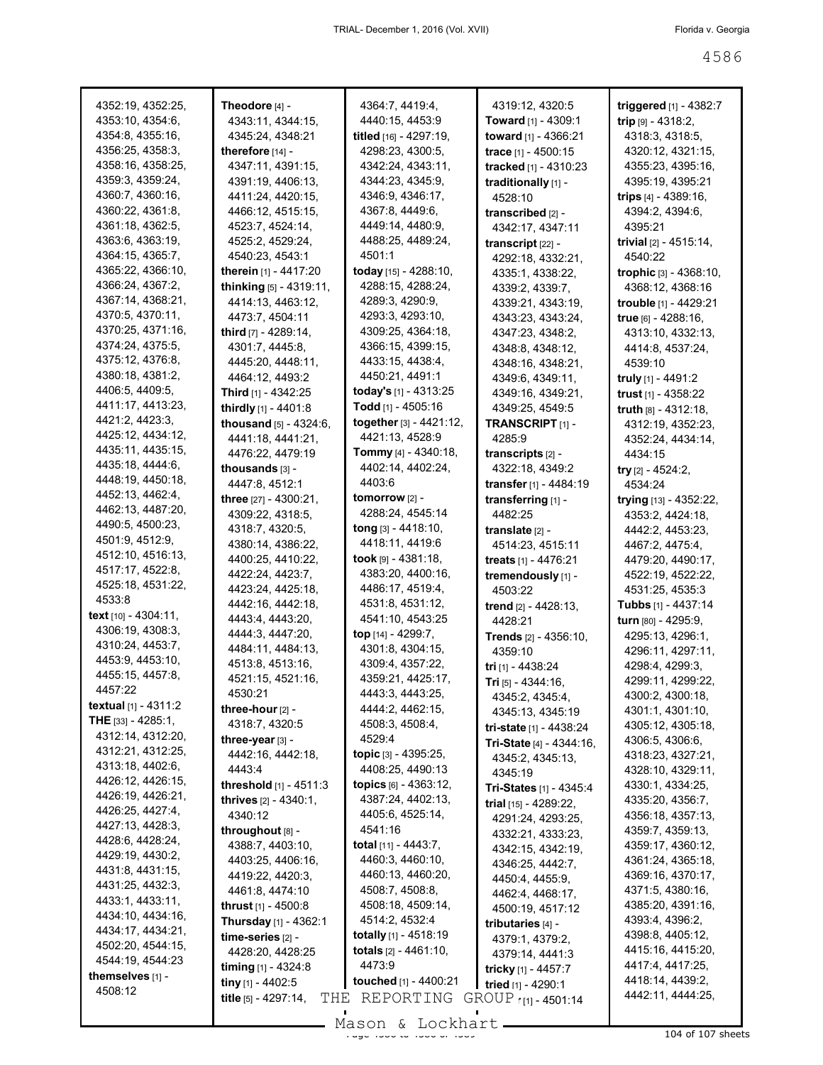4352:19, 4352:25, 4353:10, 4354:6, 4354:8, 4355:16, 4356:25, 4358:3, 4358:16, 4358:25, 4359:3, 4359:24, 4360:7, 4360:16, 4360:22, 4361:8, 4361:18, 4362:5, 4363:6, 4363:19, 4364:15, 4365:7, 4365:22, 4366:10, 4366:24, 4367:2, 4367:14, 4368:21, 4370:5, 4370:11, 4370:25, 4371:16, 4374:24, 4375:5, 4375:12, 4376:8, 4380:18, 4381:2, 4406:5, 4409:5, 4411:17, 4413:23, 4421:2, 4423:3, 4425:12, 4434:12, 4435:11, 4435:15, 4435:18, 4444:6, 4448:19, 4450:18, 4452:13, 4462:4, 4462:13, 4487:20, 4490:5, 4500:23, 4501:9, 4512:9, 4512:10, 4516:13, 4517:17, 4522:8, 4525:18, 4531:22, 4533:8

**text** [10] - 4304:11, 4306:19, 4308:3, 4310:24, 4453:7, 4453:9, 4453:10, 4455:15, 4457:8, 4457:22

**textual** [1] - 4311:2

**THE** [33] - 4285:1, 4312:14, 4312:20, 4312:21, 4312:25, 4313:18, 4402:6, 4426:12, 4426:15, 4426:19, 4426:21, 4426:25, 4427:4, 4427:13, 4428:3, 4428:6, 4428:24, 4429:19, 4430:2, 4431:8, 4431:15, 4431:25, 4432:3, 4433:1, 4433:11, 4434:10, 4434:16, 4434:17, 4434:21, 4502:20, 4544:15, 4544:19, 4544:23

**themselves** [1] - 4508:12

**Theodore** [4] - 4343:11, 4344:15, 4345:24, 4348:21

**therefore** [14] - 4347:11, 4391:15, 4391:19, 4406:13, 4411:24, 4420:15, 4466:12, 4515:15, 4523:7, 4524:14, 4525:2, 4529:24, 4540:23, 4543:1

**therein** [1] - 4417:20

**thinking** [5] - 4319:11, 4414:13, 4463:12, 4473:7, 4504:11

**third** [7] - 4289:14, 4301:7, 4445:8, 4445:20, 4448:11, 4464:12, 4493:2

**Third** [1] - 4342:25

**thirdly** [1] - 4401:8

**thousand** [5] - 4324:6, 4441:18, 4441:21, 4476:22, 4479:19

**thousands** [3] - 4447:8, 4512:1

**three** [27] - 4300:21, 4309:22, 4318:5, 4318:7, 4320:5, 4380:14, 4386:22, 4400:25, 4410:22, 4422:24, 4423:7, 4423:24, 4425:18, 4442:16, 4442:18, 4443:4, 4443:20, 4444:3, 4447:20, 4484:11, 4484:13, 4513:8, 4513:16, 4521:15, 4521:16, 4530:21

**three-hour** [2] - 4318:7, 4320:5

**three-year** [3] - 4442:16, 4442:18, 4443:4

**threshold** [1] - 4511:3

**thrives** [2] - 4340:1, 4340:12

**throughout** [8] - 4388:7, 4403:10, 4403:25, 4406:16, 4419:22, 4420:3, 4461:8, 4474:10

**thrust** [1] - 4500:8

**Thursday** [1] - 4362:1

**time-series** [2] - 4428:20, 4428:25

**timing** [1] - 4324:8

**tiny** [1] - 4402:5

**title** [5] - 4297:14, 4364:7, 4419:4, 4440:15, 4453:9

**titled** [16] - 4297:19, 4298:23, 4300:5, 4342:24, 4343:11, 4344:23, 4345:9, 4346:9, 4346:17, 4367:8, 4449:6, 4449:14, 4480:9, 4488:25, 4489:24, 4501:1

**today** [15] - 4288:10, 4288:15, 4288:24, 4289:3, 4290:9, 4293:5, 4293:10, 4309:25, 4364:18, 4366:15, 4399:15, 4433:15, 4438:4, 4450:21, 4491:1

**today's** [1] - 4313:25

**Todd** [1] - 4505:16

**together** [3] - 4421:12, 4421:13, 4528:9

**Tommy** [4] - 4340:18, 4402:14, 4402:24, 4403:6

**tomorrow** [2] - 4288:24, 4545:14

**tong** [3] - 4418:10, 4418:11, 4419:6

**took** [9] - 4381:18, 4383:20, 4400:16, 4486:17, 4519:4, 4531:8, 4531:12, 4541:10, 4543:25

**top** [14] - 4299:7, 4301:8, 4304:15, 4309:4, 4357:22, 4359:21, 4425:17, 4443:3, 4443:25, 4444:2, 4462:15, 4508:3, 4508:4, 4529:4

**topic** [3] - 4395:25, 4408:25, 4490:13

**topics** [6] - 4363:12, 4387:24, 4402:13, 4405:6, 4525:14, 4541:16

**total** [11] - 4443:7, 4460:3, 4460:10, 4460:13, 4460:20, 4508:7, 4508:8, 4508:18, 4509:14, 4514:2, 4532:4

**totally** [1] - 4518:19

**totals** [2] - 4461:10, 4473:9

**touched** [1] - 4400:21

4319:12, 4320:5

**Toward** [1] - 4309:1

**toward** [1] - 4366:21

**trace** [1] - 4500:15

**tracked** [1] - 4310:23

**traditionally** [1] - 4528:10

**transcribed** [2] - 4342:17, 4347:11

**transcript** [22] - 4292:18, 4332:21, 4335:1, 4338:22, 4339:2, 4339:7, 4339:21, 4343:19, 4343:23, 4343:24, 4347:23, 4348:2, 4348:8, 4348:12, 4348:16, 4348:21, 4349:6, 4349:11, 4349:16, 4349:21, 4349:25, 4549:5

**TRANSCRIPT** [1] - 4285:9

**transcripts** [2] - 4322:18, 4349:2

**transfer** [1] - 4484:19

**transferring** [1] - 4482:25

**translate** [2] - 4514:23, 4515:11

**treats** [1] - 4476:21

**tremendously** [1] - 4503:22

**trend** [2] - 4428:13, 4428:21

**Trends** [2] - 4356:10, 4359:10

**tri** [1] - 4438:24

**Tri** [5] - 4344:16, 4345:2, 4345:4, 4345:13, 4345:19

**tri-state** [1] - 4438:24

**Tri-State** [4] - 4344:16, 4345:2, 4345:13, 4345:19

**Tri-States** [1] - 4345:4

**trial** [15] - 4289:22, 4291:24, 4293:25, 4332:21, 4333:23, 4342:15, 4342:19, 4346:25, 4442:7, 4450:4, 4455:9, 4462:4, 4468:17, 4500:19, 4517:12

**tributaries** [4] - 4379:1, 4379:2, 4379:14, 4441:3

**tricky** [1] - 4457:7

**tried** [1] - 4290:1

**trier** [1] - 4501:14

**triggered** [1] - 4382:7

**trip** [9] - 4318:2, 4318:3, 4318:5, 4320:12, 4321:15, 4355:23, 4395:16, 4395:19, 4395:21

**trips** [4] - 4389:16, 4394:2, 4394:6, 4395:21

**trivial** [2] - 4515:14, 4540:22

**trophic** [3] - 4368:10, 4368:12, 4368:16

**trouble** [1] - 4429:21

**true** [6] - 4288:16, 4313:10, 4332:13, 4414:8, 4537:24, 4539:10

**truly** [1] - 4491:2

**trust** [1] - 4358:22

**truth** [8] - 4312:18, 4312:19, 4352:23, 4352:24, 4434:14, 4434:15

**try** [2] - 4524:2, 4534:24

**trying** [13] - 4352:22, 4353:2, 4424:18, 4442:2, 4453:23, 4467:2, 4475:4, 4479:20, 4490:17, 4522:19, 4522:22, 4531:25, 4535:3

**Tubbs** [1] - 4437:14

**turn** [80] - 4295:9, 4295:13, 4296:1, 4296:11, 4297:11, 4298:4, 4299:3, 4299:11, 4299:22, 4300:2, 4300:18, 4301:1, 4301:10, 4305:12, 4305:18, 4306:5, 4306:6, 4318:23, 4327:21, 4328:10, 4329:11, 4330:1, 4334:25, 4335:20, 4356:7, 4356:18, 4357:13, 4359:7, 4359:13, 4359:17, 4360:12, 4361:24, 4365:18, 4369:16, 4370:17, 4371:5, 4380:16, 4385:20, 4391:16, 4393:4, 4396:2, 4398:8, 4405:12, 4415:16, 4415:20, 4417:4, 4417:25, 4418:14, 4439:2, 4442:11, 4444:25,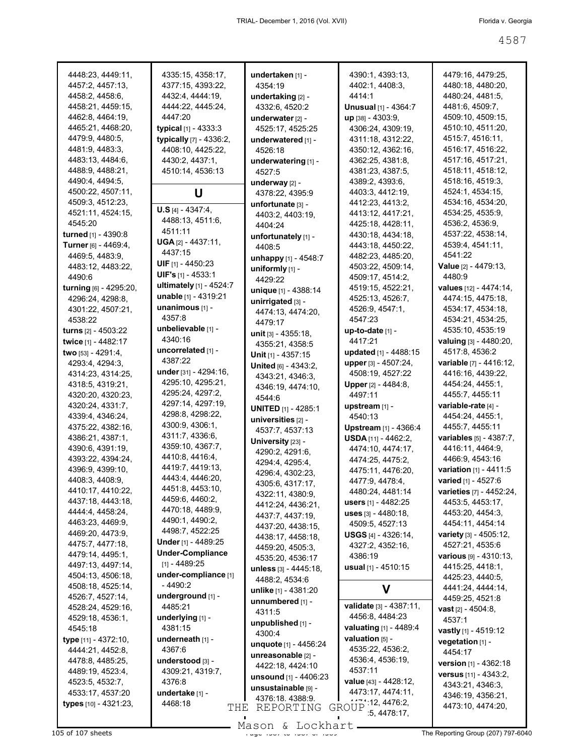4448:23, 4449:11, 4457:2, 4457:13, 4458:2, 4458:6, 4458:21, 4459:15, 4462:8, 4464:19, 4465:21, 4468:20, 4479:9, 4480:5, 4481:9, 4483:3, 4483:13, 4484:6, 4488:9, 4488:21, 4490:4, 4494:5, 4500:22, 4507:11, 4509:3, 4512:23, 4521:11, 4524:15, 4545:20

**turned** [1] - 4390:8

**Turner** [6] - 4469:4, 4469:5, 4483:9, 4483:12, 4483:22, 4490:6

**turning** [6] - 4295:20, 4296:24, 4298:8, 4301:22, 4507:21, 4538:22

**turns** [2] - 4503:22

**twice** [1] - 4482:17

**two** [53] - 4291:4, 4293:4, 4294:3, 4314:23, 4314:25, 4318:5, 4319:21, 4320:20, 4320:23, 4320:24, 4331:7, 4339:4, 4346:24, 4375:22, 4382:16, 4386:21, 4387:1, 4390:6, 4391:19, 4393:22, 4394:24, 4396:9, 4399:10, 4408:3, 4408:9, 4410:17, 4410:22, 4437:18, 4443:18, 4444:4, 4458:24, 4463:23, 4469:9, 4469:20, 4473:9, 4475:7, 4477:18, 4479:14, 4495:1, 4497:13, 4497:14, 4504:13, 4506:18, 4508:18, 4525:14, 4526:7, 4527:14, 4528:24, 4529:16, 4529:18, 4536:1, 4545:18

**type** [11] - 4372:10, 4444:21, 4452:8, 4478:8, 4485:25, 4489:19, 4523:4, 4523:5, 4532:7, 4533:17, 4537:20

**types** [10] - 4321:23, 4335:15, 4358:17, 4377:15, 4393:22, 4432:4, 4444:19, 4444:22, 4445:24, 4447:20

**typical** [1] - 4333:3

**typically** [7] - 4336:2, 4408:10, 4425:22, 4430:2, 4437:1, 4510:14, 4536:13

## U

**U.S** [4] - 4347:4, 4488:13, 4511:6, 4511:11

**UGA** [2] - 4437:11, 4437:15

**UIF** [1] - 4450:23

**UIF's** [1] - 4533:1

**ultimately** [1] - 4524:7

**unable** [1] - 4319:21

**unanimous** [1] - 4357:8

**unbelievable** [1] - 4340:16

**uncorrelated** [1] - 4387:22

**under** [31] - 4294:16, 4295:10, 4295:21, 4295:24, 4297:2, 4297:14, 4297:19, 4298:8, 4298:22, 4300:9, 4306:1, 4311:7, 4336:6, 4359:10, 4367:7, 4410:8, 4416:4, 4419:7, 4419:13, 4443:4, 4446:20, 4451:8, 4453:10, 4459:6, 4460:2, 4470:18, 4489:9, 4490:1, 4490:2, 4498:7, 4522:25

**Under** [1] - 4489:25

**Under-Compliance** [1] - 4489:25

**under-compliance** [1] - 4490:2

**underground** [1] - 4485:21

**underlying** [1] - 4381:15

**underneath** [1] - 4367:6

**understood** [3] - 4309:21, 4319:7, 4376:8

**undertake** [1] - 4468:18

**undertaken** [1] - 4354:19

**undertaking** [2] - 4332:6, 4520:2

**underwater** [2] - 4525:17, 4525:25

**underwatered** [1] - 4526:18

**underwatering** [1] - 4527:5

**underway** [2] - 4378:22, 4395:9

**unfortunate** [3] - 4403:2, 4403:19, 4404:24

**unfortunately** [1] - 4408:5

**unhappy** [1] - 4548:7

**uniformly** [1] - 4429:22

**unique** [1] - 4388:14

**unirrigated** [3] - 4474:13, 4474:20, 4479:17

**unit** [3] - 4355:18, 4355:21, 4358:5

**Unit** [1] - 4357:15

**United** [6] - 4343:2, 4343:21, 4346:3, 4346:19, 4474:10, 4544:6

**UNITED** [1] - 4285:1

**universities** [2] - 4537:7, 4537:13

**University** [23] - 4290:2, 4291:6, 4294:4, 4295:4, 4296:4, 4302:23, 4305:6, 4317:17, 4322:11, 4380:9, 4412:24, 4436:21, 4437:7, 4437:19, 4437:20, 4438:15, 4438:17, 4458:18, 4459:20, 4505:3, 4535:20, 4536:17

**unless** [3] - 4445:18, 4488:2, 4534:6

**unlike** [1] - 4381:20

**unnumbered** [1] - 4311:5

**unpublished** [1] - 4300:4

**unquote** [1] - 4456:24

**unreasonable** [2] - 4422:18, 4424:10

**unsound** [1] - 4406:23

**unsustainable** [9] - 4376:18, 4388:9, 4390:1, 4393:13, 4402:1, 4408:3, 4414:1

**Unusual** [1] - 4364:7

**up** [38] - 4303:9, 4306:24, 4309:19, 4311:18, 4312:22, 4350:12, 4362:16, 4362:25, 4381:8, 4381:23, 4387:5, 4389:2, 4393:6, 4403:3, 4412:19, 4412:23, 4413:2, 4413:12, 4417:21, 4425:18, 4428:11, 4430:18, 4434:18, 4443:18, 4450:22, 4482:23, 4485:20, 4503:22, 4509:14, 4509:17, 4514:2, 4519:15, 4522:21, 4525:13, 4526:7, 4526:9, 4547:1, 4547:23

**up-to-date** [1] - 4417:21

**updated** [1] - 4488:15

**upper** [3] - 4507:24, 4508:19, 4527:22

**Upper** [2] - 4484:8, 4497:11

**upstream** [1] - 4540:13

**Upstream** [1] - 4366:4

**USDA** [11] - 4462:2, 4474:10, 4474:17, 4474:25, 4475:2, 4475:11, 4476:20, 4477:9, 4478:4, 4480:24, 4481:14

**users** [1] - 4482:25

**uses** [3] - 4480:18, 4509:5, 4527:13

**USGS** [4] - 4326:14, 4327:2, 4352:16, 4386:19

**usual** [1] - 4510:15

## V

**validate** [3] - 4387:11, 4456:8, 4484:23

**valuating** [1] - 4489:4

**valuation** [5] - 4535:22, 4536:2, 4536:4, 4536:19, 4537:11

**value** [43] - 4428:12, 4473:17, 4474:11, 4474:12, 4476:2, 4477:5, 4478:17, 4479:16, 4479:25, 4480:18, 4480:20, 4480:24, 4481:5, 4481:6, 4509:7, 4509:10, 4509:15, 4510:10, 4511:20, 4515:7, 4516:11, 4516:17, 4516:22, 4517:16, 4517:21, 4518:11, 4518:12, 4518:16, 4519:3, 4524:1, 4534:15, 4534:16, 4534:20, 4534:25, 4535:9, 4536:2, 4536:9, 4537:22, 4538:14, 4539:4, 4541:11, 4541:22

**Value** [2] - 4479:13, 4480:9

**values** [12] - 4474:14, 4474:15, 4475:18, 4534:17, 4534:18, 4534:21, 4534:25, 4535:10, 4535:19

**valuing** [3] - 4480:20, 4517:8, 4536:2

**variable** [7] - 4416:12, 4416:16, 4439:22, 4454:24, 4455:1, 4455:7, 4455:11

**variable-rate** [4] - 4454:24, 4455:1, 4455:7, 4455:11

**variables** [5] - 4387:7, 4416:11, 4464:9, 4466:9, 4543:16

**variation** [1] - 4411:5

**varied** [1] - 4527:6

**varieties** [7] - 4452:24, 4453:5, 4453:17, 4453:20, 4454:3, 4454:11, 4454:14

**variety** [3] - 4505:12, 4527:21, 4535:6

**various** [9] - 4310:13, 4415:25, 4418:1, 4425:23, 4440:5, 4441:24, 4444:14, 4459:25, 4521:8

**vast** [2] - 4504:8, 4537:1

**vastly** [1] - 4519:12

**vegetation** [1] - 4454:17

**version** [1] - 4362:18

**versus** [11] - 4343:2, 4343:21, 4346:3, 4346:19, 4356:21, 4473:10, 4474:20,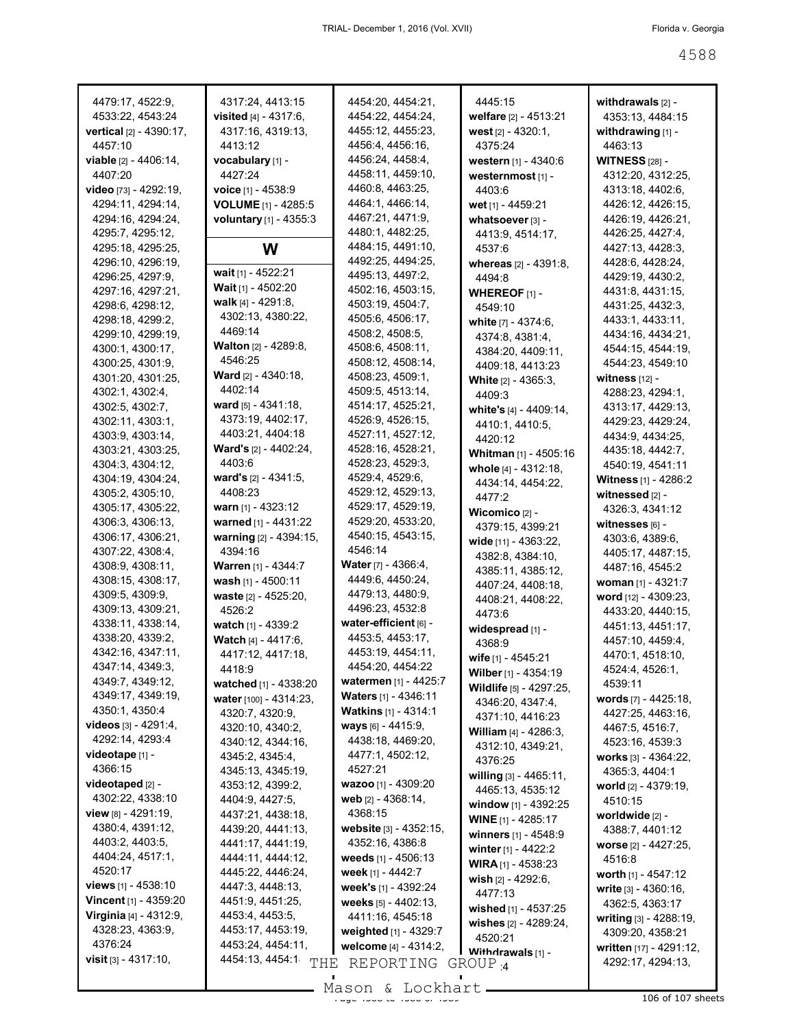4479:17, 4522:9, 4533:22, 4543:24
**vertical** [2] - 4390:17, 4457:10
**viable** [2] - 4406:14, 4407:20
**video** [73] - 4292:19, 4294:11, 4294:14, 4294:16, 4294:24, 4295:7, 4295:12, 4295:18, 4295:25, 4296:10, 4296:19, 4296:25, 4297:9, 4297:16, 4297:21, 4298:6, 4298:12, 4298:18, 4299:2, 4299:10, 4299:19, 4300:1, 4300:17, 4300:25, 4301:9, 4301:20, 4301:25, 4302:1, 4302:4, 4302:5, 4302:7, 4302:11, 4303:1, 4303:9, 4303:14, 4303:21, 4303:25, 4304:3, 4304:12, 4304:19, 4304:24, 4305:2, 4305:10, 4305:17, 4305:22, 4306:3, 4306:13, 4306:17, 4306:21, 4307:22, 4308:4, 4308:9, 4308:11, 4308:15, 4308:17, 4309:5, 4309:9, 4309:13, 4309:21, 4338:11, 4338:14, 4338:20, 4339:2, 4342:16, 4347:11, 4347:14, 4349:3, 4349:7, 4349:12, 4349:17, 4349:19, 4350:1, 4350:4
**videos** [3] - 4291:4, 4292:14, 4293:4
**videotape** [1] - 4366:15
**videotaped** [2] - 4302:22, 4338:10
**view** [8] - 4291:19, 4380:4, 4391:12, 4403:2, 4403:5, 4404:24, 4517:1, 4520:17
**views** [1] - 4538:10
**Vincent** [1] - 4359:20
**Virginia** [4] - 4312:9, 4328:23, 4363:9, 4376:24
**visit** [3] - 4317:10, 4317:24, 4413:15
**visited** [4] - 4317:6, 4317:16, 4319:13, 4413:12
**vocabulary** [1] - 4427:24
**voice** [1] - 4538:9
**VOLUME** [1] - 4285:5
**voluntary** [1] - 4355:3

## W

**wait** [1] - 4522:21
**Wait** [1] - 4502:20
**walk** [4] - 4291:8, 4302:13, 4380:22, 4469:14
**Walton** [2] - 4289:8, 4546:25
**Ward** [2] - 4340:18, 4402:14
**ward** [5] - 4341:18, 4373:19, 4402:17, 4403:21, 4404:18
**Ward's** [2] - 4402:24, 4403:6
**ward's** [2] - 4341:5, 4408:23
**warn** [1] - 4323:12
**warned** [1] - 4431:22
**warning** [2] - 4394:15, 4394:16
**Warren** [1] - 4344:7
**wash** [1] - 4500:11
**waste** [2] - 4525:20, 4526:2
**watch** [1] - 4339:2
**Watch** [4] - 4417:6, 4417:12, 4417:18, 4418:9
**watched** [1] - 4338:20
**water** [100] - 4314:23, 4320:7, 4320:9, 4320:10, 4340:2, 4340:12, 4344:16, 4345:2, 4345:4, 4345:13, 4345:19, 4353:12, 4399:2, 4404:9, 4427:5, 4437:21, 4438:18, 4439:20, 4441:13, 4441:17, 4441:19, 4444:11, 4444:12, 4445:22, 4446:24, 4447:3, 4448:13, 4451:9, 4451:25, 4453:4, 4453:5, 4453:17, 4453:19, 4453:24, 4454:11, 4454:13, 4454:14, 4454:20, 4454:21, 4454:22, 4454:24, 4455:12, 4455:23, 4456:4, 4456:16, 4456:24, 4458:4, 4458:11, 4459:10, 4460:8, 4463:25, 4464:1, 4466:14, 4467:21, 4471:9, 4480:1, 4482:25, 4484:15, 4491:10, 4492:25, 4494:25, 4495:13, 4497:2, 4502:16, 4503:15, 4503:19, 4504:7, 4505:6, 4506:17, 4508:2, 4508:5, 4508:6, 4508:11, 4508:12, 4508:14, 4508:23, 4509:1, 4509:5, 4513:14, 4514:17, 4525:21, 4526:9, 4526:15, 4527:11, 4527:12, 4528:16, 4528:21, 4528:23, 4529:3, 4529:4, 4529:6, 4529:12, 4529:13, 4529:17, 4529:19, 4529:20, 4533:20, 4540:15, 4543:15, 4546:14
**Water** [7] - 4366:4, 4449:6, 4450:24, 4479:13, 4480:9, 4496:23, 4532:8
**water-efficient** [6] - 4453:5, 4453:17, 4453:19, 4454:11, 4454:20, 4454:22
**watermen** [1] - 4425:7
**Waters** [1] - 4346:11
**Watkins** [1] - 4314:1
**ways** [6] - 4415:9, 4438:18, 4469:20, 4477:1, 4502:12, 4527:21
**wazoo** [1] - 4309:20
**web** [2] - 4368:14, 4368:15
**website** [3] - 4352:15, 4352:16, 4386:8
**weeds** [1] - 4506:13
**week** [1] - 4442:7
**week's** [1] - 4392:24
**weeks** [5] - 4402:13, 4411:16, 4545:18
**weighted** [1] - 4329:7
**welcome** [4] - 4314:2, 4445:15
**welfare** [2] - 4513:21
**west** [2] - 4320:1, 4375:24
**western** [1] - 4340:6
**westernmost** [1] - 4403:6
**wet** [1] - 4459:21
**whatsoever** [3] - 4413:9, 4514:17, 4537:6
**whereas** [2] - 4391:8, 4494:8
**WHEREOF** [1] - 4549:10
**white** [7] - 4374:6, 4374:8, 4381:4, 4384:20, 4409:11, 4409:18, 4413:23
**White** [2] - 4365:3, 4409:3
**white's** [4] - 4409:14, 4410:1, 4410:5, 4420:12
**Whitman** [1] - 4505:16
**whole** [4] - 4312:18, 4434:14, 4454:22, 4477:2
**Wicomico** [2] - 4379:15, 4399:21
**wide** [11] - 4363:22, 4382:8, 4384:10, 4385:11, 4385:12, 4407:24, 4408:18, 4408:21, 4408:22, 4473:6
**widespread** [1] - 4368:9
**wife** [1] - 4545:21
**Wilber** [1] - 4354:19
**Wildlife** [5] - 4297:25, 4346:20, 4347:4, 4371:10, 4416:23
**William** [4] - 4286:3, 4312:10, 4349:21, 4376:25
**willing** [3] - 4465:11, 4465:13, 4535:12
**window** [1] - 4392:25
**WINE** [1] - 4285:17
**winners** [1] - 4548:9
**winter** [1] - 4422:2
**WIRA** [1] - 4538:23
**wish** [2] - 4292:6, 4477:13
**wished** [1] - 4537:25
**wishes** [2] - 4289:24, 4520:21
**Withdrawals** [1] - ...:4
**withdrawals** [2] - 4353:13, 4484:15
**withdrawing** [1] - 4463:13
**WITNESS** [28] - 4312:20, 4312:25, 4313:18, 4402:6, 4426:12, 4426:15, 4426:19, 4426:21, 4426:25, 4427:4, 4427:13, 4428:3, 4428:6, 4428:24, 4429:19, 4430:2, 4431:8, 4431:15, 4431:25, 4432:3, 4433:1, 4433:11, 4434:16, 4434:21, 4544:15, 4544:19, 4544:23, 4549:10
**witness** [12] - 4288:23, 4294:1, 4313:17, 4429:13, 4429:23, 4429:24, 4434:9, 4434:25, 4435:18, 4442:7, 4540:19, 4541:11
**Witness** [1] - 4286:2
**witnessed** [2] - 4326:3, 4341:12
**witnesses** [6] - 4303:6, 4389:6, 4405:17, 4487:15, 4487:16, 4545:2
**woman** [1] - 4321:7
**word** [12] - 4309:23, 4433:20, 4440:15, 4451:13, 4451:17, 4457:10, 4459:4, 4470:1, 4518:10, 4524:4, 4526:1, 4539:11
**words** [7] - 4425:18, 4427:25, 4463:16, 4467:5, 4516:7, 4523:16, 4539:3
**works** [3] - 4364:22, 4365:3, 4404:1
**world** [2] - 4379:19, 4510:15
**worldwide** [2] - 4388:7, 4401:12
**worse** [2] - 4427:25, 4516:8
**worth** [1] - 4547:12
**write** [3] - 4360:16, 4362:5, 4363:17
**writing** [3] - 4288:19, 4309:20, 4358:21
**written** [17] - 4291:12, 4292:17, 4294:13,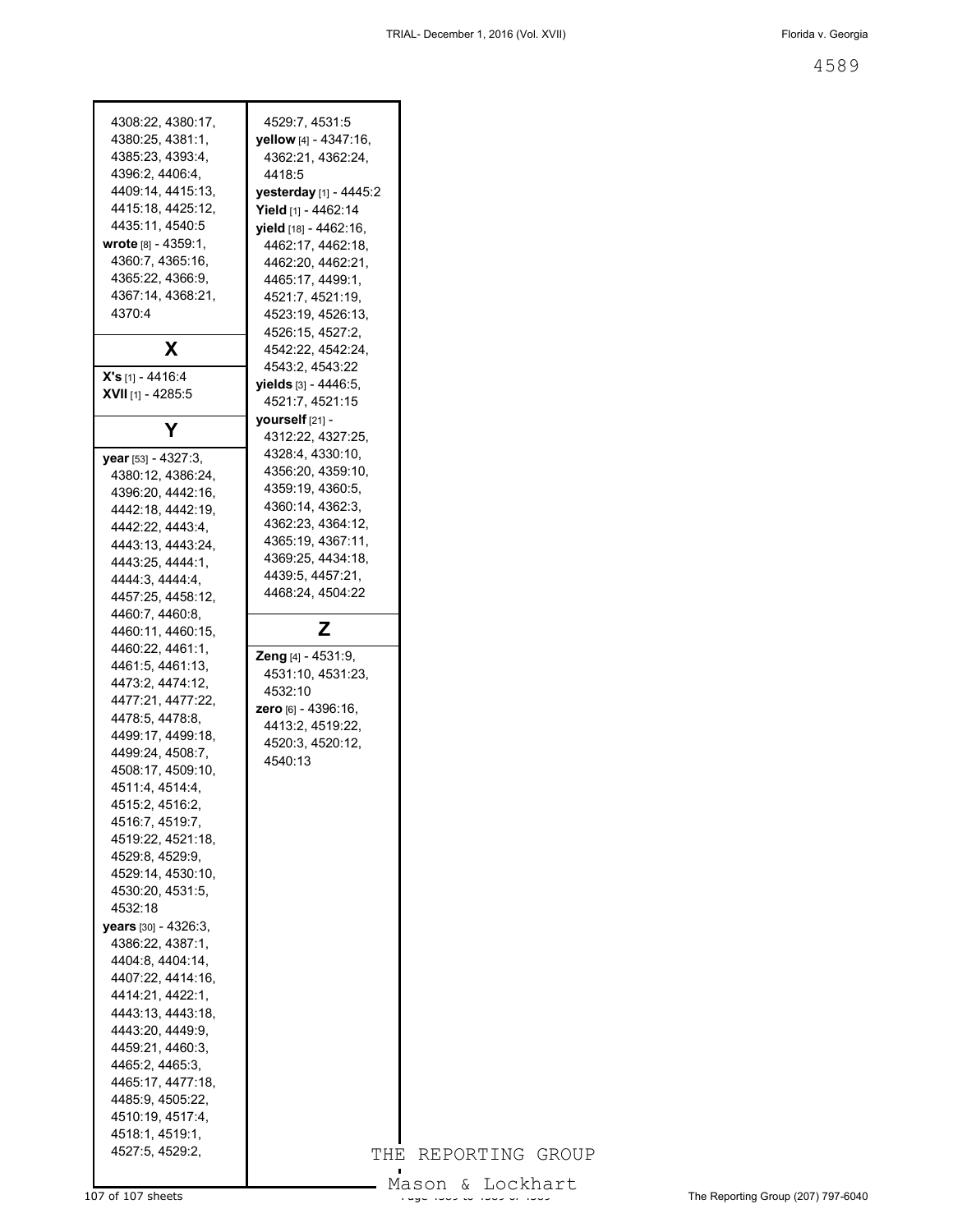4308:22, 4380:17, 4380:25, 4381:1, 4385:23, 4393:4, 4396:2, 4406:4, 4409:14, 4415:13, 4415:18, 4425:12, 4435:11, 4540:5

**wrote** [8] - 4359:1, 4360:7, 4365:16, 4365:22, 4366:9, 4367:14, 4368:21, 4370:4

## X

**X's** [1] - 4416:4

**XVII** [1] - 4285:5

## Y

**year** [53] - 4327:3, 4380:12, 4386:24, 4396:20, 4442:16, 4442:18, 4442:19, 4442:22, 4443:4, 4443:13, 4443:24, 4443:25, 4444:1, 4444:3, 4444:4, 4457:25, 4458:12, 4460:7, 4460:8, 4460:11, 4460:15, 4460:22, 4461:1, 4461:5, 4461:13, 4473:2, 4474:12, 4477:21, 4477:22, 4478:5, 4478:8, 4499:17, 4499:18, 4499:24, 4508:7, 4508:17, 4509:10, 4511:4, 4514:4, 4515:2, 4516:2, 4516:7, 4519:7, 4519:22, 4521:18, 4529:8, 4529:9, 4529:14, 4530:10, 4530:20, 4531:5, 4532:18

**years** [30] - 4326:3, 4386:22, 4387:1, 4404:8, 4404:14, 4407:22, 4414:16, 4414:21, 4422:1, 4443:13, 4443:18, 4443:20, 4449:9, 4459:21, 4460:3, 4465:2, 4465:3, 4465:17, 4477:18, 4485:9, 4505:22, 4510:19, 4517:4, 4518:1, 4519:1, 4527:5, 4529:2, 4529:7, 4531:5

**yellow** [4] - 4347:16, 4362:21, 4362:24, 4418:5

**yesterday** [1] - 4445:2

**Yield** [1] - 4462:14

**yield** [18] - 4462:16, 4462:17, 4462:18, 4462:20, 4462:21, 4465:17, 4499:1, 4521:7, 4521:19, 4523:19, 4526:13, 4526:15, 4527:2, 4542:22, 4542:24, 4543:2, 4543:22

**yields** [3] - 4446:5, 4521:7, 4521:15

**yourself** [21] - 4312:22, 4327:25, 4328:4, 4330:10, 4356:20, 4359:10, 4359:19, 4360:5, 4360:14, 4362:3, 4362:23, 4364:12, 4365:19, 4367:11, 4369:25, 4434:18, 4439:5, 4457:21, 4468:24, 4504:22

## Z

**Zeng** [4] - 4531:9, 4531:10, 4531:23, 4532:10

**zero** [6] - 4396:16, 4413:2, 4519:22, 4520:3, 4520:12, 4540:13